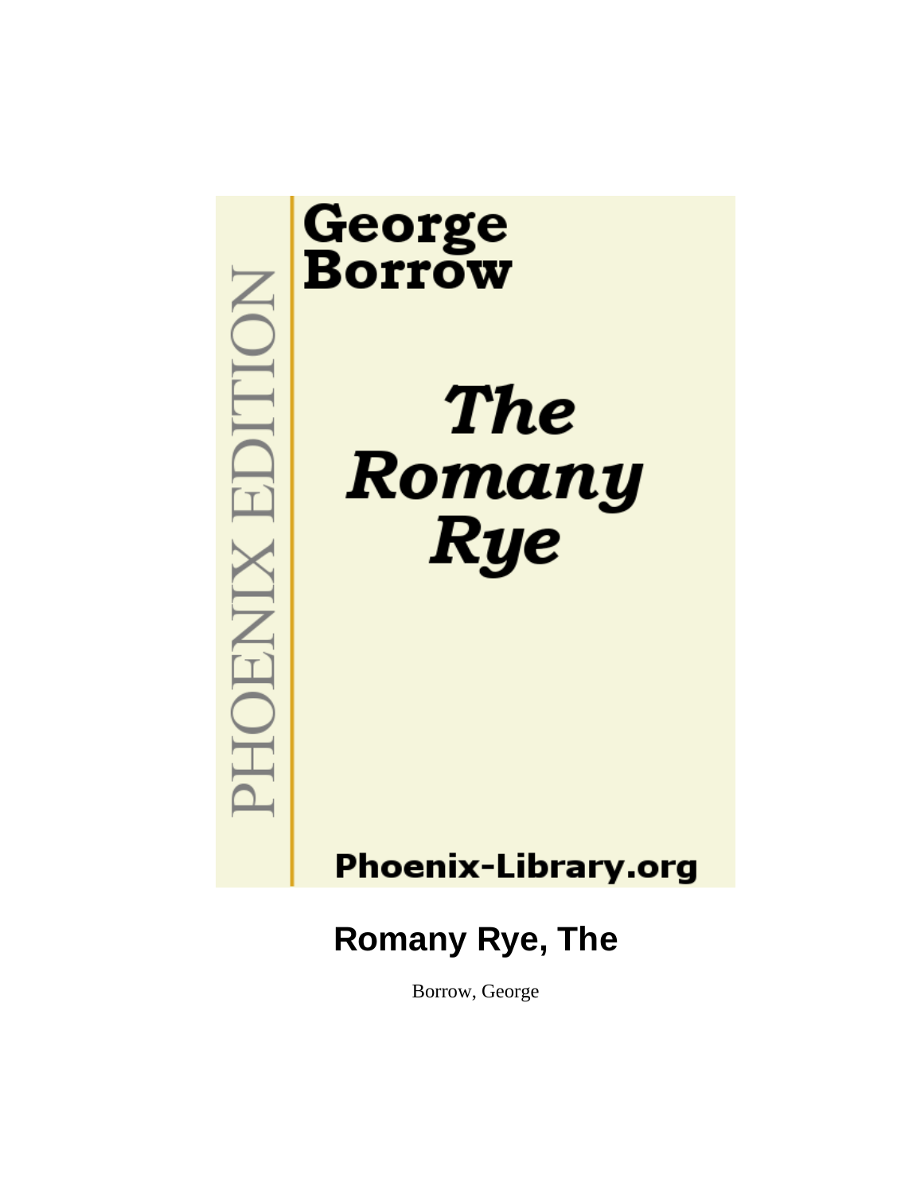George
Borrow

*The Romany Rye*

PHOENIX EDITION

Phoenix-Library.org

# Romany Rye, The

Borrow, George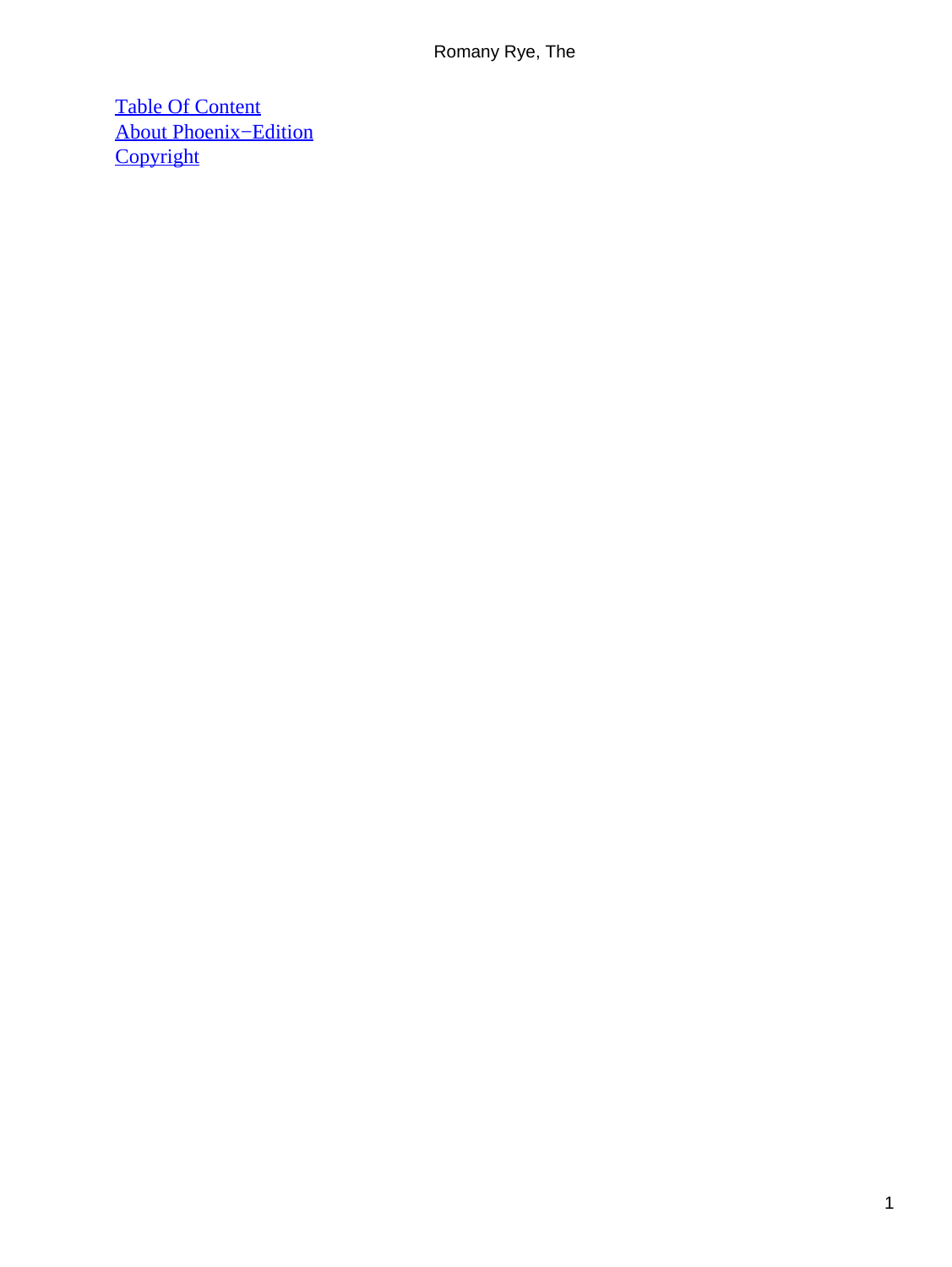[Table Of Content](#)
[About Phoenix−Edition](#)
[Copyright](#)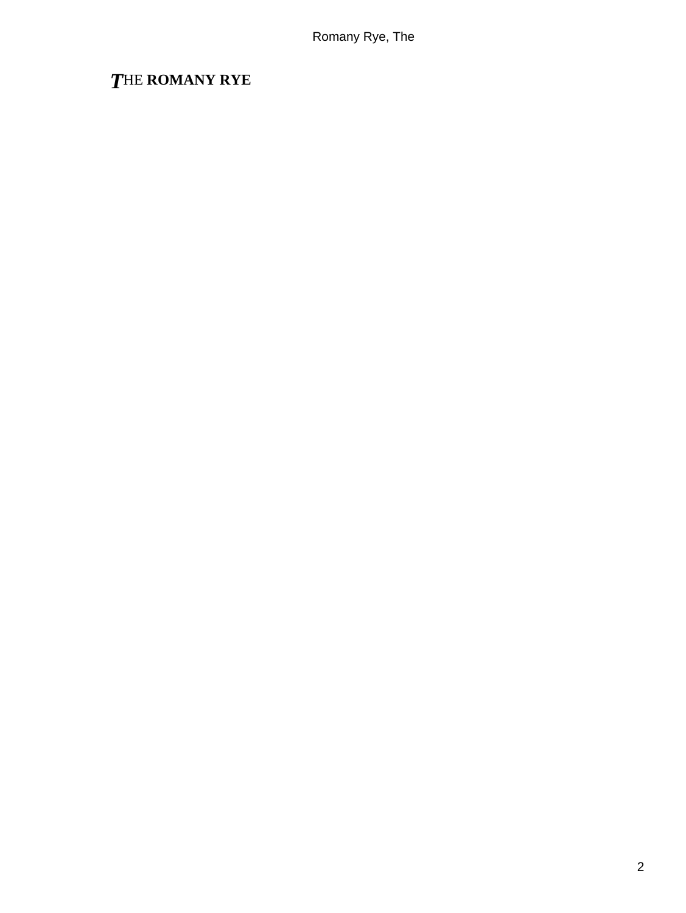# THE ROMANY RYE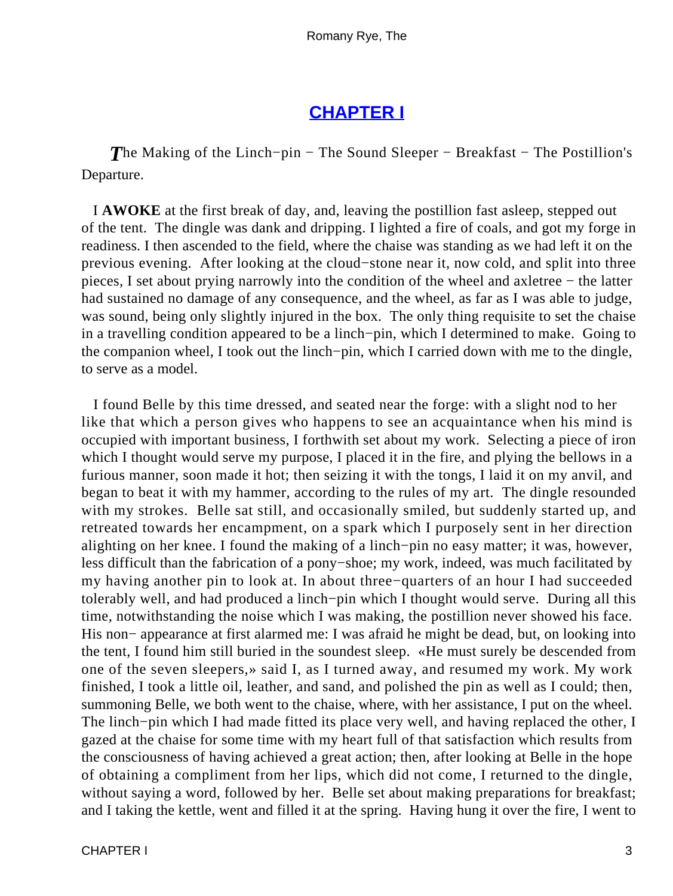## CHAPTER I

*T*he Making of the Linch−pin − The Sound Sleeper − Breakfast − The Postillion's Departure.

I **AWOKE** at the first break of day, and, leaving the postillion fast asleep, stepped out of the tent. The dingle was dank and dripping. I lighted a fire of coals, and got my forge in readiness. I then ascended to the field, where the chaise was standing as we had left it on the previous evening. After looking at the cloud−stone near it, now cold, and split into three pieces, I set about prying narrowly into the condition of the wheel and axletree − the latter had sustained no damage of any consequence, and the wheel, as far as I was able to judge, was sound, being only slightly injured in the box. The only thing requisite to set the chaise in a travelling condition appeared to be a linch−pin, which I determined to make. Going to the companion wheel, I took out the linch−pin, which I carried down with me to the dingle, to serve as a model.

I found Belle by this time dressed, and seated near the forge: with a slight nod to her like that which a person gives who happens to see an acquaintance when his mind is occupied with important business, I forthwith set about my work. Selecting a piece of iron which I thought would serve my purpose, I placed it in the fire, and plying the bellows in a furious manner, soon made it hot; then seizing it with the tongs, I laid it on my anvil, and began to beat it with my hammer, according to the rules of my art. The dingle resounded with my strokes. Belle sat still, and occasionally smiled, but suddenly started up, and retreated towards her encampment, on a spark which I purposely sent in her direction alighting on her knee. I found the making of a linch−pin no easy matter; it was, however, less difficult than the fabrication of a pony−shoe; my work, indeed, was much facilitated by my having another pin to look at. In about three−quarters of an hour I had succeeded tolerably well, and had produced a linch−pin which I thought would serve. During all this time, notwithstanding the noise which I was making, the postillion never showed his face. His non− appearance at first alarmed me: I was afraid he might be dead, but, on looking into the tent, I found him still buried in the soundest sleep. «He must surely be descended from one of the seven sleepers,» said I, as I turned away, and resumed my work. My work finished, I took a little oil, leather, and sand, and polished the pin as well as I could; then, summoning Belle, we both went to the chaise, where, with her assistance, I put on the wheel. The linch−pin which I had made fitted its place very well, and having replaced the other, I gazed at the chaise for some time with my heart full of that satisfaction which results from the consciousness of having achieved a great action; then, after looking at Belle in the hope of obtaining a compliment from her lips, which did not come, I returned to the dingle, without saying a word, followed by her. Belle set about making preparations for breakfast; and I taking the kettle, went and filled it at the spring. Having hung it over the fire, I went to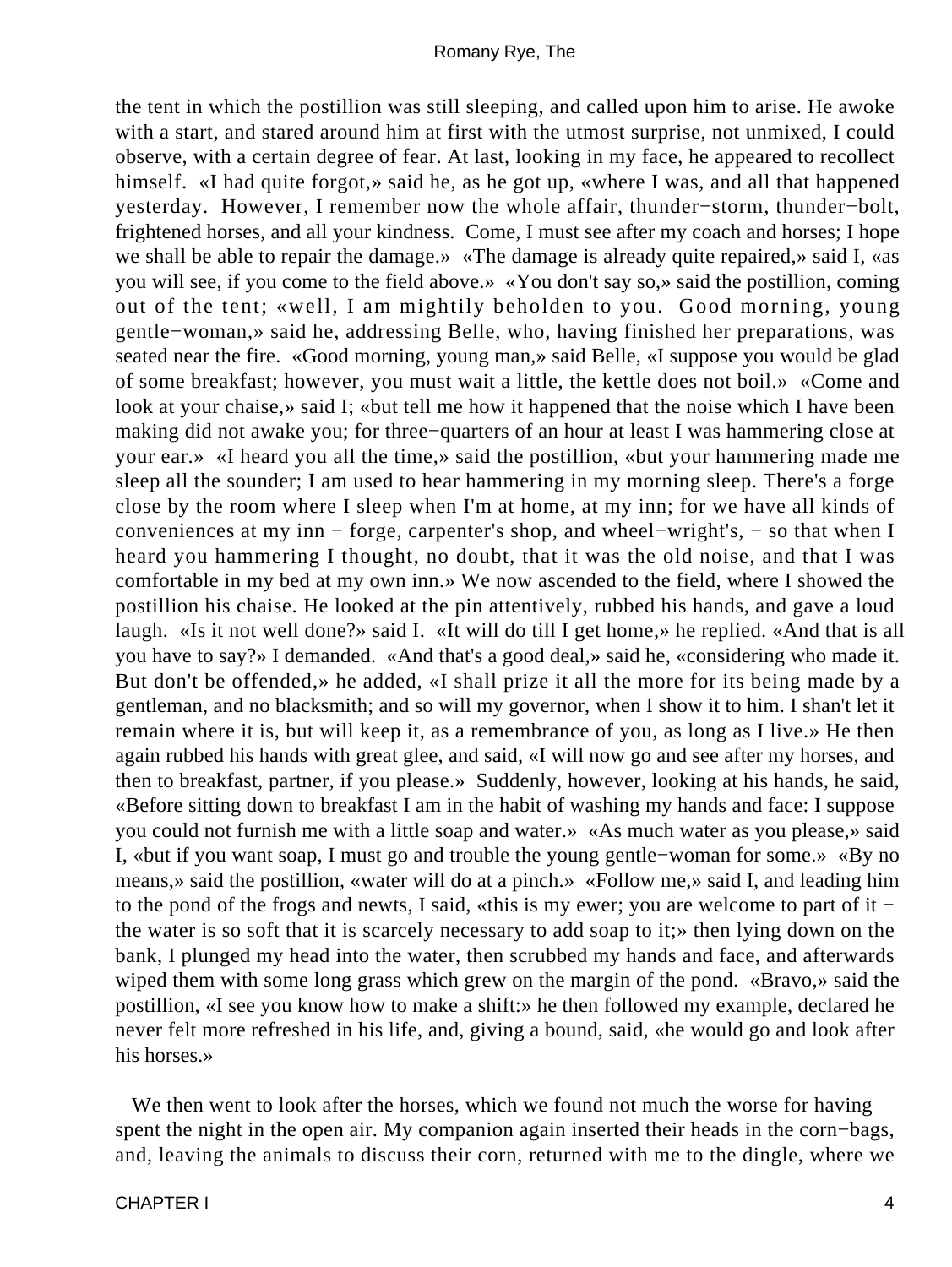the tent in which the postillion was still sleeping, and called upon him to arise. He awoke with a start, and stared around him at first with the utmost surprise, not unmixed, I could observe, with a certain degree of fear. At last, looking in my face, he appeared to recollect himself. «I had quite forgot,» said he, as he got up, «where I was, and all that happened yesterday. However, I remember now the whole affair, thunder−storm, thunder−bolt, frightened horses, and all your kindness. Come, I must see after my coach and horses; I hope we shall be able to repair the damage.» «The damage is already quite repaired,» said I, «as you will see, if you come to the field above.» «You don't say so,» said the postillion, coming out of the tent; «well, I am mightily beholden to you. Good morning, young gentle−woman,» said he, addressing Belle, who, having finished her preparations, was seated near the fire. «Good morning, young man,» said Belle, «I suppose you would be glad of some breakfast; however, you must wait a little, the kettle does not boil.» «Come and look at your chaise,» said I; «but tell me how it happened that the noise which I have been making did not awake you; for three−quarters of an hour at least I was hammering close at your ear.» «I heard you all the time,» said the postillion, «but your hammering made me sleep all the sounder; I am used to hear hammering in my morning sleep. There's a forge close by the room where I sleep when I'm at home, at my inn; for we have all kinds of conveniences at my inn − forge, carpenter's shop, and wheel−wright's, − so that when I heard you hammering I thought, no doubt, that it was the old noise, and that I was comfortable in my bed at my own inn.» We now ascended to the field, where I showed the postillion his chaise. He looked at the pin attentively, rubbed his hands, and gave a loud laugh. «Is it not well done?» said I. «It will do till I get home,» he replied. «And that is all you have to say?» I demanded. «And that's a good deal,» said he, «considering who made it. But don't be offended,» he added, «I shall prize it all the more for its being made by a gentleman, and no blacksmith; and so will my governor, when I show it to him. I shan't let it remain where it is, but will keep it, as a remembrance of you, as long as I live.» He then again rubbed his hands with great glee, and said, «I will now go and see after my horses, and then to breakfast, partner, if you please.» Suddenly, however, looking at his hands, he said, «Before sitting down to breakfast I am in the habit of washing my hands and face: I suppose you could not furnish me with a little soap and water.» «As much water as you please,» said I, «but if you want soap, I must go and trouble the young gentle−woman for some.» «By no means,» said the postillion, «water will do at a pinch.» «Follow me,» said I, and leading him to the pond of the frogs and newts, I said, «this is my ewer; you are welcome to part of it − the water is so soft that it is scarcely necessary to add soap to it;» then lying down on the bank, I plunged my head into the water, then scrubbed my hands and face, and afterwards wiped them with some long grass which grew on the margin of the pond. «Bravo,» said the postillion, «I see you know how to make a shift:» he then followed my example, declared he never felt more refreshed in his life, and, giving a bound, said, «he would go and look after his horses.»

We then went to look after the horses, which we found not much the worse for having spent the night in the open air. My companion again inserted their heads in the corn−bags, and, leaving the animals to discuss their corn, returned with me to the dingle, where we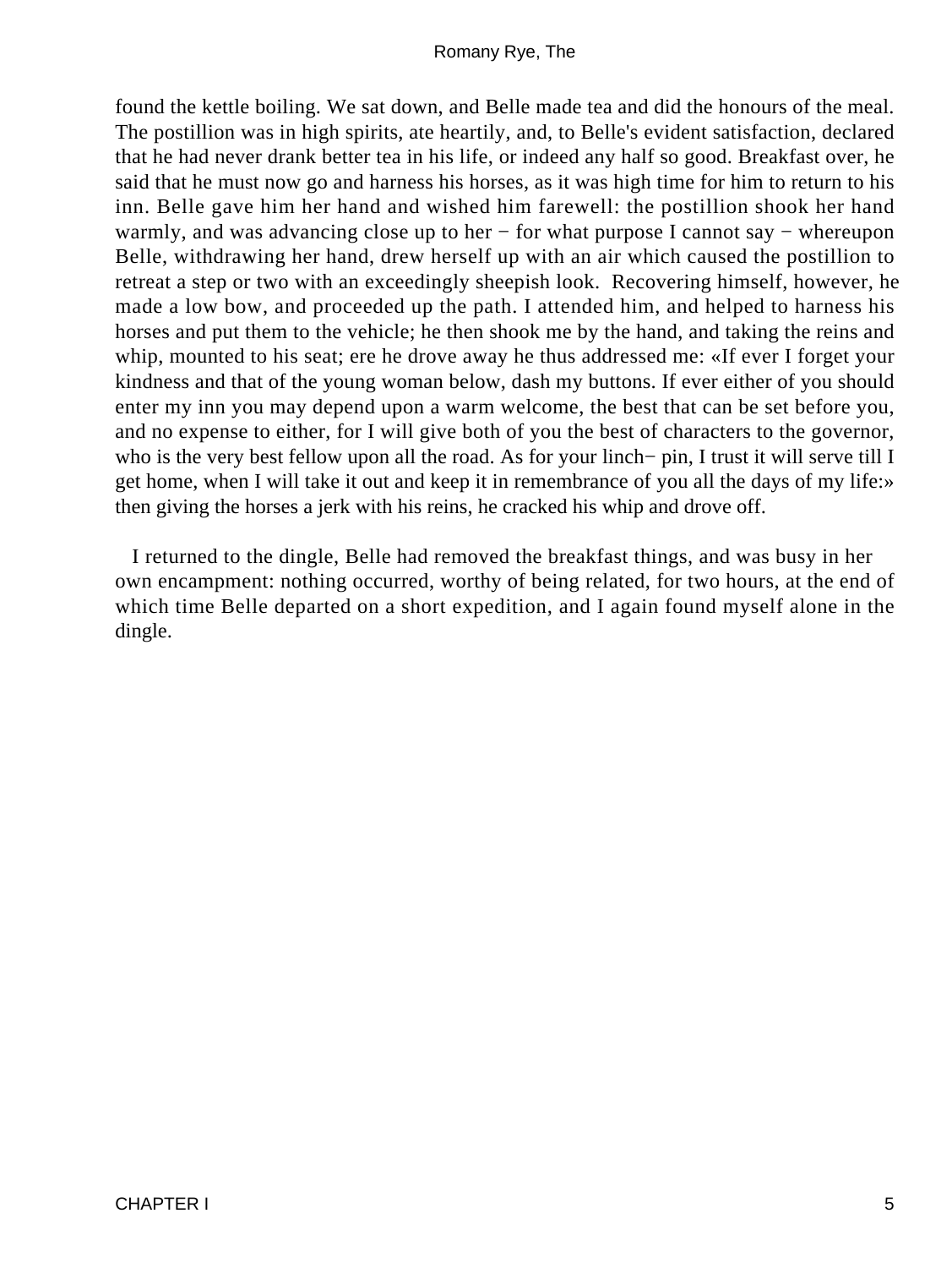found the kettle boiling. We sat down, and Belle made tea and did the honours of the meal. The postillion was in high spirits, ate heartily, and, to Belle's evident satisfaction, declared that he had never drank better tea in his life, or indeed any half so good. Breakfast over, he said that he must now go and harness his horses, as it was high time for him to return to his inn. Belle gave him her hand and wished him farewell: the postillion shook her hand warmly, and was advancing close up to her − for what purpose I cannot say − whereupon Belle, withdrawing her hand, drew herself up with an air which caused the postillion to retreat a step or two with an exceedingly sheepish look. Recovering himself, however, he made a low bow, and proceeded up the path. I attended him, and helped to harness his horses and put them to the vehicle; he then shook me by the hand, and taking the reins and whip, mounted to his seat; ere he drove away he thus addressed me: «If ever I forget your kindness and that of the young woman below, dash my buttons. If ever either of you should enter my inn you may depend upon a warm welcome, the best that can be set before you, and no expense to either, for I will give both of you the best of characters to the governor, who is the very best fellow upon all the road. As for your linch− pin, I trust it will serve till I get home, when I will take it out and keep it in remembrance of you all the days of my life:» then giving the horses a jerk with his reins, he cracked his whip and drove off.

I returned to the dingle, Belle had removed the breakfast things, and was busy in her own encampment: nothing occurred, worthy of being related, for two hours, at the end of which time Belle departed on a short expedition, and I again found myself alone in the dingle.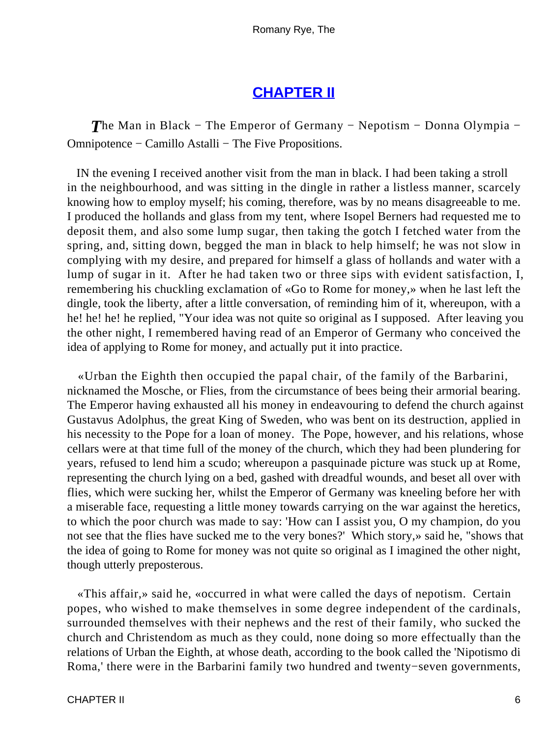# CHAPTER II

*T*he Man in Black − The Emperor of Germany − Nepotism − Donna Olympia − Omnipotence − Camillo Astalli − The Five Propositions.

IN the evening I received another visit from the man in black. I had been taking a stroll in the neighbourhood, and was sitting in the dingle in rather a listless manner, scarcely knowing how to employ myself; his coming, therefore, was by no means disagreeable to me. I produced the hollands and glass from my tent, where Isopel Berners had requested me to deposit them, and also some lump sugar, then taking the gotch I fetched water from the spring, and, sitting down, begged the man in black to help himself; he was not slow in complying with my desire, and prepared for himself a glass of hollands and water with a lump of sugar in it. After he had taken two or three sips with evident satisfaction, I, remembering his chuckling exclamation of «Go to Rome for money,» when he last left the dingle, took the liberty, after a little conversation, of reminding him of it, whereupon, with a he! he! he! he replied, "Your idea was not quite so original as I supposed. After leaving you the other night, I remembered having read of an Emperor of Germany who conceived the idea of applying to Rome for money, and actually put it into practice.

«Urban the Eighth then occupied the papal chair, of the family of the Barbarini, nicknamed the Mosche, or Flies, from the circumstance of bees being their armorial bearing. The Emperor having exhausted all his money in endeavouring to defend the church against Gustavus Adolphus, the great King of Sweden, who was bent on its destruction, applied in his necessity to the Pope for a loan of money. The Pope, however, and his relations, whose cellars were at that time full of the money of the church, which they had been plundering for years, refused to lend him a scudo; whereupon a pasquinade picture was stuck up at Rome, representing the church lying on a bed, gashed with dreadful wounds, and beset all over with flies, which were sucking her, whilst the Emperor of Germany was kneeling before her with a miserable face, requesting a little money towards carrying on the war against the heretics, to which the poor church was made to say: 'How can I assist you, O my champion, do you not see that the flies have sucked me to the very bones?' Which story," said he, "shows that the idea of going to Rome for money was not quite so original as I imagined the other night, though utterly preposterous.

«This affair,» said he, «occurred in what were called the days of nepotism. Certain popes, who wished to make themselves in some degree independent of the cardinals, surrounded themselves with their nephews and the rest of their family, who sucked the church and Christendom as much as they could, none doing so more effectually than the relations of Urban the Eighth, at whose death, according to the book called the 'Nipotismo di Roma,' there were in the Barbarini family two hundred and twenty−seven governments,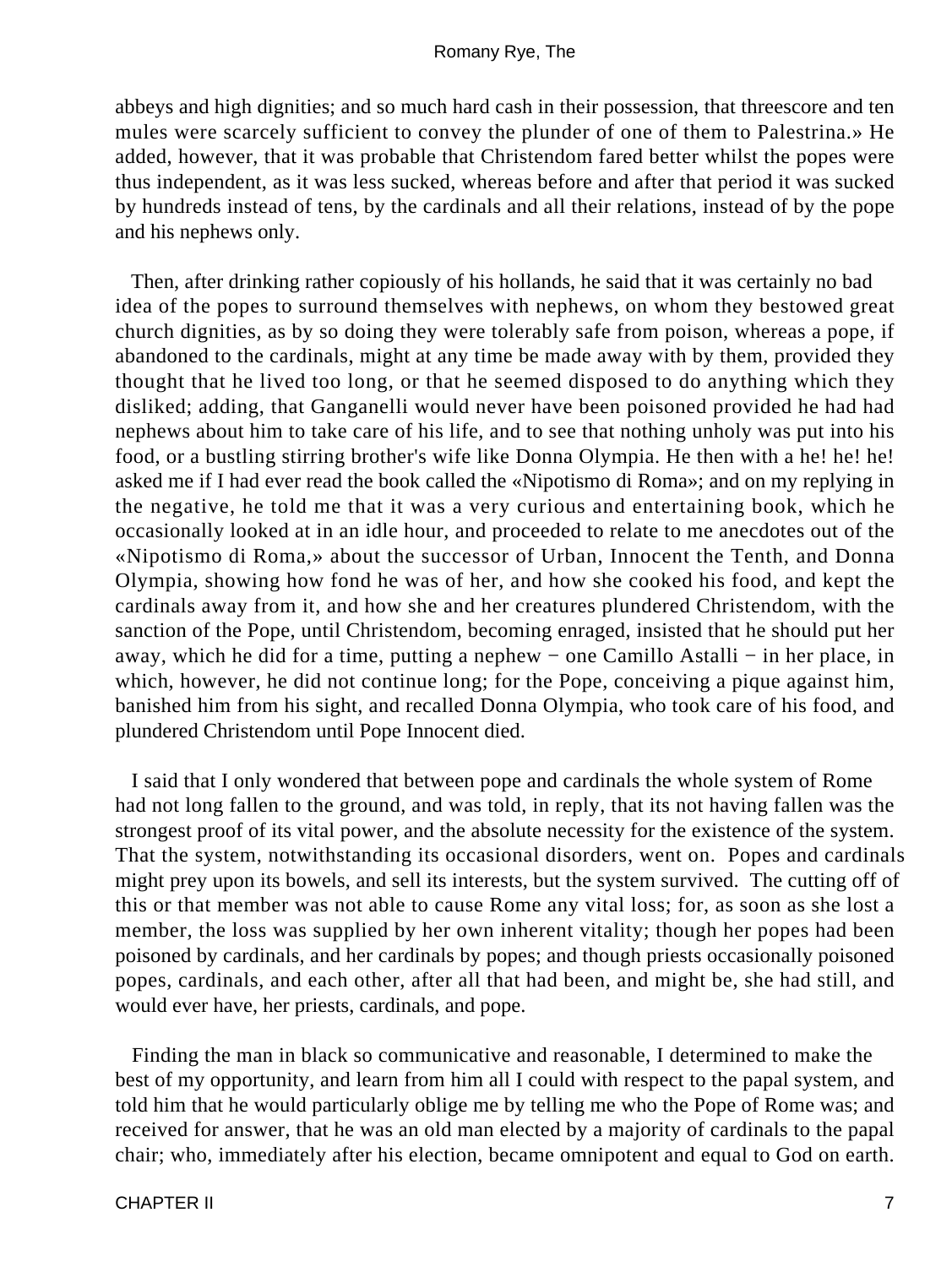abbeys and high dignities; and so much hard cash in their possession, that threescore and ten mules were scarcely sufficient to convey the plunder of one of them to Palestrina.» He added, however, that it was probable that Christendom fared better whilst the popes were thus independent, as it was less sucked, whereas before and after that period it was sucked by hundreds instead of tens, by the cardinals and all their relations, instead of by the pope and his nephews only.

Then, after drinking rather copiously of his hollands, he said that it was certainly no bad idea of the popes to surround themselves with nephews, on whom they bestowed great church dignities, as by so doing they were tolerably safe from poison, whereas a pope, if abandoned to the cardinals, might at any time be made away with by them, provided they thought that he lived too long, or that he seemed disposed to do anything which they disliked; adding, that Ganganelli would never have been poisoned provided he had had nephews about him to take care of his life, and to see that nothing unholy was put into his food, or a bustling stirring brother's wife like Donna Olympia. He then with a he! he! he! asked me if I had ever read the book called the «Nipotismo di Roma»; and on my replying in the negative, he told me that it was a very curious and entertaining book, which he occasionally looked at in an idle hour, and proceeded to relate to me anecdotes out of the «Nipotismo di Roma,» about the successor of Urban, Innocent the Tenth, and Donna Olympia, showing how fond he was of her, and how she cooked his food, and kept the cardinals away from it, and how she and her creatures plundered Christendom, with the sanction of the Pope, until Christendom, becoming enraged, insisted that he should put her away, which he did for a time, putting a nephew − one Camillo Astalli − in her place, in which, however, he did not continue long; for the Pope, conceiving a pique against him, banished him from his sight, and recalled Donna Olympia, who took care of his food, and plundered Christendom until Pope Innocent died.

I said that I only wondered that between pope and cardinals the whole system of Rome had not long fallen to the ground, and was told, in reply, that its not having fallen was the strongest proof of its vital power, and the absolute necessity for the existence of the system. That the system, notwithstanding its occasional disorders, went on. Popes and cardinals might prey upon its bowels, and sell its interests, but the system survived. The cutting off of this or that member was not able to cause Rome any vital loss; for, as soon as she lost a member, the loss was supplied by her own inherent vitality; though her popes had been poisoned by cardinals, and her cardinals by popes; and though priests occasionally poisoned popes, cardinals, and each other, after all that had been, and might be, she had still, and would ever have, her priests, cardinals, and pope.

Finding the man in black so communicative and reasonable, I determined to make the best of my opportunity, and learn from him all I could with respect to the papal system, and told him that he would particularly oblige me by telling me who the Pope of Rome was; and received for answer, that he was an old man elected by a majority of cardinals to the papal chair; who, immediately after his election, became omnipotent and equal to God on earth.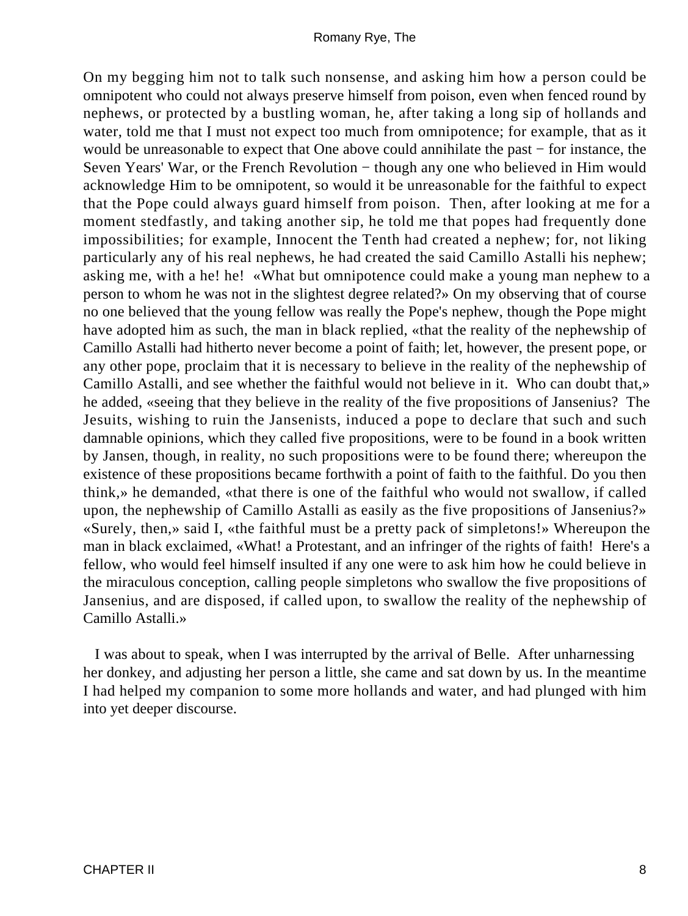On my begging him not to talk such nonsense, and asking him how a person could be omnipotent who could not always preserve himself from poison, even when fenced round by nephews, or protected by a bustling woman, he, after taking a long sip of hollands and water, told me that I must not expect too much from omnipotence; for example, that as it would be unreasonable to expect that One above could annihilate the past − for instance, the Seven Years' War, or the French Revolution − though any one who believed in Him would acknowledge Him to be omnipotent, so would it be unreasonable for the faithful to expect that the Pope could always guard himself from poison. Then, after looking at me for a moment stedfastly, and taking another sip, he told me that popes had frequently done impossibilities; for example, Innocent the Tenth had created a nephew; for, not liking particularly any of his real nephews, he had created the said Camillo Astalli his nephew; asking me, with a he! he! «What but omnipotence could make a young man nephew to a person to whom he was not in the slightest degree related?» On my observing that of course no one believed that the young fellow was really the Pope's nephew, though the Pope might have adopted him as such, the man in black replied, «that the reality of the nephewship of Camillo Astalli had hitherto never become a point of faith; let, however, the present pope, or any other pope, proclaim that it is necessary to believe in the reality of the nephewship of Camillo Astalli, and see whether the faithful would not believe in it. Who can doubt that,» he added, «seeing that they believe in the reality of the five propositions of Jansenius? The Jesuits, wishing to ruin the Jansenists, induced a pope to declare that such and such damnable opinions, which they called five propositions, were to be found in a book written by Jansen, though, in reality, no such propositions were to be found there; whereupon the existence of these propositions became forthwith a point of faith to the faithful. Do you then think,» he demanded, «that there is one of the faithful who would not swallow, if called upon, the nephewship of Camillo Astalli as easily as the five propositions of Jansenius?» «Surely, then,» said I, «the faithful must be a pretty pack of simpletons!» Whereupon the man in black exclaimed, «What! a Protestant, and an infringer of the rights of faith! Here's a fellow, who would feel himself insulted if any one were to ask him how he could believe in the miraculous conception, calling people simpletons who swallow the five propositions of Jansenius, and are disposed, if called upon, to swallow the reality of the nephewship of Camillo Astalli.»

I was about to speak, when I was interrupted by the arrival of Belle. After unharnessing her donkey, and adjusting her person a little, she came and sat down by us. In the meantime I had helped my companion to some more hollands and water, and had plunged with him into yet deeper discourse.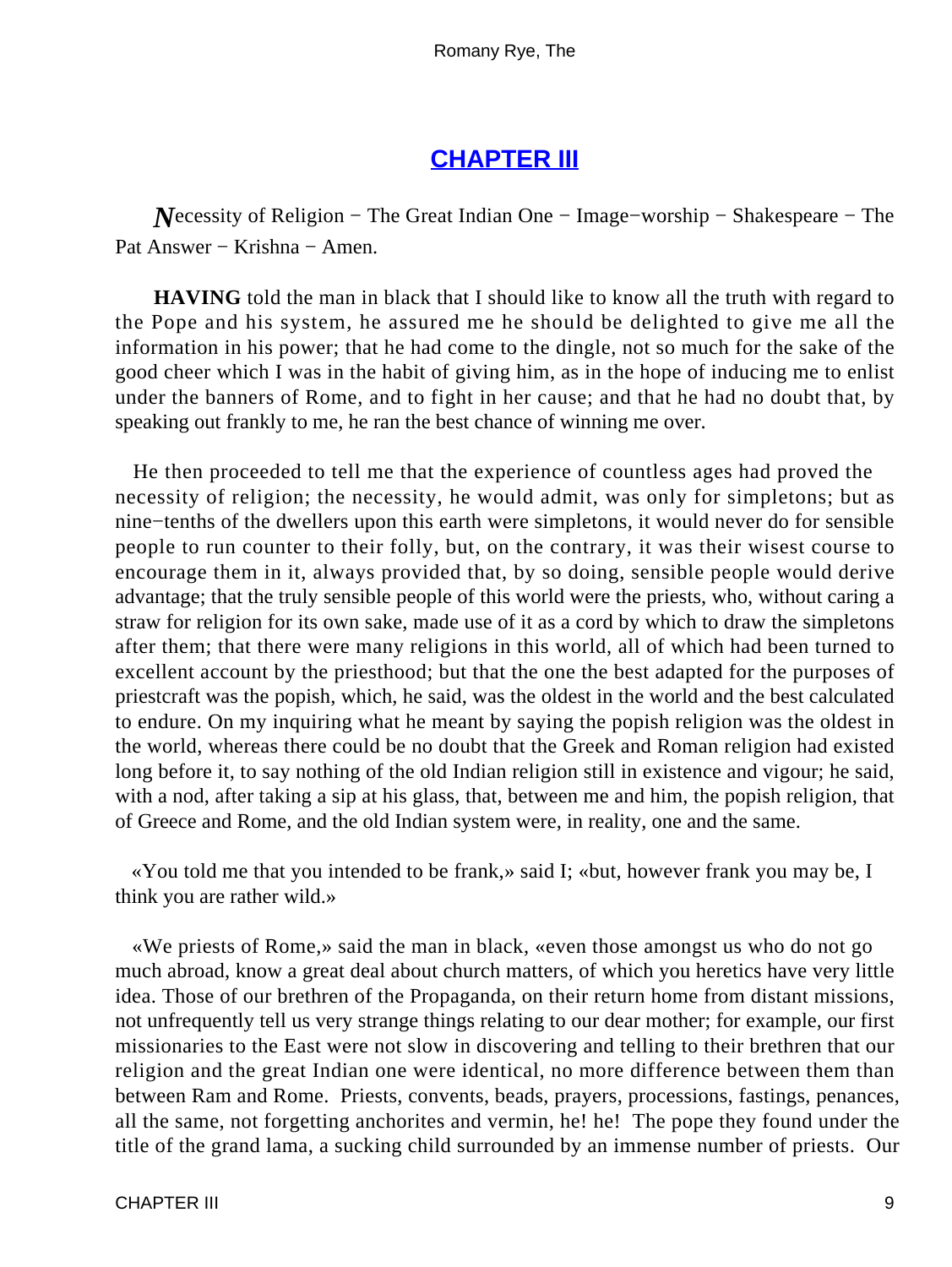## CHAPTER III

*N*ecessity of Religion − The Great Indian One − Image−worship − Shakespeare − The Pat Answer − Krishna − Amen.

**HAVING** told the man in black that I should like to know all the truth with regard to the Pope and his system, he assured me he should be delighted to give me all the information in his power; that he had come to the dingle, not so much for the sake of the good cheer which I was in the habit of giving him, as in the hope of inducing me to enlist under the banners of Rome, and to fight in her cause; and that he had no doubt that, by speaking out frankly to me, he ran the best chance of winning me over.

He then proceeded to tell me that the experience of countless ages had proved the necessity of religion; the necessity, he would admit, was only for simpletons; but as nine−tenths of the dwellers upon this earth were simpletons, it would never do for sensible people to run counter to their folly, but, on the contrary, it was their wisest course to encourage them in it, always provided that, by so doing, sensible people would derive advantage; that the truly sensible people of this world were the priests, who, without caring a straw for religion for its own sake, made use of it as a cord by which to draw the simpletons after them; that there were many religions in this world, all of which had been turned to excellent account by the priesthood; but that the one the best adapted for the purposes of priestcraft was the popish, which, he said, was the oldest in the world and the best calculated to endure. On my inquiring what he meant by saying the popish religion was the oldest in the world, whereas there could be no doubt that the Greek and Roman religion had existed long before it, to say nothing of the old Indian religion still in existence and vigour; he said, with a nod, after taking a sip at his glass, that, between me and him, the popish religion, that of Greece and Rome, and the old Indian system were, in reality, one and the same.

«You told me that you intended to be frank,» said I; «but, however frank you may be, I think you are rather wild.»

«We priests of Rome,» said the man in black, «even those amongst us who do not go much abroad, know a great deal about church matters, of which you heretics have very little idea. Those of our brethren of the Propaganda, on their return home from distant missions, not unfrequently tell us very strange things relating to our dear mother; for example, our first missionaries to the East were not slow in discovering and telling to their brethren that our religion and the great Indian one were identical, no more difference between them than between Ram and Rome. Priests, convents, beads, prayers, processions, fastings, penances, all the same, not forgetting anchorites and vermin, he! he! The pope they found under the title of the grand lama, a sucking child surrounded by an immense number of priests. Our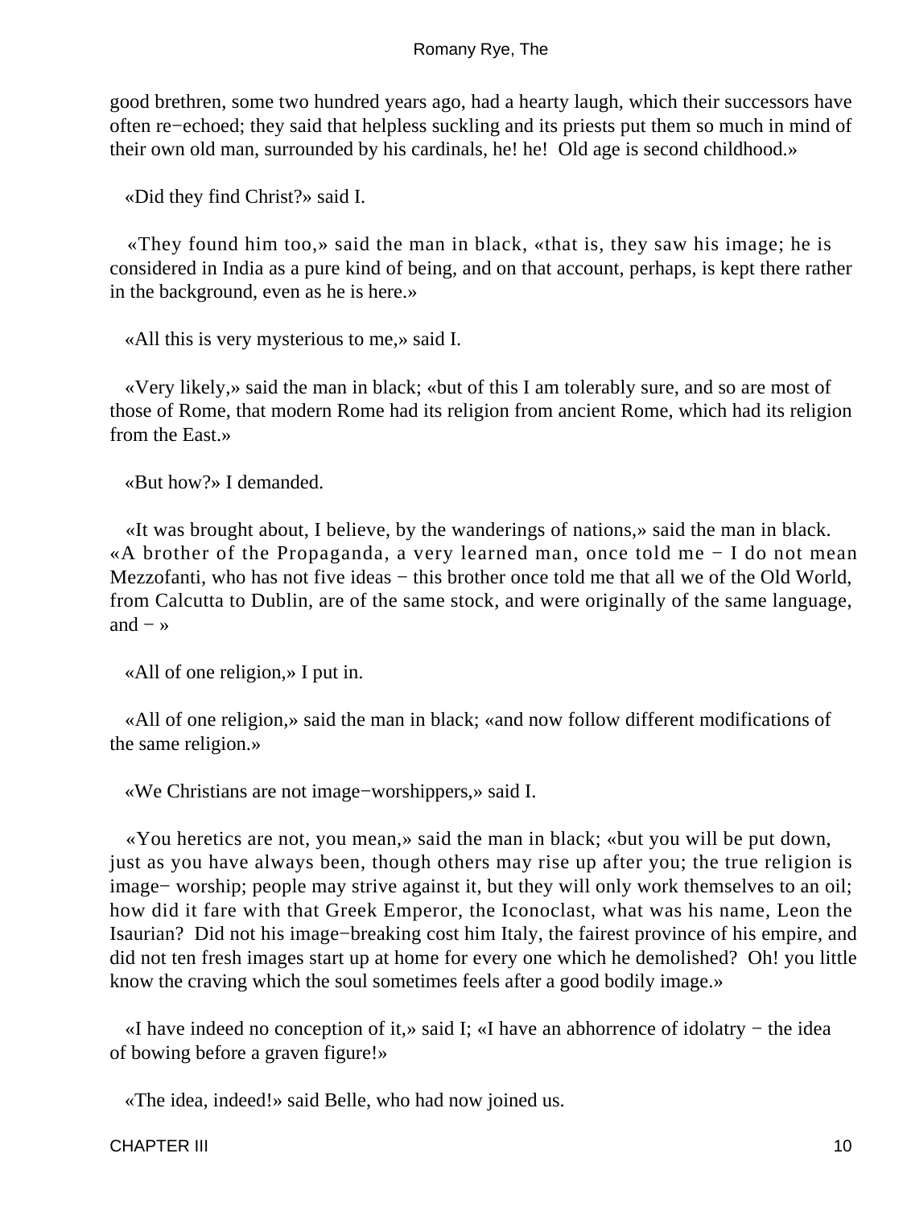good brethren, some two hundred years ago, had a hearty laugh, which their successors have often re−echoed; they said that helpless suckling and its priests put them so much in mind of their own old man, surrounded by his cardinals, he! he! Old age is second childhood.»

«Did they find Christ?» said I.

«They found him too,» said the man in black, «that is, they saw his image; he is considered in India as a pure kind of being, and on that account, perhaps, is kept there rather in the background, even as he is here.»

«All this is very mysterious to me,» said I.

«Very likely,» said the man in black; «but of this I am tolerably sure, and so are most of those of Rome, that modern Rome had its religion from ancient Rome, which had its religion from the East.»

«But how?» I demanded.

«It was brought about, I believe, by the wanderings of nations,» said the man in black. «A brother of the Propaganda, a very learned man, once told me − I do not mean Mezzofanti, who has not five ideas − this brother once told me that all we of the Old World, from Calcutta to Dublin, are of the same stock, and were originally of the same language, and − »

«All of one religion,» I put in.

«All of one religion,» said the man in black; «and now follow different modifications of the same religion.»

«We Christians are not image−worshippers,» said I.

«You heretics are not, you mean,» said the man in black; «but you will be put down, just as you have always been, though others may rise up after you; the true religion is image− worship; people may strive against it, but they will only work themselves to an oil; how did it fare with that Greek Emperor, the Iconoclast, what was his name, Leon the Isaurian? Did not his image−breaking cost him Italy, the fairest province of his empire, and did not ten fresh images start up at home for every one which he demolished? Oh! you little know the craving which the soul sometimes feels after a good bodily image.»

«I have indeed no conception of it,» said I; «I have an abhorrence of idolatry − the idea of bowing before a graven figure!»

«The idea, indeed!» said Belle, who had now joined us.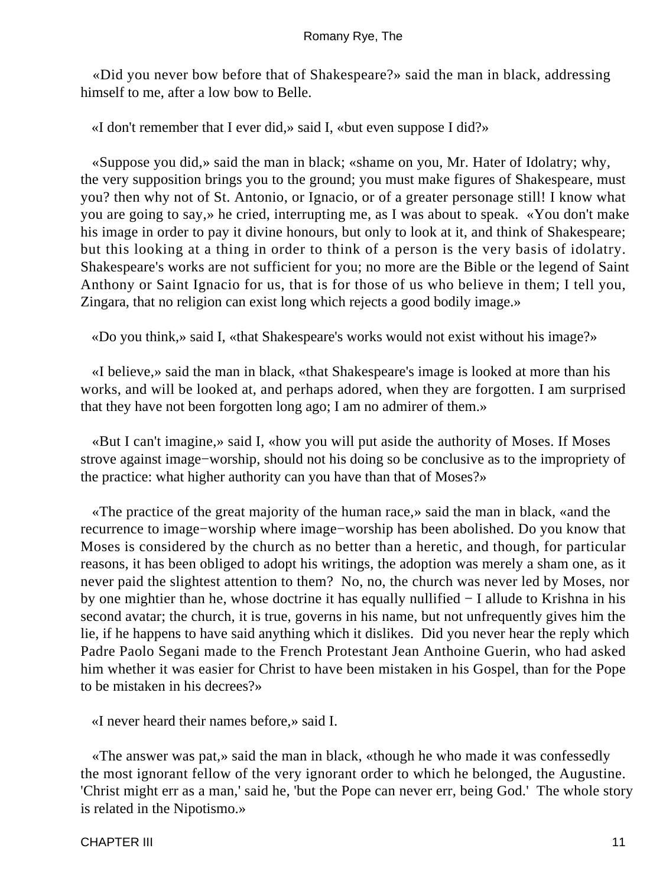«Did you never bow before that of Shakespeare?» said the man in black, addressing himself to me, after a low bow to Belle.

«I don't remember that I ever did,» said I, «but even suppose I did?»

«Suppose you did,» said the man in black; «shame on you, Mr. Hater of Idolatry; why, the very supposition brings you to the ground; you must make figures of Shakespeare, must you? then why not of St. Antonio, or Ignacio, or of a greater personage still! I know what you are going to say,» he cried, interrupting me, as I was about to speak. «You don't make his image in order to pay it divine honours, but only to look at it, and think of Shakespeare; but this looking at a thing in order to think of a person is the very basis of idolatry. Shakespeare's works are not sufficient for you; no more are the Bible or the legend of Saint Anthony or Saint Ignacio for us, that is for those of us who believe in them; I tell you, Zingara, that no religion can exist long which rejects a good bodily image.»

«Do you think,» said I, «that Shakespeare's works would not exist without his image?»

«I believe,» said the man in black, «that Shakespeare's image is looked at more than his works, and will be looked at, and perhaps adored, when they are forgotten. I am surprised that they have not been forgotten long ago; I am no admirer of them.»

«But I can't imagine,» said I, «how you will put aside the authority of Moses. If Moses strove against image−worship, should not his doing so be conclusive as to the impropriety of the practice: what higher authority can you have than that of Moses?»

«The practice of the great majority of the human race,» said the man in black, «and the recurrence to image−worship where image−worship has been abolished. Do you know that Moses is considered by the church as no better than a heretic, and though, for particular reasons, it has been obliged to adopt his writings, the adoption was merely a sham one, as it never paid the slightest attention to them? No, no, the church was never led by Moses, nor by one mightier than he, whose doctrine it has equally nullified − I allude to Krishna in his second avatar; the church, it is true, governs in his name, but not unfrequently gives him the lie, if he happens to have said anything which it dislikes. Did you never hear the reply which Padre Paolo Segani made to the French Protestant Jean Anthoine Guerin, who had asked him whether it was easier for Christ to have been mistaken in his Gospel, than for the Pope to be mistaken in his decrees?»

«I never heard their names before,» said I.

«The answer was pat,» said the man in black, «though he who made it was confessedly the most ignorant fellow of the very ignorant order to which he belonged, the Augustine. 'Christ might err as a man,' said he, 'but the Pope can never err, being God.' The whole story is related in the Nipotismo.»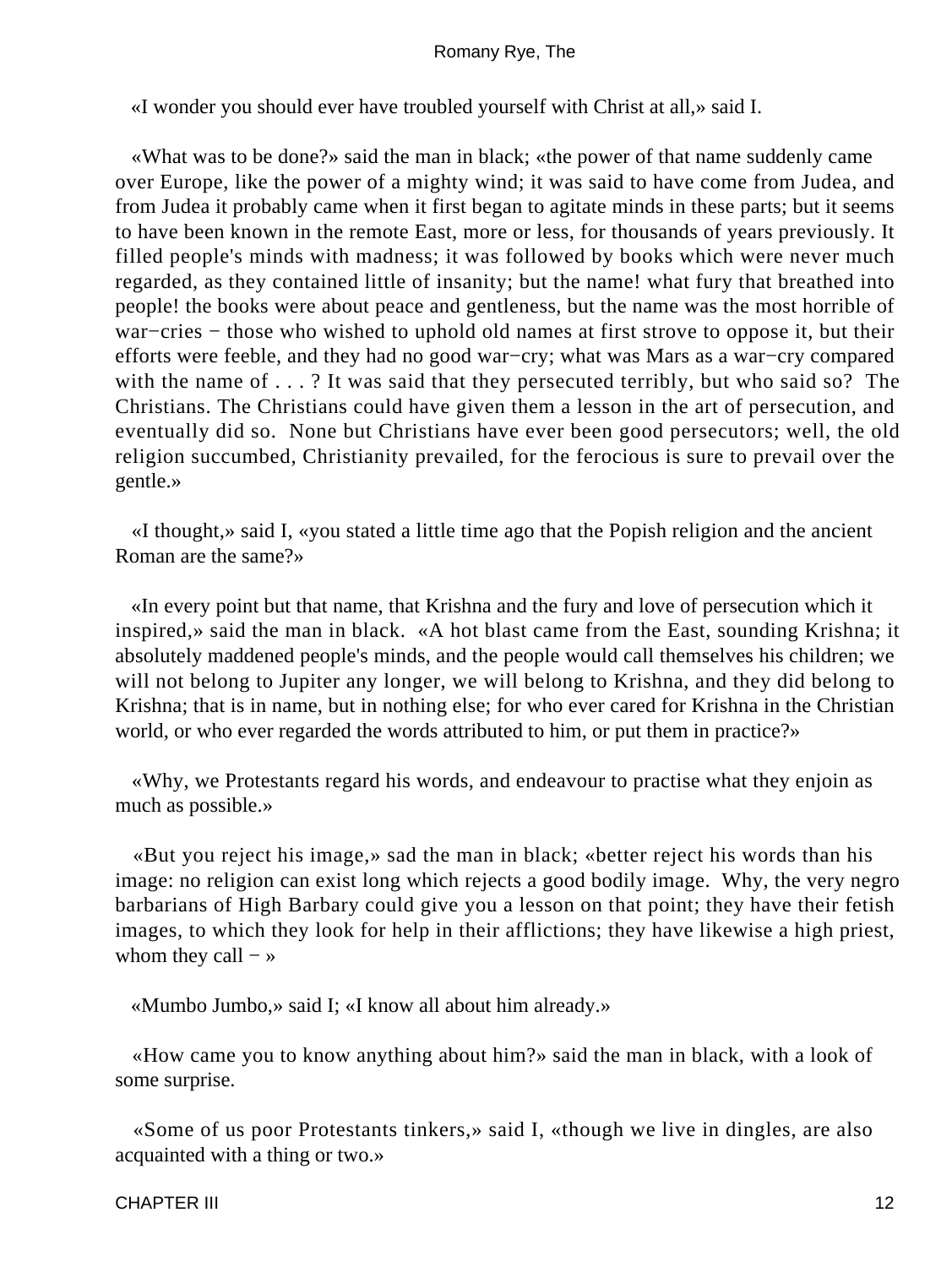«I wonder you should ever have troubled yourself with Christ at all,» said I.

«What was to be done?» said the man in black; «the power of that name suddenly came over Europe, like the power of a mighty wind; it was said to have come from Judea, and from Judea it probably came when it first began to agitate minds in these parts; but it seems to have been known in the remote East, more or less, for thousands of years previously. It filled people's minds with madness; it was followed by books which were never much regarded, as they contained little of insanity; but the name! what fury that breathed into people! the books were about peace and gentleness, but the name was the most horrible of war−cries − those who wished to uphold old names at first strove to oppose it, but their efforts were feeble, and they had no good war−cry; what was Mars as a war−cry compared with the name of . . . ? It was said that they persecuted terribly, but who said so? The Christians. The Christians could have given them a lesson in the art of persecution, and eventually did so. None but Christians have ever been good persecutors; well, the old religion succumbed, Christianity prevailed, for the ferocious is sure to prevail over the gentle.»

«I thought,» said I, «you stated a little time ago that the Popish religion and the ancient Roman are the same?»

«In every point but that name, that Krishna and the fury and love of persecution which it inspired,» said the man in black. «A hot blast came from the East, sounding Krishna; it absolutely maddened people's minds, and the people would call themselves his children; we will not belong to Jupiter any longer, we will belong to Krishna, and they did belong to Krishna; that is in name, but in nothing else; for who ever cared for Krishna in the Christian world, or who ever regarded the words attributed to him, or put them in practice?»

«Why, we Protestants regard his words, and endeavour to practise what they enjoin as much as possible.»

«But you reject his image,» sad the man in black; «better reject his words than his image: no religion can exist long which rejects a good bodily image. Why, the very negro barbarians of High Barbary could give you a lesson on that point; they have their fetish images, to which they look for help in their afflictions; they have likewise a high priest, whom they call − »

«Mumbo Jumbo,» said I; «I know all about him already.»

«How came you to know anything about him?» said the man in black, with a look of some surprise.

«Some of us poor Protestants tinkers,» said I, «though we live in dingles, are also acquainted with a thing or two.»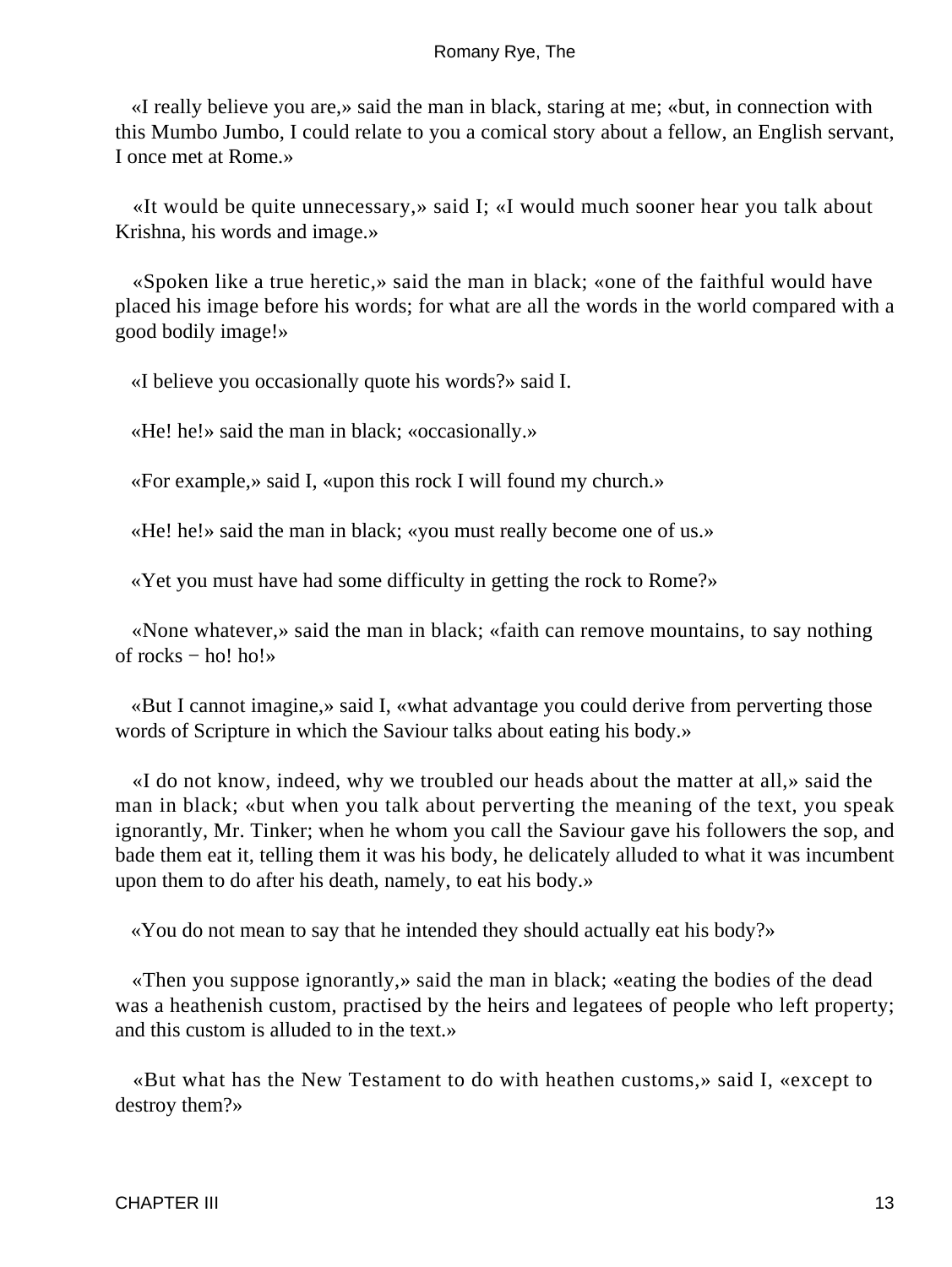«I really believe you are,» said the man in black, staring at me; «but, in connection with this Mumbo Jumbo, I could relate to you a comical story about a fellow, an English servant, I once met at Rome.»

«It would be quite unnecessary,» said I; «I would much sooner hear you talk about Krishna, his words and image.»

«Spoken like a true heretic,» said the man in black; «one of the faithful would have placed his image before his words; for what are all the words in the world compared with a good bodily image!»

«I believe you occasionally quote his words?» said I.

«He! he!» said the man in black; «occasionally.»

«For example,» said I, «upon this rock I will found my church.»

«He! he!» said the man in black; «you must really become one of us.»

«Yet you must have had some difficulty in getting the rock to Rome?»

«None whatever,» said the man in black; «faith can remove mountains, to say nothing of rocks − ho! ho!»

«But I cannot imagine,» said I, «what advantage you could derive from perverting those words of Scripture in which the Saviour talks about eating his body.»

«I do not know, indeed, why we troubled our heads about the matter at all,» said the man in black; «but when you talk about perverting the meaning of the text, you speak ignorantly, Mr. Tinker; when he whom you call the Saviour gave his followers the sop, and bade them eat it, telling them it was his body, he delicately alluded to what it was incumbent upon them to do after his death, namely, to eat his body.»

«You do not mean to say that he intended they should actually eat his body?»

«Then you suppose ignorantly,» said the man in black; «eating the bodies of the dead was a heathenish custom, practised by the heirs and legatees of people who left property; and this custom is alluded to in the text.»

«But what has the New Testament to do with heathen customs,» said I, «except to destroy them?»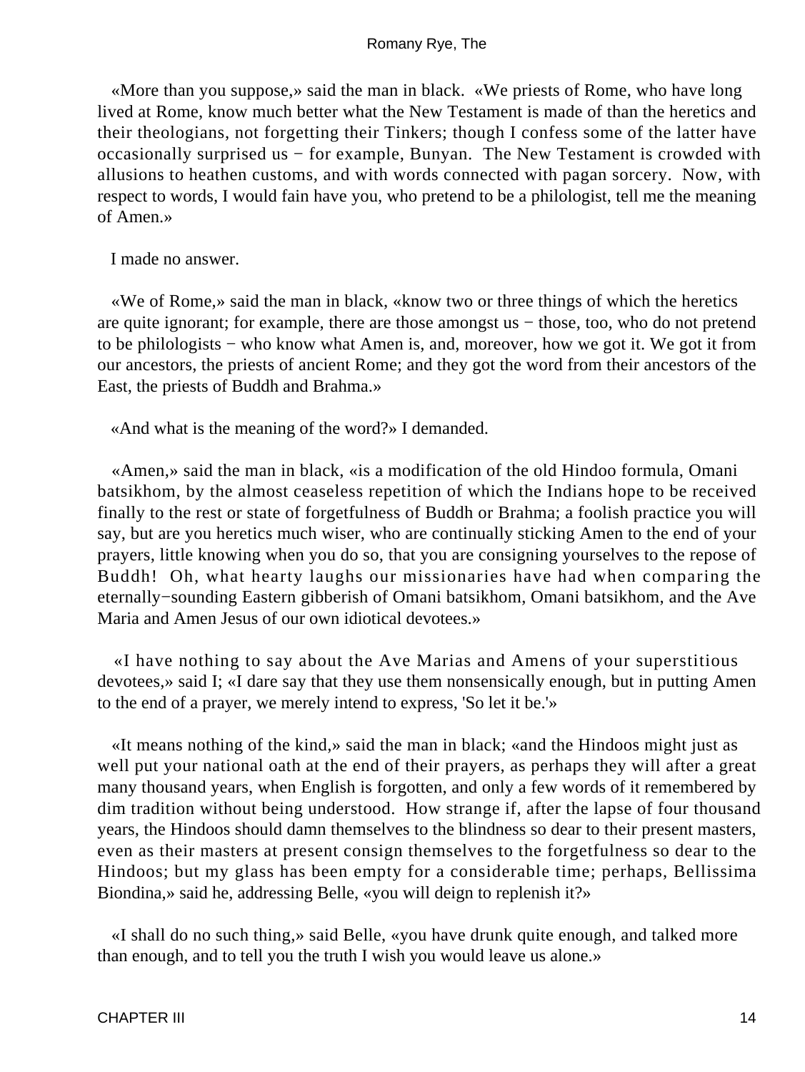«More than you suppose,» said the man in black. «We priests of Rome, who have long lived at Rome, know much better what the New Testament is made of than the heretics and their theologians, not forgetting their Tinkers; though I confess some of the latter have occasionally surprised us − for example, Bunyan. The New Testament is crowded with allusions to heathen customs, and with words connected with pagan sorcery. Now, with respect to words, I would fain have you, who pretend to be a philologist, tell me the meaning of Amen.»

I made no answer.

«We of Rome,» said the man in black, «know two or three things of which the heretics are quite ignorant; for example, there are those amongst us − those, too, who do not pretend to be philologists − who know what Amen is, and, moreover, how we got it. We got it from our ancestors, the priests of ancient Rome; and they got the word from their ancestors of the East, the priests of Buddh and Brahma.»

«And what is the meaning of the word?» I demanded.

«Amen,» said the man in black, «is a modification of the old Hindoo formula, Omani batsikhom, by the almost ceaseless repetition of which the Indians hope to be received finally to the rest or state of forgetfulness of Buddh or Brahma; a foolish practice you will say, but are you heretics much wiser, who are continually sticking Amen to the end of your prayers, little knowing when you do so, that you are consigning yourselves to the repose of Buddh! Oh, what hearty laughs our missionaries have had when comparing the eternally−sounding Eastern gibberish of Omani batsikhom, Omani batsikhom, and the Ave Maria and Amen Jesus of our own idiotical devotees.»

«I have nothing to say about the Ave Marias and Amens of your superstitious devotees,» said I; «I dare say that they use them nonsensically enough, but in putting Amen to the end of a prayer, we merely intend to express, 'So let it be.'»

«It means nothing of the kind,» said the man in black; «and the Hindoos might just as well put your national oath at the end of their prayers, as perhaps they will after a great many thousand years, when English is forgotten, and only a few words of it remembered by dim tradition without being understood. How strange if, after the lapse of four thousand years, the Hindoos should damn themselves to the blindness so dear to their present masters, even as their masters at present consign themselves to the forgetfulness so dear to the Hindoos; but my glass has been empty for a considerable time; perhaps, Bellissima Biondina,» said he, addressing Belle, «you will deign to replenish it?»

«I shall do no such thing,» said Belle, «you have drunk quite enough, and talked more than enough, and to tell you the truth I wish you would leave us alone.»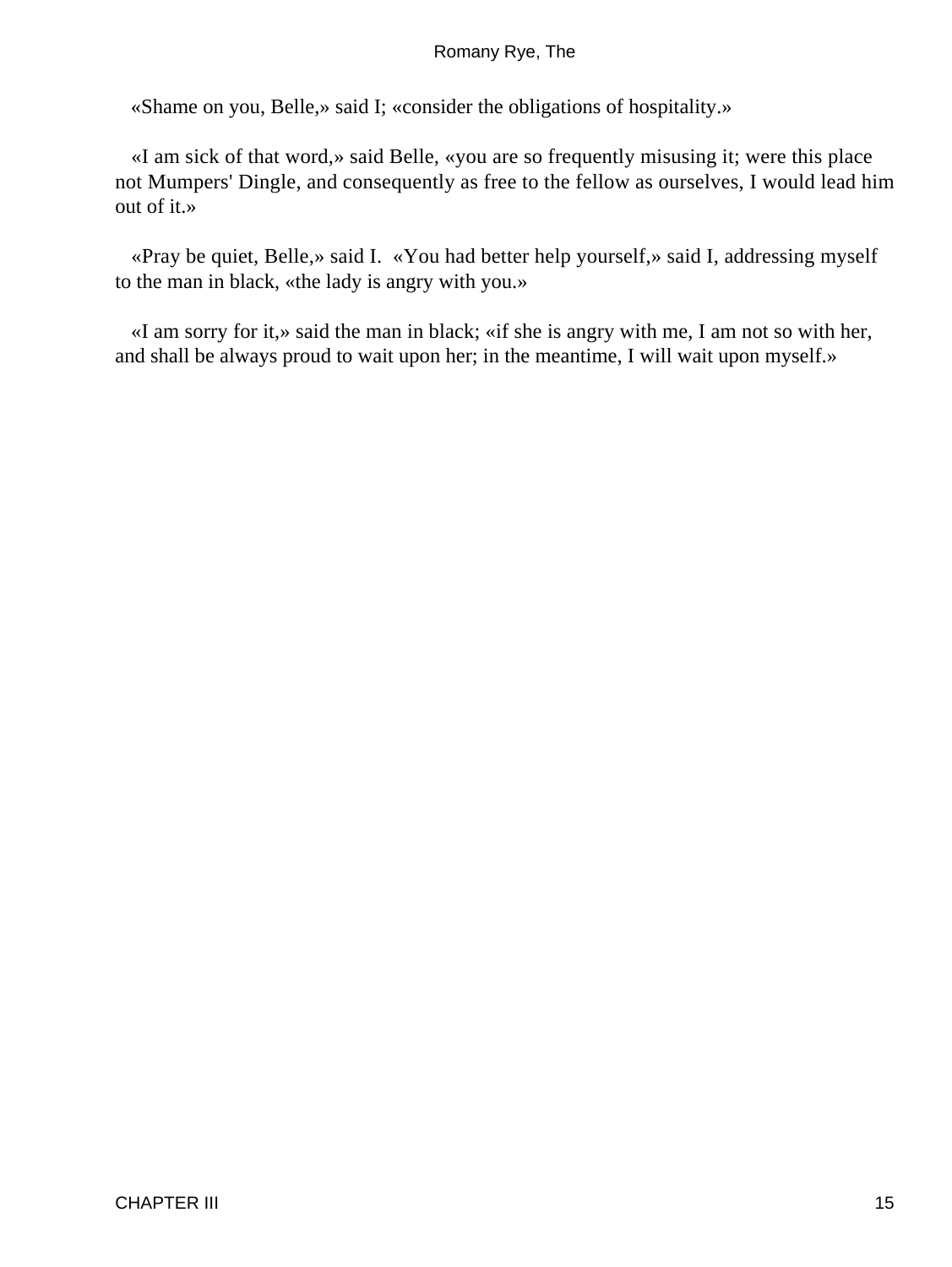«Shame on you, Belle,» said I; «consider the obligations of hospitality.»

«I am sick of that word,» said Belle, «you are so frequently misusing it; were this place not Mumpers' Dingle, and consequently as free to the fellow as ourselves, I would lead him out of it.»

«Pray be quiet, Belle,» said I. «You had better help yourself,» said I, addressing myself to the man in black, «the lady is angry with you.»

«I am sorry for it,» said the man in black; «if she is angry with me, I am not so with her, and shall be always proud to wait upon her; in the meantime, I will wait upon myself.»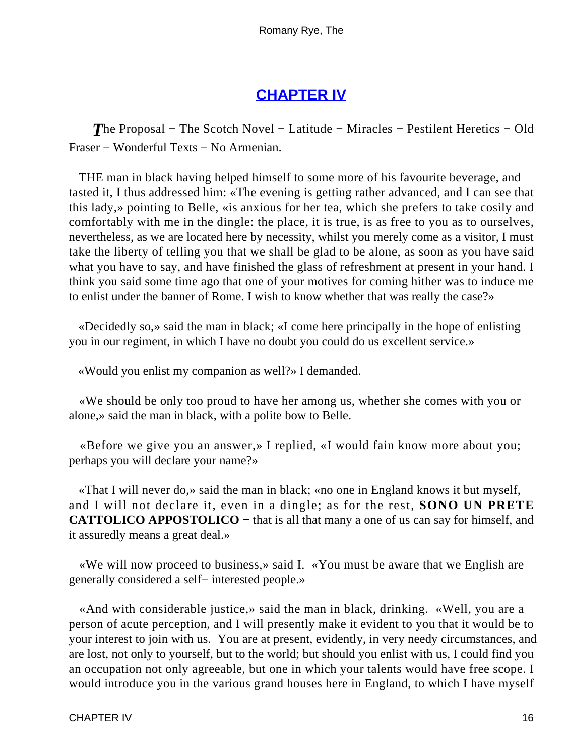# CHAPTER IV

*T*he Proposal − The Scotch Novel − Latitude − Miracles − Pestilent Heretics − Old Fraser − Wonderful Texts − No Armenian.

THE man in black having helped himself to some more of his favourite beverage, and tasted it, I thus addressed him: «The evening is getting rather advanced, and I can see that this lady,» pointing to Belle, «is anxious for her tea, which she prefers to take cosily and comfortably with me in the dingle: the place, it is true, is as free to you as to ourselves, nevertheless, as we are located here by necessity, whilst you merely come as a visitor, I must take the liberty of telling you that we shall be glad to be alone, as soon as you have said what you have to say, and have finished the glass of refreshment at present in your hand. I think you said some time ago that one of your motives for coming hither was to induce me to enlist under the banner of Rome. I wish to know whether that was really the case?»

«Decidedly so,» said the man in black; «I come here principally in the hope of enlisting you in our regiment, in which I have no doubt you could do us excellent service.»

«Would you enlist my companion as well?» I demanded.

«We should be only too proud to have her among us, whether she comes with you or alone,» said the man in black, with a polite bow to Belle.

«Before we give you an answer,» I replied, «I would fain know more about you; perhaps you will declare your name?»

«That I will never do,» said the man in black; «no one in England knows it but myself, and I will not declare it, even in a dingle; as for the rest, **SONO UN PRETE CATTOLICO APPOSTOLICO** − that is all that many a one of us can say for himself, and it assuredly means a great deal.»

«We will now proceed to business,» said I. «You must be aware that we English are generally considered a self− interested people.»

«And with considerable justice,» said the man in black, drinking. «Well, you are a person of acute perception, and I will presently make it evident to you that it would be to your interest to join with us. You are at present, evidently, in very needy circumstances, and are lost, not only to yourself, but to the world; but should you enlist with us, I could find you an occupation not only agreeable, but one in which your talents would have free scope. I would introduce you in the various grand houses here in England, to which I have myself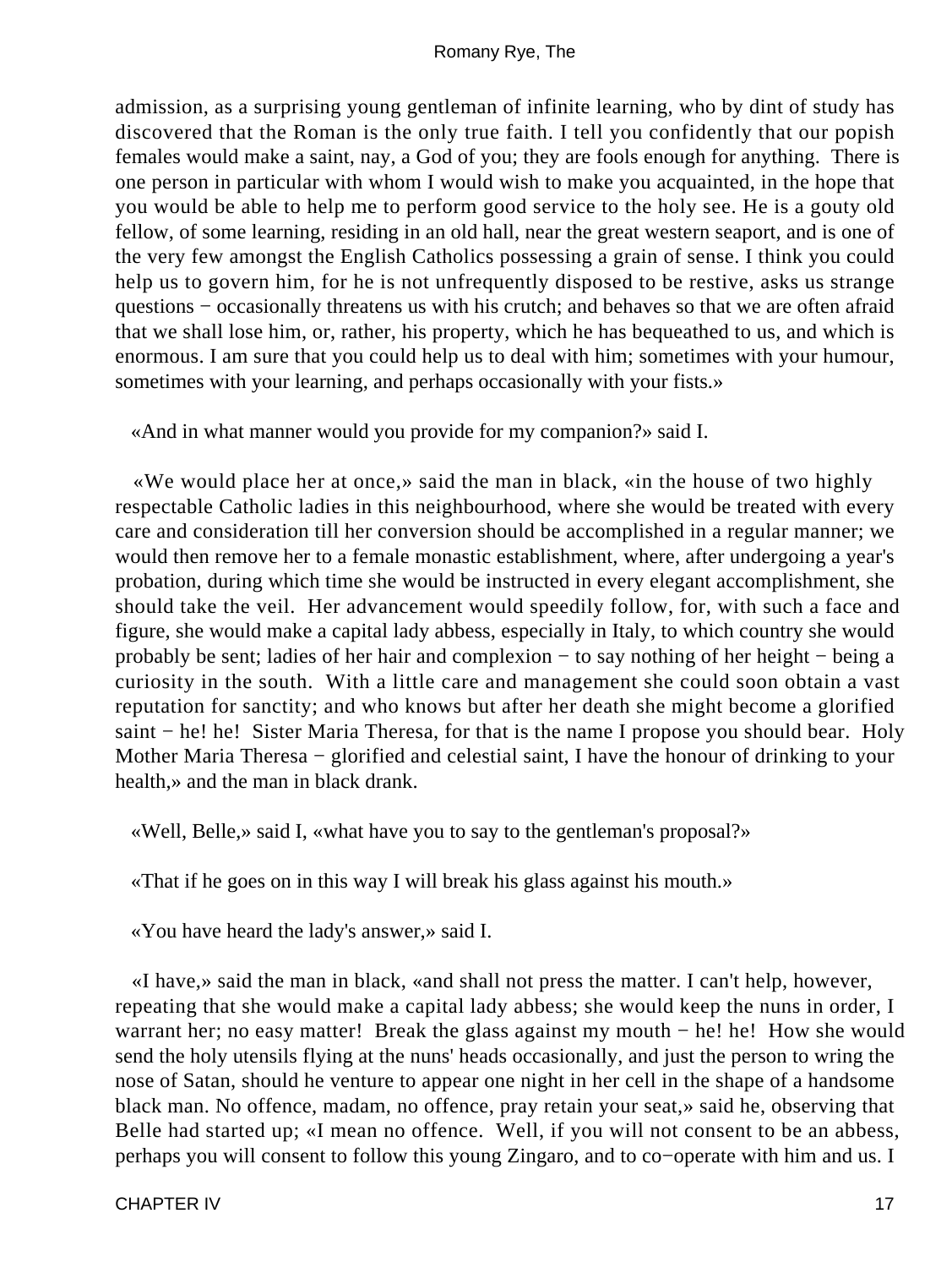admission, as a surprising young gentleman of infinite learning, who by dint of study has discovered that the Roman is the only true faith. I tell you confidently that our popish females would make a saint, nay, a God of you; they are fools enough for anything. There is one person in particular with whom I would wish to make you acquainted, in the hope that you would be able to help me to perform good service to the holy see. He is a gouty old fellow, of some learning, residing in an old hall, near the great western seaport, and is one of the very few amongst the English Catholics possessing a grain of sense. I think you could help us to govern him, for he is not unfrequently disposed to be restive, asks us strange questions − occasionally threatens us with his crutch; and behaves so that we are often afraid that we shall lose him, or, rather, his property, which he has bequeathed to us, and which is enormous. I am sure that you could help us to deal with him; sometimes with your humour, sometimes with your learning, and perhaps occasionally with your fists.»

«And in what manner would you provide for my companion?» said I.

«We would place her at once,» said the man in black, «in the house of two highly respectable Catholic ladies in this neighbourhood, where she would be treated with every care and consideration till her conversion should be accomplished in a regular manner; we would then remove her to a female monastic establishment, where, after undergoing a year's probation, during which time she would be instructed in every elegant accomplishment, she should take the veil. Her advancement would speedily follow, for, with such a face and figure, she would make a capital lady abbess, especially in Italy, to which country she would probably be sent; ladies of her hair and complexion − to say nothing of her height − being a curiosity in the south. With a little care and management she could soon obtain a vast reputation for sanctity; and who knows but after her death she might become a glorified saint − he! he! Sister Maria Theresa, for that is the name I propose you should bear. Holy Mother Maria Theresa − glorified and celestial saint, I have the honour of drinking to your health,» and the man in black drank.

«Well, Belle,» said I, «what have you to say to the gentleman's proposal?»

«That if he goes on in this way I will break his glass against his mouth.»

«You have heard the lady's answer,» said I.

«I have,» said the man in black, «and shall not press the matter. I can't help, however, repeating that she would make a capital lady abbess; she would keep the nuns in order, I warrant her; no easy matter! Break the glass against my mouth − he! he! How she would send the holy utensils flying at the nuns' heads occasionally, and just the person to wring the nose of Satan, should he venture to appear one night in her cell in the shape of a handsome black man. No offence, madam, no offence, pray retain your seat,» said he, observing that Belle had started up; «I mean no offence. Well, if you will not consent to be an abbess, perhaps you will consent to follow this young Zingaro, and to co−operate with him and us. I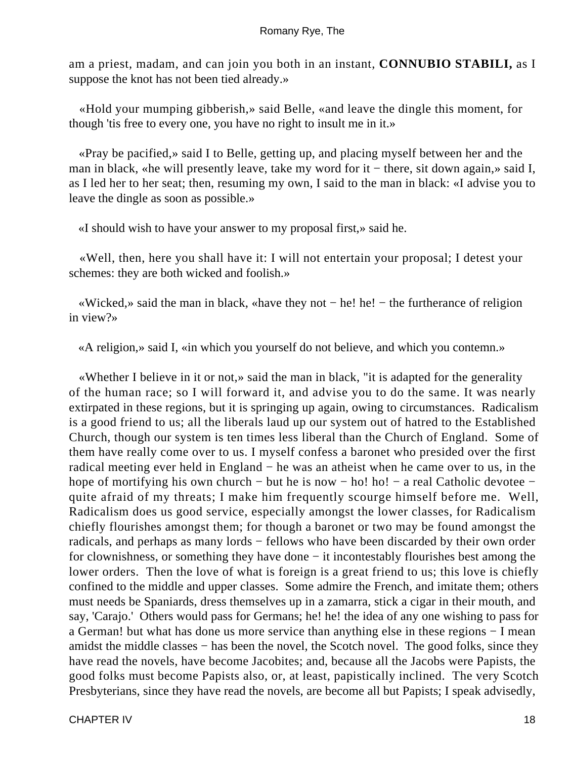am a priest, madam, and can join you both in an instant, **CONNUBIO STABILI,** as I suppose the knot has not been tied already.»

«Hold your mumping gibberish,» said Belle, «and leave the dingle this moment, for though 'tis free to every one, you have no right to insult me in it.»

«Pray be pacified,» said I to Belle, getting up, and placing myself between her and the man in black, «he will presently leave, take my word for it − there, sit down again,» said I, as I led her to her seat; then, resuming my own, I said to the man in black: «I advise you to leave the dingle as soon as possible.»

«I should wish to have your answer to my proposal first,» said he.

«Well, then, here you shall have it: I will not entertain your proposal; I detest your schemes: they are both wicked and foolish.»

«Wicked,» said the man in black, «have they not − he! he! − the furtherance of religion in view?»

«A religion,» said I, «in which you yourself do not believe, and which you contemn.»

«Whether I believe in it or not,» said the man in black, "it is adapted for the generality of the human race; so I will forward it, and advise you to do the same. It was nearly extirpated in these regions, but it is springing up again, owing to circumstances. Radicalism is a good friend to us; all the liberals laud up our system out of hatred to the Established Church, though our system is ten times less liberal than the Church of England. Some of them have really come over to us. I myself confess a baronet who presided over the first radical meeting ever held in England − he was an atheist when he came over to us, in the hope of mortifying his own church − but he is now − ho! ho! − a real Catholic devotee − quite afraid of my threats; I make him frequently scourge himself before me. Well, Radicalism does us good service, especially amongst the lower classes, for Radicalism chiefly flourishes amongst them; for though a baronet or two may be found amongst the radicals, and perhaps as many lords − fellows who have been discarded by their own order for clownishness, or something they have done − it incontestably flourishes best among the lower orders. Then the love of what is foreign is a great friend to us; this love is chiefly confined to the middle and upper classes. Some admire the French, and imitate them; others must needs be Spaniards, dress themselves up in a zamarra, stick a cigar in their mouth, and say, 'Carajo.' Others would pass for Germans; he! he! the idea of any one wishing to pass for a German! but what has done us more service than anything else in these regions − I mean amidst the middle classes − has been the novel, the Scotch novel. The good folks, since they have read the novels, have become Jacobites; and, because all the Jacobs were Papists, the good folks must become Papists also, or, at least, papistically inclined. The very Scotch Presbyterians, since they have read the novels, are become all but Papists; I speak advisedly,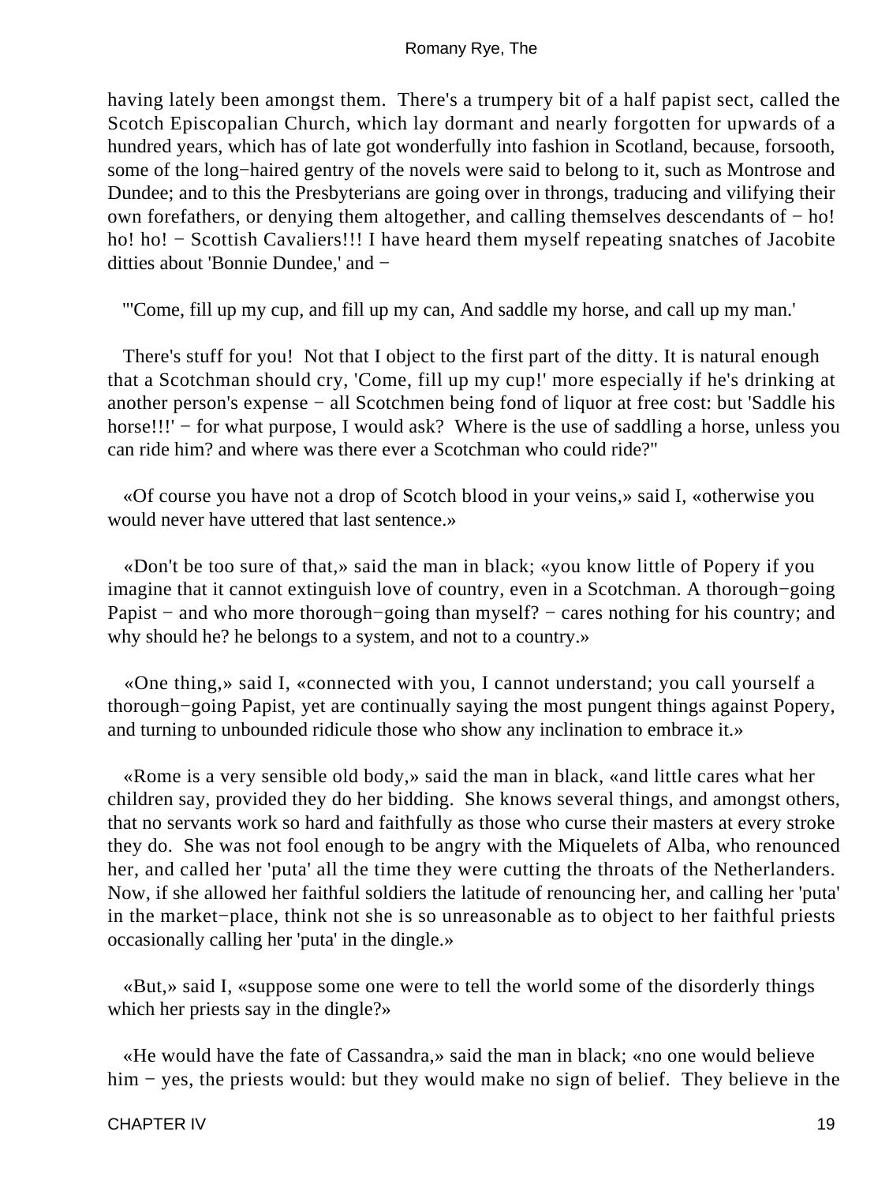having lately been amongst them. There's a trumpery bit of a half papist sect, called the Scotch Episcopalian Church, which lay dormant and nearly forgotten for upwards of a hundred years, which has of late got wonderfully into fashion in Scotland, because, forsooth, some of the long−haired gentry of the novels were said to belong to it, such as Montrose and Dundee; and to this the Presbyterians are going over in throngs, traducing and vilifying their own forefathers, or denying them altogether, and calling themselves descendants of − ho! ho! ho! − Scottish Cavaliers!!! I have heard them myself repeating snatches of Jacobite ditties about 'Bonnie Dundee,' and −

"'Come, fill up my cup, and fill up my can, And saddle my horse, and call up my man.'

There's stuff for you! Not that I object to the first part of the ditty. It is natural enough that a Scotchman should cry, 'Come, fill up my cup!' more especially if he's drinking at another person's expense − all Scotchmen being fond of liquor at free cost: but 'Saddle his horse!!!' − for what purpose, I would ask? Where is the use of saddling a horse, unless you can ride him? and where was there ever a Scotchman who could ride?"

«Of course you have not a drop of Scotch blood in your veins,» said I, «otherwise you would never have uttered that last sentence.»

«Don't be too sure of that,» said the man in black; «you know little of Popery if you imagine that it cannot extinguish love of country, even in a Scotchman. A thorough−going Papist − and who more thorough−going than myself? − cares nothing for his country; and why should he? he belongs to a system, and not to a country.»

«One thing,» said I, «connected with you, I cannot understand; you call yourself a thorough−going Papist, yet are continually saying the most pungent things against Popery, and turning to unbounded ridicule those who show any inclination to embrace it.»

«Rome is a very sensible old body,» said the man in black, «and little cares what her children say, provided they do her bidding. She knows several things, and amongst others, that no servants work so hard and faithfully as those who curse their masters at every stroke they do. She was not fool enough to be angry with the Miquelets of Alba, who renounced her, and called her 'puta' all the time they were cutting the throats of the Netherlanders. Now, if she allowed her faithful soldiers the latitude of renouncing her, and calling her 'puta' in the market−place, think not she is so unreasonable as to object to her faithful priests occasionally calling her 'puta' in the dingle.»

«But,» said I, «suppose some one were to tell the world some of the disorderly things which her priests say in the dingle?»

«He would have the fate of Cassandra,» said the man in black; «no one would believe him − yes, the priests would: but they would make no sign of belief. They believe in the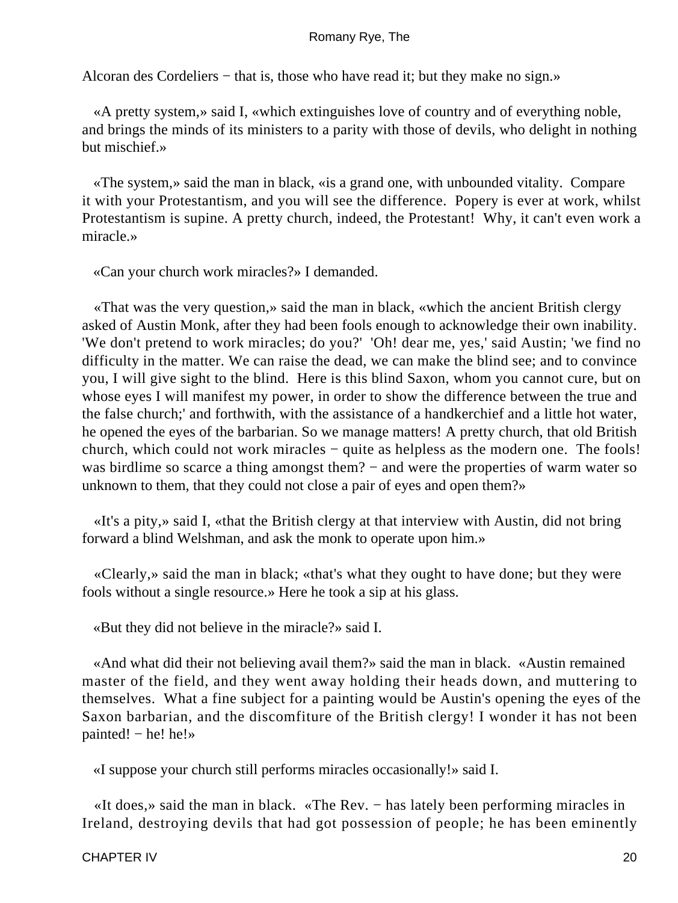Alcoran des Cordeliers − that is, those who have read it; but they make no sign.»

«A pretty system,» said I, «which extinguishes love of country and of everything noble, and brings the minds of its ministers to a parity with those of devils, who delight in nothing but mischief.»

«The system,» said the man in black, «is a grand one, with unbounded vitality. Compare it with your Protestantism, and you will see the difference. Popery is ever at work, whilst Protestantism is supine. A pretty church, indeed, the Protestant! Why, it can't even work a miracle.»

«Can your church work miracles?» I demanded.

«That was the very question,» said the man in black, «which the ancient British clergy asked of Austin Monk, after they had been fools enough to acknowledge their own inability. 'We don't pretend to work miracles; do you?' 'Oh! dear me, yes,' said Austin; 'we find no difficulty in the matter. We can raise the dead, we can make the blind see; and to convince you, I will give sight to the blind. Here is this blind Saxon, whom you cannot cure, but on whose eyes I will manifest my power, in order to show the difference between the true and the false church;' and forthwith, with the assistance of a handkerchief and a little hot water, he opened the eyes of the barbarian. So we manage matters! A pretty church, that old British church, which could not work miracles − quite as helpless as the modern one. The fools! was birdlime so scarce a thing amongst them? − and were the properties of warm water so unknown to them, that they could not close a pair of eyes and open them?»

«It's a pity,» said I, «that the British clergy at that interview with Austin, did not bring forward a blind Welshman, and ask the monk to operate upon him.»

«Clearly,» said the man in black; «that's what they ought to have done; but they were fools without a single resource.» Here he took a sip at his glass.

«But they did not believe in the miracle?» said I.

«And what did their not believing avail them?» said the man in black. «Austin remained master of the field, and they went away holding their heads down, and muttering to themselves. What a fine subject for a painting would be Austin's opening the eyes of the Saxon barbarian, and the discomfiture of the British clergy! I wonder it has not been painted! − he! he!»

«I suppose your church still performs miracles occasionally!» said I.

«It does,» said the man in black. «The Rev. − has lately been performing miracles in Ireland, destroying devils that had got possession of people; he has been eminently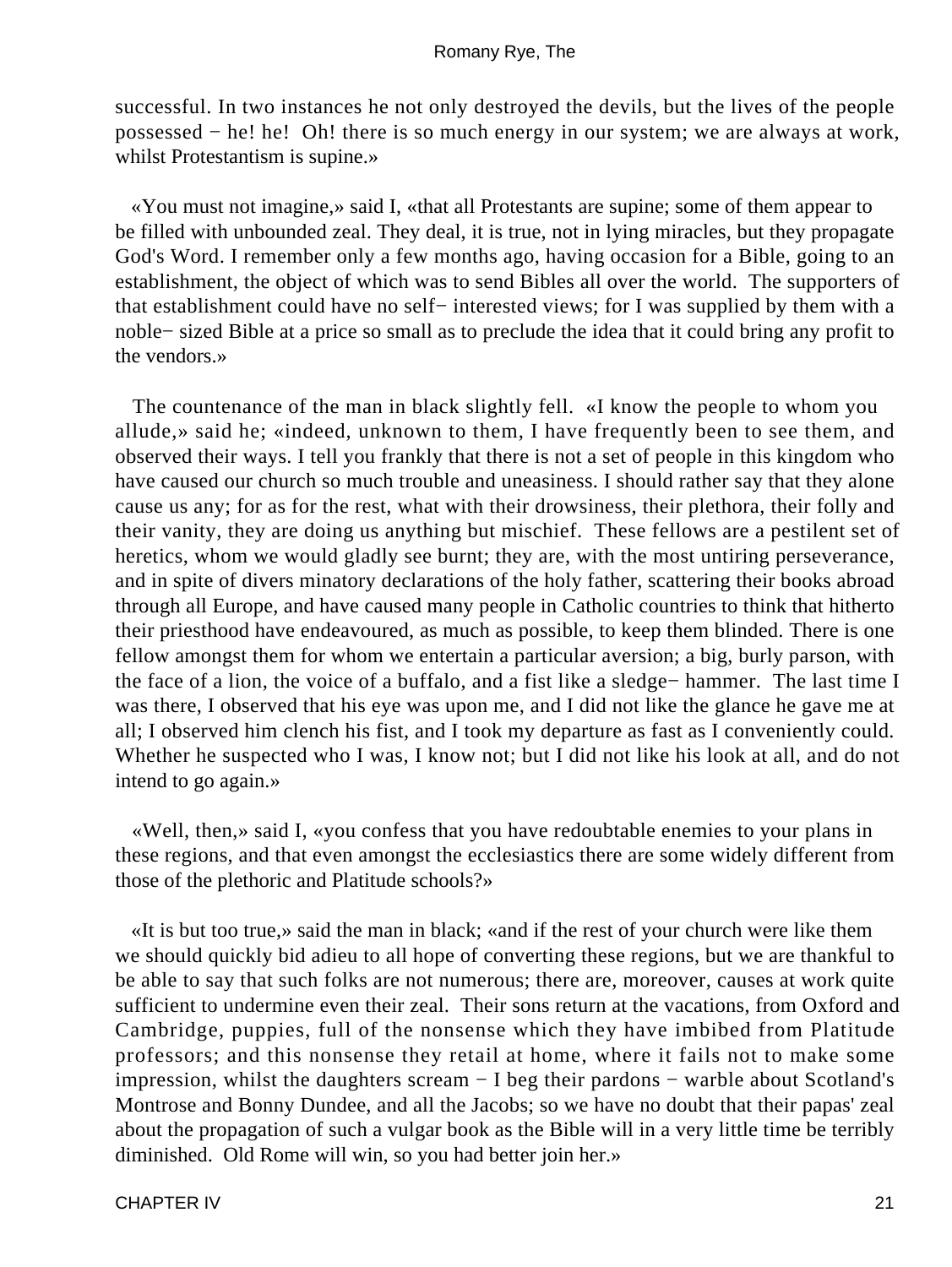successful. In two instances he not only destroyed the devils, but the lives of the people possessed − he! he! Oh! there is so much energy in our system; we are always at work, whilst Protestantism is supine.»

«You must not imagine,» said I, «that all Protestants are supine; some of them appear to be filled with unbounded zeal. They deal, it is true, not in lying miracles, but they propagate God's Word. I remember only a few months ago, having occasion for a Bible, going to an establishment, the object of which was to send Bibles all over the world. The supporters of that establishment could have no self− interested views; for I was supplied by them with a noble− sized Bible at a price so small as to preclude the idea that it could bring any profit to the vendors.»

The countenance of the man in black slightly fell. «I know the people to whom you allude,» said he; «indeed, unknown to them, I have frequently been to see them, and observed their ways. I tell you frankly that there is not a set of people in this kingdom who have caused our church so much trouble and uneasiness. I should rather say that they alone cause us any; for as for the rest, what with their drowsiness, their plethora, their folly and their vanity, they are doing us anything but mischief. These fellows are a pestilent set of heretics, whom we would gladly see burnt; they are, with the most untiring perseverance, and in spite of divers minatory declarations of the holy father, scattering their books abroad through all Europe, and have caused many people in Catholic countries to think that hitherto their priesthood have endeavoured, as much as possible, to keep them blinded. There is one fellow amongst them for whom we entertain a particular aversion; a big, burly parson, with the face of a lion, the voice of a buffalo, and a fist like a sledge− hammer. The last time I was there, I observed that his eye was upon me, and I did not like the glance he gave me at all; I observed him clench his fist, and I took my departure as fast as I conveniently could. Whether he suspected who I was, I know not; but I did not like his look at all, and do not intend to go again.»

«Well, then,» said I, «you confess that you have redoubtable enemies to your plans in these regions, and that even amongst the ecclesiastics there are some widely different from those of the plethoric and Platitude schools?»

«It is but too true,» said the man in black; «and if the rest of your church were like them we should quickly bid adieu to all hope of converting these regions, but we are thankful to be able to say that such folks are not numerous; there are, moreover, causes at work quite sufficient to undermine even their zeal. Their sons return at the vacations, from Oxford and Cambridge, puppies, full of the nonsense which they have imbibed from Platitude professors; and this nonsense they retail at home, where it fails not to make some impression, whilst the daughters scream − I beg their pardons − warble about Scotland's Montrose and Bonny Dundee, and all the Jacobs; so we have no doubt that their papas' zeal about the propagation of such a vulgar book as the Bible will in a very little time be terribly diminished. Old Rome will win, so you had better join her.»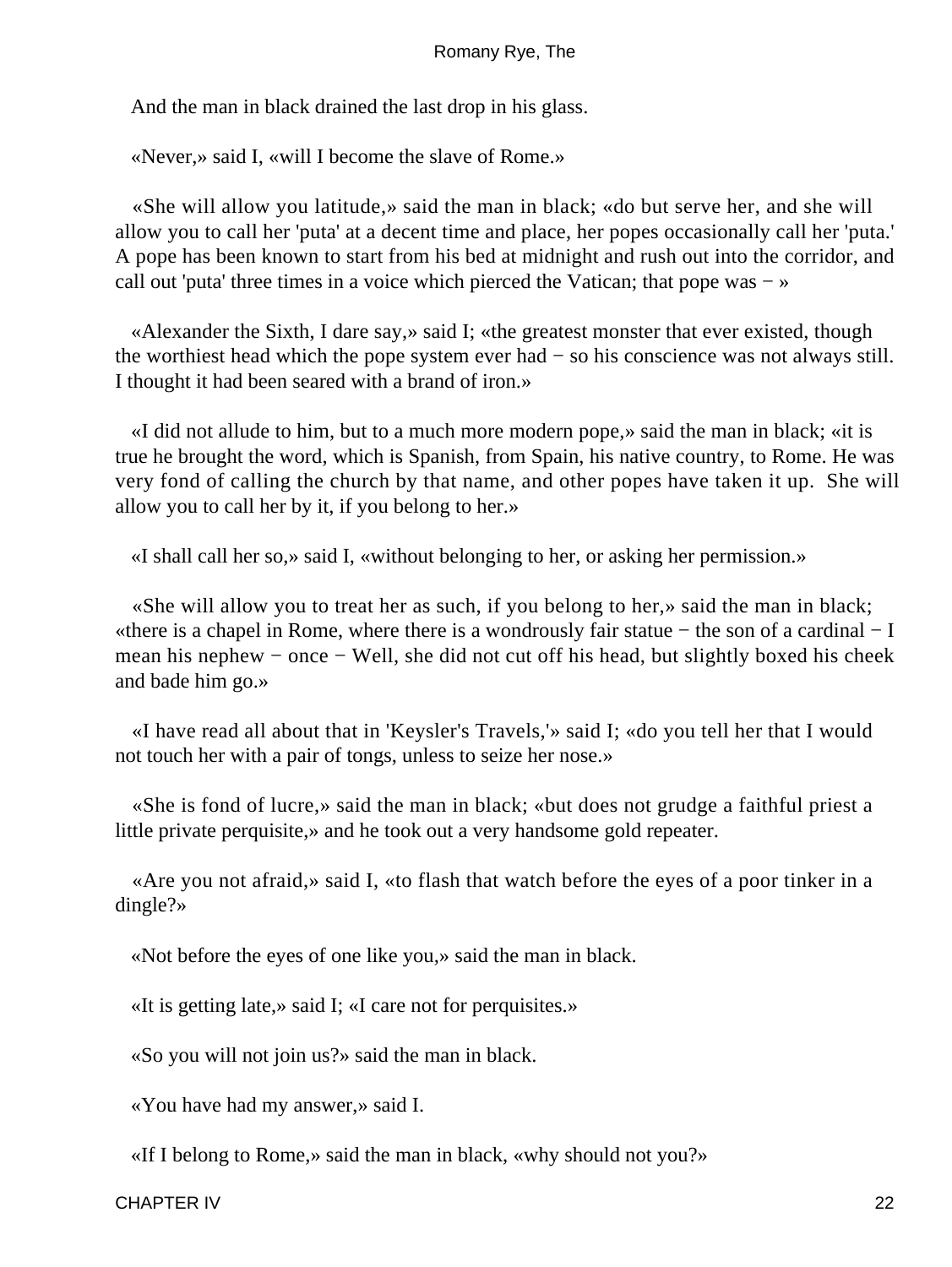And the man in black drained the last drop in his glass.

«Never,» said I, «will I become the slave of Rome.»

«She will allow you latitude,» said the man in black; «do but serve her, and she will allow you to call her 'puta' at a decent time and place, her popes occasionally call her 'puta.' A pope has been known to start from his bed at midnight and rush out into the corridor, and call out 'puta' three times in a voice which pierced the Vatican; that pope was − »

«Alexander the Sixth, I dare say,» said I; «the greatest monster that ever existed, though the worthiest head which the pope system ever had − so his conscience was not always still. I thought it had been seared with a brand of iron.»

«I did not allude to him, but to a much more modern pope,» said the man in black; «it is true he brought the word, which is Spanish, from Spain, his native country, to Rome. He was very fond of calling the church by that name, and other popes have taken it up. She will allow you to call her by it, if you belong to her.»

«I shall call her so,» said I, «without belonging to her, or asking her permission.»

«She will allow you to treat her as such, if you belong to her,» said the man in black; «there is a chapel in Rome, where there is a wondrously fair statue − the son of a cardinal − I mean his nephew − once − Well, she did not cut off his head, but slightly boxed his cheek and bade him go.»

«I have read all about that in 'Keysler's Travels,'» said I; «do you tell her that I would not touch her with a pair of tongs, unless to seize her nose.»

«She is fond of lucre,» said the man in black; «but does not grudge a faithful priest a little private perquisite,» and he took out a very handsome gold repeater.

«Are you not afraid,» said I, «to flash that watch before the eyes of a poor tinker in a dingle?»

«Not before the eyes of one like you,» said the man in black.

«It is getting late,» said I; «I care not for perquisites.»

«So you will not join us?» said the man in black.

«You have had my answer,» said I.

«If I belong to Rome,» said the man in black, «why should not you?»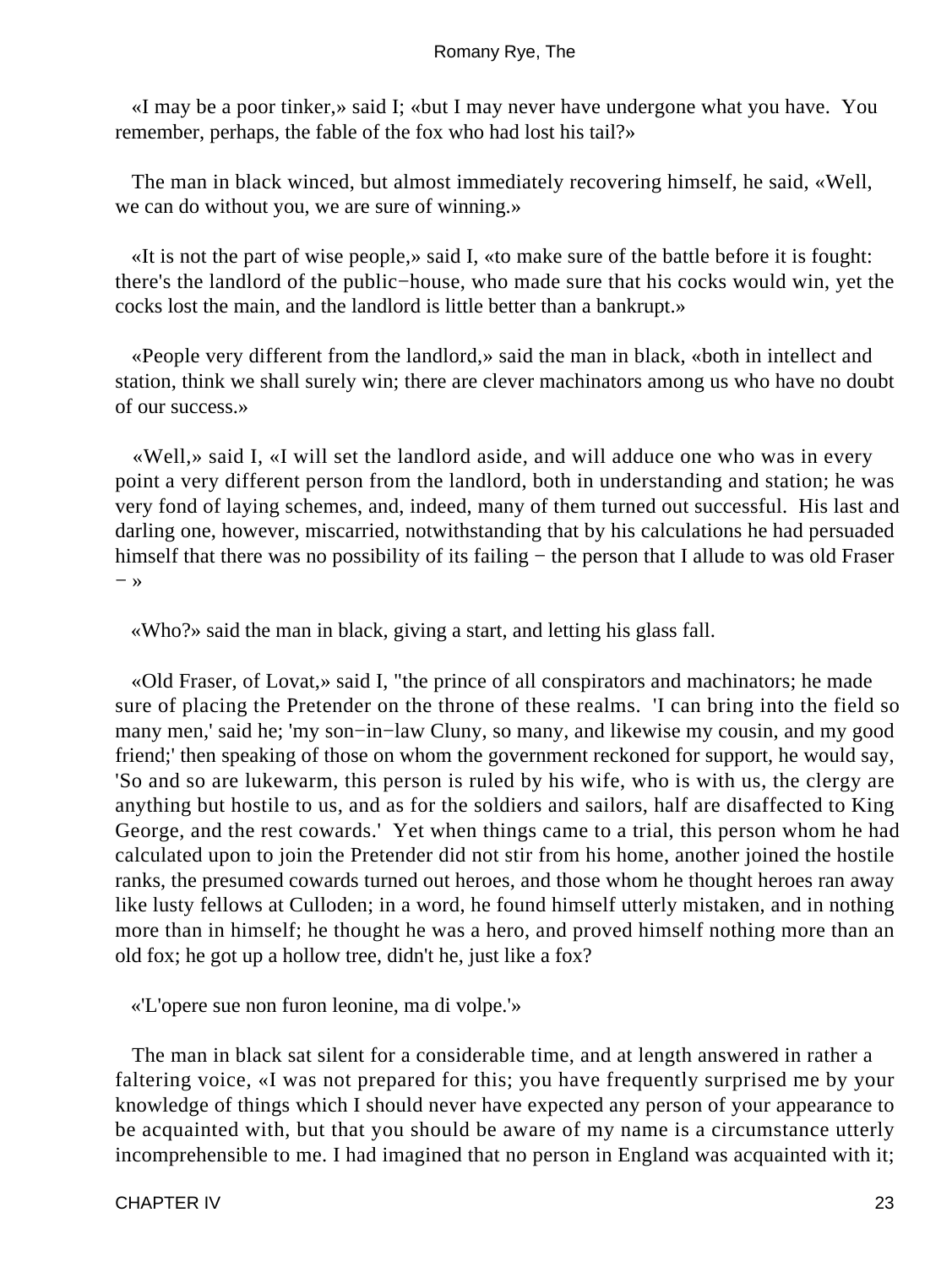«I may be a poor tinker,» said I; «but I may never have undergone what you have. You remember, perhaps, the fable of the fox who had lost his tail?»

The man in black winced, but almost immediately recovering himself, he said, «Well, we can do without you, we are sure of winning.»

«It is not the part of wise people,» said I, «to make sure of the battle before it is fought: there's the landlord of the public−house, who made sure that his cocks would win, yet the cocks lost the main, and the landlord is little better than a bankrupt.»

«People very different from the landlord,» said the man in black, «both in intellect and station, think we shall surely win; there are clever machinators among us who have no doubt of our success.»

«Well,» said I, «I will set the landlord aside, and will adduce one who was in every point a very different person from the landlord, both in understanding and station; he was very fond of laying schemes, and, indeed, many of them turned out successful. His last and darling one, however, miscarried, notwithstanding that by his calculations he had persuaded himself that there was no possibility of its failing − the person that I allude to was old Fraser − »

«Who?» said the man in black, giving a start, and letting his glass fall.

«Old Fraser, of Lovat,» said I, "the prince of all conspirators and machinators; he made sure of placing the Pretender on the throne of these realms. 'I can bring into the field so many men,' said he; 'my son−in−law Cluny, so many, and likewise my cousin, and my good friend;' then speaking of those on whom the government reckoned for support, he would say, 'So and so are lukewarm, this person is ruled by his wife, who is with us, the clergy are anything but hostile to us, and as for the soldiers and sailors, half are disaffected to King George, and the rest cowards.' Yet when things came to a trial, this person whom he had calculated upon to join the Pretender did not stir from his home, another joined the hostile ranks, the presumed cowards turned out heroes, and those whom he thought heroes ran away like lusty fellows at Culloden; in a word, he found himself utterly mistaken, and in nothing more than in himself; he thought he was a hero, and proved himself nothing more than an old fox; he got up a hollow tree, didn't he, just like a fox?

«'L'opere sue non furon leonine, ma di volpe.'»

The man in black sat silent for a considerable time, and at length answered in rather a faltering voice, «I was not prepared for this; you have frequently surprised me by your knowledge of things which I should never have expected any person of your appearance to be acquainted with, but that you should be aware of my name is a circumstance utterly incomprehensible to me. I had imagined that no person in England was acquainted with it;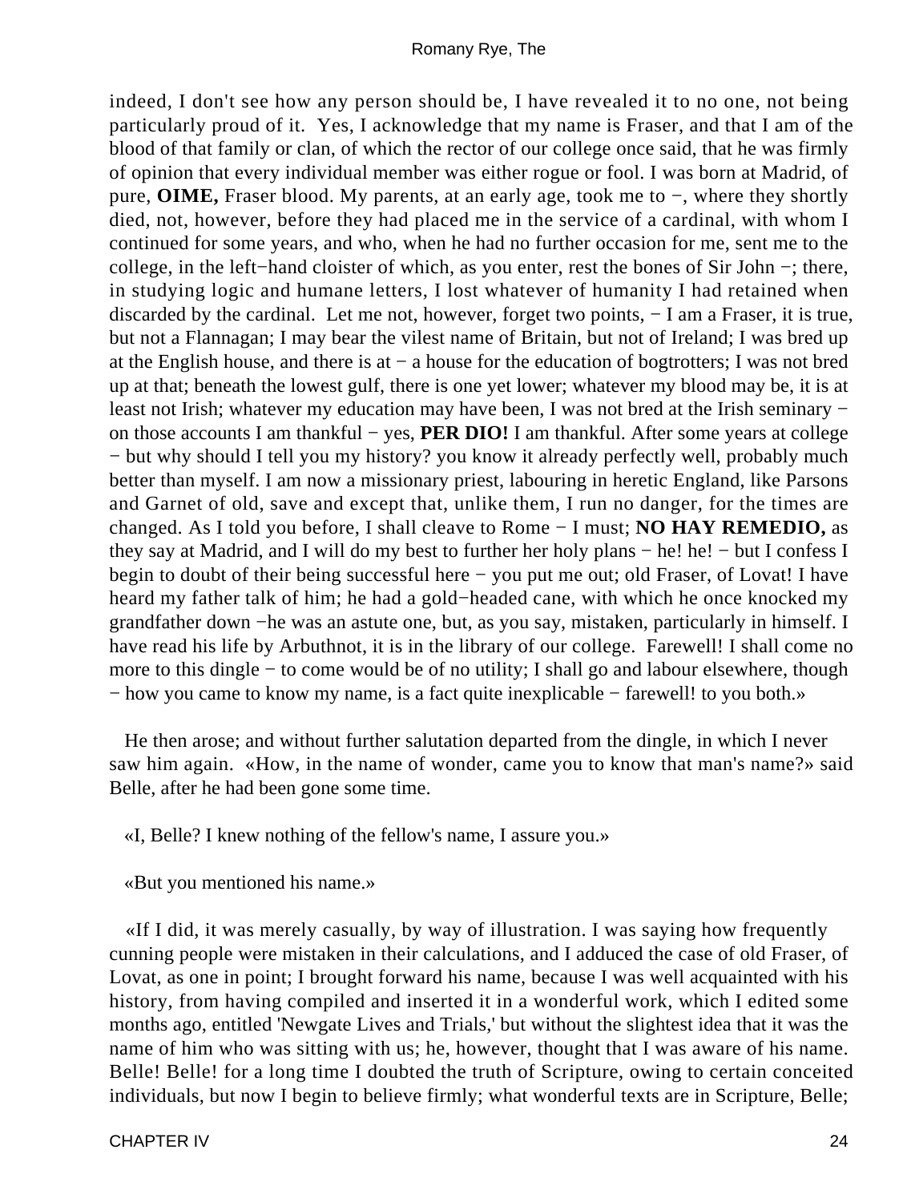indeed, I don't see how any person should be, I have revealed it to no one, not being particularly proud of it. Yes, I acknowledge that my name is Fraser, and that I am of the blood of that family or clan, of which the rector of our college once said, that he was firmly of opinion that every individual member was either rogue or fool. I was born at Madrid, of pure, **OIME,** Fraser blood. My parents, at an early age, took me to −, where they shortly died, not, however, before they had placed me in the service of a cardinal, with whom I continued for some years, and who, when he had no further occasion for me, sent me to the college, in the left−hand cloister of which, as you enter, rest the bones of Sir John −; there, in studying logic and humane letters, I lost whatever of humanity I had retained when discarded by the cardinal. Let me not, however, forget two points, − I am a Fraser, it is true, but not a Flannagan; I may bear the vilest name of Britain, but not of Ireland; I was bred up at the English house, and there is at − a house for the education of bogtrotters; I was not bred up at that; beneath the lowest gulf, there is one yet lower; whatever my blood may be, it is at least not Irish; whatever my education may have been, I was not bred at the Irish seminary − on those accounts I am thankful − yes, **PER DIO!** I am thankful. After some years at college − but why should I tell you my history? you know it already perfectly well, probably much better than myself. I am now a missionary priest, labouring in heretic England, like Parsons and Garnet of old, save and except that, unlike them, I run no danger, for the times are changed. As I told you before, I shall cleave to Rome − I must; **NO HAY REMEDIO,** as they say at Madrid, and I will do my best to further her holy plans − he! he! − but I confess I begin to doubt of their being successful here − you put me out; old Fraser, of Lovat! I have heard my father talk of him; he had a gold−headed cane, with which he once knocked my grandfather down −he was an astute one, but, as you say, mistaken, particularly in himself. I have read his life by Arbuthnot, it is in the library of our college. Farewell! I shall come no more to this dingle − to come would be of no utility; I shall go and labour elsewhere, though − how you came to know my name, is a fact quite inexplicable − farewell! to you both.»

He then arose; and without further salutation departed from the dingle, in which I never saw him again. «How, in the name of wonder, came you to know that man's name?» said Belle, after he had been gone some time.

«I, Belle? I knew nothing of the fellow's name, I assure you.»

«But you mentioned his name.»

«If I did, it was merely casually, by way of illustration. I was saying how frequently cunning people were mistaken in their calculations, and I adduced the case of old Fraser, of Lovat, as one in point; I brought forward his name, because I was well acquainted with his history, from having compiled and inserted it in a wonderful work, which I edited some months ago, entitled 'Newgate Lives and Trials,' but without the slightest idea that it was the name of him who was sitting with us; he, however, thought that I was aware of his name. Belle! Belle! for a long time I doubted the truth of Scripture, owing to certain conceited individuals, but now I begin to believe firmly; what wonderful texts are in Scripture, Belle;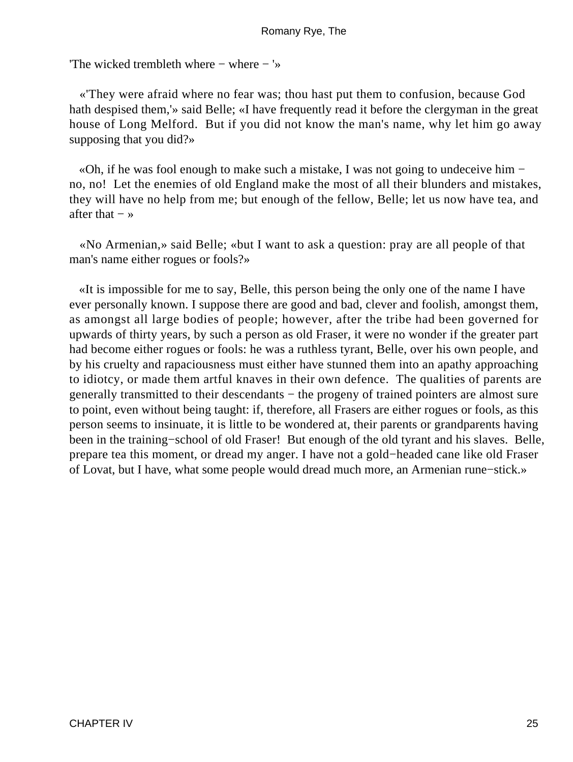'The wicked trembleth where − where − '»

«'They were afraid where no fear was; thou hast put them to confusion, because God hath despised them,'» said Belle; «I have frequently read it before the clergyman in the great house of Long Melford. But if you did not know the man's name, why let him go away supposing that you did?»

«Oh, if he was fool enough to make such a mistake, I was not going to undeceive him − no, no! Let the enemies of old England make the most of all their blunders and mistakes, they will have no help from me; but enough of the fellow, Belle; let us now have tea, and after that − »

«No Armenian,» said Belle; «but I want to ask a question: pray are all people of that man's name either rogues or fools?»

«It is impossible for me to say, Belle, this person being the only one of the name I have ever personally known. I suppose there are good and bad, clever and foolish, amongst them, as amongst all large bodies of people; however, after the tribe had been governed for upwards of thirty years, by such a person as old Fraser, it were no wonder if the greater part had become either rogues or fools: he was a ruthless tyrant, Belle, over his own people, and by his cruelty and rapaciousness must either have stunned them into an apathy approaching to idiotcy, or made them artful knaves in their own defence. The qualities of parents are generally transmitted to their descendants − the progeny of trained pointers are almost sure to point, even without being taught: if, therefore, all Frasers are either rogues or fools, as this person seems to insinuate, it is little to be wondered at, their parents or grandparents having been in the training−school of old Fraser! But enough of the old tyrant and his slaves. Belle, prepare tea this moment, or dread my anger. I have not a gold−headed cane like old Fraser of Lovat, but I have, what some people would dread much more, an Armenian rune−stick.»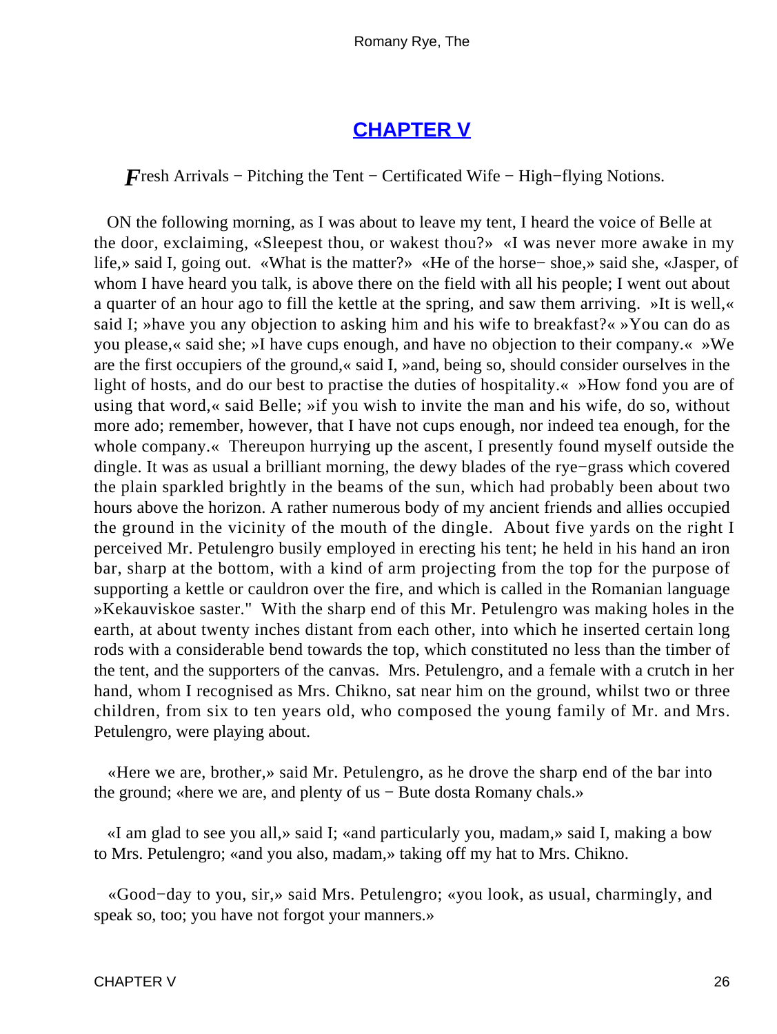## CHAPTER V

*F*resh Arrivals − Pitching the Tent − Certificated Wife − High−flying Notions.

ON the following morning, as I was about to leave my tent, I heard the voice of Belle at the door, exclaiming, «Sleepest thou, or wakest thou?» «I was never more awake in my life,» said I, going out. «What is the matter?» «He of the horse− shoe,» said she, «Jasper, of whom I have heard you talk, is above there on the field with all his people; I went out about a quarter of an hour ago to fill the kettle at the spring, and saw them arriving. »It is well,« said I; »have you any objection to asking him and his wife to breakfast?« »You can do as you please,« said she; »I have cups enough, and have no objection to their company.« »We are the first occupiers of the ground,« said I, »and, being so, should consider ourselves in the light of hosts, and do our best to practise the duties of hospitality.« »How fond you are of using that word,« said Belle; »if you wish to invite the man and his wife, do so, without more ado; remember, however, that I have not cups enough, nor indeed tea enough, for the whole company.« Thereupon hurrying up the ascent, I presently found myself outside the dingle. It was as usual a brilliant morning, the dewy blades of the rye−grass which covered the plain sparkled brightly in the beams of the sun, which had probably been about two hours above the horizon. A rather numerous body of my ancient friends and allies occupied the ground in the vicinity of the mouth of the dingle. About five yards on the right I perceived Mr. Petulengro busily employed in erecting his tent; he held in his hand an iron bar, sharp at the bottom, with a kind of arm projecting from the top for the purpose of supporting a kettle or cauldron over the fire, and which is called in the Romanian language »Kekauviskoe saster." With the sharp end of this Mr. Petulengro was making holes in the earth, at about twenty inches distant from each other, into which he inserted certain long rods with a considerable bend towards the top, which constituted no less than the timber of the tent, and the supporters of the canvas. Mrs. Petulengro, and a female with a crutch in her hand, whom I recognised as Mrs. Chikno, sat near him on the ground, whilst two or three children, from six to ten years old, who composed the young family of Mr. and Mrs. Petulengro, were playing about.

«Here we are, brother,» said Mr. Petulengro, as he drove the sharp end of the bar into the ground; «here we are, and plenty of us − Bute dosta Romany chals.»

«I am glad to see you all,» said I; «and particularly you, madam,» said I, making a bow to Mrs. Petulengro; «and you also, madam,» taking off my hat to Mrs. Chikno.

«Good−day to you, sir,» said Mrs. Petulengro; «you look, as usual, charmingly, and speak so, too; you have not forgot your manners.»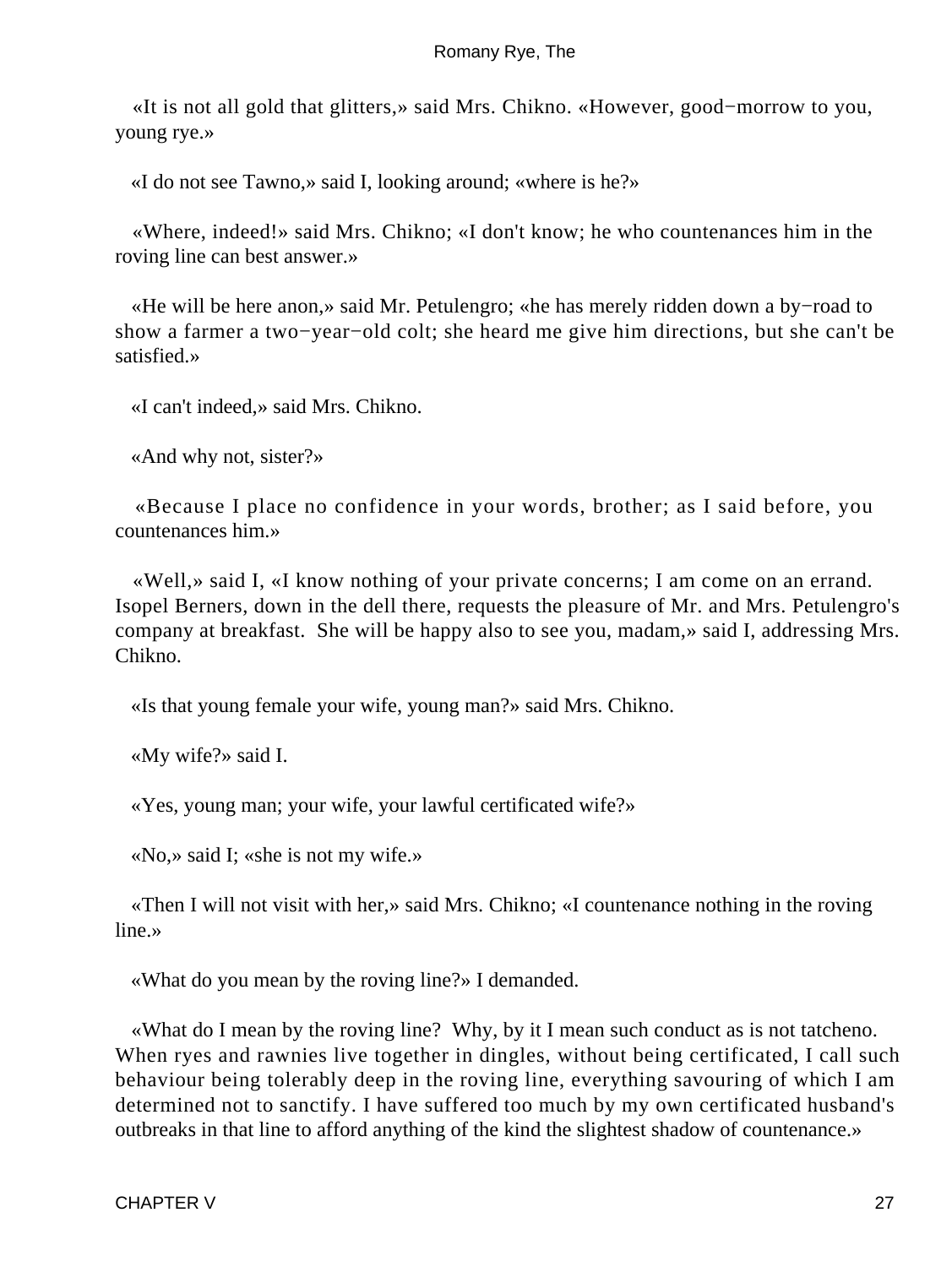«It is not all gold that glitters,» said Mrs. Chikno. «However, good−morrow to you, young rye.»

«I do not see Tawno,» said I, looking around; «where is he?»

«Where, indeed!» said Mrs. Chikno; «I don't know; he who countenances him in the roving line can best answer.»

«He will be here anon,» said Mr. Petulengro; «he has merely ridden down a by−road to show a farmer a two−year−old colt; she heard me give him directions, but she can't be satisfied.»

«I can't indeed,» said Mrs. Chikno.

«And why not, sister?»

«Because I place no confidence in your words, brother; as I said before, you countenances him.»

«Well,» said I, «I know nothing of your private concerns; I am come on an errand. Isopel Berners, down in the dell there, requests the pleasure of Mr. and Mrs. Petulengro's company at breakfast. She will be happy also to see you, madam,» said I, addressing Mrs. Chikno.

«Is that young female your wife, young man?» said Mrs. Chikno.

«My wife?» said I.

«Yes, young man; your wife, your lawful certificated wife?»

«No,» said I; «she is not my wife.»

«Then I will not visit with her,» said Mrs. Chikno; «I countenance nothing in the roving line.»

«What do you mean by the roving line?» I demanded.

«What do I mean by the roving line? Why, by it I mean such conduct as is not tatcheno. When ryes and rawnies live together in dingles, without being certificated, I call such behaviour being tolerably deep in the roving line, everything savouring of which I am determined not to sanctify. I have suffered too much by my own certificated husband's outbreaks in that line to afford anything of the kind the slightest shadow of countenance.»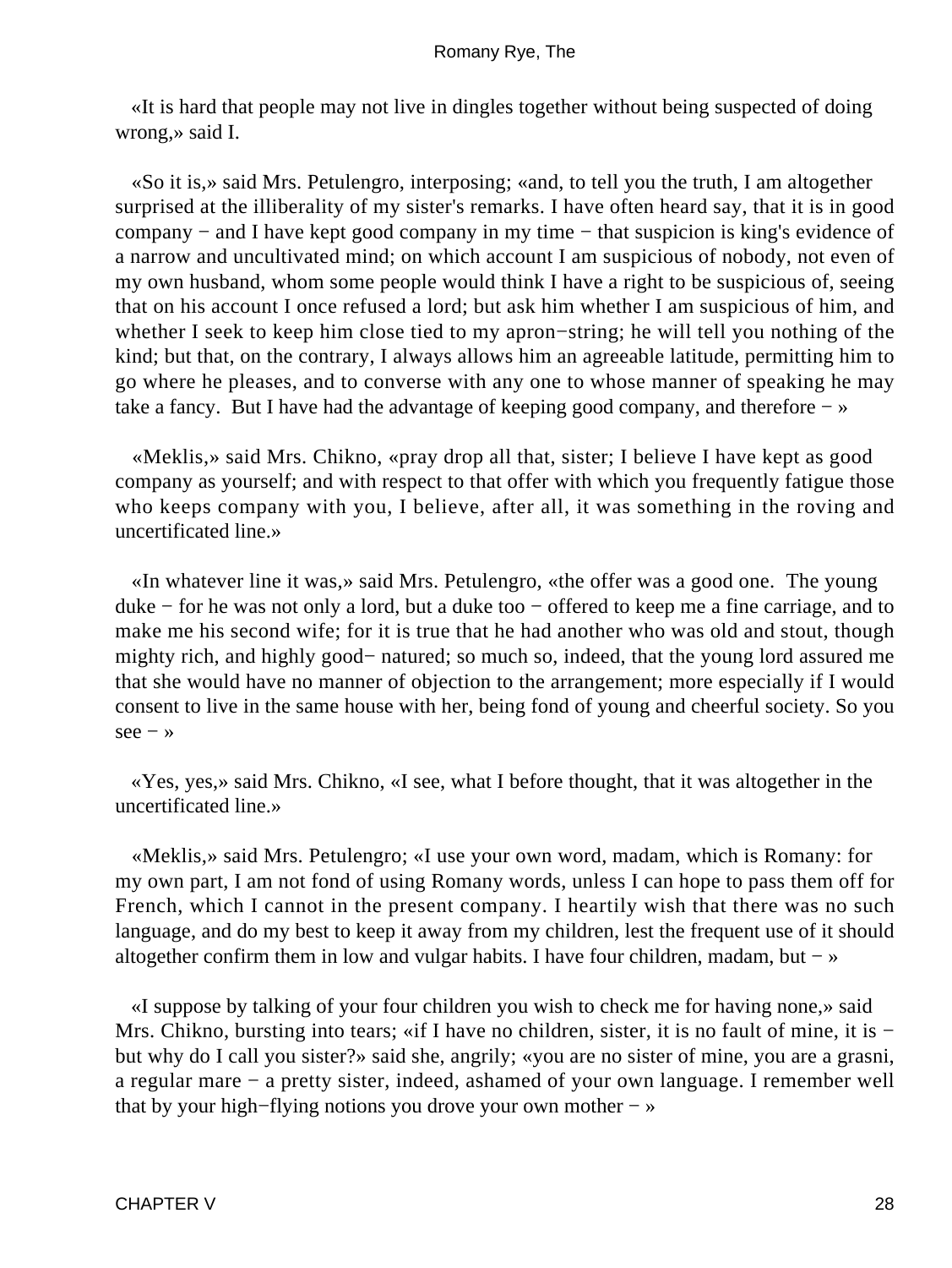«It is hard that people may not live in dingles together without being suspected of doing wrong,» said I.

«So it is,» said Mrs. Petulengro, interposing; «and, to tell you the truth, I am altogether surprised at the illiberality of my sister's remarks. I have often heard say, that it is in good company − and I have kept good company in my time − that suspicion is king's evidence of a narrow and uncultivated mind; on which account I am suspicious of nobody, not even of my own husband, whom some people would think I have a right to be suspicious of, seeing that on his account I once refused a lord; but ask him whether I am suspicious of him, and whether I seek to keep him close tied to my apron−string; he will tell you nothing of the kind; but that, on the contrary, I always allows him an agreeable latitude, permitting him to go where he pleases, and to converse with any one to whose manner of speaking he may take a fancy. But I have had the advantage of keeping good company, and therefore − »

«Meklis,» said Mrs. Chikno, «pray drop all that, sister; I believe I have kept as good company as yourself; and with respect to that offer with which you frequently fatigue those who keeps company with you, I believe, after all, it was something in the roving and uncertificated line.»

«In whatever line it was,» said Mrs. Petulengro, «the offer was a good one. The young duke − for he was not only a lord, but a duke too − offered to keep me a fine carriage, and to make me his second wife; for it is true that he had another who was old and stout, though mighty rich, and highly good− natured; so much so, indeed, that the young lord assured me that she would have no manner of objection to the arrangement; more especially if I would consent to live in the same house with her, being fond of young and cheerful society. So you see − »

«Yes, yes,» said Mrs. Chikno, «I see, what I before thought, that it was altogether in the uncertificated line.»

«Meklis,» said Mrs. Petulengro; «I use your own word, madam, which is Romany: for my own part, I am not fond of using Romany words, unless I can hope to pass them off for French, which I cannot in the present company. I heartily wish that there was no such language, and do my best to keep it away from my children, lest the frequent use of it should altogether confirm them in low and vulgar habits. I have four children, madam, but − »

«I suppose by talking of your four children you wish to check me for having none,» said Mrs. Chikno, bursting into tears; «if I have no children, sister, it is no fault of mine, it is − but why do I call you sister?» said she, angrily; «you are no sister of mine, you are a grasni, a regular mare − a pretty sister, indeed, ashamed of your own language. I remember well that by your high−flying notions you drove your own mother − »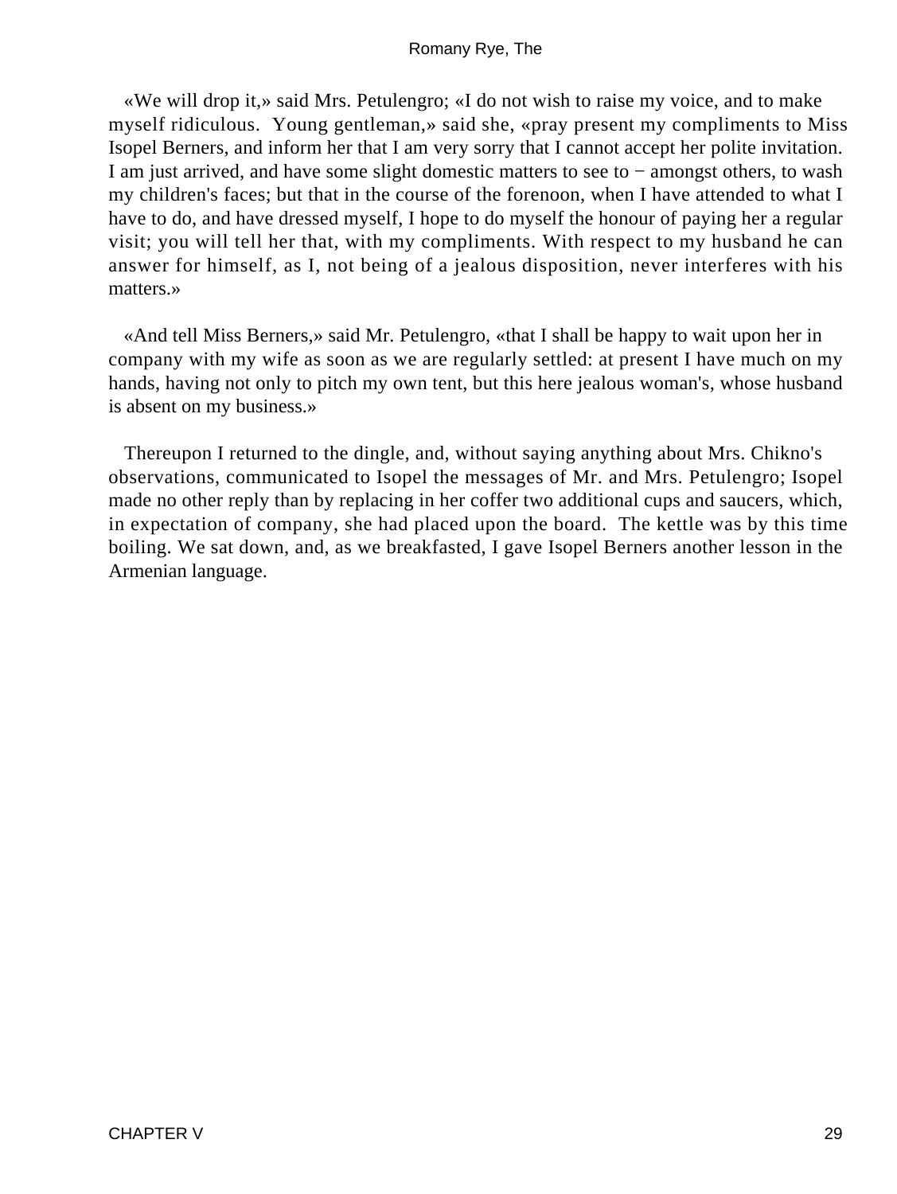«We will drop it,» said Mrs. Petulengro; «I do not wish to raise my voice, and to make myself ridiculous. Young gentleman,» said she, «pray present my compliments to Miss Isopel Berners, and inform her that I am very sorry that I cannot accept her polite invitation. I am just arrived, and have some slight domestic matters to see to − amongst others, to wash my children's faces; but that in the course of the forenoon, when I have attended to what I have to do, and have dressed myself, I hope to do myself the honour of paying her a regular visit; you will tell her that, with my compliments. With respect to my husband he can answer for himself, as I, not being of a jealous disposition, never interferes with his matters.»

«And tell Miss Berners,» said Mr. Petulengro, «that I shall be happy to wait upon her in company with my wife as soon as we are regularly settled: at present I have much on my hands, having not only to pitch my own tent, but this here jealous woman's, whose husband is absent on my business.»

Thereupon I returned to the dingle, and, without saying anything about Mrs. Chikno's observations, communicated to Isopel the messages of Mr. and Mrs. Petulengro; Isopel made no other reply than by replacing in her coffer two additional cups and saucers, which, in expectation of company, she had placed upon the board. The kettle was by this time boiling. We sat down, and, as we breakfasted, I gave Isopel Berners another lesson in the Armenian language.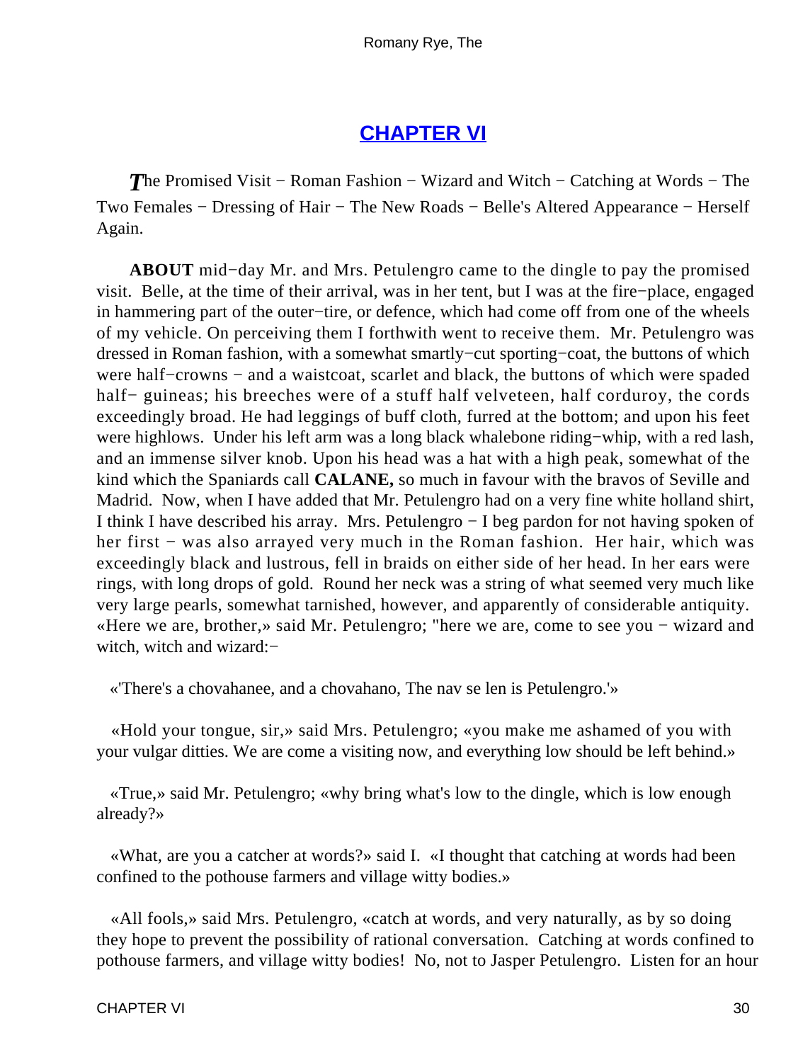## [CHAPTER VI](#)

*T*he Promised Visit − Roman Fashion − Wizard and Witch − Catching at Words − The Two Females − Dressing of Hair − The New Roads − Belle's Altered Appearance − Herself Again.

**ABOUT** mid−day Mr. and Mrs. Petulengro came to the dingle to pay the promised visit. Belle, at the time of their arrival, was in her tent, but I was at the fire−place, engaged in hammering part of the outer−tire, or defence, which had come off from one of the wheels of my vehicle. On perceiving them I forthwith went to receive them. Mr. Petulengro was dressed in Roman fashion, with a somewhat smartly−cut sporting−coat, the buttons of which were half−crowns − and a waistcoat, scarlet and black, the buttons of which were spaded half− guineas; his breeches were of a stuff half velveteen, half corduroy, the cords exceedingly broad. He had leggings of buff cloth, furred at the bottom; and upon his feet were highlows. Under his left arm was a long black whalebone riding−whip, with a red lash, and an immense silver knob. Upon his head was a hat with a high peak, somewhat of the kind which the Spaniards call **CALANE,** so much in favour with the bravos of Seville and Madrid. Now, when I have added that Mr. Petulengro had on a very fine white holland shirt, I think I have described his array. Mrs. Petulengro − I beg pardon for not having spoken of her first − was also arrayed very much in the Roman fashion. Her hair, which was exceedingly black and lustrous, fell in braids on either side of her head. In her ears were rings, with long drops of gold. Round her neck was a string of what seemed very much like very large pearls, somewhat tarnished, however, and apparently of considerable antiquity. «Here we are, brother,» said Mr. Petulengro; "here we are, come to see you − wizard and witch, witch and wizard:−

«'There's a chovahanee, and a chovahano, The nav se len is Petulengro.'»

«Hold your tongue, sir,» said Mrs. Petulengro; «you make me ashamed of you with your vulgar ditties. We are come a visiting now, and everything low should be left behind.»

«True,» said Mr. Petulengro; «why bring what's low to the dingle, which is low enough already?»

«What, are you a catcher at words?» said I. «I thought that catching at words had been confined to the pothouse farmers and village witty bodies.»

«All fools,» said Mrs. Petulengro, «catch at words, and very naturally, as by so doing they hope to prevent the possibility of rational conversation. Catching at words confined to pothouse farmers, and village witty bodies! No, not to Jasper Petulengro. Listen for an hour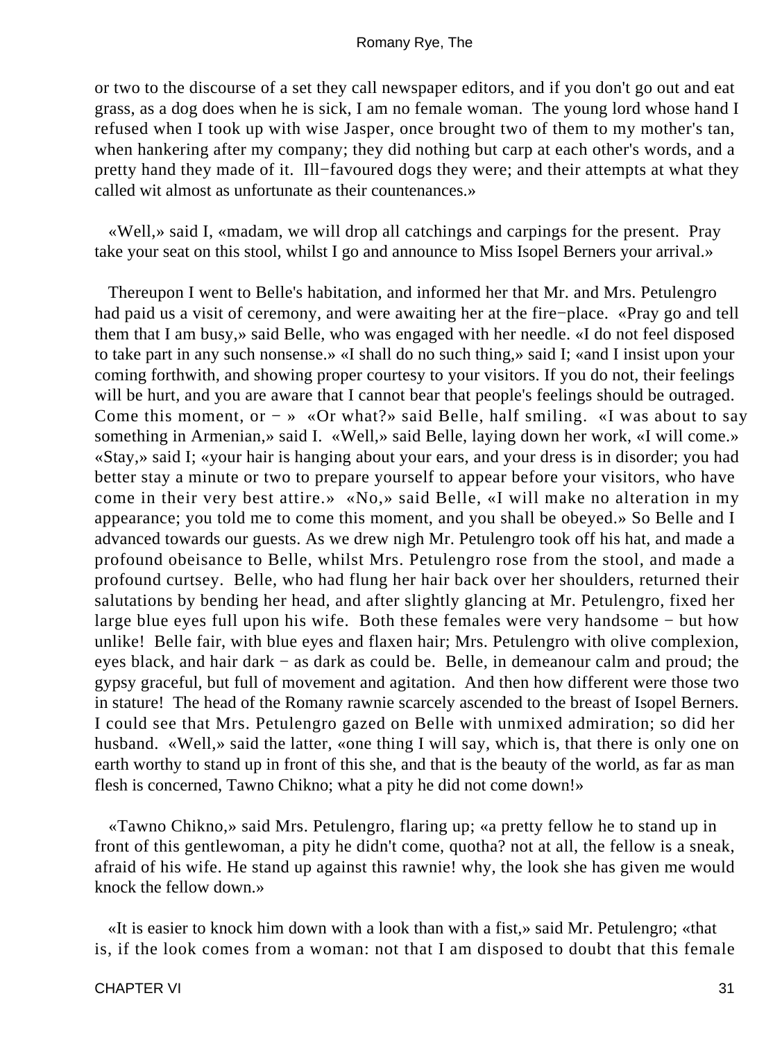or two to the discourse of a set they call newspaper editors, and if you don't go out and eat grass, as a dog does when he is sick, I am no female woman. The young lord whose hand I refused when I took up with wise Jasper, once brought two of them to my mother's tan, when hankering after my company; they did nothing but carp at each other's words, and a pretty hand they made of it. Ill−favoured dogs they were; and their attempts at what they called wit almost as unfortunate as their countenances.»

«Well,» said I, «madam, we will drop all catchings and carpings for the present. Pray take your seat on this stool, whilst I go and announce to Miss Isopel Berners your arrival.»

Thereupon I went to Belle's habitation, and informed her that Mr. and Mrs. Petulengro had paid us a visit of ceremony, and were awaiting her at the fire−place. «Pray go and tell them that I am busy,» said Belle, who was engaged with her needle. «I do not feel disposed to take part in any such nonsense.» «I shall do no such thing,» said I; «and I insist upon your coming forthwith, and showing proper courtesy to your visitors. If you do not, their feelings will be hurt, and you are aware that I cannot bear that people's feelings should be outraged. Come this moment, or − » «Or what?» said Belle, half smiling. «I was about to say something in Armenian,» said I. «Well,» said Belle, laying down her work, «I will come.» «Stay,» said I; «your hair is hanging about your ears, and your dress is in disorder; you had better stay a minute or two to prepare yourself to appear before your visitors, who have come in their very best attire.» «No,» said Belle, «I will make no alteration in my appearance; you told me to come this moment, and you shall be obeyed.» So Belle and I advanced towards our guests. As we drew nigh Mr. Petulengro took off his hat, and made a profound obeisance to Belle, whilst Mrs. Petulengro rose from the stool, and made a profound curtsey. Belle, who had flung her hair back over her shoulders, returned their salutations by bending her head, and after slightly glancing at Mr. Petulengro, fixed her large blue eyes full upon his wife. Both these females were very handsome − but how unlike! Belle fair, with blue eyes and flaxen hair; Mrs. Petulengro with olive complexion, eyes black, and hair dark − as dark as could be. Belle, in demeanour calm and proud; the gypsy graceful, but full of movement and agitation. And then how different were those two in stature! The head of the Romany rawnie scarcely ascended to the breast of Isopel Berners. I could see that Mrs. Petulengro gazed on Belle with unmixed admiration; so did her husband. «Well,» said the latter, «one thing I will say, which is, that there is only one on earth worthy to stand up in front of this she, and that is the beauty of the world, as far as man flesh is concerned, Tawno Chikno; what a pity he did not come down!»

«Tawno Chikno,» said Mrs. Petulengro, flaring up; «a pretty fellow he to stand up in front of this gentlewoman, a pity he didn't come, quotha? not at all, the fellow is a sneak, afraid of his wife. He stand up against this rawnie! why, the look she has given me would knock the fellow down.»

«It is easier to knock him down with a look than with a fist,» said Mr. Petulengro; «that is, if the look comes from a woman: not that I am disposed to doubt that this female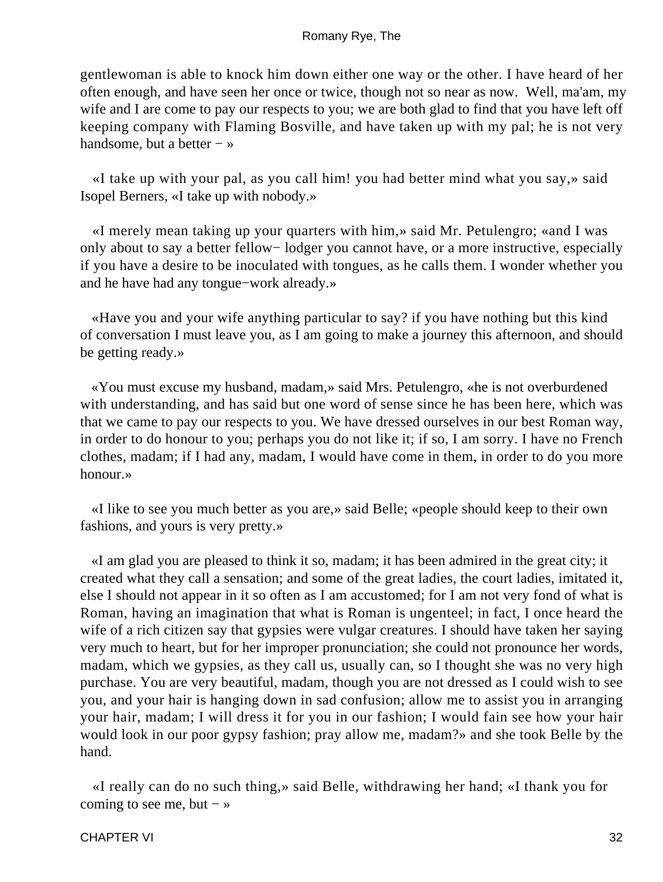gentlewoman is able to knock him down either one way or the other. I have heard of her often enough, and have seen her once or twice, though not so near as now. Well, ma'am, my wife and I are come to pay our respects to you; we are both glad to find that you have left off keeping company with Flaming Bosville, and have taken up with my pal; he is not very handsome, but a better − »

«I take up with your pal, as you call him! you had better mind what you say,» said Isopel Berners, «I take up with nobody.»

«I merely mean taking up your quarters with him,» said Mr. Petulengro; «and I was only about to say a better fellow− lodger you cannot have, or a more instructive, especially if you have a desire to be inoculated with tongues, as he calls them. I wonder whether you and he have had any tongue−work already.»

«Have you and your wife anything particular to say? if you have nothing but this kind of conversation I must leave you, as I am going to make a journey this afternoon, and should be getting ready.»

«You must excuse my husband, madam,» said Mrs. Petulengro, «he is not overburdened with understanding, and has said but one word of sense since he has been here, which was that we came to pay our respects to you. We have dressed ourselves in our best Roman way, in order to do honour to you; perhaps you do not like it; if so, I am sorry. I have no French clothes, madam; if I had any, madam, I would have come in them, in order to do you more honour.»

«I like to see you much better as you are,» said Belle; «people should keep to their own fashions, and yours is very pretty.»

«I am glad you are pleased to think it so, madam; it has been admired in the great city; it created what they call a sensation; and some of the great ladies, the court ladies, imitated it, else I should not appear in it so often as I am accustomed; for I am not very fond of what is Roman, having an imagination that what is Roman is ungenteel; in fact, I once heard the wife of a rich citizen say that gypsies were vulgar creatures. I should have taken her saying very much to heart, but for her improper pronunciation; she could not pronounce her words, madam, which we gypsies, as they call us, usually can, so I thought she was no very high purchase. You are very beautiful, madam, though you are not dressed as I could wish to see you, and your hair is hanging down in sad confusion; allow me to assist you in arranging your hair, madam; I will dress it for you in our fashion; I would fain see how your hair would look in our poor gypsy fashion; pray allow me, madam?» and she took Belle by the hand.

«I really can do no such thing,» said Belle, withdrawing her hand; «I thank you for coming to see me, but − »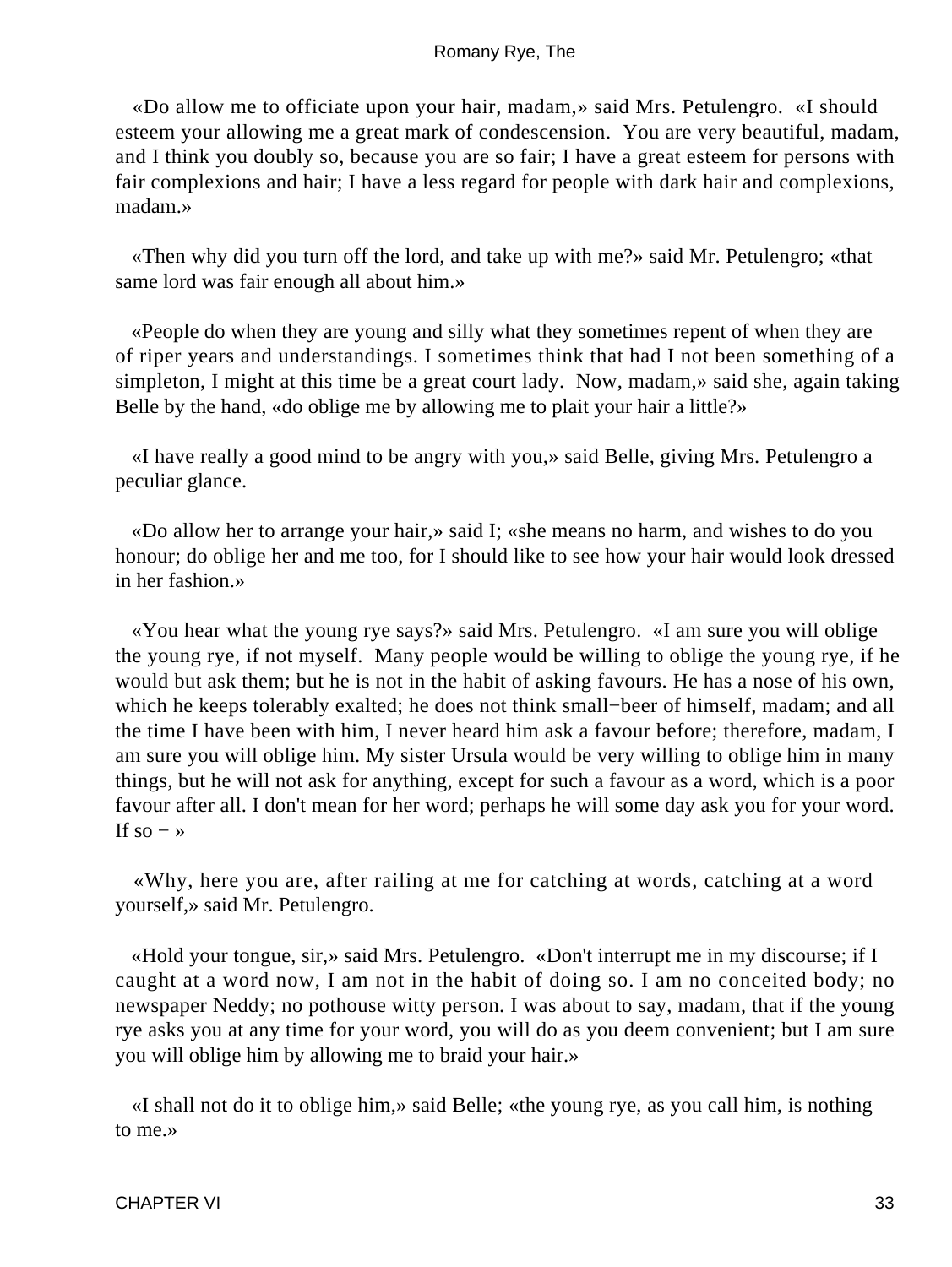«Do allow me to officiate upon your hair, madam,» said Mrs. Petulengro. «I should esteem your allowing me a great mark of condescension. You are very beautiful, madam, and I think you doubly so, because you are so fair; I have a great esteem for persons with fair complexions and hair; I have a less regard for people with dark hair and complexions, madam.»

«Then why did you turn off the lord, and take up with me?» said Mr. Petulengro; «that same lord was fair enough all about him.»

«People do when they are young and silly what they sometimes repent of when they are of riper years and understandings. I sometimes think that had I not been something of a simpleton, I might at this time be a great court lady. Now, madam,» said she, again taking Belle by the hand, «do oblige me by allowing me to plait your hair a little?»

«I have really a good mind to be angry with you,» said Belle, giving Mrs. Petulengro a peculiar glance.

«Do allow her to arrange your hair,» said I; «she means no harm, and wishes to do you honour; do oblige her and me too, for I should like to see how your hair would look dressed in her fashion.»

«You hear what the young rye says?» said Mrs. Petulengro. «I am sure you will oblige the young rye, if not myself. Many people would be willing to oblige the young rye, if he would but ask them; but he is not in the habit of asking favours. He has a nose of his own, which he keeps tolerably exalted; he does not think small−beer of himself, madam; and all the time I have been with him, I never heard him ask a favour before; therefore, madam, I am sure you will oblige him. My sister Ursula would be very willing to oblige him in many things, but he will not ask for anything, except for such a favour as a word, which is a poor favour after all. I don't mean for her word; perhaps he will some day ask you for your word. If so − »

«Why, here you are, after railing at me for catching at words, catching at a word yourself,» said Mr. Petulengro.

«Hold your tongue, sir,» said Mrs. Petulengro. «Don't interrupt me in my discourse; if I caught at a word now, I am not in the habit of doing so. I am no conceited body; no newspaper Neddy; no pothouse witty person. I was about to say, madam, that if the young rye asks you at any time for your word, you will do as you deem convenient; but I am sure you will oblige him by allowing me to braid your hair.»

«I shall not do it to oblige him,» said Belle; «the young rye, as you call him, is nothing to me.»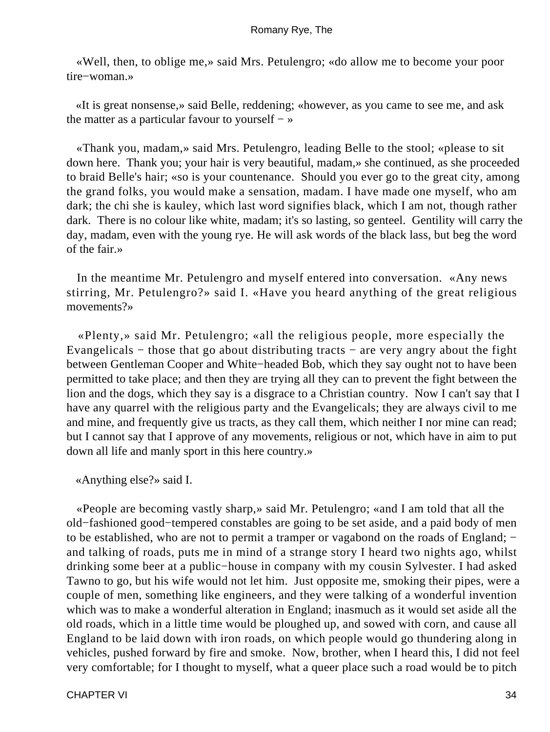«Well, then, to oblige me,» said Mrs. Petulengro; «do allow me to become your poor tire−woman.»

«It is great nonsense,» said Belle, reddening; «however, as you came to see me, and ask the matter as a particular favour to yourself − »

«Thank you, madam,» said Mrs. Petulengro, leading Belle to the stool; «please to sit down here. Thank you; your hair is very beautiful, madam,» she continued, as she proceeded to braid Belle's hair; «so is your countenance. Should you ever go to the great city, among the grand folks, you would make a sensation, madam. I have made one myself, who am dark; the chi she is kauley, which last word signifies black, which I am not, though rather dark. There is no colour like white, madam; it's so lasting, so genteel. Gentility will carry the day, madam, even with the young rye. He will ask words of the black lass, but beg the word of the fair.»

In the meantime Mr. Petulengro and myself entered into conversation. «Any news stirring, Mr. Petulengro?» said I. «Have you heard anything of the great religious movements?»

«Plenty,» said Mr. Petulengro; «all the religious people, more especially the Evangelicals − those that go about distributing tracts − are very angry about the fight between Gentleman Cooper and White−headed Bob, which they say ought not to have been permitted to take place; and then they are trying all they can to prevent the fight between the lion and the dogs, which they say is a disgrace to a Christian country. Now I can't say that I have any quarrel with the religious party and the Evangelicals; they are always civil to me and mine, and frequently give us tracts, as they call them, which neither I nor mine can read; but I cannot say that I approve of any movements, religious or not, which have in aim to put down all life and manly sport in this here country.»

«Anything else?» said I.

«People are becoming vastly sharp,» said Mr. Petulengro; «and I am told that all the old−fashioned good−tempered constables are going to be set aside, and a paid body of men to be established, who are not to permit a tramper or vagabond on the roads of England; − and talking of roads, puts me in mind of a strange story I heard two nights ago, whilst drinking some beer at a public−house in company with my cousin Sylvester. I had asked Tawno to go, but his wife would not let him. Just opposite me, smoking their pipes, were a couple of men, something like engineers, and they were talking of a wonderful invention which was to make a wonderful alteration in England; inasmuch as it would set aside all the old roads, which in a little time would be ploughed up, and sowed with corn, and cause all England to be laid down with iron roads, on which people would go thundering along in vehicles, pushed forward by fire and smoke. Now, brother, when I heard this, I did not feel very comfortable; for I thought to myself, what a queer place such a road would be to pitch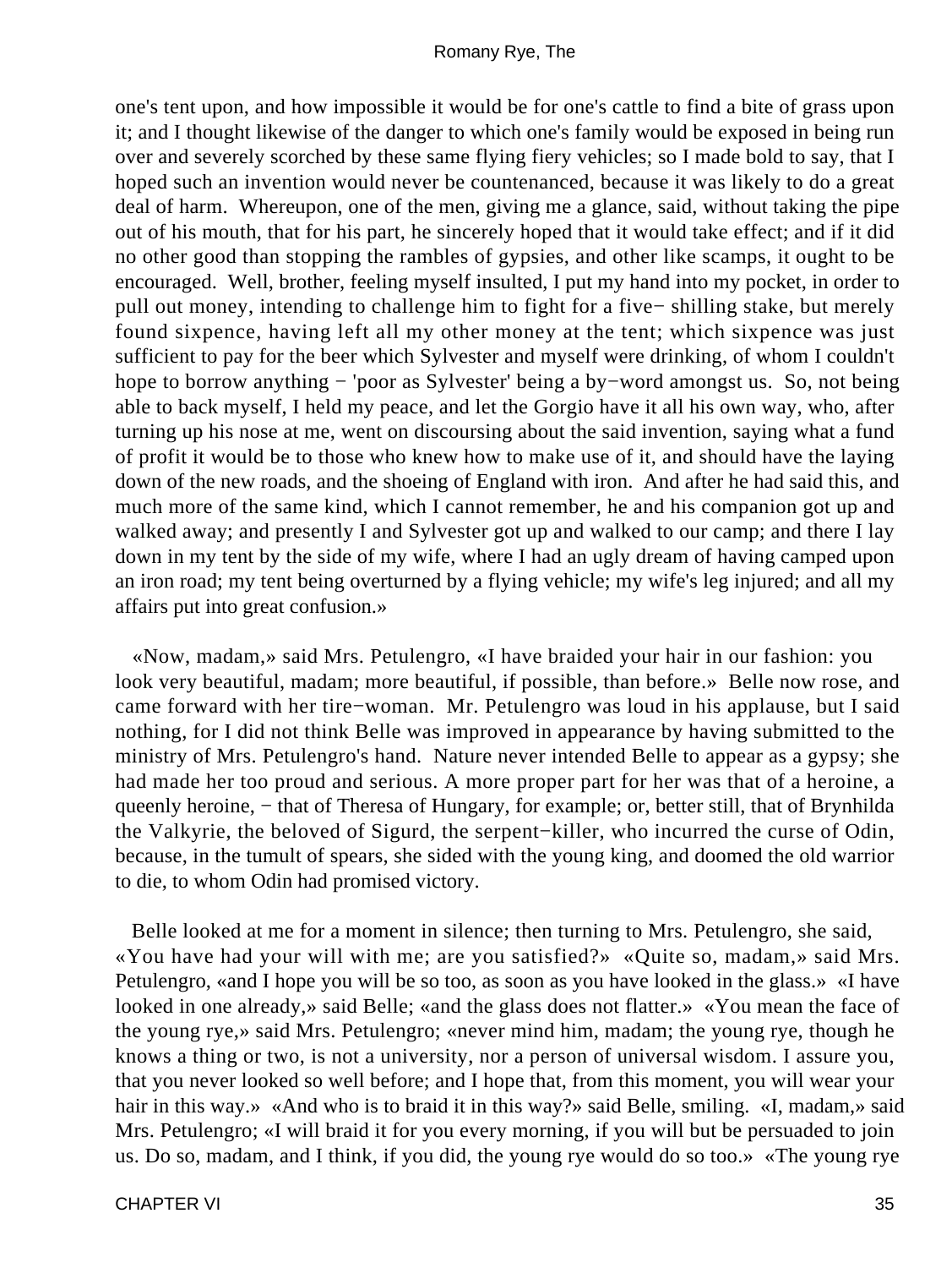one's tent upon, and how impossible it would be for one's cattle to find a bite of grass upon it; and I thought likewise of the danger to which one's family would be exposed in being run over and severely scorched by these same flying fiery vehicles; so I made bold to say, that I hoped such an invention would never be countenanced, because it was likely to do a great deal of harm. Whereupon, one of the men, giving me a glance, said, without taking the pipe out of his mouth, that for his part, he sincerely hoped that it would take effect; and if it did no other good than stopping the rambles of gypsies, and other like scamps, it ought to be encouraged. Well, brother, feeling myself insulted, I put my hand into my pocket, in order to pull out money, intending to challenge him to fight for a five− shilling stake, but merely found sixpence, having left all my other money at the tent; which sixpence was just sufficient to pay for the beer which Sylvester and myself were drinking, of whom I couldn't hope to borrow anything − 'poor as Sylvester' being a by−word amongst us. So, not being able to back myself, I held my peace, and let the Gorgio have it all his own way, who, after turning up his nose at me, went on discoursing about the said invention, saying what a fund of profit it would be to those who knew how to make use of it, and should have the laying down of the new roads, and the shoeing of England with iron. And after he had said this, and much more of the same kind, which I cannot remember, he and his companion got up and walked away; and presently I and Sylvester got up and walked to our camp; and there I lay down in my tent by the side of my wife, where I had an ugly dream of having camped upon an iron road; my tent being overturned by a flying vehicle; my wife's leg injured; and all my affairs put into great confusion.»

«Now, madam,» said Mrs. Petulengro, «I have braided your hair in our fashion: you look very beautiful, madam; more beautiful, if possible, than before.» Belle now rose, and came forward with her tire−woman. Mr. Petulengro was loud in his applause, but I said nothing, for I did not think Belle was improved in appearance by having submitted to the ministry of Mrs. Petulengro's hand. Nature never intended Belle to appear as a gypsy; she had made her too proud and serious. A more proper part for her was that of a heroine, a queenly heroine, − that of Theresa of Hungary, for example; or, better still, that of Brynhilda the Valkyrie, the beloved of Sigurd, the serpent−killer, who incurred the curse of Odin, because, in the tumult of spears, she sided with the young king, and doomed the old warrior to die, to whom Odin had promised victory.

Belle looked at me for a moment in silence; then turning to Mrs. Petulengro, she said, «You have had your will with me; are you satisfied?» «Quite so, madam,» said Mrs. Petulengro, «and I hope you will be so too, as soon as you have looked in the glass.» «I have looked in one already,» said Belle; «and the glass does not flatter.» «You mean the face of the young rye,» said Mrs. Petulengro; «never mind him, madam; the young rye, though he knows a thing or two, is not a university, nor a person of universal wisdom. I assure you, that you never looked so well before; and I hope that, from this moment, you will wear your hair in this way.» «And who is to braid it in this way?» said Belle, smiling. «I, madam,» said Mrs. Petulengro; «I will braid it for you every morning, if you will but be persuaded to join us. Do so, madam, and I think, if you did, the young rye would do so too.» «The young rye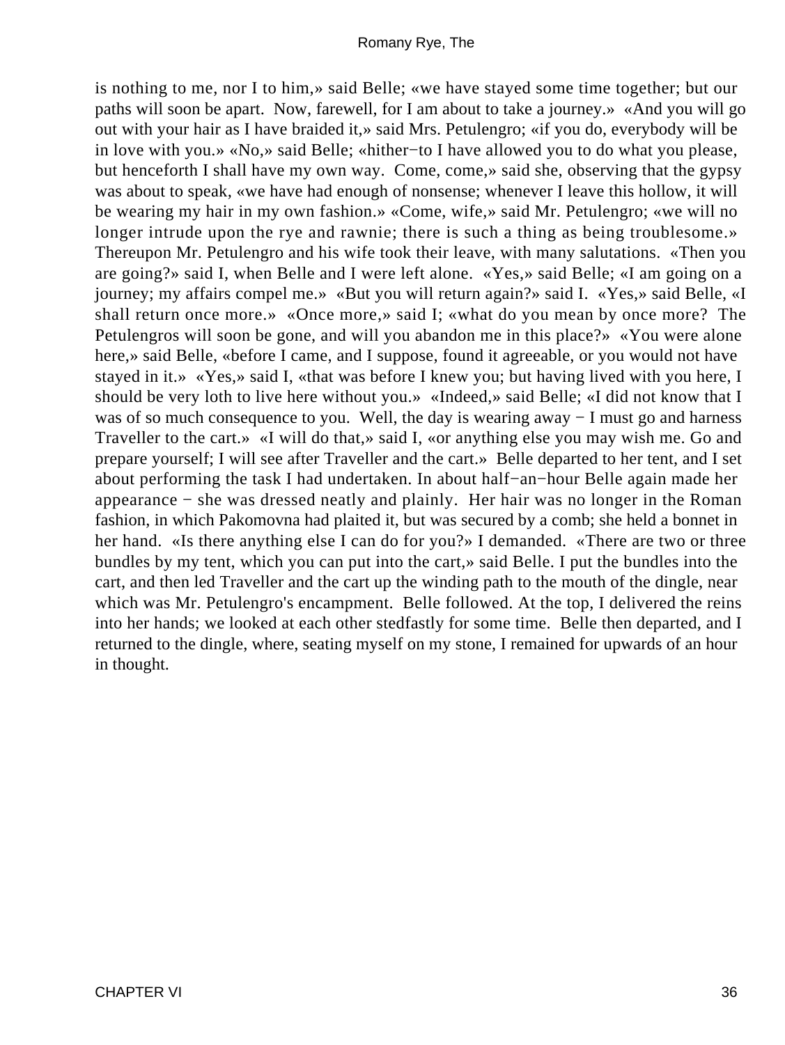is nothing to me, nor I to him,» said Belle; «we have stayed some time together; but our paths will soon be apart. Now, farewell, for I am about to take a journey.» «And you will go out with your hair as I have braided it,» said Mrs. Petulengro; «if you do, everybody will be in love with you.» «No,» said Belle; «hither−to I have allowed you to do what you please, but henceforth I shall have my own way. Come, come,» said she, observing that the gypsy was about to speak, «we have had enough of nonsense; whenever I leave this hollow, it will be wearing my hair in my own fashion.» «Come, wife,» said Mr. Petulengro; «we will no longer intrude upon the rye and rawnie; there is such a thing as being troublesome.» Thereupon Mr. Petulengro and his wife took their leave, with many salutations. «Then you are going?» said I, when Belle and I were left alone. «Yes,» said Belle; «I am going on a journey; my affairs compel me.» «But you will return again?» said I. «Yes,» said Belle, «I shall return once more.» «Once more,» said I; «what do you mean by once more? The Petulengros will soon be gone, and will you abandon me in this place?» «You were alone here,» said Belle, «before I came, and I suppose, found it agreeable, or you would not have stayed in it.» «Yes,» said I, «that was before I knew you; but having lived with you here, I should be very loth to live here without you.» «Indeed,» said Belle; «I did not know that I was of so much consequence to you. Well, the day is wearing away − I must go and harness Traveller to the cart.» «I will do that,» said I, «or anything else you may wish me. Go and prepare yourself; I will see after Traveller and the cart.» Belle departed to her tent, and I set about performing the task I had undertaken. In about half−an−hour Belle again made her appearance − she was dressed neatly and plainly. Her hair was no longer in the Roman fashion, in which Pakomovna had plaited it, but was secured by a comb; she held a bonnet in her hand. «Is there anything else I can do for you?» I demanded. «There are two or three bundles by my tent, which you can put into the cart,» said Belle. I put the bundles into the cart, and then led Traveller and the cart up the winding path to the mouth of the dingle, near which was Mr. Petulengro's encampment. Belle followed. At the top, I delivered the reins into her hands; we looked at each other stedfastly for some time. Belle then departed, and I returned to the dingle, where, seating myself on my stone, I remained for upwards of an hour in thought.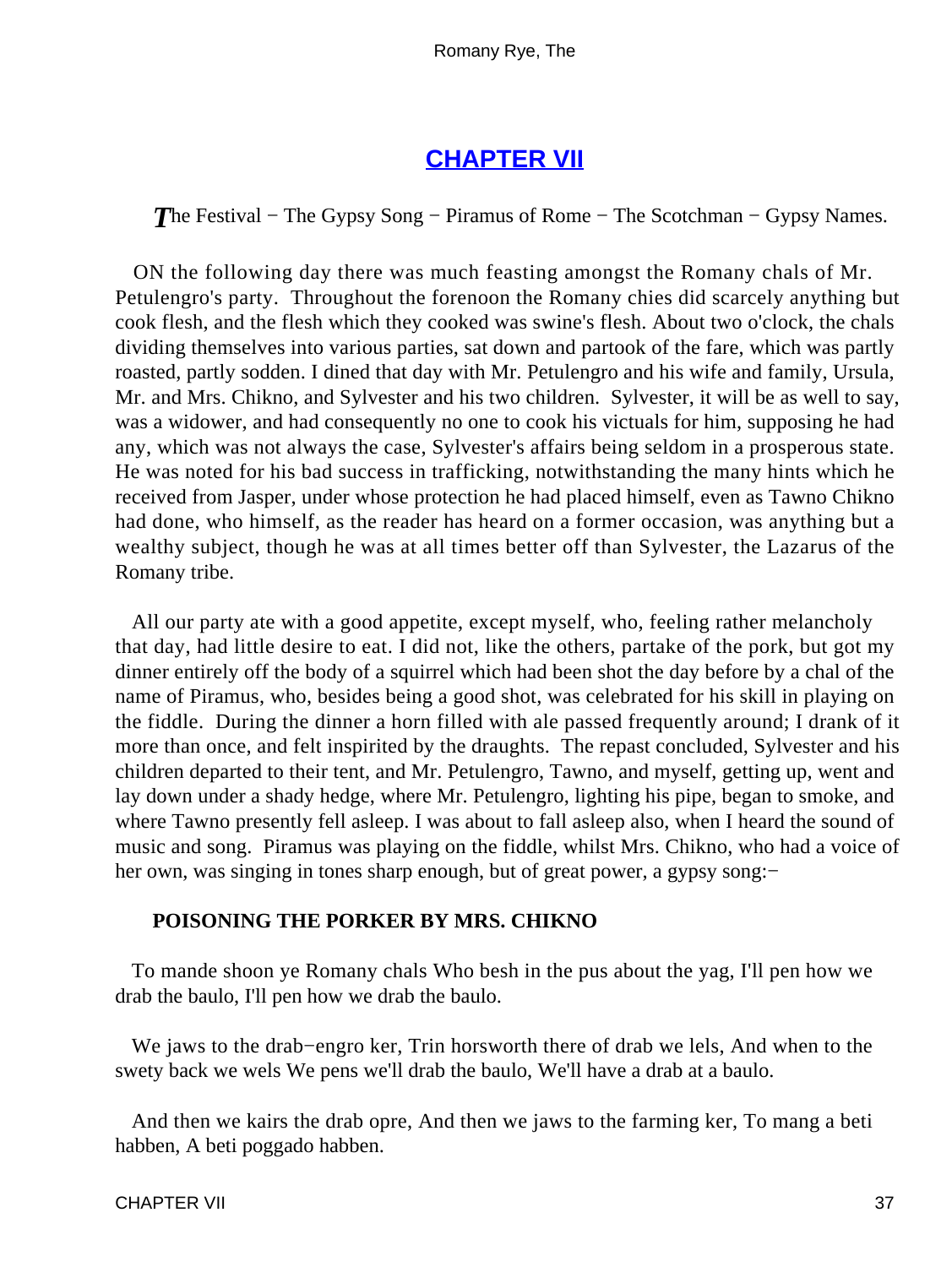## [CHAPTER VII](#)

*T*he Festival − The Gypsy Song − Piramus of Rome − The Scotchman − Gypsy Names.

ON the following day there was much feasting amongst the Romany chals of Mr. Petulengro's party. Throughout the forenoon the Romany chies did scarcely anything but cook flesh, and the flesh which they cooked was swine's flesh. About two o'clock, the chals dividing themselves into various parties, sat down and partook of the fare, which was partly roasted, partly sodden. I dined that day with Mr. Petulengro and his wife and family, Ursula, Mr. and Mrs. Chikno, and Sylvester and his two children. Sylvester, it will be as well to say, was a widower, and had consequently no one to cook his victuals for him, supposing he had any, which was not always the case, Sylvester's affairs being seldom in a prosperous state. He was noted for his bad success in trafficking, notwithstanding the many hints which he received from Jasper, under whose protection he had placed himself, even as Tawno Chikno had done, who himself, as the reader has heard on a former occasion, was anything but a wealthy subject, though he was at all times better off than Sylvester, the Lazarus of the Romany tribe.

All our party ate with a good appetite, except myself, who, feeling rather melancholy that day, had little desire to eat. I did not, like the others, partake of the pork, but got my dinner entirely off the body of a squirrel which had been shot the day before by a chal of the name of Piramus, who, besides being a good shot, was celebrated for his skill in playing on the fiddle. During the dinner a horn filled with ale passed frequently around; I drank of it more than once, and felt inspirited by the draughts. The repast concluded, Sylvester and his children departed to their tent, and Mr. Petulengro, Tawno, and myself, getting up, went and lay down under a shady hedge, where Mr. Petulengro, lighting his pipe, began to smoke, and where Tawno presently fell asleep. I was about to fall asleep also, when I heard the sound of music and song. Piramus was playing on the fiddle, whilst Mrs. Chikno, who had a voice of her own, was singing in tones sharp enough, but of great power, a gypsy song:−

**POISONING THE PORKER BY MRS. CHIKNO**

To mande shoon ye Romany chals Who besh in the pus about the yag, I'll pen how we drab the baulo, I'll pen how we drab the baulo.

We jaws to the drab−engro ker, Trin horsworth there of drab we lels, And when to the swety back we wels We pens we'll drab the baulo, We'll have a drab at a baulo.

And then we kairs the drab opre, And then we jaws to the farming ker, To mang a beti habben, A beti poggado habben.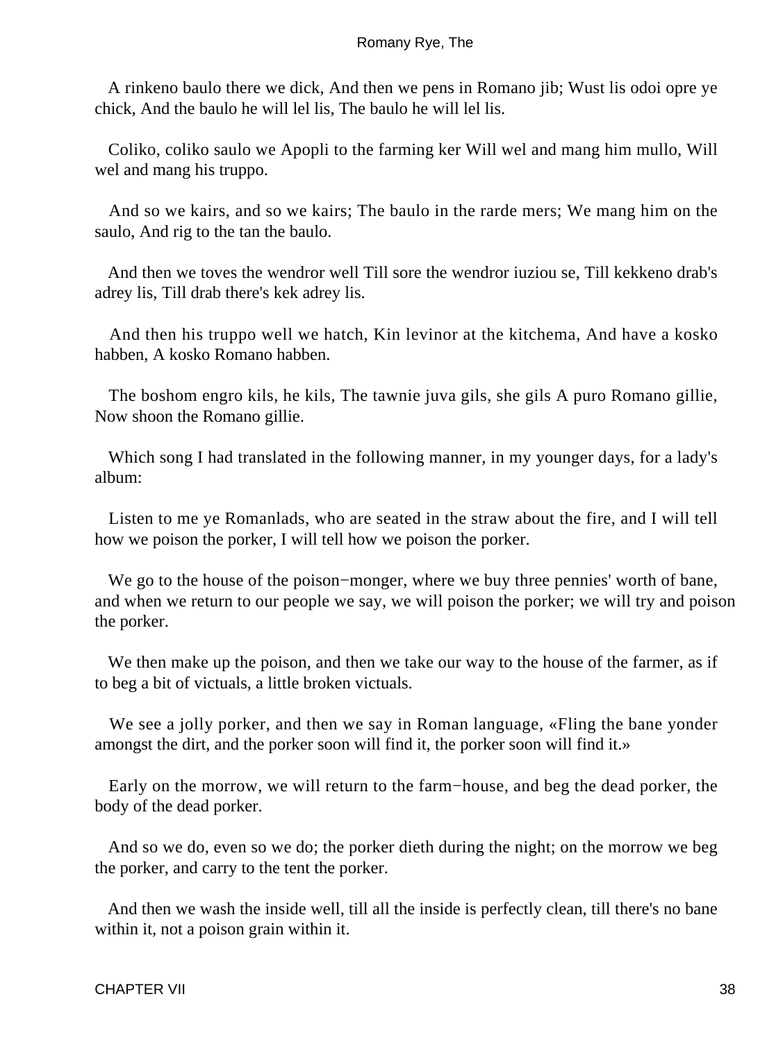A rinkeno baulo there we dick, And then we pens in Romano jib; Wust lis odoi opre ye chick, And the baulo he will lel lis, The baulo he will lel lis.

Coliko, coliko saulo we Apopli to the farming ker Will wel and mang him mullo, Will wel and mang his truppo.

And so we kairs, and so we kairs; The baulo in the rarde mers; We mang him on the saulo, And rig to the tan the baulo.

And then we toves the wendror well Till sore the wendror iuziou se, Till kekkeno drab's adrey lis, Till drab there's kek adrey lis.

And then his truppo well we hatch, Kin levinor at the kitchema, And have a kosko habben, A kosko Romano habben.

The boshom engro kils, he kils, The tawnie juva gils, she gils A puro Romano gillie, Now shoon the Romano gillie.

Which song I had translated in the following manner, in my younger days, for a lady's album:

Listen to me ye Romanlads, who are seated in the straw about the fire, and I will tell how we poison the porker, I will tell how we poison the porker.

We go to the house of the poison−monger, where we buy three pennies' worth of bane, and when we return to our people we say, we will poison the porker; we will try and poison the porker.

We then make up the poison, and then we take our way to the house of the farmer, as if to beg a bit of victuals, a little broken victuals.

We see a jolly porker, and then we say in Roman language, «Fling the bane yonder amongst the dirt, and the porker soon will find it, the porker soon will find it.»

Early on the morrow, we will return to the farm−house, and beg the dead porker, the body of the dead porker.

And so we do, even so we do; the porker dieth during the night; on the morrow we beg the porker, and carry to the tent the porker.

And then we wash the inside well, till all the inside is perfectly clean, till there's no bane within it, not a poison grain within it.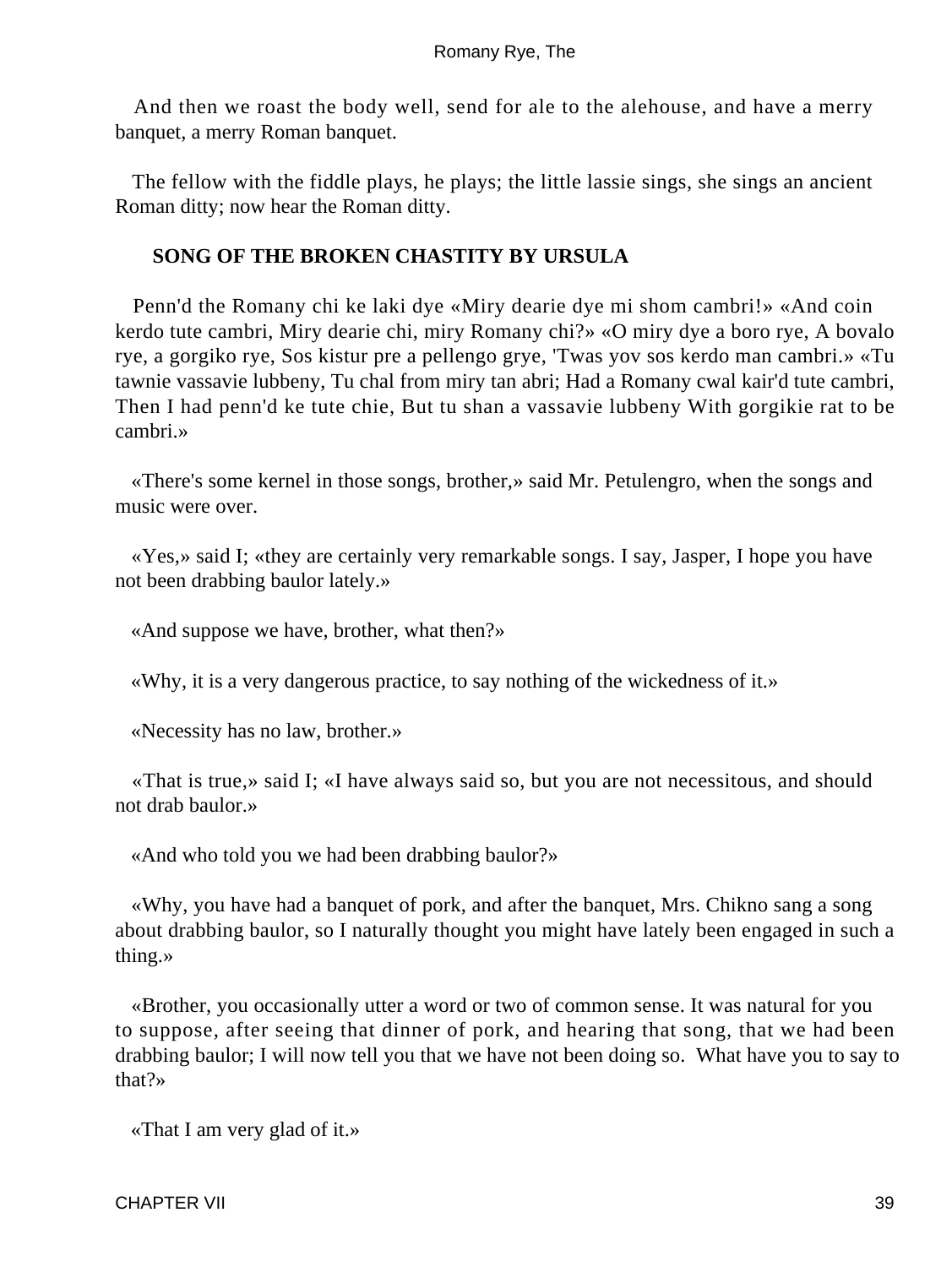And then we roast the body well, send for ale to the alehouse, and have a merry banquet, a merry Roman banquet.

The fellow with the fiddle plays, he plays; the little lassie sings, she sings an ancient Roman ditty; now hear the Roman ditty.

**SONG OF THE BROKEN CHASTITY BY URSULA**

Penn'd the Romany chi ke laki dye «Miry dearie dye mi shom cambri!» «And coin kerdo tute cambri, Miry dearie chi, miry Romany chi?» «O miry dye a boro rye, A bovalo rye, a gorgiko rye, Sos kistur pre a pellengo grye, 'Twas yov sos kerdo man cambri.» «Tu tawnie vassavie lubbeny, Tu chal from miry tan abri; Had a Romany cwal kair'd tute cambri, Then I had penn'd ke tute chie, But tu shan a vassavie lubbeny With gorgikie rat to be cambri.»

«There's some kernel in those songs, brother,» said Mr. Petulengro, when the songs and music were over.

«Yes,» said I; «they are certainly very remarkable songs. I say, Jasper, I hope you have not been drabbing baulor lately.»

«And suppose we have, brother, what then?»

«Why, it is a very dangerous practice, to say nothing of the wickedness of it.»

«Necessity has no law, brother.»

«That is true,» said I; «I have always said so, but you are not necessitous, and should not drab baulor.»

«And who told you we had been drabbing baulor?»

«Why, you have had a banquet of pork, and after the banquet, Mrs. Chikno sang a song about drabbing baulor, so I naturally thought you might have lately been engaged in such a thing.»

«Brother, you occasionally utter a word or two of common sense. It was natural for you to suppose, after seeing that dinner of pork, and hearing that song, that we had been drabbing baulor; I will now tell you that we have not been doing so. What have you to say to that?»

«That I am very glad of it.»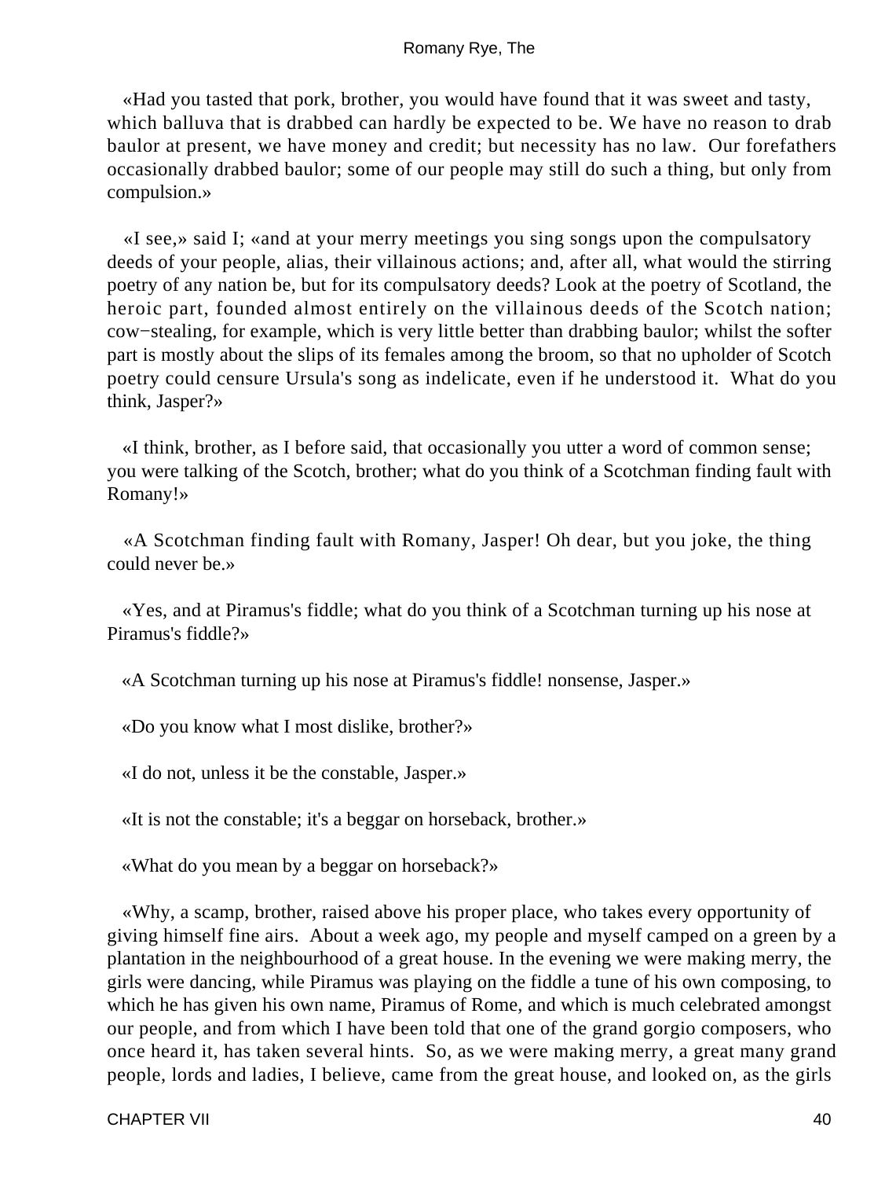«Had you tasted that pork, brother, you would have found that it was sweet and tasty, which balluva that is drabbed can hardly be expected to be. We have no reason to drab baulor at present, we have money and credit; but necessity has no law. Our forefathers occasionally drabbed baulor; some of our people may still do such a thing, but only from compulsion.»

«I see,» said I; «and at your merry meetings you sing songs upon the compulsatory deeds of your people, alias, their villainous actions; and, after all, what would the stirring poetry of any nation be, but for its compulsatory deeds? Look at the poetry of Scotland, the heroic part, founded almost entirely on the villainous deeds of the Scotch nation; cow−stealing, for example, which is very little better than drabbing baulor; whilst the softer part is mostly about the slips of its females among the broom, so that no upholder of Scotch poetry could censure Ursula's song as indelicate, even if he understood it. What do you think, Jasper?»

«I think, brother, as I before said, that occasionally you utter a word of common sense; you were talking of the Scotch, brother; what do you think of a Scotchman finding fault with Romany!»

«A Scotchman finding fault with Romany, Jasper! Oh dear, but you joke, the thing could never be.»

«Yes, and at Piramus's fiddle; what do you think of a Scotchman turning up his nose at Piramus's fiddle?»

«A Scotchman turning up his nose at Piramus's fiddle! nonsense, Jasper.»

«Do you know what I most dislike, brother?»

«I do not, unless it be the constable, Jasper.»

«It is not the constable; it's a beggar on horseback, brother.»

«What do you mean by a beggar on horseback?»

«Why, a scamp, brother, raised above his proper place, who takes every opportunity of giving himself fine airs. About a week ago, my people and myself camped on a green by a plantation in the neighbourhood of a great house. In the evening we were making merry, the girls were dancing, while Piramus was playing on the fiddle a tune of his own composing, to which he has given his own name, Piramus of Rome, and which is much celebrated amongst our people, and from which I have been told that one of the grand gorgio composers, who once heard it, has taken several hints. So, as we were making merry, a great many grand people, lords and ladies, I believe, came from the great house, and looked on, as the girls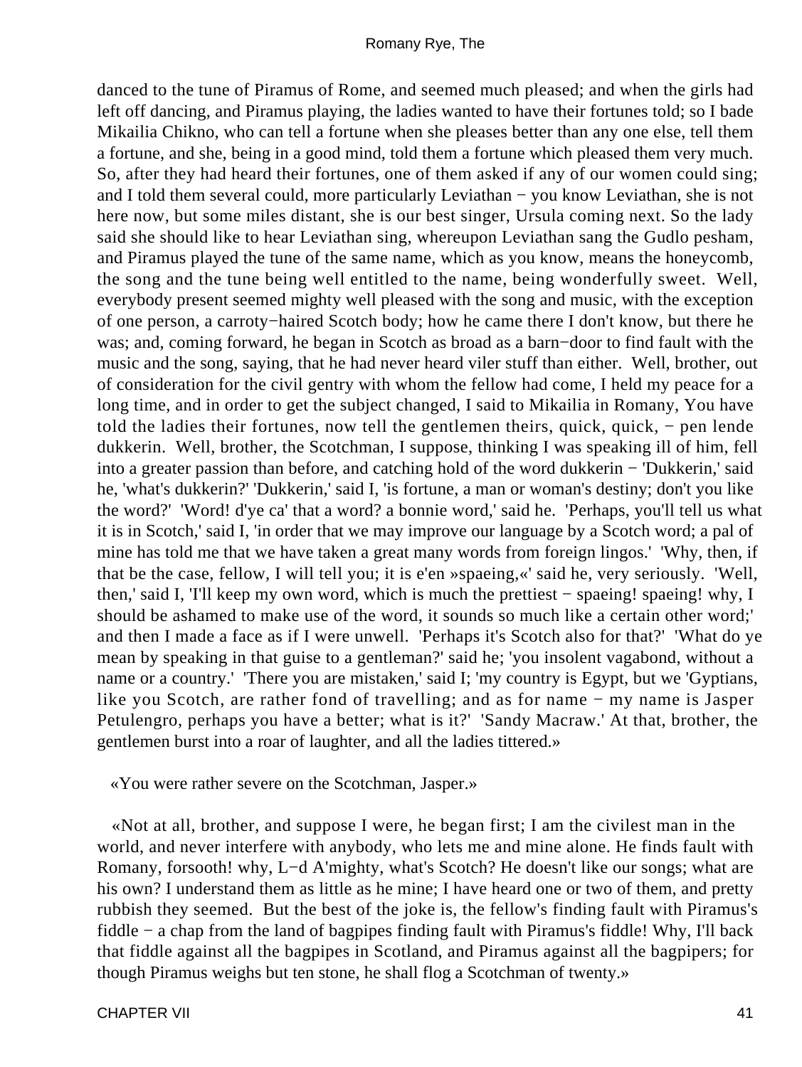danced to the tune of Piramus of Rome, and seemed much pleased; and when the girls had left off dancing, and Piramus playing, the ladies wanted to have their fortunes told; so I bade Mikailia Chikno, who can tell a fortune when she pleases better than any one else, tell them a fortune, and she, being in a good mind, told them a fortune which pleased them very much. So, after they had heard their fortunes, one of them asked if any of our women could sing; and I told them several could, more particularly Leviathan − you know Leviathan, she is not here now, but some miles distant, she is our best singer, Ursula coming next. So the lady said she should like to hear Leviathan sing, whereupon Leviathan sang the Gudlo pesham, and Piramus played the tune of the same name, which as you know, means the honeycomb, the song and the tune being well entitled to the name, being wonderfully sweet. Well, everybody present seemed mighty well pleased with the song and music, with the exception of one person, a carroty−haired Scotch body; how he came there I don't know, but there he was; and, coming forward, he began in Scotch as broad as a barn−door to find fault with the music and the song, saying, that he had never heard viler stuff than either. Well, brother, out of consideration for the civil gentry with whom the fellow had come, I held my peace for a long time, and in order to get the subject changed, I said to Mikailia in Romany, You have told the ladies their fortunes, now tell the gentlemen theirs, quick, quick, − pen lende dukkerin. Well, brother, the Scotchman, I suppose, thinking I was speaking ill of him, fell into a greater passion than before, and catching hold of the word dukkerin − 'Dukkerin,' said he, 'what's dukkerin?' 'Dukkerin,' said I, 'is fortune, a man or woman's destiny; don't you like the word?' 'Word! d'ye ca' that a word? a bonnie word,' said he. 'Perhaps, you'll tell us what it is in Scotch,' said I, 'in order that we may improve our language by a Scotch word; a pal of mine has told me that we have taken a great many words from foreign lingos.' 'Why, then, if that be the case, fellow, I will tell you; it is e'en »spaeing,«' said he, very seriously. 'Well, then,' said I, 'I'll keep my own word, which is much the prettiest − spaeing! spaeing! why, I should be ashamed to make use of the word, it sounds so much like a certain other word;' and then I made a face as if I were unwell. 'Perhaps it's Scotch also for that?' 'What do ye mean by speaking in that guise to a gentleman?' said he; 'you insolent vagabond, without a name or a country.' 'There you are mistaken,' said I; 'my country is Egypt, but we 'Gyptians, like you Scotch, are rather fond of travelling; and as for name − my name is Jasper Petulengro, perhaps you have a better; what is it?' 'Sandy Macraw.' At that, brother, the gentlemen burst into a roar of laughter, and all the ladies tittered.»

«You were rather severe on the Scotchman, Jasper.»

«Not at all, brother, and suppose I were, he began first; I am the civilest man in the world, and never interfere with anybody, who lets me and mine alone. He finds fault with Romany, forsooth! why, L−d A'mighty, what's Scotch? He doesn't like our songs; what are his own? I understand them as little as he mine; I have heard one or two of them, and pretty rubbish they seemed. But the best of the joke is, the fellow's finding fault with Piramus's fiddle − a chap from the land of bagpipes finding fault with Piramus's fiddle! Why, I'll back that fiddle against all the bagpipes in Scotland, and Piramus against all the bagpipers; for though Piramus weighs but ten stone, he shall flog a Scotchman of twenty.»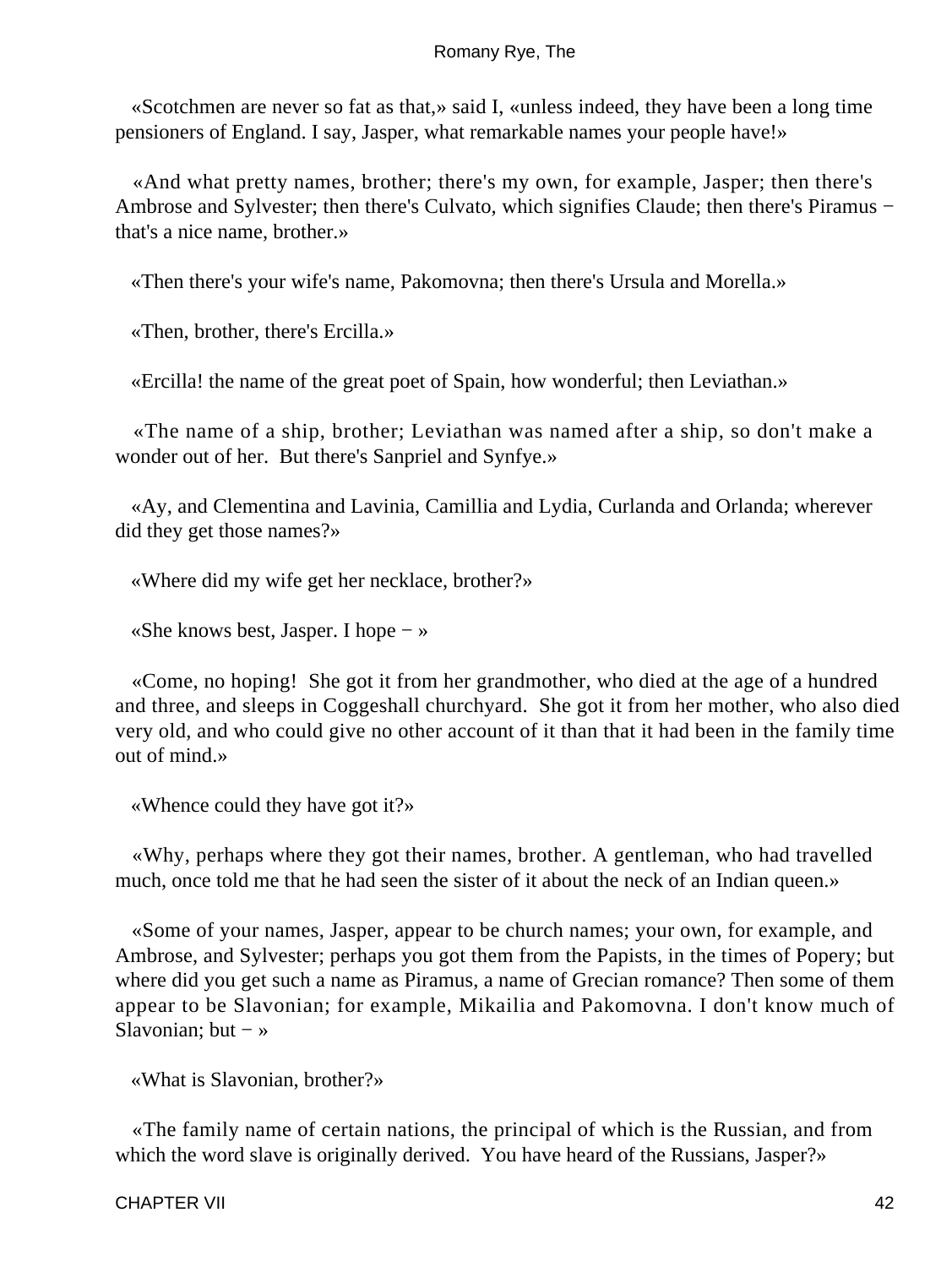«Scotchmen are never so fat as that,» said I, «unless indeed, they have been a long time pensioners of England. I say, Jasper, what remarkable names your people have!»

«And what pretty names, brother; there's my own, for example, Jasper; then there's Ambrose and Sylvester; then there's Culvato, which signifies Claude; then there's Piramus − that's a nice name, brother.»

«Then there's your wife's name, Pakomovna; then there's Ursula and Morella.»

«Then, brother, there's Ercilla.»

«Ercilla! the name of the great poet of Spain, how wonderful; then Leviathan.»

«The name of a ship, brother; Leviathan was named after a ship, so don't make a wonder out of her. But there's Sanpriel and Synfye.»

«Ay, and Clementina and Lavinia, Camillia and Lydia, Curlanda and Orlanda; wherever did they get those names?»

«Where did my wife get her necklace, brother?»

«She knows best, Jasper. I hope − »

«Come, no hoping! She got it from her grandmother, who died at the age of a hundred and three, and sleeps in Coggeshall churchyard. She got it from her mother, who also died very old, and who could give no other account of it than that it had been in the family time out of mind.»

«Whence could they have got it?»

«Why, perhaps where they got their names, brother. A gentleman, who had travelled much, once told me that he had seen the sister of it about the neck of an Indian queen.»

«Some of your names, Jasper, appear to be church names; your own, for example, and Ambrose, and Sylvester; perhaps you got them from the Papists, in the times of Popery; but where did you get such a name as Piramus, a name of Grecian romance? Then some of them appear to be Slavonian; for example, Mikailia and Pakomovna. I don't know much of Slavonian; but − »

«What is Slavonian, brother?»

«The family name of certain nations, the principal of which is the Russian, and from which the word slave is originally derived. You have heard of the Russians, Jasper?»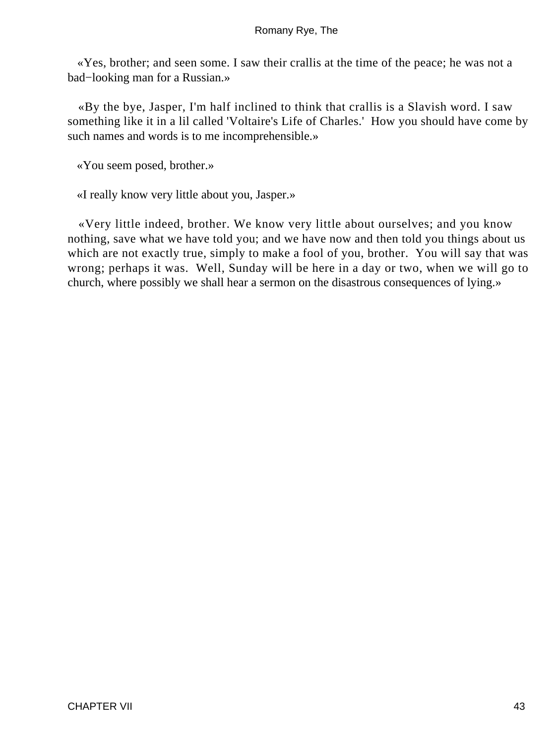«Yes, brother; and seen some. I saw their crallis at the time of the peace; he was not a bad−looking man for a Russian.»

«By the bye, Jasper, I'm half inclined to think that crallis is a Slavish word. I saw something like it in a lil called 'Voltaire's Life of Charles.' How you should have come by such names and words is to me incomprehensible.»

«You seem posed, brother.»

«I really know very little about you, Jasper.»

«Very little indeed, brother. We know very little about ourselves; and you know nothing, save what we have told you; and we have now and then told you things about us which are not exactly true, simply to make a fool of you, brother. You will say that was wrong; perhaps it was. Well, Sunday will be here in a day or two, when we will go to church, where possibly we shall hear a sermon on the disastrous consequences of lying.»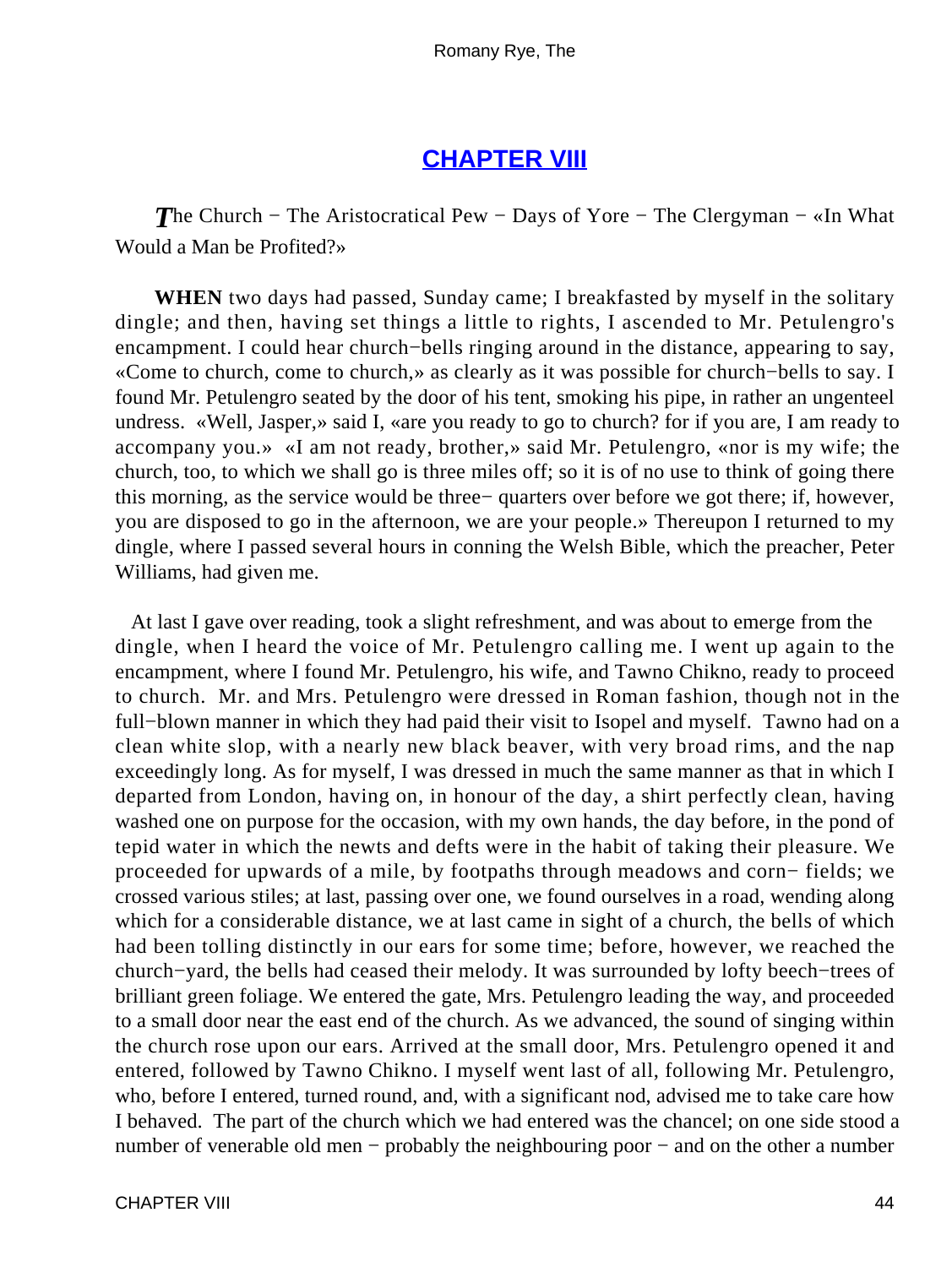## CHAPTER VIII

*T*he Church − The Aristocratical Pew − Days of Yore − The Clergyman − «In What Would a Man be Profited?»

**WHEN** two days had passed, Sunday came; I breakfasted by myself in the solitary dingle; and then, having set things a little to rights, I ascended to Mr. Petulengro's encampment. I could hear church−bells ringing around in the distance, appearing to say, «Come to church, come to church,» as clearly as it was possible for church−bells to say. I found Mr. Petulengro seated by the door of his tent, smoking his pipe, in rather an ungenteel undress. «Well, Jasper,» said I, «are you ready to go to church? for if you are, I am ready to accompany you.» «I am not ready, brother,» said Mr. Petulengro, «nor is my wife; the church, too, to which we shall go is three miles off; so it is of no use to think of going there this morning, as the service would be three− quarters over before we got there; if, however, you are disposed to go in the afternoon, we are your people.» Thereupon I returned to my dingle, where I passed several hours in conning the Welsh Bible, which the preacher, Peter Williams, had given me.

At last I gave over reading, took a slight refreshment, and was about to emerge from the dingle, when I heard the voice of Mr. Petulengro calling me. I went up again to the encampment, where I found Mr. Petulengro, his wife, and Tawno Chikno, ready to proceed to church. Mr. and Mrs. Petulengro were dressed in Roman fashion, though not in the full−blown manner in which they had paid their visit to Isopel and myself. Tawno had on a clean white slop, with a nearly new black beaver, with very broad rims, and the nap exceedingly long. As for myself, I was dressed in much the same manner as that in which I departed from London, having on, in honour of the day, a shirt perfectly clean, having washed one on purpose for the occasion, with my own hands, the day before, in the pond of tepid water in which the newts and defts were in the habit of taking their pleasure. We proceeded for upwards of a mile, by footpaths through meadows and corn− fields; we crossed various stiles; at last, passing over one, we found ourselves in a road, wending along which for a considerable distance, we at last came in sight of a church, the bells of which had been tolling distinctly in our ears for some time; before, however, we reached the church−yard, the bells had ceased their melody. It was surrounded by lofty beech−trees of brilliant green foliage. We entered the gate, Mrs. Petulengro leading the way, and proceeded to a small door near the east end of the church. As we advanced, the sound of singing within the church rose upon our ears. Arrived at the small door, Mrs. Petulengro opened it and entered, followed by Tawno Chikno. I myself went last of all, following Mr. Petulengro, who, before I entered, turned round, and, with a significant nod, advised me to take care how I behaved. The part of the church which we had entered was the chancel; on one side stood a number of venerable old men − probably the neighbouring poor − and on the other a number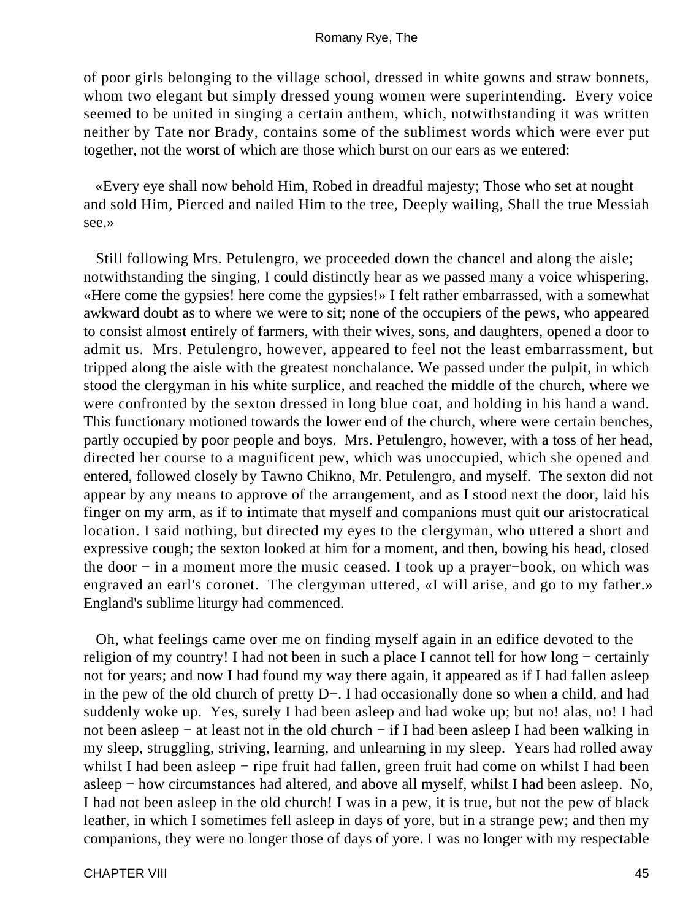of poor girls belonging to the village school, dressed in white gowns and straw bonnets, whom two elegant but simply dressed young women were superintending. Every voice seemed to be united in singing a certain anthem, which, notwithstanding it was written neither by Tate nor Brady, contains some of the sublimest words which were ever put together, not the worst of which are those which burst on our ears as we entered:

«Every eye shall now behold Him, Robed in dreadful majesty; Those who set at nought and sold Him, Pierced and nailed Him to the tree, Deeply wailing, Shall the true Messiah see.»

Still following Mrs. Petulengro, we proceeded down the chancel and along the aisle; notwithstanding the singing, I could distinctly hear as we passed many a voice whispering, «Here come the gypsies! here come the gypsies!» I felt rather embarrassed, with a somewhat awkward doubt as to where we were to sit; none of the occupiers of the pews, who appeared to consist almost entirely of farmers, with their wives, sons, and daughters, opened a door to admit us. Mrs. Petulengro, however, appeared to feel not the least embarrassment, but tripped along the aisle with the greatest nonchalance. We passed under the pulpit, in which stood the clergyman in his white surplice, and reached the middle of the church, where we were confronted by the sexton dressed in long blue coat, and holding in his hand a wand. This functionary motioned towards the lower end of the church, where were certain benches, partly occupied by poor people and boys. Mrs. Petulengro, however, with a toss of her head, directed her course to a magnificent pew, which was unoccupied, which she opened and entered, followed closely by Tawno Chikno, Mr. Petulengro, and myself. The sexton did not appear by any means to approve of the arrangement, and as I stood next the door, laid his finger on my arm, as if to intimate that myself and companions must quit our aristocratical location. I said nothing, but directed my eyes to the clergyman, who uttered a short and expressive cough; the sexton looked at him for a moment, and then, bowing his head, closed the door − in a moment more the music ceased. I took up a prayer−book, on which was engraved an earl's coronet. The clergyman uttered, «I will arise, and go to my father.» England's sublime liturgy had commenced.

Oh, what feelings came over me on finding myself again in an edifice devoted to the religion of my country! I had not been in such a place I cannot tell for how long − certainly not for years; and now I had found my way there again, it appeared as if I had fallen asleep in the pew of the old church of pretty D−. I had occasionally done so when a child, and had suddenly woke up. Yes, surely I had been asleep and had woke up; but no! alas, no! I had not been asleep − at least not in the old church − if I had been asleep I had been walking in my sleep, struggling, striving, learning, and unlearning in my sleep. Years had rolled away whilst I had been asleep − ripe fruit had fallen, green fruit had come on whilst I had been asleep − how circumstances had altered, and above all myself, whilst I had been asleep. No, I had not been asleep in the old church! I was in a pew, it is true, but not the pew of black leather, in which I sometimes fell asleep in days of yore, but in a strange pew; and then my companions, they were no longer those of days of yore. I was no longer with my respectable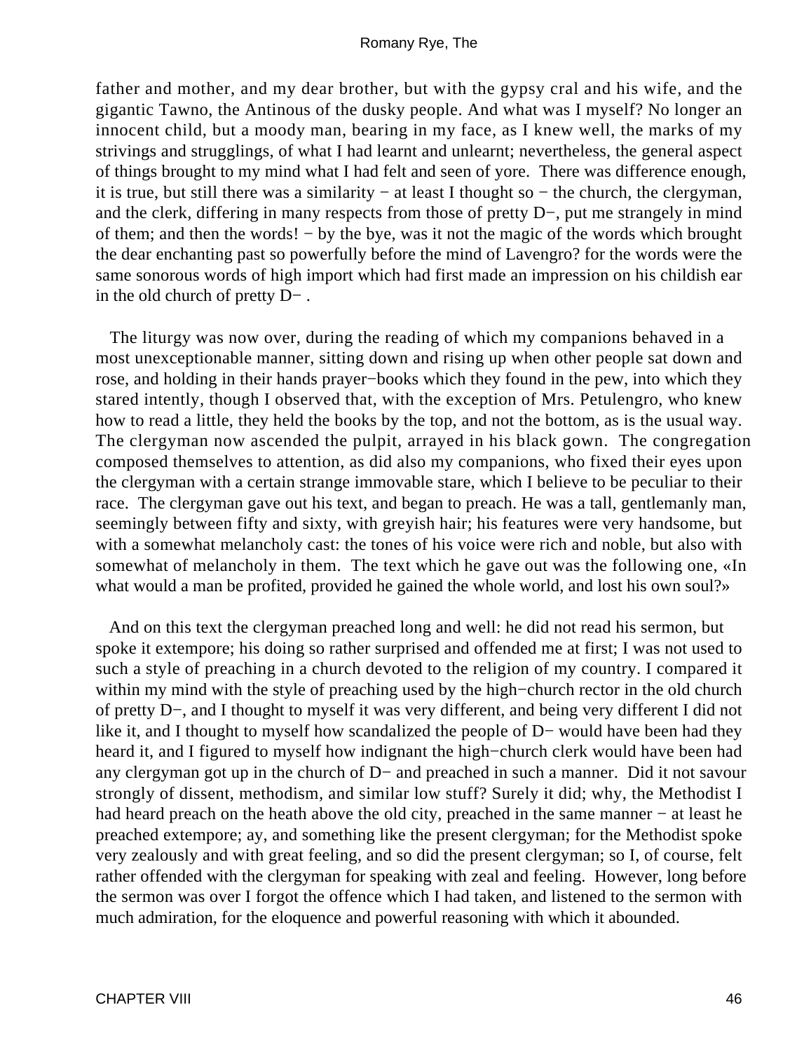father and mother, and my dear brother, but with the gypsy cral and his wife, and the gigantic Tawno, the Antinous of the dusky people. And what was I myself? No longer an innocent child, but a moody man, bearing in my face, as I knew well, the marks of my strivings and strugglings, of what I had learnt and unlearnt; nevertheless, the general aspect of things brought to my mind what I had felt and seen of yore. There was difference enough, it is true, but still there was a similarity − at least I thought so − the church, the clergyman, and the clerk, differing in many respects from those of pretty D−, put me strangely in mind of them; and then the words! − by the bye, was it not the magic of the words which brought the dear enchanting past so powerfully before the mind of Lavengro? for the words were the same sonorous words of high import which had first made an impression on his childish ear in the old church of pretty D− .

The liturgy was now over, during the reading of which my companions behaved in a most unexceptionable manner, sitting down and rising up when other people sat down and rose, and holding in their hands prayer−books which they found in the pew, into which they stared intently, though I observed that, with the exception of Mrs. Petulengro, who knew how to read a little, they held the books by the top, and not the bottom, as is the usual way. The clergyman now ascended the pulpit, arrayed in his black gown. The congregation composed themselves to attention, as did also my companions, who fixed their eyes upon the clergyman with a certain strange immovable stare, which I believe to be peculiar to their race. The clergyman gave out his text, and began to preach. He was a tall, gentlemanly man, seemingly between fifty and sixty, with greyish hair; his features were very handsome, but with a somewhat melancholy cast: the tones of his voice were rich and noble, but also with somewhat of melancholy in them. The text which he gave out was the following one, «In what would a man be profited, provided he gained the whole world, and lost his own soul?»

And on this text the clergyman preached long and well: he did not read his sermon, but spoke it extempore; his doing so rather surprised and offended me at first; I was not used to such a style of preaching in a church devoted to the religion of my country. I compared it within my mind with the style of preaching used by the high−church rector in the old church of pretty D−, and I thought to myself it was very different, and being very different I did not like it, and I thought to myself how scandalized the people of D− would have been had they heard it, and I figured to myself how indignant the high−church clerk would have been had any clergyman got up in the church of D− and preached in such a manner. Did it not savour strongly of dissent, methodism, and similar low stuff? Surely it did; why, the Methodist I had heard preach on the heath above the old city, preached in the same manner − at least he preached extempore; ay, and something like the present clergyman; for the Methodist spoke very zealously and with great feeling, and so did the present clergyman; so I, of course, felt rather offended with the clergyman for speaking with zeal and feeling. However, long before the sermon was over I forgot the offence which I had taken, and listened to the sermon with much admiration, for the eloquence and powerful reasoning with which it abounded.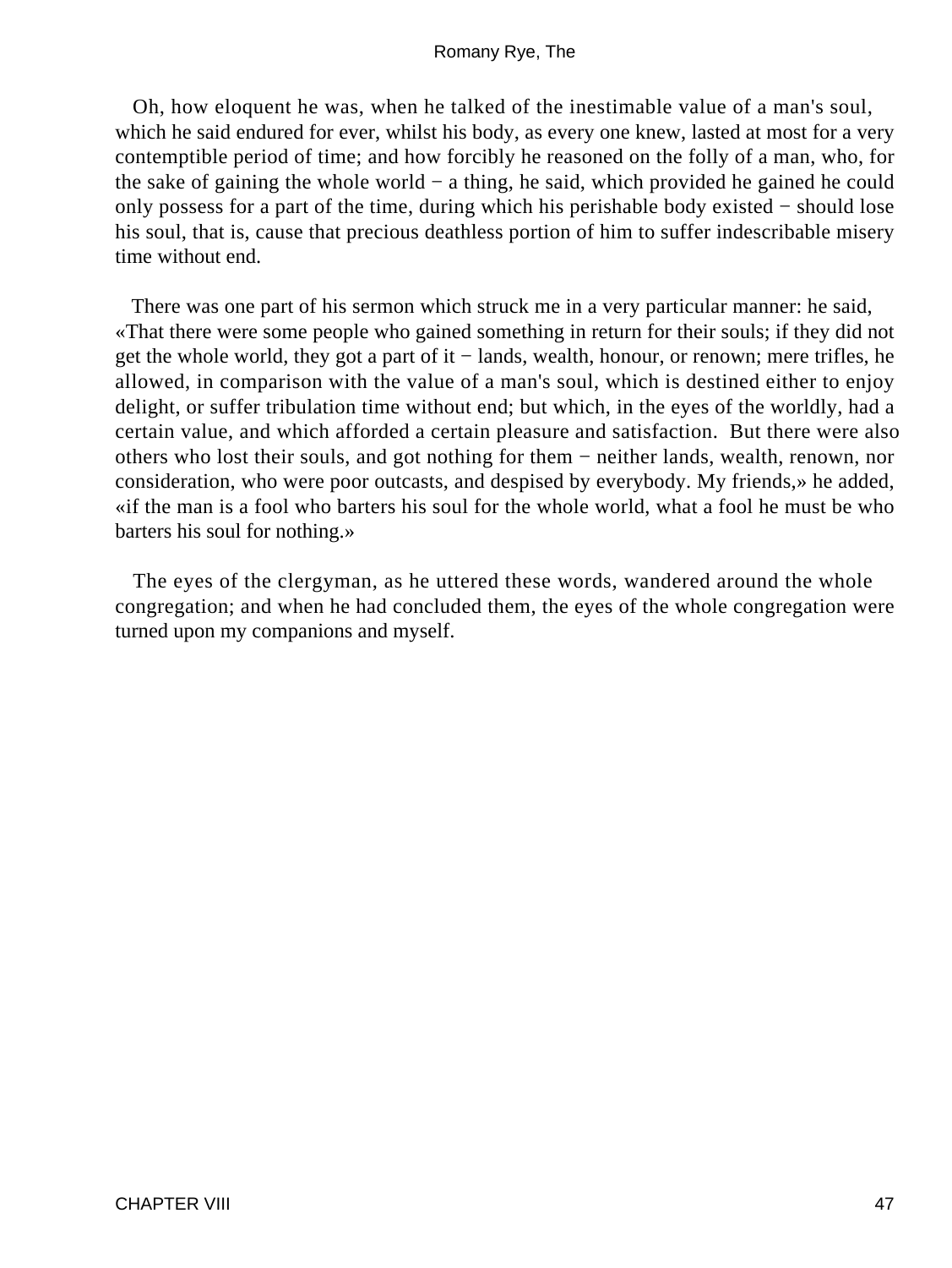Oh, how eloquent he was, when he talked of the inestimable value of a man's soul, which he said endured for ever, whilst his body, as every one knew, lasted at most for a very contemptible period of time; and how forcibly he reasoned on the folly of a man, who, for the sake of gaining the whole world − a thing, he said, which provided he gained he could only possess for a part of the time, during which his perishable body existed − should lose his soul, that is, cause that precious deathless portion of him to suffer indescribable misery time without end.

There was one part of his sermon which struck me in a very particular manner: he said, «That there were some people who gained something in return for their souls; if they did not get the whole world, they got a part of it − lands, wealth, honour, or renown; mere trifles, he allowed, in comparison with the value of a man's soul, which is destined either to enjoy delight, or suffer tribulation time without end; but which, in the eyes of the worldly, had a certain value, and which afforded a certain pleasure and satisfaction. But there were also others who lost their souls, and got nothing for them − neither lands, wealth, renown, nor consideration, who were poor outcasts, and despised by everybody. My friends,» he added, «if the man is a fool who barters his soul for the whole world, what a fool he must be who barters his soul for nothing.»

The eyes of the clergyman, as he uttered these words, wandered around the whole congregation; and when he had concluded them, the eyes of the whole congregation were turned upon my companions and myself.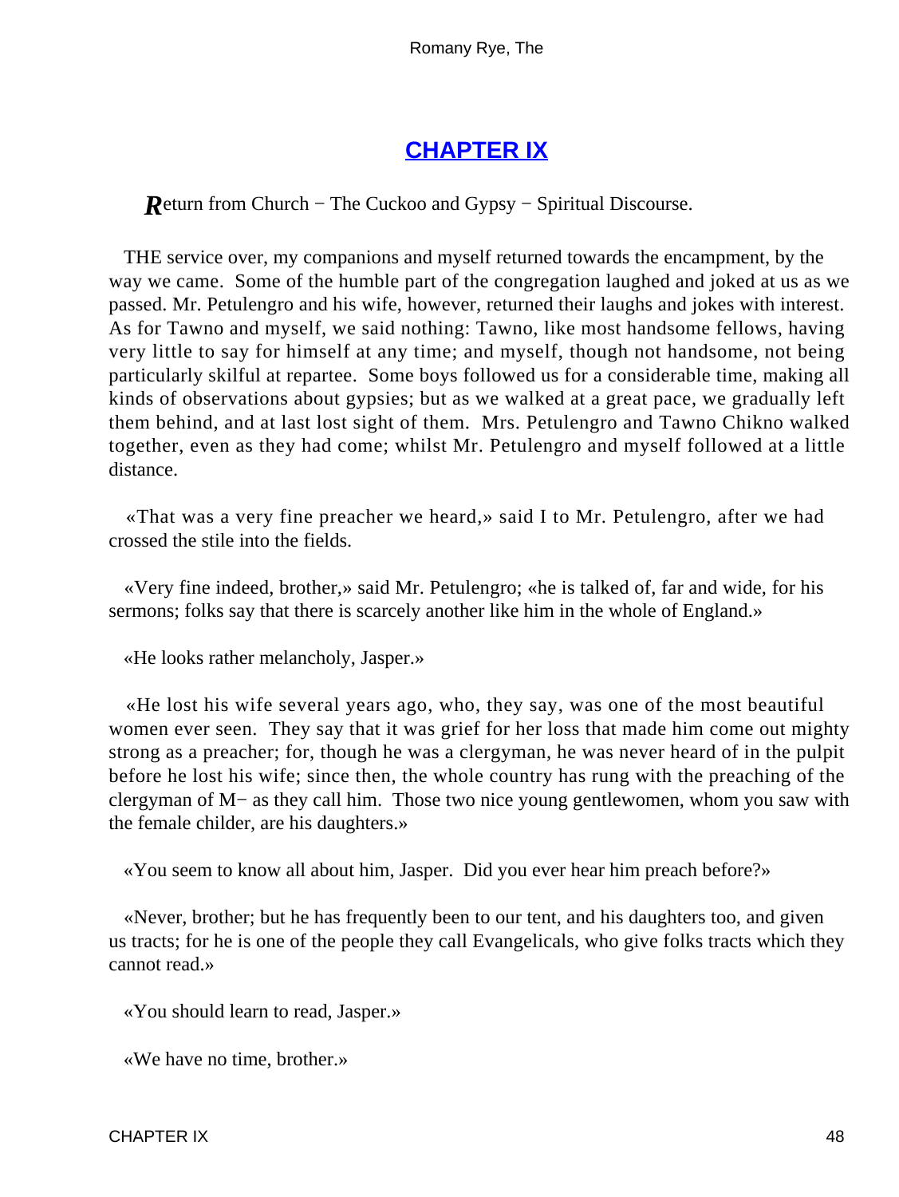## CHAPTER IX

*R*eturn from Church − The Cuckoo and Gypsy − Spiritual Discourse.

THE service over, my companions and myself returned towards the encampment, by the way we came. Some of the humble part of the congregation laughed and joked at us as we passed. Mr. Petulengro and his wife, however, returned their laughs and jokes with interest. As for Tawno and myself, we said nothing: Tawno, like most handsome fellows, having very little to say for himself at any time; and myself, though not handsome, not being particularly skilful at repartee. Some boys followed us for a considerable time, making all kinds of observations about gypsies; but as we walked at a great pace, we gradually left them behind, and at last lost sight of them. Mrs. Petulengro and Tawno Chikno walked together, even as they had come; whilst Mr. Petulengro and myself followed at a little distance.

«That was a very fine preacher we heard,» said I to Mr. Petulengro, after we had crossed the stile into the fields.

«Very fine indeed, brother,» said Mr. Petulengro; «he is talked of, far and wide, for his sermons; folks say that there is scarcely another like him in the whole of England.»

«He looks rather melancholy, Jasper.»

«He lost his wife several years ago, who, they say, was one of the most beautiful women ever seen. They say that it was grief for her loss that made him come out mighty strong as a preacher; for, though he was a clergyman, he was never heard of in the pulpit before he lost his wife; since then, the whole country has rung with the preaching of the clergyman of M− as they call him. Those two nice young gentlewomen, whom you saw with the female childer, are his daughters.»

«You seem to know all about him, Jasper. Did you ever hear him preach before?»

«Never, brother; but he has frequently been to our tent, and his daughters too, and given us tracts; for he is one of the people they call Evangelicals, who give folks tracts which they cannot read.»

«You should learn to read, Jasper.»

«We have no time, brother.»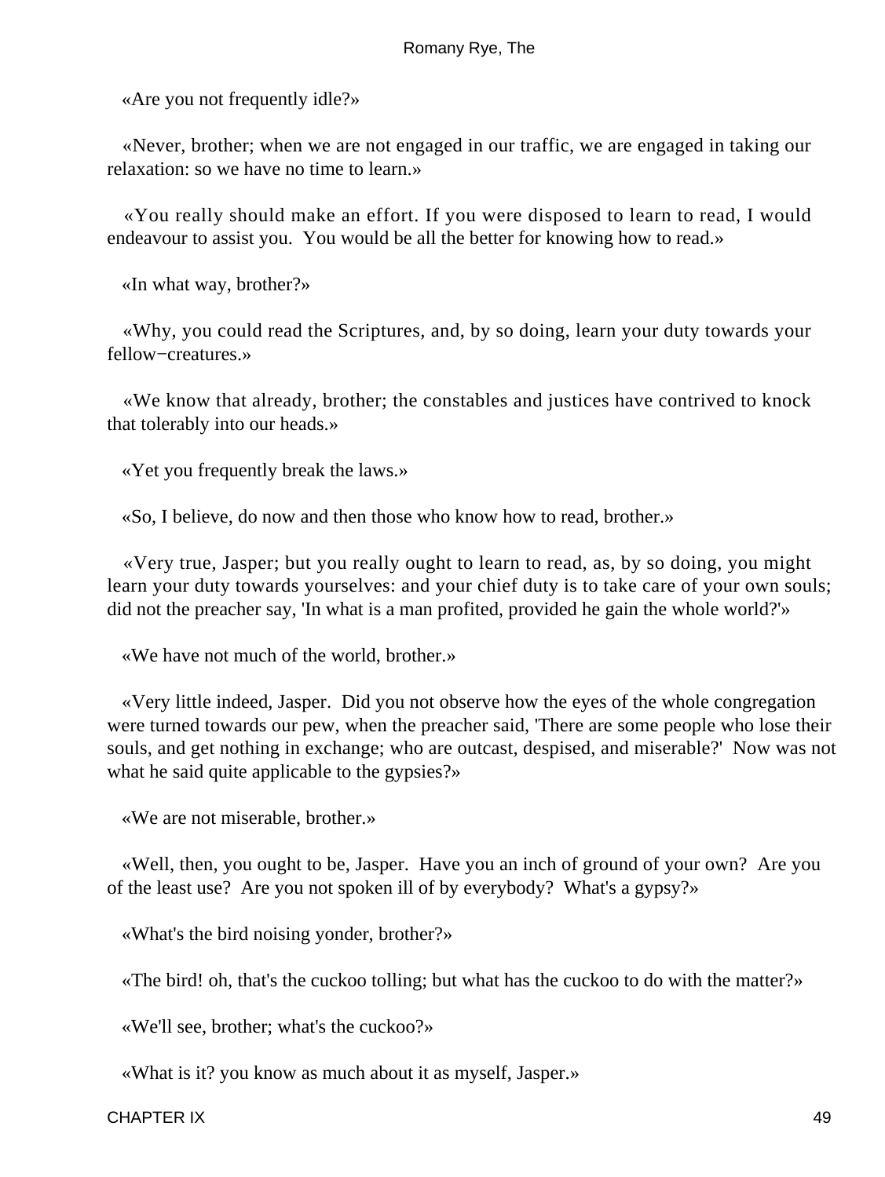«Are you not frequently idle?»

«Never, brother; when we are not engaged in our traffic, we are engaged in taking our relaxation: so we have no time to learn.»

«You really should make an effort. If you were disposed to learn to read, I would endeavour to assist you. You would be all the better for knowing how to read.»

«In what way, brother?»

«Why, you could read the Scriptures, and, by so doing, learn your duty towards your fellow−creatures.»

«We know that already, brother; the constables and justices have contrived to knock that tolerably into our heads.»

«Yet you frequently break the laws.»

«So, I believe, do now and then those who know how to read, brother.»

«Very true, Jasper; but you really ought to learn to read, as, by so doing, you might learn your duty towards yourselves: and your chief duty is to take care of your own souls; did not the preacher say, 'In what is a man profited, provided he gain the whole world?'»

«We have not much of the world, brother.»

«Very little indeed, Jasper. Did you not observe how the eyes of the whole congregation were turned towards our pew, when the preacher said, 'There are some people who lose their souls, and get nothing in exchange; who are outcast, despised, and miserable?' Now was not what he said quite applicable to the gypsies?»

«We are not miserable, brother.»

«Well, then, you ought to be, Jasper. Have you an inch of ground of your own? Are you of the least use? Are you not spoken ill of by everybody? What's a gypsy?»

«What's the bird noising yonder, brother?»

«The bird! oh, that's the cuckoo tolling; but what has the cuckoo to do with the matter?»

«We'll see, brother; what's the cuckoo?»

«What is it? you know as much about it as myself, Jasper.»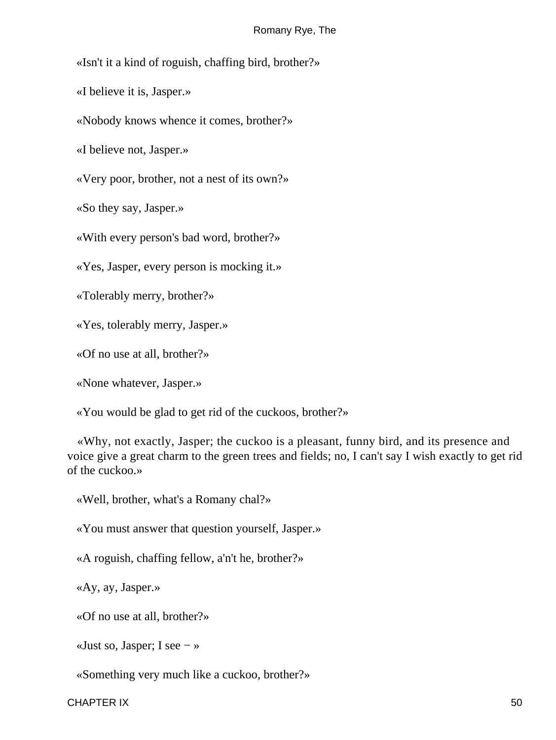«Isn't it a kind of roguish, chaffing bird, brother?»

«I believe it is, Jasper.»

«Nobody knows whence it comes, brother?»

«I believe not, Jasper.»

«Very poor, brother, not a nest of its own?»

«So they say, Jasper.»

«With every person's bad word, brother?»

«Yes, Jasper, every person is mocking it.»

«Tolerably merry, brother?»

«Yes, tolerably merry, Jasper.»

«Of no use at all, brother?»

«None whatever, Jasper.»

«You would be glad to get rid of the cuckoos, brother?»

«Why, not exactly, Jasper; the cuckoo is a pleasant, funny bird, and its presence and voice give a great charm to the green trees and fields; no, I can't say I wish exactly to get rid of the cuckoo.»

«Well, brother, what's a Romany chal?»

«You must answer that question yourself, Jasper.»

«A roguish, chaffing fellow, a'n't he, brother?»

«Ay, ay, Jasper.»

«Of no use at all, brother?»

«Just so, Jasper; I see − »

«Something very much like a cuckoo, brother?»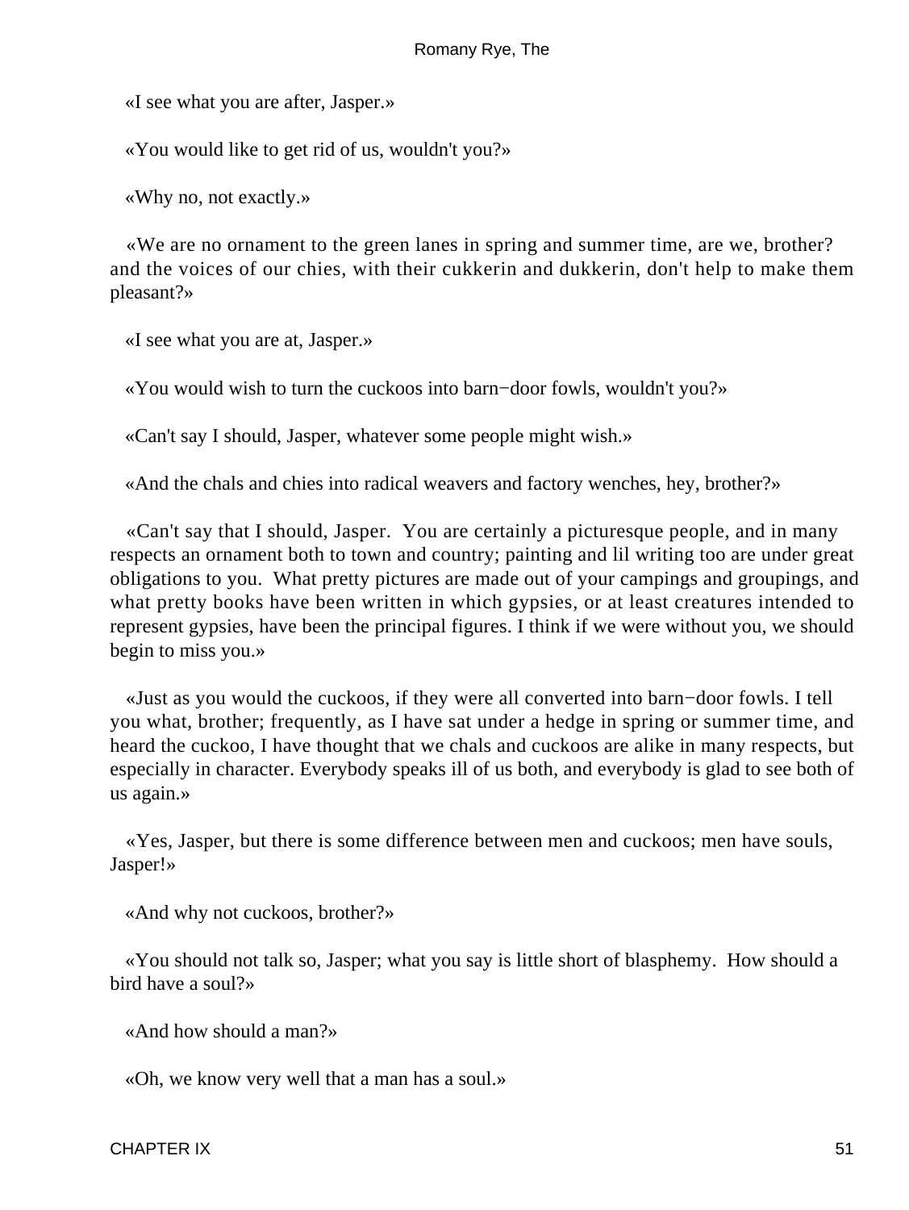«I see what you are after, Jasper.»

«You would like to get rid of us, wouldn't you?»

«Why no, not exactly.»

«We are no ornament to the green lanes in spring and summer time, are we, brother? and the voices of our chies, with their cukkerin and dukkerin, don't help to make them pleasant?»

«I see what you are at, Jasper.»

«You would wish to turn the cuckoos into barn−door fowls, wouldn't you?»

«Can't say I should, Jasper, whatever some people might wish.»

«And the chals and chies into radical weavers and factory wenches, hey, brother?»

«Can't say that I should, Jasper. You are certainly a picturesque people, and in many respects an ornament both to town and country; painting and lil writing too are under great obligations to you. What pretty pictures are made out of your campings and groupings, and what pretty books have been written in which gypsies, or at least creatures intended to represent gypsies, have been the principal figures. I think if we were without you, we should begin to miss you.»

«Just as you would the cuckoos, if they were all converted into barn−door fowls. I tell you what, brother; frequently, as I have sat under a hedge in spring or summer time, and heard the cuckoo, I have thought that we chals and cuckoos are alike in many respects, but especially in character. Everybody speaks ill of us both, and everybody is glad to see both of us again.»

«Yes, Jasper, but there is some difference between men and cuckoos; men have souls, Jasper!»

«And why not cuckoos, brother?»

«You should not talk so, Jasper; what you say is little short of blasphemy. How should a bird have a soul?»

«And how should a man?»

«Oh, we know very well that a man has a soul.»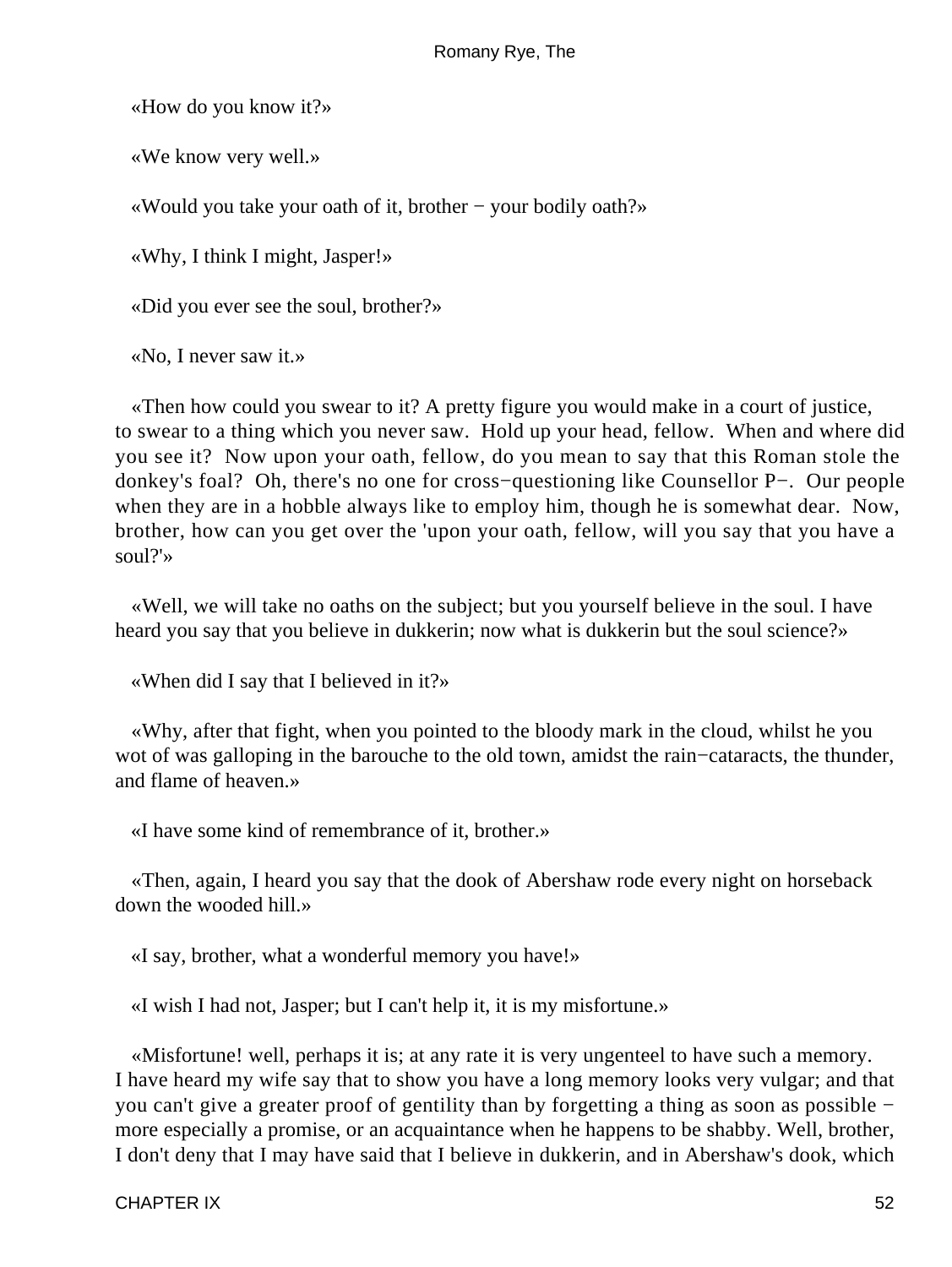«How do you know it?»

«We know very well.»

«Would you take your oath of it, brother − your bodily oath?»

«Why, I think I might, Jasper!»

«Did you ever see the soul, brother?»

«No, I never saw it.»

«Then how could you swear to it? A pretty figure you would make in a court of justice, to swear to a thing which you never saw. Hold up your head, fellow. When and where did you see it? Now upon your oath, fellow, do you mean to say that this Roman stole the donkey's foal? Oh, there's no one for cross−questioning like Counsellor P−. Our people when they are in a hobble always like to employ him, though he is somewhat dear. Now, brother, how can you get over the 'upon your oath, fellow, will you say that you have a soul?'»

«Well, we will take no oaths on the subject; but you yourself believe in the soul. I have heard you say that you believe in dukkerin; now what is dukkerin but the soul science?»

«When did I say that I believed in it?»

«Why, after that fight, when you pointed to the bloody mark in the cloud, whilst he you wot of was galloping in the barouche to the old town, amidst the rain−cataracts, the thunder, and flame of heaven.»

«I have some kind of remembrance of it, brother.»

«Then, again, I heard you say that the dook of Abershaw rode every night on horseback down the wooded hill.»

«I say, brother, what a wonderful memory you have!»

«I wish I had not, Jasper; but I can't help it, it is my misfortune.»

«Misfortune! well, perhaps it is; at any rate it is very ungenteel to have such a memory. I have heard my wife say that to show you have a long memory looks very vulgar; and that you can't give a greater proof of gentility than by forgetting a thing as soon as possible − more especially a promise, or an acquaintance when he happens to be shabby. Well, brother, I don't deny that I may have said that I believe in dukkerin, and in Abershaw's dook, which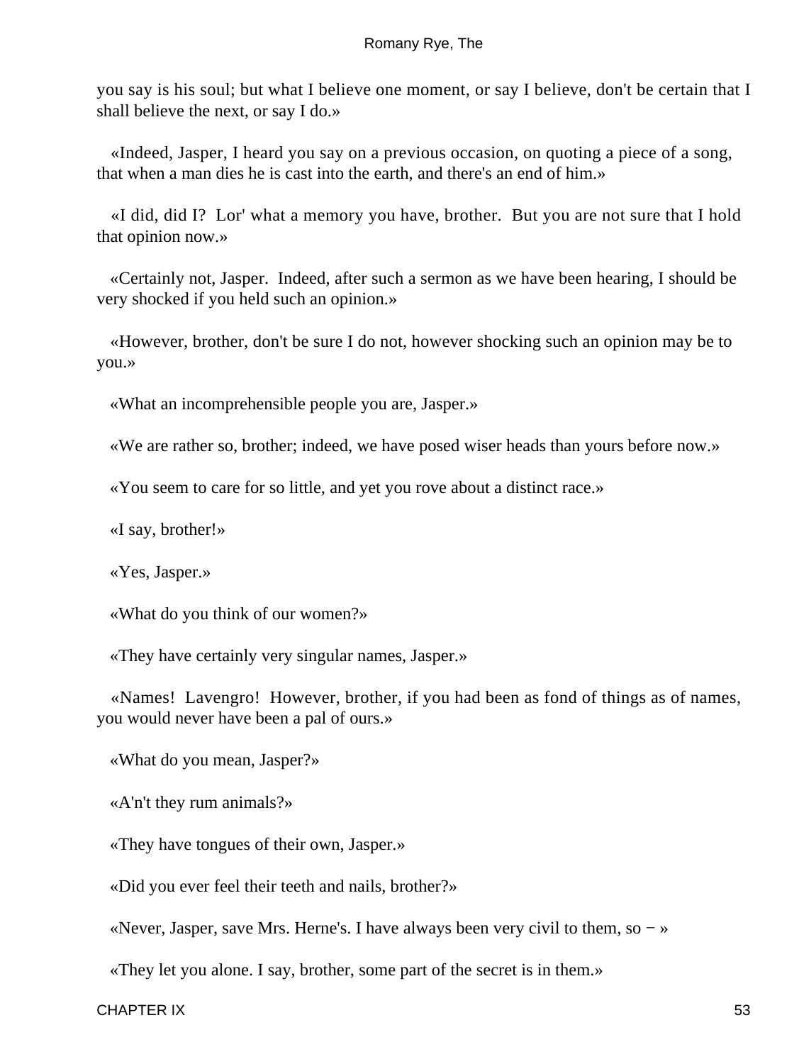you say is his soul; but what I believe one moment, or say I believe, don't be certain that I shall believe the next, or say I do.»

«Indeed, Jasper, I heard you say on a previous occasion, on quoting a piece of a song, that when a man dies he is cast into the earth, and there's an end of him.»

«I did, did I? Lor' what a memory you have, brother. But you are not sure that I hold that opinion now.»

«Certainly not, Jasper. Indeed, after such a sermon as we have been hearing, I should be very shocked if you held such an opinion.»

«However, brother, don't be sure I do not, however shocking such an opinion may be to you.»

«What an incomprehensible people you are, Jasper.»

«We are rather so, brother; indeed, we have posed wiser heads than yours before now.»

«You seem to care for so little, and yet you rove about a distinct race.»

«I say, brother!»

«Yes, Jasper.»

«What do you think of our women?»

«They have certainly very singular names, Jasper.»

«Names! Lavengro! However, brother, if you had been as fond of things as of names, you would never have been a pal of ours.»

«What do you mean, Jasper?»

«A'n't they rum animals?»

«They have tongues of their own, Jasper.»

«Did you ever feel their teeth and nails, brother?»

«Never, Jasper, save Mrs. Herne's. I have always been very civil to them, so − »

«They let you alone. I say, brother, some part of the secret is in them.»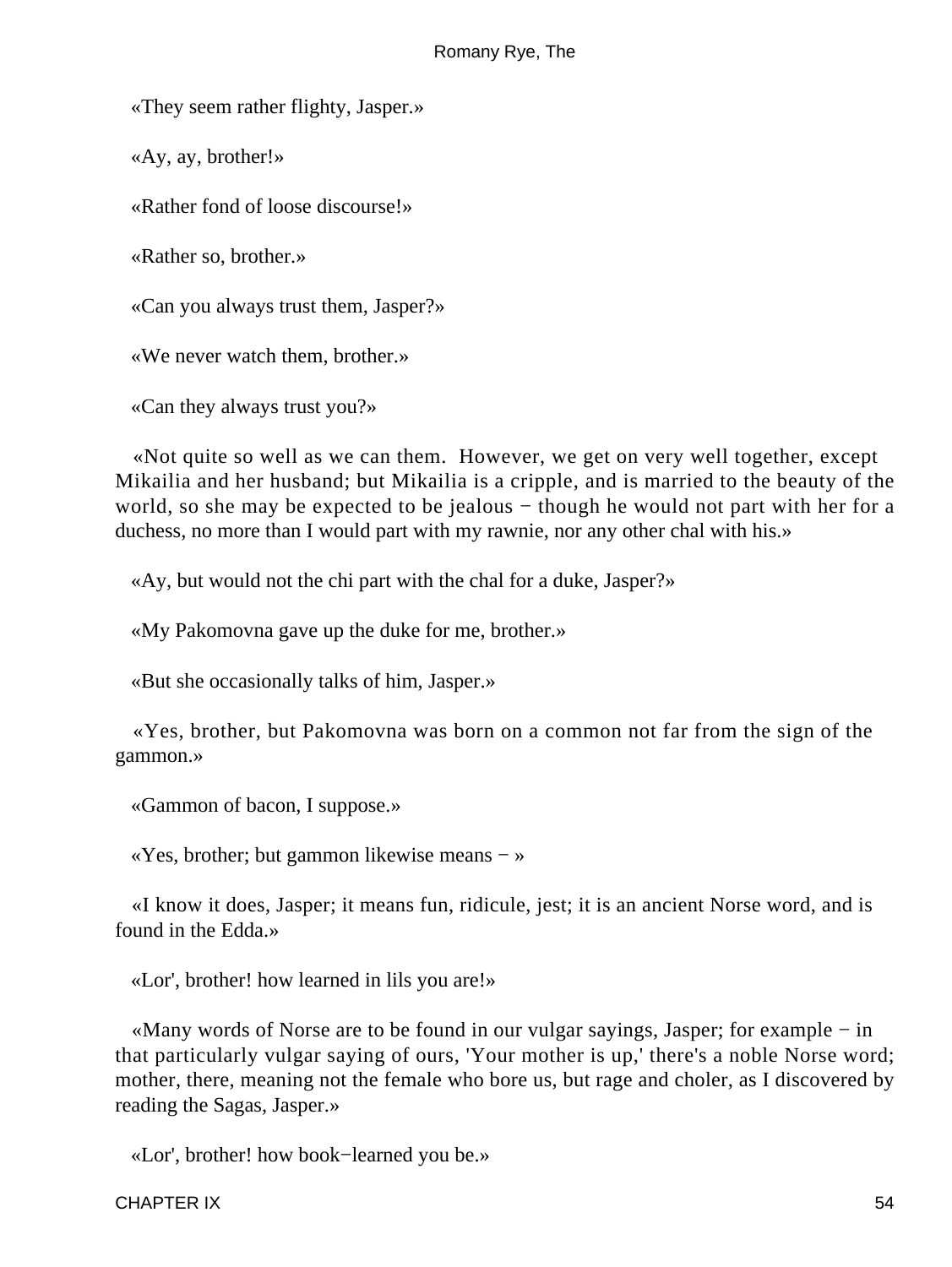«They seem rather flighty, Jasper.»

«Ay, ay, brother!»

«Rather fond of loose discourse!»

«Rather so, brother.»

«Can you always trust them, Jasper?»

«We never watch them, brother.»

«Can they always trust you?»

«Not quite so well as we can them. However, we get on very well together, except Mikailia and her husband; but Mikailia is a cripple, and is married to the beauty of the world, so she may be expected to be jealous − though he would not part with her for a duchess, no more than I would part with my rawnie, nor any other chal with his.»

«Ay, but would not the chi part with the chal for a duke, Jasper?»

«My Pakomovna gave up the duke for me, brother.»

«But she occasionally talks of him, Jasper.»

«Yes, brother, but Pakomovna was born on a common not far from the sign of the gammon.»

«Gammon of bacon, I suppose.»

«Yes, brother; but gammon likewise means − »

«I know it does, Jasper; it means fun, ridicule, jest; it is an ancient Norse word, and is found in the Edda.»

«Lor', brother! how learned in lils you are!»

«Many words of Norse are to be found in our vulgar sayings, Jasper; for example − in that particularly vulgar saying of ours, 'Your mother is up,' there's a noble Norse word; mother, there, meaning not the female who bore us, but rage and choler, as I discovered by reading the Sagas, Jasper.»

«Lor', brother! how book−learned you be.»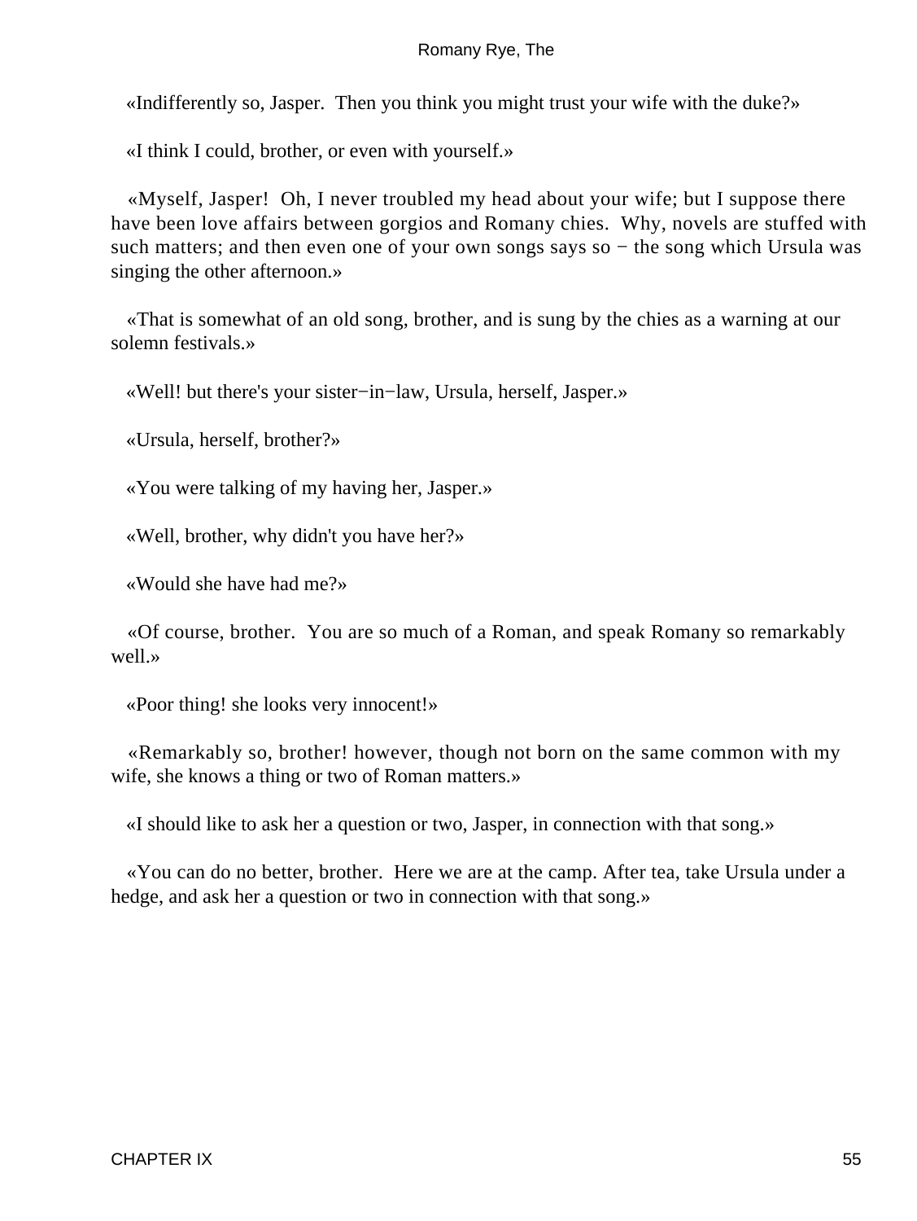«Indifferently so, Jasper.  Then you think you might trust your wife with the duke?»

«I think I could, brother, or even with yourself.»

«Myself, Jasper!  Oh, I never troubled my head about your wife; but I suppose there have been love affairs between gorgios and Romany chies.  Why, novels are stuffed with such matters; and then even one of your own songs says so − the song which Ursula was singing the other afternoon.»

«That is somewhat of an old song, brother, and is sung by the chies as a warning at our solemn festivals.»

«Well! but there's your sister−in−law, Ursula, herself, Jasper.»

«Ursula, herself, brother?»

«You were talking of my having her, Jasper.»

«Well, brother, why didn't you have her?»

«Would she have had me?»

«Of course, brother.  You are so much of a Roman, and speak Romany so remarkably well.»

«Poor thing! she looks very innocent!»

«Remarkably so, brother! however, though not born on the same common with my wife, she knows a thing or two of Roman matters.»

«I should like to ask her a question or two, Jasper, in connection with that song.»

«You can do no better, brother.  Here we are at the camp. After tea, take Ursula under a hedge, and ask her a question or two in connection with that song.»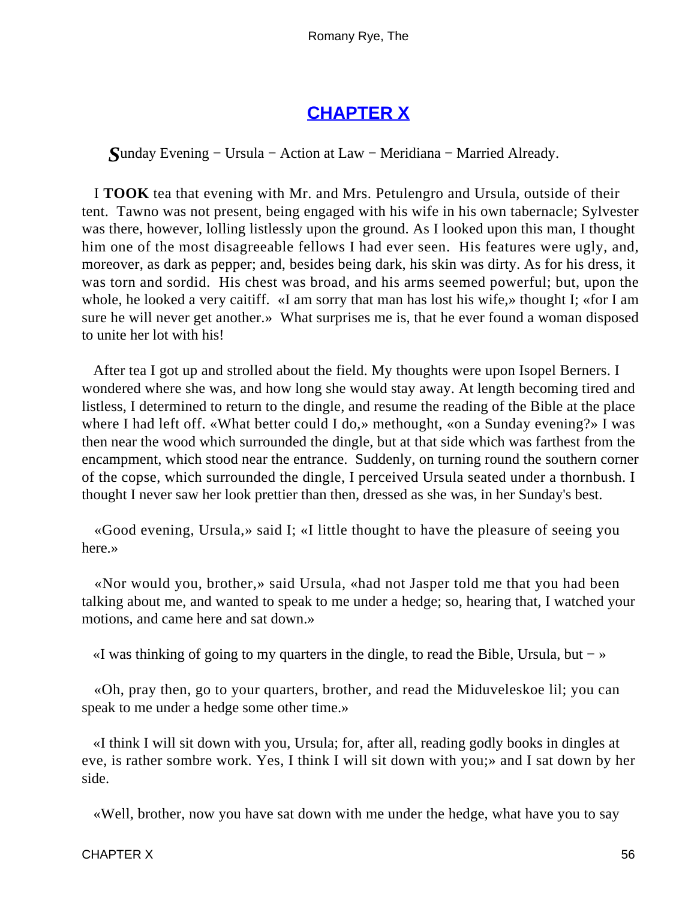## CHAPTER X

*S*unday Evening − Ursula − Action at Law − Meridiana − Married Already.

I **TOOK** tea that evening with Mr. and Mrs. Petulengro and Ursula, outside of their tent. Tawno was not present, being engaged with his wife in his own tabernacle; Sylvester was there, however, lolling listlessly upon the ground. As I looked upon this man, I thought him one of the most disagreeable fellows I had ever seen. His features were ugly, and, moreover, as dark as pepper; and, besides being dark, his skin was dirty. As for his dress, it was torn and sordid. His chest was broad, and his arms seemed powerful; but, upon the whole, he looked a very caitiff. «I am sorry that man has lost his wife,» thought I; «for I am sure he will never get another.» What surprises me is, that he ever found a woman disposed to unite her lot with his!

After tea I got up and strolled about the field. My thoughts were upon Isopel Berners. I wondered where she was, and how long she would stay away. At length becoming tired and listless, I determined to return to the dingle, and resume the reading of the Bible at the place where I had left off. «What better could I do,» methought, «on a Sunday evening?» I was then near the wood which surrounded the dingle, but at that side which was farthest from the encampment, which stood near the entrance. Suddenly, on turning round the southern corner of the copse, which surrounded the dingle, I perceived Ursula seated under a thornbush. I thought I never saw her look prettier than then, dressed as she was, in her Sunday's best.

«Good evening, Ursula,» said I; «I little thought to have the pleasure of seeing you here.»

«Nor would you, brother,» said Ursula, «had not Jasper told me that you had been talking about me, and wanted to speak to me under a hedge; so, hearing that, I watched your motions, and came here and sat down.»

«I was thinking of going to my quarters in the dingle, to read the Bible, Ursula, but − »

«Oh, pray then, go to your quarters, brother, and read the Miduveleskoe lil; you can speak to me under a hedge some other time.»

«I think I will sit down with you, Ursula; for, after all, reading godly books in dingles at eve, is rather sombre work. Yes, I think I will sit down with you;» and I sat down by her side.

«Well, brother, now you have sat down with me under the hedge, what have you to say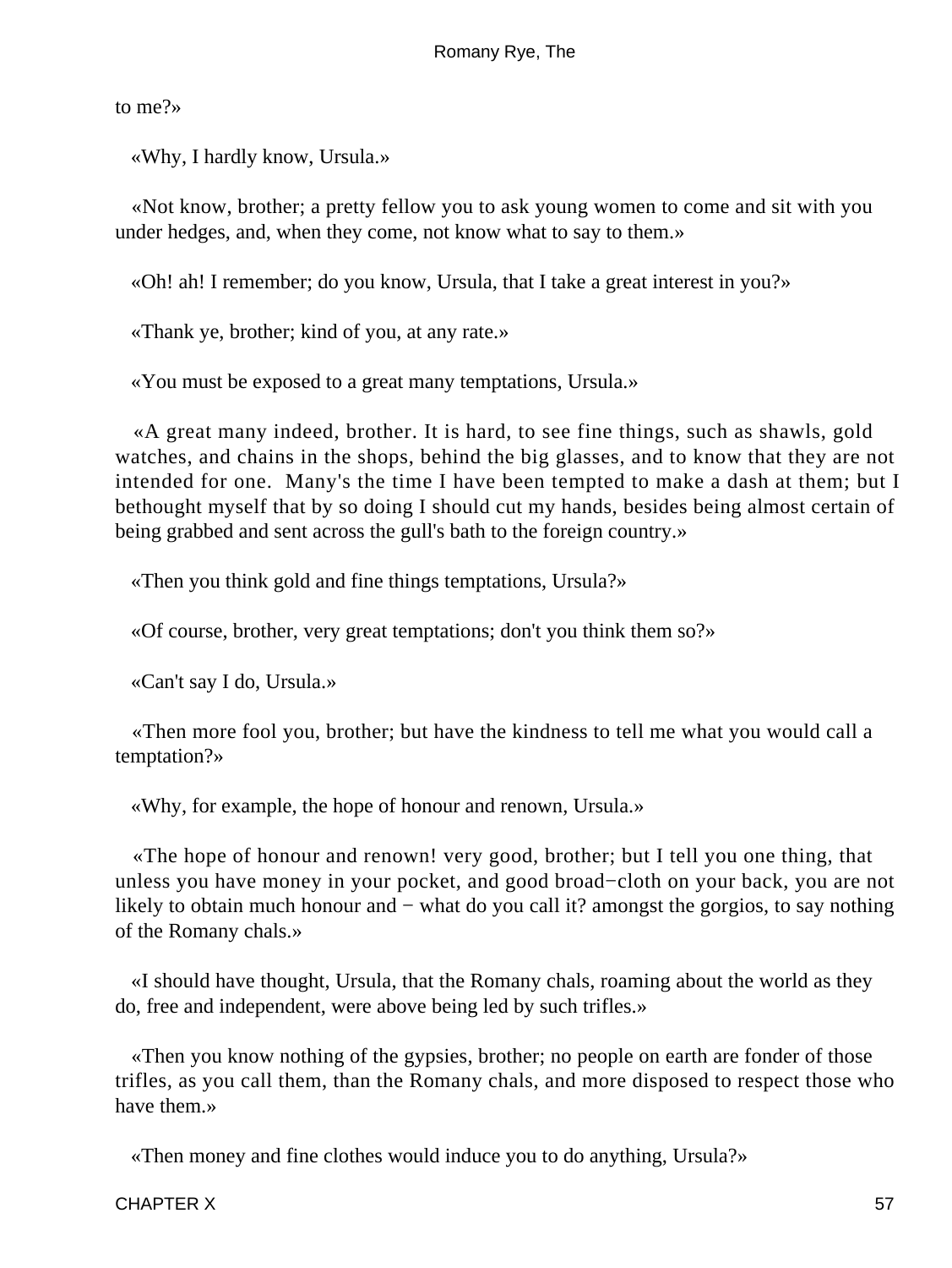to me?»

«Why, I hardly know, Ursula.»

«Not know, brother; a pretty fellow you to ask young women to come and sit with you under hedges, and, when they come, not know what to say to them.»

«Oh! ah! I remember; do you know, Ursula, that I take a great interest in you?»

«Thank ye, brother; kind of you, at any rate.»

«You must be exposed to a great many temptations, Ursula.»

«A great many indeed, brother. It is hard, to see fine things, such as shawls, gold watches, and chains in the shops, behind the big glasses, and to know that they are not intended for one. Many's the time I have been tempted to make a dash at them; but I bethought myself that by so doing I should cut my hands, besides being almost certain of being grabbed and sent across the gull's bath to the foreign country.»

«Then you think gold and fine things temptations, Ursula?»

«Of course, brother, very great temptations; don't you think them so?»

«Can't say I do, Ursula.»

«Then more fool you, brother; but have the kindness to tell me what you would call a temptation?»

«Why, for example, the hope of honour and renown, Ursula.»

«The hope of honour and renown! very good, brother; but I tell you one thing, that unless you have money in your pocket, and good broad−cloth on your back, you are not likely to obtain much honour and − what do you call it? amongst the gorgios, to say nothing of the Romany chals.»

«I should have thought, Ursula, that the Romany chals, roaming about the world as they do, free and independent, were above being led by such trifles.»

«Then you know nothing of the gypsies, brother; no people on earth are fonder of those trifles, as you call them, than the Romany chals, and more disposed to respect those who have them.»

«Then money and fine clothes would induce you to do anything, Ursula?»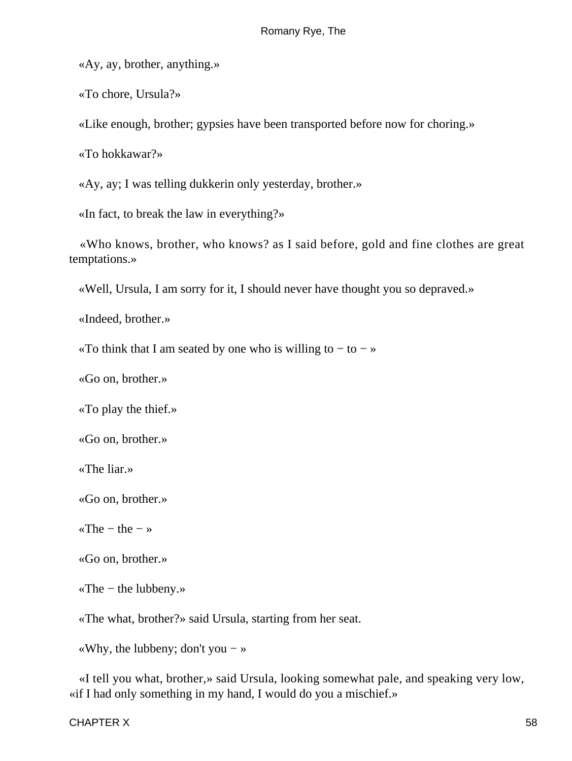«Ay, ay, brother, anything.»

«To chore, Ursula?»

«Like enough, brother; gypsies have been transported before now for choring.»

«To hokkawar?»

«Ay, ay; I was telling dukkerin only yesterday, brother.»

«In fact, to break the law in everything?»

«Who knows, brother, who knows? as I said before, gold and fine clothes are great temptations.»

«Well, Ursula, I am sorry for it, I should never have thought you so depraved.»

«Indeed, brother.»

«To think that I am seated by one who is willing to − to − »

«Go on, brother.»

«To play the thief.»

«Go on, brother.»

«The liar.»

«Go on, brother.»

«The − the − »

«Go on, brother.»

«The − the lubbeny.»

«The what, brother?» said Ursula, starting from her seat.

«Why, the lubbeny; don't you − »

«I tell you what, brother,» said Ursula, looking somewhat pale, and speaking very low, «if I had only something in my hand, I would do you a mischief.»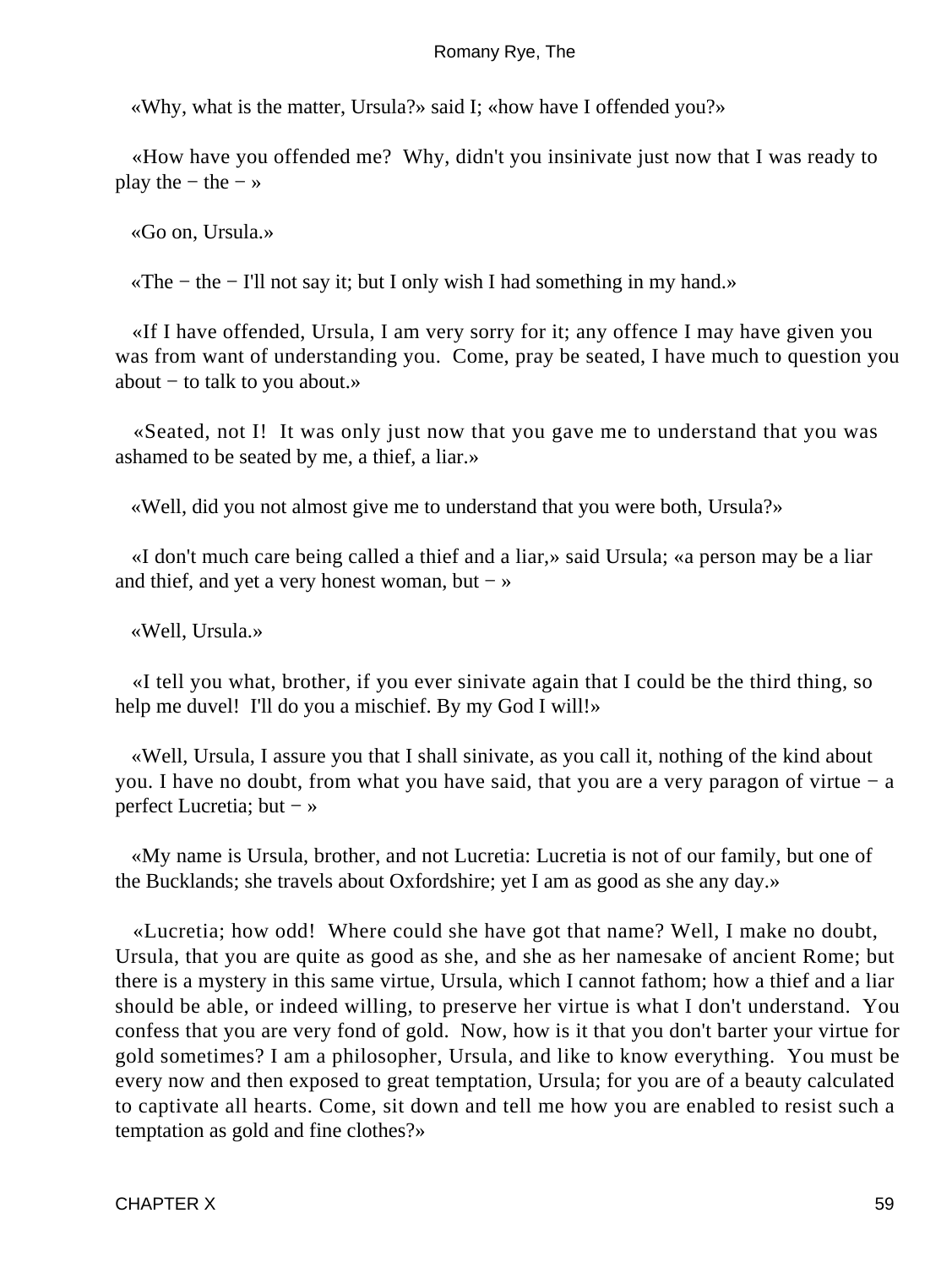«Why, what is the matter, Ursula?» said I; «how have I offended you?»

«How have you offended me? Why, didn't you insinivate just now that I was ready to play the − the − »

«Go on, Ursula.»

«The − the − I'll not say it; but I only wish I had something in my hand.»

«If I have offended, Ursula, I am very sorry for it; any offence I may have given you was from want of understanding you. Come, pray be seated, I have much to question you about − to talk to you about.»

«Seated, not I! It was only just now that you gave me to understand that you was ashamed to be seated by me, a thief, a liar.»

«Well, did you not almost give me to understand that you were both, Ursula?»

«I don't much care being called a thief and a liar,» said Ursula; «a person may be a liar and thief, and yet a very honest woman, but − »

«Well, Ursula.»

«I tell you what, brother, if you ever sinivate again that I could be the third thing, so help me duvel! I'll do you a mischief. By my God I will!»

«Well, Ursula, I assure you that I shall sinivate, as you call it, nothing of the kind about you. I have no doubt, from what you have said, that you are a very paragon of virtue − a perfect Lucretia; but − »

«My name is Ursula, brother, and not Lucretia: Lucretia is not of our family, but one of the Bucklands; she travels about Oxfordshire; yet I am as good as she any day.»

«Lucretia; how odd! Where could she have got that name? Well, I make no doubt, Ursula, that you are quite as good as she, and she as her namesake of ancient Rome; but there is a mystery in this same virtue, Ursula, which I cannot fathom; how a thief and a liar should be able, or indeed willing, to preserve her virtue is what I don't understand. You confess that you are very fond of gold. Now, how is it that you don't barter your virtue for gold sometimes? I am a philosopher, Ursula, and like to know everything. You must be every now and then exposed to great temptation, Ursula; for you are of a beauty calculated to captivate all hearts. Come, sit down and tell me how you are enabled to resist such a temptation as gold and fine clothes?»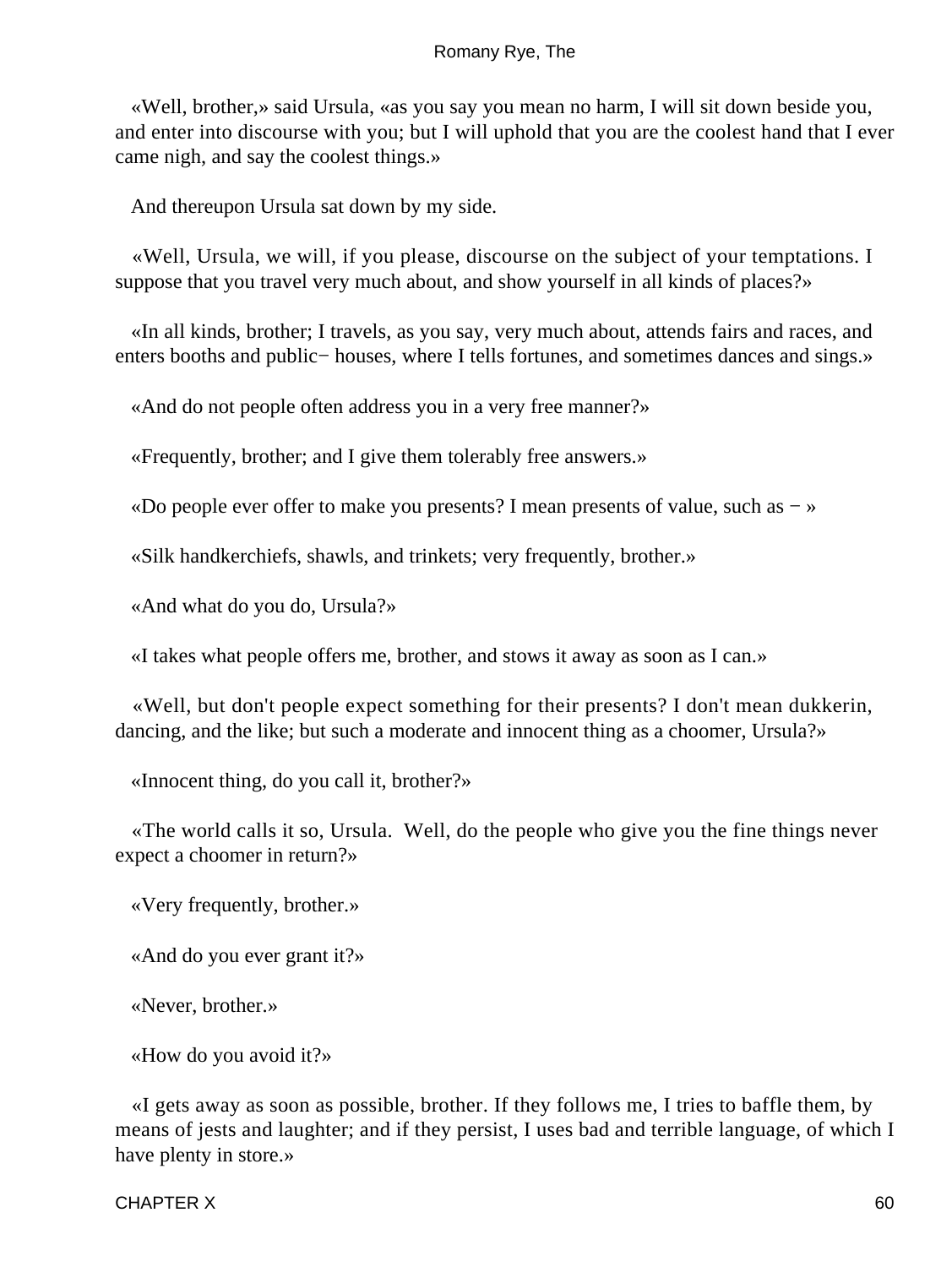«Well, brother,» said Ursula, «as you say you mean no harm, I will sit down beside you, and enter into discourse with you; but I will uphold that you are the coolest hand that I ever came nigh, and say the coolest things.»

And thereupon Ursula sat down by my side.

«Well, Ursula, we will, if you please, discourse on the subject of your temptations. I suppose that you travel very much about, and show yourself in all kinds of places?»

«In all kinds, brother; I travels, as you say, very much about, attends fairs and races, and enters booths and public− houses, where I tells fortunes, and sometimes dances and sings.»

«And do not people often address you in a very free manner?»

«Frequently, brother; and I give them tolerably free answers.»

«Do people ever offer to make you presents? I mean presents of value, such as − »

«Silk handkerchiefs, shawls, and trinkets; very frequently, brother.»

«And what do you do, Ursula?»

«I takes what people offers me, brother, and stows it away as soon as I can.»

«Well, but don't people expect something for their presents? I don't mean dukkerin, dancing, and the like; but such a moderate and innocent thing as a choomer, Ursula?»

«Innocent thing, do you call it, brother?»

«The world calls it so, Ursula. Well, do the people who give you the fine things never expect a choomer in return?»

«Very frequently, brother.»

«And do you ever grant it?»

«Never, brother.»

«How do you avoid it?»

«I gets away as soon as possible, brother. If they follows me, I tries to baffle them, by means of jests and laughter; and if they persist, I uses bad and terrible language, of which I have plenty in store.»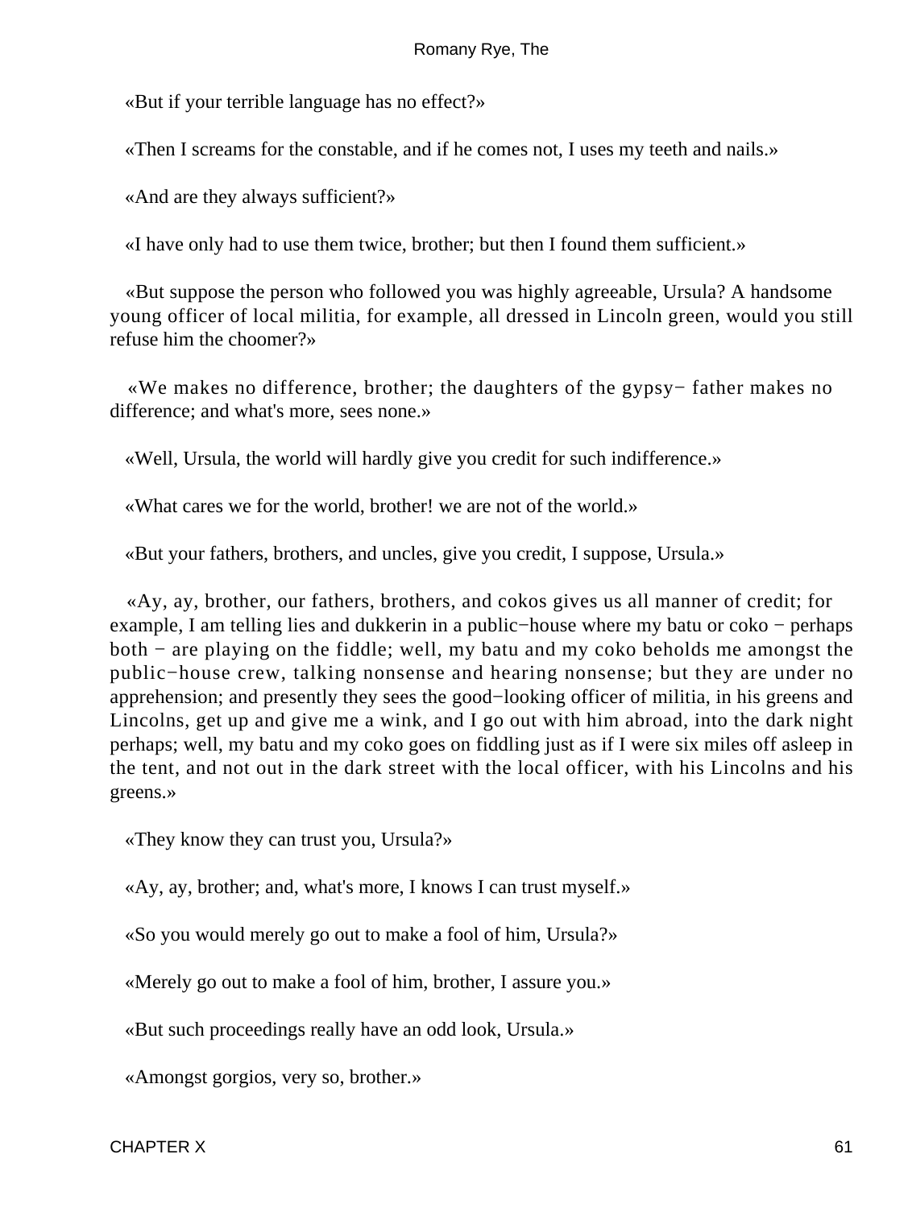«But if your terrible language has no effect?»

«Then I screams for the constable, and if he comes not, I uses my teeth and nails.»

«And are they always sufficient?»

«I have only had to use them twice, brother; but then I found them sufficient.»

«But suppose the person who followed you was highly agreeable, Ursula? A handsome young officer of local militia, for example, all dressed in Lincoln green, would you still refuse him the choomer?»

«We makes no difference, brother; the daughters of the gypsy− father makes no difference; and what's more, sees none.»

«Well, Ursula, the world will hardly give you credit for such indifference.»

«What cares we for the world, brother! we are not of the world.»

«But your fathers, brothers, and uncles, give you credit, I suppose, Ursula.»

«Ay, ay, brother, our fathers, brothers, and cokos gives us all manner of credit; for example, I am telling lies and dukkerin in a public−house where my batu or coko − perhaps both − are playing on the fiddle; well, my batu and my coko beholds me amongst the public−house crew, talking nonsense and hearing nonsense; but they are under no apprehension; and presently they sees the good−looking officer of militia, in his greens and Lincolns, get up and give me a wink, and I go out with him abroad, into the dark night perhaps; well, my batu and my coko goes on fiddling just as if I were six miles off asleep in the tent, and not out in the dark street with the local officer, with his Lincolns and his greens.»

«They know they can trust you, Ursula?»

«Ay, ay, brother; and, what's more, I knows I can trust myself.»

«So you would merely go out to make a fool of him, Ursula?»

«Merely go out to make a fool of him, brother, I assure you.»

«But such proceedings really have an odd look, Ursula.»

«Amongst gorgios, very so, brother.»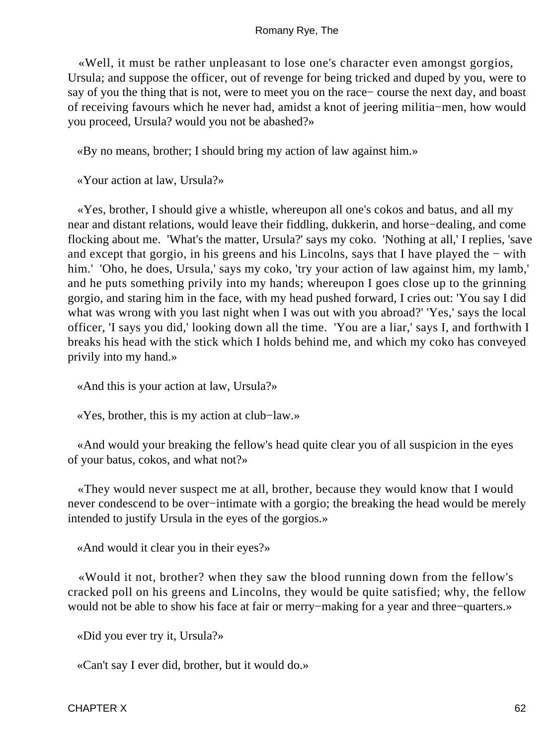«Well, it must be rather unpleasant to lose one's character even amongst gorgios, Ursula; and suppose the officer, out of revenge for being tricked and duped by you, were to say of you the thing that is not, were to meet you on the race− course the next day, and boast of receiving favours which he never had, amidst a knot of jeering militia−men, how would you proceed, Ursula? would you not be abashed?»

«By no means, brother; I should bring my action of law against him.»

«Your action at law, Ursula?»

«Yes, brother, I should give a whistle, whereupon all one's cokos and batus, and all my near and distant relations, would leave their fiddling, dukkerin, and horse−dealing, and come flocking about me. 'What's the matter, Ursula?' says my coko. 'Nothing at all,' I replies, 'save and except that gorgio, in his greens and his Lincolns, says that I have played the − with him.' 'Oho, he does, Ursula,' says my coko, 'try your action of law against him, my lamb,' and he puts something privily into my hands; whereupon I goes close up to the grinning gorgio, and staring him in the face, with my head pushed forward, I cries out: 'You say I did what was wrong with you last night when I was out with you abroad?' 'Yes,' says the local officer, 'I says you did,' looking down all the time. 'You are a liar,' says I, and forthwith I breaks his head with the stick which I holds behind me, and which my coko has conveyed privily into my hand.»

«And this is your action at law, Ursula?»

«Yes, brother, this is my action at club−law.»

«And would your breaking the fellow's head quite clear you of all suspicion in the eyes of your batus, cokos, and what not?»

«They would never suspect me at all, brother, because they would know that I would never condescend to be over−intimate with a gorgio; the breaking the head would be merely intended to justify Ursula in the eyes of the gorgios.»

«And would it clear you in their eyes?»

«Would it not, brother? when they saw the blood running down from the fellow's cracked poll on his greens and Lincolns, they would be quite satisfied; why, the fellow would not be able to show his face at fair or merry−making for a year and three−quarters.»

«Did you ever try it, Ursula?»

«Can't say I ever did, brother, but it would do.»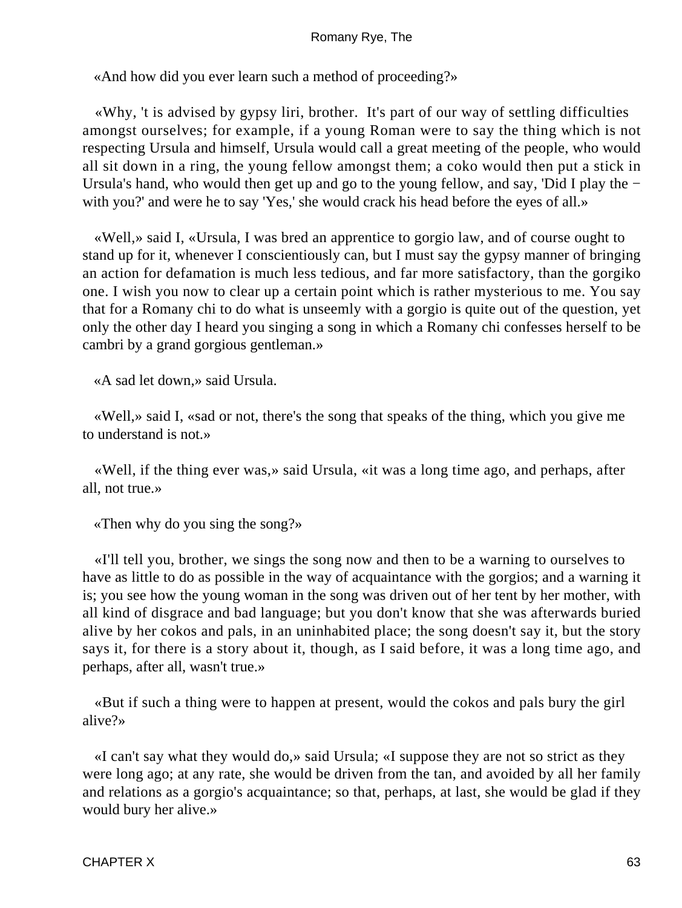«And how did you ever learn such a method of proceeding?»

«Why, 't is advised by gypsy liri, brother. It's part of our way of settling difficulties amongst ourselves; for example, if a young Roman were to say the thing which is not respecting Ursula and himself, Ursula would call a great meeting of the people, who would all sit down in a ring, the young fellow amongst them; a coko would then put a stick in Ursula's hand, who would then get up and go to the young fellow, and say, 'Did I play the − with you?' and were he to say 'Yes,' she would crack his head before the eyes of all.»

«Well,» said I, «Ursula, I was bred an apprentice to gorgio law, and of course ought to stand up for it, whenever I conscientiously can, but I must say the gypsy manner of bringing an action for defamation is much less tedious, and far more satisfactory, than the gorgiko one. I wish you now to clear up a certain point which is rather mysterious to me. You say that for a Romany chi to do what is unseemly with a gorgio is quite out of the question, yet only the other day I heard you singing a song in which a Romany chi confesses herself to be cambri by a grand gorgious gentleman.»

«A sad let down,» said Ursula.

«Well,» said I, «sad or not, there's the song that speaks of the thing, which you give me to understand is not.»

«Well, if the thing ever was,» said Ursula, «it was a long time ago, and perhaps, after all, not true.»

«Then why do you sing the song?»

«I'll tell you, brother, we sings the song now and then to be a warning to ourselves to have as little to do as possible in the way of acquaintance with the gorgios; and a warning it is; you see how the young woman in the song was driven out of her tent by her mother, with all kind of disgrace and bad language; but you don't know that she was afterwards buried alive by her cokos and pals, in an uninhabited place; the song doesn't say it, but the story says it, for there is a story about it, though, as I said before, it was a long time ago, and perhaps, after all, wasn't true.»

«But if such a thing were to happen at present, would the cokos and pals bury the girl alive?»

«I can't say what they would do,» said Ursula; «I suppose they are not so strict as they were long ago; at any rate, she would be driven from the tan, and avoided by all her family and relations as a gorgio's acquaintance; so that, perhaps, at last, she would be glad if they would bury her alive.»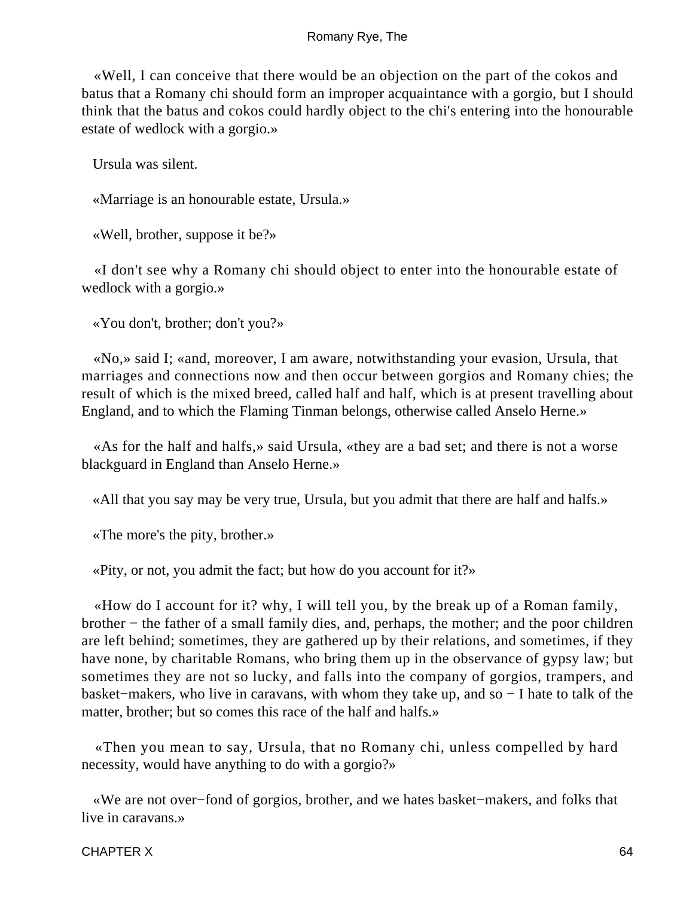«Well, I can conceive that there would be an objection on the part of the cokos and batus that a Romany chi should form an improper acquaintance with a gorgio, but I should think that the batus and cokos could hardly object to the chi's entering into the honourable estate of wedlock with a gorgio.»

Ursula was silent.

«Marriage is an honourable estate, Ursula.»

«Well, brother, suppose it be?»

«I don't see why a Romany chi should object to enter into the honourable estate of wedlock with a gorgio.»

«You don't, brother; don't you?»

«No,» said I; «and, moreover, I am aware, notwithstanding your evasion, Ursula, that marriages and connections now and then occur between gorgios and Romany chies; the result of which is the mixed breed, called half and half, which is at present travelling about England, and to which the Flaming Tinman belongs, otherwise called Anselo Herne.»

«As for the half and halfs,» said Ursula, «they are a bad set; and there is not a worse blackguard in England than Anselo Herne.»

«All that you say may be very true, Ursula, but you admit that there are half and halfs.»

«The more's the pity, brother.»

«Pity, or not, you admit the fact; but how do you account for it?»

«How do I account for it? why, I will tell you, by the break up of a Roman family, brother − the father of a small family dies, and, perhaps, the mother; and the poor children are left behind; sometimes, they are gathered up by their relations, and sometimes, if they have none, by charitable Romans, who bring them up in the observance of gypsy law; but sometimes they are not so lucky, and falls into the company of gorgios, trampers, and basket−makers, who live in caravans, with whom they take up, and so − I hate to talk of the matter, brother; but so comes this race of the half and halfs.»

«Then you mean to say, Ursula, that no Romany chi, unless compelled by hard necessity, would have anything to do with a gorgio?»

«We are not over−fond of gorgios, brother, and we hates basket−makers, and folks that live in caravans.»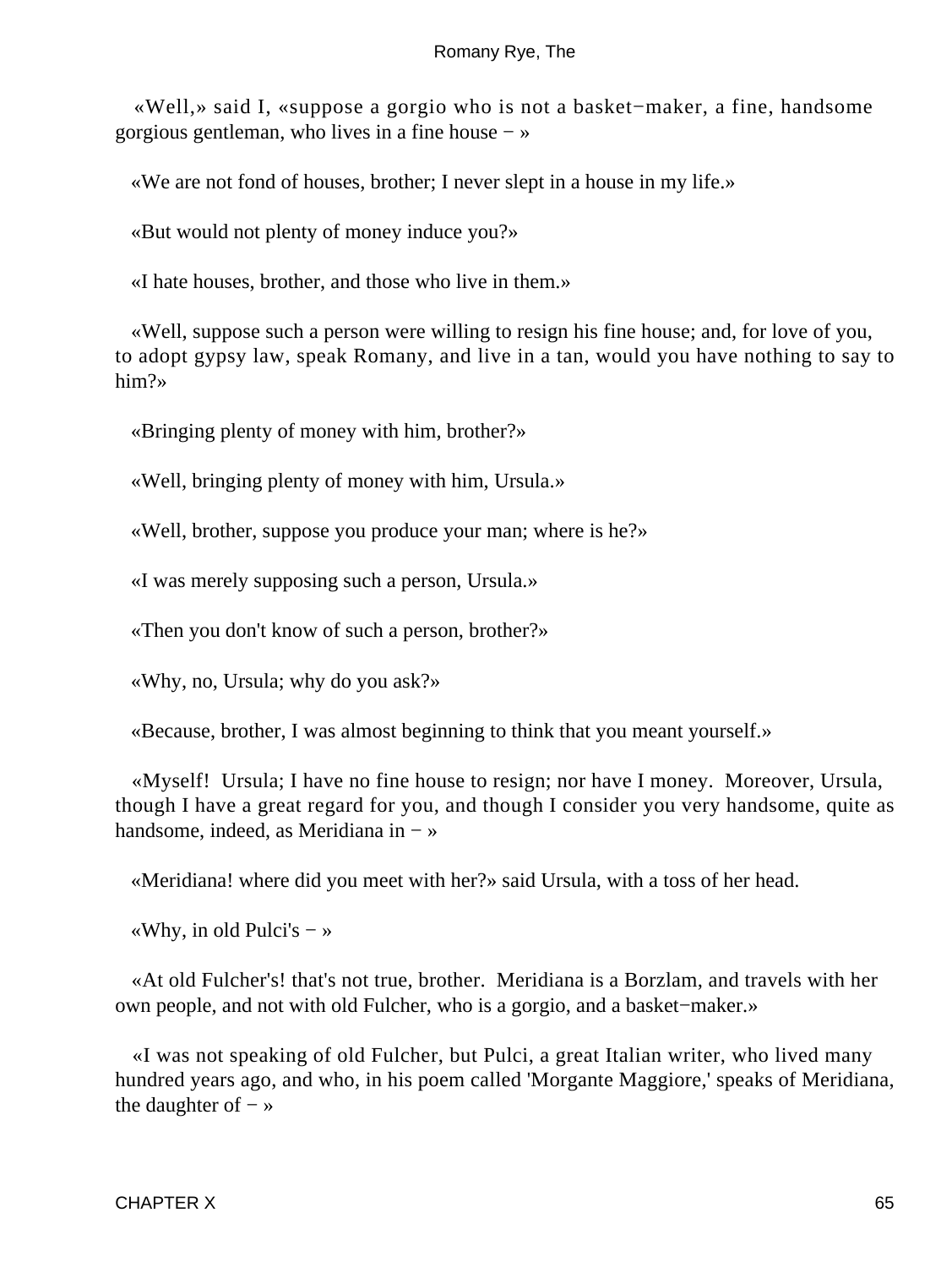«Well,» said I, «suppose a gorgio who is not a basket−maker, a fine, handsome gorgious gentleman, who lives in a fine house − »

«We are not fond of houses, brother; I never slept in a house in my life.»

«But would not plenty of money induce you?»

«I hate houses, brother, and those who live in them.»

«Well, suppose such a person were willing to resign his fine house; and, for love of you, to adopt gypsy law, speak Romany, and live in a tan, would you have nothing to say to him?»

«Bringing plenty of money with him, brother?»

«Well, bringing plenty of money with him, Ursula.»

«Well, brother, suppose you produce your man; where is he?»

«I was merely supposing such a person, Ursula.»

«Then you don't know of such a person, brother?»

«Why, no, Ursula; why do you ask?»

«Because, brother, I was almost beginning to think that you meant yourself.»

«Myself! Ursula; I have no fine house to resign; nor have I money. Moreover, Ursula, though I have a great regard for you, and though I consider you very handsome, quite as handsome, indeed, as Meridiana in − »

«Meridiana! where did you meet with her?» said Ursula, with a toss of her head.

«Why, in old Pulci's − »

«At old Fulcher's! that's not true, brother. Meridiana is a Borzlam, and travels with her own people, and not with old Fulcher, who is a gorgio, and a basket−maker.»

«I was not speaking of old Fulcher, but Pulci, a great Italian writer, who lived many hundred years ago, and who, in his poem called 'Morgante Maggiore,' speaks of Meridiana, the daughter of − »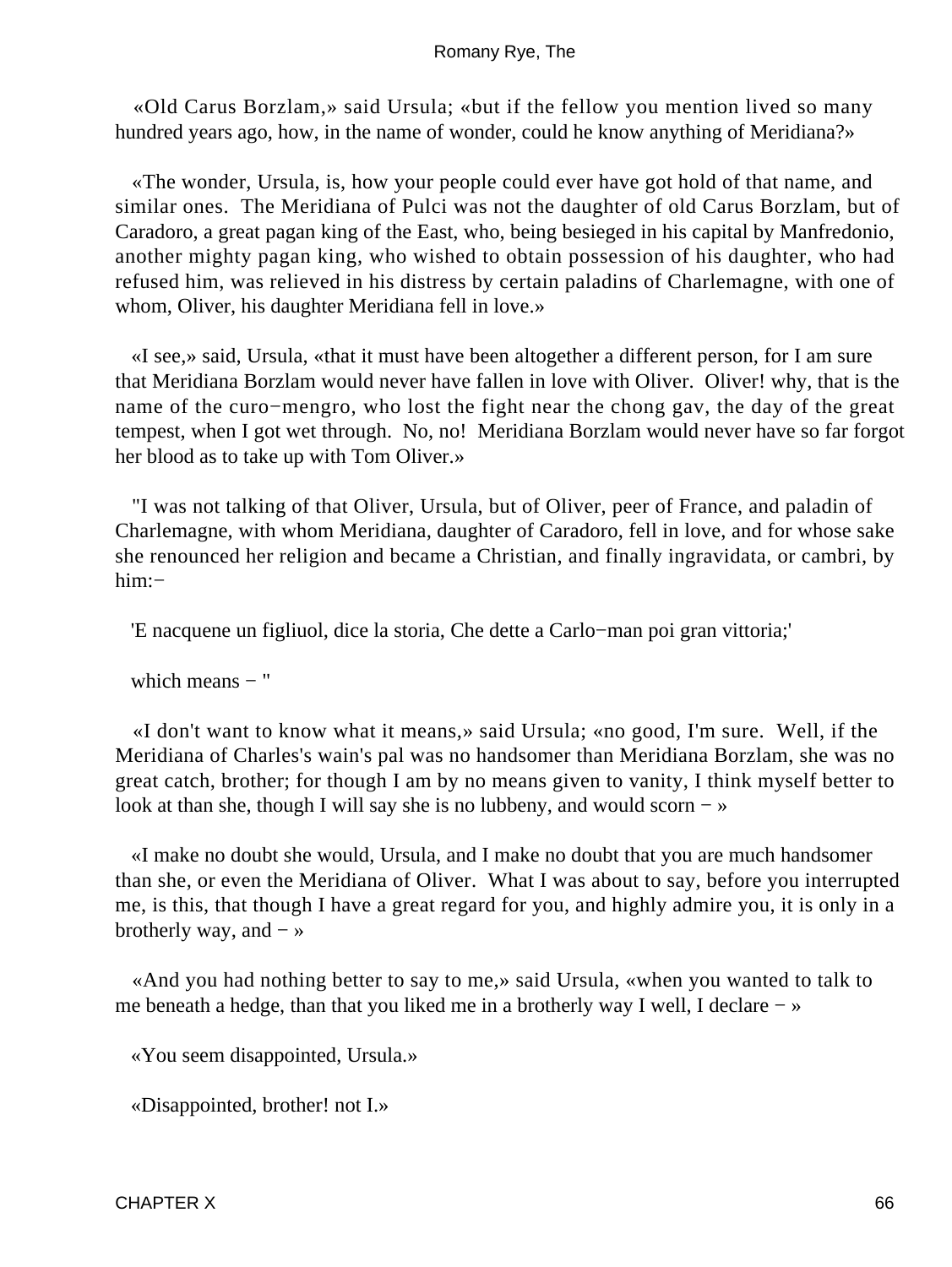«Old Carus Borzlam,» said Ursula; «but if the fellow you mention lived so many hundred years ago, how, in the name of wonder, could he know anything of Meridiana?»

«The wonder, Ursula, is, how your people could ever have got hold of that name, and similar ones. The Meridiana of Pulci was not the daughter of old Carus Borzlam, but of Caradoro, a great pagan king of the East, who, being besieged in his capital by Manfredonio, another mighty pagan king, who wished to obtain possession of his daughter, who had refused him, was relieved in his distress by certain paladins of Charlemagne, with one of whom, Oliver, his daughter Meridiana fell in love.»

«I see,» said, Ursula, «that it must have been altogether a different person, for I am sure that Meridiana Borzlam would never have fallen in love with Oliver. Oliver! why, that is the name of the curo−mengro, who lost the fight near the chong gav, the day of the great tempest, when I got wet through. No, no! Meridiana Borzlam would never have so far forgot her blood as to take up with Tom Oliver.»

"I was not talking of that Oliver, Ursula, but of Oliver, peer of France, and paladin of Charlemagne, with whom Meridiana, daughter of Caradoro, fell in love, and for whose sake she renounced her religion and became a Christian, and finally ingravidata, or cambri, by him:−

'E nacquene un figliuol, dice la storia, Che dette a Carlo−man poi gran vittoria;'

which means − "

«I don't want to know what it means,» said Ursula; «no good, I'm sure. Well, if the Meridiana of Charles's wain's pal was no handsomer than Meridiana Borzlam, she was no great catch, brother; for though I am by no means given to vanity, I think myself better to look at than she, though I will say she is no lubbeny, and would scorn − »

«I make no doubt she would, Ursula, and I make no doubt that you are much handsomer than she, or even the Meridiana of Oliver. What I was about to say, before you interrupted me, is this, that though I have a great regard for you, and highly admire you, it is only in a brotherly way, and − »

«And you had nothing better to say to me,» said Ursula, «when you wanted to talk to me beneath a hedge, than that you liked me in a brotherly way I well, I declare − »

«You seem disappointed, Ursula.»

«Disappointed, brother! not I.»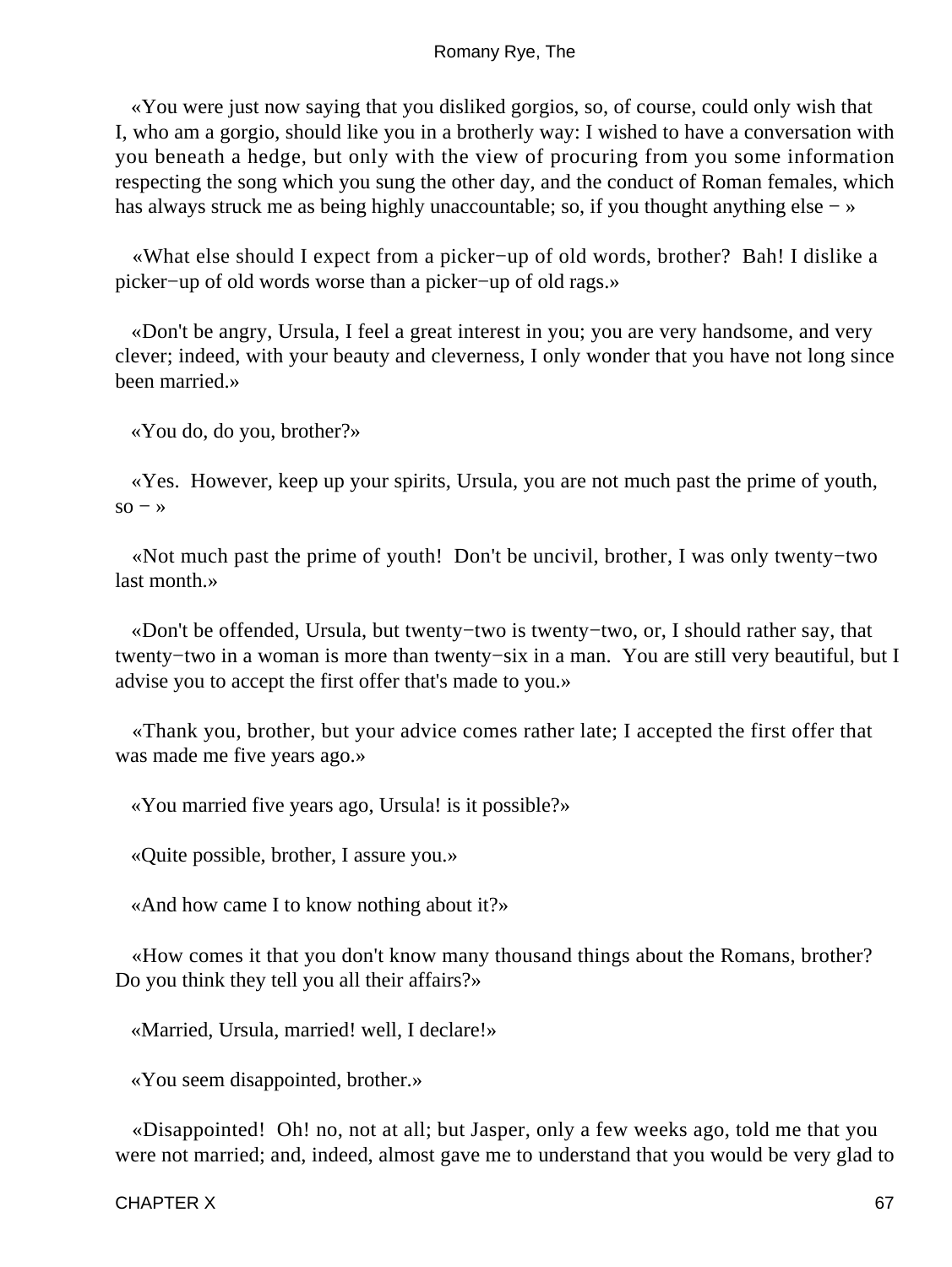«You were just now saying that you disliked gorgios, so, of course, could only wish that I, who am a gorgio, should like you in a brotherly way: I wished to have a conversation with you beneath a hedge, but only with the view of procuring from you some information respecting the song which you sung the other day, and the conduct of Roman females, which has always struck me as being highly unaccountable; so, if you thought anything else − »

«What else should I expect from a picker−up of old words, brother? Bah! I dislike a picker−up of old words worse than a picker−up of old rags.»

«Don't be angry, Ursula, I feel a great interest in you; you are very handsome, and very clever; indeed, with your beauty and cleverness, I only wonder that you have not long since been married.»

«You do, do you, brother?»

«Yes. However, keep up your spirits, Ursula, you are not much past the prime of youth, so − »

«Not much past the prime of youth! Don't be uncivil, brother, I was only twenty−two last month.»

«Don't be offended, Ursula, but twenty−two is twenty−two, or, I should rather say, that twenty−two in a woman is more than twenty−six in a man. You are still very beautiful, but I advise you to accept the first offer that's made to you.»

«Thank you, brother, but your advice comes rather late; I accepted the first offer that was made me five years ago.»

«You married five years ago, Ursula! is it possible?»

«Quite possible, brother, I assure you.»

«And how came I to know nothing about it?»

«How comes it that you don't know many thousand things about the Romans, brother? Do you think they tell you all their affairs?»

«Married, Ursula, married! well, I declare!»

«You seem disappointed, brother.»

«Disappointed! Oh! no, not at all; but Jasper, only a few weeks ago, told me that you were not married; and, indeed, almost gave me to understand that you would be very glad to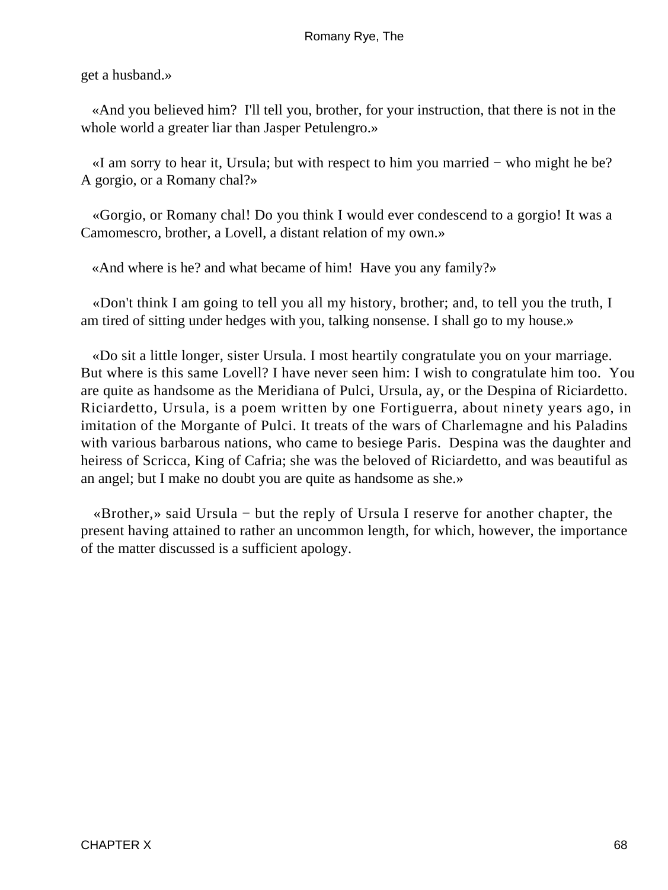get a husband.»

«And you believed him? I'll tell you, brother, for your instruction, that there is not in the whole world a greater liar than Jasper Petulengro.»

«I am sorry to hear it, Ursula; but with respect to him you married − who might he be? A gorgio, or a Romany chal?»

«Gorgio, or Romany chal! Do you think I would ever condescend to a gorgio! It was a Camomescro, brother, a Lovell, a distant relation of my own.»

«And where is he? and what became of him! Have you any family?»

«Don't think I am going to tell you all my history, brother; and, to tell you the truth, I am tired of sitting under hedges with you, talking nonsense. I shall go to my house.»

«Do sit a little longer, sister Ursula. I most heartily congratulate you on your marriage. But where is this same Lovell? I have never seen him: I wish to congratulate him too. You are quite as handsome as the Meridiana of Pulci, Ursula, ay, or the Despina of Riciardetto. Riciardetto, Ursula, is a poem written by one Fortiguerra, about ninety years ago, in imitation of the Morgante of Pulci. It treats of the wars of Charlemagne and his Paladins with various barbarous nations, who came to besiege Paris. Despina was the daughter and heiress of Scricca, King of Cafria; she was the beloved of Riciardetto, and was beautiful as an angel; but I make no doubt you are quite as handsome as she.»

«Brother,» said Ursula − but the reply of Ursula I reserve for another chapter, the present having attained to rather an uncommon length, for which, however, the importance of the matter discussed is a sufficient apology.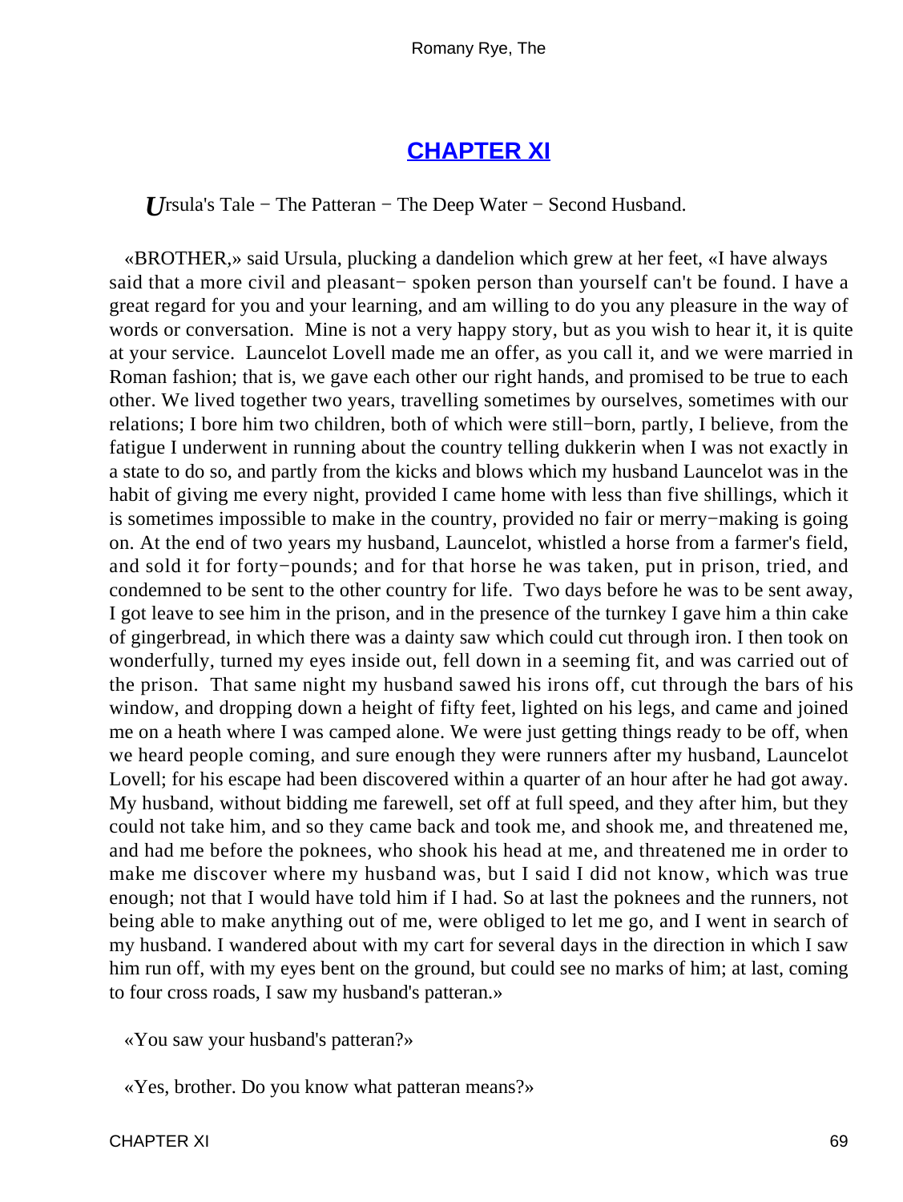## CHAPTER XI

*U*rsula's Tale − The Patteran − The Deep Water − Second Husband.

«BROTHER,» said Ursula, plucking a dandelion which grew at her feet, «I have always said that a more civil and pleasant− spoken person than yourself can't be found. I have a great regard for you and your learning, and am willing to do you any pleasure in the way of words or conversation. Mine is not a very happy story, but as you wish to hear it, it is quite at your service. Launcelot Lovell made me an offer, as you call it, and we were married in Roman fashion; that is, we gave each other our right hands, and promised to be true to each other. We lived together two years, travelling sometimes by ourselves, sometimes with our relations; I bore him two children, both of which were still−born, partly, I believe, from the fatigue I underwent in running about the country telling dukkerin when I was not exactly in a state to do so, and partly from the kicks and blows which my husband Launcelot was in the habit of giving me every night, provided I came home with less than five shillings, which it is sometimes impossible to make in the country, provided no fair or merry−making is going on. At the end of two years my husband, Launcelot, whistled a horse from a farmer's field, and sold it for forty−pounds; and for that horse he was taken, put in prison, tried, and condemned to be sent to the other country for life. Two days before he was to be sent away, I got leave to see him in the prison, and in the presence of the turnkey I gave him a thin cake of gingerbread, in which there was a dainty saw which could cut through iron. I then took on wonderfully, turned my eyes inside out, fell down in a seeming fit, and was carried out of the prison. That same night my husband sawed his irons off, cut through the bars of his window, and dropping down a height of fifty feet, lighted on his legs, and came and joined me on a heath where I was camped alone. We were just getting things ready to be off, when we heard people coming, and sure enough they were runners after my husband, Launcelot Lovell; for his escape had been discovered within a quarter of an hour after he had got away. My husband, without bidding me farewell, set off at full speed, and they after him, but they could not take him, and so they came back and took me, and shook me, and threatened me, and had me before the poknees, who shook his head at me, and threatened me in order to make me discover where my husband was, but I said I did not know, which was true enough; not that I would have told him if I had. So at last the poknees and the runners, not being able to make anything out of me, were obliged to let me go, and I went in search of my husband. I wandered about with my cart for several days in the direction in which I saw him run off, with my eyes bent on the ground, but could see no marks of him; at last, coming to four cross roads, I saw my husband's patteran.»

«You saw your husband's patteran?»

«Yes, brother. Do you know what patteran means?»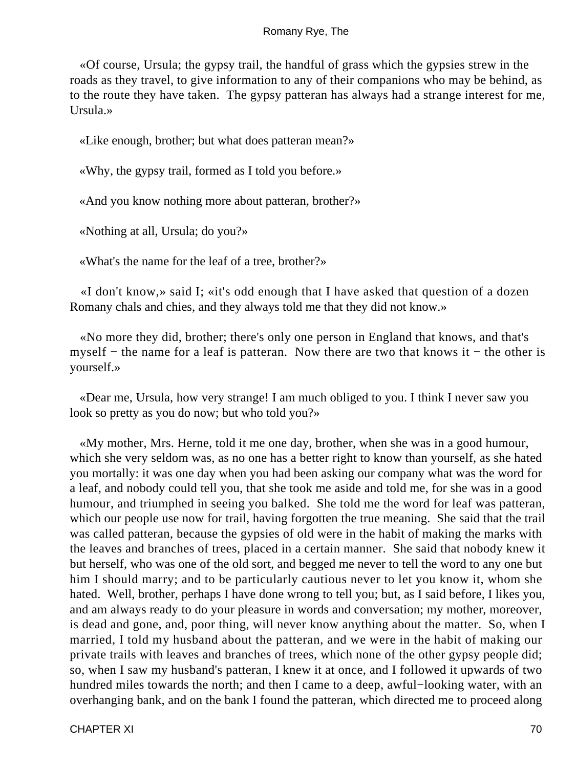«Of course, Ursula; the gypsy trail, the handful of grass which the gypsies strew in the roads as they travel, to give information to any of their companions who may be behind, as to the route they have taken. The gypsy patteran has always had a strange interest for me, Ursula.»

«Like enough, brother; but what does patteran mean?»

«Why, the gypsy trail, formed as I told you before.»

«And you know nothing more about patteran, brother?»

«Nothing at all, Ursula; do you?»

«What's the name for the leaf of a tree, brother?»

«I don't know,» said I; «it's odd enough that I have asked that question of a dozen Romany chals and chies, and they always told me that they did not know.»

«No more they did, brother; there's only one person in England that knows, and that's myself − the name for a leaf is patteran. Now there are two that knows it − the other is yourself.»

«Dear me, Ursula, how very strange! I am much obliged to you. I think I never saw you look so pretty as you do now; but who told you?»

«My mother, Mrs. Herne, told it me one day, brother, when she was in a good humour, which she very seldom was, as no one has a better right to know than yourself, as she hated you mortally: it was one day when you had been asking our company what was the word for a leaf, and nobody could tell you, that she took me aside and told me, for she was in a good humour, and triumphed in seeing you balked. She told me the word for leaf was patteran, which our people use now for trail, having forgotten the true meaning. She said that the trail was called patteran, because the gypsies of old were in the habit of making the marks with the leaves and branches of trees, placed in a certain manner. She said that nobody knew it but herself, who was one of the old sort, and begged me never to tell the word to any one but him I should marry; and to be particularly cautious never to let you know it, whom she hated. Well, brother, perhaps I have done wrong to tell you; but, as I said before, I likes you, and am always ready to do your pleasure in words and conversation; my mother, moreover, is dead and gone, and, poor thing, will never know anything about the matter. So, when I married, I told my husband about the patteran, and we were in the habit of making our private trails with leaves and branches of trees, which none of the other gypsy people did; so, when I saw my husband's patteran, I knew it at once, and I followed it upwards of two hundred miles towards the north; and then I came to a deep, awful−looking water, with an overhanging bank, and on the bank I found the patteran, which directed me to proceed along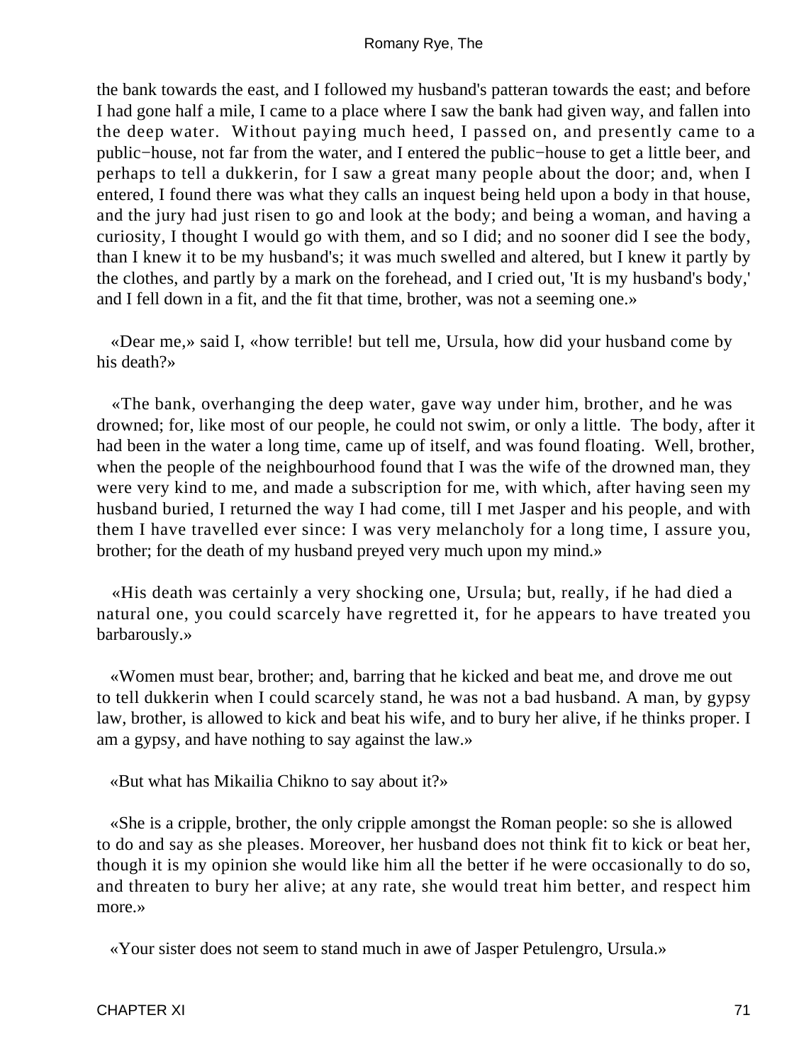the bank towards the east, and I followed my husband's patteran towards the east; and before I had gone half a mile, I came to a place where I saw the bank had given way, and fallen into the deep water. Without paying much heed, I passed on, and presently came to a public−house, not far from the water, and I entered the public−house to get a little beer, and perhaps to tell a dukkerin, for I saw a great many people about the door; and, when I entered, I found there was what they calls an inquest being held upon a body in that house, and the jury had just risen to go and look at the body; and being a woman, and having a curiosity, I thought I would go with them, and so I did; and no sooner did I see the body, than I knew it to be my husband's; it was much swelled and altered, but I knew it partly by the clothes, and partly by a mark on the forehead, and I cried out, 'It is my husband's body,' and I fell down in a fit, and the fit that time, brother, was not a seeming one.»

«Dear me,» said I, «how terrible! but tell me, Ursula, how did your husband come by his death?»

«The bank, overhanging the deep water, gave way under him, brother, and he was drowned; for, like most of our people, he could not swim, or only a little. The body, after it had been in the water a long time, came up of itself, and was found floating. Well, brother, when the people of the neighbourhood found that I was the wife of the drowned man, they were very kind to me, and made a subscription for me, with which, after having seen my husband buried, I returned the way I had come, till I met Jasper and his people, and with them I have travelled ever since: I was very melancholy for a long time, I assure you, brother; for the death of my husband preyed very much upon my mind.»

«His death was certainly a very shocking one, Ursula; but, really, if he had died a natural one, you could scarcely have regretted it, for he appears to have treated you barbarously.»

«Women must bear, brother; and, barring that he kicked and beat me, and drove me out to tell dukkerin when I could scarcely stand, he was not a bad husband. A man, by gypsy law, brother, is allowed to kick and beat his wife, and to bury her alive, if he thinks proper. I am a gypsy, and have nothing to say against the law.»

«But what has Mikailia Chikno to say about it?»

«She is a cripple, brother, the only cripple amongst the Roman people: so she is allowed to do and say as she pleases. Moreover, her husband does not think fit to kick or beat her, though it is my opinion she would like him all the better if he were occasionally to do so, and threaten to bury her alive; at any rate, she would treat him better, and respect him more.»

«Your sister does not seem to stand much in awe of Jasper Petulengro, Ursula.»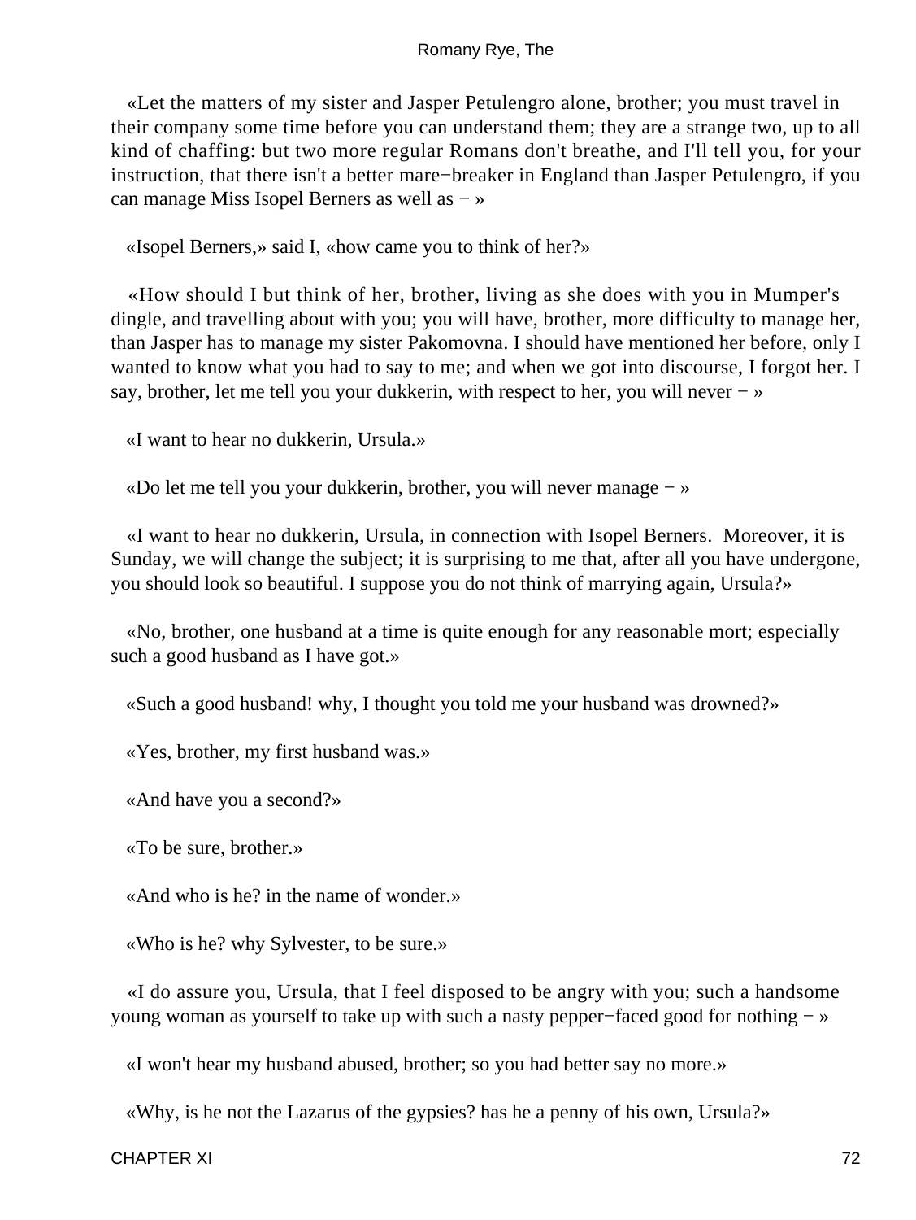«Let the matters of my sister and Jasper Petulengro alone, brother; you must travel in their company some time before you can understand them; they are a strange two, up to all kind of chaffing: but two more regular Romans don't breathe, and I'll tell you, for your instruction, that there isn't a better mare−breaker in England than Jasper Petulengro, if you can manage Miss Isopel Berners as well as − »

«Isopel Berners,» said I, «how came you to think of her?»

«How should I but think of her, brother, living as she does with you in Mumper's dingle, and travelling about with you; you will have, brother, more difficulty to manage her, than Jasper has to manage my sister Pakomovna. I should have mentioned her before, only I wanted to know what you had to say to me; and when we got into discourse, I forgot her. I say, brother, let me tell you your dukkerin, with respect to her, you will never − »

«I want to hear no dukkerin, Ursula.»

«Do let me tell you your dukkerin, brother, you will never manage − »

«I want to hear no dukkerin, Ursula, in connection with Isopel Berners. Moreover, it is Sunday, we will change the subject; it is surprising to me that, after all you have undergone, you should look so beautiful. I suppose you do not think of marrying again, Ursula?»

«No, brother, one husband at a time is quite enough for any reasonable mort; especially such a good husband as I have got.»

«Such a good husband! why, I thought you told me your husband was drowned?»

«Yes, brother, my first husband was.»

«And have you a second?»

«To be sure, brother.»

«And who is he? in the name of wonder.»

«Who is he? why Sylvester, to be sure.»

«I do assure you, Ursula, that I feel disposed to be angry with you; such a handsome young woman as yourself to take up with such a nasty pepper−faced good for nothing − »

«I won't hear my husband abused, brother; so you had better say no more.»

«Why, is he not the Lazarus of the gypsies? has he a penny of his own, Ursula?»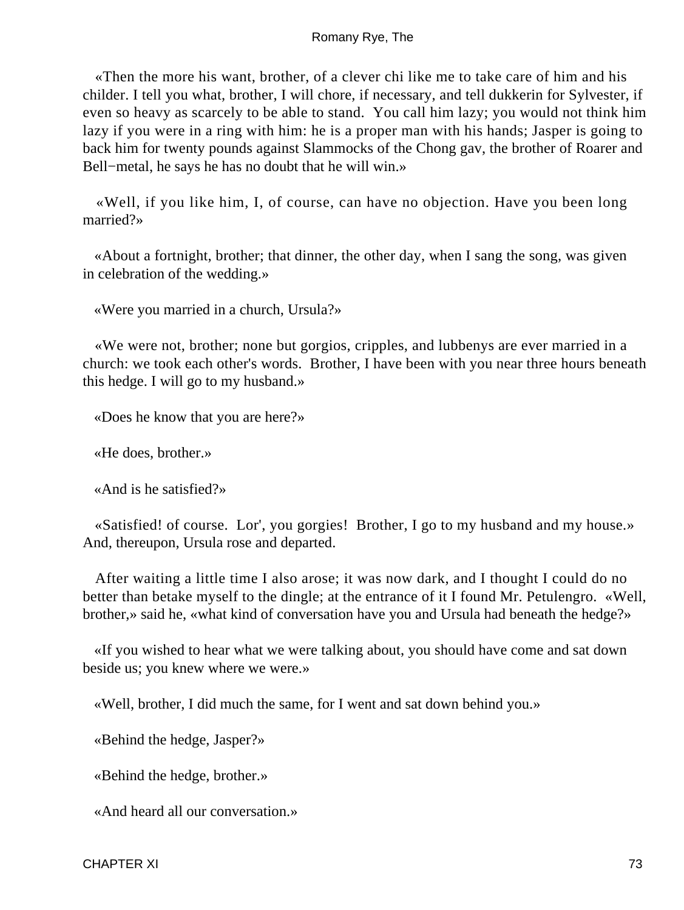«Then the more his want, brother, of a clever chi like me to take care of him and his childer. I tell you what, brother, I will chore, if necessary, and tell dukkerin for Sylvester, if even so heavy as scarcely to be able to stand. You call him lazy; you would not think him lazy if you were in a ring with him: he is a proper man with his hands; Jasper is going to back him for twenty pounds against Slammocks of the Chong gav, the brother of Roarer and Bell−metal, he says he has no doubt that he will win.»

«Well, if you like him, I, of course, can have no objection. Have you been long married?»

«About a fortnight, brother; that dinner, the other day, when I sang the song, was given in celebration of the wedding.»

«Were you married in a church, Ursula?»

«We were not, brother; none but gorgios, cripples, and lubbenys are ever married in a church: we took each other's words. Brother, I have been with you near three hours beneath this hedge. I will go to my husband.»

«Does he know that you are here?»

«He does, brother.»

«And is he satisfied?»

«Satisfied! of course. Lor', you gorgies! Brother, I go to my husband and my house.» And, thereupon, Ursula rose and departed.

After waiting a little time I also arose; it was now dark, and I thought I could do no better than betake myself to the dingle; at the entrance of it I found Mr. Petulengro. «Well, brother,» said he, «what kind of conversation have you and Ursula had beneath the hedge?»

«If you wished to hear what we were talking about, you should have come and sat down beside us; you knew where we were.»

«Well, brother, I did much the same, for I went and sat down behind you.»

«Behind the hedge, Jasper?»

«Behind the hedge, brother.»

«And heard all our conversation.»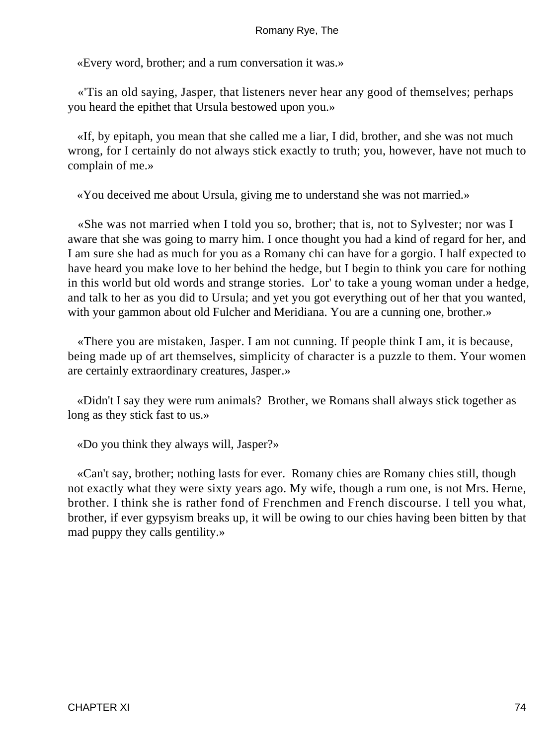«Every word, brother; and a rum conversation it was.»

«'Tis an old saying, Jasper, that listeners never hear any good of themselves; perhaps you heard the epithet that Ursula bestowed upon you.»

«If, by epitaph, you mean that she called me a liar, I did, brother, and she was not much wrong, for I certainly do not always stick exactly to truth; you, however, have not much to complain of me.»

«You deceived me about Ursula, giving me to understand she was not married.»

«She was not married when I told you so, brother; that is, not to Sylvester; nor was I aware that she was going to marry him. I once thought you had a kind of regard for her, and I am sure she had as much for you as a Romany chi can have for a gorgio. I half expected to have heard you make love to her behind the hedge, but I begin to think you care for nothing in this world but old words and strange stories. Lor' to take a young woman under a hedge, and talk to her as you did to Ursula; and yet you got everything out of her that you wanted, with your gammon about old Fulcher and Meridiana. You are a cunning one, brother.»

«There you are mistaken, Jasper. I am not cunning. If people think I am, it is because, being made up of art themselves, simplicity of character is a puzzle to them. Your women are certainly extraordinary creatures, Jasper.»

«Didn't I say they were rum animals? Brother, we Romans shall always stick together as long as they stick fast to us.»

«Do you think they always will, Jasper?»

«Can't say, brother; nothing lasts for ever. Romany chies are Romany chies still, though not exactly what they were sixty years ago. My wife, though a rum one, is not Mrs. Herne, brother. I think she is rather fond of Frenchmen and French discourse. I tell you what, brother, if ever gypsyism breaks up, it will be owing to our chies having been bitten by that mad puppy they calls gentility.»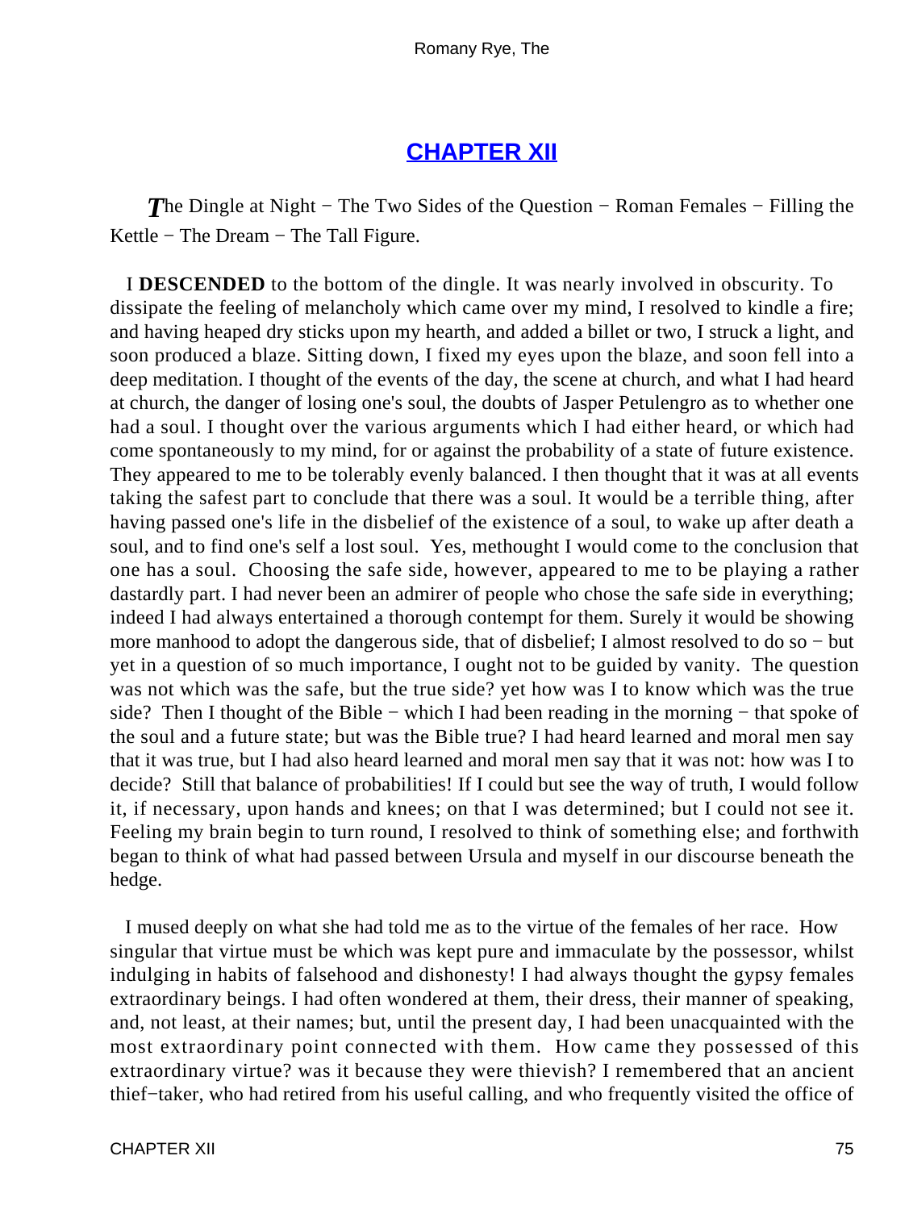## CHAPTER XII

*The* Dingle at Night − The Two Sides of the Question − Roman Females − Filling the Kettle − The Dream − The Tall Figure.

I **DESCENDED** to the bottom of the dingle. It was nearly involved in obscurity. To dissipate the feeling of melancholy which came over my mind, I resolved to kindle a fire; and having heaped dry sticks upon my hearth, and added a billet or two, I struck a light, and soon produced a blaze. Sitting down, I fixed my eyes upon the blaze, and soon fell into a deep meditation. I thought of the events of the day, the scene at church, and what I had heard at church, the danger of losing one's soul, the doubts of Jasper Petulengro as to whether one had a soul. I thought over the various arguments which I had either heard, or which had come spontaneously to my mind, for or against the probability of a state of future existence. They appeared to me to be tolerably evenly balanced. I then thought that it was at all events taking the safest part to conclude that there was a soul. It would be a terrible thing, after having passed one's life in the disbelief of the existence of a soul, to wake up after death a soul, and to find one's self a lost soul. Yes, methought I would come to the conclusion that one has a soul. Choosing the safe side, however, appeared to me to be playing a rather dastardly part. I had never been an admirer of people who chose the safe side in everything; indeed I had always entertained a thorough contempt for them. Surely it would be showing more manhood to adopt the dangerous side, that of disbelief; I almost resolved to do so − but yet in a question of so much importance, I ought not to be guided by vanity. The question was not which was the safe, but the true side? yet how was I to know which was the true side? Then I thought of the Bible − which I had been reading in the morning − that spoke of the soul and a future state; but was the Bible true? I had heard learned and moral men say that it was true, but I had also heard learned and moral men say that it was not: how was I to decide? Still that balance of probabilities! If I could but see the way of truth, I would follow it, if necessary, upon hands and knees; on that I was determined; but I could not see it. Feeling my brain begin to turn round, I resolved to think of something else; and forthwith began to think of what had passed between Ursula and myself in our discourse beneath the hedge.

I mused deeply on what she had told me as to the virtue of the females of her race. How singular that virtue must be which was kept pure and immaculate by the possessor, whilst indulging in habits of falsehood and dishonesty! I had always thought the gypsy females extraordinary beings. I had often wondered at them, their dress, their manner of speaking, and, not least, at their names; but, until the present day, I had been unacquainted with the most extraordinary point connected with them. How came they possessed of this extraordinary virtue? was it because they were thievish? I remembered that an ancient thief−taker, who had retired from his useful calling, and who frequently visited the office of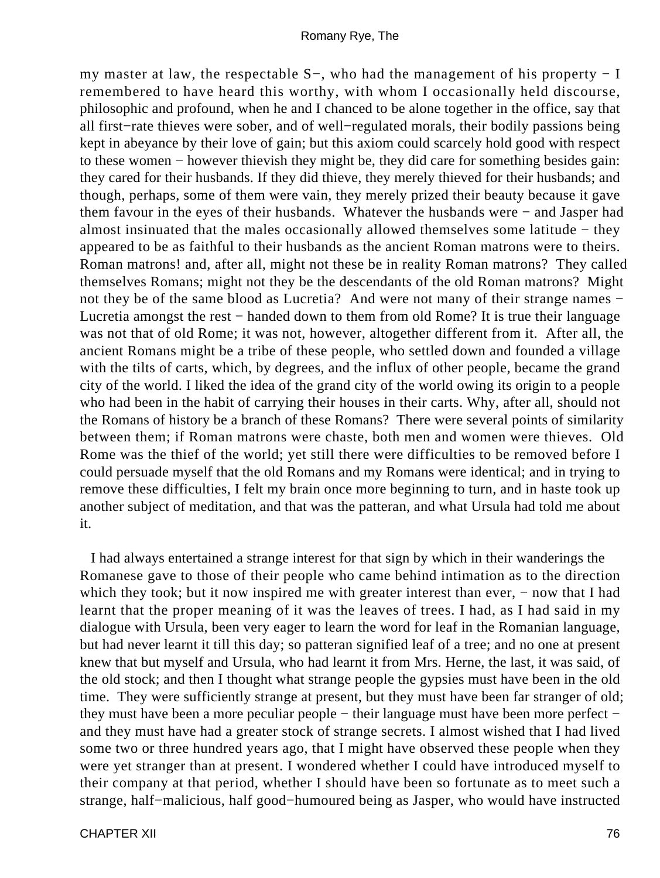my master at law, the respectable S−, who had the management of his property − I remembered to have heard this worthy, with whom I occasionally held discourse, philosophic and profound, when he and I chanced to be alone together in the office, say that all first−rate thieves were sober, and of well−regulated morals, their bodily passions being kept in abeyance by their love of gain; but this axiom could scarcely hold good with respect to these women − however thievish they might be, they did care for something besides gain: they cared for their husbands. If they did thieve, they merely thieved for their husbands; and though, perhaps, some of them were vain, they merely prized their beauty because it gave them favour in the eyes of their husbands. Whatever the husbands were − and Jasper had almost insinuated that the males occasionally allowed themselves some latitude − they appeared to be as faithful to their husbands as the ancient Roman matrons were to theirs. Roman matrons! and, after all, might not these be in reality Roman matrons? They called themselves Romans; might not they be the descendants of the old Roman matrons? Might not they be of the same blood as Lucretia? And were not many of their strange names − Lucretia amongst the rest − handed down to them from old Rome? It is true their language was not that of old Rome; it was not, however, altogether different from it. After all, the ancient Romans might be a tribe of these people, who settled down and founded a village with the tilts of carts, which, by degrees, and the influx of other people, became the grand city of the world. I liked the idea of the grand city of the world owing its origin to a people who had been in the habit of carrying their houses in their carts. Why, after all, should not the Romans of history be a branch of these Romans? There were several points of similarity between them; if Roman matrons were chaste, both men and women were thieves. Old Rome was the thief of the world; yet still there were difficulties to be removed before I could persuade myself that the old Romans and my Romans were identical; and in trying to remove these difficulties, I felt my brain once more beginning to turn, and in haste took up another subject of meditation, and that was the patteran, and what Ursula had told me about it.

I had always entertained a strange interest for that sign by which in their wanderings the Romanese gave to those of their people who came behind intimation as to the direction which they took; but it now inspired me with greater interest than ever, − now that I had learnt that the proper meaning of it was the leaves of trees. I had, as I had said in my dialogue with Ursula, been very eager to learn the word for leaf in the Romanian language, but had never learnt it till this day; so patteran signified leaf of a tree; and no one at present knew that but myself and Ursula, who had learnt it from Mrs. Herne, the last, it was said, of the old stock; and then I thought what strange people the gypsies must have been in the old time. They were sufficiently strange at present, but they must have been far stranger of old; they must have been a more peculiar people − their language must have been more perfect − and they must have had a greater stock of strange secrets. I almost wished that I had lived some two or three hundred years ago, that I might have observed these people when they were yet stranger than at present. I wondered whether I could have introduced myself to their company at that period, whether I should have been so fortunate as to meet such a strange, half−malicious, half good−humoured being as Jasper, who would have instructed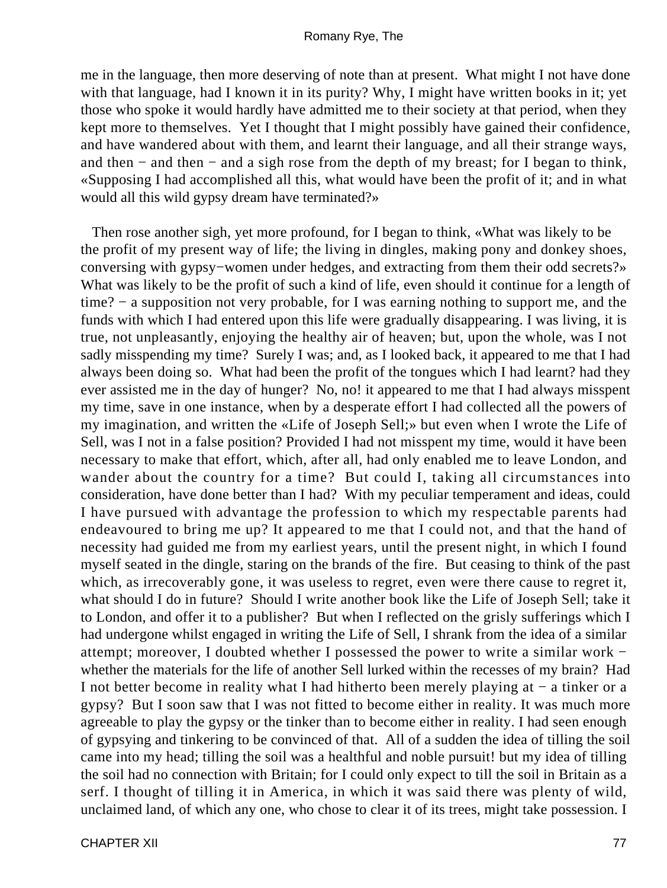me in the language, then more deserving of note than at present. What might I not have done with that language, had I known it in its purity? Why, I might have written books in it; yet those who spoke it would hardly have admitted me to their society at that period, when they kept more to themselves. Yet I thought that I might possibly have gained their confidence, and have wandered about with them, and learnt their language, and all their strange ways, and then − and then − and a sigh rose from the depth of my breast; for I began to think, «Supposing I had accomplished all this, what would have been the profit of it; and in what would all this wild gypsy dream have terminated?»

Then rose another sigh, yet more profound, for I began to think, «What was likely to be the profit of my present way of life; the living in dingles, making pony and donkey shoes, conversing with gypsy−women under hedges, and extracting from them their odd secrets?» What was likely to be the profit of such a kind of life, even should it continue for a length of time? − a supposition not very probable, for I was earning nothing to support me, and the funds with which I had entered upon this life were gradually disappearing. I was living, it is true, not unpleasantly, enjoying the healthy air of heaven; but, upon the whole, was I not sadly misspending my time? Surely I was; and, as I looked back, it appeared to me that I had always been doing so. What had been the profit of the tongues which I had learnt? had they ever assisted me in the day of hunger? No, no! it appeared to me that I had always misspent my time, save in one instance, when by a desperate effort I had collected all the powers of my imagination, and written the «Life of Joseph Sell;» but even when I wrote the Life of Sell, was I not in a false position? Provided I had not misspent my time, would it have been necessary to make that effort, which, after all, had only enabled me to leave London, and wander about the country for a time? But could I, taking all circumstances into consideration, have done better than I had? With my peculiar temperament and ideas, could I have pursued with advantage the profession to which my respectable parents had endeavoured to bring me up? It appeared to me that I could not, and that the hand of necessity had guided me from my earliest years, until the present night, in which I found myself seated in the dingle, staring on the brands of the fire. But ceasing to think of the past which, as irrecoverably gone, it was useless to regret, even were there cause to regret it, what should I do in future? Should I write another book like the Life of Joseph Sell; take it to London, and offer it to a publisher? But when I reflected on the grisly sufferings which I had undergone whilst engaged in writing the Life of Sell, I shrank from the idea of a similar attempt; moreover, I doubted whether I possessed the power to write a similar work − whether the materials for the life of another Sell lurked within the recesses of my brain? Had I not better become in reality what I had hitherto been merely playing at − a tinker or a gypsy? But I soon saw that I was not fitted to become either in reality. It was much more agreeable to play the gypsy or the tinker than to become either in reality. I had seen enough of gypsying and tinkering to be convinced of that. All of a sudden the idea of tilling the soil came into my head; tilling the soil was a healthful and noble pursuit! but my idea of tilling the soil had no connection with Britain; for I could only expect to till the soil in Britain as a serf. I thought of tilling it in America, in which it was said there was plenty of wild, unclaimed land, of which any one, who chose to clear it of its trees, might take possession. I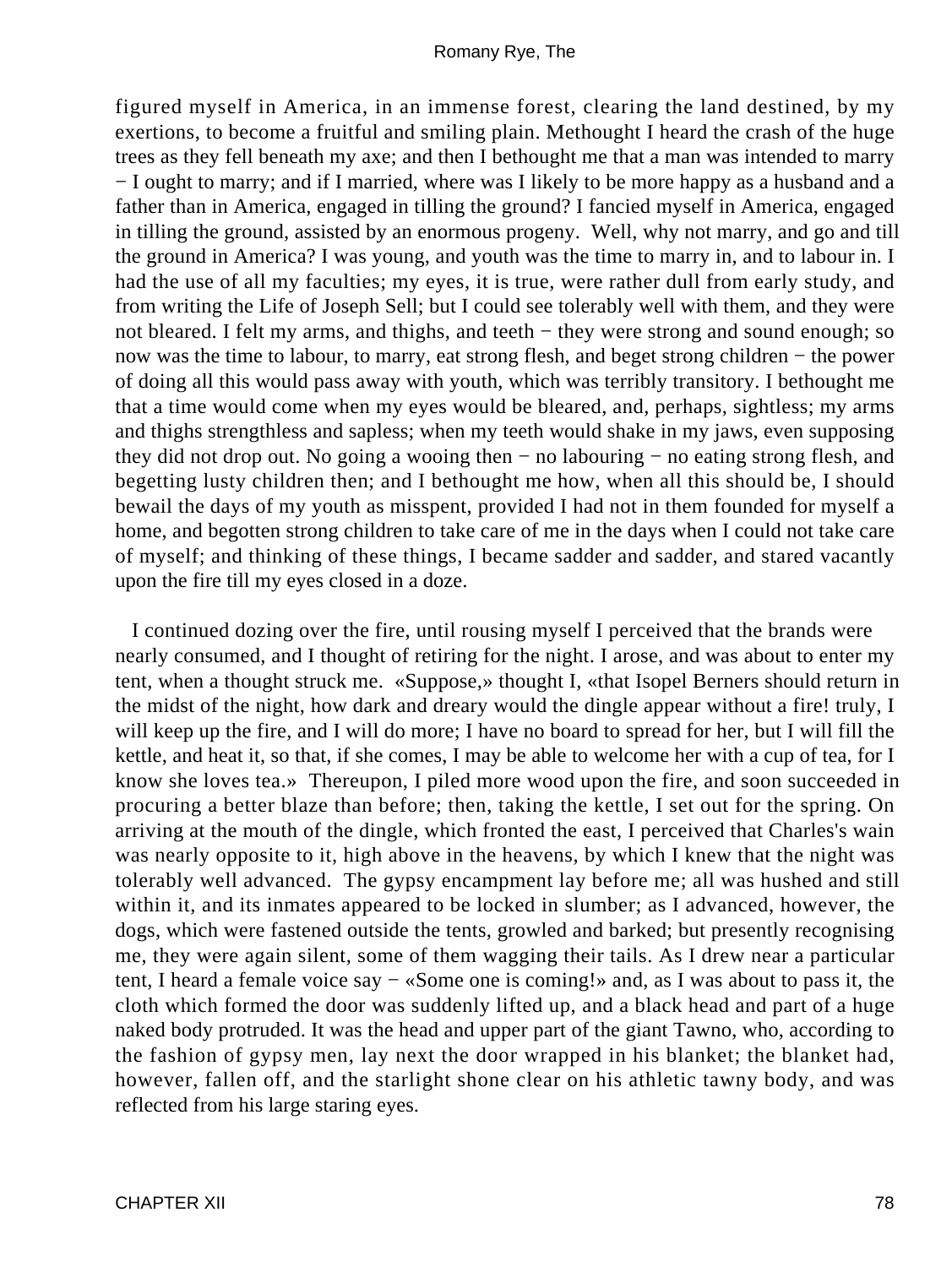figured myself in America, in an immense forest, clearing the land destined, by my exertions, to become a fruitful and smiling plain. Methought I heard the crash of the huge trees as they fell beneath my axe; and then I bethought me that a man was intended to marry − I ought to marry; and if I married, where was I likely to be more happy as a husband and a father than in America, engaged in tilling the ground? I fancied myself in America, engaged in tilling the ground, assisted by an enormous progeny. Well, why not marry, and go and till the ground in America? I was young, and youth was the time to marry in, and to labour in. I had the use of all my faculties; my eyes, it is true, were rather dull from early study, and from writing the Life of Joseph Sell; but I could see tolerably well with them, and they were not bleared. I felt my arms, and thighs, and teeth − they were strong and sound enough; so now was the time to labour, to marry, eat strong flesh, and beget strong children − the power of doing all this would pass away with youth, which was terribly transitory. I bethought me that a time would come when my eyes would be bleared, and, perhaps, sightless; my arms and thighs strengthless and sapless; when my teeth would shake in my jaws, even supposing they did not drop out. No going a wooing then − no labouring − no eating strong flesh, and begetting lusty children then; and I bethought me how, when all this should be, I should bewail the days of my youth as misspent, provided I had not in them founded for myself a home, and begotten strong children to take care of me in the days when I could not take care of myself; and thinking of these things, I became sadder and sadder, and stared vacantly upon the fire till my eyes closed in a doze.

I continued dozing over the fire, until rousing myself I perceived that the brands were nearly consumed, and I thought of retiring for the night. I arose, and was about to enter my tent, when a thought struck me. «Suppose,» thought I, «that Isopel Berners should return in the midst of the night, how dark and dreary would the dingle appear without a fire! truly, I will keep up the fire, and I will do more; I have no board to spread for her, but I will fill the kettle, and heat it, so that, if she comes, I may be able to welcome her with a cup of tea, for I know she loves tea.» Thereupon, I piled more wood upon the fire, and soon succeeded in procuring a better blaze than before; then, taking the kettle, I set out for the spring. On arriving at the mouth of the dingle, which fronted the east, I perceived that Charles's wain was nearly opposite to it, high above in the heavens, by which I knew that the night was tolerably well advanced. The gypsy encampment lay before me; all was hushed and still within it, and its inmates appeared to be locked in slumber; as I advanced, however, the dogs, which were fastened outside the tents, growled and barked; but presently recognising me, they were again silent, some of them wagging their tails. As I drew near a particular tent, I heard a female voice say − «Some one is coming!» and, as I was about to pass it, the cloth which formed the door was suddenly lifted up, and a black head and part of a huge naked body protruded. It was the head and upper part of the giant Tawno, who, according to the fashion of gypsy men, lay next the door wrapped in his blanket; the blanket had, however, fallen off, and the starlight shone clear on his athletic tawny body, and was reflected from his large staring eyes.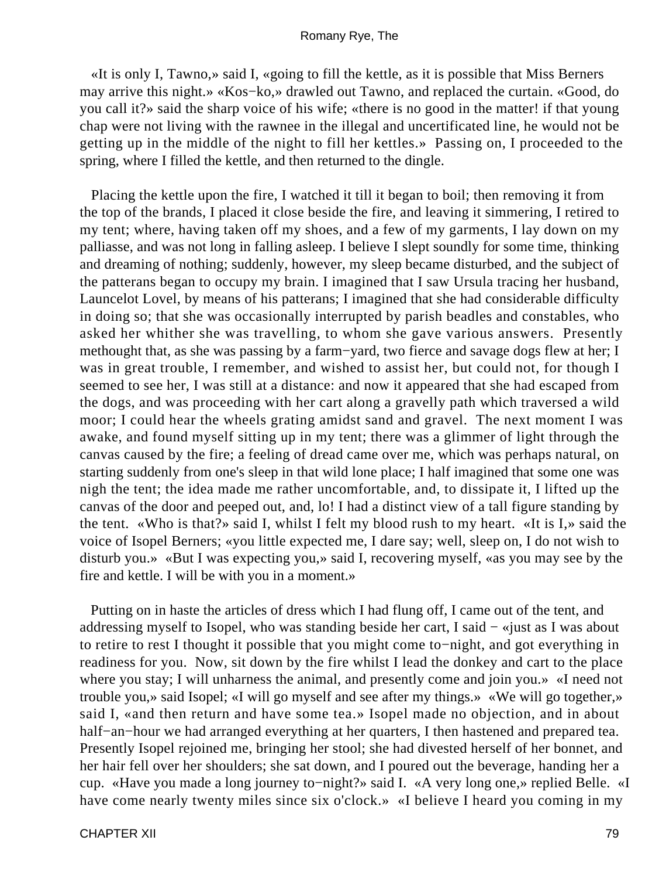«It is only I, Tawno,» said I, «going to fill the kettle, as it is possible that Miss Berners may arrive this night.» «Kos−ko,» drawled out Tawno, and replaced the curtain. «Good, do you call it?» said the sharp voice of his wife; «there is no good in the matter! if that young chap were not living with the rawnee in the illegal and uncertificated line, he would not be getting up in the middle of the night to fill her kettles.» Passing on, I proceeded to the spring, where I filled the kettle, and then returned to the dingle.

Placing the kettle upon the fire, I watched it till it began to boil; then removing it from the top of the brands, I placed it close beside the fire, and leaving it simmering, I retired to my tent; where, having taken off my shoes, and a few of my garments, I lay down on my palliasse, and was not long in falling asleep. I believe I slept soundly for some time, thinking and dreaming of nothing; suddenly, however, my sleep became disturbed, and the subject of the patterans began to occupy my brain. I imagined that I saw Ursula tracing her husband, Launcelot Lovel, by means of his patterans; I imagined that she had considerable difficulty in doing so; that she was occasionally interrupted by parish beadles and constables, who asked her whither she was travelling, to whom she gave various answers. Presently methought that, as she was passing by a farm−yard, two fierce and savage dogs flew at her; I was in great trouble, I remember, and wished to assist her, but could not, for though I seemed to see her, I was still at a distance: and now it appeared that she had escaped from the dogs, and was proceeding with her cart along a gravelly path which traversed a wild moor; I could hear the wheels grating amidst sand and gravel. The next moment I was awake, and found myself sitting up in my tent; there was a glimmer of light through the canvas caused by the fire; a feeling of dread came over me, which was perhaps natural, on starting suddenly from one's sleep in that wild lone place; I half imagined that some one was nigh the tent; the idea made me rather uncomfortable, and, to dissipate it, I lifted up the canvas of the door and peeped out, and, lo! I had a distinct view of a tall figure standing by the tent. «Who is that?» said I, whilst I felt my blood rush to my heart. «It is I,» said the voice of Isopel Berners; «you little expected me, I dare say; well, sleep on, I do not wish to disturb you.» «But I was expecting you,» said I, recovering myself, «as you may see by the fire and kettle. I will be with you in a moment.»

Putting on in haste the articles of dress which I had flung off, I came out of the tent, and addressing myself to Isopel, who was standing beside her cart, I said − «just as I was about to retire to rest I thought it possible that you might come to−night, and got everything in readiness for you. Now, sit down by the fire whilst I lead the donkey and cart to the place where you stay; I will unharness the animal, and presently come and join you.» «I need not trouble you,» said Isopel; «I will go myself and see after my things.» «We will go together,» said I, «and then return and have some tea.» Isopel made no objection, and in about half−an−hour we had arranged everything at her quarters, I then hastened and prepared tea. Presently Isopel rejoined me, bringing her stool; she had divested herself of her bonnet, and her hair fell over her shoulders; she sat down, and I poured out the beverage, handing her a cup. «Have you made a long journey to−night?» said I. «A very long one,» replied Belle. «I have come nearly twenty miles since six o'clock.» «I believe I heard you coming in my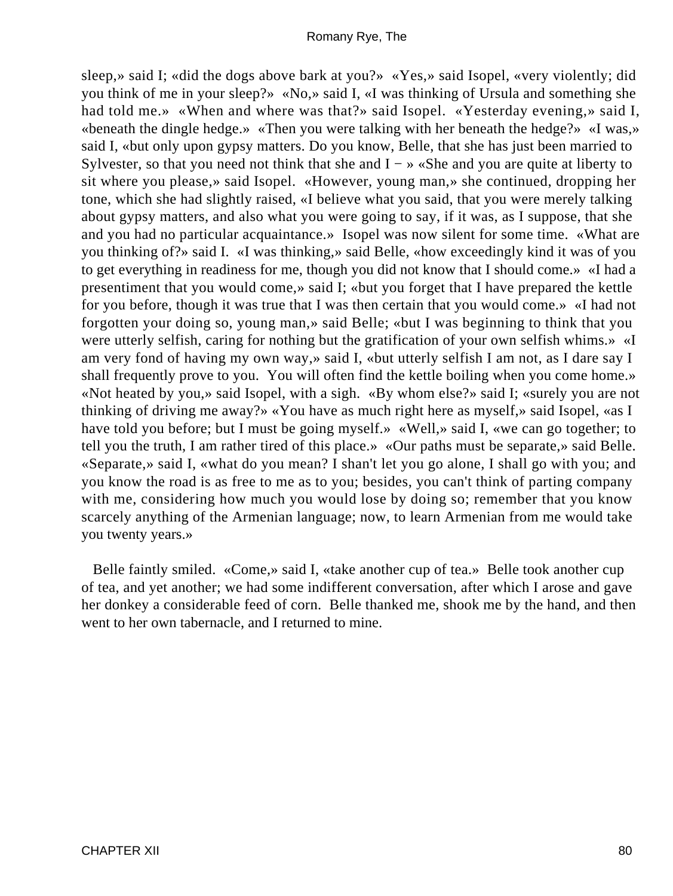sleep,» said I; «did the dogs above bark at you?» «Yes,» said Isopel, «very violently; did you think of me in your sleep?» «No,» said I, «I was thinking of Ursula and something she had told me.» «When and where was that?» said Isopel. «Yesterday evening,» said I, «beneath the dingle hedge.» «Then you were talking with her beneath the hedge?» «I was,» said I, «but only upon gypsy matters. Do you know, Belle, that she has just been married to Sylvester, so that you need not think that she and I − » «She and you are quite at liberty to sit where you please,» said Isopel. «However, young man,» she continued, dropping her tone, which she had slightly raised, «I believe what you said, that you were merely talking about gypsy matters, and also what you were going to say, if it was, as I suppose, that she and you had no particular acquaintance.» Isopel was now silent for some time. «What are you thinking of?» said I. «I was thinking,» said Belle, «how exceedingly kind it was of you to get everything in readiness for me, though you did not know that I should come.» «I had a presentiment that you would come,» said I; «but you forget that I have prepared the kettle for you before, though it was true that I was then certain that you would come.» «I had not forgotten your doing so, young man,» said Belle; «but I was beginning to think that you were utterly selfish, caring for nothing but the gratification of your own selfish whims.» «I am very fond of having my own way,» said I, «but utterly selfish I am not, as I dare say I shall frequently prove to you. You will often find the kettle boiling when you come home.» «Not heated by you,» said Isopel, with a sigh. «By whom else?» said I; «surely you are not thinking of driving me away?» «You have as much right here as myself,» said Isopel, «as I have told you before; but I must be going myself.» «Well,» said I, «we can go together; to tell you the truth, I am rather tired of this place.» «Our paths must be separate,» said Belle. «Separate,» said I, «what do you mean? I shan't let you go alone, I shall go with you; and you know the road is as free to me as to you; besides, you can't think of parting company with me, considering how much you would lose by doing so; remember that you know scarcely anything of the Armenian language; now, to learn Armenian from me would take you twenty years.»

Belle faintly smiled. «Come,» said I, «take another cup of tea.» Belle took another cup of tea, and yet another; we had some indifferent conversation, after which I arose and gave her donkey a considerable feed of corn. Belle thanked me, shook me by the hand, and then went to her own tabernacle, and I returned to mine.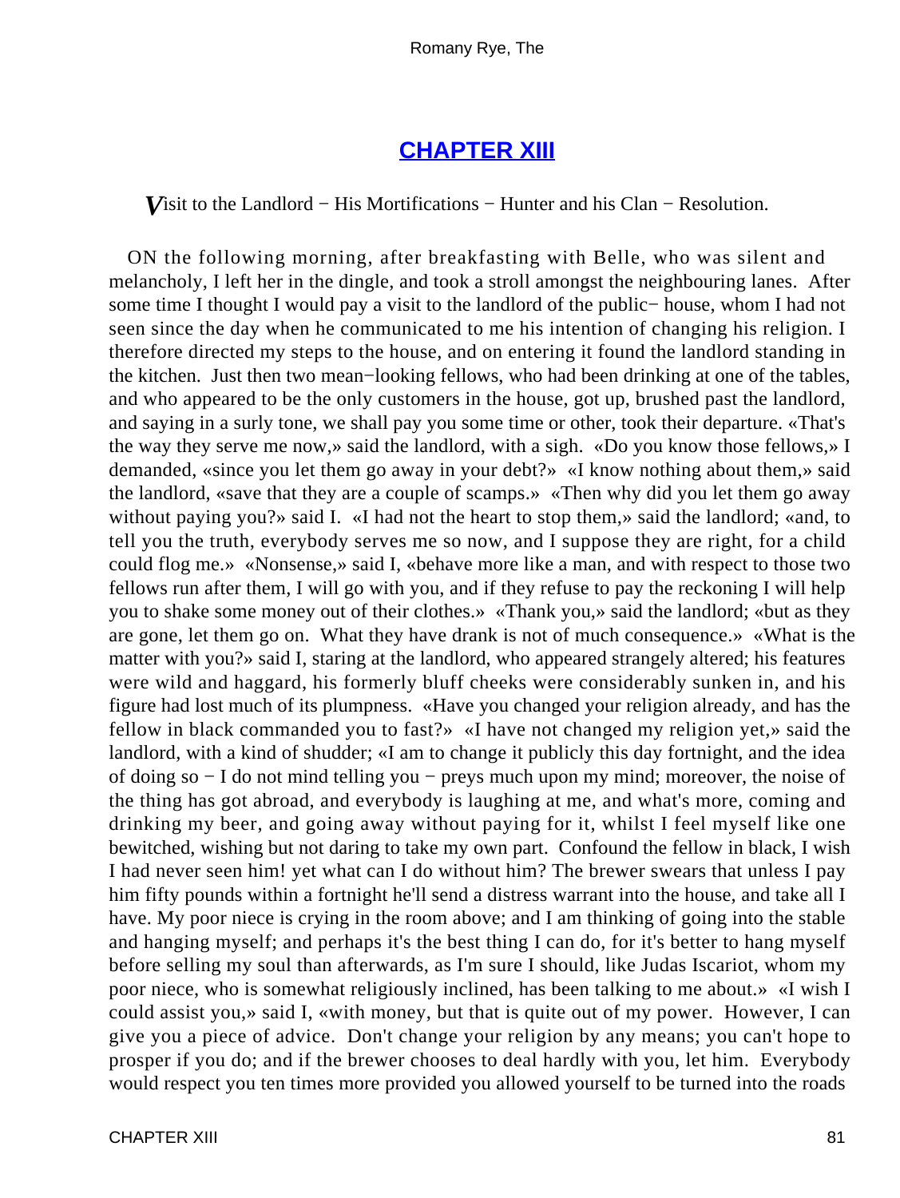## [CHAPTER XIII](#)

*V*isit to the Landlord − His Mortifications − Hunter and his Clan − Resolution.

ON the following morning, after breakfasting with Belle, who was silent and melancholy, I left her in the dingle, and took a stroll amongst the neighbouring lanes. After some time I thought I would pay a visit to the landlord of the public− house, whom I had not seen since the day when he communicated to me his intention of changing his religion. I therefore directed my steps to the house, and on entering it found the landlord standing in the kitchen. Just then two mean−looking fellows, who had been drinking at one of the tables, and who appeared to be the only customers in the house, got up, brushed past the landlord, and saying in a surly tone, we shall pay you some time or other, took their departure. «That's the way they serve me now,» said the landlord, with a sigh. «Do you know those fellows,» I demanded, «since you let them go away in your debt?» «I know nothing about them,» said the landlord, «save that they are a couple of scamps.» «Then why did you let them go away without paying you?» said I. «I had not the heart to stop them,» said the landlord; «and, to tell you the truth, everybody serves me so now, and I suppose they are right, for a child could flog me.» «Nonsense,» said I, «behave more like a man, and with respect to those two fellows run after them, I will go with you, and if they refuse to pay the reckoning I will help you to shake some money out of their clothes.» «Thank you,» said the landlord; «but as they are gone, let them go on. What they have drank is not of much consequence.» «What is the matter with you?» said I, staring at the landlord, who appeared strangely altered; his features were wild and haggard, his formerly bluff cheeks were considerably sunken in, and his figure had lost much of its plumpness. «Have you changed your religion already, and has the fellow in black commanded you to fast?» «I have not changed my religion yet,» said the landlord, with a kind of shudder; «I am to change it publicly this day fortnight, and the idea of doing so − I do not mind telling you − preys much upon my mind; moreover, the noise of the thing has got abroad, and everybody is laughing at me, and what's more, coming and drinking my beer, and going away without paying for it, whilst I feel myself like one bewitched, wishing but not daring to take my own part. Confound the fellow in black, I wish I had never seen him! yet what can I do without him? The brewer swears that unless I pay him fifty pounds within a fortnight he'll send a distress warrant into the house, and take all I have. My poor niece is crying in the room above; and I am thinking of going into the stable and hanging myself; and perhaps it's the best thing I can do, for it's better to hang myself before selling my soul than afterwards, as I'm sure I should, like Judas Iscariot, whom my poor niece, who is somewhat religiously inclined, has been talking to me about.» «I wish I could assist you,» said I, «with money, but that is quite out of my power. However, I can give you a piece of advice. Don't change your religion by any means; you can't hope to prosper if you do; and if the brewer chooses to deal hardly with you, let him. Everybody would respect you ten times more provided you allowed yourself to be turned into the roads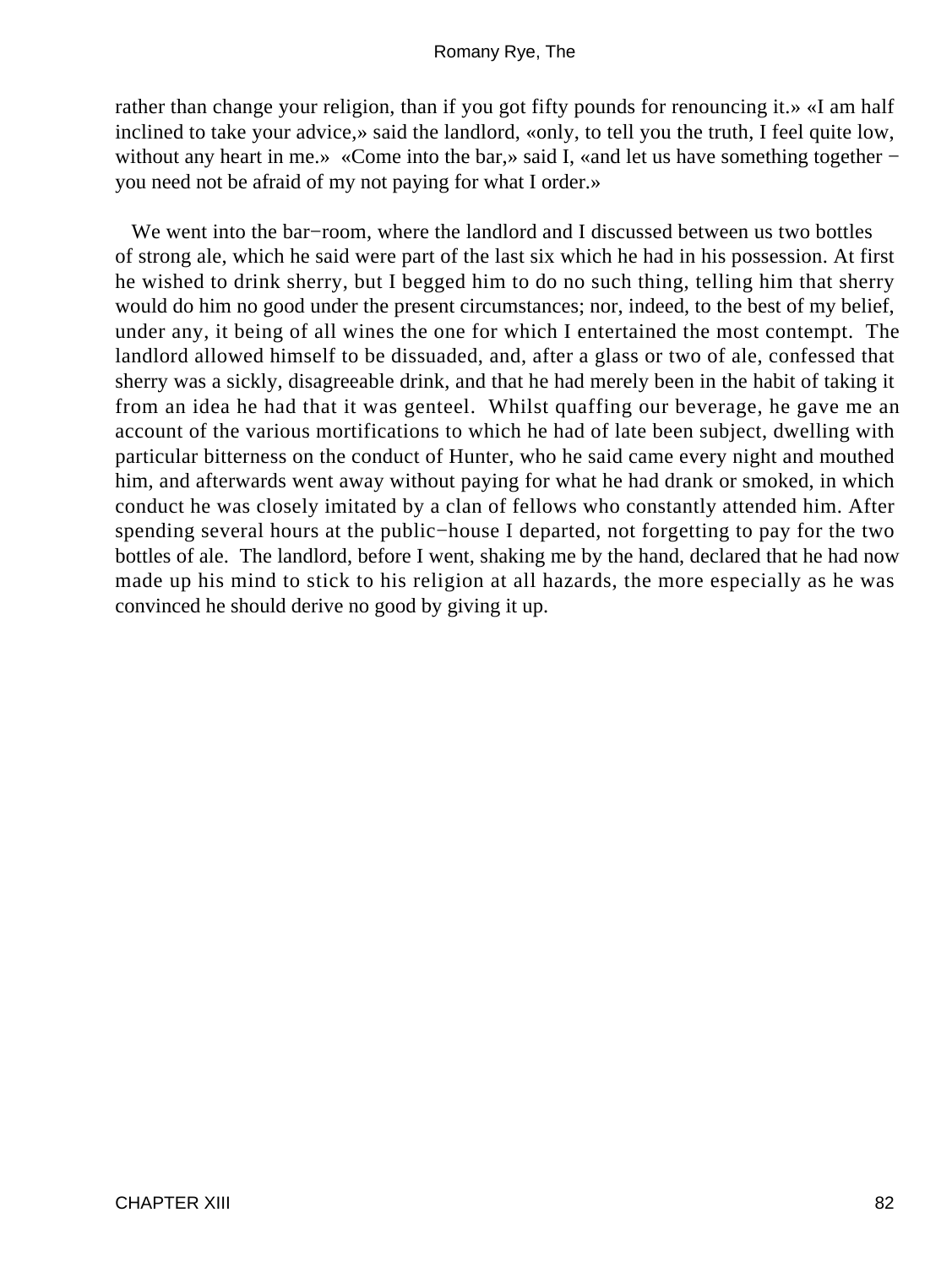rather than change your religion, than if you got fifty pounds for renouncing it.» «I am half inclined to take your advice,» said the landlord, «only, to tell you the truth, I feel quite low, without any heart in me.» «Come into the bar,» said I, «and let us have something together − you need not be afraid of my not paying for what I order.»

We went into the bar−room, where the landlord and I discussed between us two bottles of strong ale, which he said were part of the last six which he had in his possession. At first he wished to drink sherry, but I begged him to do no such thing, telling him that sherry would do him no good under the present circumstances; nor, indeed, to the best of my belief, under any, it being of all wines the one for which I entertained the most contempt. The landlord allowed himself to be dissuaded, and, after a glass or two of ale, confessed that sherry was a sickly, disagreeable drink, and that he had merely been in the habit of taking it from an idea he had that it was genteel. Whilst quaffing our beverage, he gave me an account of the various mortifications to which he had of late been subject, dwelling with particular bitterness on the conduct of Hunter, who he said came every night and mouthed him, and afterwards went away without paying for what he had drank or smoked, in which conduct he was closely imitated by a clan of fellows who constantly attended him. After spending several hours at the public−house I departed, not forgetting to pay for the two bottles of ale. The landlord, before I went, shaking me by the hand, declared that he had now made up his mind to stick to his religion at all hazards, the more especially as he was convinced he should derive no good by giving it up.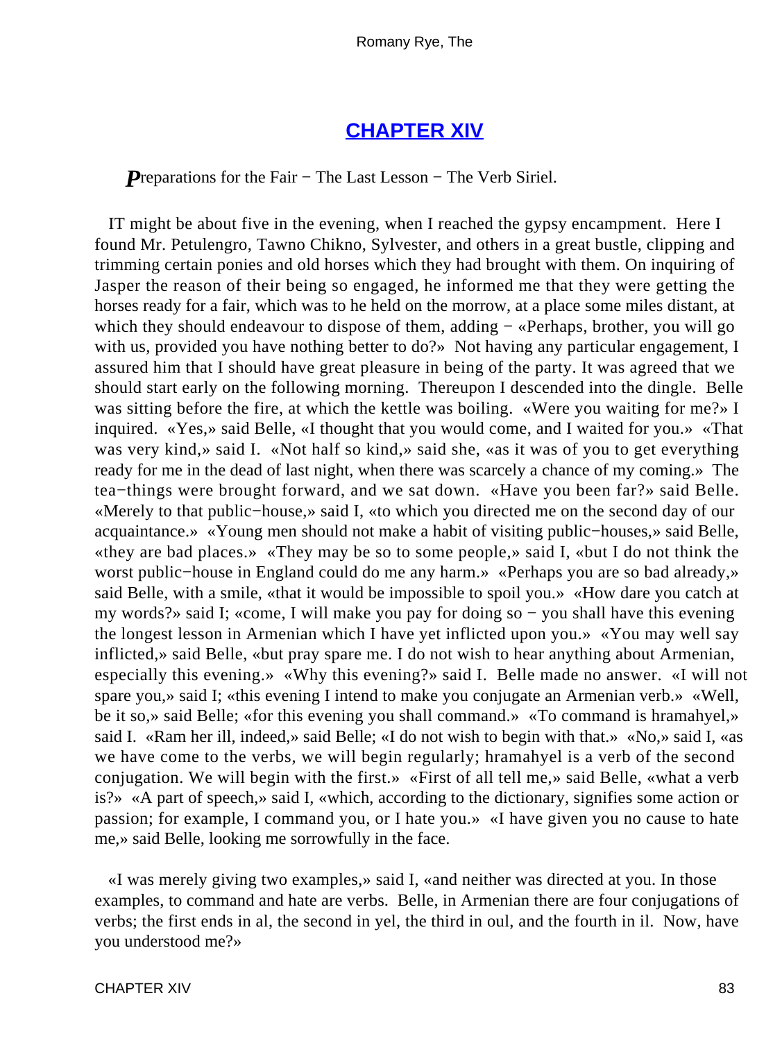## CHAPTER XIV

*P*reparations for the Fair − The Last Lesson − The Verb Siriel.

IT might be about five in the evening, when I reached the gypsy encampment. Here I found Mr. Petulengro, Tawno Chikno, Sylvester, and others in a great bustle, clipping and trimming certain ponies and old horses which they had brought with them. On inquiring of Jasper the reason of their being so engaged, he informed me that they were getting the horses ready for a fair, which was to he held on the morrow, at a place some miles distant, at which they should endeavour to dispose of them, adding − «Perhaps, brother, you will go with us, provided you have nothing better to do?» Not having any particular engagement, I assured him that I should have great pleasure in being of the party. It was agreed that we should start early on the following morning. Thereupon I descended into the dingle. Belle was sitting before the fire, at which the kettle was boiling. «Were you waiting for me?» I inquired. «Yes,» said Belle, «I thought that you would come, and I waited for you.» «That was very kind,» said I. «Not half so kind,» said she, «as it was of you to get everything ready for me in the dead of last night, when there was scarcely a chance of my coming.» The tea−things were brought forward, and we sat down. «Have you been far?» said Belle. «Merely to that public−house,» said I, «to which you directed me on the second day of our acquaintance.» «Young men should not make a habit of visiting public−houses,» said Belle, «they are bad places.» «They may be so to some people,» said I, «but I do not think the worst public−house in England could do me any harm.» «Perhaps you are so bad already,» said Belle, with a smile, «that it would be impossible to spoil you.» «How dare you catch at my words?» said I; «come, I will make you pay for doing so − you shall have this evening the longest lesson in Armenian which I have yet inflicted upon you.» «You may well say inflicted,» said Belle, «but pray spare me. I do not wish to hear anything about Armenian, especially this evening.» «Why this evening?» said I. Belle made no answer. «I will not spare you,» said I; «this evening I intend to make you conjugate an Armenian verb.» «Well, be it so,» said Belle; «for this evening you shall command.» «To command is hramahyel,» said I. «Ram her ill, indeed,» said Belle; «I do not wish to begin with that.» «No,» said I, «as we have come to the verbs, we will begin regularly; hramahyel is a verb of the second conjugation. We will begin with the first.» «First of all tell me,» said Belle, «what a verb is?» «A part of speech,» said I, «which, according to the dictionary, signifies some action or passion; for example, I command you, or I hate you.» «I have given you no cause to hate me,» said Belle, looking me sorrowfully in the face.

«I was merely giving two examples,» said I, «and neither was directed at you. In those examples, to command and hate are verbs. Belle, in Armenian there are four conjugations of verbs; the first ends in al, the second in yel, the third in oul, and the fourth in il. Now, have you understood me?»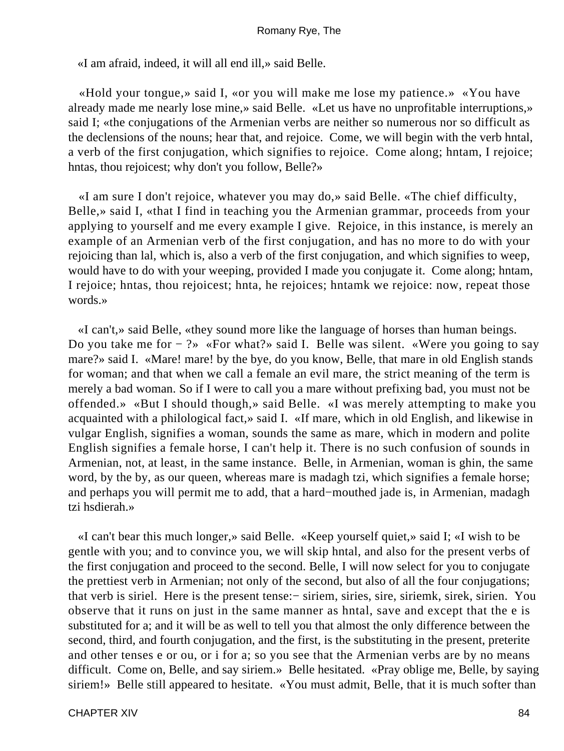«I am afraid, indeed, it will all end ill,» said Belle.

«Hold your tongue,» said I, «or you will make me lose my patience.» «You have already made me nearly lose mine,» said Belle. «Let us have no unprofitable interruptions,» said I; «the conjugations of the Armenian verbs are neither so numerous nor so difficult as the declensions of the nouns; hear that, and rejoice. Come, we will begin with the verb hntal, a verb of the first conjugation, which signifies to rejoice. Come along; hntam, I rejoice; hntas, thou rejoicest; why don't you follow, Belle?»

«I am sure I don't rejoice, whatever you may do,» said Belle. «The chief difficulty, Belle,» said I, «that I find in teaching you the Armenian grammar, proceeds from your applying to yourself and me every example I give. Rejoice, in this instance, is merely an example of an Armenian verb of the first conjugation, and has no more to do with your rejoicing than lal, which is, also a verb of the first conjugation, and which signifies to weep, would have to do with your weeping, provided I made you conjugate it. Come along; hntam, I rejoice; hntas, thou rejoicest; hnta, he rejoices; hntamk we rejoice: now, repeat those words.»

«I can't,» said Belle, «they sound more like the language of horses than human beings. Do you take me for − ?» «For what?» said I. Belle was silent. «Were you going to say mare?» said I. «Mare! mare! by the bye, do you know, Belle, that mare in old English stands for woman; and that when we call a female an evil mare, the strict meaning of the term is merely a bad woman. So if I were to call you a mare without prefixing bad, you must not be offended.» «But I should though,» said Belle. «I was merely attempting to make you acquainted with a philological fact,» said I. «If mare, which in old English, and likewise in vulgar English, signifies a woman, sounds the same as mare, which in modern and polite English signifies a female horse, I can't help it. There is no such confusion of sounds in Armenian, not, at least, in the same instance. Belle, in Armenian, woman is ghin, the same word, by the by, as our queen, whereas mare is madagh tzi, which signifies a female horse; and perhaps you will permit me to add, that a hard−mouthed jade is, in Armenian, madagh tzi hsdierah.»

«I can't bear this much longer,» said Belle. «Keep yourself quiet,» said I; «I wish to be gentle with you; and to convince you, we will skip hntal, and also for the present verbs of the first conjugation and proceed to the second. Belle, I will now select for you to conjugate the prettiest verb in Armenian; not only of the second, but also of all the four conjugations; that verb is siriel. Here is the present tense:− siriem, siries, sire, siriemk, sirek, sirien. You observe that it runs on just in the same manner as hntal, save and except that the e is substituted for a; and it will be as well to tell you that almost the only difference between the second, third, and fourth conjugation, and the first, is the substituting in the present, preterite and other tenses e or ou, or i for a; so you see that the Armenian verbs are by no means difficult. Come on, Belle, and say siriem.» Belle hesitated. «Pray oblige me, Belle, by saying siriem!» Belle still appeared to hesitate. «You must admit, Belle, that it is much softer than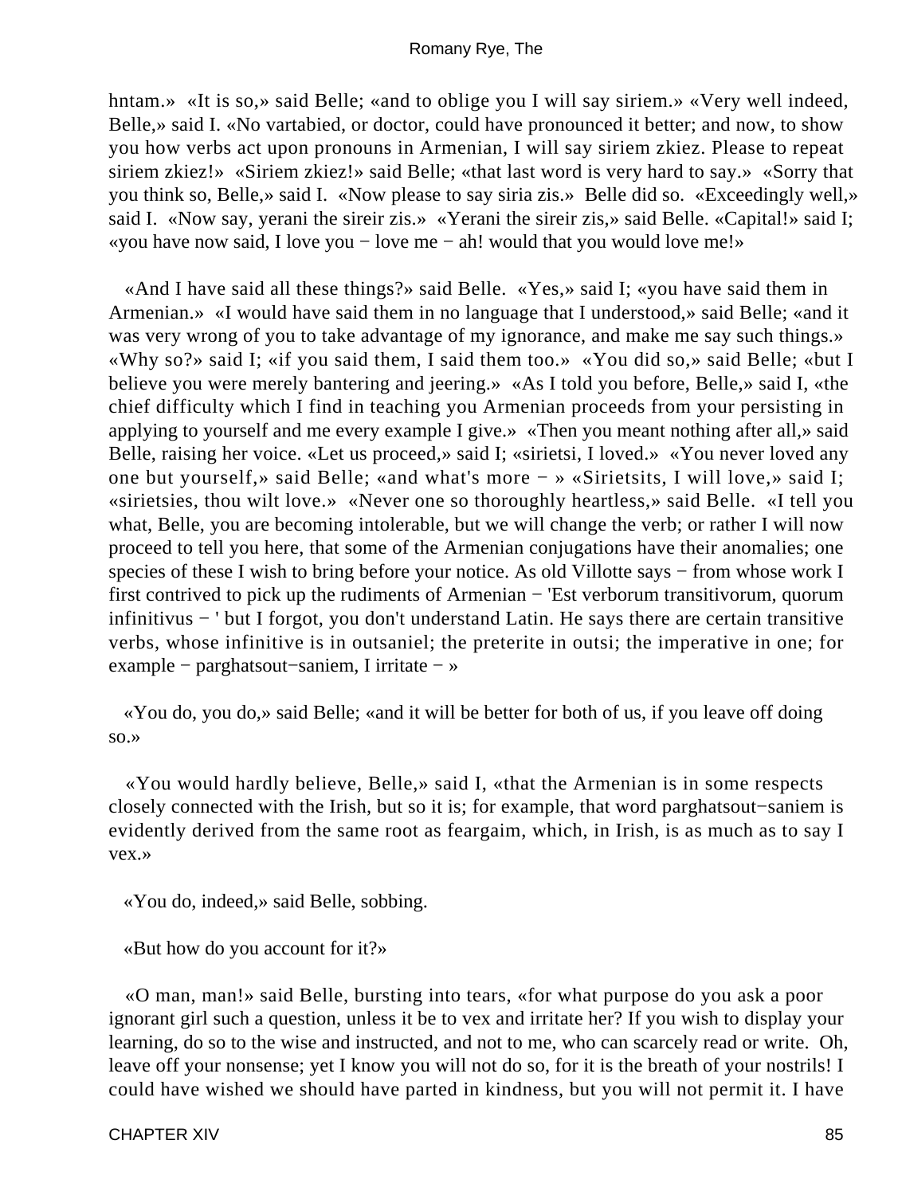hntam.» «It is so,» said Belle; «and to oblige you I will say siriem.» «Very well indeed, Belle,» said I. «No vartabied, or doctor, could have pronounced it better; and now, to show you how verbs act upon pronouns in Armenian, I will say siriem zkiez. Please to repeat siriem zkiez!» «Siriem zkiez!» said Belle; «that last word is very hard to say.» «Sorry that you think so, Belle,» said I. «Now please to say siria zis.» Belle did so. «Exceedingly well,» said I. «Now say, yerani the sireir zis.» «Yerani the sireir zis,» said Belle. «Capital!» said I; «you have now said, I love you − love me − ah! would that you would love me!»

«And I have said all these things?» said Belle. «Yes,» said I; «you have said them in Armenian.» «I would have said them in no language that I understood,» said Belle; «and it was very wrong of you to take advantage of my ignorance, and make me say such things.» «Why so?» said I; «if you said them, I said them too.» «You did so,» said Belle; «but I believe you were merely bantering and jeering.» «As I told you before, Belle,» said I, «the chief difficulty which I find in teaching you Armenian proceeds from your persisting in applying to yourself and me every example I give.» «Then you meant nothing after all,» said Belle, raising her voice. «Let us proceed,» said I; «sirietsi, I loved.» «You never loved any one but yourself,» said Belle; «and what's more − » «Sirietsits, I will love,» said I; «sirietsies, thou wilt love.» «Never one so thoroughly heartless,» said Belle. «I tell you what, Belle, you are becoming intolerable, but we will change the verb; or rather I will now proceed to tell you here, that some of the Armenian conjugations have their anomalies; one species of these I wish to bring before your notice. As old Villotte says − from whose work I first contrived to pick up the rudiments of Armenian − 'Est verborum transitivorum, quorum infinitivus − ' but I forgot, you don't understand Latin. He says there are certain transitive verbs, whose infinitive is in outsaniel; the preterite in outsi; the imperative in one; for example − parghatsout−saniem, I irritate − »

«You do, you do,» said Belle; «and it will be better for both of us, if you leave off doing so.»

«You would hardly believe, Belle,» said I, «that the Armenian is in some respects closely connected with the Irish, but so it is; for example, that word parghatsout−saniem is evidently derived from the same root as feargaim, which, in Irish, is as much as to say I vex.»

«You do, indeed,» said Belle, sobbing.

«But how do you account for it?»

«O man, man!» said Belle, bursting into tears, «for what purpose do you ask a poor ignorant girl such a question, unless it be to vex and irritate her? If you wish to display your learning, do so to the wise and instructed, and not to me, who can scarcely read or write. Oh, leave off your nonsense; yet I know you will not do so, for it is the breath of your nostrils! I could have wished we should have parted in kindness, but you will not permit it. I have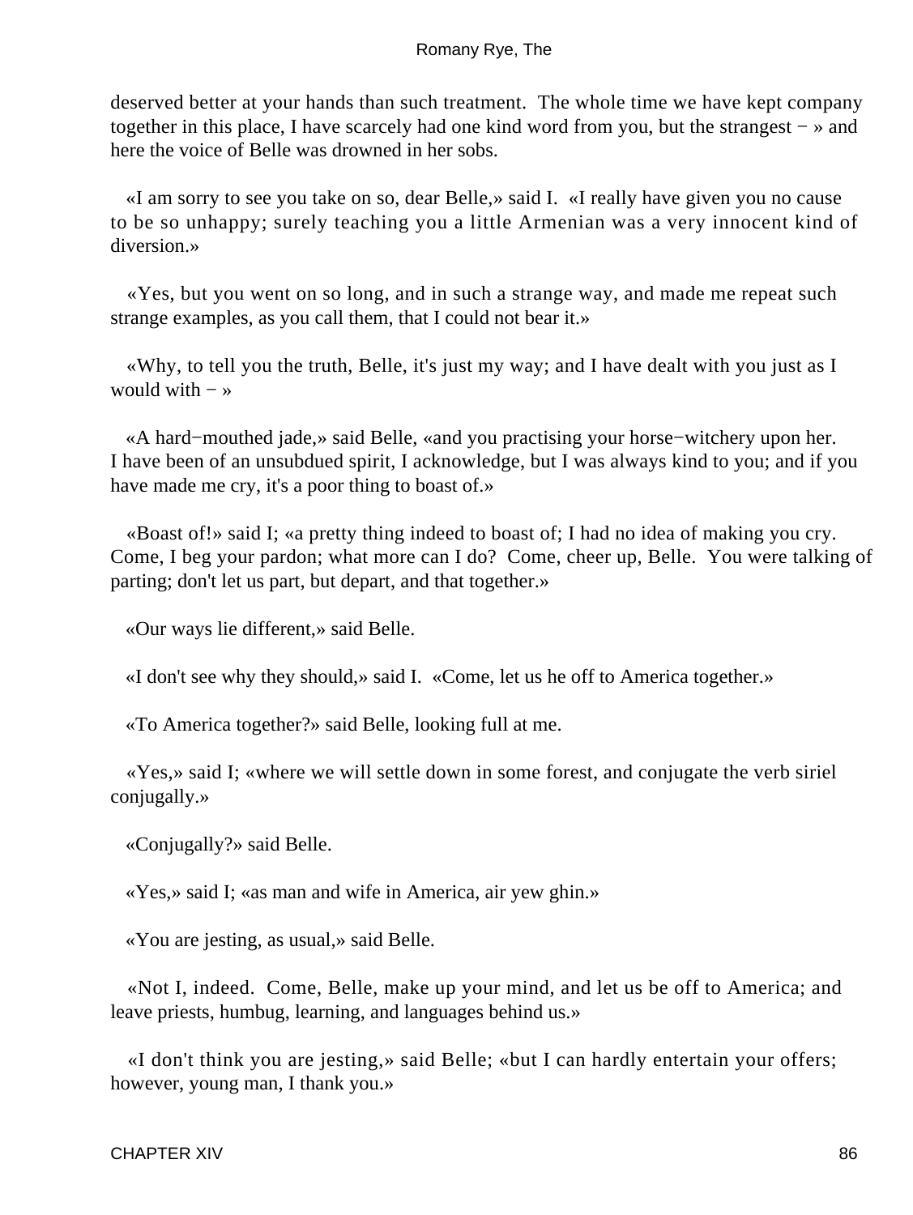deserved better at your hands than such treatment. The whole time we have kept company together in this place, I have scarcely had one kind word from you, but the strangest − » and here the voice of Belle was drowned in her sobs.

«I am sorry to see you take on so, dear Belle,» said I. «I really have given you no cause to be so unhappy; surely teaching you a little Armenian was a very innocent kind of diversion.»

«Yes, but you went on so long, and in such a strange way, and made me repeat such strange examples, as you call them, that I could not bear it.»

«Why, to tell you the truth, Belle, it's just my way; and I have dealt with you just as I would with − »

«A hard−mouthed jade,» said Belle, «and you practising your horse−witchery upon her. I have been of an unsubdued spirit, I acknowledge, but I was always kind to you; and if you have made me cry, it's a poor thing to boast of.»

«Boast of!» said I; «a pretty thing indeed to boast of; I had no idea of making you cry. Come, I beg your pardon; what more can I do? Come, cheer up, Belle. You were talking of parting; don't let us part, but depart, and that together.»

«Our ways lie different,» said Belle.

«I don't see why they should,» said I. «Come, let us he off to America together.»

«To America together?» said Belle, looking full at me.

«Yes,» said I; «where we will settle down in some forest, and conjugate the verb siriel conjugally.»

«Conjugally?» said Belle.

«Yes,» said I; «as man and wife in America, air yew ghin.»

«You are jesting, as usual,» said Belle.

«Not I, indeed. Come, Belle, make up your mind, and let us be off to America; and leave priests, humbug, learning, and languages behind us.»

«I don't think you are jesting,» said Belle; «but I can hardly entertain your offers; however, young man, I thank you.»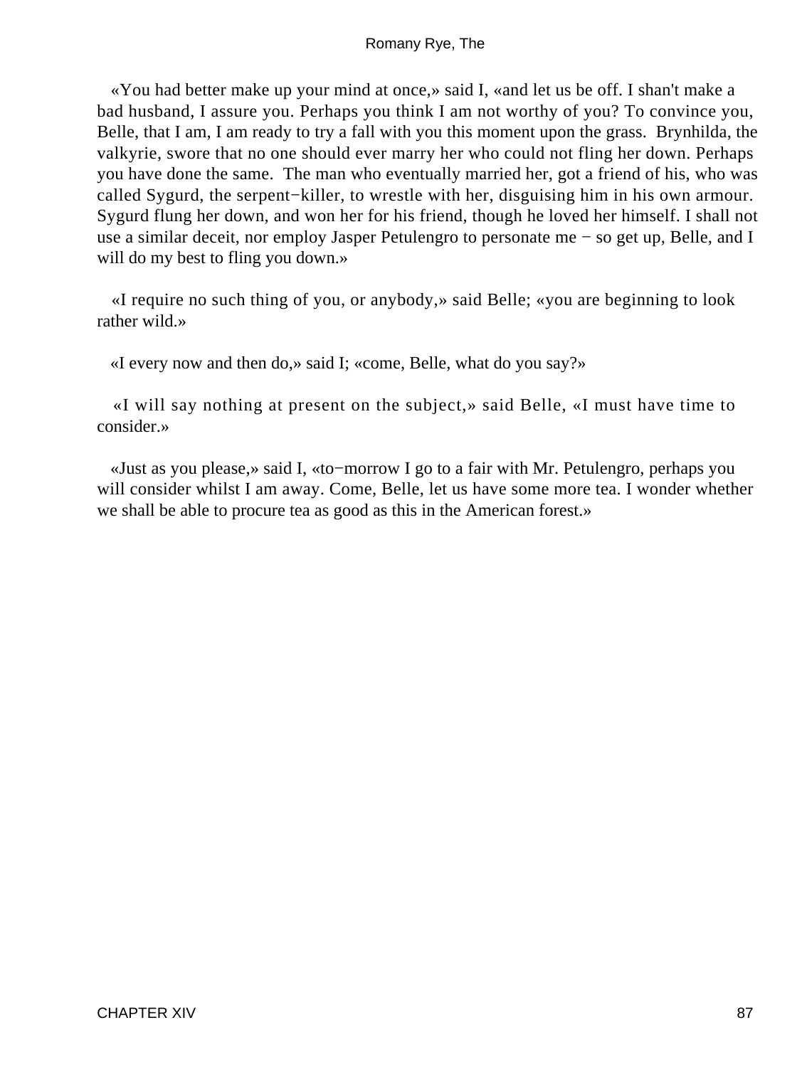«You had better make up your mind at once,» said I, «and let us be off. I shan't make a bad husband, I assure you. Perhaps you think I am not worthy of you? To convince you, Belle, that I am, I am ready to try a fall with you this moment upon the grass. Brynhilda, the valkyrie, swore that no one should ever marry her who could not fling her down. Perhaps you have done the same. The man who eventually married her, got a friend of his, who was called Sygurd, the serpent−killer, to wrestle with her, disguising him in his own armour. Sygurd flung her down, and won her for his friend, though he loved her himself. I shall not use a similar deceit, nor employ Jasper Petulengro to personate me − so get up, Belle, and I will do my best to fling you down.»

«I require no such thing of you, or anybody,» said Belle; «you are beginning to look rather wild.»

«I every now and then do,» said I; «come, Belle, what do you say?»

«I will say nothing at present on the subject,» said Belle, «I must have time to consider.»

«Just as you please,» said I, «to−morrow I go to a fair with Mr. Petulengro, perhaps you will consider whilst I am away. Come, Belle, let us have some more tea. I wonder whether we shall be able to procure tea as good as this in the American forest.»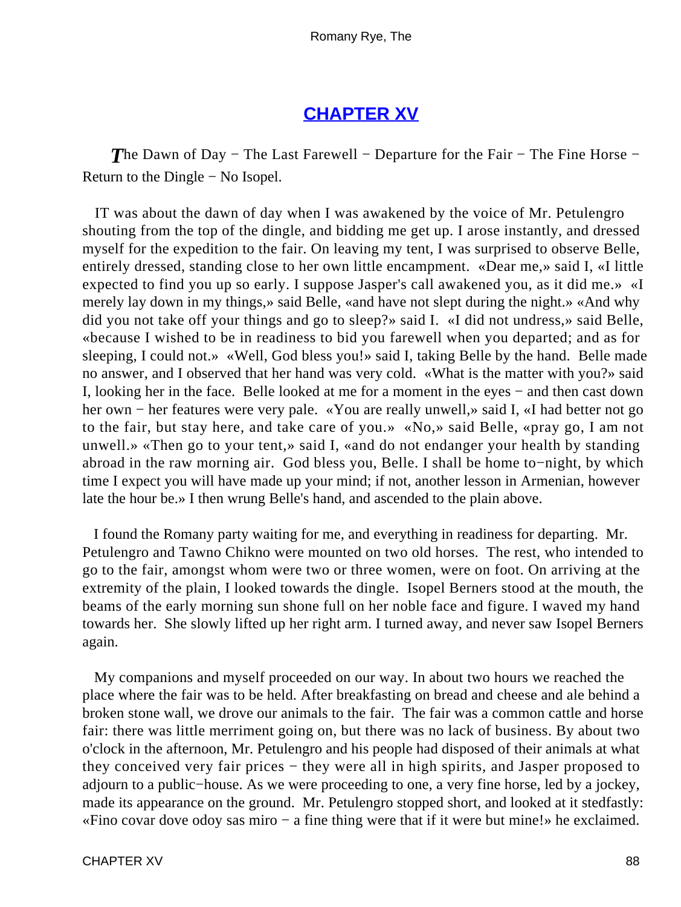## [CHAPTER XV]

*T*he Dawn of Day − The Last Farewell − Departure for the Fair − The Fine Horse − Return to the Dingle − No Isopel.

IT was about the dawn of day when I was awakened by the voice of Mr. Petulengro shouting from the top of the dingle, and bidding me get up. I arose instantly, and dressed myself for the expedition to the fair. On leaving my tent, I was surprised to observe Belle, entirely dressed, standing close to her own little encampment. «Dear me,» said I, «I little expected to find you up so early. I suppose Jasper's call awakened you, as it did me.» «I merely lay down in my things,» said Belle, «and have not slept during the night.» «And why did you not take off your things and go to sleep?» said I. «I did not undress,» said Belle, «because I wished to be in readiness to bid you farewell when you departed; and as for sleeping, I could not.» «Well, God bless you!» said I, taking Belle by the hand. Belle made no answer, and I observed that her hand was very cold. «What is the matter with you?» said I, looking her in the face. Belle looked at me for a moment in the eyes − and then cast down her own − her features were very pale. «You are really unwell,» said I, «I had better not go to the fair, but stay here, and take care of you.» «No,» said Belle, «pray go, I am not unwell.» «Then go to your tent,» said I, «and do not endanger your health by standing abroad in the raw morning air. God bless you, Belle. I shall be home to−night, by which time I expect you will have made up your mind; if not, another lesson in Armenian, however late the hour be.» I then wrung Belle's hand, and ascended to the plain above.

I found the Romany party waiting for me, and everything in readiness for departing. Mr. Petulengro and Tawno Chikno were mounted on two old horses. The rest, who intended to go to the fair, amongst whom were two or three women, were on foot. On arriving at the extremity of the plain, I looked towards the dingle. Isopel Berners stood at the mouth, the beams of the early morning sun shone full on her noble face and figure. I waved my hand towards her. She slowly lifted up her right arm. I turned away, and never saw Isopel Berners again.

My companions and myself proceeded on our way. In about two hours we reached the place where the fair was to be held. After breakfasting on bread and cheese and ale behind a broken stone wall, we drove our animals to the fair. The fair was a common cattle and horse fair: there was little merriment going on, but there was no lack of business. By about two o'clock in the afternoon, Mr. Petulengro and his people had disposed of their animals at what they conceived very fair prices − they were all in high spirits, and Jasper proposed to adjourn to a public−house. As we were proceeding to one, a very fine horse, led by a jockey, made its appearance on the ground. Mr. Petulengro stopped short, and looked at it stedfastly: «Fino covar dove odoy sas miro − a fine thing were that if it were but mine!» he exclaimed.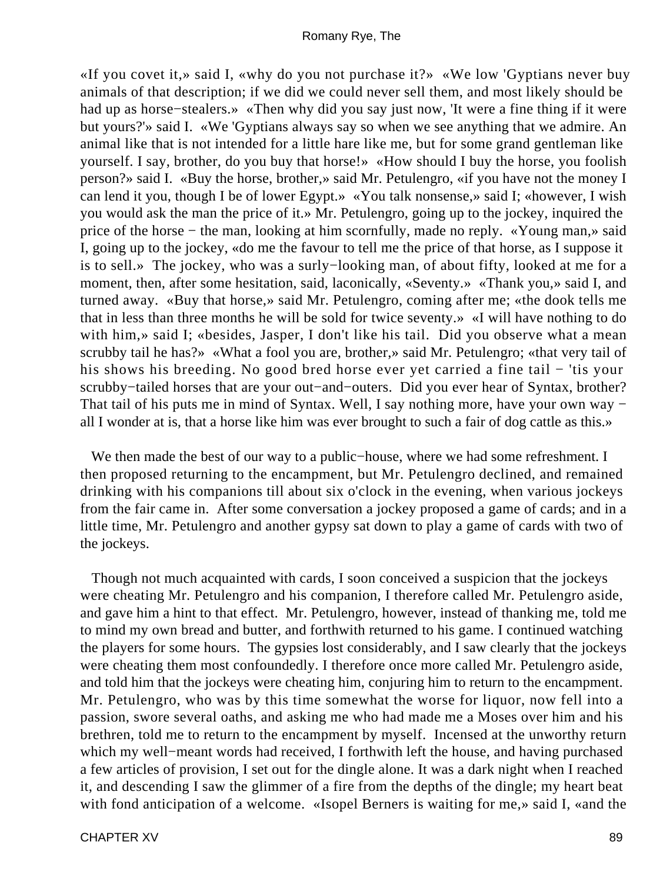«If you covet it,» said I, «why do you not purchase it?» «We low 'Gyptians never buy animals of that description; if we did we could never sell them, and most likely should be had up as horse−stealers.» «Then why did you say just now, 'It were a fine thing if it were but yours?'» said I. «We 'Gyptians always say so when we see anything that we admire. An animal like that is not intended for a little hare like me, but for some grand gentleman like yourself. I say, brother, do you buy that horse!» «How should I buy the horse, you foolish person?» said I. «Buy the horse, brother,» said Mr. Petulengro, «if you have not the money I can lend it you, though I be of lower Egypt.» «You talk nonsense,» said I; «however, I wish you would ask the man the price of it.» Mr. Petulengro, going up to the jockey, inquired the price of the horse − the man, looking at him scornfully, made no reply. «Young man,» said I, going up to the jockey, «do me the favour to tell me the price of that horse, as I suppose it is to sell.» The jockey, who was a surly−looking man, of about fifty, looked at me for a moment, then, after some hesitation, said, laconically, «Seventy.» «Thank you,» said I, and turned away. «Buy that horse,» said Mr. Petulengro, coming after me; «the dook tells me that in less than three months he will be sold for twice seventy.» «I will have nothing to do with him,» said I; «besides, Jasper, I don't like his tail. Did you observe what a mean scrubby tail he has?» «What a fool you are, brother,» said Mr. Petulengro; «that very tail of his shows his breeding. No good bred horse ever yet carried a fine tail − 'tis your scrubby−tailed horses that are your out−and−outers. Did you ever hear of Syntax, brother? That tail of his puts me in mind of Syntax. Well, I say nothing more, have your own way − all I wonder at is, that a horse like him was ever brought to such a fair of dog cattle as this.»

We then made the best of our way to a public−house, where we had some refreshment. I then proposed returning to the encampment, but Mr. Petulengro declined, and remained drinking with his companions till about six o'clock in the evening, when various jockeys from the fair came in. After some conversation a jockey proposed a game of cards; and in a little time, Mr. Petulengro and another gypsy sat down to play a game of cards with two of the jockeys.

Though not much acquainted with cards, I soon conceived a suspicion that the jockeys were cheating Mr. Petulengro and his companion, I therefore called Mr. Petulengro aside, and gave him a hint to that effect. Mr. Petulengro, however, instead of thanking me, told me to mind my own bread and butter, and forthwith returned to his game. I continued watching the players for some hours. The gypsies lost considerably, and I saw clearly that the jockeys were cheating them most confoundedly. I therefore once more called Mr. Petulengro aside, and told him that the jockeys were cheating him, conjuring him to return to the encampment. Mr. Petulengro, who was by this time somewhat the worse for liquor, now fell into a passion, swore several oaths, and asking me who had made me a Moses over him and his brethren, told me to return to the encampment by myself. Incensed at the unworthy return which my well−meant words had received, I forthwith left the house, and having purchased a few articles of provision, I set out for the dingle alone. It was a dark night when I reached it, and descending I saw the glimmer of a fire from the depths of the dingle; my heart beat with fond anticipation of a welcome. «Isopel Berners is waiting for me,» said I, «and the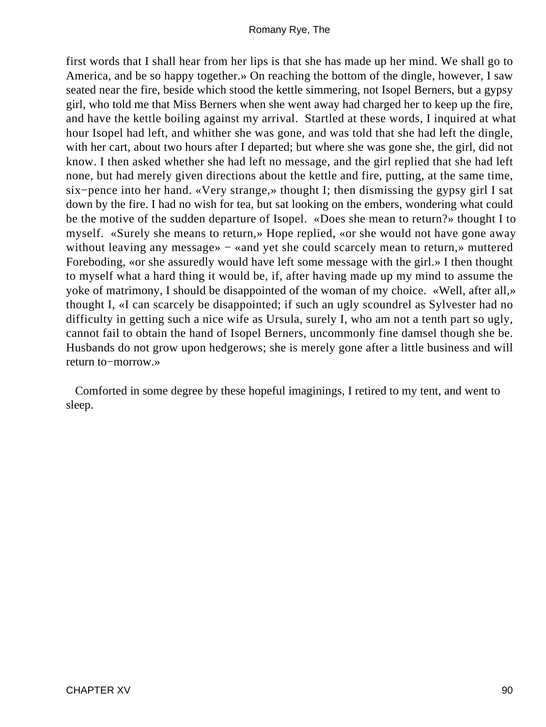first words that I shall hear from her lips is that she has made up her mind. We shall go to America, and be so happy together.» On reaching the bottom of the dingle, however, I saw seated near the fire, beside which stood the kettle simmering, not Isopel Berners, but a gypsy girl, who told me that Miss Berners when she went away had charged her to keep up the fire, and have the kettle boiling against my arrival. Startled at these words, I inquired at what hour Isopel had left, and whither she was gone, and was told that she had left the dingle, with her cart, about two hours after I departed; but where she was gone she, the girl, did not know. I then asked whether she had left no message, and the girl replied that she had left none, but had merely given directions about the kettle and fire, putting, at the same time, six−pence into her hand. «Very strange,» thought I; then dismissing the gypsy girl I sat down by the fire. I had no wish for tea, but sat looking on the embers, wondering what could be the motive of the sudden departure of Isopel. «Does she mean to return?» thought I to myself. «Surely she means to return,» Hope replied, «or she would not have gone away without leaving any message» − «and yet she could scarcely mean to return,» muttered Foreboding, «or she assuredly would have left some message with the girl.» I then thought to myself what a hard thing it would be, if, after having made up my mind to assume the yoke of matrimony, I should be disappointed of the woman of my choice. «Well, after all,» thought I, «I can scarcely be disappointed; if such an ugly scoundrel as Sylvester had no difficulty in getting such a nice wife as Ursula, surely I, who am not a tenth part so ugly, cannot fail to obtain the hand of Isopel Berners, uncommonly fine damsel though she be. Husbands do not grow upon hedgerows; she is merely gone after a little business and will return to−morrow.»

Comforted in some degree by these hopeful imaginings, I retired to my tent, and went to sleep.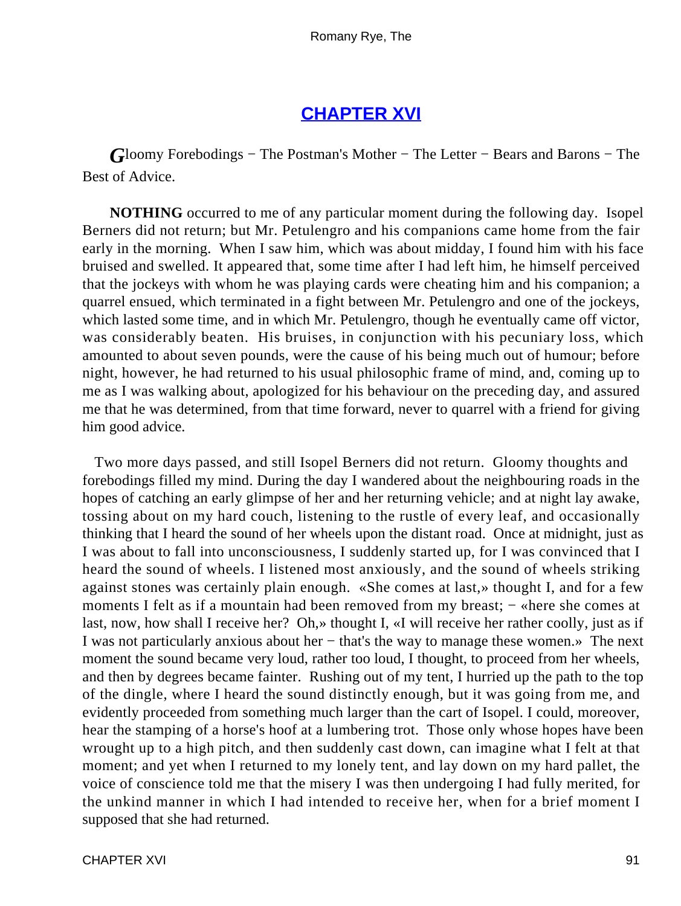## [CHAPTER XVI](#)

*G*loomy Forebodings − The Postman's Mother − The Letter − Bears and Barons − The Best of Advice.

**NOTHING** occurred to me of any particular moment during the following day. Isopel Berners did not return; but Mr. Petulengro and his companions came home from the fair early in the morning. When I saw him, which was about midday, I found him with his face bruised and swelled. It appeared that, some time after I had left him, he himself perceived that the jockeys with whom he was playing cards were cheating him and his companion; a quarrel ensued, which terminated in a fight between Mr. Petulengro and one of the jockeys, which lasted some time, and in which Mr. Petulengro, though he eventually came off victor, was considerably beaten. His bruises, in conjunction with his pecuniary loss, which amounted to about seven pounds, were the cause of his being much out of humour; before night, however, he had returned to his usual philosophic frame of mind, and, coming up to me as I was walking about, apologized for his behaviour on the preceding day, and assured me that he was determined, from that time forward, never to quarrel with a friend for giving him good advice.

Two more days passed, and still Isopel Berners did not return. Gloomy thoughts and forebodings filled my mind. During the day I wandered about the neighbouring roads in the hopes of catching an early glimpse of her and her returning vehicle; and at night lay awake, tossing about on my hard couch, listening to the rustle of every leaf, and occasionally thinking that I heard the sound of her wheels upon the distant road. Once at midnight, just as I was about to fall into unconsciousness, I suddenly started up, for I was convinced that I heard the sound of wheels. I listened most anxiously, and the sound of wheels striking against stones was certainly plain enough. «She comes at last,» thought I, and for a few moments I felt as if a mountain had been removed from my breast; − «here she comes at last, now, how shall I receive her? Oh,» thought I, «I will receive her rather coolly, just as if I was not particularly anxious about her − that's the way to manage these women.» The next moment the sound became very loud, rather too loud, I thought, to proceed from her wheels, and then by degrees became fainter. Rushing out of my tent, I hurried up the path to the top of the dingle, where I heard the sound distinctly enough, but it was going from me, and evidently proceeded from something much larger than the cart of Isopel. I could, moreover, hear the stamping of a horse's hoof at a lumbering trot. Those only whose hopes have been wrought up to a high pitch, and then suddenly cast down, can imagine what I felt at that moment; and yet when I returned to my lonely tent, and lay down on my hard pallet, the voice of conscience told me that the misery I was then undergoing I had fully merited, for the unkind manner in which I had intended to receive her, when for a brief moment I supposed that she had returned.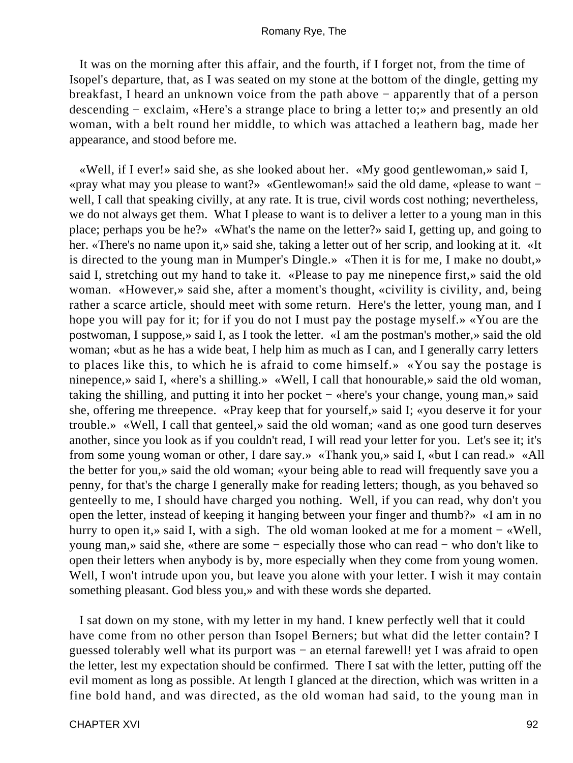It was on the morning after this affair, and the fourth, if I forget not, from the time of Isopel's departure, that, as I was seated on my stone at the bottom of the dingle, getting my breakfast, I heard an unknown voice from the path above − apparently that of a person descending − exclaim, «Here's a strange place to bring a letter to;» and presently an old woman, with a belt round her middle, to which was attached a leathern bag, made her appearance, and stood before me.

«Well, if I ever!» said she, as she looked about her. «My good gentlewoman,» said I, «pray what may you please to want?» «Gentlewoman!» said the old dame, «please to want − well, I call that speaking civilly, at any rate. It is true, civil words cost nothing; nevertheless, we do not always get them. What I please to want is to deliver a letter to a young man in this place; perhaps you be he?» «What's the name on the letter?» said I, getting up, and going to her. «There's no name upon it,» said she, taking a letter out of her scrip, and looking at it. «It is directed to the young man in Mumper's Dingle.» «Then it is for me, I make no doubt,» said I, stretching out my hand to take it. «Please to pay me ninepence first,» said the old woman. «However,» said she, after a moment's thought, «civility is civility, and, being rather a scarce article, should meet with some return. Here's the letter, young man, and I hope you will pay for it; for if you do not I must pay the postage myself.» «You are the postwoman, I suppose,» said I, as I took the letter. «I am the postman's mother,» said the old woman; «but as he has a wide beat, I help him as much as I can, and I generally carry letters to places like this, to which he is afraid to come himself.» «You say the postage is ninepence,» said I, «here's a shilling.» «Well, I call that honourable,» said the old woman, taking the shilling, and putting it into her pocket − «here's your change, young man,» said she, offering me threepence. «Pray keep that for yourself,» said I; «you deserve it for your trouble.» «Well, I call that genteel,» said the old woman; «and as one good turn deserves another, since you look as if you couldn't read, I will read your letter for you. Let's see it; it's from some young woman or other, I dare say.» «Thank you,» said I, «but I can read.» «All the better for you,» said the old woman; «your being able to read will frequently save you a penny, for that's the charge I generally make for reading letters; though, as you behaved so genteelly to me, I should have charged you nothing. Well, if you can read, why don't you open the letter, instead of keeping it hanging between your finger and thumb?» «I am in no hurry to open it,» said I, with a sigh. The old woman looked at me for a moment − «Well, young man,» said she, «there are some − especially those who can read − who don't like to open their letters when anybody is by, more especially when they come from young women. Well, I won't intrude upon you, but leave you alone with your letter. I wish it may contain something pleasant. God bless you,» and with these words she departed.

I sat down on my stone, with my letter in my hand. I knew perfectly well that it could have come from no other person than Isopel Berners; but what did the letter contain? I guessed tolerably well what its purport was − an eternal farewell! yet I was afraid to open the letter, lest my expectation should be confirmed. There I sat with the letter, putting off the evil moment as long as possible. At length I glanced at the direction, which was written in a fine bold hand, and was directed, as the old woman had said, to the young man in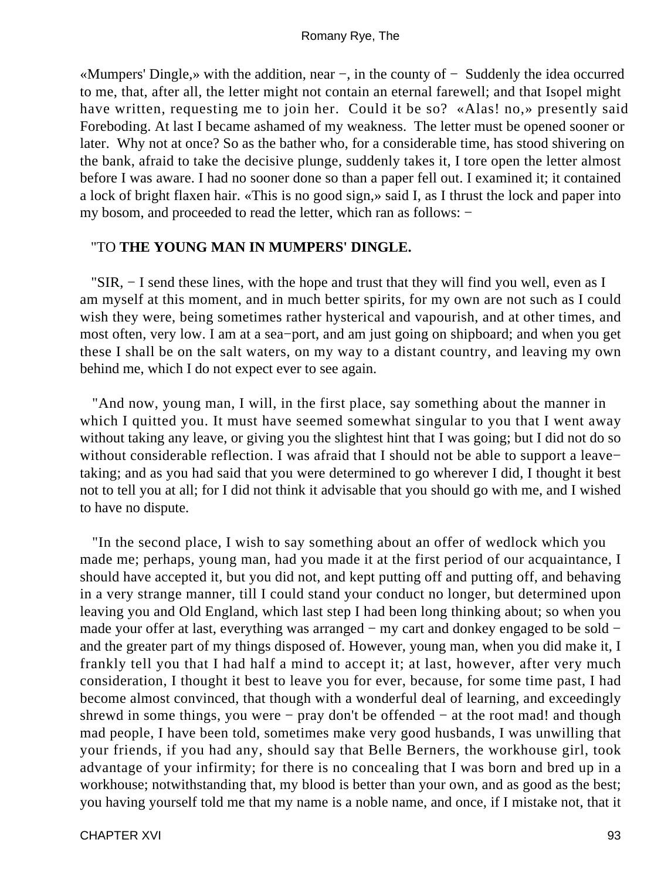«Mumpers' Dingle,» with the addition, near −, in the county of −  Suddenly the idea occurred to me, that, after all, the letter might not contain an eternal farewell; and that Isopel might have written, requesting me to join her.  Could it be so?  «Alas! no,» presently said Foreboding. At last I became ashamed of my weakness.  The letter must be opened sooner or later.  Why not at once? So as the bather who, for a considerable time, has stood shivering on the bank, afraid to take the decisive plunge, suddenly takes it, I tore open the letter almost before I was aware. I had no sooner done so than a paper fell out. I examined it; it contained a lock of bright flaxen hair. «This is no good sign,» said I, as I thrust the lock and paper into my bosom, and proceeded to read the letter, which ran as follows: −

"TO **THE YOUNG MAN IN MUMPERS' DINGLE.**

"SIR, − I send these lines, with the hope and trust that they will find you well, even as I am myself at this moment, and in much better spirits, for my own are not such as I could wish they were, being sometimes rather hysterical and vapourish, and at other times, and most often, very low. I am at a sea−port, and am just going on shipboard; and when you get these I shall be on the salt waters, on my way to a distant country, and leaving my own behind me, which I do not expect ever to see again.

"And now, young man, I will, in the first place, say something about the manner in which I quitted you. It must have seemed somewhat singular to you that I went away without taking any leave, or giving you the slightest hint that I was going; but I did not do so without considerable reflection. I was afraid that I should not be able to support a leave−taking; and as you had said that you were determined to go wherever I did, I thought it best not to tell you at all; for I did not think it advisable that you should go with me, and I wished to have no dispute.

"In the second place, I wish to say something about an offer of wedlock which you made me; perhaps, young man, had you made it at the first period of our acquaintance, I should have accepted it, but you did not, and kept putting off and putting off, and behaving in a very strange manner, till I could stand your conduct no longer, but determined upon leaving you and Old England, which last step I had been long thinking about; so when you made your offer at last, everything was arranged − my cart and donkey engaged to be sold − and the greater part of my things disposed of. However, young man, when you did make it, I frankly tell you that I had half a mind to accept it; at last, however, after very much consideration, I thought it best to leave you for ever, because, for some time past, I had become almost convinced, that though with a wonderful deal of learning, and exceedingly shrewd in some things, you were − pray don't be offended − at the root mad! and though mad people, I have been told, sometimes make very good husbands, I was unwilling that your friends, if you had any, should say that Belle Berners, the workhouse girl, took advantage of your infirmity; for there is no concealing that I was born and bred up in a workhouse; notwithstanding that, my blood is better than your own, and as good as the best; you having yourself told me that my name is a noble name, and once, if I mistake not, that it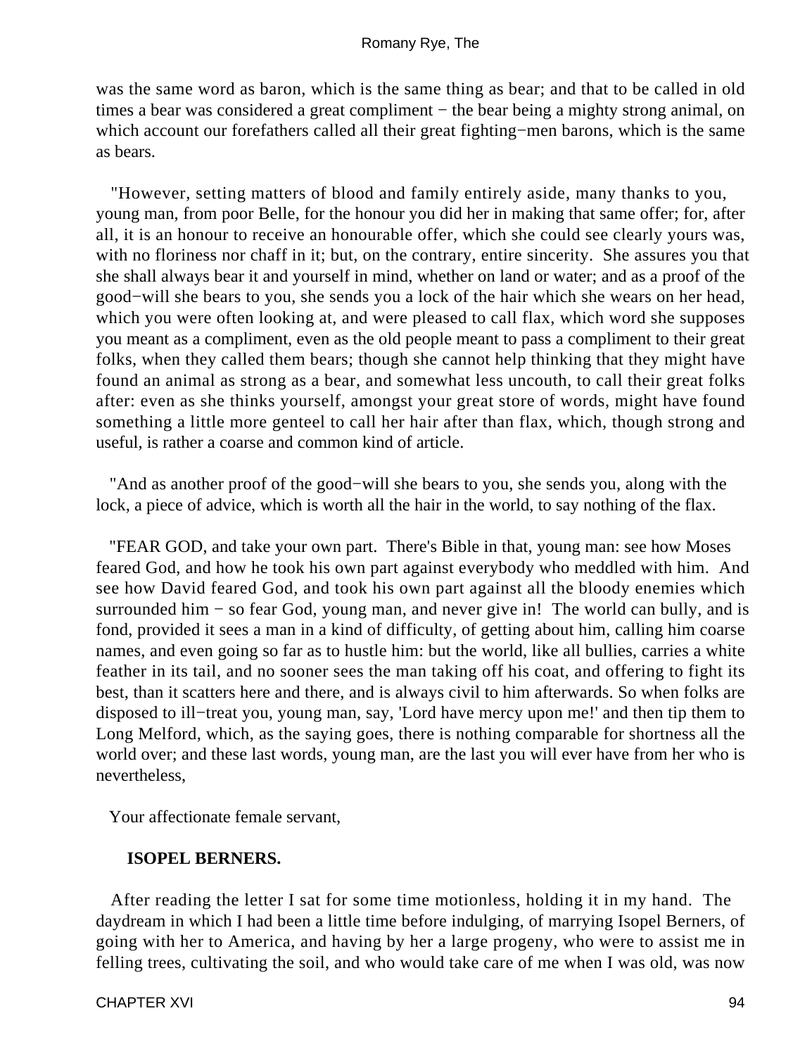was the same word as baron, which is the same thing as bear; and that to be called in old times a bear was considered a great compliment − the bear being a mighty strong animal, on which account our forefathers called all their great fighting−men barons, which is the same as bears.

"However, setting matters of blood and family entirely aside, many thanks to you, young man, from poor Belle, for the honour you did her in making that same offer; for, after all, it is an honour to receive an honourable offer, which she could see clearly yours was, with no floriness nor chaff in it; but, on the contrary, entire sincerity. She assures you that she shall always bear it and yourself in mind, whether on land or water; and as a proof of the good−will she bears to you, she sends you a lock of the hair which she wears on her head, which you were often looking at, and were pleased to call flax, which word she supposes you meant as a compliment, even as the old people meant to pass a compliment to their great folks, when they called them bears; though she cannot help thinking that they might have found an animal as strong as a bear, and somewhat less uncouth, to call their great folks after: even as she thinks yourself, amongst your great store of words, might have found something a little more genteel to call her hair after than flax, which, though strong and useful, is rather a coarse and common kind of article.

"And as another proof of the good−will she bears to you, she sends you, along with the lock, a piece of advice, which is worth all the hair in the world, to say nothing of the flax.

"FEAR GOD, and take your own part. There's Bible in that, young man: see how Moses feared God, and how he took his own part against everybody who meddled with him. And see how David feared God, and took his own part against all the bloody enemies which surrounded him − so fear God, young man, and never give in! The world can bully, and is fond, provided it sees a man in a kind of difficulty, of getting about him, calling him coarse names, and even going so far as to hustle him: but the world, like all bullies, carries a white feather in its tail, and no sooner sees the man taking off his coat, and offering to fight its best, than it scatters here and there, and is always civil to him afterwards. So when folks are disposed to ill−treat you, young man, say, 'Lord have mercy upon me!' and then tip them to Long Melford, which, as the saying goes, there is nothing comparable for shortness all the world over; and these last words, young man, are the last you will ever have from her who is nevertheless,

Your affectionate female servant,

**ISOPEL BERNERS.**

After reading the letter I sat for some time motionless, holding it in my hand. The daydream in which I had been a little time before indulging, of marrying Isopel Berners, of going with her to America, and having by her a large progeny, who were to assist me in felling trees, cultivating the soil, and who would take care of me when I was old, was now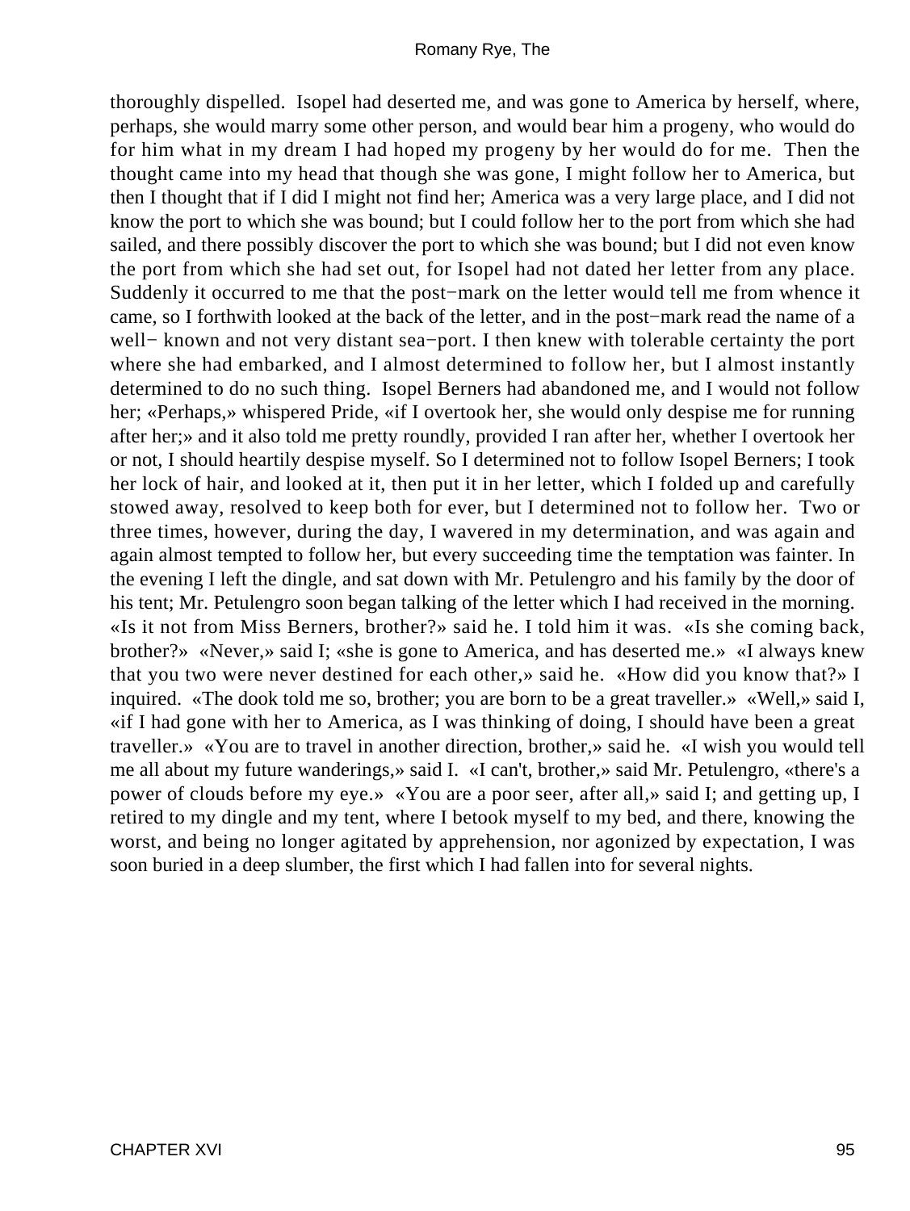thoroughly dispelled. Isopel had deserted me, and was gone to America by herself, where, perhaps, she would marry some other person, and would bear him a progeny, who would do for him what in my dream I had hoped my progeny by her would do for me. Then the thought came into my head that though she was gone, I might follow her to America, but then I thought that if I did I might not find her; America was a very large place, and I did not know the port to which she was bound; but I could follow her to the port from which she had sailed, and there possibly discover the port to which she was bound; but I did not even know the port from which she had set out, for Isopel had not dated her letter from any place. Suddenly it occurred to me that the post−mark on the letter would tell me from whence it came, so I forthwith looked at the back of the letter, and in the post−mark read the name of a well− known and not very distant sea−port. I then knew with tolerable certainty the port where she had embarked, and I almost determined to follow her, but I almost instantly determined to do no such thing. Isopel Berners had abandoned me, and I would not follow her; «Perhaps,» whispered Pride, «if I overtook her, she would only despise me for running after her;» and it also told me pretty roundly, provided I ran after her, whether I overtook her or not, I should heartily despise myself. So I determined not to follow Isopel Berners; I took her lock of hair, and looked at it, then put it in her letter, which I folded up and carefully stowed away, resolved to keep both for ever, but I determined not to follow her. Two or three times, however, during the day, I wavered in my determination, and was again and again almost tempted to follow her, but every succeeding time the temptation was fainter. In the evening I left the dingle, and sat down with Mr. Petulengro and his family by the door of his tent; Mr. Petulengro soon began talking of the letter which I had received in the morning. «Is it not from Miss Berners, brother?» said he. I told him it was. «Is she coming back, brother?» «Never,» said I; «she is gone to America, and has deserted me.» «I always knew that you two were never destined for each other,» said he. «How did you know that?» I inquired. «The dook told me so, brother; you are born to be a great traveller.» «Well,» said I, «if I had gone with her to America, as I was thinking of doing, I should have been a great traveller.» «You are to travel in another direction, brother,» said he. «I wish you would tell me all about my future wanderings,» said I. «I can't, brother,» said Mr. Petulengro, «there's a power of clouds before my eye.» «You are a poor seer, after all,» said I; and getting up, I retired to my dingle and my tent, where I betook myself to my bed, and there, knowing the worst, and being no longer agitated by apprehension, nor agonized by expectation, I was soon buried in a deep slumber, the first which I had fallen into for several nights.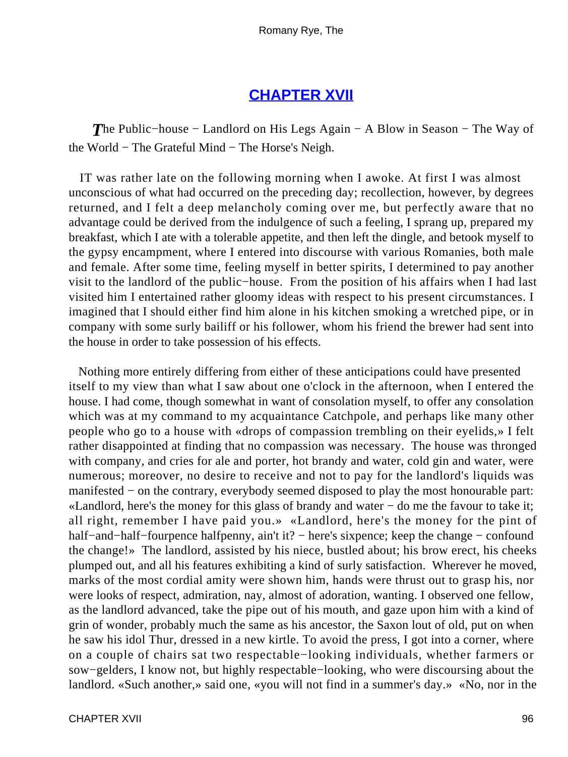## CHAPTER XVII

*T*he Public−house − Landlord on His Legs Again − A Blow in Season − The Way of the World − The Grateful Mind − The Horse's Neigh.

IT was rather late on the following morning when I awoke. At first I was almost unconscious of what had occurred on the preceding day; recollection, however, by degrees returned, and I felt a deep melancholy coming over me, but perfectly aware that no advantage could be derived from the indulgence of such a feeling, I sprang up, prepared my breakfast, which I ate with a tolerable appetite, and then left the dingle, and betook myself to the gypsy encampment, where I entered into discourse with various Romanies, both male and female. After some time, feeling myself in better spirits, I determined to pay another visit to the landlord of the public−house. From the position of his affairs when I had last visited him I entertained rather gloomy ideas with respect to his present circumstances. I imagined that I should either find him alone in his kitchen smoking a wretched pipe, or in company with some surly bailiff or his follower, whom his friend the brewer had sent into the house in order to take possession of his effects.

Nothing more entirely differing from either of these anticipations could have presented itself to my view than what I saw about one o'clock in the afternoon, when I entered the house. I had come, though somewhat in want of consolation myself, to offer any consolation which was at my command to my acquaintance Catchpole, and perhaps like many other people who go to a house with «drops of compassion trembling on their eyelids,» I felt rather disappointed at finding that no compassion was necessary. The house was thronged with company, and cries for ale and porter, hot brandy and water, cold gin and water, were numerous; moreover, no desire to receive and not to pay for the landlord's liquids was manifested − on the contrary, everybody seemed disposed to play the most honourable part: «Landlord, here's the money for this glass of brandy and water − do me the favour to take it; all right, remember I have paid you.» «Landlord, here's the money for the pint of half−and−half−fourpence halfpenny, ain't it? − here's sixpence; keep the change − confound the change!» The landlord, assisted by his niece, bustled about; his brow erect, his cheeks plumped out, and all his features exhibiting a kind of surly satisfaction. Wherever he moved, marks of the most cordial amity were shown him, hands were thrust out to grasp his, nor were looks of respect, admiration, nay, almost of adoration, wanting. I observed one fellow, as the landlord advanced, take the pipe out of his mouth, and gaze upon him with a kind of grin of wonder, probably much the same as his ancestor, the Saxon lout of old, put on when he saw his idol Thur, dressed in a new kirtle. To avoid the press, I got into a corner, where on a couple of chairs sat two respectable−looking individuals, whether farmers or sow−gelders, I know not, but highly respectable−looking, who were discoursing about the landlord. «Such another,» said one, «you will not find in a summer's day.» «No, nor in the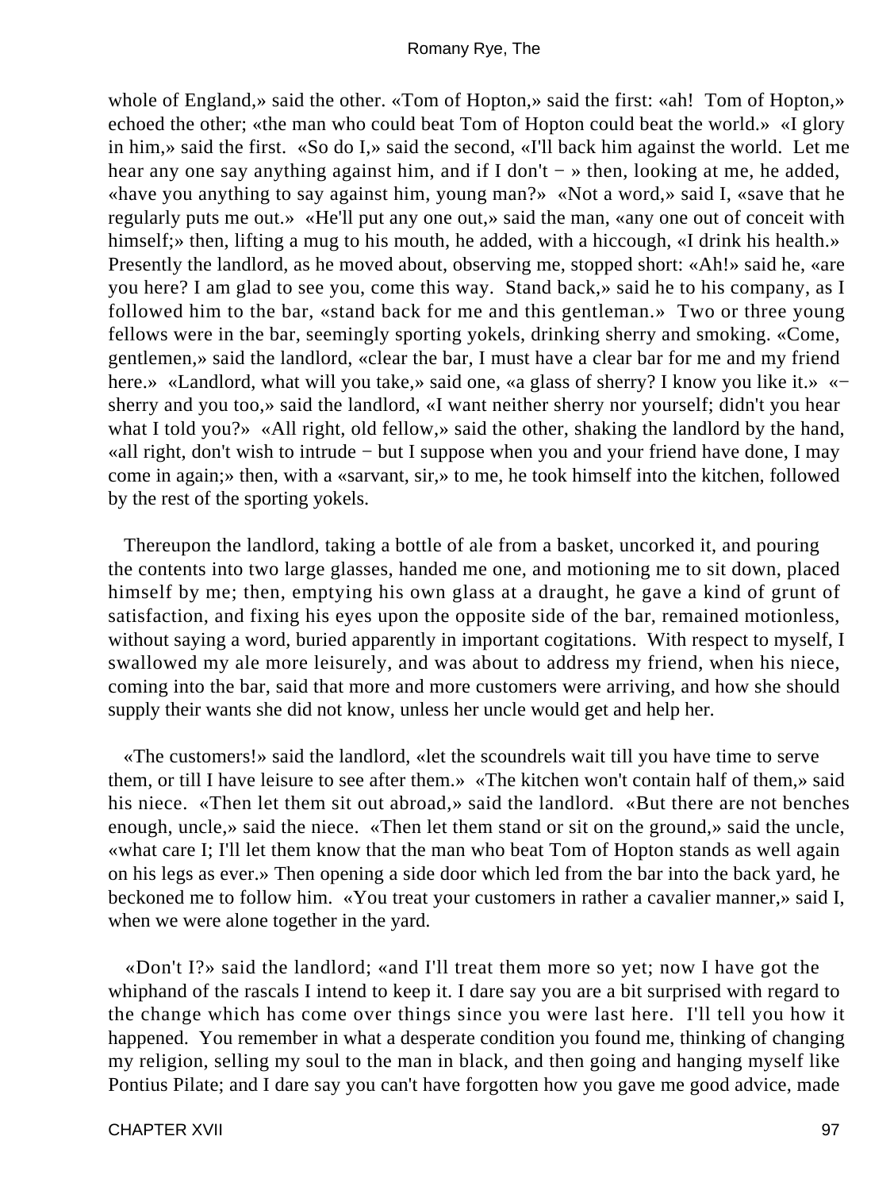whole of England,» said the other. «Tom of Hopton,» said the first: «ah! Tom of Hopton,» echoed the other; «the man who could beat Tom of Hopton could beat the world.» «I glory in him,» said the first. «So do I,» said the second, «I'll back him against the world. Let me hear any one say anything against him, and if I don't − » then, looking at me, he added, «have you anything to say against him, young man?» «Not a word,» said I, «save that he regularly puts me out.» «He'll put any one out,» said the man, «any one out of conceit with himself;» then, lifting a mug to his mouth, he added, with a hiccough, «I drink his health.» Presently the landlord, as he moved about, observing me, stopped short: «Ah!» said he, «are you here? I am glad to see you, come this way. Stand back,» said he to his company, as I followed him to the bar, «stand back for me and this gentleman.» Two or three young fellows were in the bar, seemingly sporting yokels, drinking sherry and smoking. «Come, gentlemen,» said the landlord, «clear the bar, I must have a clear bar for me and my friend here.» «Landlord, what will you take,» said one, «a glass of sherry? I know you like it.» «− sherry and you too,» said the landlord, «I want neither sherry nor yourself; didn't you hear what I told you?» «All right, old fellow,» said the other, shaking the landlord by the hand, «all right, don't wish to intrude − but I suppose when you and your friend have done, I may come in again;» then, with a «sarvant, sir,» to me, he took himself into the kitchen, followed by the rest of the sporting yokels.

Thereupon the landlord, taking a bottle of ale from a basket, uncorked it, and pouring the contents into two large glasses, handed me one, and motioning me to sit down, placed himself by me; then, emptying his own glass at a draught, he gave a kind of grunt of satisfaction, and fixing his eyes upon the opposite side of the bar, remained motionless, without saying a word, buried apparently in important cogitations. With respect to myself, I swallowed my ale more leisurely, and was about to address my friend, when his niece, coming into the bar, said that more and more customers were arriving, and how she should supply their wants she did not know, unless her uncle would get and help her.

«The customers!» said the landlord, «let the scoundrels wait till you have time to serve them, or till I have leisure to see after them.» «The kitchen won't contain half of them,» said his niece. «Then let them sit out abroad,» said the landlord. «But there are not benches enough, uncle,» said the niece. «Then let them stand or sit on the ground,» said the uncle, «what care I; I'll let them know that the man who beat Tom of Hopton stands as well again on his legs as ever.» Then opening a side door which led from the bar into the back yard, he beckoned me to follow him. «You treat your customers in rather a cavalier manner,» said I, when we were alone together in the yard.

«Don't I?» said the landlord; «and I'll treat them more so yet; now I have got the whiphand of the rascals I intend to keep it. I dare say you are a bit surprised with regard to the change which has come over things since you were last here. I'll tell you how it happened. You remember in what a desperate condition you found me, thinking of changing my religion, selling my soul to the man in black, and then going and hanging myself like Pontius Pilate; and I dare say you can't have forgotten how you gave me good advice, made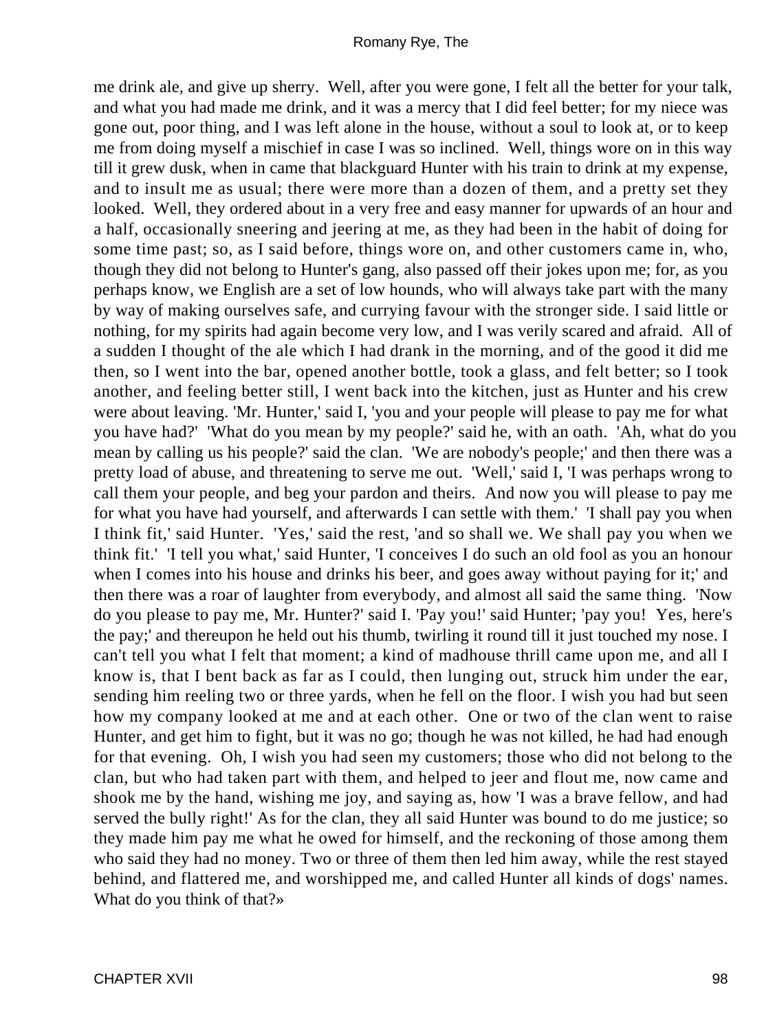me drink ale, and give up sherry. Well, after you were gone, I felt all the better for your talk, and what you had made me drink, and it was a mercy that I did feel better; for my niece was gone out, poor thing, and I was left alone in the house, without a soul to look at, or to keep me from doing myself a mischief in case I was so inclined. Well, things wore on in this way till it grew dusk, when in came that blackguard Hunter with his train to drink at my expense, and to insult me as usual; there were more than a dozen of them, and a pretty set they looked. Well, they ordered about in a very free and easy manner for upwards of an hour and a half, occasionally sneering and jeering at me, as they had been in the habit of doing for some time past; so, as I said before, things wore on, and other customers came in, who, though they did not belong to Hunter's gang, also passed off their jokes upon me; for, as you perhaps know, we English are a set of low hounds, who will always take part with the many by way of making ourselves safe, and currying favour with the stronger side. I said little or nothing, for my spirits had again become very low, and I was verily scared and afraid. All of a sudden I thought of the ale which I had drank in the morning, and of the good it did me then, so I went into the bar, opened another bottle, took a glass, and felt better; so I took another, and feeling better still, I went back into the kitchen, just as Hunter and his crew were about leaving. 'Mr. Hunter,' said I, 'you and your people will please to pay me for what you have had?' 'What do you mean by my people?' said he, with an oath. 'Ah, what do you mean by calling us his people?' said the clan. 'We are nobody's people;' and then there was a pretty load of abuse, and threatening to serve me out. 'Well,' said I, 'I was perhaps wrong to call them your people, and beg your pardon and theirs. And now you will please to pay me for what you have had yourself, and afterwards I can settle with them.' 'I shall pay you when I think fit,' said Hunter. 'Yes,' said the rest, 'and so shall we. We shall pay you when we think fit.' 'I tell you what,' said Hunter, 'I conceives I do such an old fool as you an honour when I comes into his house and drinks his beer, and goes away without paying for it;' and then there was a roar of laughter from everybody, and almost all said the same thing. 'Now do you please to pay me, Mr. Hunter?' said I. 'Pay you!' said Hunter; 'pay you! Yes, here's the pay;' and thereupon he held out his thumb, twirling it round till it just touched my nose. I can't tell you what I felt that moment; a kind of madhouse thrill came upon me, and all I know is, that I bent back as far as I could, then lunging out, struck him under the ear, sending him reeling two or three yards, when he fell on the floor. I wish you had but seen how my company looked at me and at each other. One or two of the clan went to raise Hunter, and get him to fight, but it was no go; though he was not killed, he had had enough for that evening. Oh, I wish you had seen my customers; those who did not belong to the clan, but who had taken part with them, and helped to jeer and flout me, now came and shook me by the hand, wishing me joy, and saying as, how 'I was a brave fellow, and had served the bully right!' As for the clan, they all said Hunter was bound to do me justice; so they made him pay me what he owed for himself, and the reckoning of those among them who said they had no money. Two or three of them then led him away, while the rest stayed behind, and flattered me, and worshipped me, and called Hunter all kinds of dogs' names. What do you think of that?»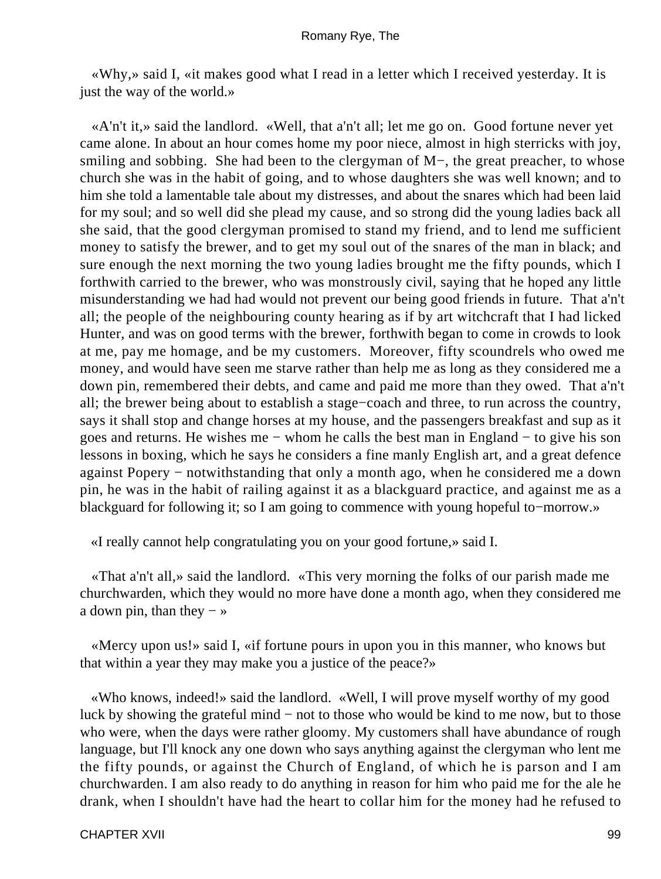«Why,» said I, «it makes good what I read in a letter which I received yesterday. It is just the way of the world.»

«A'n't it,» said the landlord. «Well, that a'n't all; let me go on. Good fortune never yet came alone. In about an hour comes home my poor niece, almost in high sterricks with joy, smiling and sobbing. She had been to the clergyman of M−, the great preacher, to whose church she was in the habit of going, and to whose daughters she was well known; and to him she told a lamentable tale about my distresses, and about the snares which had been laid for my soul; and so well did she plead my cause, and so strong did the young ladies back all she said, that the good clergyman promised to stand my friend, and to lend me sufficient money to satisfy the brewer, and to get my soul out of the snares of the man in black; and sure enough the next morning the two young ladies brought me the fifty pounds, which I forthwith carried to the brewer, who was monstrously civil, saying that he hoped any little misunderstanding we had had would not prevent our being good friends in future. That a'n't all; the people of the neighbouring county hearing as if by art witchcraft that I had licked Hunter, and was on good terms with the brewer, forthwith began to come in crowds to look at me, pay me homage, and be my customers. Moreover, fifty scoundrels who owed me money, and would have seen me starve rather than help me as long as they considered me a down pin, remembered their debts, and came and paid me more than they owed. That a'n't all; the brewer being about to establish a stage−coach and three, to run across the country, says it shall stop and change horses at my house, and the passengers breakfast and sup as it goes and returns. He wishes me − whom he calls the best man in England − to give his son lessons in boxing, which he says he considers a fine manly English art, and a great defence against Popery − notwithstanding that only a month ago, when he considered me a down pin, he was in the habit of railing against it as a blackguard practice, and against me as a blackguard for following it; so I am going to commence with young hopeful to−morrow.»

«I really cannot help congratulating you on your good fortune,» said I.

«That a'n't all,» said the landlord. «This very morning the folks of our parish made me churchwarden, which they would no more have done a month ago, when they considered me a down pin, than they − »

«Mercy upon us!» said I, «if fortune pours in upon you in this manner, who knows but that within a year they may make you a justice of the peace?»

«Who knows, indeed!» said the landlord. «Well, I will prove myself worthy of my good luck by showing the grateful mind − not to those who would be kind to me now, but to those who were, when the days were rather gloomy. My customers shall have abundance of rough language, but I'll knock any one down who says anything against the clergyman who lent me the fifty pounds, or against the Church of England, of which he is parson and I am churchwarden. I am also ready to do anything in reason for him who paid me for the ale he drank, when I shouldn't have had the heart to collar him for the money had he refused to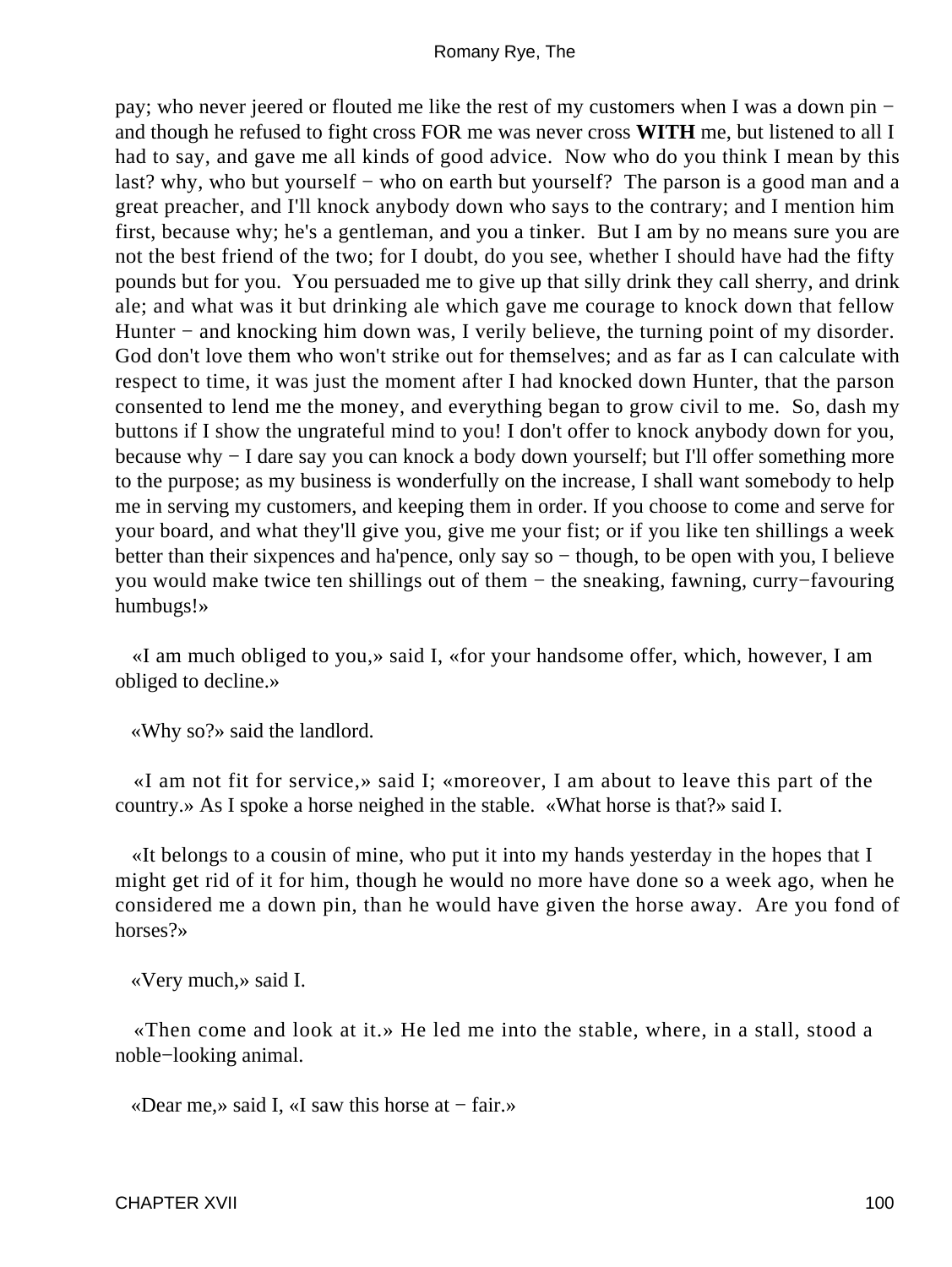pay; who never jeered or flouted me like the rest of my customers when I was a down pin − and though he refused to fight cross FOR me was never cross **WITH** me, but listened to all I had to say, and gave me all kinds of good advice. Now who do you think I mean by this last? why, who but yourself − who on earth but yourself? The parson is a good man and a great preacher, and I'll knock anybody down who says to the contrary; and I mention him first, because why; he's a gentleman, and you a tinker. But I am by no means sure you are not the best friend of the two; for I doubt, do you see, whether I should have had the fifty pounds but for you. You persuaded me to give up that silly drink they call sherry, and drink ale; and what was it but drinking ale which gave me courage to knock down that fellow Hunter − and knocking him down was, I verily believe, the turning point of my disorder. God don't love them who won't strike out for themselves; and as far as I can calculate with respect to time, it was just the moment after I had knocked down Hunter, that the parson consented to lend me the money, and everything began to grow civil to me. So, dash my buttons if I show the ungrateful mind to you! I don't offer to knock anybody down for you, because why − I dare say you can knock a body down yourself; but I'll offer something more to the purpose; as my business is wonderfully on the increase, I shall want somebody to help me in serving my customers, and keeping them in order. If you choose to come and serve for your board, and what they'll give you, give me your fist; or if you like ten shillings a week better than their sixpences and ha'pence, only say so − though, to be open with you, I believe you would make twice ten shillings out of them − the sneaking, fawning, curry−favouring humbugs!»

«I am much obliged to you,» said I, «for your handsome offer, which, however, I am obliged to decline.»

«Why so?» said the landlord.

«I am not fit for service,» said I; «moreover, I am about to leave this part of the country.» As I spoke a horse neighed in the stable. «What horse is that?» said I.

«It belongs to a cousin of mine, who put it into my hands yesterday in the hopes that I might get rid of it for him, though he would no more have done so a week ago, when he considered me a down pin, than he would have given the horse away. Are you fond of horses?»

«Very much,» said I.

«Then come and look at it.» He led me into the stable, where, in a stall, stood a noble−looking animal.

«Dear me,» said I, «I saw this horse at − fair.»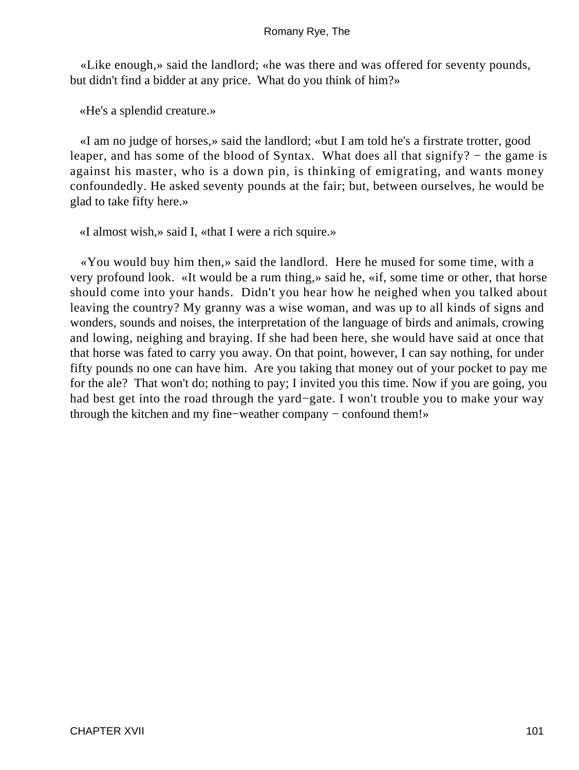«Like enough,» said the landlord; «he was there and was offered for seventy pounds, but didn't find a bidder at any price. What do you think of him?»

«He's a splendid creature.»

«I am no judge of horses,» said the landlord; «but I am told he's a firstrate trotter, good leaper, and has some of the blood of Syntax. What does all that signify? − the game is against his master, who is a down pin, is thinking of emigrating, and wants money confoundedly. He asked seventy pounds at the fair; but, between ourselves, he would be glad to take fifty here.»

«I almost wish,» said I, «that I were a rich squire.»

«You would buy him then,» said the landlord. Here he mused for some time, with a very profound look. «It would be a rum thing,» said he, «if, some time or other, that horse should come into your hands. Didn't you hear how he neighed when you talked about leaving the country? My granny was a wise woman, and was up to all kinds of signs and wonders, sounds and noises, the interpretation of the language of birds and animals, crowing and lowing, neighing and braying. If she had been here, she would have said at once that that horse was fated to carry you away. On that point, however, I can say nothing, for under fifty pounds no one can have him. Are you taking that money out of your pocket to pay me for the ale? That won't do; nothing to pay; I invited you this time. Now if you are going, you had best get into the road through the yard−gate. I won't trouble you to make your way through the kitchen and my fine−weather company − confound them!»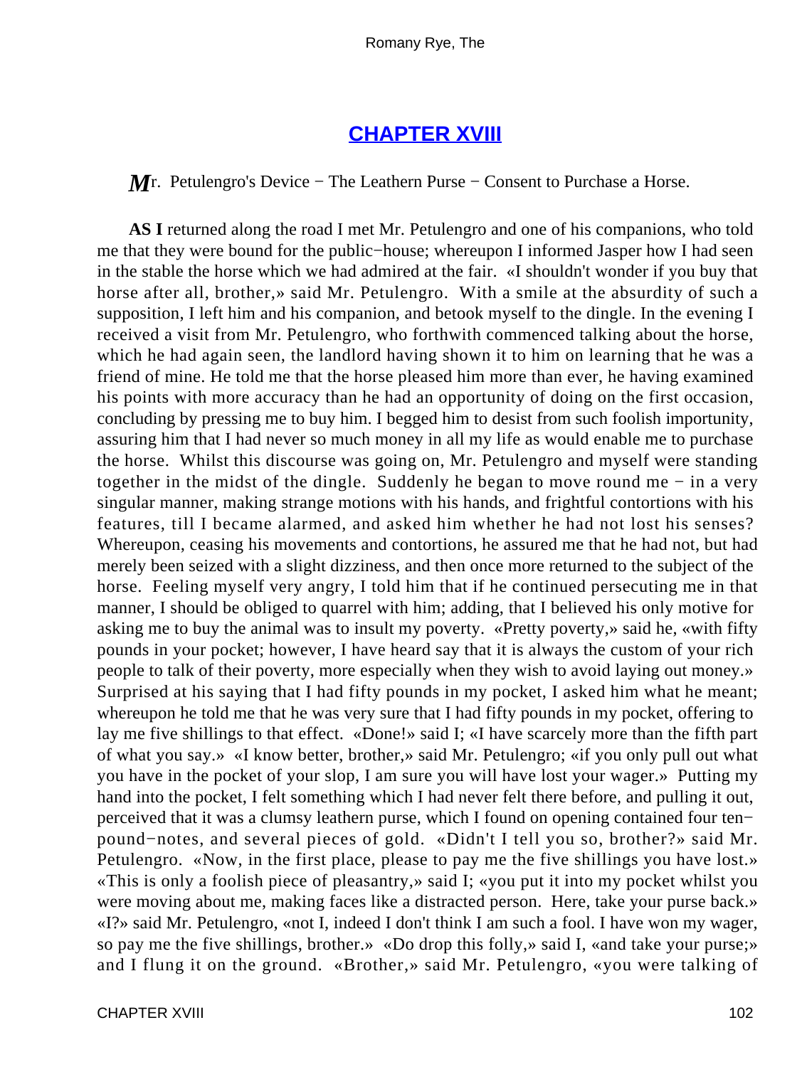## CHAPTER XVIII

*M*r. Petulengro's Device − The Leathern Purse − Consent to Purchase a Horse.

**AS I** returned along the road I met Mr. Petulengro and one of his companions, who told me that they were bound for the public−house; whereupon I informed Jasper how I had seen in the stable the horse which we had admired at the fair. «I shouldn't wonder if you buy that horse after all, brother,» said Mr. Petulengro. With a smile at the absurdity of such a supposition, I left him and his companion, and betook myself to the dingle. In the evening I received a visit from Mr. Petulengro, who forthwith commenced talking about the horse, which he had again seen, the landlord having shown it to him on learning that he was a friend of mine. He told me that the horse pleased him more than ever, he having examined his points with more accuracy than he had an opportunity of doing on the first occasion, concluding by pressing me to buy him. I begged him to desist from such foolish importunity, assuring him that I had never so much money in all my life as would enable me to purchase the horse. Whilst this discourse was going on, Mr. Petulengro and myself were standing together in the midst of the dingle. Suddenly he began to move round me − in a very singular manner, making strange motions with his hands, and frightful contortions with his features, till I became alarmed, and asked him whether he had not lost his senses? Whereupon, ceasing his movements and contortions, he assured me that he had not, but had merely been seized with a slight dizziness, and then once more returned to the subject of the horse. Feeling myself very angry, I told him that if he continued persecuting me in that manner, I should be obliged to quarrel with him; adding, that I believed his only motive for asking me to buy the animal was to insult my poverty. «Pretty poverty,» said he, «with fifty pounds in your pocket; however, I have heard say that it is always the custom of your rich people to talk of their poverty, more especially when they wish to avoid laying out money.» Surprised at his saying that I had fifty pounds in my pocket, I asked him what he meant; whereupon he told me that he was very sure that I had fifty pounds in my pocket, offering to lay me five shillings to that effect. «Done!» said I; «I have scarcely more than the fifth part of what you say.» «I know better, brother,» said Mr. Petulengro; «if you only pull out what you have in the pocket of your slop, I am sure you will have lost your wager.» Putting my hand into the pocket, I felt something which I had never felt there before, and pulling it out, perceived that it was a clumsy leathern purse, which I found on opening contained four ten−pound−notes, and several pieces of gold. «Didn't I tell you so, brother?» said Mr. Petulengro. «Now, in the first place, please to pay me the five shillings you have lost.» «This is only a foolish piece of pleasantry,» said I; «you put it into my pocket whilst you were moving about me, making faces like a distracted person. Here, take your purse back.» «I?» said Mr. Petulengro, «not I, indeed I don't think I am such a fool. I have won my wager, so pay me the five shillings, brother.» «Do drop this folly,» said I, «and take your purse;» and I flung it on the ground. «Brother,» said Mr. Petulengro, «you were talking of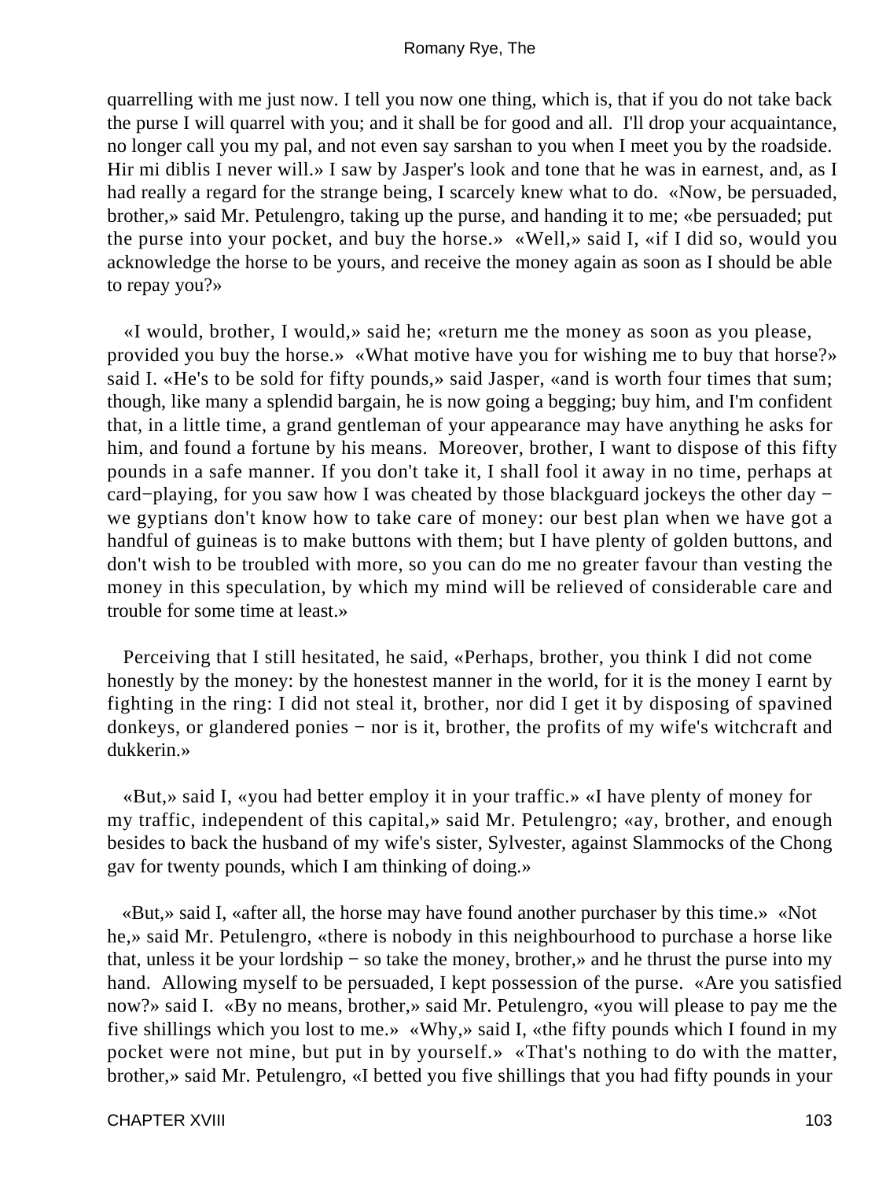quarrelling with me just now. I tell you now one thing, which is, that if you do not take back the purse I will quarrel with you; and it shall be for good and all. I'll drop your acquaintance, no longer call you my pal, and not even say sarshan to you when I meet you by the roadside. Hir mi diblis I never will.» I saw by Jasper's look and tone that he was in earnest, and, as I had really a regard for the strange being, I scarcely knew what to do. «Now, be persuaded, brother,» said Mr. Petulengro, taking up the purse, and handing it to me; «be persuaded; put the purse into your pocket, and buy the horse.» «Well,» said I, «if I did so, would you acknowledge the horse to be yours, and receive the money again as soon as I should be able to repay you?»

«I would, brother, I would,» said he; «return me the money as soon as you please, provided you buy the horse.» «What motive have you for wishing me to buy that horse?» said I. «He's to be sold for fifty pounds,» said Jasper, «and is worth four times that sum; though, like many a splendid bargain, he is now going a begging; buy him, and I'm confident that, in a little time, a grand gentleman of your appearance may have anything he asks for him, and found a fortune by his means. Moreover, brother, I want to dispose of this fifty pounds in a safe manner. If you don't take it, I shall fool it away in no time, perhaps at card−playing, for you saw how I was cheated by those blackguard jockeys the other day − we gyptians don't know how to take care of money: our best plan when we have got a handful of guineas is to make buttons with them; but I have plenty of golden buttons, and don't wish to be troubled with more, so you can do me no greater favour than vesting the money in this speculation, by which my mind will be relieved of considerable care and trouble for some time at least.»

Perceiving that I still hesitated, he said, «Perhaps, brother, you think I did not come honestly by the money: by the honestest manner in the world, for it is the money I earnt by fighting in the ring: I did not steal it, brother, nor did I get it by disposing of spavined donkeys, or glandered ponies − nor is it, brother, the profits of my wife's witchcraft and dukkerin.»

«But,» said I, «you had better employ it in your traffic.» «I have plenty of money for my traffic, independent of this capital,» said Mr. Petulengro; «ay, brother, and enough besides to back the husband of my wife's sister, Sylvester, against Slammocks of the Chong gav for twenty pounds, which I am thinking of doing.»

«But,» said I, «after all, the horse may have found another purchaser by this time.» «Not he,» said Mr. Petulengro, «there is nobody in this neighbourhood to purchase a horse like that, unless it be your lordship − so take the money, brother,» and he thrust the purse into my hand. Allowing myself to be persuaded, I kept possession of the purse. «Are you satisfied now?» said I. «By no means, brother,» said Mr. Petulengro, «you will please to pay me the five shillings which you lost to me.» «Why,» said I, «the fifty pounds which I found in my pocket were not mine, but put in by yourself.» «That's nothing to do with the matter, brother,» said Mr. Petulengro, «I betted you five shillings that you had fifty pounds in your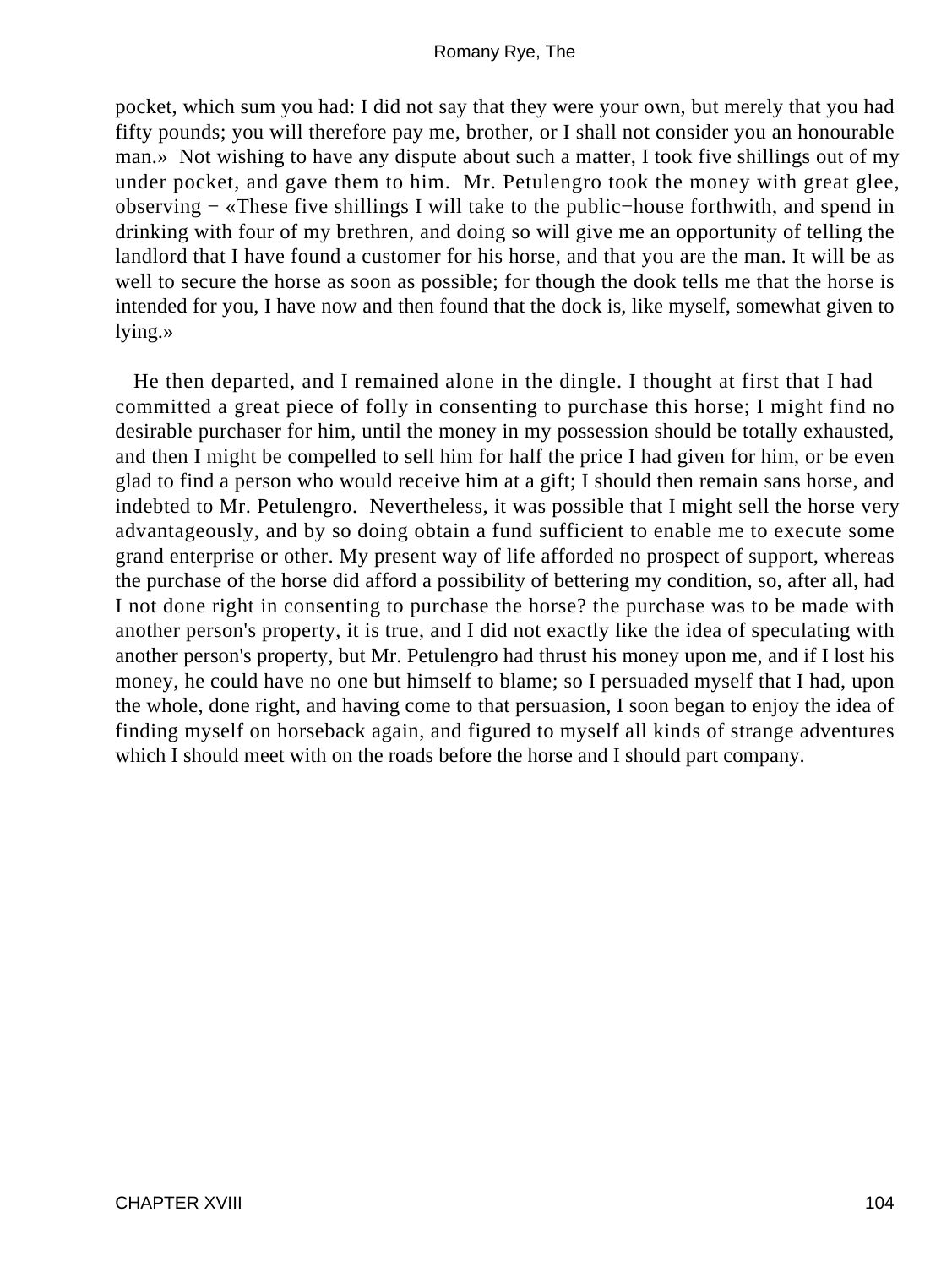pocket, which sum you had: I did not say that they were your own, but merely that you had fifty pounds; you will therefore pay me, brother, or I shall not consider you an honourable man.» Not wishing to have any dispute about such a matter, I took five shillings out of my under pocket, and gave them to him. Mr. Petulengro took the money with great glee, observing − «These five shillings I will take to the public−house forthwith, and spend in drinking with four of my brethren, and doing so will give me an opportunity of telling the landlord that I have found a customer for his horse, and that you are the man. It will be as well to secure the horse as soon as possible; for though the dook tells me that the horse is intended for you, I have now and then found that the dock is, like myself, somewhat given to lying.»

He then departed, and I remained alone in the dingle. I thought at first that I had committed a great piece of folly in consenting to purchase this horse; I might find no desirable purchaser for him, until the money in my possession should be totally exhausted, and then I might be compelled to sell him for half the price I had given for him, or be even glad to find a person who would receive him at a gift; I should then remain sans horse, and indebted to Mr. Petulengro. Nevertheless, it was possible that I might sell the horse very advantageously, and by so doing obtain a fund sufficient to enable me to execute some grand enterprise or other. My present way of life afforded no prospect of support, whereas the purchase of the horse did afford a possibility of bettering my condition, so, after all, had I not done right in consenting to purchase the horse? the purchase was to be made with another person's property, it is true, and I did not exactly like the idea of speculating with another person's property, but Mr. Petulengro had thrust his money upon me, and if I lost his money, he could have no one but himself to blame; so I persuaded myself that I had, upon the whole, done right, and having come to that persuasion, I soon began to enjoy the idea of finding myself on horseback again, and figured to myself all kinds of strange adventures which I should meet with on the roads before the horse and I should part company.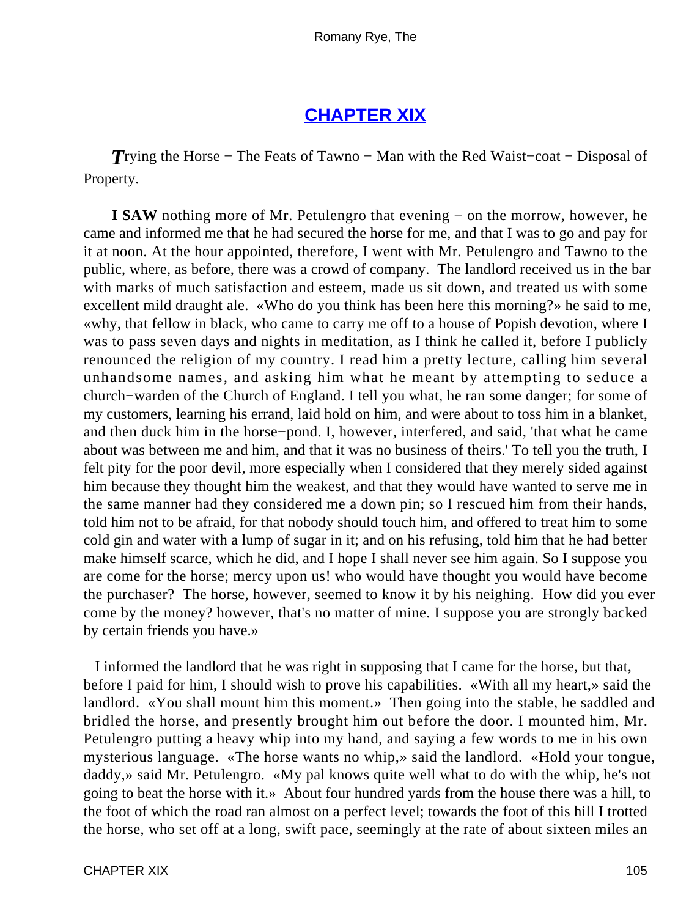## CHAPTER XIX

*T*rying the Horse − The Feats of Tawno − Man with the Red Waist−coat − Disposal of Property.

**I SAW** nothing more of Mr. Petulengro that evening − on the morrow, however, he came and informed me that he had secured the horse for me, and that I was to go and pay for it at noon. At the hour appointed, therefore, I went with Mr. Petulengro and Tawno to the public, where, as before, there was a crowd of company. The landlord received us in the bar with marks of much satisfaction and esteem, made us sit down, and treated us with some excellent mild draught ale. «Who do you think has been here this morning?» he said to me, «why, that fellow in black, who came to carry me off to a house of Popish devotion, where I was to pass seven days and nights in meditation, as I think he called it, before I publicly renounced the religion of my country. I read him a pretty lecture, calling him several unhandsome names, and asking him what he meant by attempting to seduce a church−warden of the Church of England. I tell you what, he ran some danger; for some of my customers, learning his errand, laid hold on him, and were about to toss him in a blanket, and then duck him in the horse−pond. I, however, interfered, and said, 'that what he came about was between me and him, and that it was no business of theirs.' To tell you the truth, I felt pity for the poor devil, more especially when I considered that they merely sided against him because they thought him the weakest, and that they would have wanted to serve me in the same manner had they considered me a down pin; so I rescued him from their hands, told him not to be afraid, for that nobody should touch him, and offered to treat him to some cold gin and water with a lump of sugar in it; and on his refusing, told him that he had better make himself scarce, which he did, and I hope I shall never see him again. So I suppose you are come for the horse; mercy upon us! who would have thought you would have become the purchaser? The horse, however, seemed to know it by his neighing. How did you ever come by the money? however, that's no matter of mine. I suppose you are strongly backed by certain friends you have.»

I informed the landlord that he was right in supposing that I came for the horse, but that, before I paid for him, I should wish to prove his capabilities. «With all my heart,» said the landlord. «You shall mount him this moment.» Then going into the stable, he saddled and bridled the horse, and presently brought him out before the door. I mounted him, Mr. Petulengro putting a heavy whip into my hand, and saying a few words to me in his own mysterious language. «The horse wants no whip,» said the landlord. «Hold your tongue, daddy,» said Mr. Petulengro. «My pal knows quite well what to do with the whip, he's not going to beat the horse with it.» About four hundred yards from the house there was a hill, to the foot of which the road ran almost on a perfect level; towards the foot of this hill I trotted the horse, who set off at a long, swift pace, seemingly at the rate of about sixteen miles an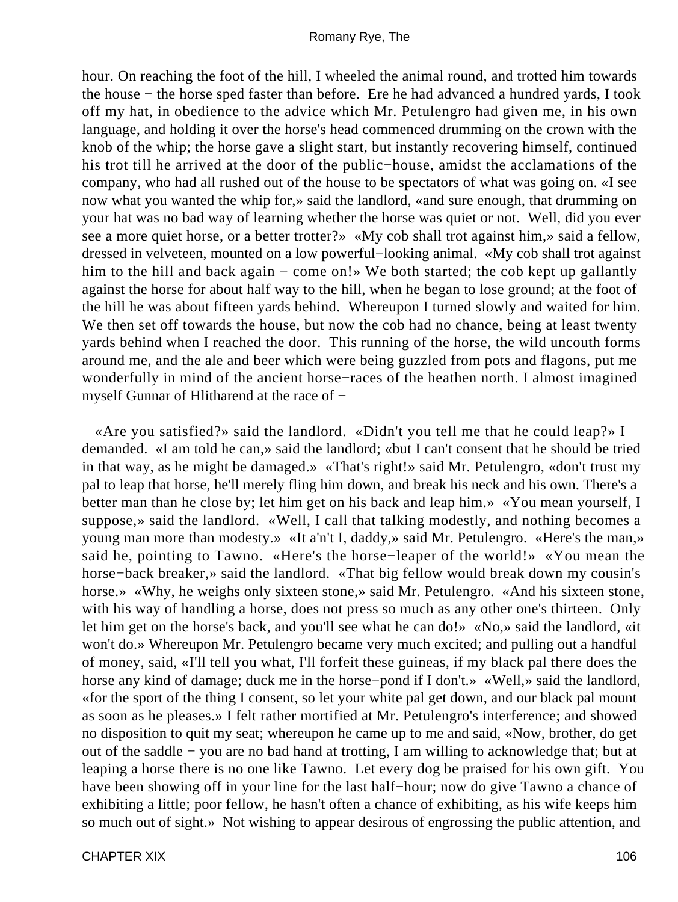hour. On reaching the foot of the hill, I wheeled the animal round, and trotted him towards the house − the horse sped faster than before. Ere he had advanced a hundred yards, I took off my hat, in obedience to the advice which Mr. Petulengro had given me, in his own language, and holding it over the horse's head commenced drumming on the crown with the knob of the whip; the horse gave a slight start, but instantly recovering himself, continued his trot till he arrived at the door of the public−house, amidst the acclamations of the company, who had all rushed out of the house to be spectators of what was going on. «I see now what you wanted the whip for,» said the landlord, «and sure enough, that drumming on your hat was no bad way of learning whether the horse was quiet or not. Well, did you ever see a more quiet horse, or a better trotter?» «My cob shall trot against him,» said a fellow, dressed in velveteen, mounted on a low powerful−looking animal. «My cob shall trot against him to the hill and back again − come on!» We both started; the cob kept up gallantly against the horse for about half way to the hill, when he began to lose ground; at the foot of the hill he was about fifteen yards behind. Whereupon I turned slowly and waited for him. We then set off towards the house, but now the cob had no chance, being at least twenty yards behind when I reached the door. This running of the horse, the wild uncouth forms around me, and the ale and beer which were being guzzled from pots and flagons, put me wonderfully in mind of the ancient horse−races of the heathen north. I almost imagined myself Gunnar of Hlitharend at the race of −

«Are you satisfied?» said the landlord. «Didn't you tell me that he could leap?» I demanded. «I am told he can,» said the landlord; «but I can't consent that he should be tried in that way, as he might be damaged.» «That's right!» said Mr. Petulengro, «don't trust my pal to leap that horse, he'll merely fling him down, and break his neck and his own. There's a better man than he close by; let him get on his back and leap him.» «You mean yourself, I suppose,» said the landlord. «Well, I call that talking modestly, and nothing becomes a young man more than modesty.» «It a'n't I, daddy,» said Mr. Petulengro. «Here's the man,» said he, pointing to Tawno. «Here's the horse−leaper of the world!» «You mean the horse−back breaker,» said the landlord. «That big fellow would break down my cousin's horse.» «Why, he weighs only sixteen stone,» said Mr. Petulengro. «And his sixteen stone, with his way of handling a horse, does not press so much as any other one's thirteen. Only let him get on the horse's back, and you'll see what he can do!» «No,» said the landlord, «it won't do.» Whereupon Mr. Petulengro became very much excited; and pulling out a handful of money, said, «I'll tell you what, I'll forfeit these guineas, if my black pal there does the horse any kind of damage; duck me in the horse−pond if I don't.» «Well,» said the landlord, «for the sport of the thing I consent, so let your white pal get down, and our black pal mount as soon as he pleases.» I felt rather mortified at Mr. Petulengro's interference; and showed no disposition to quit my seat; whereupon he came up to me and said, «Now, brother, do get out of the saddle − you are no bad hand at trotting, I am willing to acknowledge that; but at leaping a horse there is no one like Tawno. Let every dog be praised for his own gift. You have been showing off in your line for the last half−hour; now do give Tawno a chance of exhibiting a little; poor fellow, he hasn't often a chance of exhibiting, as his wife keeps him so much out of sight.» Not wishing to appear desirous of engrossing the public attention, and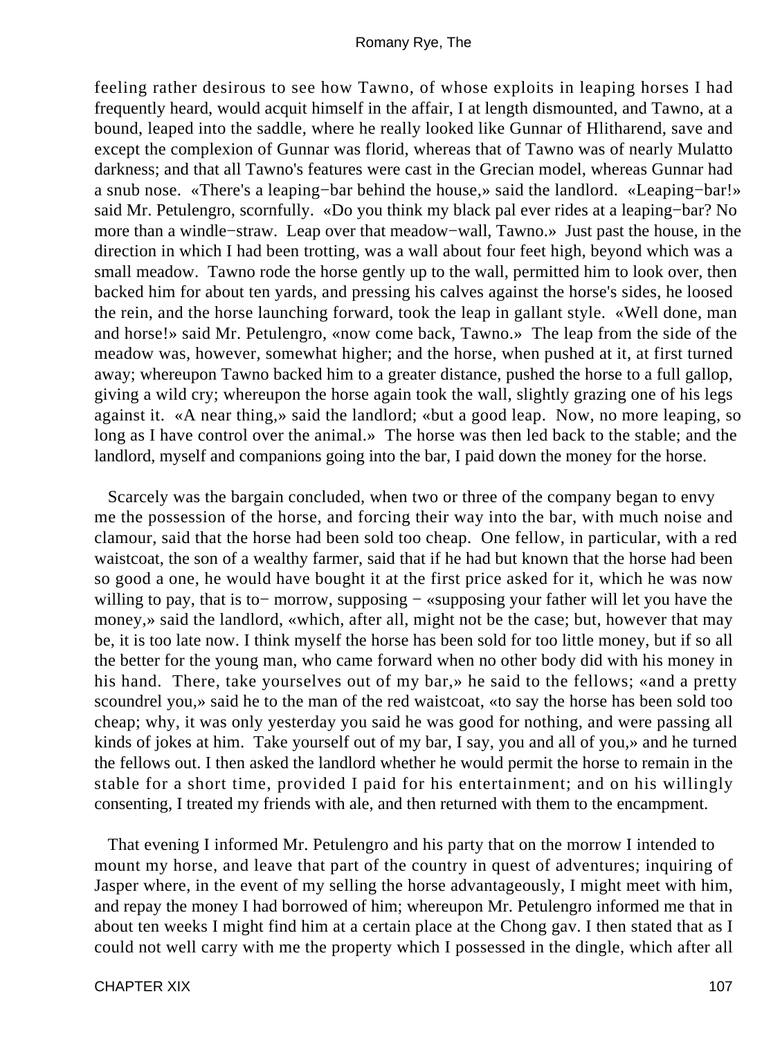feeling rather desirous to see how Tawno, of whose exploits in leaping horses I had frequently heard, would acquit himself in the affair, I at length dismounted, and Tawno, at a bound, leaped into the saddle, where he really looked like Gunnar of Hlitharend, save and except the complexion of Gunnar was florid, whereas that of Tawno was of nearly Mulatto darkness; and that all Tawno's features were cast in the Grecian model, whereas Gunnar had a snub nose. «There's a leaping−bar behind the house,» said the landlord. «Leaping−bar!» said Mr. Petulengro, scornfully. «Do you think my black pal ever rides at a leaping−bar? No more than a windle−straw. Leap over that meadow−wall, Tawno.» Just past the house, in the direction in which I had been trotting, was a wall about four feet high, beyond which was a small meadow. Tawno rode the horse gently up to the wall, permitted him to look over, then backed him for about ten yards, and pressing his calves against the horse's sides, he loosed the rein, and the horse launching forward, took the leap in gallant style. «Well done, man and horse!» said Mr. Petulengro, «now come back, Tawno.» The leap from the side of the meadow was, however, somewhat higher; and the horse, when pushed at it, at first turned away; whereupon Tawno backed him to a greater distance, pushed the horse to a full gallop, giving a wild cry; whereupon the horse again took the wall, slightly grazing one of his legs against it. «A near thing,» said the landlord; «but a good leap. Now, no more leaping, so long as I have control over the animal.» The horse was then led back to the stable; and the landlord, myself and companions going into the bar, I paid down the money for the horse.

Scarcely was the bargain concluded, when two or three of the company began to envy me the possession of the horse, and forcing their way into the bar, with much noise and clamour, said that the horse had been sold too cheap. One fellow, in particular, with a red waistcoat, the son of a wealthy farmer, said that if he had but known that the horse had been so good a one, he would have bought it at the first price asked for it, which he was now willing to pay, that is to− morrow, supposing − «supposing your father will let you have the money,» said the landlord, «which, after all, might not be the case; but, however that may be, it is too late now. I think myself the horse has been sold for too little money, but if so all the better for the young man, who came forward when no other body did with his money in his hand. There, take yourselves out of my bar,» he said to the fellows; «and a pretty scoundrel you,» said he to the man of the red waistcoat, «to say the horse has been sold too cheap; why, it was only yesterday you said he was good for nothing, and were passing all kinds of jokes at him. Take yourself out of my bar, I say, you and all of you,» and he turned the fellows out. I then asked the landlord whether he would permit the horse to remain in the stable for a short time, provided I paid for his entertainment; and on his willingly consenting, I treated my friends with ale, and then returned with them to the encampment.

That evening I informed Mr. Petulengro and his party that on the morrow I intended to mount my horse, and leave that part of the country in quest of adventures; inquiring of Jasper where, in the event of my selling the horse advantageously, I might meet with him, and repay the money I had borrowed of him; whereupon Mr. Petulengro informed me that in about ten weeks I might find him at a certain place at the Chong gav. I then stated that as I could not well carry with me the property which I possessed in the dingle, which after all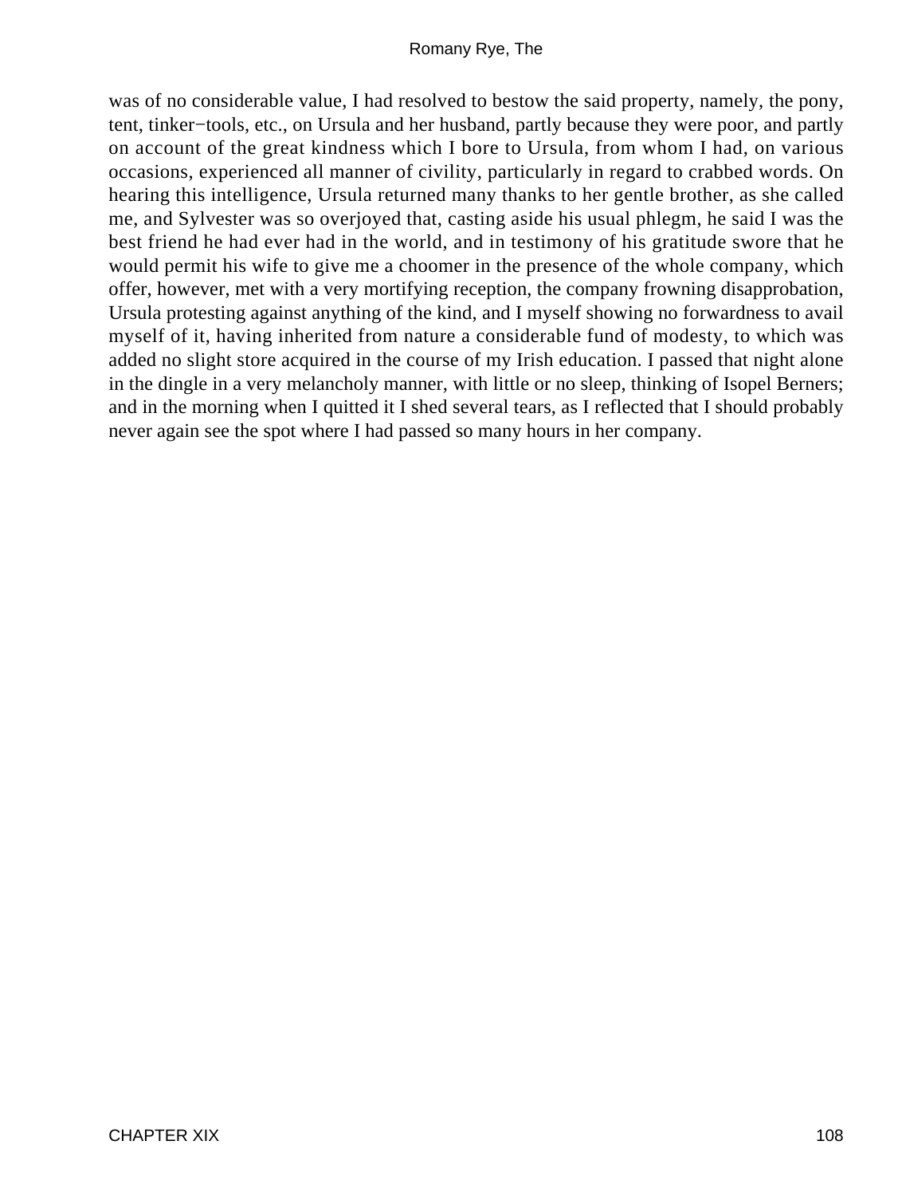was of no considerable value, I had resolved to bestow the said property, namely, the pony, tent, tinker−tools, etc., on Ursula and her husband, partly because they were poor, and partly on account of the great kindness which I bore to Ursula, from whom I had, on various occasions, experienced all manner of civility, particularly in regard to crabbed words. On hearing this intelligence, Ursula returned many thanks to her gentle brother, as she called me, and Sylvester was so overjoyed that, casting aside his usual phlegm, he said I was the best friend he had ever had in the world, and in testimony of his gratitude swore that he would permit his wife to give me a choomer in the presence of the whole company, which offer, however, met with a very mortifying reception, the company frowning disapprobation, Ursula protesting against anything of the kind, and I myself showing no forwardness to avail myself of it, having inherited from nature a considerable fund of modesty, to which was added no slight store acquired in the course of my Irish education. I passed that night alone in the dingle in a very melancholy manner, with little or no sleep, thinking of Isopel Berners; and in the morning when I quitted it I shed several tears, as I reflected that I should probably never again see the spot where I had passed so many hours in her company.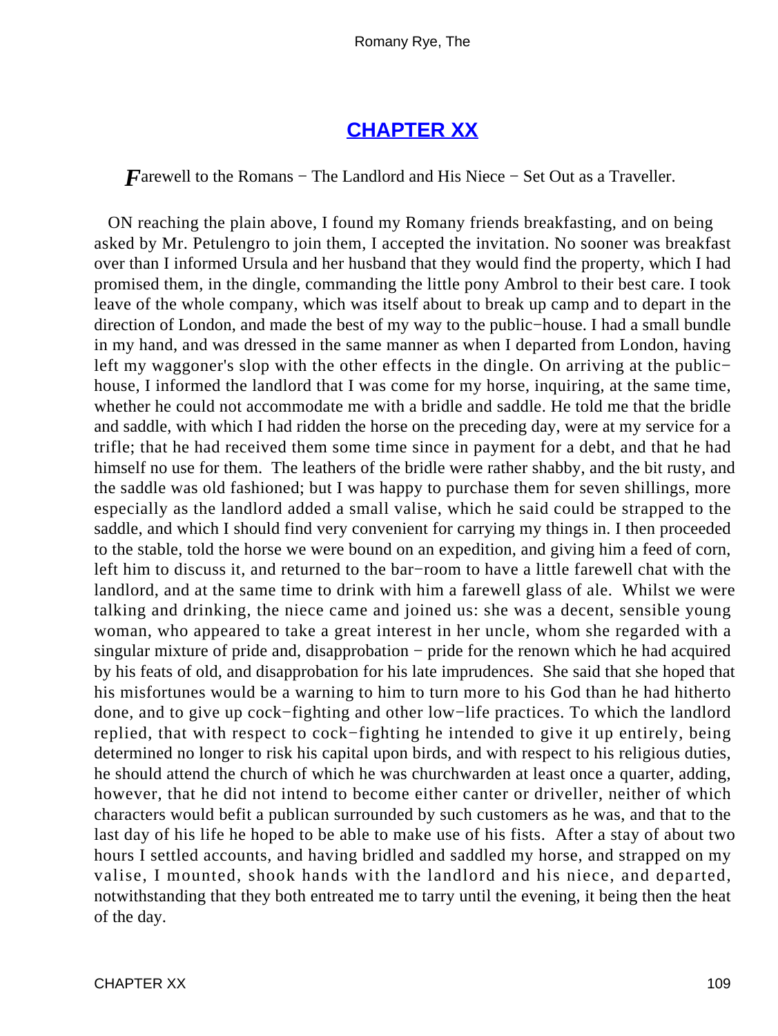## [CHAPTER XX](#)

*F*arewell to the Romans − The Landlord and His Niece − Set Out as a Traveller.

ON reaching the plain above, I found my Romany friends breakfasting, and on being asked by Mr. Petulengro to join them, I accepted the invitation. No sooner was breakfast over than I informed Ursula and her husband that they would find the property, which I had promised them, in the dingle, commanding the little pony Ambrol to their best care. I took leave of the whole company, which was itself about to break up camp and to depart in the direction of London, and made the best of my way to the public−house. I had a small bundle in my hand, and was dressed in the same manner as when I departed from London, having left my waggoner's slop with the other effects in the dingle. On arriving at the public−house, I informed the landlord that I was come for my horse, inquiring, at the same time, whether he could not accommodate me with a bridle and saddle. He told me that the bridle and saddle, with which I had ridden the horse on the preceding day, were at my service for a trifle; that he had received them some time since in payment for a debt, and that he had himself no use for them. The leathers of the bridle were rather shabby, and the bit rusty, and the saddle was old fashioned; but I was happy to purchase them for seven shillings, more especially as the landlord added a small valise, which he said could be strapped to the saddle, and which I should find very convenient for carrying my things in. I then proceeded to the stable, told the horse we were bound on an expedition, and giving him a feed of corn, left him to discuss it, and returned to the bar−room to have a little farewell chat with the landlord, and at the same time to drink with him a farewell glass of ale. Whilst we were talking and drinking, the niece came and joined us: she was a decent, sensible young woman, who appeared to take a great interest in her uncle, whom she regarded with a singular mixture of pride and, disapprobation − pride for the renown which he had acquired by his feats of old, and disapprobation for his late imprudences. She said that she hoped that his misfortunes would be a warning to him to turn more to his God than he had hitherto done, and to give up cock−fighting and other low−life practices. To which the landlord replied, that with respect to cock−fighting he intended to give it up entirely, being determined no longer to risk his capital upon birds, and with respect to his religious duties, he should attend the church of which he was churchwarden at least once a quarter, adding, however, that he did not intend to become either canter or driveller, neither of which characters would befit a publican surrounded by such customers as he was, and that to the last day of his life he hoped to be able to make use of his fists. After a stay of about two hours I settled accounts, and having bridled and saddled my horse, and strapped on my valise, I mounted, shook hands with the landlord and his niece, and departed, notwithstanding that they both entreated me to tarry until the evening, it being then the heat of the day.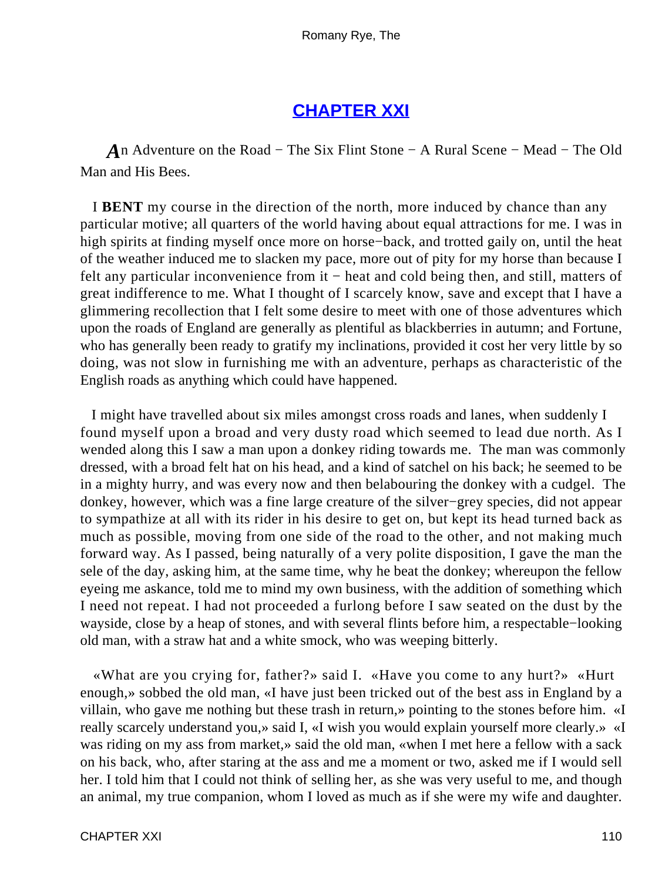## CHAPTER XXI

*A*n Adventure on the Road − The Six Flint Stone − A Rural Scene − Mead − The Old Man and His Bees.

I **BENT** my course in the direction of the north, more induced by chance than any particular motive; all quarters of the world having about equal attractions for me. I was in high spirits at finding myself once more on horse−back, and trotted gaily on, until the heat of the weather induced me to slacken my pace, more out of pity for my horse than because I felt any particular inconvenience from it − heat and cold being then, and still, matters of great indifference to me. What I thought of I scarcely know, save and except that I have a glimmering recollection that I felt some desire to meet with one of those adventures which upon the roads of England are generally as plentiful as blackberries in autumn; and Fortune, who has generally been ready to gratify my inclinations, provided it cost her very little by so doing, was not slow in furnishing me with an adventure, perhaps as characteristic of the English roads as anything which could have happened.

I might have travelled about six miles amongst cross roads and lanes, when suddenly I found myself upon a broad and very dusty road which seemed to lead due north. As I wended along this I saw a man upon a donkey riding towards me. The man was commonly dressed, with a broad felt hat on his head, and a kind of satchel on his back; he seemed to be in a mighty hurry, and was every now and then belabouring the donkey with a cudgel. The donkey, however, which was a fine large creature of the silver−grey species, did not appear to sympathize at all with its rider in his desire to get on, but kept its head turned back as much as possible, moving from one side of the road to the other, and not making much forward way. As I passed, being naturally of a very polite disposition, I gave the man the sele of the day, asking him, at the same time, why he beat the donkey; whereupon the fellow eyeing me askance, told me to mind my own business, with the addition of something which I need not repeat. I had not proceeded a furlong before I saw seated on the dust by the wayside, close by a heap of stones, and with several flints before him, a respectable−looking old man, with a straw hat and a white smock, who was weeping bitterly.

«What are you crying for, father?» said I. «Have you come to any hurt?» «Hurt enough,» sobbed the old man, «I have just been tricked out of the best ass in England by a villain, who gave me nothing but these trash in return,» pointing to the stones before him. «I really scarcely understand you,» said I, «I wish you would explain yourself more clearly.» «I was riding on my ass from market,» said the old man, «when I met here a fellow with a sack on his back, who, after staring at the ass and me a moment or two, asked me if I would sell her. I told him that I could not think of selling her, as she was very useful to me, and though an animal, my true companion, whom I loved as much as if she were my wife and daughter.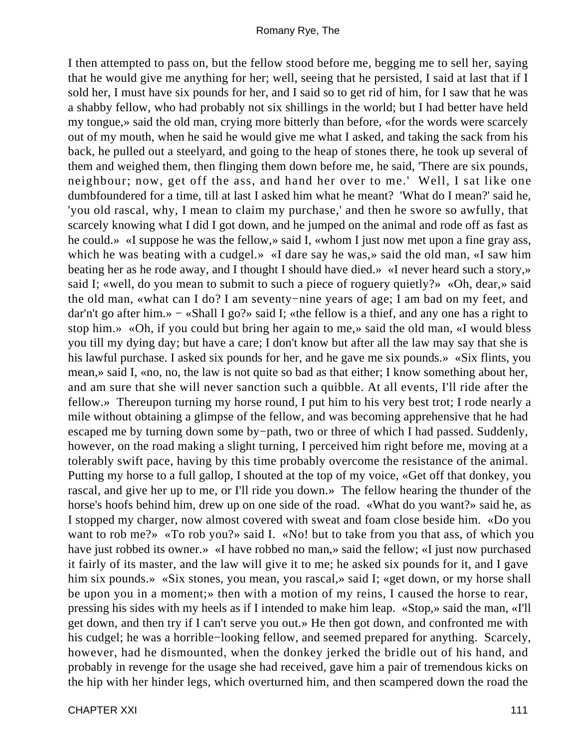I then attempted to pass on, but the fellow stood before me, begging me to sell her, saying that he would give me anything for her; well, seeing that he persisted, I said at last that if I sold her, I must have six pounds for her, and I said so to get rid of him, for I saw that he was a shabby fellow, who had probably not six shillings in the world; but I had better have held my tongue,» said the old man, crying more bitterly than before, «for the words were scarcely out of my mouth, when he said he would give me what I asked, and taking the sack from his back, he pulled out a steelyard, and going to the heap of stones there, he took up several of them and weighed them, then flinging them down before me, he said, 'There are six pounds, neighbour; now, get off the ass, and hand her over to me.' Well, I sat like one dumbfoundered for a time, till at last I asked him what he meant? 'What do I mean?' said he, 'you old rascal, why, I mean to claim my purchase,' and then he swore so awfully, that scarcely knowing what I did I got down, and he jumped on the animal and rode off as fast as he could.» «I suppose he was the fellow,» said I, «whom I just now met upon a fine gray ass, which he was beating with a cudgel.» «I dare say he was,» said the old man, «I saw him beating her as he rode away, and I thought I should have died.» «I never heard such a story,» said I; «well, do you mean to submit to such a piece of roguery quietly?» «Oh, dear,» said the old man, «what can I do? I am seventy−nine years of age; I am bad on my feet, and dar'n't go after him.» − «Shall I go?» said I; «the fellow is a thief, and any one has a right to stop him.» «Oh, if you could but bring her again to me,» said the old man, «I would bless you till my dying day; but have a care; I don't know but after all the law may say that she is his lawful purchase. I asked six pounds for her, and he gave me six pounds.» «Six flints, you mean,» said I, «no, no, the law is not quite so bad as that either; I know something about her, and am sure that she will never sanction such a quibble. At all events, I'll ride after the fellow.» Thereupon turning my horse round, I put him to his very best trot; I rode nearly a mile without obtaining a glimpse of the fellow, and was becoming apprehensive that he had escaped me by turning down some by−path, two or three of which I had passed. Suddenly, however, on the road making a slight turning, I perceived him right before me, moving at a tolerably swift pace, having by this time probably overcome the resistance of the animal. Putting my horse to a full gallop, I shouted at the top of my voice, «Get off that donkey, you rascal, and give her up to me, or I'll ride you down.» The fellow hearing the thunder of the horse's hoofs behind him, drew up on one side of the road. «What do you want?» said he, as I stopped my charger, now almost covered with sweat and foam close beside him. «Do you want to rob me?» «To rob you?» said I. «No! but to take from you that ass, of which you have just robbed its owner.» «I have robbed no man,» said the fellow; «I just now purchased it fairly of its master, and the law will give it to me; he asked six pounds for it, and I gave him six pounds.» «Six stones, you mean, you rascal,» said I; «get down, or my horse shall be upon you in a moment;» then with a motion of my reins, I caused the horse to rear, pressing his sides with my heels as if I intended to make him leap. «Stop,» said the man, «I'll get down, and then try if I can't serve you out.» He then got down, and confronted me with his cudgel; he was a horrible−looking fellow, and seemed prepared for anything. Scarcely, however, had he dismounted, when the donkey jerked the bridle out of his hand, and probably in revenge for the usage she had received, gave him a pair of tremendous kicks on the hip with her hinder legs, which overturned him, and then scampered down the road the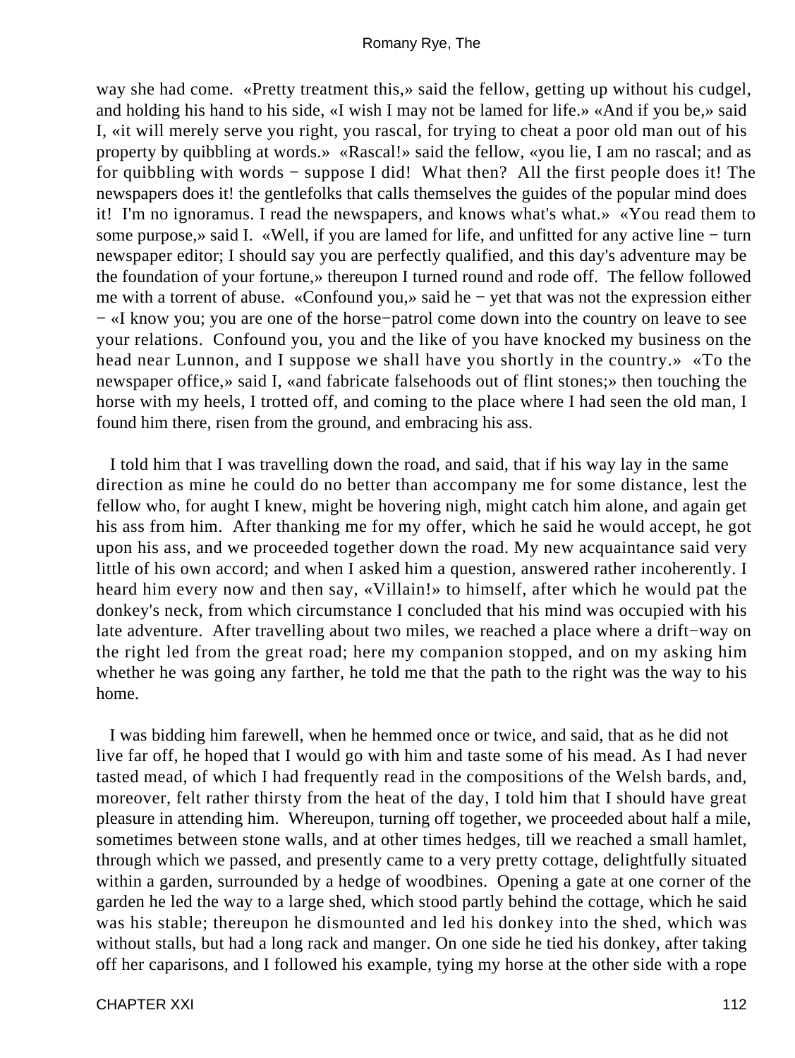way she had come. «Pretty treatment this,» said the fellow, getting up without his cudgel, and holding his hand to his side, «I wish I may not be lamed for life.» «And if you be,» said I, «it will merely serve you right, you rascal, for trying to cheat a poor old man out of his property by quibbling at words.» «Rascal!» said the fellow, «you lie, I am no rascal; and as for quibbling with words − suppose I did! What then? All the first people does it! The newspapers does it! the gentlefolks that calls themselves the guides of the popular mind does it! I'm no ignoramus. I read the newspapers, and knows what's what.» «You read them to some purpose,» said I. «Well, if you are lamed for life, and unfitted for any active line − turn newspaper editor; I should say you are perfectly qualified, and this day's adventure may be the foundation of your fortune,» thereupon I turned round and rode off. The fellow followed me with a torrent of abuse. «Confound you,» said he − yet that was not the expression either − «I know you; you are one of the horse−patrol come down into the country on leave to see your relations. Confound you, you and the like of you have knocked my business on the head near Lunnon, and I suppose we shall have you shortly in the country.» «To the newspaper office,» said I, «and fabricate falsehoods out of flint stones;» then touching the horse with my heels, I trotted off, and coming to the place where I had seen the old man, I found him there, risen from the ground, and embracing his ass.

I told him that I was travelling down the road, and said, that if his way lay in the same direction as mine he could do no better than accompany me for some distance, lest the fellow who, for aught I knew, might be hovering nigh, might catch him alone, and again get his ass from him. After thanking me for my offer, which he said he would accept, he got upon his ass, and we proceeded together down the road. My new acquaintance said very little of his own accord; and when I asked him a question, answered rather incoherently. I heard him every now and then say, «Villain!» to himself, after which he would pat the donkey's neck, from which circumstance I concluded that his mind was occupied with his late adventure. After travelling about two miles, we reached a place where a drift−way on the right led from the great road; here my companion stopped, and on my asking him whether he was going any farther, he told me that the path to the right was the way to his home.

I was bidding him farewell, when he hemmed once or twice, and said, that as he did not live far off, he hoped that I would go with him and taste some of his mead. As I had never tasted mead, of which I had frequently read in the compositions of the Welsh bards, and, moreover, felt rather thirsty from the heat of the day, I told him that I should have great pleasure in attending him. Whereupon, turning off together, we proceeded about half a mile, sometimes between stone walls, and at other times hedges, till we reached a small hamlet, through which we passed, and presently came to a very pretty cottage, delightfully situated within a garden, surrounded by a hedge of woodbines. Opening a gate at one corner of the garden he led the way to a large shed, which stood partly behind the cottage, which he said was his stable; thereupon he dismounted and led his donkey into the shed, which was without stalls, but had a long rack and manger. On one side he tied his donkey, after taking off her caparisons, and I followed his example, tying my horse at the other side with a rope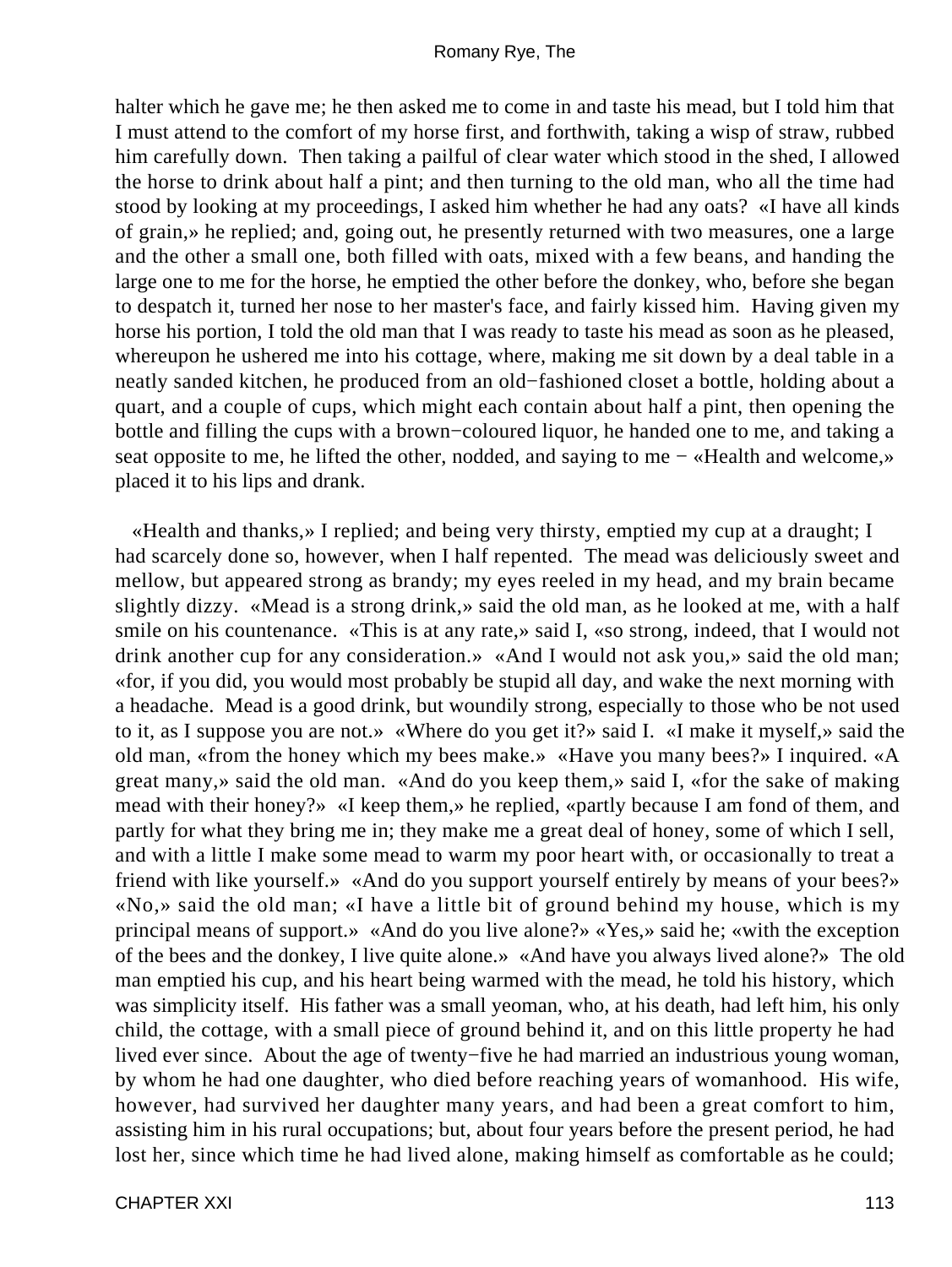halter which he gave me; he then asked me to come in and taste his mead, but I told him that I must attend to the comfort of my horse first, and forthwith, taking a wisp of straw, rubbed him carefully down. Then taking a pailful of clear water which stood in the shed, I allowed the horse to drink about half a pint; and then turning to the old man, who all the time had stood by looking at my proceedings, I asked him whether he had any oats? «I have all kinds of grain,» he replied; and, going out, he presently returned with two measures, one a large and the other a small one, both filled with oats, mixed with a few beans, and handing the large one to me for the horse, he emptied the other before the donkey, who, before she began to despatch it, turned her nose to her master's face, and fairly kissed him. Having given my horse his portion, I told the old man that I was ready to taste his mead as soon as he pleased, whereupon he ushered me into his cottage, where, making me sit down by a deal table in a neatly sanded kitchen, he produced from an old−fashioned closet a bottle, holding about a quart, and a couple of cups, which might each contain about half a pint, then opening the bottle and filling the cups with a brown−coloured liquor, he handed one to me, and taking a seat opposite to me, he lifted the other, nodded, and saying to me − «Health and welcome,» placed it to his lips and drank.

«Health and thanks,» I replied; and being very thirsty, emptied my cup at a draught; I had scarcely done so, however, when I half repented. The mead was deliciously sweet and mellow, but appeared strong as brandy; my eyes reeled in my head, and my brain became slightly dizzy. «Mead is a strong drink,» said the old man, as he looked at me, with a half smile on his countenance. «This is at any rate,» said I, «so strong, indeed, that I would not drink another cup for any consideration.» «And I would not ask you,» said the old man; «for, if you did, you would most probably be stupid all day, and wake the next morning with a headache. Mead is a good drink, but woundily strong, especially to those who be not used to it, as I suppose you are not.» «Where do you get it?» said I. «I make it myself,» said the old man, «from the honey which my bees make.» «Have you many bees?» I inquired. «A great many,» said the old man. «And do you keep them,» said I, «for the sake of making mead with their honey?» «I keep them,» he replied, «partly because I am fond of them, and partly for what they bring me in; they make me a great deal of honey, some of which I sell, and with a little I make some mead to warm my poor heart with, or occasionally to treat a friend with like yourself.» «And do you support yourself entirely by means of your bees?» «No,» said the old man; «I have a little bit of ground behind my house, which is my principal means of support.» «And do you live alone?» «Yes,» said he; «with the exception of the bees and the donkey, I live quite alone.» «And have you always lived alone?» The old man emptied his cup, and his heart being warmed with the mead, he told his history, which was simplicity itself. His father was a small yeoman, who, at his death, had left him, his only child, the cottage, with a small piece of ground behind it, and on this little property he had lived ever since. About the age of twenty−five he had married an industrious young woman, by whom he had one daughter, who died before reaching years of womanhood. His wife, however, had survived her daughter many years, and had been a great comfort to him, assisting him in his rural occupations; but, about four years before the present period, he had lost her, since which time he had lived alone, making himself as comfortable as he could;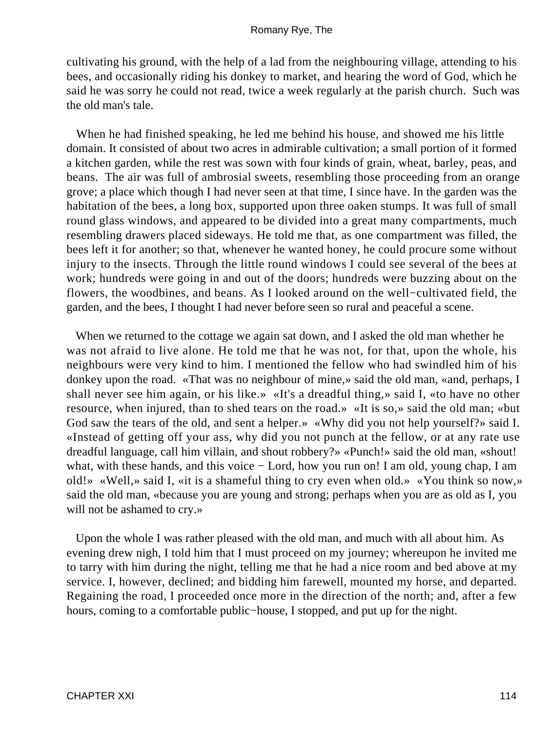cultivating his ground, with the help of a lad from the neighbouring village, attending to his bees, and occasionally riding his donkey to market, and hearing the word of God, which he said he was sorry he could not read, twice a week regularly at the parish church. Such was the old man's tale.

When he had finished speaking, he led me behind his house, and showed me his little domain. It consisted of about two acres in admirable cultivation; a small portion of it formed a kitchen garden, while the rest was sown with four kinds of grain, wheat, barley, peas, and beans. The air was full of ambrosial sweets, resembling those proceeding from an orange grove; a place which though I had never seen at that time, I since have. In the garden was the habitation of the bees, a long box, supported upon three oaken stumps. It was full of small round glass windows, and appeared to be divided into a great many compartments, much resembling drawers placed sideways. He told me that, as one compartment was filled, the bees left it for another; so that, whenever he wanted honey, he could procure some without injury to the insects. Through the little round windows I could see several of the bees at work; hundreds were going in and out of the doors; hundreds were buzzing about on the flowers, the woodbines, and beans. As I looked around on the well−cultivated field, the garden, and the bees, I thought I had never before seen so rural and peaceful a scene.

When we returned to the cottage we again sat down, and I asked the old man whether he was not afraid to live alone. He told me that he was not, for that, upon the whole, his neighbours were very kind to him. I mentioned the fellow who had swindled him of his donkey upon the road. «That was no neighbour of mine,» said the old man, «and, perhaps, I shall never see him again, or his like.» «It's a dreadful thing,» said I, «to have no other resource, when injured, than to shed tears on the road.» «It is so,» said the old man; «but God saw the tears of the old, and sent a helper.» «Why did you not help yourself?» said I. «Instead of getting off your ass, why did you not punch at the fellow, or at any rate use dreadful language, call him villain, and shout robbery?» «Punch!» said the old man, «shout! what, with these hands, and this voice − Lord, how you run on! I am old, young chap, I am old!» «Well,» said I, «it is a shameful thing to cry even when old.» «You think so now,» said the old man, «because you are young and strong; perhaps when you are as old as I, you will not be ashamed to cry.»

Upon the whole I was rather pleased with the old man, and much with all about him. As evening drew nigh, I told him that I must proceed on my journey; whereupon he invited me to tarry with him during the night, telling me that he had a nice room and bed above at my service. I, however, declined; and bidding him farewell, mounted my horse, and departed. Regaining the road, I proceeded once more in the direction of the north; and, after a few hours, coming to a comfortable public−house, I stopped, and put up for the night.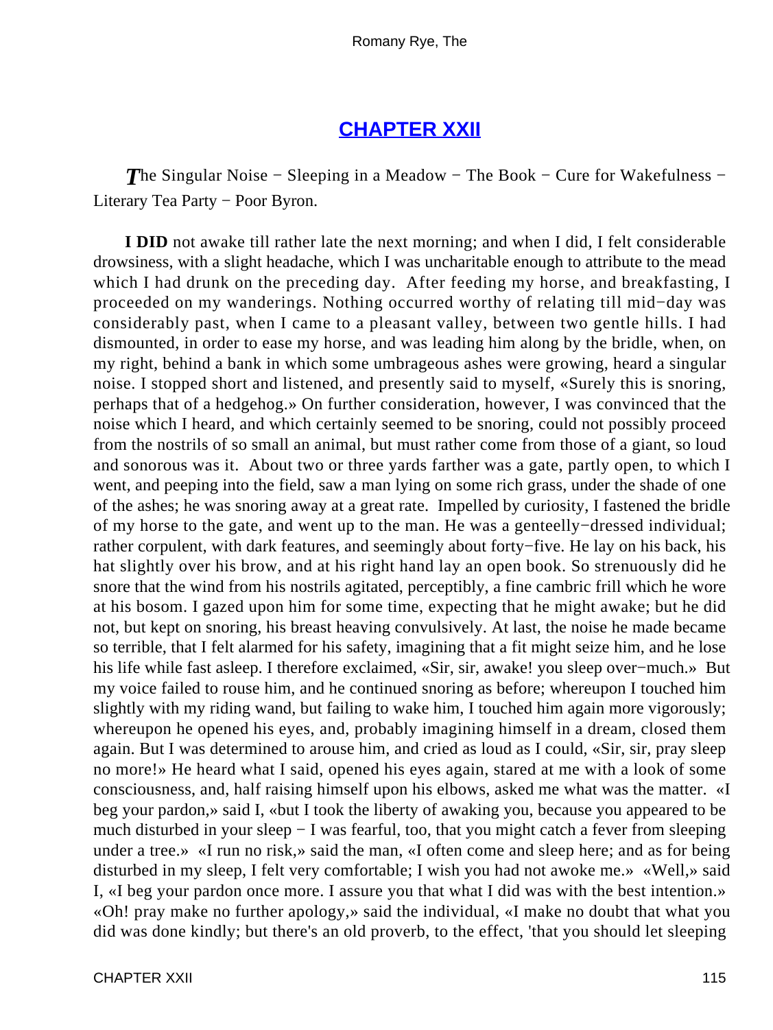## [CHAPTER XXII](#)

*T*he Singular Noise − Sleeping in a Meadow − The Book − Cure for Wakefulness − Literary Tea Party − Poor Byron.

**I DID** not awake till rather late the next morning; and when I did, I felt considerable drowsiness, with a slight headache, which I was uncharitable enough to attribute to the mead which I had drunk on the preceding day. After feeding my horse, and breakfasting, I proceeded on my wanderings. Nothing occurred worthy of relating till mid−day was considerably past, when I came to a pleasant valley, between two gentle hills. I had dismounted, in order to ease my horse, and was leading him along by the bridle, when, on my right, behind a bank in which some umbrageous ashes were growing, heard a singular noise. I stopped short and listened, and presently said to myself, «Surely this is snoring, perhaps that of a hedgehog.» On further consideration, however, I was convinced that the noise which I heard, and which certainly seemed to be snoring, could not possibly proceed from the nostrils of so small an animal, but must rather come from those of a giant, so loud and sonorous was it. About two or three yards farther was a gate, partly open, to which I went, and peeping into the field, saw a man lying on some rich grass, under the shade of one of the ashes; he was snoring away at a great rate. Impelled by curiosity, I fastened the bridle of my horse to the gate, and went up to the man. He was a genteelly−dressed individual; rather corpulent, with dark features, and seemingly about forty−five. He lay on his back, his hat slightly over his brow, and at his right hand lay an open book. So strenuously did he snore that the wind from his nostrils agitated, perceptibly, a fine cambric frill which he wore at his bosom. I gazed upon him for some time, expecting that he might awake; but he did not, but kept on snoring, his breast heaving convulsively. At last, the noise he made became so terrible, that I felt alarmed for his safety, imagining that a fit might seize him, and he lose his life while fast asleep. I therefore exclaimed, «Sir, sir, awake! you sleep over−much.» But my voice failed to rouse him, and he continued snoring as before; whereupon I touched him slightly with my riding wand, but failing to wake him, I touched him again more vigorously; whereupon he opened his eyes, and, probably imagining himself in a dream, closed them again. But I was determined to arouse him, and cried as loud as I could, «Sir, sir, pray sleep no more!» He heard what I said, opened his eyes again, stared at me with a look of some consciousness, and, half raising himself upon his elbows, asked me what was the matter. «I beg your pardon,» said I, «but I took the liberty of awaking you, because you appeared to be much disturbed in your sleep − I was fearful, too, that you might catch a fever from sleeping under a tree.» «I run no risk,» said the man, «I often come and sleep here; and as for being disturbed in my sleep, I felt very comfortable; I wish you had not awoke me.» «Well,» said I, «I beg your pardon once more. I assure you that what I did was with the best intention.» «Oh! pray make no further apology,» said the individual, «I make no doubt that what you did was done kindly; but there's an old proverb, to the effect, 'that you should let sleeping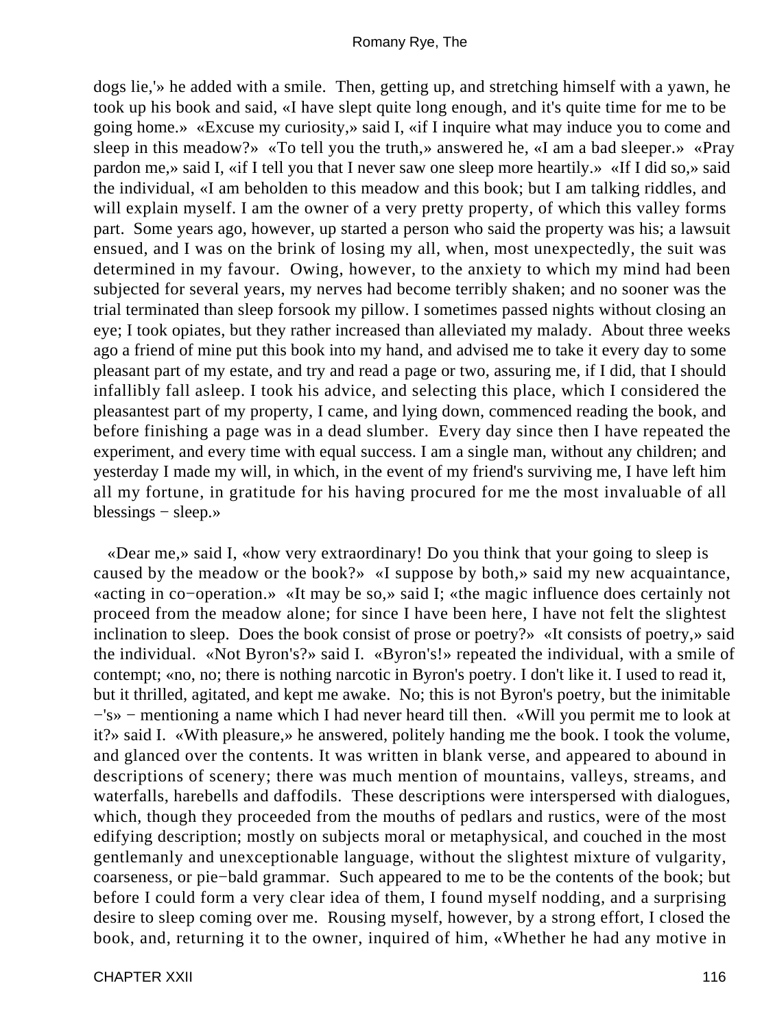dogs lie,'» he added with a smile. Then, getting up, and stretching himself with a yawn, he took up his book and said, «I have slept quite long enough, and it's quite time for me to be going home.» «Excuse my curiosity,» said I, «if I inquire what may induce you to come and sleep in this meadow?» «To tell you the truth,» answered he, «I am a bad sleeper.» «Pray pardon me,» said I, «if I tell you that I never saw one sleep more heartily.» «If I did so,» said the individual, «I am beholden to this meadow and this book; but I am talking riddles, and will explain myself. I am the owner of a very pretty property, of which this valley forms part. Some years ago, however, up started a person who said the property was his; a lawsuit ensued, and I was on the brink of losing my all, when, most unexpectedly, the suit was determined in my favour. Owing, however, to the anxiety to which my mind had been subjected for several years, my nerves had become terribly shaken; and no sooner was the trial terminated than sleep forsook my pillow. I sometimes passed nights without closing an eye; I took opiates, but they rather increased than alleviated my malady. About three weeks ago a friend of mine put this book into my hand, and advised me to take it every day to some pleasant part of my estate, and try and read a page or two, assuring me, if I did, that I should infallibly fall asleep. I took his advice, and selecting this place, which I considered the pleasantest part of my property, I came, and lying down, commenced reading the book, and before finishing a page was in a dead slumber. Every day since then I have repeated the experiment, and every time with equal success. I am a single man, without any children; and yesterday I made my will, in which, in the event of my friend's surviving me, I have left him all my fortune, in gratitude for his having procured for me the most invaluable of all blessings − sleep.»

«Dear me,» said I, «how very extraordinary! Do you think that your going to sleep is caused by the meadow or the book?» «I suppose by both,» said my new acquaintance, «acting in co−operation.» «It may be so,» said I; «the magic influence does certainly not proceed from the meadow alone; for since I have been here, I have not felt the slightest inclination to sleep. Does the book consist of prose or poetry?» «It consists of poetry,» said the individual. «Not Byron's?» said I. «Byron's!» repeated the individual, with a smile of contempt; «no, no; there is nothing narcotic in Byron's poetry. I don't like it. I used to read it, but it thrilled, agitated, and kept me awake. No; this is not Byron's poetry, but the inimitable −'s» − mentioning a name which I had never heard till then. «Will you permit me to look at it?» said I. «With pleasure,» he answered, politely handing me the book. I took the volume, and glanced over the contents. It was written in blank verse, and appeared to abound in descriptions of scenery; there was much mention of mountains, valleys, streams, and waterfalls, harebells and daffodils. These descriptions were interspersed with dialogues, which, though they proceeded from the mouths of pedlars and rustics, were of the most edifying description; mostly on subjects moral or metaphysical, and couched in the most gentlemanly and unexceptionable language, without the slightest mixture of vulgarity, coarseness, or pie−bald grammar. Such appeared to me to be the contents of the book; but before I could form a very clear idea of them, I found myself nodding, and a surprising desire to sleep coming over me. Rousing myself, however, by a strong effort, I closed the book, and, returning it to the owner, inquired of him, «Whether he had any motive in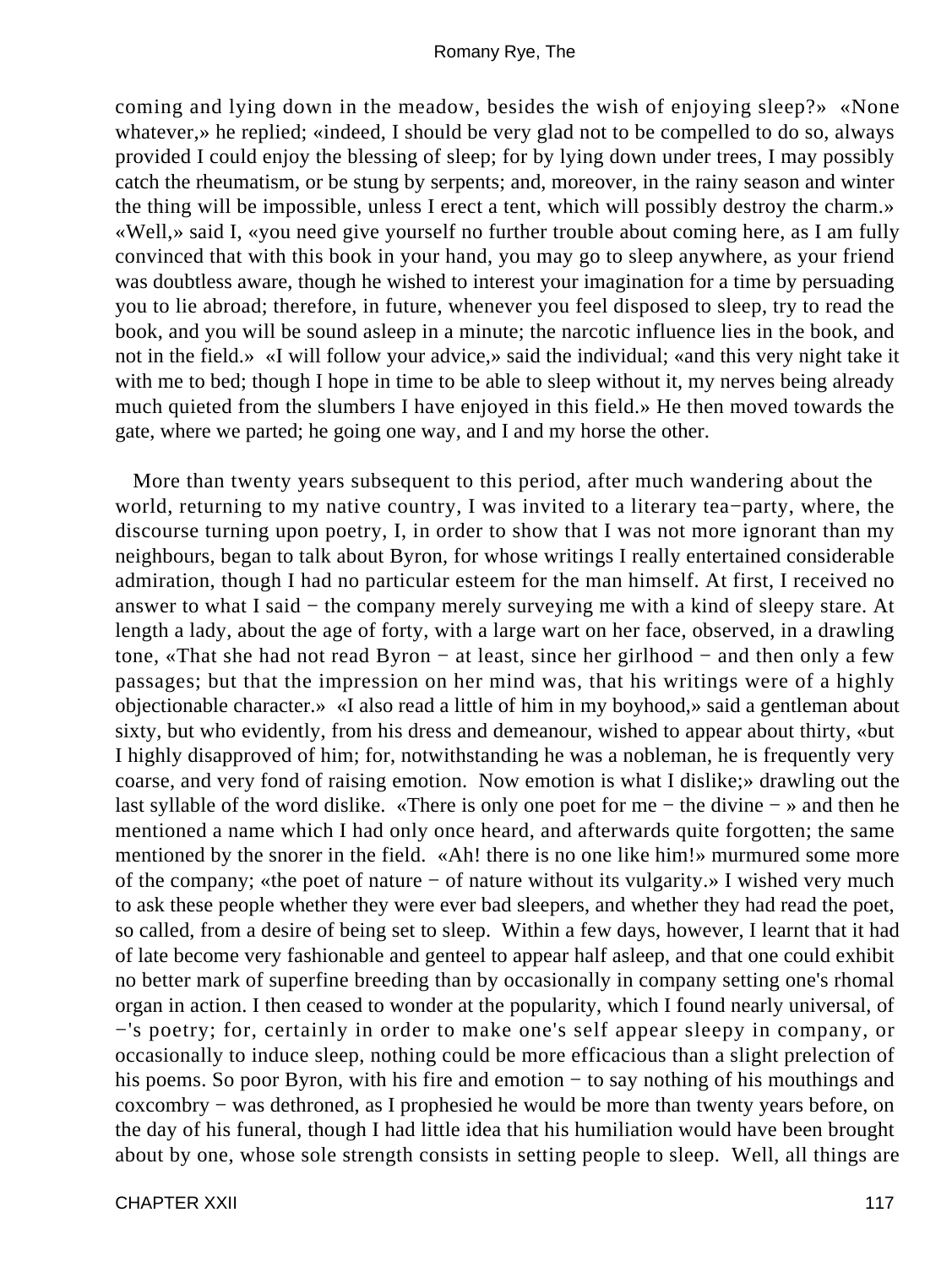coming and lying down in the meadow, besides the wish of enjoying sleep?» «None whatever,» he replied; «indeed, I should be very glad not to be compelled to do so, always provided I could enjoy the blessing of sleep; for by lying down under trees, I may possibly catch the rheumatism, or be stung by serpents; and, moreover, in the rainy season and winter the thing will be impossible, unless I erect a tent, which will possibly destroy the charm.» «Well,» said I, «you need give yourself no further trouble about coming here, as I am fully convinced that with this book in your hand, you may go to sleep anywhere, as your friend was doubtless aware, though he wished to interest your imagination for a time by persuading you to lie abroad; therefore, in future, whenever you feel disposed to sleep, try to read the book, and you will be sound asleep in a minute; the narcotic influence lies in the book, and not in the field.» «I will follow your advice,» said the individual; «and this very night take it with me to bed; though I hope in time to be able to sleep without it, my nerves being already much quieted from the slumbers I have enjoyed in this field.» He then moved towards the gate, where we parted; he going one way, and I and my horse the other.

More than twenty years subsequent to this period, after much wandering about the world, returning to my native country, I was invited to a literary tea−party, where, the discourse turning upon poetry, I, in order to show that I was not more ignorant than my neighbours, began to talk about Byron, for whose writings I really entertained considerable admiration, though I had no particular esteem for the man himself. At first, I received no answer to what I said − the company merely surveying me with a kind of sleepy stare. At length a lady, about the age of forty, with a large wart on her face, observed, in a drawling tone, «That she had not read Byron − at least, since her girlhood − and then only a few passages; but that the impression on her mind was, that his writings were of a highly objectionable character.» «I also read a little of him in my boyhood,» said a gentleman about sixty, but who evidently, from his dress and demeanour, wished to appear about thirty, «but I highly disapproved of him; for, notwithstanding he was a nobleman, he is frequently very coarse, and very fond of raising emotion. Now emotion is what I dislike;» drawling out the last syllable of the word dislike. «There is only one poet for me − the divine − » and then he mentioned a name which I had only once heard, and afterwards quite forgotten; the same mentioned by the snorer in the field. «Ah! there is no one like him!» murmured some more of the company; «the poet of nature − of nature without its vulgarity.» I wished very much to ask these people whether they were ever bad sleepers, and whether they had read the poet, so called, from a desire of being set to sleep. Within a few days, however, I learnt that it had of late become very fashionable and genteel to appear half asleep, and that one could exhibit no better mark of superfine breeding than by occasionally in company setting one's rhomal organ in action. I then ceased to wonder at the popularity, which I found nearly universal, of −'s poetry; for, certainly in order to make one's self appear sleepy in company, or occasionally to induce sleep, nothing could be more efficacious than a slight prelection of his poems. So poor Byron, with his fire and emotion − to say nothing of his mouthings and coxcombry − was dethroned, as I prophesied he would be more than twenty years before, on the day of his funeral, though I had little idea that his humiliation would have been brought about by one, whose sole strength consists in setting people to sleep. Well, all things are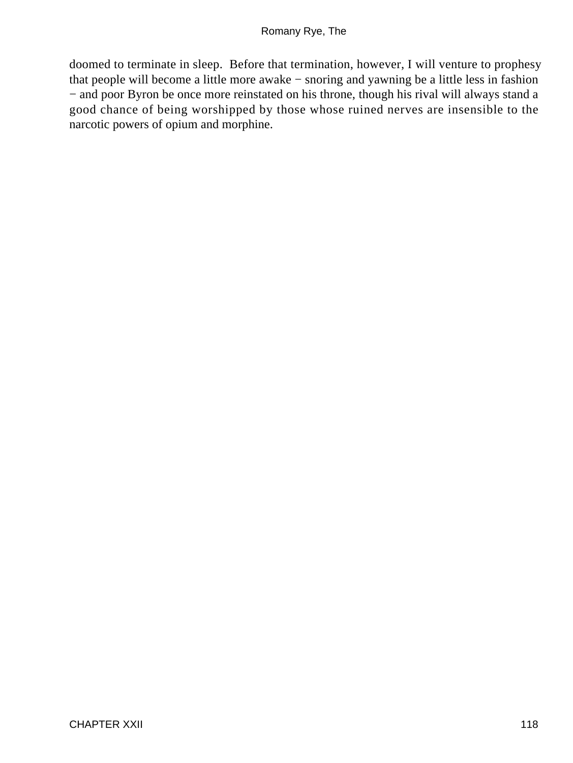doomed to terminate in sleep. Before that termination, however, I will venture to prophesy that people will become a little more awake − snoring and yawning be a little less in fashion − and poor Byron be once more reinstated on his throne, though his rival will always stand a good chance of being worshipped by those whose ruined nerves are insensible to the narcotic powers of opium and morphine.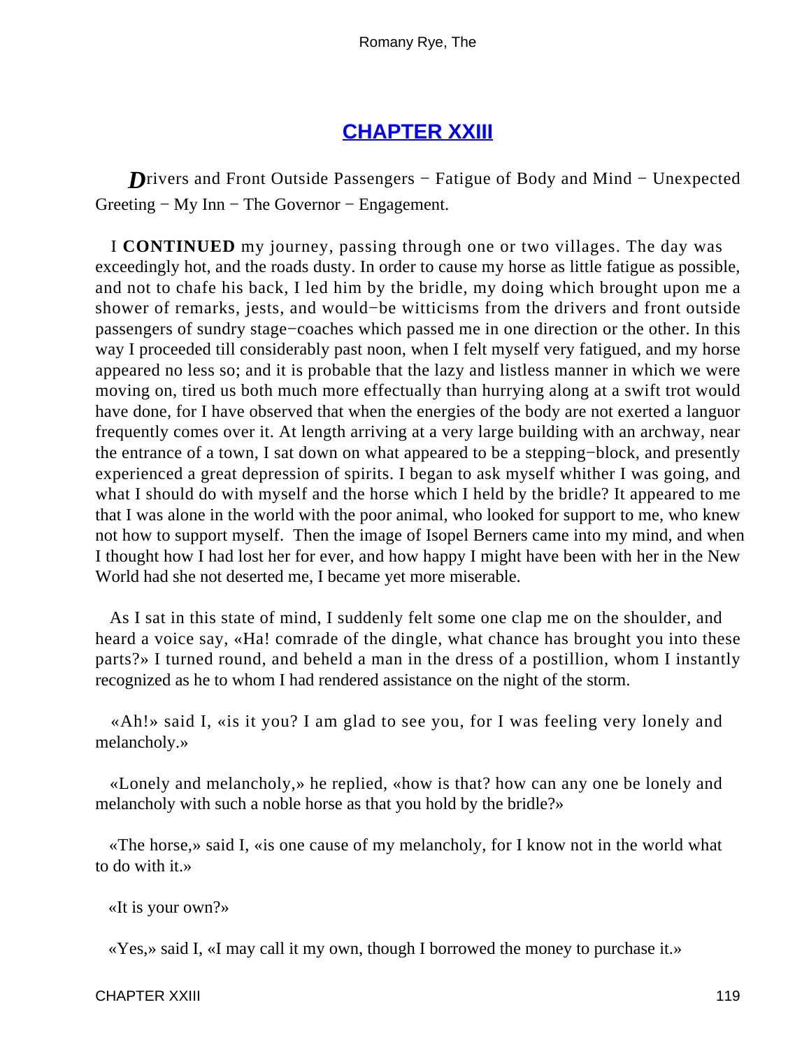## CHAPTER XXIII

*D*rivers and Front Outside Passengers − Fatigue of Body and Mind − Unexpected Greeting − My Inn − The Governor − Engagement.

I **CONTINUED** my journey, passing through one or two villages. The day was exceedingly hot, and the roads dusty. In order to cause my horse as little fatigue as possible, and not to chafe his back, I led him by the bridle, my doing which brought upon me a shower of remarks, jests, and would−be witticisms from the drivers and front outside passengers of sundry stage−coaches which passed me in one direction or the other. In this way I proceeded till considerably past noon, when I felt myself very fatigued, and my horse appeared no less so; and it is probable that the lazy and listless manner in which we were moving on, tired us both much more effectually than hurrying along at a swift trot would have done, for I have observed that when the energies of the body are not exerted a languor frequently comes over it. At length arriving at a very large building with an archway, near the entrance of a town, I sat down on what appeared to be a stepping−block, and presently experienced a great depression of spirits. I began to ask myself whither I was going, and what I should do with myself and the horse which I held by the bridle? It appeared to me that I was alone in the world with the poor animal, who looked for support to me, who knew not how to support myself. Then the image of Isopel Berners came into my mind, and when I thought how I had lost her for ever, and how happy I might have been with her in the New World had she not deserted me, I became yet more miserable.

As I sat in this state of mind, I suddenly felt some one clap me on the shoulder, and heard a voice say, «Ha! comrade of the dingle, what chance has brought you into these parts?» I turned round, and beheld a man in the dress of a postillion, whom I instantly recognized as he to whom I had rendered assistance on the night of the storm.

«Ah!» said I, «is it you? I am glad to see you, for I was feeling very lonely and melancholy.»

«Lonely and melancholy,» he replied, «how is that? how can any one be lonely and melancholy with such a noble horse as that you hold by the bridle?»

«The horse,» said I, «is one cause of my melancholy, for I know not in the world what to do with it.»

«It is your own?»

«Yes,» said I, «I may call it my own, though I borrowed the money to purchase it.»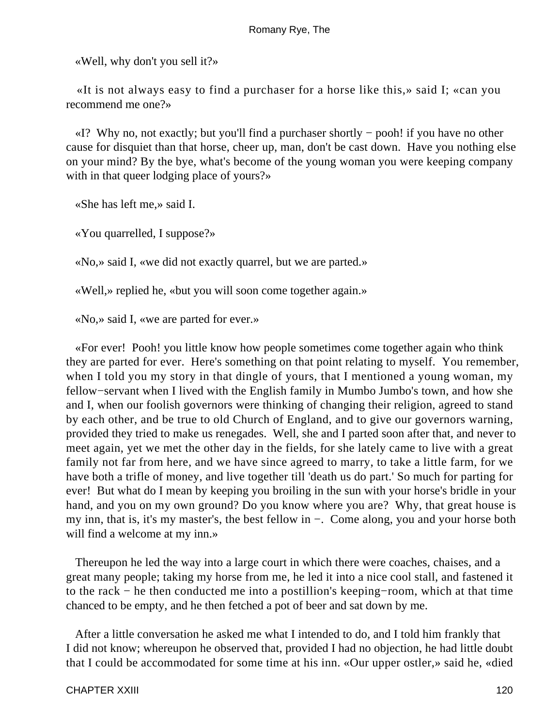«Well, why don't you sell it?»

«It is not always easy to find a purchaser for a horse like this,» said I; «can you recommend me one?»

«I? Why no, not exactly; but you'll find a purchaser shortly − pooh! if you have no other cause for disquiet than that horse, cheer up, man, don't be cast down. Have you nothing else on your mind? By the bye, what's become of the young woman you were keeping company with in that queer lodging place of yours?»

«She has left me,» said I.

«You quarrelled, I suppose?»

«No,» said I, «we did not exactly quarrel, but we are parted.»

«Well,» replied he, «but you will soon come together again.»

«No,» said I, «we are parted for ever.»

«For ever! Pooh! you little know how people sometimes come together again who think they are parted for ever. Here's something on that point relating to myself. You remember, when I told you my story in that dingle of yours, that I mentioned a young woman, my fellow−servant when I lived with the English family in Mumbo Jumbo's town, and how she and I, when our foolish governors were thinking of changing their religion, agreed to stand by each other, and be true to old Church of England, and to give our governors warning, provided they tried to make us renegades. Well, she and I parted soon after that, and never to meet again, yet we met the other day in the fields, for she lately came to live with a great family not far from here, and we have since agreed to marry, to take a little farm, for we have both a trifle of money, and live together till 'death us do part.' So much for parting for ever! But what do I mean by keeping you broiling in the sun with your horse's bridle in your hand, and you on my own ground? Do you know where you are? Why, that great house is my inn, that is, it's my master's, the best fellow in −. Come along, you and your horse both will find a welcome at my inn.»

Thereupon he led the way into a large court in which there were coaches, chaises, and a great many people; taking my horse from me, he led it into a nice cool stall, and fastened it to the rack − he then conducted me into a postillion's keeping−room, which at that time chanced to be empty, and he then fetched a pot of beer and sat down by me.

After a little conversation he asked me what I intended to do, and I told him frankly that I did not know; whereupon he observed that, provided I had no objection, he had little doubt that I could be accommodated for some time at his inn. «Our upper ostler,» said he, «died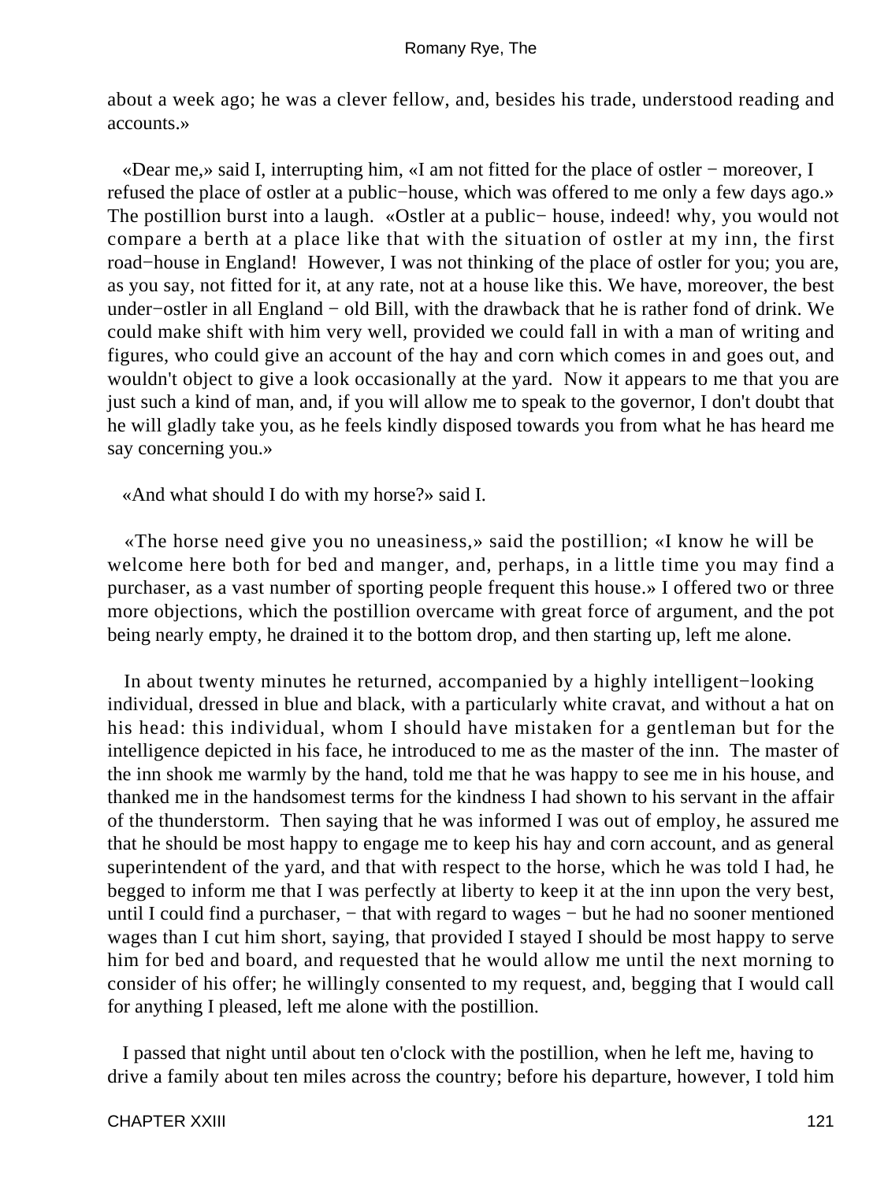about a week ago; he was a clever fellow, and, besides his trade, understood reading and accounts.»

«Dear me,» said I, interrupting him, «I am not fitted for the place of ostler − moreover, I refused the place of ostler at a public−house, which was offered to me only a few days ago.» The postillion burst into a laugh. «Ostler at a public− house, indeed! why, you would not compare a berth at a place like that with the situation of ostler at my inn, the first road−house in England! However, I was not thinking of the place of ostler for you; you are, as you say, not fitted for it, at any rate, not at a house like this. We have, moreover, the best under−ostler in all England − old Bill, with the drawback that he is rather fond of drink. We could make shift with him very well, provided we could fall in with a man of writing and figures, who could give an account of the hay and corn which comes in and goes out, and wouldn't object to give a look occasionally at the yard. Now it appears to me that you are just such a kind of man, and, if you will allow me to speak to the governor, I don't doubt that he will gladly take you, as he feels kindly disposed towards you from what he has heard me say concerning you.»

«And what should I do with my horse?» said I.

«The horse need give you no uneasiness,» said the postillion; «I know he will be welcome here both for bed and manger, and, perhaps, in a little time you may find a purchaser, as a vast number of sporting people frequent this house.» I offered two or three more objections, which the postillion overcame with great force of argument, and the pot being nearly empty, he drained it to the bottom drop, and then starting up, left me alone.

In about twenty minutes he returned, accompanied by a highly intelligent−looking individual, dressed in blue and black, with a particularly white cravat, and without a hat on his head: this individual, whom I should have mistaken for a gentleman but for the intelligence depicted in his face, he introduced to me as the master of the inn. The master of the inn shook me warmly by the hand, told me that he was happy to see me in his house, and thanked me in the handsomest terms for the kindness I had shown to his servant in the affair of the thunderstorm. Then saying that he was informed I was out of employ, he assured me that he should be most happy to engage me to keep his hay and corn account, and as general superintendent of the yard, and that with respect to the horse, which he was told I had, he begged to inform me that I was perfectly at liberty to keep it at the inn upon the very best, until I could find a purchaser, − that with regard to wages − but he had no sooner mentioned wages than I cut him short, saying, that provided I stayed I should be most happy to serve him for bed and board, and requested that he would allow me until the next morning to consider of his offer; he willingly consented to my request, and, begging that I would call for anything I pleased, left me alone with the postillion.

I passed that night until about ten o'clock with the postillion, when he left me, having to drive a family about ten miles across the country; before his departure, however, I told him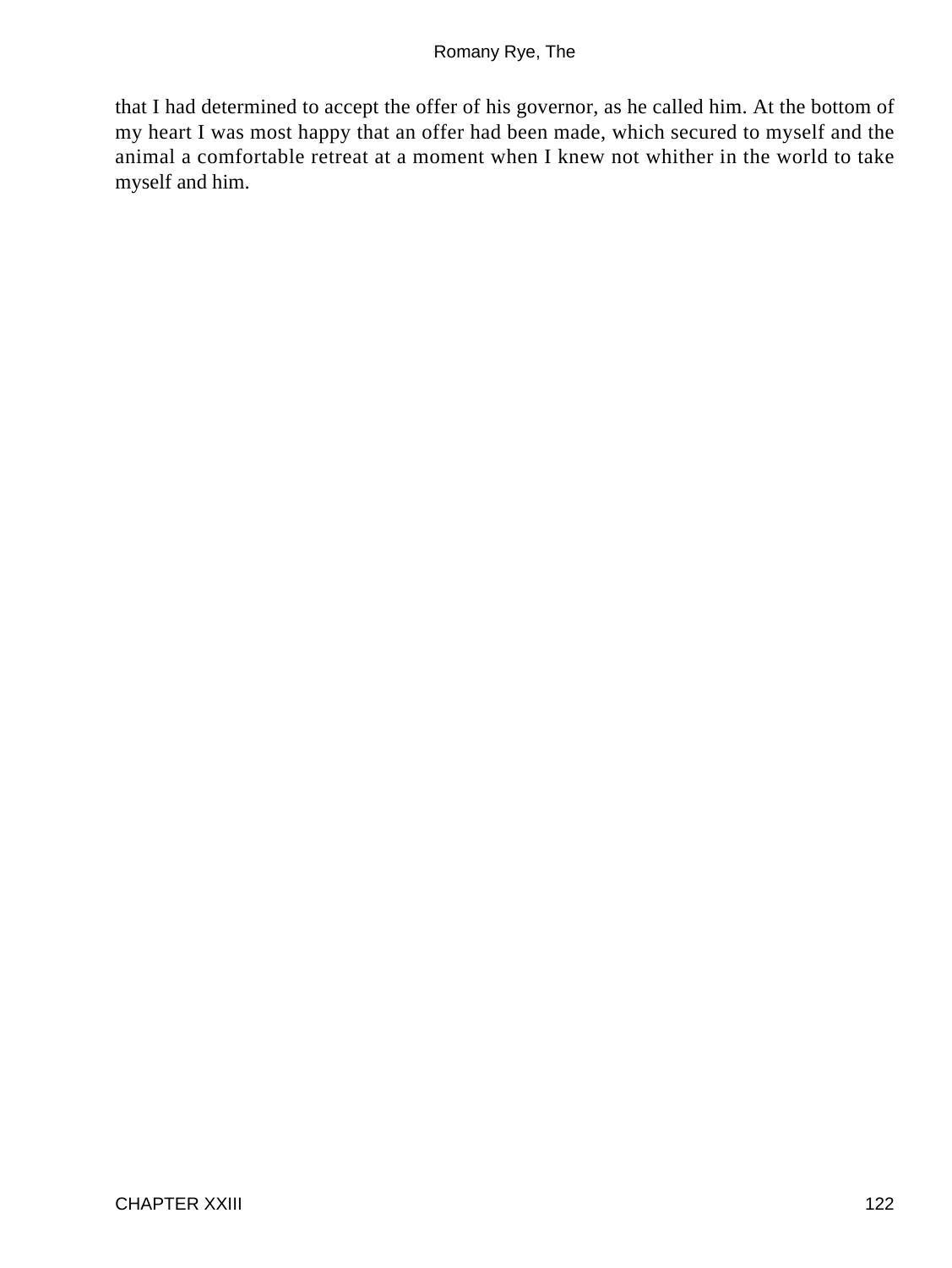that I had determined to accept the offer of his governor, as he called him. At the bottom of my heart I was most happy that an offer had been made, which secured to myself and the animal a comfortable retreat at a moment when I knew not whither in the world to take myself and him.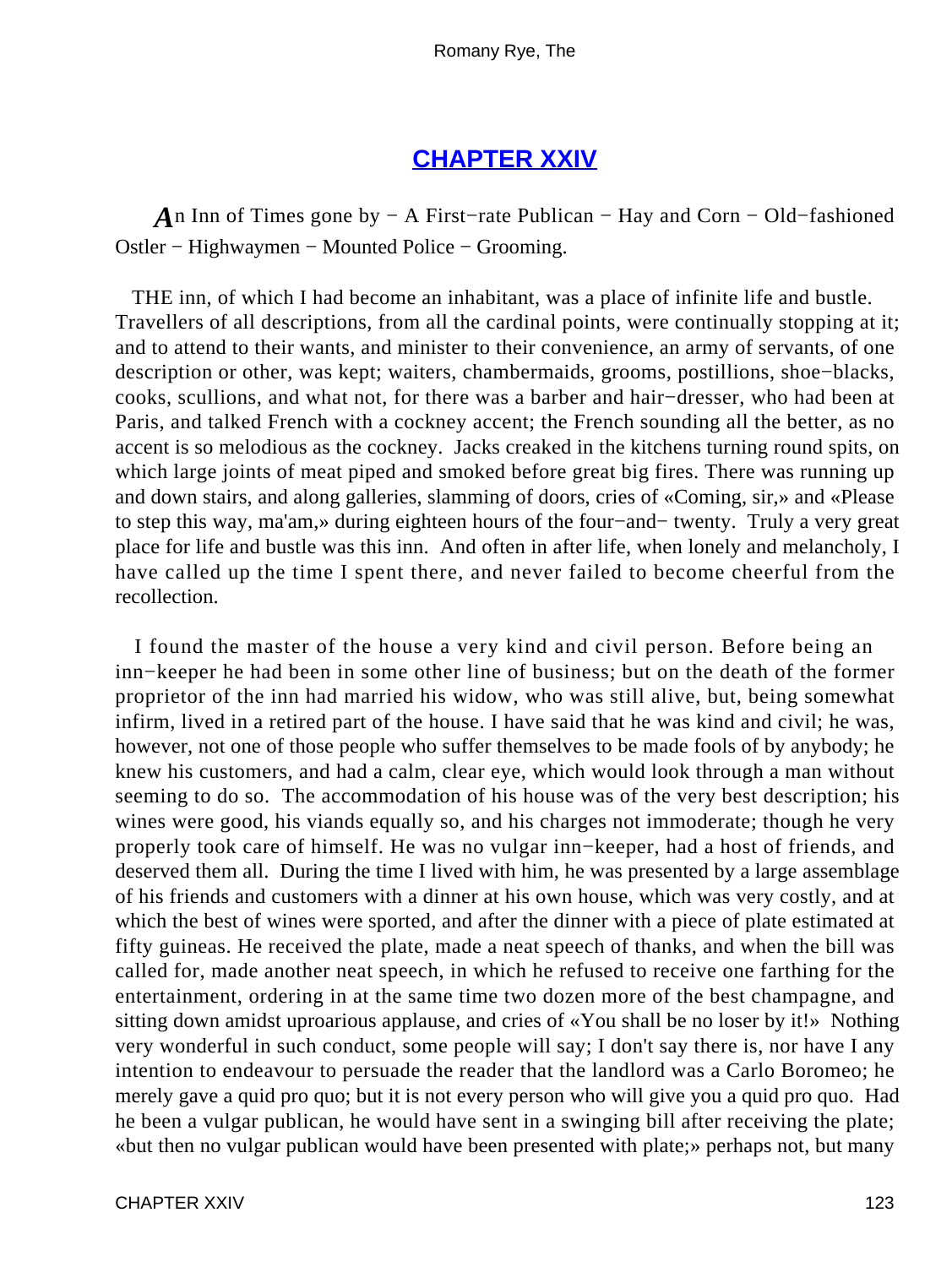## CHAPTER XXIV

*A*n Inn of Times gone by − A First−rate Publican − Hay and Corn − Old−fashioned Ostler − Highwaymen − Mounted Police − Grooming.

THE inn, of which I had become an inhabitant, was a place of infinite life and bustle. Travellers of all descriptions, from all the cardinal points, were continually stopping at it; and to attend to their wants, and minister to their convenience, an army of servants, of one description or other, was kept; waiters, chambermaids, grooms, postillions, shoe−blacks, cooks, scullions, and what not, for there was a barber and hair−dresser, who had been at Paris, and talked French with a cockney accent; the French sounding all the better, as no accent is so melodious as the cockney. Jacks creaked in the kitchens turning round spits, on which large joints of meat piped and smoked before great big fires. There was running up and down stairs, and along galleries, slamming of doors, cries of «Coming, sir,» and «Please to step this way, ma'am,» during eighteen hours of the four−and− twenty. Truly a very great place for life and bustle was this inn. And often in after life, when lonely and melancholy, I have called up the time I spent there, and never failed to become cheerful from the recollection.

I found the master of the house a very kind and civil person. Before being an inn−keeper he had been in some other line of business; but on the death of the former proprietor of the inn had married his widow, who was still alive, but, being somewhat infirm, lived in a retired part of the house. I have said that he was kind and civil; he was, however, not one of those people who suffer themselves to be made fools of by anybody; he knew his customers, and had a calm, clear eye, which would look through a man without seeming to do so. The accommodation of his house was of the very best description; his wines were good, his viands equally so, and his charges not immoderate; though he very properly took care of himself. He was no vulgar inn−keeper, had a host of friends, and deserved them all. During the time I lived with him, he was presented by a large assemblage of his friends and customers with a dinner at his own house, which was very costly, and at which the best of wines were sported, and after the dinner with a piece of plate estimated at fifty guineas. He received the plate, made a neat speech of thanks, and when the bill was called for, made another neat speech, in which he refused to receive one farthing for the entertainment, ordering in at the same time two dozen more of the best champagne, and sitting down amidst uproarious applause, and cries of «You shall be no loser by it!» Nothing very wonderful in such conduct, some people will say; I don't say there is, nor have I any intention to endeavour to persuade the reader that the landlord was a Carlo Boromeo; he merely gave a quid pro quo; but it is not every person who will give you a quid pro quo. Had he been a vulgar publican, he would have sent in a swinging bill after receiving the plate; «but then no vulgar publican would have been presented with plate;» perhaps not, but many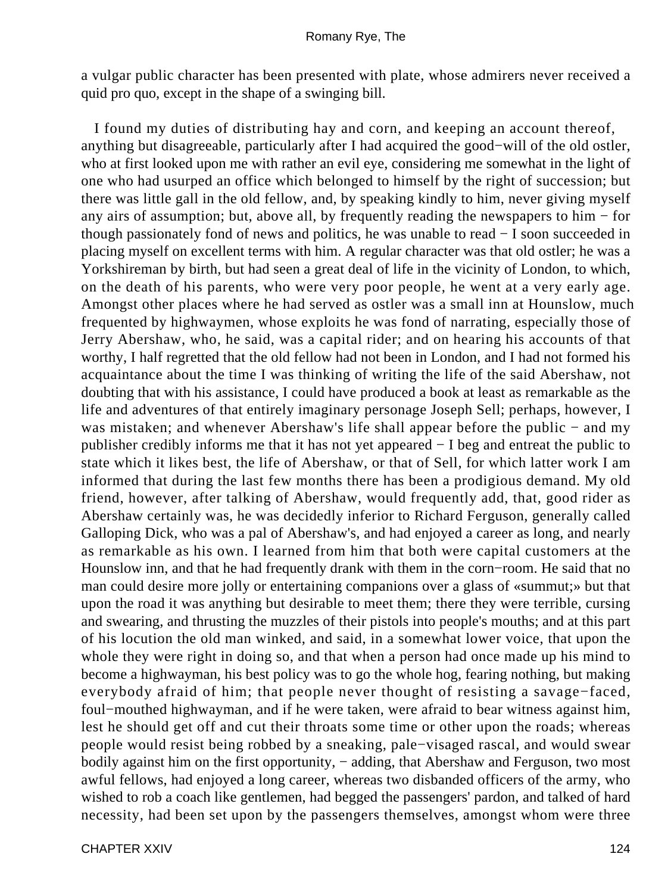a vulgar public character has been presented with plate, whose admirers never received a quid pro quo, except in the shape of a swinging bill.

I found my duties of distributing hay and corn, and keeping an account thereof, anything but disagreeable, particularly after I had acquired the good−will of the old ostler, who at first looked upon me with rather an evil eye, considering me somewhat in the light of one who had usurped an office which belonged to himself by the right of succession; but there was little gall in the old fellow, and, by speaking kindly to him, never giving myself any airs of assumption; but, above all, by frequently reading the newspapers to him − for though passionately fond of news and politics, he was unable to read − I soon succeeded in placing myself on excellent terms with him. A regular character was that old ostler; he was a Yorkshireman by birth, but had seen a great deal of life in the vicinity of London, to which, on the death of his parents, who were very poor people, he went at a very early age. Amongst other places where he had served as ostler was a small inn at Hounslow, much frequented by highwaymen, whose exploits he was fond of narrating, especially those of Jerry Abershaw, who, he said, was a capital rider; and on hearing his accounts of that worthy, I half regretted that the old fellow had not been in London, and I had not formed his acquaintance about the time I was thinking of writing the life of the said Abershaw, not doubting that with his assistance, I could have produced a book at least as remarkable as the life and adventures of that entirely imaginary personage Joseph Sell; perhaps, however, I was mistaken; and whenever Abershaw's life shall appear before the public − and my publisher credibly informs me that it has not yet appeared − I beg and entreat the public to state which it likes best, the life of Abershaw, or that of Sell, for which latter work I am informed that during the last few months there has been a prodigious demand. My old friend, however, after talking of Abershaw, would frequently add, that, good rider as Abershaw certainly was, he was decidedly inferior to Richard Ferguson, generally called Galloping Dick, who was a pal of Abershaw's, and had enjoyed a career as long, and nearly as remarkable as his own. I learned from him that both were capital customers at the Hounslow inn, and that he had frequently drank with them in the corn−room. He said that no man could desire more jolly or entertaining companions over a glass of «summut;» but that upon the road it was anything but desirable to meet them; there they were terrible, cursing and swearing, and thrusting the muzzles of their pistols into people's mouths; and at this part of his locution the old man winked, and said, in a somewhat lower voice, that upon the whole they were right in doing so, and that when a person had once made up his mind to become a highwayman, his best policy was to go the whole hog, fearing nothing, but making everybody afraid of him; that people never thought of resisting a savage−faced, foul−mouthed highwayman, and if he were taken, were afraid to bear witness against him, lest he should get off and cut their throats some time or other upon the roads; whereas people would resist being robbed by a sneaking, pale−visaged rascal, and would swear bodily against him on the first opportunity, − adding, that Abershaw and Ferguson, two most awful fellows, had enjoyed a long career, whereas two disbanded officers of the army, who wished to rob a coach like gentlemen, had begged the passengers' pardon, and talked of hard necessity, had been set upon by the passengers themselves, amongst whom were three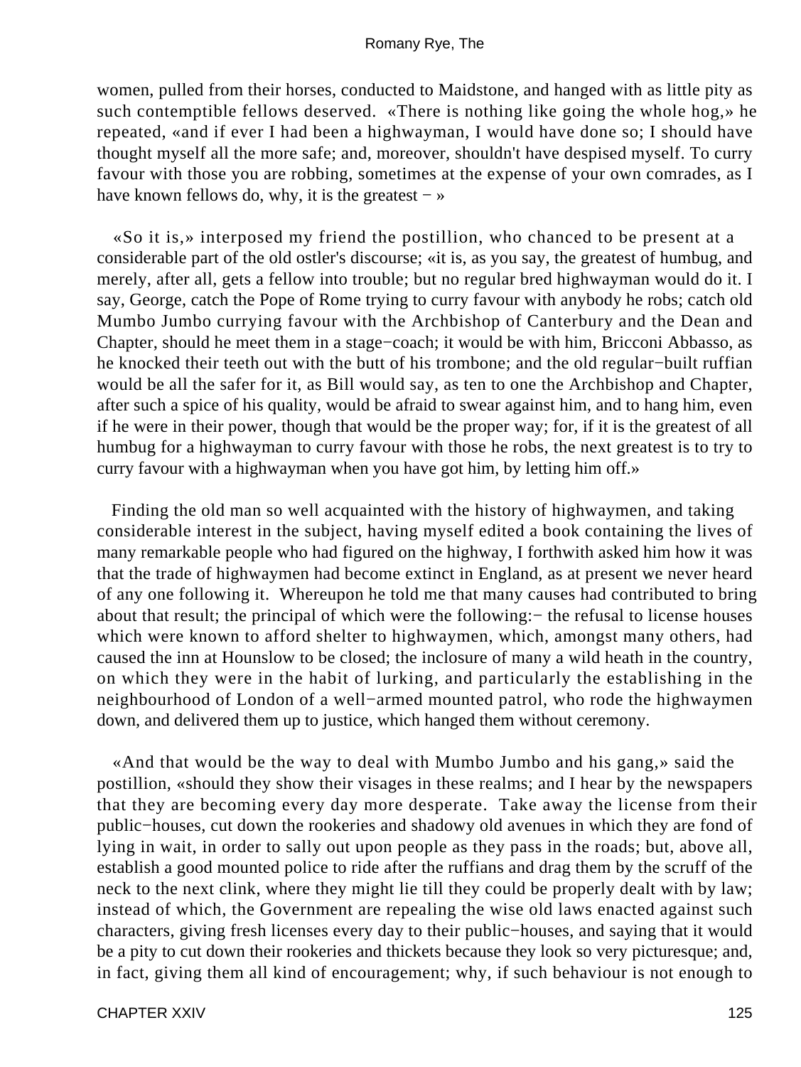women, pulled from their horses, conducted to Maidstone, and hanged with as little pity as such contemptible fellows deserved. «There is nothing like going the whole hog,» he repeated, «and if ever I had been a highwayman, I would have done so; I should have thought myself all the more safe; and, moreover, shouldn't have despised myself. To curry favour with those you are robbing, sometimes at the expense of your own comrades, as I have known fellows do, why, it is the greatest − »

«So it is,» interposed my friend the postillion, who chanced to be present at a considerable part of the old ostler's discourse; «it is, as you say, the greatest of humbug, and merely, after all, gets a fellow into trouble; but no regular bred highwayman would do it. I say, George, catch the Pope of Rome trying to curry favour with anybody he robs; catch old Mumbo Jumbo currying favour with the Archbishop of Canterbury and the Dean and Chapter, should he meet them in a stage−coach; it would be with him, Bricconi Abbasso, as he knocked their teeth out with the butt of his trombone; and the old regular−built ruffian would be all the safer for it, as Bill would say, as ten to one the Archbishop and Chapter, after such a spice of his quality, would be afraid to swear against him, and to hang him, even if he were in their power, though that would be the proper way; for, if it is the greatest of all humbug for a highwayman to curry favour with those he robs, the next greatest is to try to curry favour with a highwayman when you have got him, by letting him off.»

Finding the old man so well acquainted with the history of highwaymen, and taking considerable interest in the subject, having myself edited a book containing the lives of many remarkable people who had figured on the highway, I forthwith asked him how it was that the trade of highwaymen had become extinct in England, as at present we never heard of any one following it. Whereupon he told me that many causes had contributed to bring about that result; the principal of which were the following:− the refusal to license houses which were known to afford shelter to highwaymen, which, amongst many others, had caused the inn at Hounslow to be closed; the inclosure of many a wild heath in the country, on which they were in the habit of lurking, and particularly the establishing in the neighbourhood of London of a well−armed mounted patrol, who rode the highwaymen down, and delivered them up to justice, which hanged them without ceremony.

«And that would be the way to deal with Mumbo Jumbo and his gang,» said the postillion, «should they show their visages in these realms; and I hear by the newspapers that they are becoming every day more desperate. Take away the license from their public−houses, cut down the rookeries and shadowy old avenues in which they are fond of lying in wait, in order to sally out upon people as they pass in the roads; but, above all, establish a good mounted police to ride after the ruffians and drag them by the scruff of the neck to the next clink, where they might lie till they could be properly dealt with by law; instead of which, the Government are repealing the wise old laws enacted against such characters, giving fresh licenses every day to their public−houses, and saying that it would be a pity to cut down their rookeries and thickets because they look so very picturesque; and, in fact, giving them all kind of encouragement; why, if such behaviour is not enough to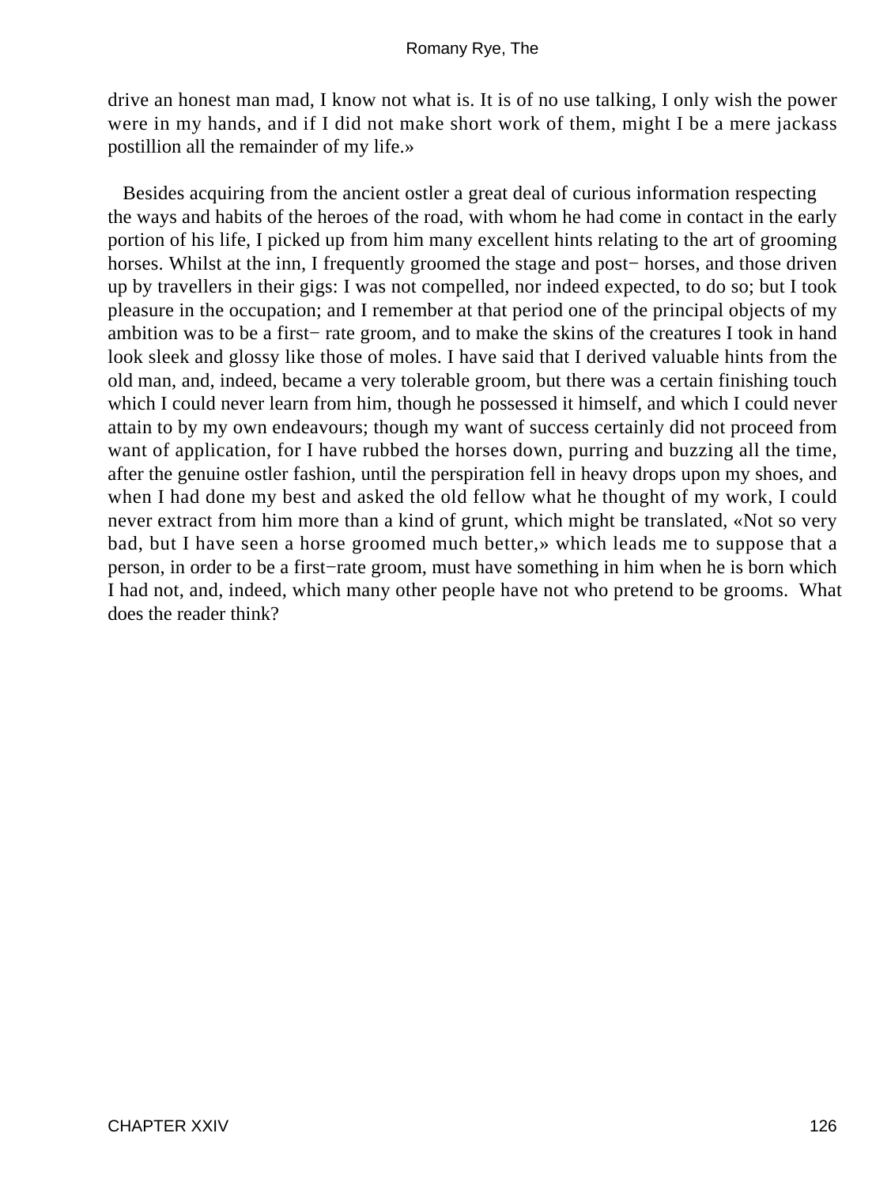drive an honest man mad, I know not what is. It is of no use talking, I only wish the power were in my hands, and if I did not make short work of them, might I be a mere jackass postillion all the remainder of my life.»

Besides acquiring from the ancient ostler a great deal of curious information respecting the ways and habits of the heroes of the road, with whom he had come in contact in the early portion of his life, I picked up from him many excellent hints relating to the art of grooming horses. Whilst at the inn, I frequently groomed the stage and post− horses, and those driven up by travellers in their gigs: I was not compelled, nor indeed expected, to do so; but I took pleasure in the occupation; and I remember at that period one of the principal objects of my ambition was to be a first− rate groom, and to make the skins of the creatures I took in hand look sleek and glossy like those of moles. I have said that I derived valuable hints from the old man, and, indeed, became a very tolerable groom, but there was a certain finishing touch which I could never learn from him, though he possessed it himself, and which I could never attain to by my own endeavours; though my want of success certainly did not proceed from want of application, for I have rubbed the horses down, purring and buzzing all the time, after the genuine ostler fashion, until the perspiration fell in heavy drops upon my shoes, and when I had done my best and asked the old fellow what he thought of my work, I could never extract from him more than a kind of grunt, which might be translated, «Not so very bad, but I have seen a horse groomed much better,» which leads me to suppose that a person, in order to be a first−rate groom, must have something in him when he is born which I had not, and, indeed, which many other people have not who pretend to be grooms. What does the reader think?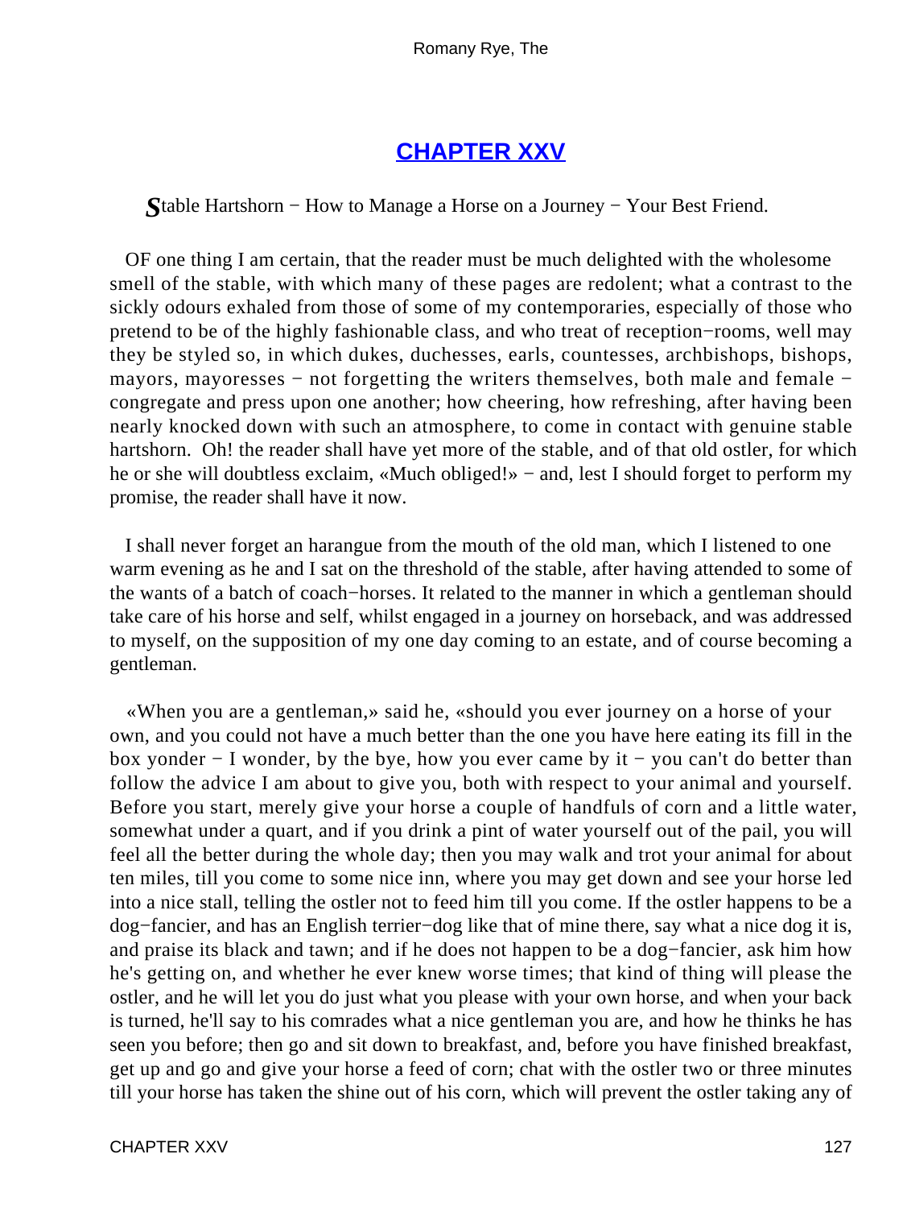## CHAPTER XXV

*S*table Hartshorn − How to Manage a Horse on a Journey − Your Best Friend.

OF one thing I am certain, that the reader must be much delighted with the wholesome smell of the stable, with which many of these pages are redolent; what a contrast to the sickly odours exhaled from those of some of my contemporaries, especially of those who pretend to be of the highly fashionable class, and who treat of reception−rooms, well may they be styled so, in which dukes, duchesses, earls, countesses, archbishops, bishops, mayors, mayoresses − not forgetting the writers themselves, both male and female − congregate and press upon one another; how cheering, how refreshing, after having been nearly knocked down with such an atmosphere, to come in contact with genuine stable hartshorn. Oh! the reader shall have yet more of the stable, and of that old ostler, for which he or she will doubtless exclaim, «Much obliged!» − and, lest I should forget to perform my promise, the reader shall have it now.

I shall never forget an harangue from the mouth of the old man, which I listened to one warm evening as he and I sat on the threshold of the stable, after having attended to some of the wants of a batch of coach−horses. It related to the manner in which a gentleman should take care of his horse and self, whilst engaged in a journey on horseback, and was addressed to myself, on the supposition of my one day coming to an estate, and of course becoming a gentleman.

«When you are a gentleman,» said he, «should you ever journey on a horse of your own, and you could not have a much better than the one you have here eating its fill in the box yonder − I wonder, by the bye, how you ever came by it − you can't do better than follow the advice I am about to give you, both with respect to your animal and yourself. Before you start, merely give your horse a couple of handfuls of corn and a little water, somewhat under a quart, and if you drink a pint of water yourself out of the pail, you will feel all the better during the whole day; then you may walk and trot your animal for about ten miles, till you come to some nice inn, where you may get down and see your horse led into a nice stall, telling the ostler not to feed him till you come. If the ostler happens to be a dog−fancier, and has an English terrier−dog like that of mine there, say what a nice dog it is, and praise its black and tawn; and if he does not happen to be a dog−fancier, ask him how he's getting on, and whether he ever knew worse times; that kind of thing will please the ostler, and he will let you do just what you please with your own horse, and when your back is turned, he'll say to his comrades what a nice gentleman you are, and how he thinks he has seen you before; then go and sit down to breakfast, and, before you have finished breakfast, get up and go and give your horse a feed of corn; chat with the ostler two or three minutes till your horse has taken the shine out of his corn, which will prevent the ostler taking any of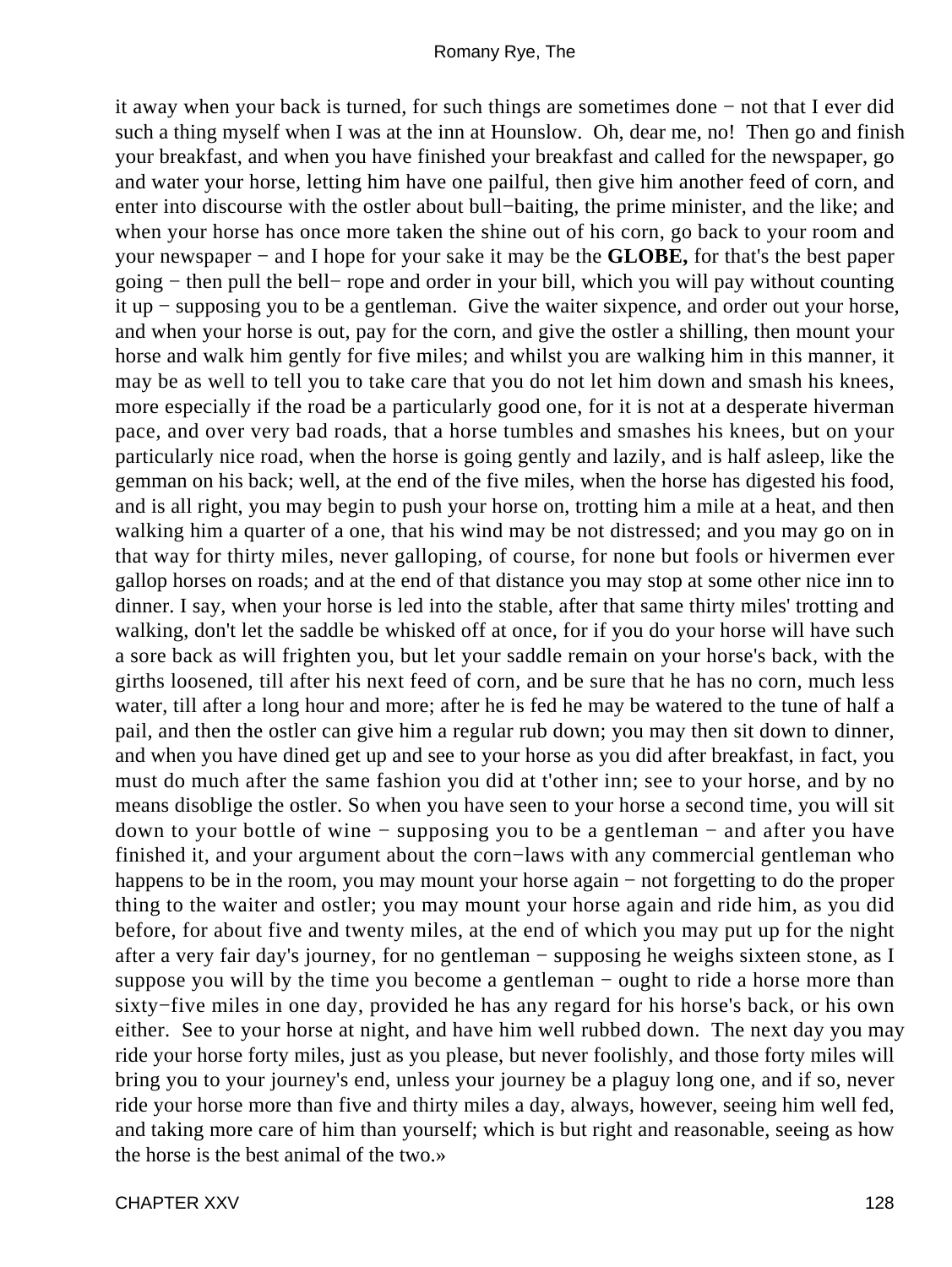it away when your back is turned, for such things are sometimes done − not that I ever did such a thing myself when I was at the inn at Hounslow. Oh, dear me, no! Then go and finish your breakfast, and when you have finished your breakfast and called for the newspaper, go and water your horse, letting him have one pailful, then give him another feed of corn, and enter into discourse with the ostler about bull−baiting, the prime minister, and the like; and when your horse has once more taken the shine out of his corn, go back to your room and your newspaper − and I hope for your sake it may be the **GLOBE,** for that's the best paper going − then pull the bell− rope and order in your bill, which you will pay without counting it up − supposing you to be a gentleman. Give the waiter sixpence, and order out your horse, and when your horse is out, pay for the corn, and give the ostler a shilling, then mount your horse and walk him gently for five miles; and whilst you are walking him in this manner, it may be as well to tell you to take care that you do not let him down and smash his knees, more especially if the road be a particularly good one, for it is not at a desperate hiverman pace, and over very bad roads, that a horse tumbles and smashes his knees, but on your particularly nice road, when the horse is going gently and lazily, and is half asleep, like the gemman on his back; well, at the end of the five miles, when the horse has digested his food, and is all right, you may begin to push your horse on, trotting him a mile at a heat, and then walking him a quarter of a one, that his wind may be not distressed; and you may go on in that way for thirty miles, never galloping, of course, for none but fools or hivermen ever gallop horses on roads; and at the end of that distance you may stop at some other nice inn to dinner. I say, when your horse is led into the stable, after that same thirty miles' trotting and walking, don't let the saddle be whisked off at once, for if you do your horse will have such a sore back as will frighten you, but let your saddle remain on your horse's back, with the girths loosened, till after his next feed of corn, and be sure that he has no corn, much less water, till after a long hour and more; after he is fed he may be watered to the tune of half a pail, and then the ostler can give him a regular rub down; you may then sit down to dinner, and when you have dined get up and see to your horse as you did after breakfast, in fact, you must do much after the same fashion you did at t'other inn; see to your horse, and by no means disoblige the ostler. So when you have seen to your horse a second time, you will sit down to your bottle of wine − supposing you to be a gentleman − and after you have finished it, and your argument about the corn−laws with any commercial gentleman who happens to be in the room, you may mount your horse again − not forgetting to do the proper thing to the waiter and ostler; you may mount your horse again and ride him, as you did before, for about five and twenty miles, at the end of which you may put up for the night after a very fair day's journey, for no gentleman − supposing he weighs sixteen stone, as I suppose you will by the time you become a gentleman − ought to ride a horse more than sixty−five miles in one day, provided he has any regard for his horse's back, or his own either. See to your horse at night, and have him well rubbed down. The next day you may ride your horse forty miles, just as you please, but never foolishly, and those forty miles will bring you to your journey's end, unless your journey be a plaguy long one, and if so, never ride your horse more than five and thirty miles a day, always, however, seeing him well fed, and taking more care of him than yourself; which is but right and reasonable, seeing as how the horse is the best animal of the two.»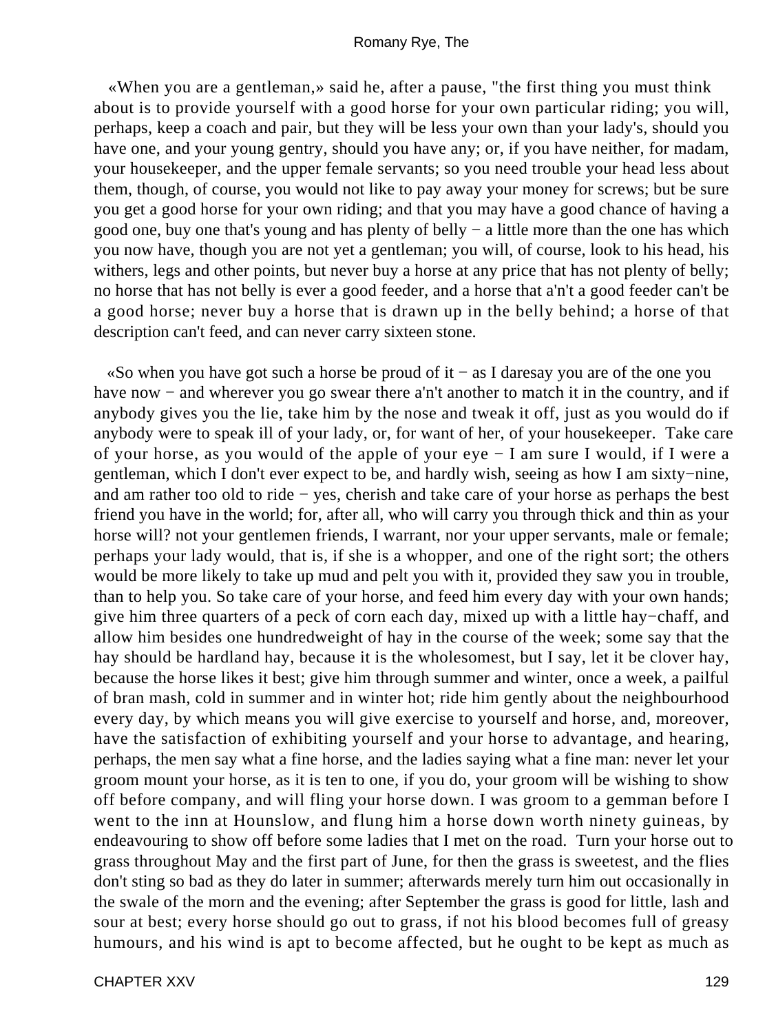«When you are a gentleman,» said he, after a pause, "the first thing you must think about is to provide yourself with a good horse for your own particular riding; you will, perhaps, keep a coach and pair, but they will be less your own than your lady's, should you have one, and your young gentry, should you have any; or, if you have neither, for madam, your housekeeper, and the upper female servants; so you need trouble your head less about them, though, of course, you would not like to pay away your money for screws; but be sure you get a good horse for your own riding; and that you may have a good chance of having a good one, buy one that's young and has plenty of belly − a little more than the one has which you now have, though you are not yet a gentleman; you will, of course, look to his head, his withers, legs and other points, but never buy a horse at any price that has not plenty of belly; no horse that has not belly is ever a good feeder, and a horse that a'n't a good feeder can't be a good horse; never buy a horse that is drawn up in the belly behind; a horse of that description can't feed, and can never carry sixteen stone.

«So when you have got such a horse be proud of it − as I daresay you are of the one you have now − and wherever you go swear there a'n't another to match it in the country, and if anybody gives you the lie, take him by the nose and tweak it off, just as you would do if anybody were to speak ill of your lady, or, for want of her, of your housekeeper. Take care of your horse, as you would of the apple of your eye − I am sure I would, if I were a gentleman, which I don't ever expect to be, and hardly wish, seeing as how I am sixty−nine, and am rather too old to ride − yes, cherish and take care of your horse as perhaps the best friend you have in the world; for, after all, who will carry you through thick and thin as your horse will? not your gentlemen friends, I warrant, nor your upper servants, male or female; perhaps your lady would, that is, if she is a whopper, and one of the right sort; the others would be more likely to take up mud and pelt you with it, provided they saw you in trouble, than to help you. So take care of your horse, and feed him every day with your own hands; give him three quarters of a peck of corn each day, mixed up with a little hay−chaff, and allow him besides one hundredweight of hay in the course of the week; some say that the hay should be hardland hay, because it is the wholesomest, but I say, let it be clover hay, because the horse likes it best; give him through summer and winter, once a week, a pailful of bran mash, cold in summer and in winter hot; ride him gently about the neighbourhood every day, by which means you will give exercise to yourself and horse, and, moreover, have the satisfaction of exhibiting yourself and your horse to advantage, and hearing, perhaps, the men say what a fine horse, and the ladies saying what a fine man: never let your groom mount your horse, as it is ten to one, if you do, your groom will be wishing to show off before company, and will fling your horse down. I was groom to a gemman before I went to the inn at Hounslow, and flung him a horse down worth ninety guineas, by endeavouring to show off before some ladies that I met on the road. Turn your horse out to grass throughout May and the first part of June, for then the grass is sweetest, and the flies don't sting so bad as they do later in summer; afterwards merely turn him out occasionally in the swale of the morn and the evening; after September the grass is good for little, lash and sour at best; every horse should go out to grass, if not his blood becomes full of greasy humours, and his wind is apt to become affected, but he ought to be kept as much as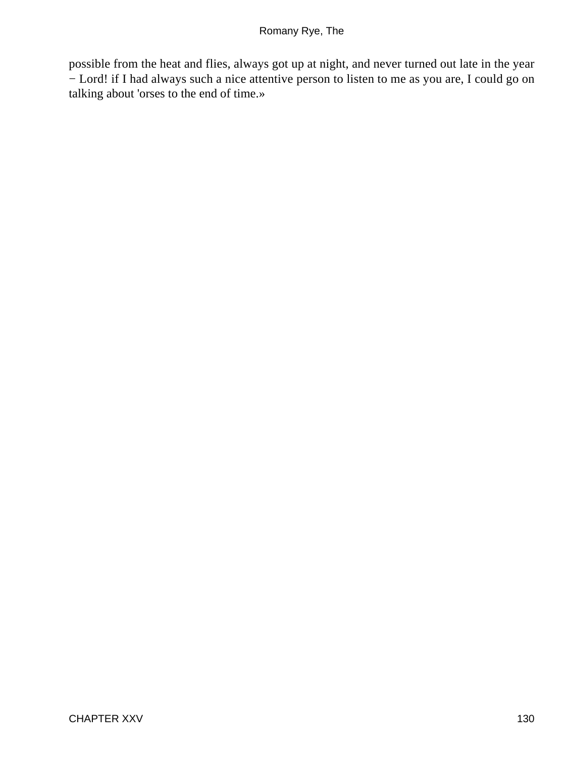possible from the heat and flies, always got up at night, and never turned out late in the year − Lord! if I had always such a nice attentive person to listen to me as you are, I could go on talking about 'orses to the end of time.»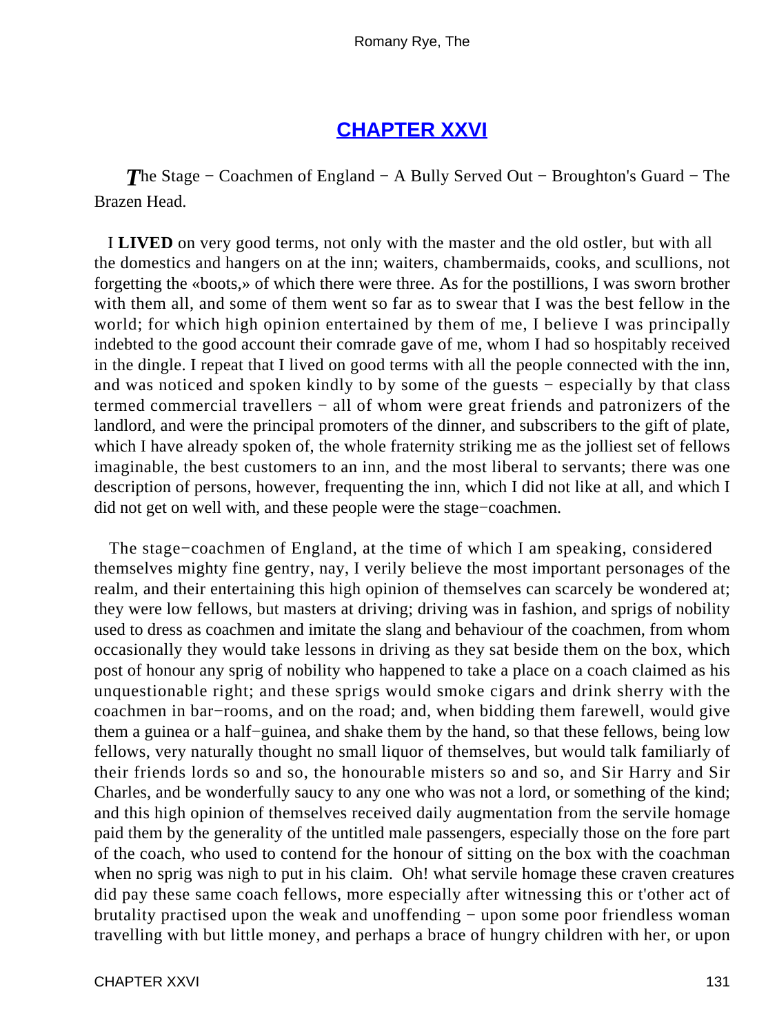## CHAPTER XXVI

*The* Stage − Coachmen of England − A Bully Served Out − Broughton's Guard − The Brazen Head.

I **LIVED** on very good terms, not only with the master and the old ostler, but with all the domestics and hangers on at the inn; waiters, chambermaids, cooks, and scullions, not forgetting the «boots,» of which there were three. As for the postillions, I was sworn brother with them all, and some of them went so far as to swear that I was the best fellow in the world; for which high opinion entertained by them of me, I believe I was principally indebted to the good account their comrade gave of me, whom I had so hospitably received in the dingle. I repeat that I lived on good terms with all the people connected with the inn, and was noticed and spoken kindly to by some of the guests − especially by that class termed commercial travellers − all of whom were great friends and patronizers of the landlord, and were the principal promoters of the dinner, and subscribers to the gift of plate, which I have already spoken of, the whole fraternity striking me as the jolliest set of fellows imaginable, the best customers to an inn, and the most liberal to servants; there was one description of persons, however, frequenting the inn, which I did not like at all, and which I did not get on well with, and these people were the stage−coachmen.

The stage−coachmen of England, at the time of which I am speaking, considered themselves mighty fine gentry, nay, I verily believe the most important personages of the realm, and their entertaining this high opinion of themselves can scarcely be wondered at; they were low fellows, but masters at driving; driving was in fashion, and sprigs of nobility used to dress as coachmen and imitate the slang and behaviour of the coachmen, from whom occasionally they would take lessons in driving as they sat beside them on the box, which post of honour any sprig of nobility who happened to take a place on a coach claimed as his unquestionable right; and these sprigs would smoke cigars and drink sherry with the coachmen in bar−rooms, and on the road; and, when bidding them farewell, would give them a guinea or a half−guinea, and shake them by the hand, so that these fellows, being low fellows, very naturally thought no small liquor of themselves, but would talk familiarly of their friends lords so and so, the honourable misters so and so, and Sir Harry and Sir Charles, and be wonderfully saucy to any one who was not a lord, or something of the kind; and this high opinion of themselves received daily augmentation from the servile homage paid them by the generality of the untitled male passengers, especially those on the fore part of the coach, who used to contend for the honour of sitting on the box with the coachman when no sprig was nigh to put in his claim. Oh! what servile homage these craven creatures did pay these same coach fellows, more especially after witnessing this or t'other act of brutality practised upon the weak and unoffending − upon some poor friendless woman travelling with but little money, and perhaps a brace of hungry children with her, or upon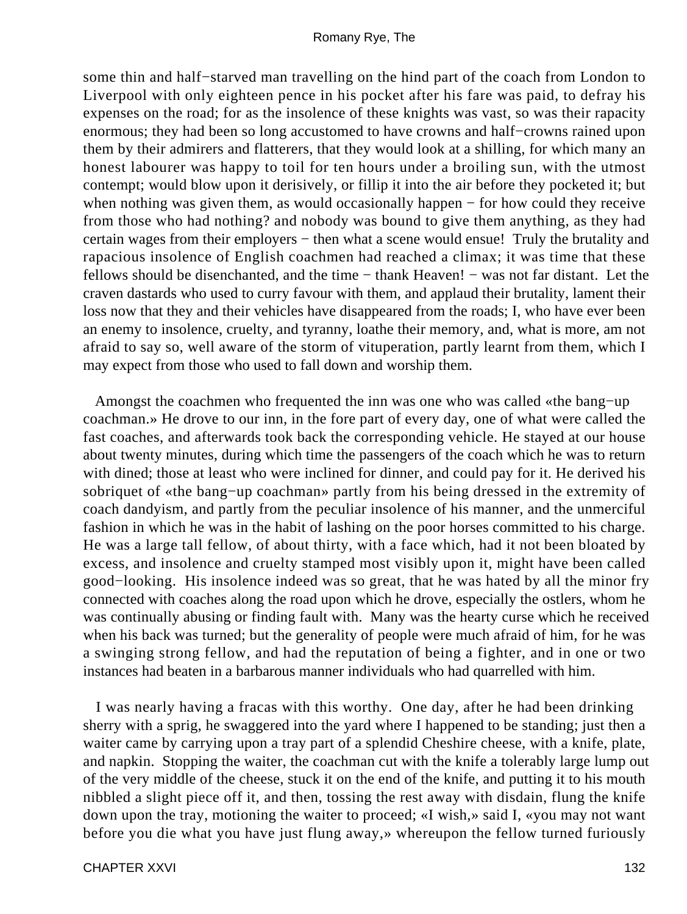some thin and half−starved man travelling on the hind part of the coach from London to Liverpool with only eighteen pence in his pocket after his fare was paid, to defray his expenses on the road; for as the insolence of these knights was vast, so was their rapacity enormous; they had been so long accustomed to have crowns and half−crowns rained upon them by their admirers and flatterers, that they would look at a shilling, for which many an honest labourer was happy to toil for ten hours under a broiling sun, with the utmost contempt; would blow upon it derisively, or fillip it into the air before they pocketed it; but when nothing was given them, as would occasionally happen − for how could they receive from those who had nothing? and nobody was bound to give them anything, as they had certain wages from their employers − then what a scene would ensue! Truly the brutality and rapacious insolence of English coachmen had reached a climax; it was time that these fellows should be disenchanted, and the time − thank Heaven! − was not far distant. Let the craven dastards who used to curry favour with them, and applaud their brutality, lament their loss now that they and their vehicles have disappeared from the roads; I, who have ever been an enemy to insolence, cruelty, and tyranny, loathe their memory, and, what is more, am not afraid to say so, well aware of the storm of vituperation, partly learnt from them, which I may expect from those who used to fall down and worship them.

Amongst the coachmen who frequented the inn was one who was called «the bang−up coachman.» He drove to our inn, in the fore part of every day, one of what were called the fast coaches, and afterwards took back the corresponding vehicle. He stayed at our house about twenty minutes, during which time the passengers of the coach which he was to return with dined; those at least who were inclined for dinner, and could pay for it. He derived his sobriquet of «the bang−up coachman» partly from his being dressed in the extremity of coach dandyism, and partly from the peculiar insolence of his manner, and the unmerciful fashion in which he was in the habit of lashing on the poor horses committed to his charge. He was a large tall fellow, of about thirty, with a face which, had it not been bloated by excess, and insolence and cruelty stamped most visibly upon it, might have been called good−looking. His insolence indeed was so great, that he was hated by all the minor fry connected with coaches along the road upon which he drove, especially the ostlers, whom he was continually abusing or finding fault with. Many was the hearty curse which he received when his back was turned; but the generality of people were much afraid of him, for he was a swinging strong fellow, and had the reputation of being a fighter, and in one or two instances had beaten in a barbarous manner individuals who had quarrelled with him.

I was nearly having a fracas with this worthy. One day, after he had been drinking sherry with a sprig, he swaggered into the yard where I happened to be standing; just then a waiter came by carrying upon a tray part of a splendid Cheshire cheese, with a knife, plate, and napkin. Stopping the waiter, the coachman cut with the knife a tolerably large lump out of the very middle of the cheese, stuck it on the end of the knife, and putting it to his mouth nibbled a slight piece off it, and then, tossing the rest away with disdain, flung the knife down upon the tray, motioning the waiter to proceed; «I wish,» said I, «you may not want before you die what you have just flung away,» whereupon the fellow turned furiously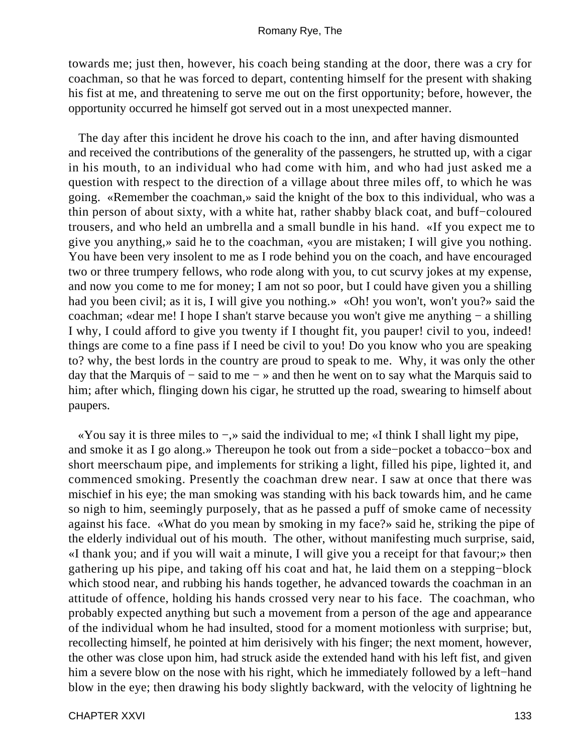towards me; just then, however, his coach being standing at the door, there was a cry for coachman, so that he was forced to depart, contenting himself for the present with shaking his fist at me, and threatening to serve me out on the first opportunity; before, however, the opportunity occurred he himself got served out in a most unexpected manner.

The day after this incident he drove his coach to the inn, and after having dismounted and received the contributions of the generality of the passengers, he strutted up, with a cigar in his mouth, to an individual who had come with him, and who had just asked me a question with respect to the direction of a village about three miles off, to which he was going. «Remember the coachman,» said the knight of the box to this individual, who was a thin person of about sixty, with a white hat, rather shabby black coat, and buff−coloured trousers, and who held an umbrella and a small bundle in his hand. «If you expect me to give you anything,» said he to the coachman, «you are mistaken; I will give you nothing. You have been very insolent to me as I rode behind you on the coach, and have encouraged two or three trumpery fellows, who rode along with you, to cut scurvy jokes at my expense, and now you come to me for money; I am not so poor, but I could have given you a shilling had you been civil; as it is, I will give you nothing.» «Oh! you won't, won't you?» said the coachman; «dear me! I hope I shan't starve because you won't give me anything − a shilling I why, I could afford to give you twenty if I thought fit, you pauper! civil to you, indeed! things are come to a fine pass if I need be civil to you! Do you know who you are speaking to? why, the best lords in the country are proud to speak to me. Why, it was only the other day that the Marquis of − said to me − » and then he went on to say what the Marquis said to him; after which, flinging down his cigar, he strutted up the road, swearing to himself about paupers.

«You say it is three miles to −,» said the individual to me; «I think I shall light my pipe, and smoke it as I go along.» Thereupon he took out from a side−pocket a tobacco−box and short meerschaum pipe, and implements for striking a light, filled his pipe, lighted it, and commenced smoking. Presently the coachman drew near. I saw at once that there was mischief in his eye; the man smoking was standing with his back towards him, and he came so nigh to him, seemingly purposely, that as he passed a puff of smoke came of necessity against his face. «What do you mean by smoking in my face?» said he, striking the pipe of the elderly individual out of his mouth. The other, without manifesting much surprise, said, «I thank you; and if you will wait a minute, I will give you a receipt for that favour;» then gathering up his pipe, and taking off his coat and hat, he laid them on a stepping−block which stood near, and rubbing his hands together, he advanced towards the coachman in an attitude of offence, holding his hands crossed very near to his face. The coachman, who probably expected anything but such a movement from a person of the age and appearance of the individual whom he had insulted, stood for a moment motionless with surprise; but, recollecting himself, he pointed at him derisively with his finger; the next moment, however, the other was close upon him, had struck aside the extended hand with his left fist, and given him a severe blow on the nose with his right, which he immediately followed by a left−hand blow in the eye; then drawing his body slightly backward, with the velocity of lightning he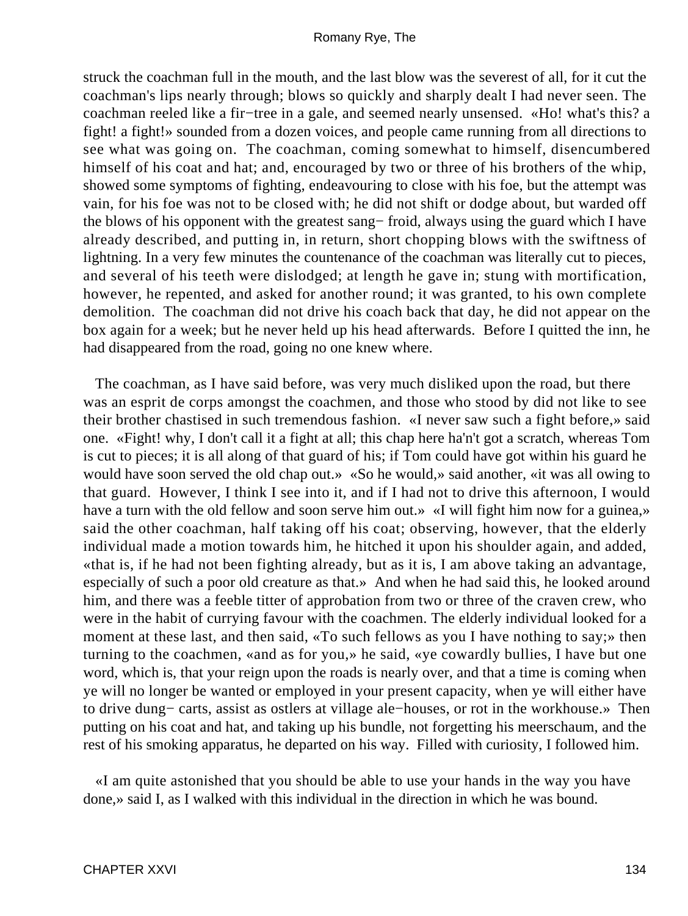struck the coachman full in the mouth, and the last blow was the severest of all, for it cut the coachman's lips nearly through; blows so quickly and sharply dealt I had never seen. The coachman reeled like a fir−tree in a gale, and seemed nearly unsensed. «Ho! what's this? a fight! a fight!» sounded from a dozen voices, and people came running from all directions to see what was going on. The coachman, coming somewhat to himself, disencumbered himself of his coat and hat; and, encouraged by two or three of his brothers of the whip, showed some symptoms of fighting, endeavouring to close with his foe, but the attempt was vain, for his foe was not to be closed with; he did not shift or dodge about, but warded off the blows of his opponent with the greatest sang− froid, always using the guard which I have already described, and putting in, in return, short chopping blows with the swiftness of lightning. In a very few minutes the countenance of the coachman was literally cut to pieces, and several of his teeth were dislodged; at length he gave in; stung with mortification, however, he repented, and asked for another round; it was granted, to his own complete demolition. The coachman did not drive his coach back that day, he did not appear on the box again for a week; but he never held up his head afterwards. Before I quitted the inn, he had disappeared from the road, going no one knew where.

The coachman, as I have said before, was very much disliked upon the road, but there was an esprit de corps amongst the coachmen, and those who stood by did not like to see their brother chastised in such tremendous fashion. «I never saw such a fight before,» said one. «Fight! why, I don't call it a fight at all; this chap here ha'n't got a scratch, whereas Tom is cut to pieces; it is all along of that guard of his; if Tom could have got within his guard he would have soon served the old chap out.» «So he would,» said another, «it was all owing to that guard. However, I think I see into it, and if I had not to drive this afternoon, I would have a turn with the old fellow and soon serve him out.» «I will fight him now for a guinea,» said the other coachman, half taking off his coat; observing, however, that the elderly individual made a motion towards him, he hitched it upon his shoulder again, and added, «that is, if he had not been fighting already, but as it is, I am above taking an advantage, especially of such a poor old creature as that.» And when he had said this, he looked around him, and there was a feeble titter of approbation from two or three of the craven crew, who were in the habit of currying favour with the coachmen. The elderly individual looked for a moment at these last, and then said, «To such fellows as you I have nothing to say;» then turning to the coachmen, «and as for you,» he said, «ye cowardly bullies, I have but one word, which is, that your reign upon the roads is nearly over, and that a time is coming when ye will no longer be wanted or employed in your present capacity, when ye will either have to drive dung− carts, assist as ostlers at village ale−houses, or rot in the workhouse.» Then putting on his coat and hat, and taking up his bundle, not forgetting his meerschaum, and the rest of his smoking apparatus, he departed on his way. Filled with curiosity, I followed him.

«I am quite astonished that you should be able to use your hands in the way you have done,» said I, as I walked with this individual in the direction in which he was bound.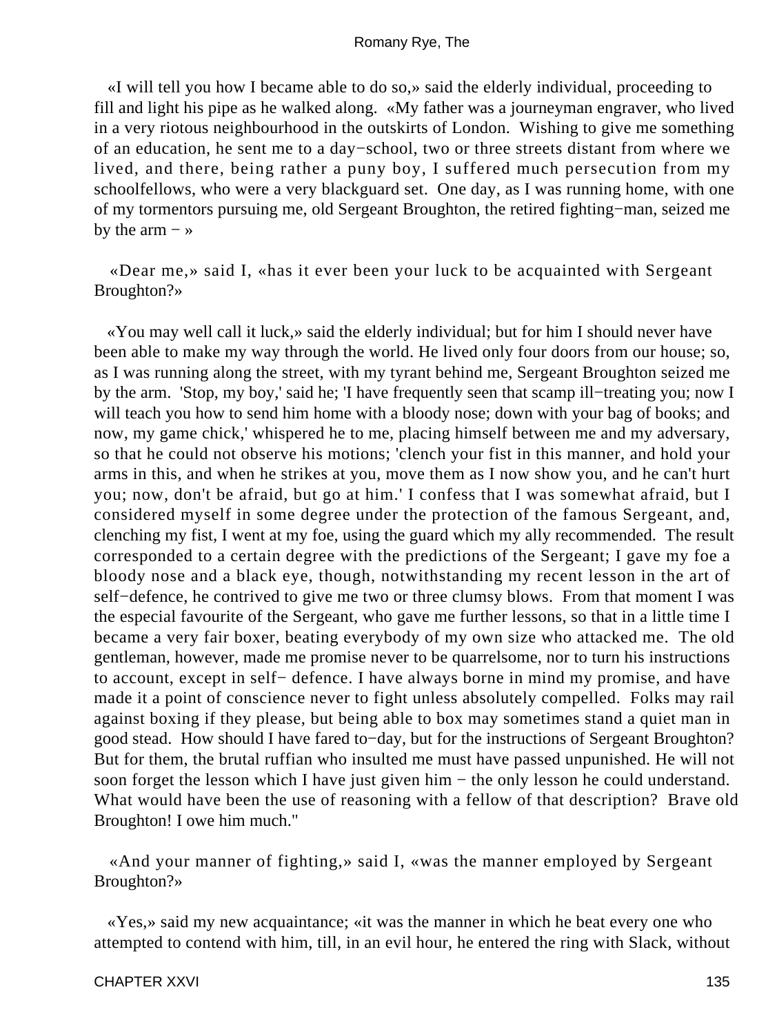«I will tell you how I became able to do so,» said the elderly individual, proceeding to fill and light his pipe as he walked along. «My father was a journeyman engraver, who lived in a very riotous neighbourhood in the outskirts of London. Wishing to give me something of an education, he sent me to a day−school, two or three streets distant from where we lived, and there, being rather a puny boy, I suffered much persecution from my schoolfellows, who were a very blackguard set. One day, as I was running home, with one of my tormentors pursuing me, old Sergeant Broughton, the retired fighting−man, seized me by the arm − »

«Dear me,» said I, «has it ever been your luck to be acquainted with Sergeant Broughton?»

«You may well call it luck,» said the elderly individual; but for him I should never have been able to make my way through the world. He lived only four doors from our house; so, as I was running along the street, with my tyrant behind me, Sergeant Broughton seized me by the arm. 'Stop, my boy,' said he; 'I have frequently seen that scamp ill−treating you; now I will teach you how to send him home with a bloody nose; down with your bag of books; and now, my game chick,' whispered he to me, placing himself between me and my adversary, so that he could not observe his motions; 'clench your fist in this manner, and hold your arms in this, and when he strikes at you, move them as I now show you, and he can't hurt you; now, don't be afraid, but go at him.' I confess that I was somewhat afraid, but I considered myself in some degree under the protection of the famous Sergeant, and, clenching my fist, I went at my foe, using the guard which my ally recommended. The result corresponded to a certain degree with the predictions of the Sergeant; I gave my foe a bloody nose and a black eye, though, notwithstanding my recent lesson in the art of self−defence, he contrived to give me two or three clumsy blows. From that moment I was the especial favourite of the Sergeant, who gave me further lessons, so that in a little time I became a very fair boxer, beating everybody of my own size who attacked me. The old gentleman, however, made me promise never to be quarrelsome, nor to turn his instructions to account, except in self− defence. I have always borne in mind my promise, and have made it a point of conscience never to fight unless absolutely compelled. Folks may rail against boxing if they please, but being able to box may sometimes stand a quiet man in good stead. How should I have fared to−day, but for the instructions of Sergeant Broughton? But for them, the brutal ruffian who insulted me must have passed unpunished. He will not soon forget the lesson which I have just given him − the only lesson he could understand. What would have been the use of reasoning with a fellow of that description? Brave old Broughton! I owe him much."

«And your manner of fighting,» said I, «was the manner employed by Sergeant Broughton?»

«Yes,» said my new acquaintance; «it was the manner in which he beat every one who attempted to contend with him, till, in an evil hour, he entered the ring with Slack, without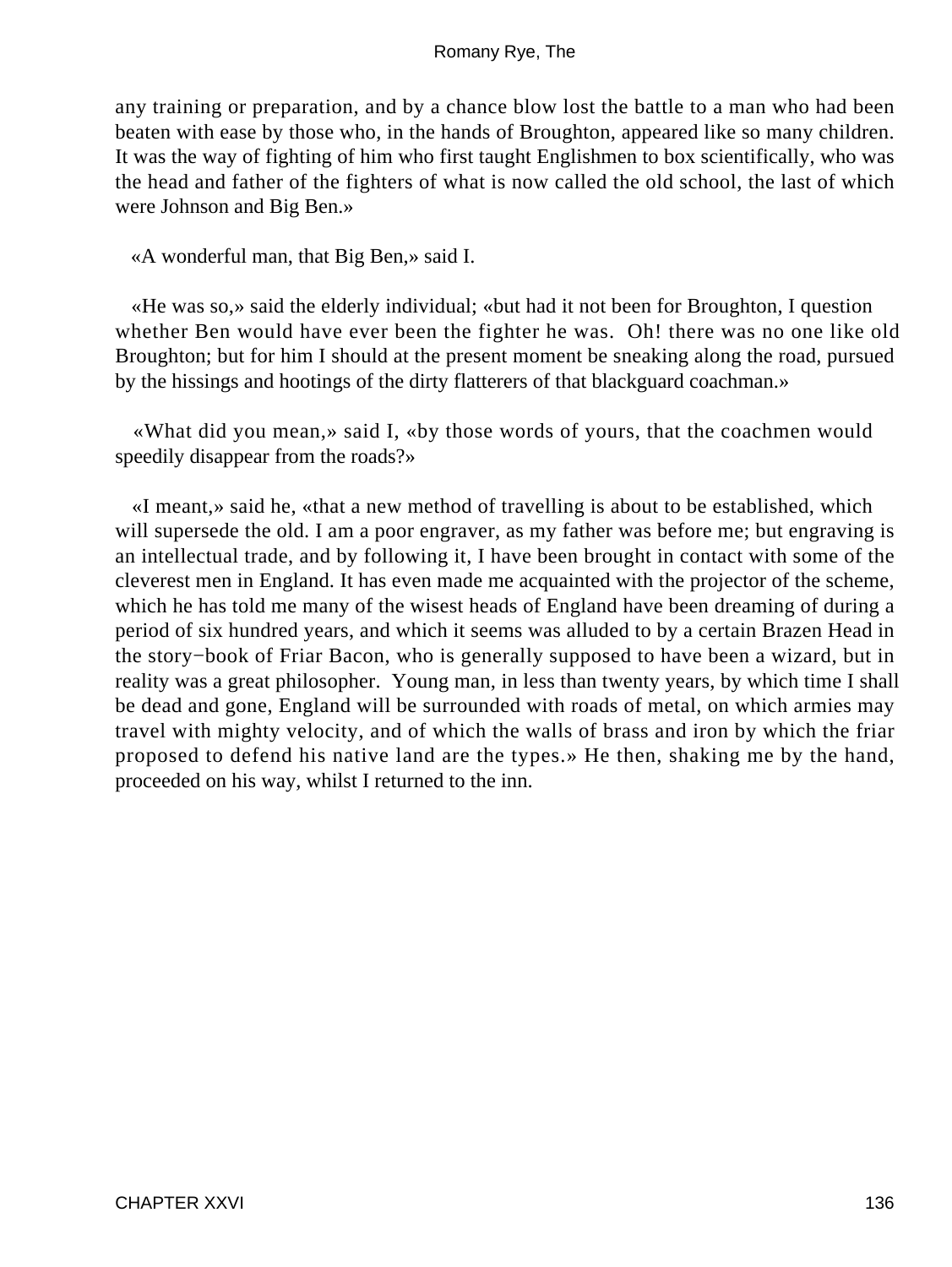any training or preparation, and by a chance blow lost the battle to a man who had been beaten with ease by those who, in the hands of Broughton, appeared like so many children. It was the way of fighting of him who first taught Englishmen to box scientifically, who was the head and father of the fighters of what is now called the old school, the last of which were Johnson and Big Ben.»

«A wonderful man, that Big Ben,» said I.

«He was so,» said the elderly individual; «but had it not been for Broughton, I question whether Ben would have ever been the fighter he was. Oh! there was no one like old Broughton; but for him I should at the present moment be sneaking along the road, pursued by the hissings and hootings of the dirty flatterers of that blackguard coachman.»

«What did you mean,» said I, «by those words of yours, that the coachmen would speedily disappear from the roads?»

«I meant,» said he, «that a new method of travelling is about to be established, which will supersede the old. I am a poor engraver, as my father was before me; but engraving is an intellectual trade, and by following it, I have been brought in contact with some of the cleverest men in England. It has even made me acquainted with the projector of the scheme, which he has told me many of the wisest heads of England have been dreaming of during a period of six hundred years, and which it seems was alluded to by a certain Brazen Head in the story−book of Friar Bacon, who is generally supposed to have been a wizard, but in reality was a great philosopher. Young man, in less than twenty years, by which time I shall be dead and gone, England will be surrounded with roads of metal, on which armies may travel with mighty velocity, and of which the walls of brass and iron by which the friar proposed to defend his native land are the types.» He then, shaking me by the hand, proceeded on his way, whilst I returned to the inn.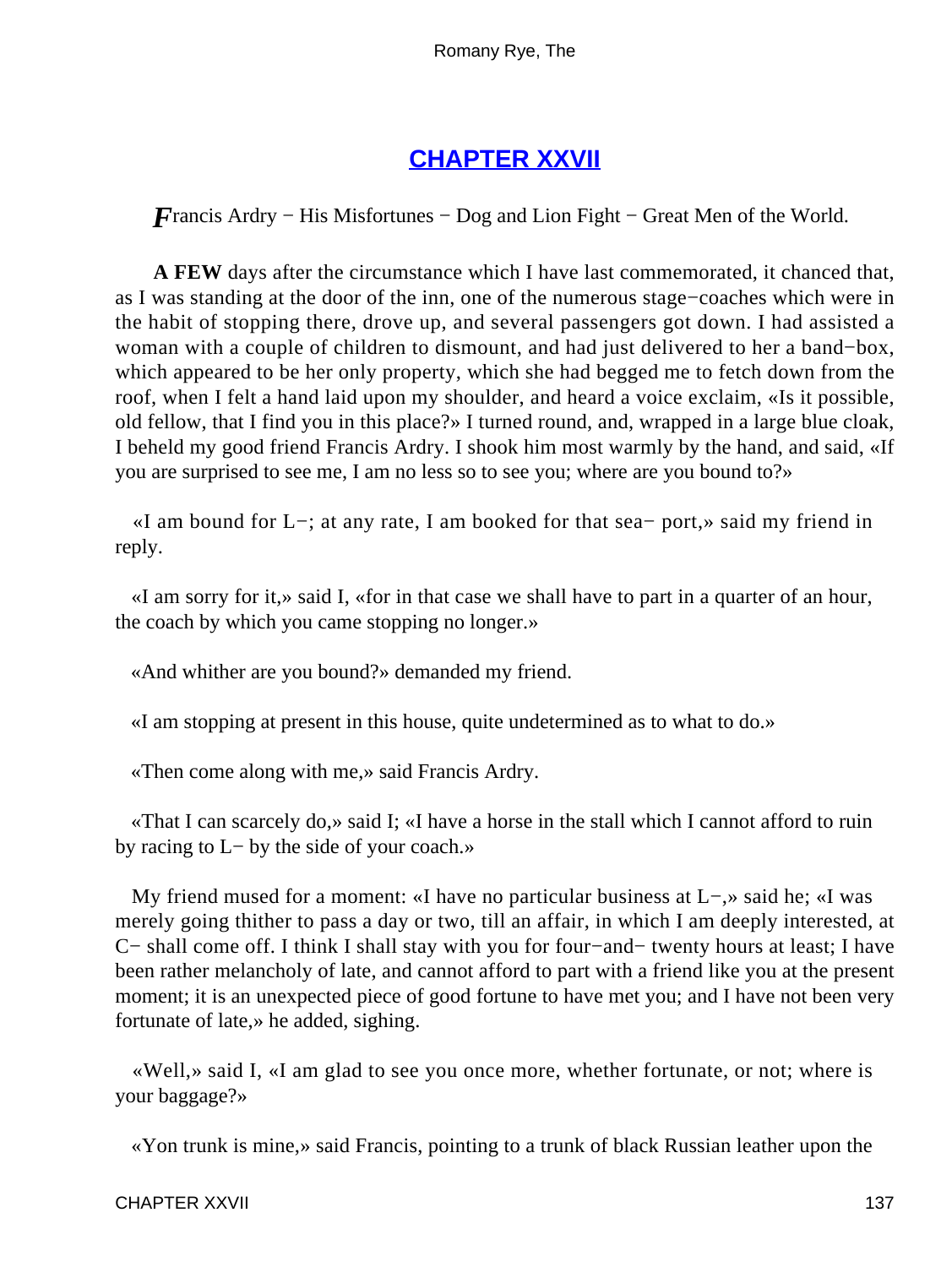# CHAPTER XXVII

*F*rancis Ardry − His Misfortunes − Dog and Lion Fight − Great Men of the World.

**A FEW** days after the circumstance which I have last commemorated, it chanced that, as I was standing at the door of the inn, one of the numerous stage−coaches which were in the habit of stopping there, drove up, and several passengers got down. I had assisted a woman with a couple of children to dismount, and had just delivered to her a band−box, which appeared to be her only property, which she had begged me to fetch down from the roof, when I felt a hand laid upon my shoulder, and heard a voice exclaim, «Is it possible, old fellow, that I find you in this place?» I turned round, and, wrapped in a large blue cloak, I beheld my good friend Francis Ardry. I shook him most warmly by the hand, and said, «If you are surprised to see me, I am no less so to see you; where are you bound to?»

«I am bound for L−; at any rate, I am booked for that sea− port,» said my friend in reply.

«I am sorry for it,» said I, «for in that case we shall have to part in a quarter of an hour, the coach by which you came stopping no longer.»

«And whither are you bound?» demanded my friend.

«I am stopping at present in this house, quite undetermined as to what to do.»

«Then come along with me,» said Francis Ardry.

«That I can scarcely do,» said I; «I have a horse in the stall which I cannot afford to ruin by racing to L− by the side of your coach.»

My friend mused for a moment: «I have no particular business at L−,» said he; «I was merely going thither to pass a day or two, till an affair, in which I am deeply interested, at C− shall come off. I think I shall stay with you for four−and− twenty hours at least; I have been rather melancholy of late, and cannot afford to part with a friend like you at the present moment; it is an unexpected piece of good fortune to have met you; and I have not been very fortunate of late,» he added, sighing.

«Well,» said I, «I am glad to see you once more, whether fortunate, or not; where is your baggage?»

«Yon trunk is mine,» said Francis, pointing to a trunk of black Russian leather upon the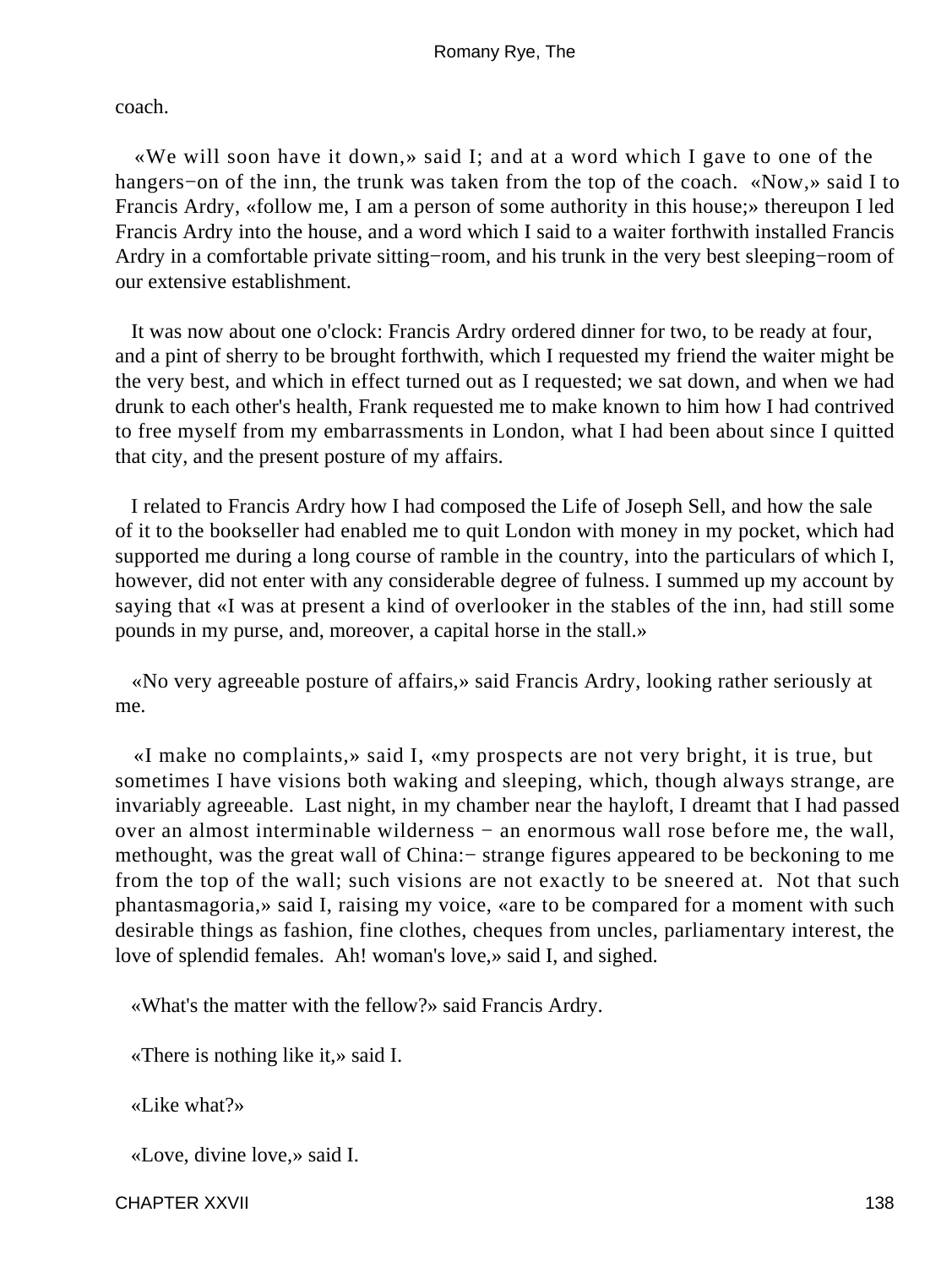coach.

«We will soon have it down,» said I; and at a word which I gave to one of the hangers−on of the inn, the trunk was taken from the top of the coach. «Now,» said I to Francis Ardry, «follow me, I am a person of some authority in this house;» thereupon I led Francis Ardry into the house, and a word which I said to a waiter forthwith installed Francis Ardry in a comfortable private sitting−room, and his trunk in the very best sleeping−room of our extensive establishment.

It was now about one o'clock: Francis Ardry ordered dinner for two, to be ready at four, and a pint of sherry to be brought forthwith, which I requested my friend the waiter might be the very best, and which in effect turned out as I requested; we sat down, and when we had drunk to each other's health, Frank requested me to make known to him how I had contrived to free myself from my embarrassments in London, what I had been about since I quitted that city, and the present posture of my affairs.

I related to Francis Ardry how I had composed the Life of Joseph Sell, and how the sale of it to the bookseller had enabled me to quit London with money in my pocket, which had supported me during a long course of ramble in the country, into the particulars of which I, however, did not enter with any considerable degree of fulness. I summed up my account by saying that «I was at present a kind of overlooker in the stables of the inn, had still some pounds in my purse, and, moreover, a capital horse in the stall.»

«No very agreeable posture of affairs,» said Francis Ardry, looking rather seriously at me.

«I make no complaints,» said I, «my prospects are not very bright, it is true, but sometimes I have visions both waking and sleeping, which, though always strange, are invariably agreeable. Last night, in my chamber near the hayloft, I dreamt that I had passed over an almost interminable wilderness − an enormous wall rose before me, the wall, methought, was the great wall of China:− strange figures appeared to be beckoning to me from the top of the wall; such visions are not exactly to be sneered at. Not that such phantasmagoria,» said I, raising my voice, «are to be compared for a moment with such desirable things as fashion, fine clothes, cheques from uncles, parliamentary interest, the love of splendid females. Ah! woman's love,» said I, and sighed.

«What's the matter with the fellow?» said Francis Ardry.

«There is nothing like it,» said I.

«Like what?»

«Love, divine love,» said I.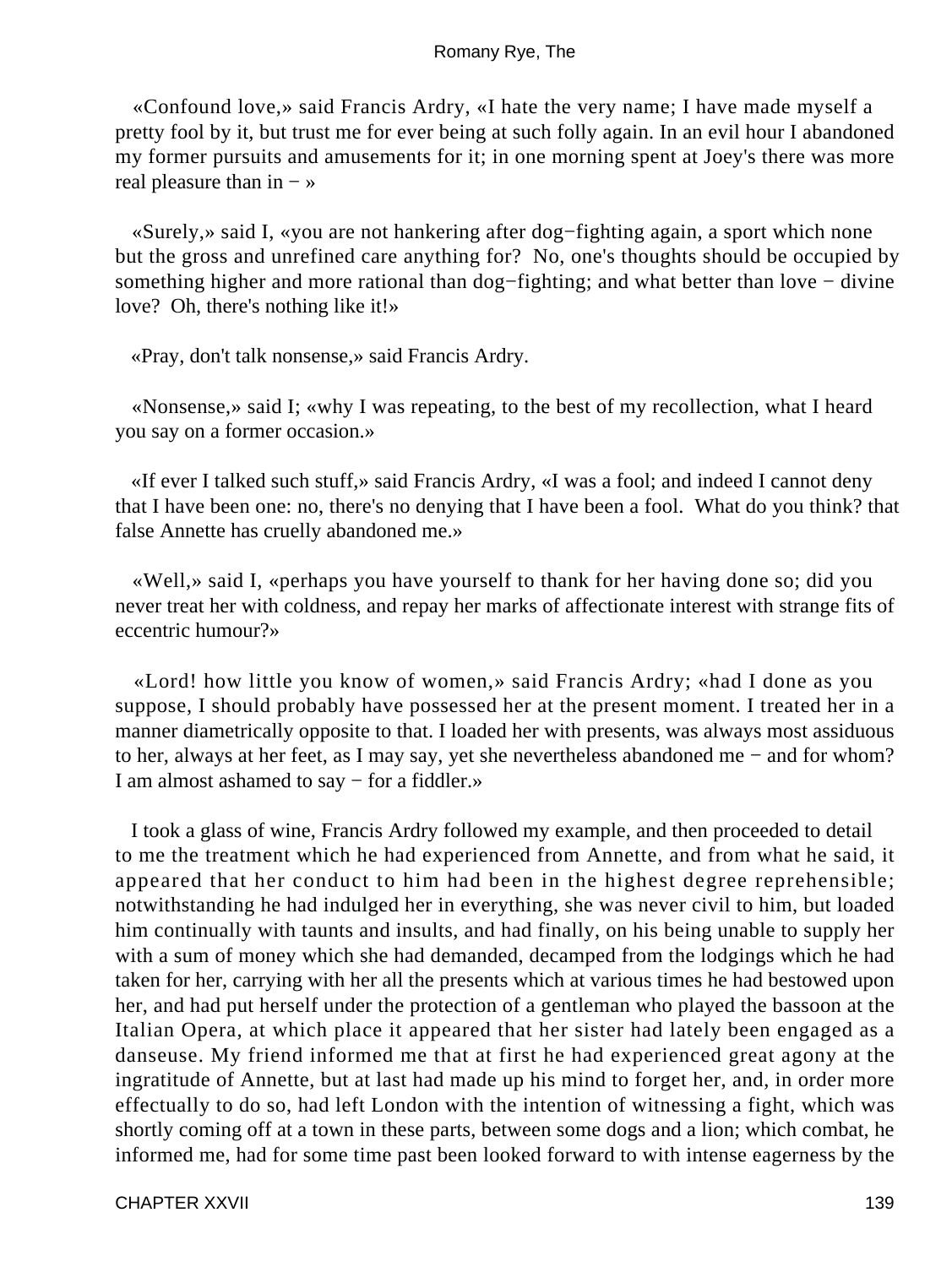«Confound love,» said Francis Ardry, «I hate the very name; I have made myself a pretty fool by it, but trust me for ever being at such folly again. In an evil hour I abandoned my former pursuits and amusements for it; in one morning spent at Joey's there was more real pleasure than in − »

«Surely,» said I, «you are not hankering after dog−fighting again, a sport which none but the gross and unrefined care anything for? No, one's thoughts should be occupied by something higher and more rational than dog−fighting; and what better than love − divine love? Oh, there's nothing like it!»

«Pray, don't talk nonsense,» said Francis Ardry.

«Nonsense,» said I; «why I was repeating, to the best of my recollection, what I heard you say on a former occasion.»

«If ever I talked such stuff,» said Francis Ardry, «I was a fool; and indeed I cannot deny that I have been one: no, there's no denying that I have been a fool. What do you think? that false Annette has cruelly abandoned me.»

«Well,» said I, «perhaps you have yourself to thank for her having done so; did you never treat her with coldness, and repay her marks of affectionate interest with strange fits of eccentric humour?»

«Lord! how little you know of women,» said Francis Ardry; «had I done as you suppose, I should probably have possessed her at the present moment. I treated her in a manner diametrically opposite to that. I loaded her with presents, was always most assiduous to her, always at her feet, as I may say, yet she nevertheless abandoned me − and for whom? I am almost ashamed to say − for a fiddler.»

I took a glass of wine, Francis Ardry followed my example, and then proceeded to detail to me the treatment which he had experienced from Annette, and from what he said, it appeared that her conduct to him had been in the highest degree reprehensible; notwithstanding he had indulged her in everything, she was never civil to him, but loaded him continually with taunts and insults, and had finally, on his being unable to supply her with a sum of money which she had demanded, decamped from the lodgings which he had taken for her, carrying with her all the presents which at various times he had bestowed upon her, and had put herself under the protection of a gentleman who played the bassoon at the Italian Opera, at which place it appeared that her sister had lately been engaged as a danseuse. My friend informed me that at first he had experienced great agony at the ingratitude of Annette, but at last had made up his mind to forget her, and, in order more effectually to do so, had left London with the intention of witnessing a fight, which was shortly coming off at a town in these parts, between some dogs and a lion; which combat, he informed me, had for some time past been looked forward to with intense eagerness by the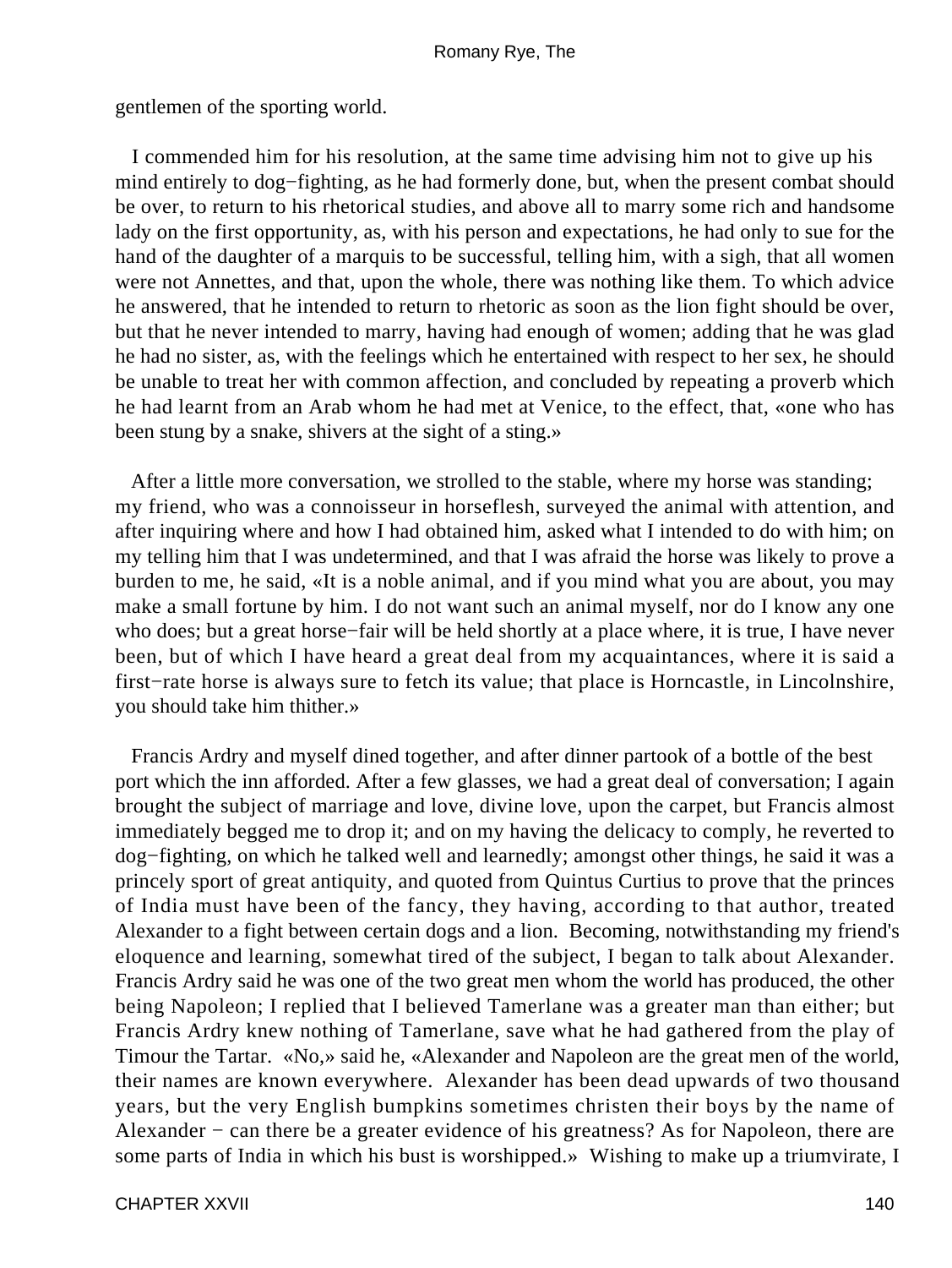gentlemen of the sporting world.

I commended him for his resolution, at the same time advising him not to give up his mind entirely to dog−fighting, as he had formerly done, but, when the present combat should be over, to return to his rhetorical studies, and above all to marry some rich and handsome lady on the first opportunity, as, with his person and expectations, he had only to sue for the hand of the daughter of a marquis to be successful, telling him, with a sigh, that all women were not Annettes, and that, upon the whole, there was nothing like them. To which advice he answered, that he intended to return to rhetoric as soon as the lion fight should be over, but that he never intended to marry, having had enough of women; adding that he was glad he had no sister, as, with the feelings which he entertained with respect to her sex, he should be unable to treat her with common affection, and concluded by repeating a proverb which he had learnt from an Arab whom he had met at Venice, to the effect, that, «one who has been stung by a snake, shivers at the sight of a sting.»

After a little more conversation, we strolled to the stable, where my horse was standing; my friend, who was a connoisseur in horseflesh, surveyed the animal with attention, and after inquiring where and how I had obtained him, asked what I intended to do with him; on my telling him that I was undetermined, and that I was afraid the horse was likely to prove a burden to me, he said, «It is a noble animal, and if you mind what you are about, you may make a small fortune by him. I do not want such an animal myself, nor do I know any one who does; but a great horse−fair will be held shortly at a place where, it is true, I have never been, but of which I have heard a great deal from my acquaintances, where it is said a first−rate horse is always sure to fetch its value; that place is Horncastle, in Lincolnshire, you should take him thither.»

Francis Ardry and myself dined together, and after dinner partook of a bottle of the best port which the inn afforded. After a few glasses, we had a great deal of conversation; I again brought the subject of marriage and love, divine love, upon the carpet, but Francis almost immediately begged me to drop it; and on my having the delicacy to comply, he reverted to dog−fighting, on which he talked well and learnedly; amongst other things, he said it was a princely sport of great antiquity, and quoted from Quintus Curtius to prove that the princes of India must have been of the fancy, they having, according to that author, treated Alexander to a fight between certain dogs and a lion. Becoming, notwithstanding my friend's eloquence and learning, somewhat tired of the subject, I began to talk about Alexander. Francis Ardry said he was one of the two great men whom the world has produced, the other being Napoleon; I replied that I believed Tamerlane was a greater man than either; but Francis Ardry knew nothing of Tamerlane, save what he had gathered from the play of Timour the Tartar. «No,» said he, «Alexander and Napoleon are the great men of the world, their names are known everywhere. Alexander has been dead upwards of two thousand years, but the very English bumpkins sometimes christen their boys by the name of Alexander − can there be a greater evidence of his greatness? As for Napoleon, there are some parts of India in which his bust is worshipped.» Wishing to make up a triumvirate, I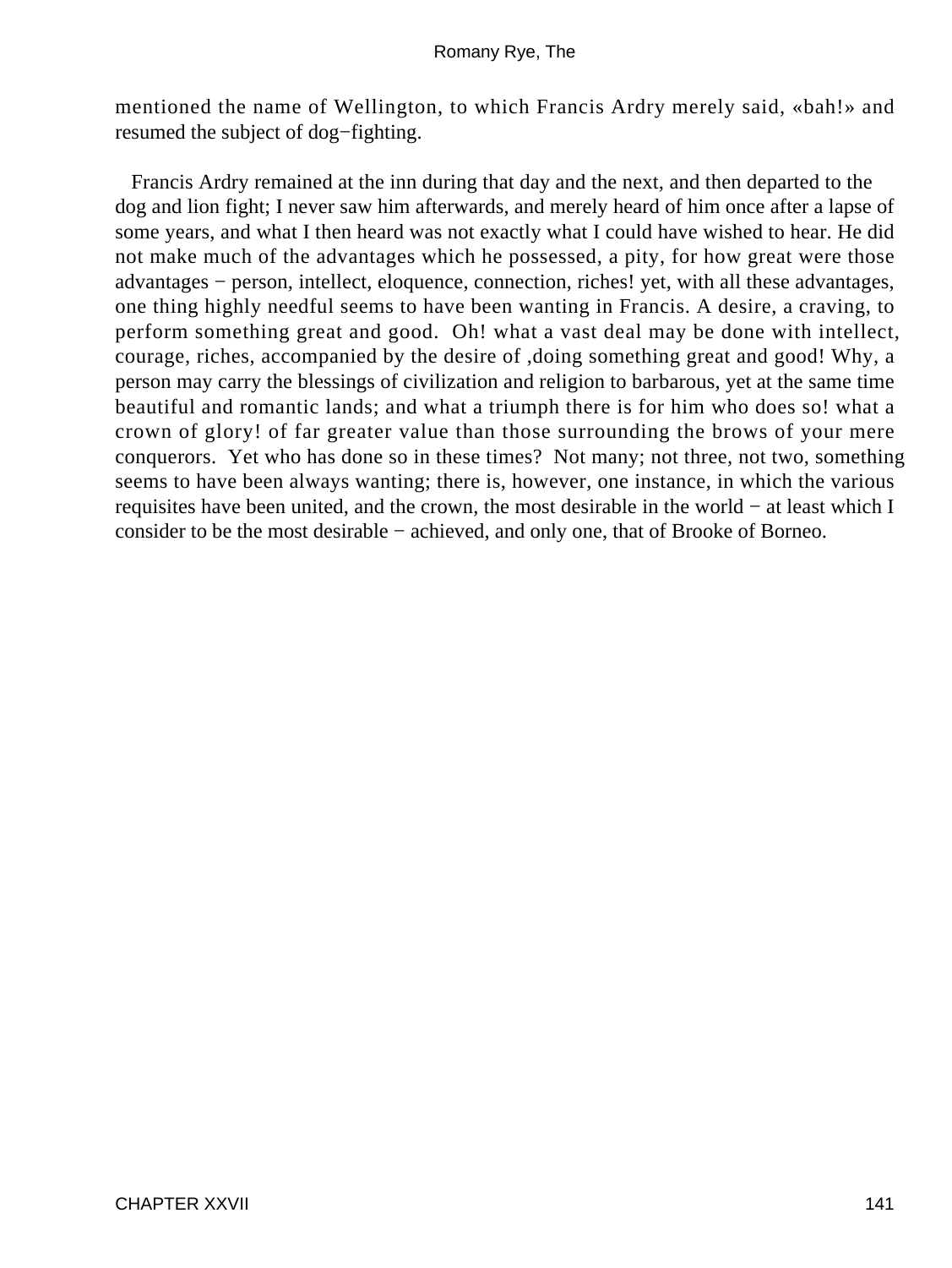mentioned the name of Wellington, to which Francis Ardry merely said, «bah!» and resumed the subject of dog−fighting.

Francis Ardry remained at the inn during that day and the next, and then departed to the dog and lion fight; I never saw him afterwards, and merely heard of him once after a lapse of some years, and what I then heard was not exactly what I could have wished to hear. He did not make much of the advantages which he possessed, a pity, for how great were those advantages − person, intellect, eloquence, connection, riches! yet, with all these advantages, one thing highly needful seems to have been wanting in Francis. A desire, a craving, to perform something great and good. Oh! what a vast deal may be done with intellect, courage, riches, accompanied by the desire of ,doing something great and good! Why, a person may carry the blessings of civilization and religion to barbarous, yet at the same time beautiful and romantic lands; and what a triumph there is for him who does so! what a crown of glory! of far greater value than those surrounding the brows of your mere conquerors. Yet who has done so in these times? Not many; not three, not two, something seems to have been always wanting; there is, however, one instance, in which the various requisites have been united, and the crown, the most desirable in the world − at least which I consider to be the most desirable − achieved, and only one, that of Brooke of Borneo.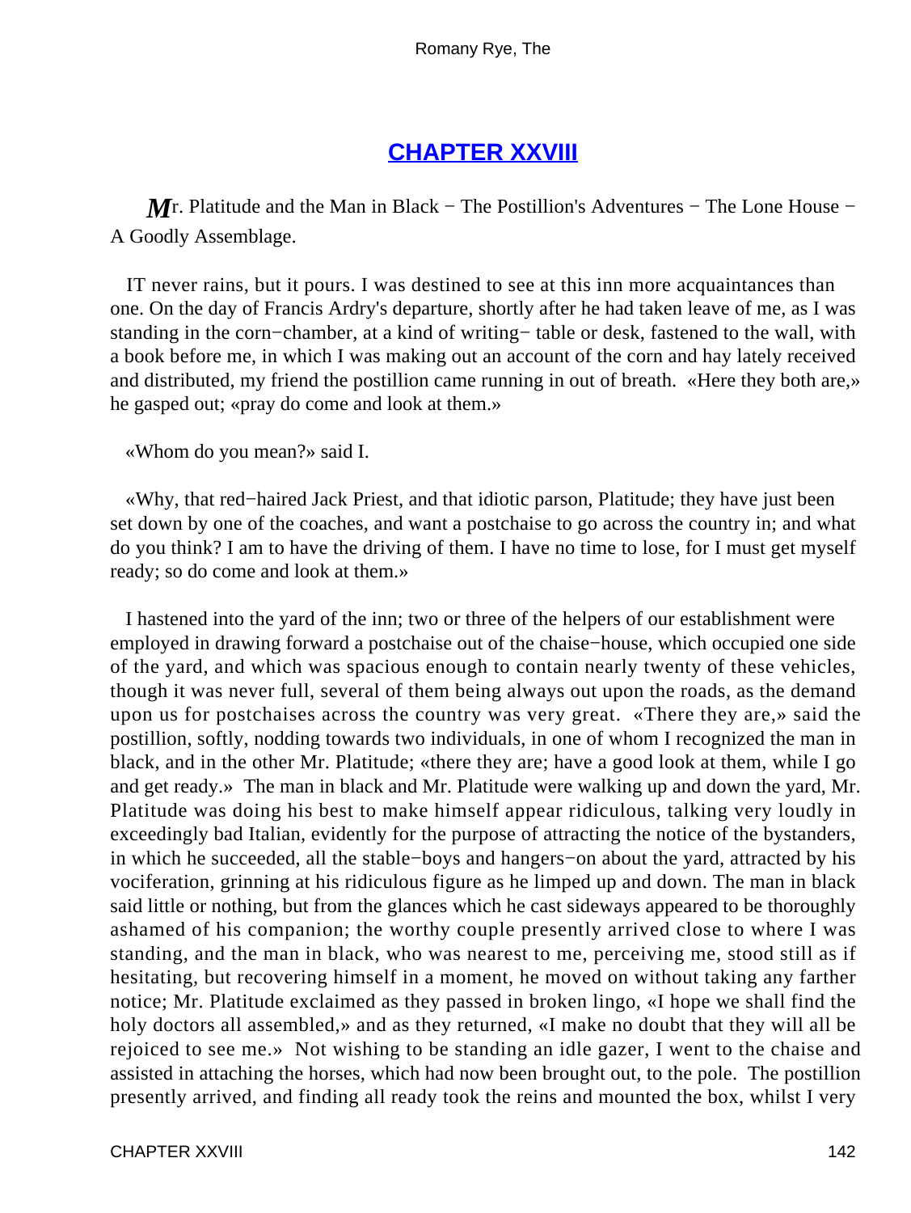## CHAPTER XXVIII

*M*r. Platitude and the Man in Black − The Postillion's Adventures − The Lone House − A Goodly Assemblage.

IT never rains, but it pours. I was destined to see at this inn more acquaintances than one. On the day of Francis Ardry's departure, shortly after he had taken leave of me, as I was standing in the corn−chamber, at a kind of writing− table or desk, fastened to the wall, with a book before me, in which I was making out an account of the corn and hay lately received and distributed, my friend the postillion came running in out of breath. «Here they both are,» he gasped out; «pray do come and look at them.»

«Whom do you mean?» said I.

«Why, that red−haired Jack Priest, and that idiotic parson, Platitude; they have just been set down by one of the coaches, and want a postchaise to go across the country in; and what do you think? I am to have the driving of them. I have no time to lose, for I must get myself ready; so do come and look at them.»

I hastened into the yard of the inn; two or three of the helpers of our establishment were employed in drawing forward a postchaise out of the chaise−house, which occupied one side of the yard, and which was spacious enough to contain nearly twenty of these vehicles, though it was never full, several of them being always out upon the roads, as the demand upon us for postchaises across the country was very great. «There they are,» said the postillion, softly, nodding towards two individuals, in one of whom I recognized the man in black, and in the other Mr. Platitude; «there they are; have a good look at them, while I go and get ready.» The man in black and Mr. Platitude were walking up and down the yard, Mr. Platitude was doing his best to make himself appear ridiculous, talking very loudly in exceedingly bad Italian, evidently for the purpose of attracting the notice of the bystanders, in which he succeeded, all the stable−boys and hangers−on about the yard, attracted by his vociferation, grinning at his ridiculous figure as he limped up and down. The man in black said little or nothing, but from the glances which he cast sideways appeared to be thoroughly ashamed of his companion; the worthy couple presently arrived close to where I was standing, and the man in black, who was nearest to me, perceiving me, stood still as if hesitating, but recovering himself in a moment, he moved on without taking any farther notice; Mr. Platitude exclaimed as they passed in broken lingo, «I hope we shall find the holy doctors all assembled,» and as they returned, «I make no doubt that they will all be rejoiced to see me.» Not wishing to be standing an idle gazer, I went to the chaise and assisted in attaching the horses, which had now been brought out, to the pole. The postillion presently arrived, and finding all ready took the reins and mounted the box, whilst I very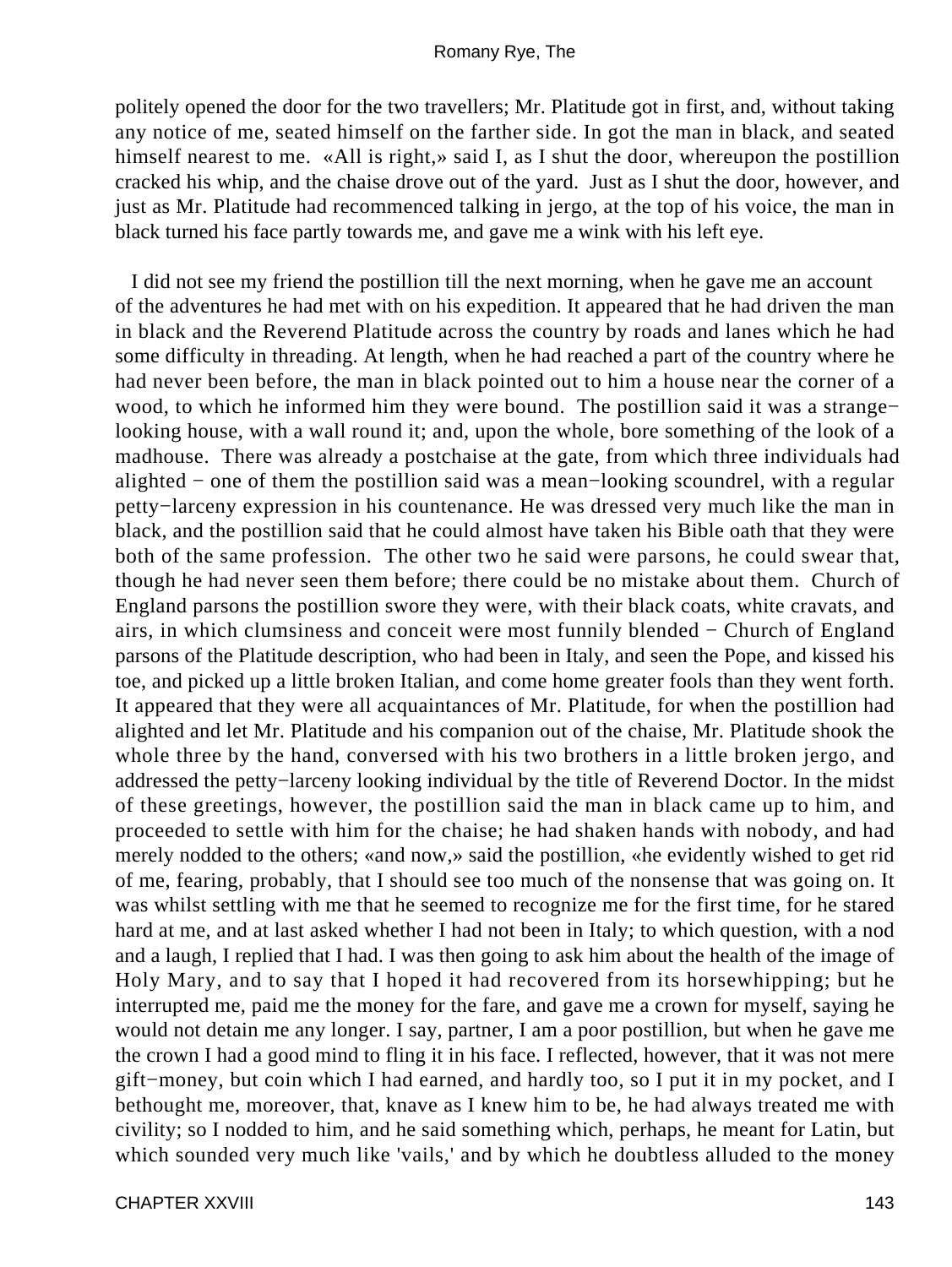politely opened the door for the two travellers; Mr. Platitude got in first, and, without taking any notice of me, seated himself on the farther side. In got the man in black, and seated himself nearest to me. «All is right,» said I, as I shut the door, whereupon the postillion cracked his whip, and the chaise drove out of the yard. Just as I shut the door, however, and just as Mr. Platitude had recommenced talking in jergo, at the top of his voice, the man in black turned his face partly towards me, and gave me a wink with his left eye.

I did not see my friend the postillion till the next morning, when he gave me an account of the adventures he had met with on his expedition. It appeared that he had driven the man in black and the Reverend Platitude across the country by roads and lanes which he had some difficulty in threading. At length, when he had reached a part of the country where he had never been before, the man in black pointed out to him a house near the corner of a wood, to which he informed him they were bound. The postillion said it was a strange−looking house, with a wall round it; and, upon the whole, bore something of the look of a madhouse. There was already a postchaise at the gate, from which three individuals had alighted − one of them the postillion said was a mean−looking scoundrel, with a regular petty−larceny expression in his countenance. He was dressed very much like the man in black, and the postillion said that he could almost have taken his Bible oath that they were both of the same profession. The other two he said were parsons, he could swear that, though he had never seen them before; there could be no mistake about them. Church of England parsons the postillion swore they were, with their black coats, white cravats, and airs, in which clumsiness and conceit were most funnily blended − Church of England parsons of the Platitude description, who had been in Italy, and seen the Pope, and kissed his toe, and picked up a little broken Italian, and come home greater fools than they went forth. It appeared that they were all acquaintances of Mr. Platitude, for when the postillion had alighted and let Mr. Platitude and his companion out of the chaise, Mr. Platitude shook the whole three by the hand, conversed with his two brothers in a little broken jergo, and addressed the petty−larceny looking individual by the title of Reverend Doctor. In the midst of these greetings, however, the postillion said the man in black came up to him, and proceeded to settle with him for the chaise; he had shaken hands with nobody, and had merely nodded to the others; «and now,» said the postillion, «he evidently wished to get rid of me, fearing, probably, that I should see too much of the nonsense that was going on. It was whilst settling with me that he seemed to recognize me for the first time, for he stared hard at me, and at last asked whether I had not been in Italy; to which question, with a nod and a laugh, I replied that I had. I was then going to ask him about the health of the image of Holy Mary, and to say that I hoped it had recovered from its horsewhipping; but he interrupted me, paid me the money for the fare, and gave me a crown for myself, saying he would not detain me any longer. I say, partner, I am a poor postillion, but when he gave me the crown I had a good mind to fling it in his face. I reflected, however, that it was not mere gift−money, but coin which I had earned, and hardly too, so I put it in my pocket, and I bethought me, moreover, that, knave as I knew him to be, he had always treated me with civility; so I nodded to him, and he said something which, perhaps, he meant for Latin, but which sounded very much like 'vails,' and by which he doubtless alluded to the money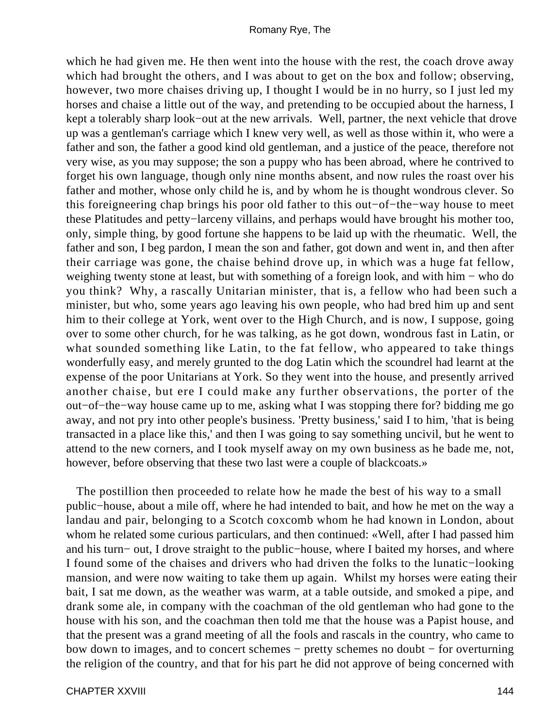which he had given me. He then went into the house with the rest, the coach drove away which had brought the others, and I was about to get on the box and follow; observing, however, two more chaises driving up, I thought I would be in no hurry, so I just led my horses and chaise a little out of the way, and pretending to be occupied about the harness, I kept a tolerably sharp look−out at the new arrivals.  Well, partner, the next vehicle that drove up was a gentleman's carriage which I knew very well, as well as those within it, who were a father and son, the father a good kind old gentleman, and a justice of the peace, therefore not very wise, as you may suppose; the son a puppy who has been abroad, where he contrived to forget his own language, though only nine months absent, and now rules the roast over his father and mother, whose only child he is, and by whom he is thought wondrous clever. So this foreigneering chap brings his poor old father to this out−of−the−way house to meet these Platitudes and petty−larceny villains, and perhaps would have brought his mother too, only, simple thing, by good fortune she happens to be laid up with the rheumatic.  Well, the father and son, I beg pardon, I mean the son and father, got down and went in, and then after their carriage was gone, the chaise behind drove up, in which was a huge fat fellow, weighing twenty stone at least, but with something of a foreign look, and with him − who do you think?  Why, a rascally Unitarian minister, that is, a fellow who had been such a minister, but who, some years ago leaving his own people, who had bred him up and sent him to their college at York, went over to the High Church, and is now, I suppose, going over to some other church, for he was talking, as he got down, wondrous fast in Latin, or what sounded something like Latin, to the fat fellow, who appeared to take things wonderfully easy, and merely grunted to the dog Latin which the scoundrel had learnt at the expense of the poor Unitarians at York. So they went into the house, and presently arrived another chaise, but ere I could make any further observations, the porter of the out−of−the−way house came up to me, asking what I was stopping there for? bidding me go away, and not pry into other people's business. 'Pretty business,' said I to him, 'that is being transacted in a place like this,' and then I was going to say something uncivil, but he went to attend to the new corners, and I took myself away on my own business as he bade me, not, however, before observing that these two last were a couple of blackcoats.»

The postillion then proceeded to relate how he made the best of his way to a small public−house, about a mile off, where he had intended to bait, and how he met on the way a landau and pair, belonging to a Scotch coxcomb whom he had known in London, about whom he related some curious particulars, and then continued: «Well, after I had passed him and his turn− out, I drove straight to the public−house, where I baited my horses, and where I found some of the chaises and drivers who had driven the folks to the lunatic−looking mansion, and were now waiting to take them up again.  Whilst my horses were eating their bait, I sat me down, as the weather was warm, at a table outside, and smoked a pipe, and drank some ale, in company with the coachman of the old gentleman who had gone to the house with his son, and the coachman then told me that the house was a Papist house, and that the present was a grand meeting of all the fools and rascals in the country, who came to bow down to images, and to concert schemes − pretty schemes no doubt − for overturning the religion of the country, and that for his part he did not approve of being concerned with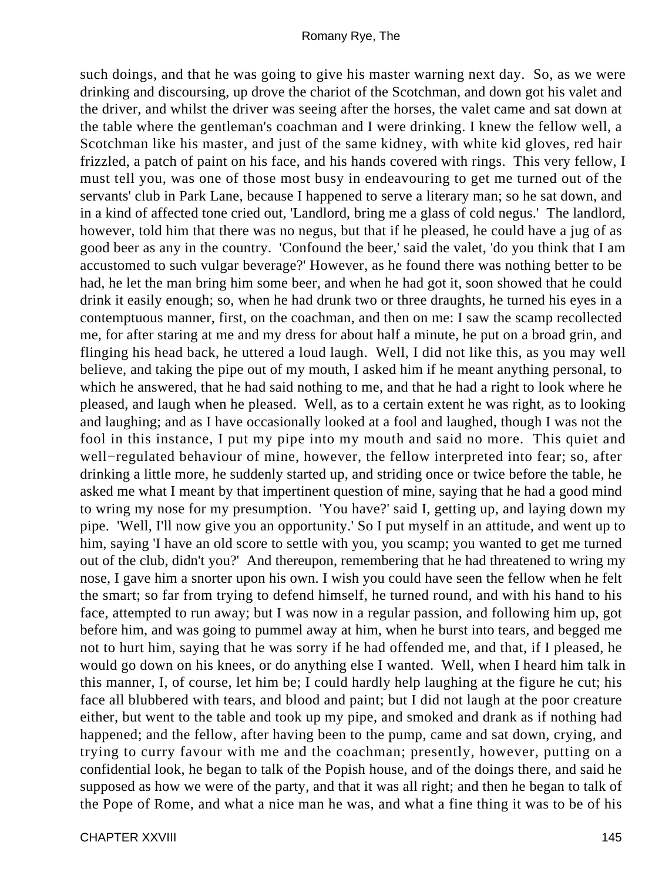such doings, and that he was going to give his master warning next day. So, as we were drinking and discoursing, up drove the chariot of the Scotchman, and down got his valet and the driver, and whilst the driver was seeing after the horses, the valet came and sat down at the table where the gentleman's coachman and I were drinking. I knew the fellow well, a Scotchman like his master, and just of the same kidney, with white kid gloves, red hair frizzled, a patch of paint on his face, and his hands covered with rings. This very fellow, I must tell you, was one of those most busy in endeavouring to get me turned out of the servants' club in Park Lane, because I happened to serve a literary man; so he sat down, and in a kind of affected tone cried out, 'Landlord, bring me a glass of cold negus.' The landlord, however, told him that there was no negus, but that if he pleased, he could have a jug of as good beer as any in the country. 'Confound the beer,' said the valet, 'do you think that I am accustomed to such vulgar beverage?' However, as he found there was nothing better to be had, he let the man bring him some beer, and when he had got it, soon showed that he could drink it easily enough; so, when he had drunk two or three draughts, he turned his eyes in a contemptuous manner, first, on the coachman, and then on me: I saw the scamp recollected me, for after staring at me and my dress for about half a minute, he put on a broad grin, and flinging his head back, he uttered a loud laugh. Well, I did not like this, as you may well believe, and taking the pipe out of my mouth, I asked him if he meant anything personal, to which he answered, that he had said nothing to me, and that he had a right to look where he pleased, and laugh when he pleased. Well, as to a certain extent he was right, as to looking and laughing; and as I have occasionally looked at a fool and laughed, though I was not the fool in this instance, I put my pipe into my mouth and said no more. This quiet and well−regulated behaviour of mine, however, the fellow interpreted into fear; so, after drinking a little more, he suddenly started up, and striding once or twice before the table, he asked me what I meant by that impertinent question of mine, saying that he had a good mind to wring my nose for my presumption. 'You have?' said I, getting up, and laying down my pipe. 'Well, I'll now give you an opportunity.' So I put myself in an attitude, and went up to him, saying 'I have an old score to settle with you, you scamp; you wanted to get me turned out of the club, didn't you?' And thereupon, remembering that he had threatened to wring my nose, I gave him a snorter upon his own. I wish you could have seen the fellow when he felt the smart; so far from trying to defend himself, he turned round, and with his hand to his face, attempted to run away; but I was now in a regular passion, and following him up, got before him, and was going to pummel away at him, when he burst into tears, and begged me not to hurt him, saying that he was sorry if he had offended me, and that, if I pleased, he would go down on his knees, or do anything else I wanted. Well, when I heard him talk in this manner, I, of course, let him be; I could hardly help laughing at the figure he cut; his face all blubbered with tears, and blood and paint; but I did not laugh at the poor creature either, but went to the table and took up my pipe, and smoked and drank as if nothing had happened; and the fellow, after having been to the pump, came and sat down, crying, and trying to curry favour with me and the coachman; presently, however, putting on a confidential look, he began to talk of the Popish house, and of the doings there, and said he supposed as how we were of the party, and that it was all right; and then he began to talk of the Pope of Rome, and what a nice man he was, and what a fine thing it was to be of his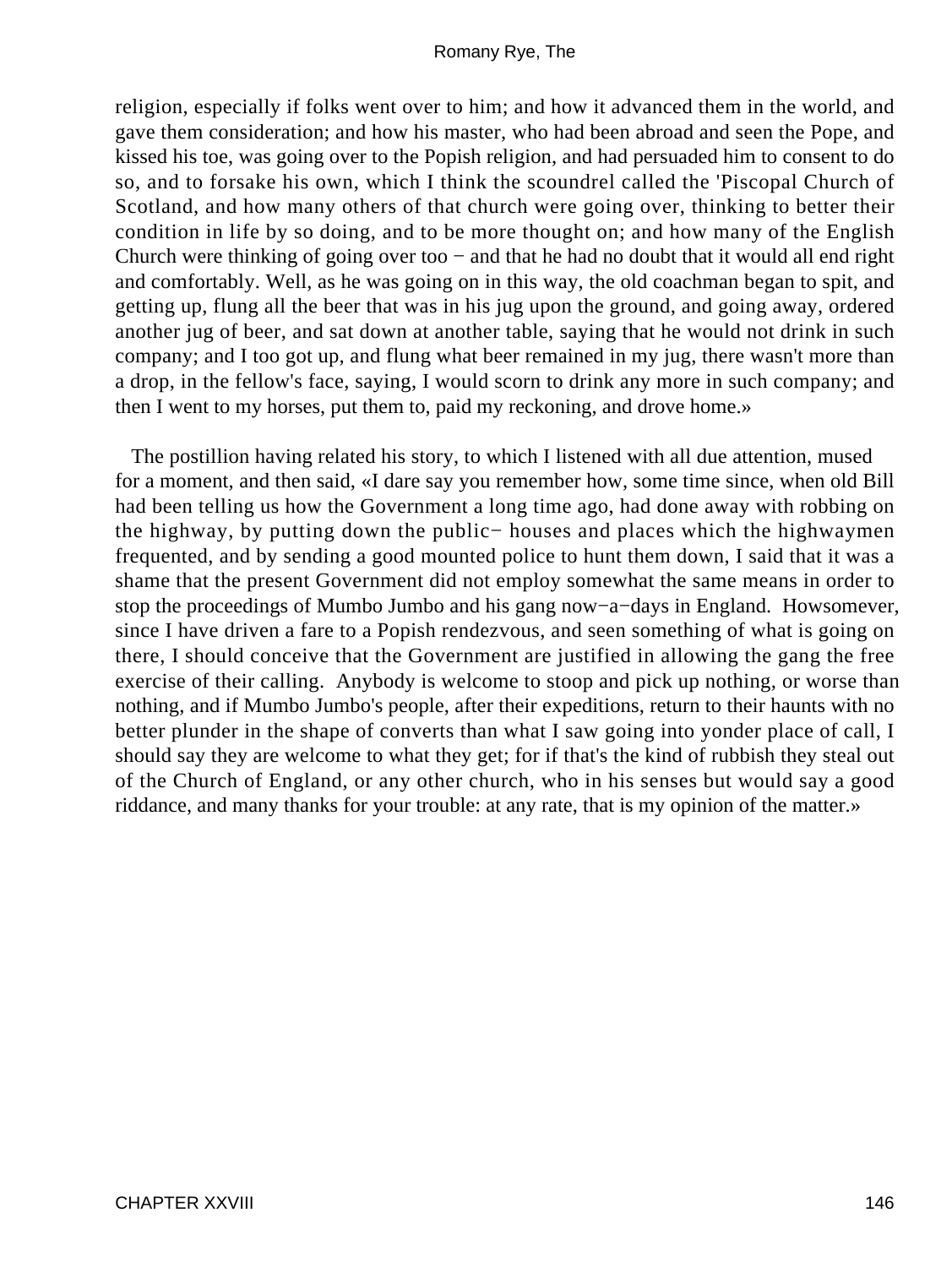religion, especially if folks went over to him; and how it advanced them in the world, and gave them consideration; and how his master, who had been abroad and seen the Pope, and kissed his toe, was going over to the Popish religion, and had persuaded him to consent to do so, and to forsake his own, which I think the scoundrel called the 'Piscopal Church of Scotland, and how many others of that church were going over, thinking to better their condition in life by so doing, and to be more thought on; and how many of the English Church were thinking of going over too − and that he had no doubt that it would all end right and comfortably. Well, as he was going on in this way, the old coachman began to spit, and getting up, flung all the beer that was in his jug upon the ground, and going away, ordered another jug of beer, and sat down at another table, saying that he would not drink in such company; and I too got up, and flung what beer remained in my jug, there wasn't more than a drop, in the fellow's face, saying, I would scorn to drink any more in such company; and then I went to my horses, put them to, paid my reckoning, and drove home.»

The postillion having related his story, to which I listened with all due attention, mused for a moment, and then said, «I dare say you remember how, some time since, when old Bill had been telling us how the Government a long time ago, had done away with robbing on the highway, by putting down the public− houses and places which the highwaymen frequented, and by sending a good mounted police to hunt them down, I said that it was a shame that the present Government did not employ somewhat the same means in order to stop the proceedings of Mumbo Jumbo and his gang now−a−days in England. Howsomever, since I have driven a fare to a Popish rendezvous, and seen something of what is going on there, I should conceive that the Government are justified in allowing the gang the free exercise of their calling. Anybody is welcome to stoop and pick up nothing, or worse than nothing, and if Mumbo Jumbo's people, after their expeditions, return to their haunts with no better plunder in the shape of converts than what I saw going into yonder place of call, I should say they are welcome to what they get; for if that's the kind of rubbish they steal out of the Church of England, or any other church, who in his senses but would say a good riddance, and many thanks for your trouble: at any rate, that is my opinion of the matter.»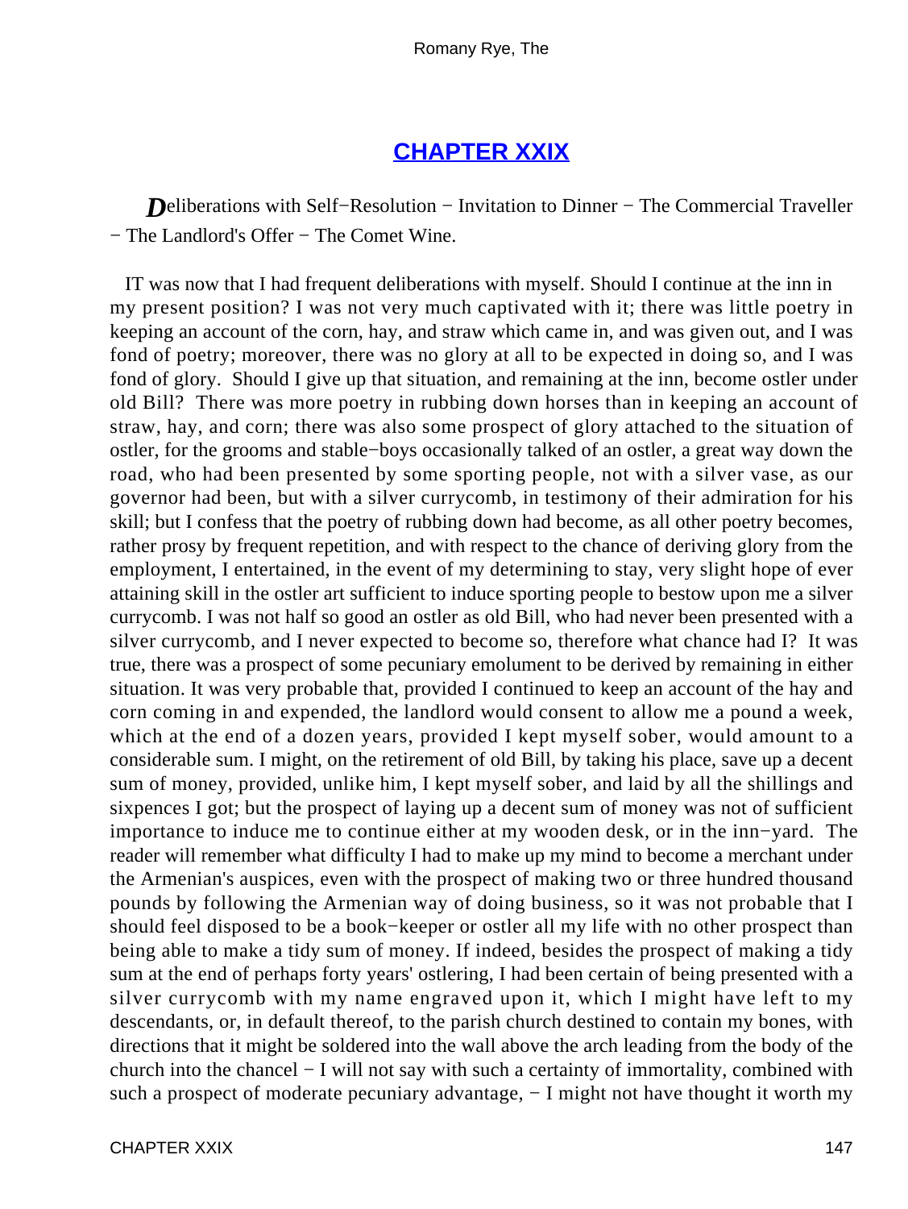## CHAPTER XXIX

***D***eliberations with Self−Resolution − Invitation to Dinner − The Commercial Traveller − The Landlord's Offer − The Comet Wine.

IT was now that I had frequent deliberations with myself. Should I continue at the inn in my present position? I was not very much captivated with it; there was little poetry in keeping an account of the corn, hay, and straw which came in, and was given out, and I was fond of poetry; moreover, there was no glory at all to be expected in doing so, and I was fond of glory. Should I give up that situation, and remaining at the inn, become ostler under old Bill? There was more poetry in rubbing down horses than in keeping an account of straw, hay, and corn; there was also some prospect of glory attached to the situation of ostler, for the grooms and stable−boys occasionally talked of an ostler, a great way down the road, who had been presented by some sporting people, not with a silver vase, as our governor had been, but with a silver currycomb, in testimony of their admiration for his skill; but I confess that the poetry of rubbing down had become, as all other poetry becomes, rather prosy by frequent repetition, and with respect to the chance of deriving glory from the employment, I entertained, in the event of my determining to stay, very slight hope of ever attaining skill in the ostler art sufficient to induce sporting people to bestow upon me a silver currycomb. I was not half so good an ostler as old Bill, who had never been presented with a silver currycomb, and I never expected to become so, therefore what chance had I? It was true, there was a prospect of some pecuniary emolument to be derived by remaining in either situation. It was very probable that, provided I continued to keep an account of the hay and corn coming in and expended, the landlord would consent to allow me a pound a week, which at the end of a dozen years, provided I kept myself sober, would amount to a considerable sum. I might, on the retirement of old Bill, by taking his place, save up a decent sum of money, provided, unlike him, I kept myself sober, and laid by all the shillings and sixpences I got; but the prospect of laying up a decent sum of money was not of sufficient importance to induce me to continue either at my wooden desk, or in the inn−yard. The reader will remember what difficulty I had to make up my mind to become a merchant under the Armenian's auspices, even with the prospect of making two or three hundred thousand pounds by following the Armenian way of doing business, so it was not probable that I should feel disposed to be a book−keeper or ostler all my life with no other prospect than being able to make a tidy sum of money. If indeed, besides the prospect of making a tidy sum at the end of perhaps forty years' ostlering, I had been certain of being presented with a silver currycomb with my name engraved upon it, which I might have left to my descendants, or, in default thereof, to the parish church destined to contain my bones, with directions that it might be soldered into the wall above the arch leading from the body of the church into the chancel − I will not say with such a certainty of immortality, combined with such a prospect of moderate pecuniary advantage, − I might not have thought it worth my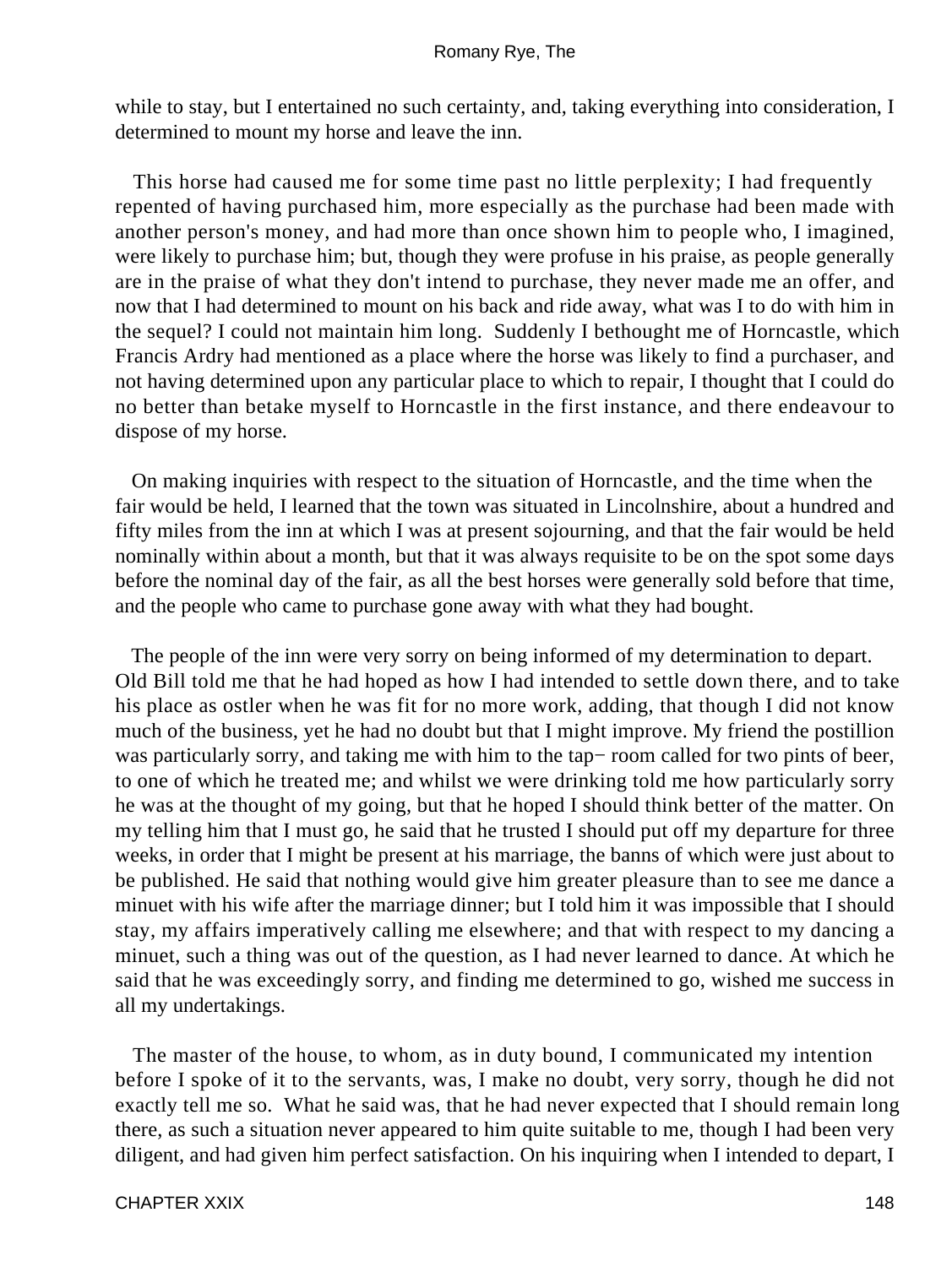while to stay, but I entertained no such certainty, and, taking everything into consideration, I determined to mount my horse and leave the inn.

This horse had caused me for some time past no little perplexity; I had frequently repented of having purchased him, more especially as the purchase had been made with another person's money, and had more than once shown him to people who, I imagined, were likely to purchase him; but, though they were profuse in his praise, as people generally are in the praise of what they don't intend to purchase, they never made me an offer, and now that I had determined to mount on his back and ride away, what was I to do with him in the sequel? I could not maintain him long. Suddenly I bethought me of Horncastle, which Francis Ardry had mentioned as a place where the horse was likely to find a purchaser, and not having determined upon any particular place to which to repair, I thought that I could do no better than betake myself to Horncastle in the first instance, and there endeavour to dispose of my horse.

On making inquiries with respect to the situation of Horncastle, and the time when the fair would be held, I learned that the town was situated in Lincolnshire, about a hundred and fifty miles from the inn at which I was at present sojourning, and that the fair would be held nominally within about a month, but that it was always requisite to be on the spot some days before the nominal day of the fair, as all the best horses were generally sold before that time, and the people who came to purchase gone away with what they had bought.

The people of the inn were very sorry on being informed of my determination to depart. Old Bill told me that he had hoped as how I had intended to settle down there, and to take his place as ostler when he was fit for no more work, adding, that though I did not know much of the business, yet he had no doubt but that I might improve. My friend the postillion was particularly sorry, and taking me with him to the tap−room called for two pints of beer, to one of which he treated me; and whilst we were drinking told me how particularly sorry he was at the thought of my going, but that he hoped I should think better of the matter. On my telling him that I must go, he said that he trusted I should put off my departure for three weeks, in order that I might be present at his marriage, the banns of which were just about to be published. He said that nothing would give him greater pleasure than to see me dance a minuet with his wife after the marriage dinner; but I told him it was impossible that I should stay, my affairs imperatively calling me elsewhere; and that with respect to my dancing a minuet, such a thing was out of the question, as I had never learned to dance. At which he said that he was exceedingly sorry, and finding me determined to go, wished me success in all my undertakings.

The master of the house, to whom, as in duty bound, I communicated my intention before I spoke of it to the servants, was, I make no doubt, very sorry, though he did not exactly tell me so. What he said was, that he had never expected that I should remain long there, as such a situation never appeared to him quite suitable to me, though I had been very diligent, and had given him perfect satisfaction. On his inquiring when I intended to depart, I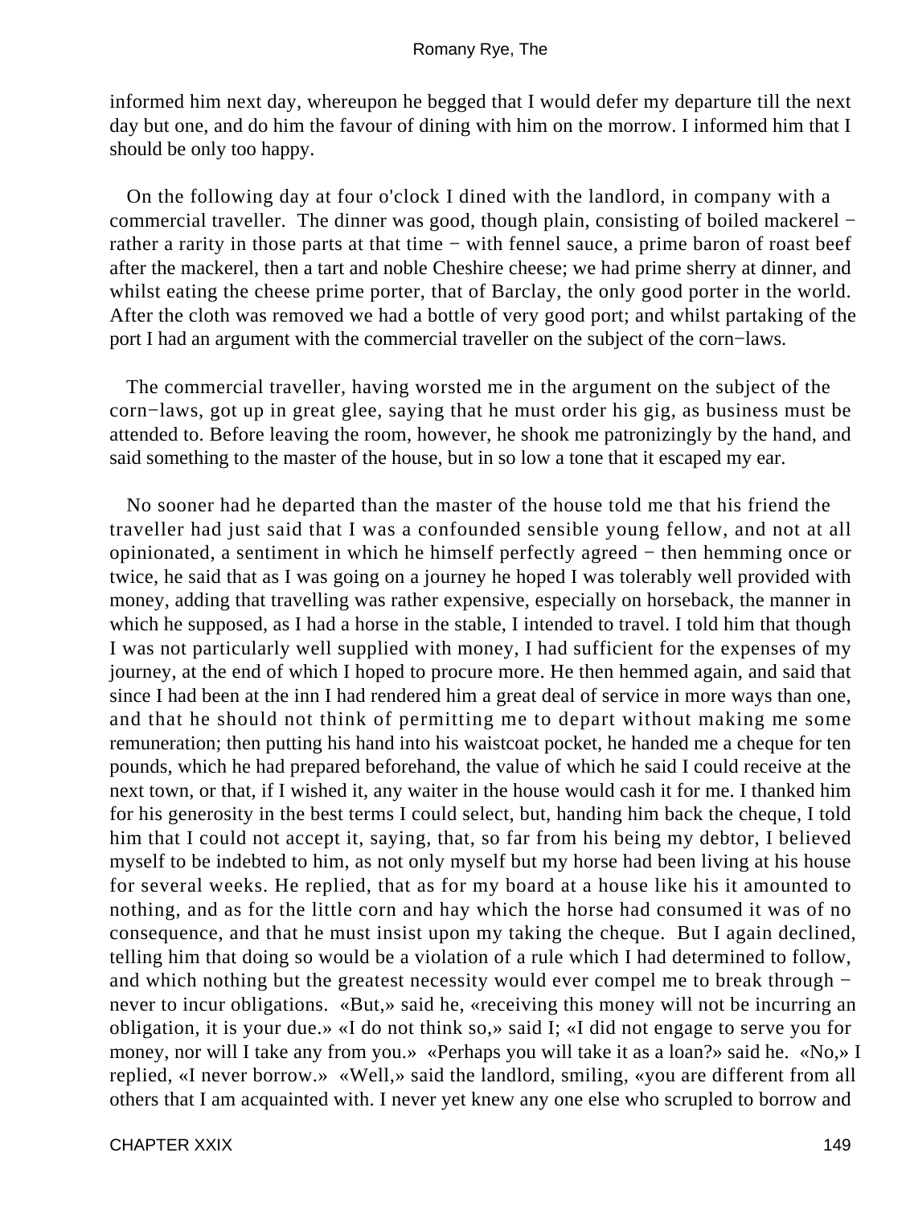informed him next day, whereupon he begged that I would defer my departure till the next day but one, and do him the favour of dining with him on the morrow. I informed him that I should be only too happy.

On the following day at four o'clock I dined with the landlord, in company with a commercial traveller. The dinner was good, though plain, consisting of boiled mackerel − rather a rarity in those parts at that time − with fennel sauce, a prime baron of roast beef after the mackerel, then a tart and noble Cheshire cheese; we had prime sherry at dinner, and whilst eating the cheese prime porter, that of Barclay, the only good porter in the world. After the cloth was removed we had a bottle of very good port; and whilst partaking of the port I had an argument with the commercial traveller on the subject of the corn−laws.

The commercial traveller, having worsted me in the argument on the subject of the corn−laws, got up in great glee, saying that he must order his gig, as business must be attended to. Before leaving the room, however, he shook me patronizingly by the hand, and said something to the master of the house, but in so low a tone that it escaped my ear.

No sooner had he departed than the master of the house told me that his friend the traveller had just said that I was a confounded sensible young fellow, and not at all opinionated, a sentiment in which he himself perfectly agreed − then hemming once or twice, he said that as I was going on a journey he hoped I was tolerably well provided with money, adding that travelling was rather expensive, especially on horseback, the manner in which he supposed, as I had a horse in the stable, I intended to travel. I told him that though I was not particularly well supplied with money, I had sufficient for the expenses of my journey, at the end of which I hoped to procure more. He then hemmed again, and said that since I had been at the inn I had rendered him a great deal of service in more ways than one, and that he should not think of permitting me to depart without making me some remuneration; then putting his hand into his waistcoat pocket, he handed me a cheque for ten pounds, which he had prepared beforehand, the value of which he said I could receive at the next town, or that, if I wished it, any waiter in the house would cash it for me. I thanked him for his generosity in the best terms I could select, but, handing him back the cheque, I told him that I could not accept it, saying, that, so far from his being my debtor, I believed myself to be indebted to him, as not only myself but my horse had been living at his house for several weeks. He replied, that as for my board at a house like his it amounted to nothing, and as for the little corn and hay which the horse had consumed it was of no consequence, and that he must insist upon my taking the cheque. But I again declined, telling him that doing so would be a violation of a rule which I had determined to follow, and which nothing but the greatest necessity would ever compel me to break through − never to incur obligations. «But,» said he, «receiving this money will not be incurring an obligation, it is your due.» «I do not think so,» said I; «I did not engage to serve you for money, nor will I take any from you.» «Perhaps you will take it as a loan?» said he. «No,» I replied, «I never borrow.» «Well,» said the landlord, smiling, «you are different from all others that I am acquainted with. I never yet knew any one else who scrupled to borrow and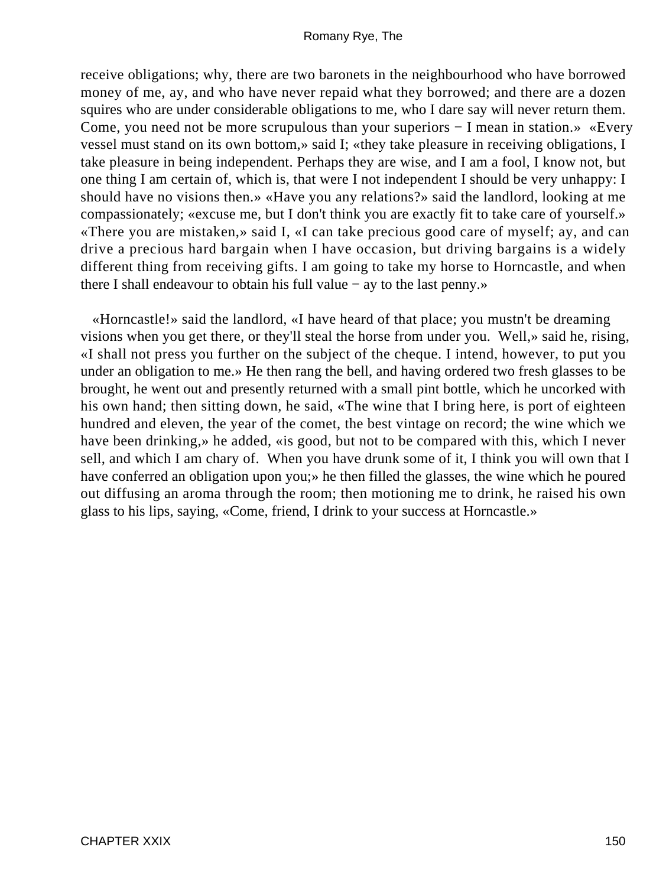receive obligations; why, there are two baronets in the neighbourhood who have borrowed money of me, ay, and who have never repaid what they borrowed; and there are a dozen squires who are under considerable obligations to me, who I dare say will never return them. Come, you need not be more scrupulous than your superiors − I mean in station.» «Every vessel must stand on its own bottom,» said I; «they take pleasure in receiving obligations, I take pleasure in being independent. Perhaps they are wise, and I am a fool, I know not, but one thing I am certain of, which is, that were I not independent I should be very unhappy: I should have no visions then.» «Have you any relations?» said the landlord, looking at me compassionately; «excuse me, but I don't think you are exactly fit to take care of yourself.» «There you are mistaken,» said I, «I can take precious good care of myself; ay, and can drive a precious hard bargain when I have occasion, but driving bargains is a widely different thing from receiving gifts. I am going to take my horse to Horncastle, and when there I shall endeavour to obtain his full value − ay to the last penny.»

«Horncastle!» said the landlord, «I have heard of that place; you mustn't be dreaming visions when you get there, or they'll steal the horse from under you. Well,» said he, rising, «I shall not press you further on the subject of the cheque. I intend, however, to put you under an obligation to me.» He then rang the bell, and having ordered two fresh glasses to be brought, he went out and presently returned with a small pint bottle, which he uncorked with his own hand; then sitting down, he said, «The wine that I bring here, is port of eighteen hundred and eleven, the year of the comet, the best vintage on record; the wine which we have been drinking,» he added, «is good, but not to be compared with this, which I never sell, and which I am chary of. When you have drunk some of it, I think you will own that I have conferred an obligation upon you;» he then filled the glasses, the wine which he poured out diffusing an aroma through the room; then motioning me to drink, he raised his own glass to his lips, saying, «Come, friend, I drink to your success at Horncastle.»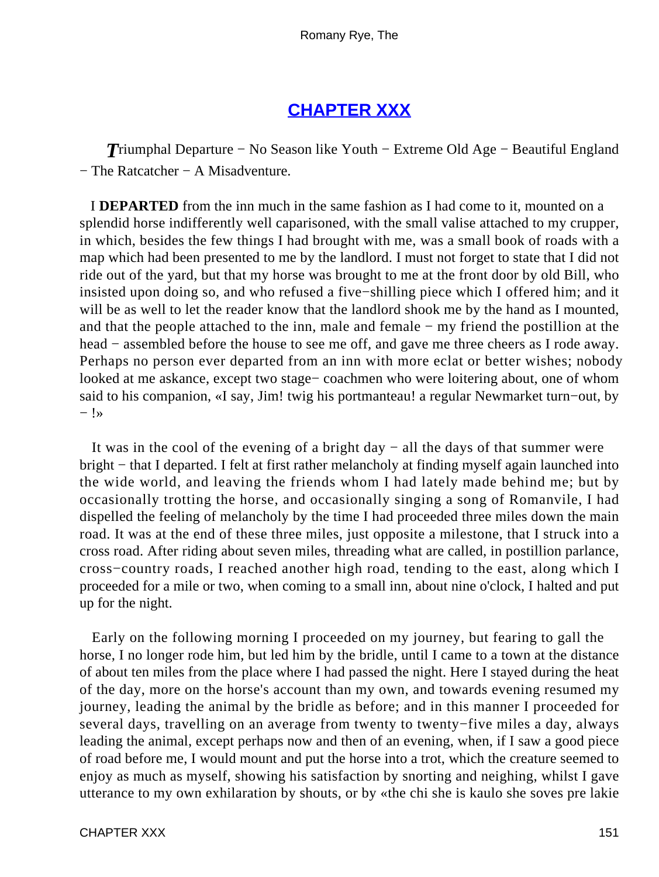## CHAPTER XXX

*T*riumphal Departure − No Season like Youth − Extreme Old Age − Beautiful England − The Ratcatcher − A Misadventure.

I **DEPARTED** from the inn much in the same fashion as I had come to it, mounted on a splendid horse indifferently well caparisoned, with the small valise attached to my crupper, in which, besides the few things I had brought with me, was a small book of roads with a map which had been presented to me by the landlord. I must not forget to state that I did not ride out of the yard, but that my horse was brought to me at the front door by old Bill, who insisted upon doing so, and who refused a five−shilling piece which I offered him; and it will be as well to let the reader know that the landlord shook me by the hand as I mounted, and that the people attached to the inn, male and female − my friend the postillion at the head − assembled before the house to see me off, and gave me three cheers as I rode away. Perhaps no person ever departed from an inn with more eclat or better wishes; nobody looked at me askance, except two stage− coachmen who were loitering about, one of whom said to his companion, «I say, Jim! twig his portmanteau! a regular Newmarket turn−out, by − !»

It was in the cool of the evening of a bright day − all the days of that summer were bright − that I departed. I felt at first rather melancholy at finding myself again launched into the wide world, and leaving the friends whom I had lately made behind me; but by occasionally trotting the horse, and occasionally singing a song of Romanvile, I had dispelled the feeling of melancholy by the time I had proceeded three miles down the main road. It was at the end of these three miles, just opposite a milestone, that I struck into a cross road. After riding about seven miles, threading what are called, in postillion parlance, cross−country roads, I reached another high road, tending to the east, along which I proceeded for a mile or two, when coming to a small inn, about nine o'clock, I halted and put up for the night.

Early on the following morning I proceeded on my journey, but fearing to gall the horse, I no longer rode him, but led him by the bridle, until I came to a town at the distance of about ten miles from the place where I had passed the night. Here I stayed during the heat of the day, more on the horse's account than my own, and towards evening resumed my journey, leading the animal by the bridle as before; and in this manner I proceeded for several days, travelling on an average from twenty to twenty−five miles a day, always leading the animal, except perhaps now and then of an evening, when, if I saw a good piece of road before me, I would mount and put the horse into a trot, which the creature seemed to enjoy as much as myself, showing his satisfaction by snorting and neighing, whilst I gave utterance to my own exhilaration by shouts, or by «the chi she is kaulo she soves pre lakie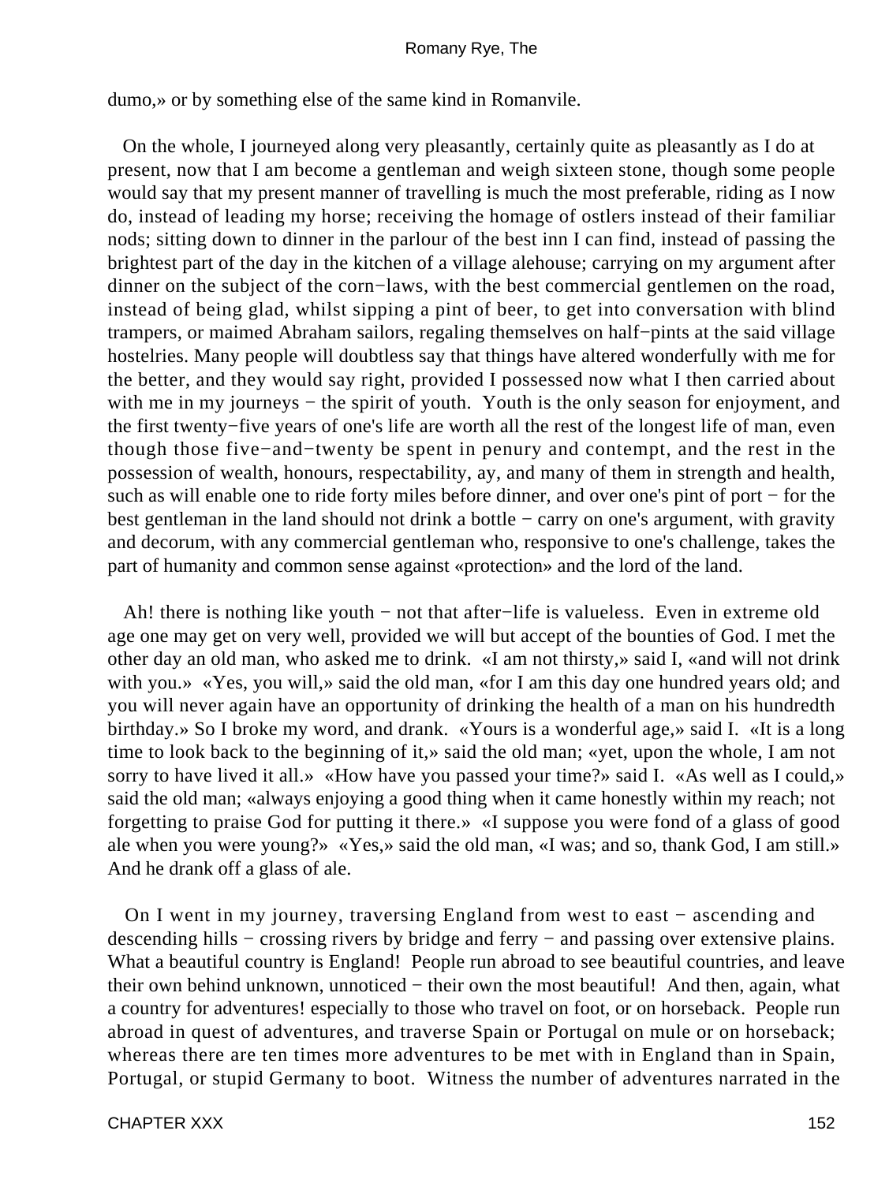dumo,» or by something else of the same kind in Romanvile.

On the whole, I journeyed along very pleasantly, certainly quite as pleasantly as I do at present, now that I am become a gentleman and weigh sixteen stone, though some people would say that my present manner of travelling is much the most preferable, riding as I now do, instead of leading my horse; receiving the homage of ostlers instead of their familiar nods; sitting down to dinner in the parlour of the best inn I can find, instead of passing the brightest part of the day in the kitchen of a village alehouse; carrying on my argument after dinner on the subject of the corn−laws, with the best commercial gentlemen on the road, instead of being glad, whilst sipping a pint of beer, to get into conversation with blind trampers, or maimed Abraham sailors, regaling themselves on half−pints at the said village hostelries. Many people will doubtless say that things have altered wonderfully with me for the better, and they would say right, provided I possessed now what I then carried about with me in my journeys − the spirit of youth. Youth is the only season for enjoyment, and the first twenty−five years of one's life are worth all the rest of the longest life of man, even though those five−and−twenty be spent in penury and contempt, and the rest in the possession of wealth, honours, respectability, ay, and many of them in strength and health, such as will enable one to ride forty miles before dinner, and over one's pint of port − for the best gentleman in the land should not drink a bottle − carry on one's argument, with gravity and decorum, with any commercial gentleman who, responsive to one's challenge, takes the part of humanity and common sense against «protection» and the lord of the land.

Ah! there is nothing like youth − not that after−life is valueless. Even in extreme old age one may get on very well, provided we will but accept of the bounties of God. I met the other day an old man, who asked me to drink. «I am not thirsty,» said I, «and will not drink with you.» «Yes, you will,» said the old man, «for I am this day one hundred years old; and you will never again have an opportunity of drinking the health of a man on his hundredth birthday.» So I broke my word, and drank. «Yours is a wonderful age,» said I. «It is a long time to look back to the beginning of it,» said the old man; «yet, upon the whole, I am not sorry to have lived it all.» «How have you passed your time?» said I. «As well as I could,» said the old man; «always enjoying a good thing when it came honestly within my reach; not forgetting to praise God for putting it there.» «I suppose you were fond of a glass of good ale when you were young?» «Yes,» said the old man, «I was; and so, thank God, I am still.» And he drank off a glass of ale.

On I went in my journey, traversing England from west to east − ascending and descending hills − crossing rivers by bridge and ferry − and passing over extensive plains. What a beautiful country is England! People run abroad to see beautiful countries, and leave their own behind unknown, unnoticed − their own the most beautiful! And then, again, what a country for adventures! especially to those who travel on foot, or on horseback. People run abroad in quest of adventures, and traverse Spain or Portugal on mule or on horseback; whereas there are ten times more adventures to be met with in England than in Spain, Portugal, or stupid Germany to boot. Witness the number of adventures narrated in the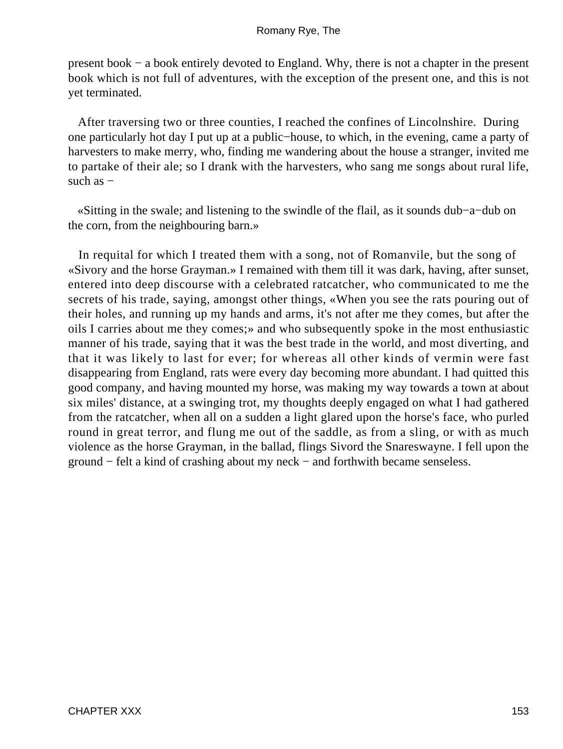present book − a book entirely devoted to England. Why, there is not a chapter in the present book which is not full of adventures, with the exception of the present one, and this is not yet terminated.

After traversing two or three counties, I reached the confines of Lincolnshire. During one particularly hot day I put up at a public−house, to which, in the evening, came a party of harvesters to make merry, who, finding me wandering about the house a stranger, invited me to partake of their ale; so I drank with the harvesters, who sang me songs about rural life, such as −

«Sitting in the swale; and listening to the swindle of the flail, as it sounds dub−a−dub on the corn, from the neighbouring barn.»

In requital for which I treated them with a song, not of Romanvile, but the song of «Sivory and the horse Grayman.» I remained with them till it was dark, having, after sunset, entered into deep discourse with a celebrated ratcatcher, who communicated to me the secrets of his trade, saying, amongst other things, «When you see the rats pouring out of their holes, and running up my hands and arms, it's not after me they comes, but after the oils I carries about me they comes;» and who subsequently spoke in the most enthusiastic manner of his trade, saying that it was the best trade in the world, and most diverting, and that it was likely to last for ever; for whereas all other kinds of vermin were fast disappearing from England, rats were every day becoming more abundant. I had quitted this good company, and having mounted my horse, was making my way towards a town at about six miles' distance, at a swinging trot, my thoughts deeply engaged on what I had gathered from the ratcatcher, when all on a sudden a light glared upon the horse's face, who purled round in great terror, and flung me out of the saddle, as from a sling, or with as much violence as the horse Grayman, in the ballad, flings Sivord the Snareswayne. I fell upon the ground − felt a kind of crashing about my neck − and forthwith became senseless.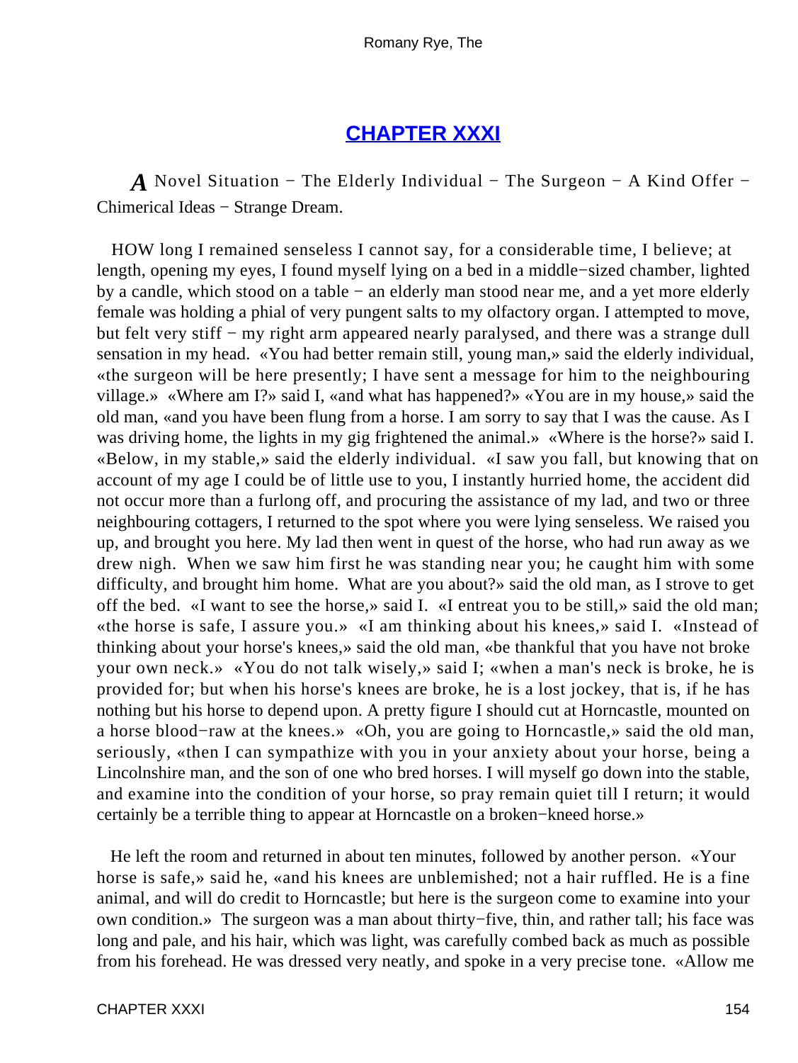## [CHAPTER XXXI](#)

*A* Novel Situation − The Elderly Individual − The Surgeon − A Kind Offer − Chimerical Ideas − Strange Dream.

HOW long I remained senseless I cannot say, for a considerable time, I believe; at length, opening my eyes, I found myself lying on a bed in a middle−sized chamber, lighted by a candle, which stood on a table − an elderly man stood near me, and a yet more elderly female was holding a phial of very pungent salts to my olfactory organ. I attempted to move, but felt very stiff − my right arm appeared nearly paralysed, and there was a strange dull sensation in my head. «You had better remain still, young man,» said the elderly individual, «the surgeon will be here presently; I have sent a message for him to the neighbouring village.» «Where am I?» said I, «and what has happened?» «You are in my house,» said the old man, «and you have been flung from a horse. I am sorry to say that I was the cause. As I was driving home, the lights in my gig frightened the animal.» «Where is the horse?» said I. «Below, in my stable,» said the elderly individual. «I saw you fall, but knowing that on account of my age I could be of little use to you, I instantly hurried home, the accident did not occur more than a furlong off, and procuring the assistance of my lad, and two or three neighbouring cottagers, I returned to the spot where you were lying senseless. We raised you up, and brought you here. My lad then went in quest of the horse, who had run away as we drew nigh. When we saw him first he was standing near you; he caught him with some difficulty, and brought him home. What are you about?» said the old man, as I strove to get off the bed. «I want to see the horse,» said I. «I entreat you to be still,» said the old man; «the horse is safe, I assure you.» «I am thinking about his knees,» said I. «Instead of thinking about your horse's knees,» said the old man, «be thankful that you have not broke your own neck.» «You do not talk wisely,» said I; «when a man's neck is broke, he is provided for; but when his horse's knees are broke, he is a lost jockey, that is, if he has nothing but his horse to depend upon. A pretty figure I should cut at Horncastle, mounted on a horse blood−raw at the knees.» «Oh, you are going to Horncastle,» said the old man, seriously, «then I can sympathize with you in your anxiety about your horse, being a Lincolnshire man, and the son of one who bred horses. I will myself go down into the stable, and examine into the condition of your horse, so pray remain quiet till I return; it would certainly be a terrible thing to appear at Horncastle on a broken−kneed horse.»

He left the room and returned in about ten minutes, followed by another person. «Your horse is safe,» said he, «and his knees are unblemished; not a hair ruffled. He is a fine animal, and will do credit to Horncastle; but here is the surgeon come to examine into your own condition.» The surgeon was a man about thirty−five, thin, and rather tall; his face was long and pale, and his hair, which was light, was carefully combed back as much as possible from his forehead. He was dressed very neatly, and spoke in a very precise tone. «Allow me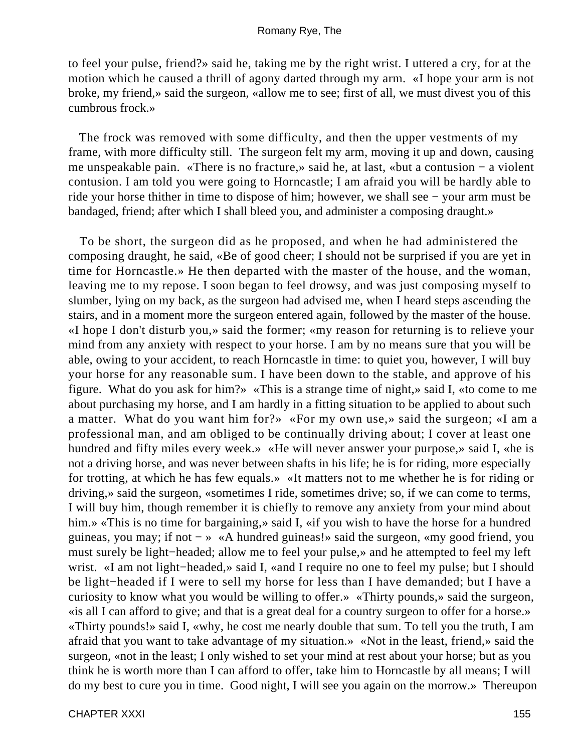to feel your pulse, friend?» said he, taking me by the right wrist. I uttered a cry, for at the motion which he caused a thrill of agony darted through my arm. «I hope your arm is not broke, my friend,» said the surgeon, «allow me to see; first of all, we must divest you of this cumbrous frock.»

The frock was removed with some difficulty, and then the upper vestments of my frame, with more difficulty still. The surgeon felt my arm, moving it up and down, causing me unspeakable pain. «There is no fracture,» said he, at last, «but a contusion − a violent contusion. I am told you were going to Horncastle; I am afraid you will be hardly able to ride your horse thither in time to dispose of him; however, we shall see − your arm must be bandaged, friend; after which I shall bleed you, and administer a composing draught.»

To be short, the surgeon did as he proposed, and when he had administered the composing draught, he said, «Be of good cheer; I should not be surprised if you are yet in time for Horncastle.» He then departed with the master of the house, and the woman, leaving me to my repose. I soon began to feel drowsy, and was just composing myself to slumber, lying on my back, as the surgeon had advised me, when I heard steps ascending the stairs, and in a moment more the surgeon entered again, followed by the master of the house. «I hope I don't disturb you,» said the former; «my reason for returning is to relieve your mind from any anxiety with respect to your horse. I am by no means sure that you will be able, owing to your accident, to reach Horncastle in time: to quiet you, however, I will buy your horse for any reasonable sum. I have been down to the stable, and approve of his figure. What do you ask for him?» «This is a strange time of night,» said I, «to come to me about purchasing my horse, and I am hardly in a fitting situation to be applied to about such a matter. What do you want him for?» «For my own use,» said the surgeon; «I am a professional man, and am obliged to be continually driving about; I cover at least one hundred and fifty miles every week.» «He will never answer your purpose,» said I, «he is not a driving horse, and was never between shafts in his life; he is for riding, more especially for trotting, at which he has few equals.» «It matters not to me whether he is for riding or driving,» said the surgeon, «sometimes I ride, sometimes drive; so, if we can come to terms, I will buy him, though remember it is chiefly to remove any anxiety from your mind about him.» «This is no time for bargaining,» said I, «if you wish to have the horse for a hundred guineas, you may; if not − » «A hundred guineas!» said the surgeon, «my good friend, you must surely be light−headed; allow me to feel your pulse,» and he attempted to feel my left wrist. «I am not light−headed,» said I, «and I require no one to feel my pulse; but I should be light−headed if I were to sell my horse for less than I have demanded; but I have a curiosity to know what you would be willing to offer.» «Thirty pounds,» said the surgeon, «is all I can afford to give; and that is a great deal for a country surgeon to offer for a horse.» «Thirty pounds!» said I, «why, he cost me nearly double that sum. To tell you the truth, I am afraid that you want to take advantage of my situation.» «Not in the least, friend,» said the surgeon, «not in the least; I only wished to set your mind at rest about your horse; but as you think he is worth more than I can afford to offer, take him to Horncastle by all means; I will do my best to cure you in time. Good night, I will see you again on the morrow.» Thereupon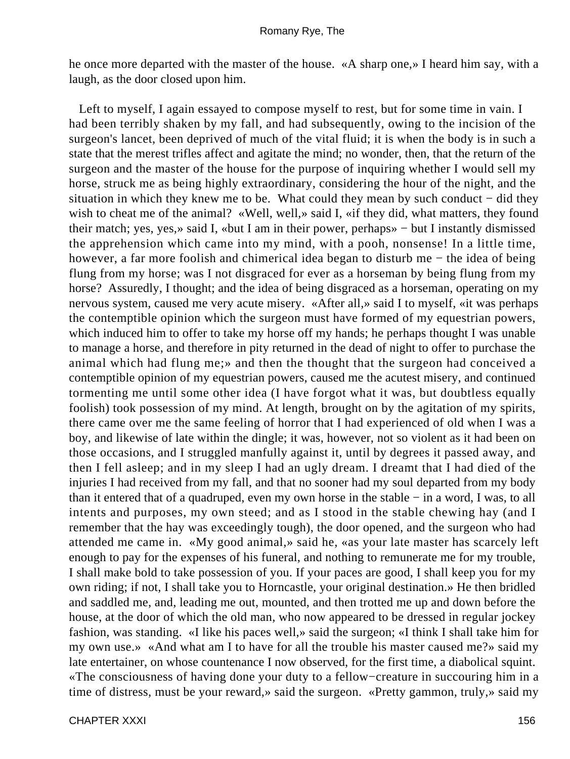he once more departed with the master of the house. «A sharp one,» I heard him say, with a laugh, as the door closed upon him.

Left to myself, I again essayed to compose myself to rest, but for some time in vain. I had been terribly shaken by my fall, and had subsequently, owing to the incision of the surgeon's lancet, been deprived of much of the vital fluid; it is when the body is in such a state that the merest trifles affect and agitate the mind; no wonder, then, that the return of the surgeon and the master of the house for the purpose of inquiring whether I would sell my horse, struck me as being highly extraordinary, considering the hour of the night, and the situation in which they knew me to be. What could they mean by such conduct − did they wish to cheat me of the animal? «Well, well,» said I, «if they did, what matters, they found their match; yes, yes,» said I, «but I am in their power, perhaps» − but I instantly dismissed the apprehension which came into my mind, with a pooh, nonsense! In a little time, however, a far more foolish and chimerical idea began to disturb me − the idea of being flung from my horse; was I not disgraced for ever as a horseman by being flung from my horse? Assuredly, I thought; and the idea of being disgraced as a horseman, operating on my nervous system, caused me very acute misery. «After all,» said I to myself, «it was perhaps the contemptible opinion which the surgeon must have formed of my equestrian powers, which induced him to offer to take my horse off my hands; he perhaps thought I was unable to manage a horse, and therefore in pity returned in the dead of night to offer to purchase the animal which had flung me;» and then the thought that the surgeon had conceived a contemptible opinion of my equestrian powers, caused me the acutest misery, and continued tormenting me until some other idea (I have forgot what it was, but doubtless equally foolish) took possession of my mind. At length, brought on by the agitation of my spirits, there came over me the same feeling of horror that I had experienced of old when I was a boy, and likewise of late within the dingle; it was, however, not so violent as it had been on those occasions, and I struggled manfully against it, until by degrees it passed away, and then I fell asleep; and in my sleep I had an ugly dream. I dreamt that I had died of the injuries I had received from my fall, and that no sooner had my soul departed from my body than it entered that of a quadruped, even my own horse in the stable − in a word, I was, to all intents and purposes, my own steed; and as I stood in the stable chewing hay (and I remember that the hay was exceedingly tough), the door opened, and the surgeon who had attended me came in. «My good animal,» said he, «as your late master has scarcely left enough to pay for the expenses of his funeral, and nothing to remunerate me for my trouble, I shall make bold to take possession of you. If your paces are good, I shall keep you for my own riding; if not, I shall take you to Horncastle, your original destination.» He then bridled and saddled me, and, leading me out, mounted, and then trotted me up and down before the house, at the door of which the old man, who now appeared to be dressed in regular jockey fashion, was standing. «I like his paces well,» said the surgeon; «I think I shall take him for my own use.» «And what am I to have for all the trouble his master caused me?» said my late entertainer, on whose countenance I now observed, for the first time, a diabolical squint. «The consciousness of having done your duty to a fellow−creature in succouring him in a time of distress, must be your reward,» said the surgeon. «Pretty gammon, truly,» said my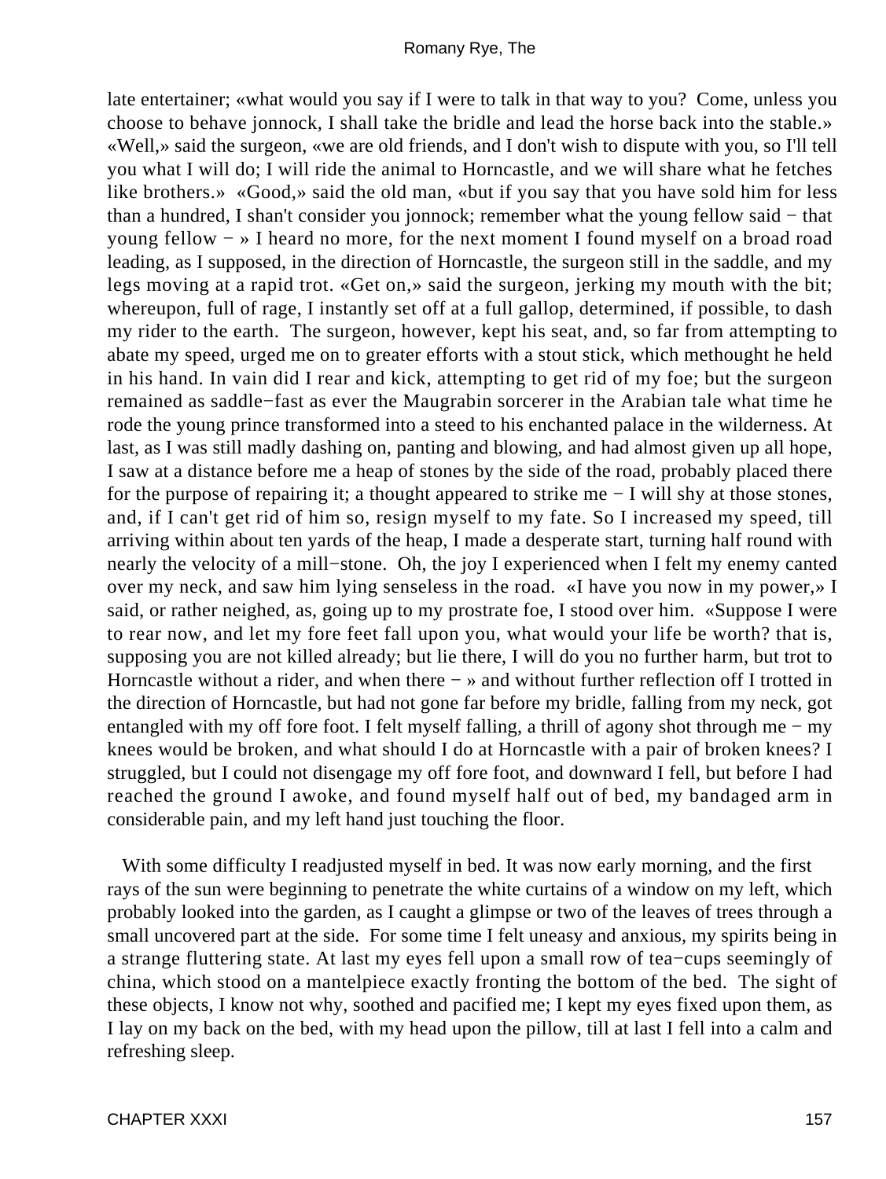late entertainer; «what would you say if I were to talk in that way to you? Come, unless you choose to behave jonnock, I shall take the bridle and lead the horse back into the stable.» «Well,» said the surgeon, «we are old friends, and I don't wish to dispute with you, so I'll tell you what I will do; I will ride the animal to Horncastle, and we will share what he fetches like brothers.» «Good,» said the old man, «but if you say that you have sold him for less than a hundred, I shan't consider you jonnock; remember what the young fellow said − that young fellow − » I heard no more, for the next moment I found myself on a broad road leading, as I supposed, in the direction of Horncastle, the surgeon still in the saddle, and my legs moving at a rapid trot. «Get on,» said the surgeon, jerking my mouth with the bit; whereupon, full of rage, I instantly set off at a full gallop, determined, if possible, to dash my rider to the earth. The surgeon, however, kept his seat, and, so far from attempting to abate my speed, urged me on to greater efforts with a stout stick, which methought he held in his hand. In vain did I rear and kick, attempting to get rid of my foe; but the surgeon remained as saddle−fast as ever the Maugrabin sorcerer in the Arabian tale what time he rode the young prince transformed into a steed to his enchanted palace in the wilderness. At last, as I was still madly dashing on, panting and blowing, and had almost given up all hope, I saw at a distance before me a heap of stones by the side of the road, probably placed there for the purpose of repairing it; a thought appeared to strike me − I will shy at those stones, and, if I can't get rid of him so, resign myself to my fate. So I increased my speed, till arriving within about ten yards of the heap, I made a desperate start, turning half round with nearly the velocity of a mill−stone. Oh, the joy I experienced when I felt my enemy canted over my neck, and saw him lying senseless in the road. «I have you now in my power,» I said, or rather neighed, as, going up to my prostrate foe, I stood over him. «Suppose I were to rear now, and let my fore feet fall upon you, what would your life be worth? that is, supposing you are not killed already; but lie there, I will do you no further harm, but trot to Horncastle without a rider, and when there − » and without further reflection off I trotted in the direction of Horncastle, but had not gone far before my bridle, falling from my neck, got entangled with my off fore foot. I felt myself falling, a thrill of agony shot through me − my knees would be broken, and what should I do at Horncastle with a pair of broken knees? I struggled, but I could not disengage my off fore foot, and downward I fell, but before I had reached the ground I awoke, and found myself half out of bed, my bandaged arm in considerable pain, and my left hand just touching the floor.

With some difficulty I readjusted myself in bed. It was now early morning, and the first rays of the sun were beginning to penetrate the white curtains of a window on my left, which probably looked into the garden, as I caught a glimpse or two of the leaves of trees through a small uncovered part at the side. For some time I felt uneasy and anxious, my spirits being in a strange fluttering state. At last my eyes fell upon a small row of tea−cups seemingly of china, which stood on a mantelpiece exactly fronting the bottom of the bed. The sight of these objects, I know not why, soothed and pacified me; I kept my eyes fixed upon them, as I lay on my back on the bed, with my head upon the pillow, till at last I fell into a calm and refreshing sleep.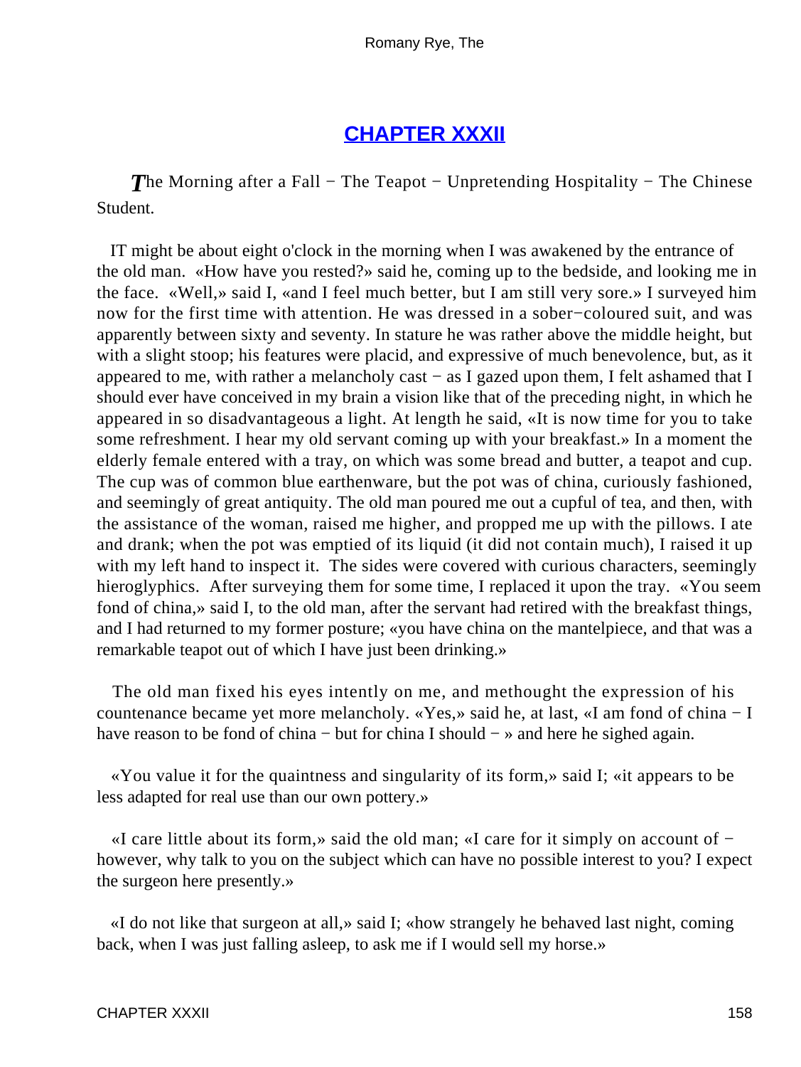## CHAPTER XXXII

*T*he Morning after a Fall − The Teapot − Unpretending Hospitality − The Chinese Student.

IT might be about eight o'clock in the morning when I was awakened by the entrance of the old man. «How have you rested?» said he, coming up to the bedside, and looking me in the face. «Well,» said I, «and I feel much better, but I am still very sore.» I surveyed him now for the first time with attention. He was dressed in a sober−coloured suit, and was apparently between sixty and seventy. In stature he was rather above the middle height, but with a slight stoop; his features were placid, and expressive of much benevolence, but, as it appeared to me, with rather a melancholy cast − as I gazed upon them, I felt ashamed that I should ever have conceived in my brain a vision like that of the preceding night, in which he appeared in so disadvantageous a light. At length he said, «It is now time for you to take some refreshment. I hear my old servant coming up with your breakfast.» In a moment the elderly female entered with a tray, on which was some bread and butter, a teapot and cup. The cup was of common blue earthenware, but the pot was of china, curiously fashioned, and seemingly of great antiquity. The old man poured me out a cupful of tea, and then, with the assistance of the woman, raised me higher, and propped me up with the pillows. I ate and drank; when the pot was emptied of its liquid (it did not contain much), I raised it up with my left hand to inspect it. The sides were covered with curious characters, seemingly hieroglyphics. After surveying them for some time, I replaced it upon the tray. «You seem fond of china,» said I, to the old man, after the servant had retired with the breakfast things, and I had returned to my former posture; «you have china on the mantelpiece, and that was a remarkable teapot out of which I have just been drinking.»

The old man fixed his eyes intently on me, and methought the expression of his countenance became yet more melancholy. «Yes,» said he, at last, «I am fond of china − I have reason to be fond of china − but for china I should − » and here he sighed again.

«You value it for the quaintness and singularity of its form,» said I; «it appears to be less adapted for real use than our own pottery.»

«I care little about its form,» said the old man; «I care for it simply on account of − however, why talk to you on the subject which can have no possible interest to you? I expect the surgeon here presently.»

«I do not like that surgeon at all,» said I; «how strangely he behaved last night, coming back, when I was just falling asleep, to ask me if I would sell my horse.»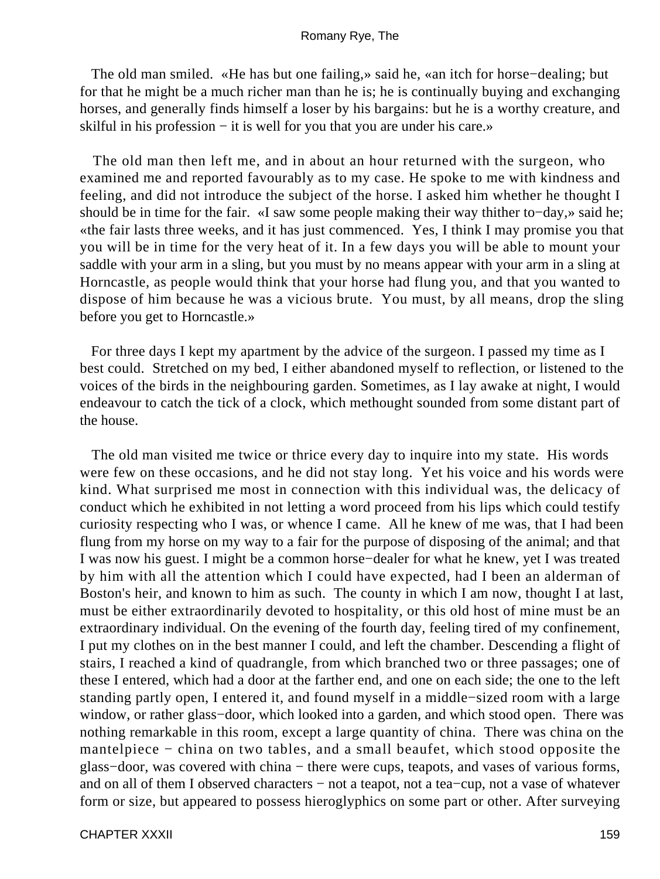The old man smiled. «He has but one failing,» said he, «an itch for horse−dealing; but for that he might be a much richer man than he is; he is continually buying and exchanging horses, and generally finds himself a loser by his bargains: but he is a worthy creature, and skilful in his profession − it is well for you that you are under his care.»

The old man then left me, and in about an hour returned with the surgeon, who examined me and reported favourably as to my case. He spoke to me with kindness and feeling, and did not introduce the subject of the horse. I asked him whether he thought I should be in time for the fair. «I saw some people making their way thither to−day,» said he; «the fair lasts three weeks, and it has just commenced. Yes, I think I may promise you that you will be in time for the very heat of it. In a few days you will be able to mount your saddle with your arm in a sling, but you must by no means appear with your arm in a sling at Horncastle, as people would think that your horse had flung you, and that you wanted to dispose of him because he was a vicious brute. You must, by all means, drop the sling before you get to Horncastle.»

For three days I kept my apartment by the advice of the surgeon. I passed my time as I best could. Stretched on my bed, I either abandoned myself to reflection, or listened to the voices of the birds in the neighbouring garden. Sometimes, as I lay awake at night, I would endeavour to catch the tick of a clock, which methought sounded from some distant part of the house.

The old man visited me twice or thrice every day to inquire into my state. His words were few on these occasions, and he did not stay long. Yet his voice and his words were kind. What surprised me most in connection with this individual was, the delicacy of conduct which he exhibited in not letting a word proceed from his lips which could testify curiosity respecting who I was, or whence I came. All he knew of me was, that I had been flung from my horse on my way to a fair for the purpose of disposing of the animal; and that I was now his guest. I might be a common horse−dealer for what he knew, yet I was treated by him with all the attention which I could have expected, had I been an alderman of Boston's heir, and known to him as such. The county in which I am now, thought I at last, must be either extraordinarily devoted to hospitality, or this old host of mine must be an extraordinary individual. On the evening of the fourth day, feeling tired of my confinement, I put my clothes on in the best manner I could, and left the chamber. Descending a flight of stairs, I reached a kind of quadrangle, from which branched two or three passages; one of these I entered, which had a door at the farther end, and one on each side; the one to the left standing partly open, I entered it, and found myself in a middle−sized room with a large window, or rather glass−door, which looked into a garden, and which stood open. There was nothing remarkable in this room, except a large quantity of china. There was china on the mantelpiece − china on two tables, and a small beaufet, which stood opposite the glass−door, was covered with china − there were cups, teapots, and vases of various forms, and on all of them I observed characters − not a teapot, not a tea−cup, not a vase of whatever form or size, but appeared to possess hieroglyphics on some part or other. After surveying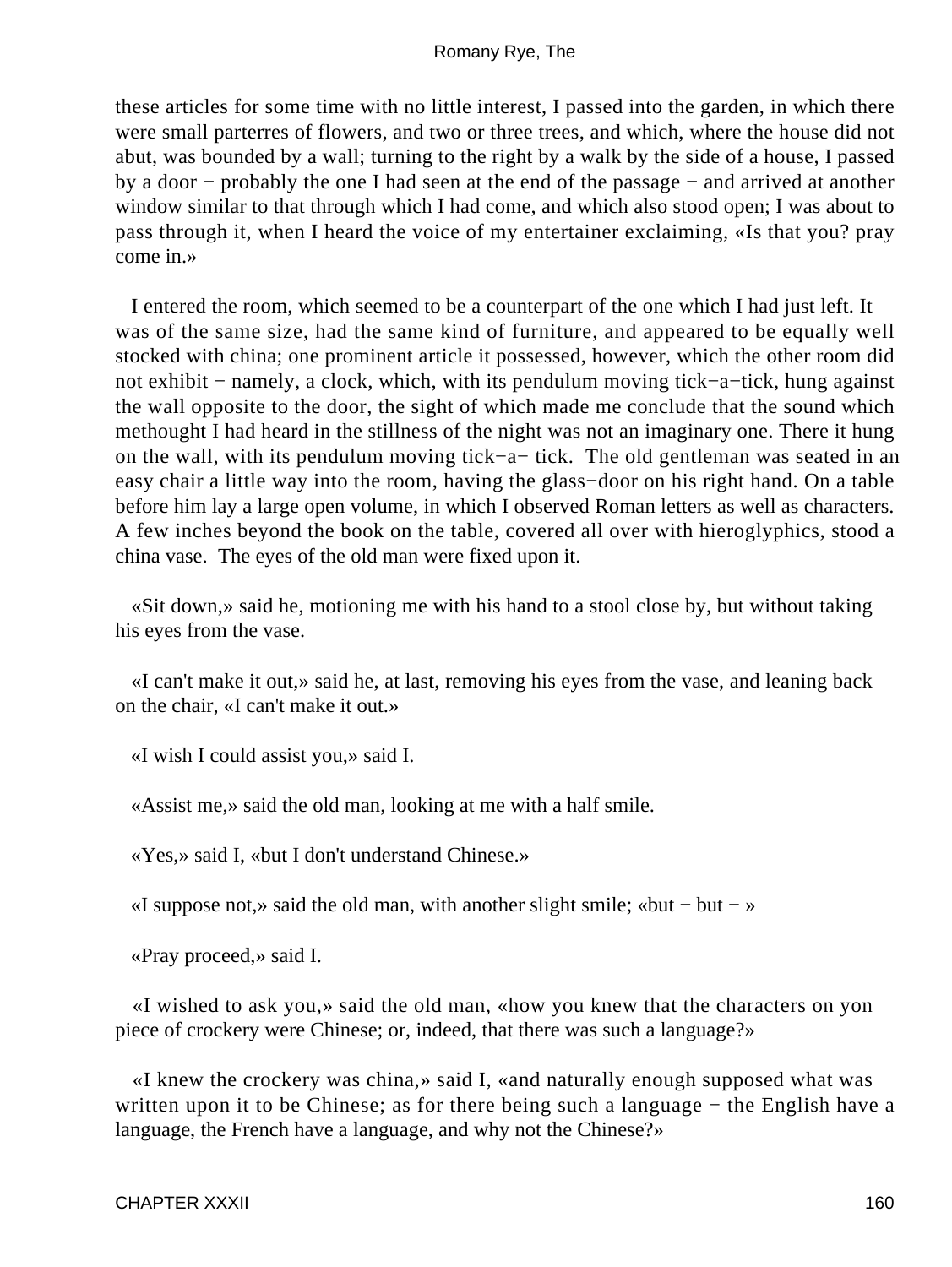these articles for some time with no little interest, I passed into the garden, in which there were small parterres of flowers, and two or three trees, and which, where the house did not abut, was bounded by a wall; turning to the right by a walk by the side of a house, I passed by a door − probably the one I had seen at the end of the passage − and arrived at another window similar to that through which I had come, and which also stood open; I was about to pass through it, when I heard the voice of my entertainer exclaiming, «Is that you? pray come in.»

I entered the room, which seemed to be a counterpart of the one which I had just left. It was of the same size, had the same kind of furniture, and appeared to be equally well stocked with china; one prominent article it possessed, however, which the other room did not exhibit − namely, a clock, which, with its pendulum moving tick−a−tick, hung against the wall opposite to the door, the sight of which made me conclude that the sound which methought I had heard in the stillness of the night was not an imaginary one. There it hung on the wall, with its pendulum moving tick−a− tick. The old gentleman was seated in an easy chair a little way into the room, having the glass−door on his right hand. On a table before him lay a large open volume, in which I observed Roman letters as well as characters. A few inches beyond the book on the table, covered all over with hieroglyphics, stood a china vase. The eyes of the old man were fixed upon it.

«Sit down,» said he, motioning me with his hand to a stool close by, but without taking his eyes from the vase.

«I can't make it out,» said he, at last, removing his eyes from the vase, and leaning back on the chair, «I can't make it out.»

«I wish I could assist you,» said I.

«Assist me,» said the old man, looking at me with a half smile.

«Yes,» said I, «but I don't understand Chinese.»

«I suppose not,» said the old man, with another slight smile; «but − but − »

«Pray proceed,» said I.

«I wished to ask you,» said the old man, «how you knew that the characters on yon piece of crockery were Chinese; or, indeed, that there was such a language?»

«I knew the crockery was china,» said I, «and naturally enough supposed what was written upon it to be Chinese; as for there being such a language − the English have a language, the French have a language, and why not the Chinese?»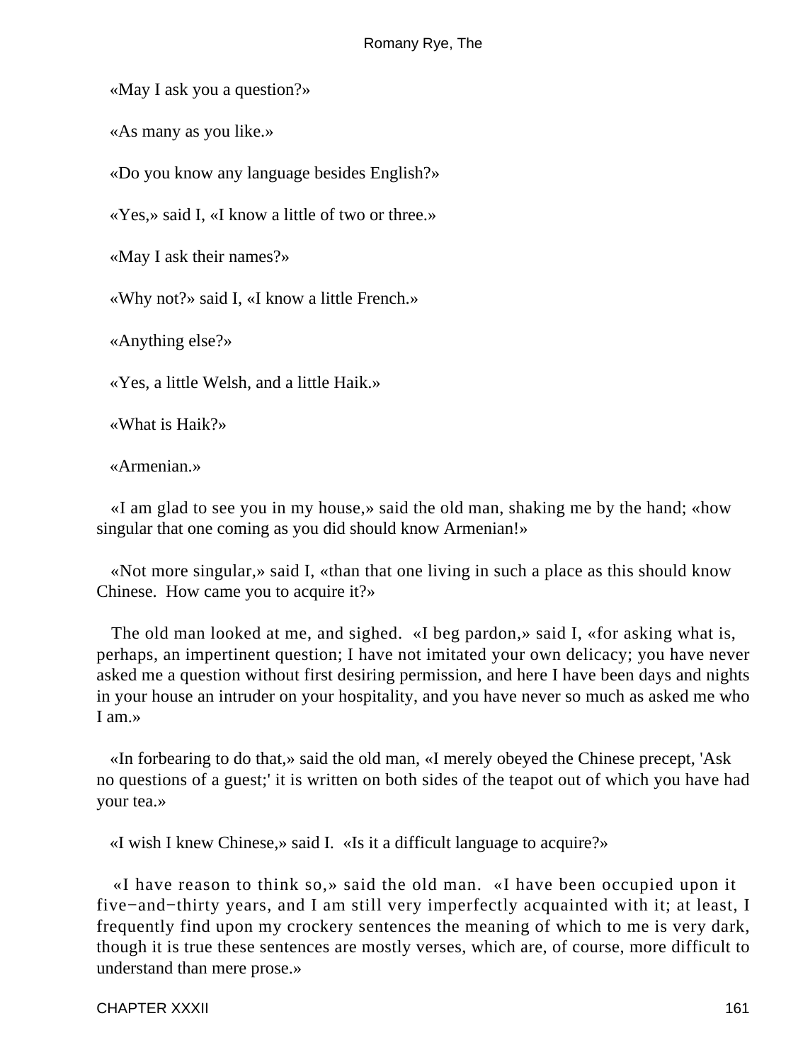«May I ask you a question?»

«As many as you like.»

«Do you know any language besides English?»

«Yes,» said I, «I know a little of two or three.»

«May I ask their names?»

«Why not?» said I, «I know a little French.»

«Anything else?»

«Yes, a little Welsh, and a little Haik.»

«What is Haik?»

«Armenian.»

«I am glad to see you in my house,» said the old man, shaking me by the hand; «how singular that one coming as you did should know Armenian!»

«Not more singular,» said I, «than that one living in such a place as this should know Chinese. How came you to acquire it?»

The old man looked at me, and sighed. «I beg pardon,» said I, «for asking what is, perhaps, an impertinent question; I have not imitated your own delicacy; you have never asked me a question without first desiring permission, and here I have been days and nights in your house an intruder on your hospitality, and you have never so much as asked me who I am.»

«In forbearing to do that,» said the old man, «I merely obeyed the Chinese precept, 'Ask no questions of a guest;' it is written on both sides of the teapot out of which you have had your tea.»

«I wish I knew Chinese,» said I. «Is it a difficult language to acquire?»

«I have reason to think so,» said the old man. «I have been occupied upon it five−and−thirty years, and I am still very imperfectly acquainted with it; at least, I frequently find upon my crockery sentences the meaning of which to me is very dark, though it is true these sentences are mostly verses, which are, of course, more difficult to understand than mere prose.»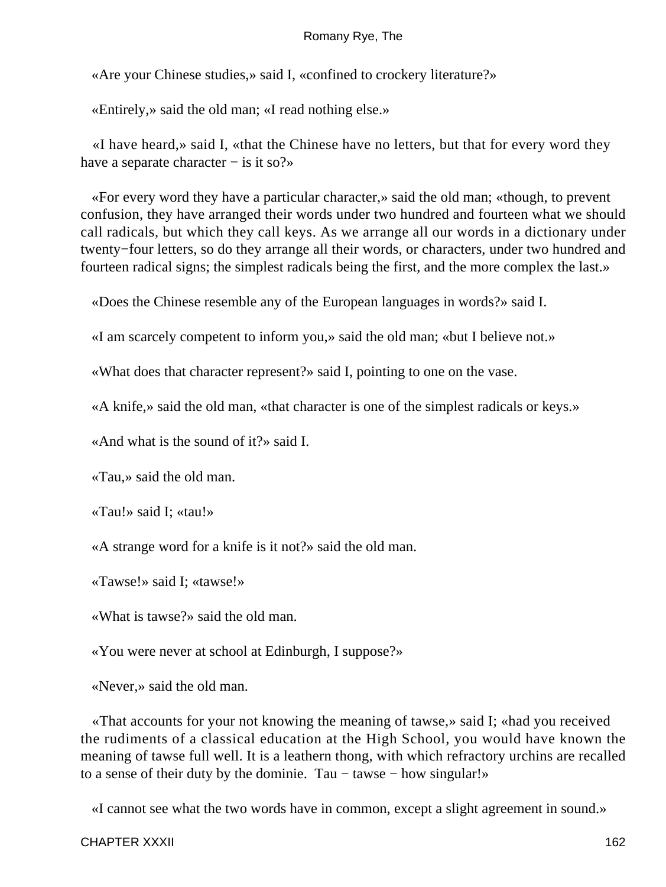«Are your Chinese studies,» said I, «confined to crockery literature?»

«Entirely,» said the old man; «I read nothing else.»

«I have heard,» said I, «that the Chinese have no letters, but that for every word they have a separate character − is it so?»

«For every word they have a particular character,» said the old man; «though, to prevent confusion, they have arranged their words under two hundred and fourteen what we should call radicals, but which they call keys. As we arrange all our words in a dictionary under twenty−four letters, so do they arrange all their words, or characters, under two hundred and fourteen radical signs; the simplest radicals being the first, and the more complex the last.»

«Does the Chinese resemble any of the European languages in words?» said I.

«I am scarcely competent to inform you,» said the old man; «but I believe not.»

«What does that character represent?» said I, pointing to one on the vase.

«A knife,» said the old man, «that character is one of the simplest radicals or keys.»

«And what is the sound of it?» said I.

«Tau,» said the old man.

«Tau!» said I; «tau!»

«A strange word for a knife is it not?» said the old man.

«Tawse!» said I; «tawse!»

«What is tawse?» said the old man.

«You were never at school at Edinburgh, I suppose?»

«Never,» said the old man.

«That accounts for your not knowing the meaning of tawse,» said I; «had you received the rudiments of a classical education at the High School, you would have known the meaning of tawse full well. It is a leathern thong, with which refractory urchins are recalled to a sense of their duty by the dominie. Tau − tawse − how singular!»

«I cannot see what the two words have in common, except a slight agreement in sound.»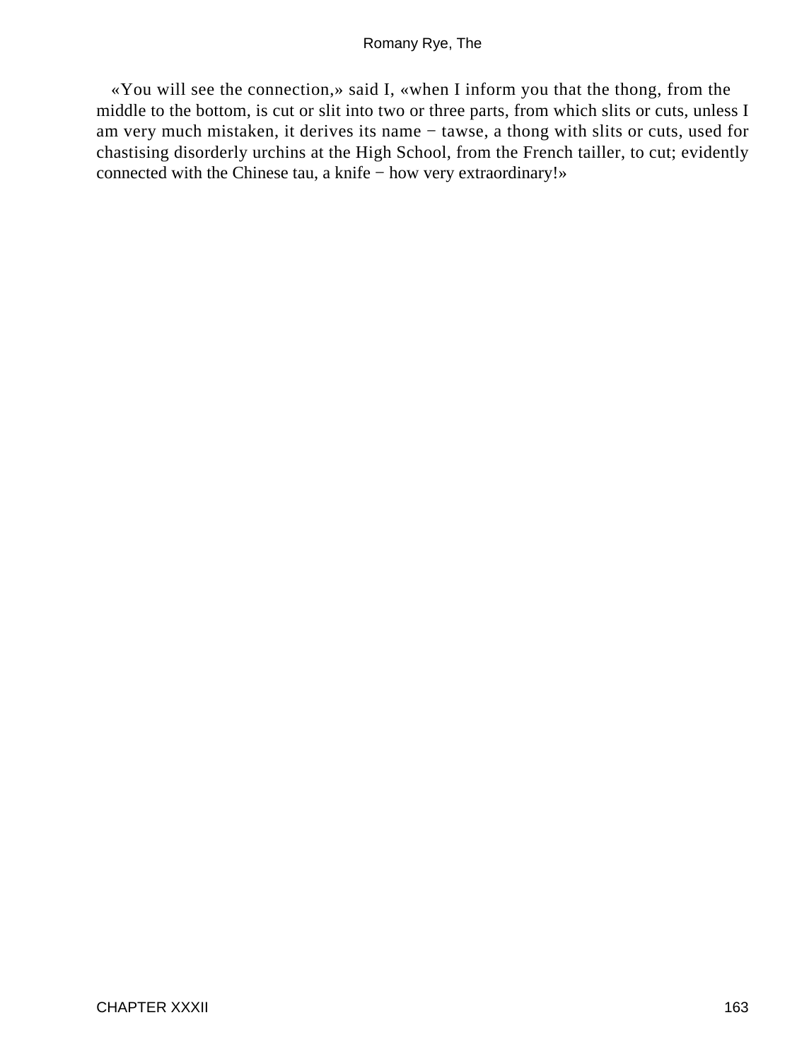«You will see the connection,» said I, «when I inform you that the thong, from the middle to the bottom, is cut or slit into two or three parts, from which slits or cuts, unless I am very much mistaken, it derives its name − tawse, a thong with slits or cuts, used for chastising disorderly urchins at the High School, from the French tailler, to cut; evidently connected with the Chinese tau, a knife − how very extraordinary!»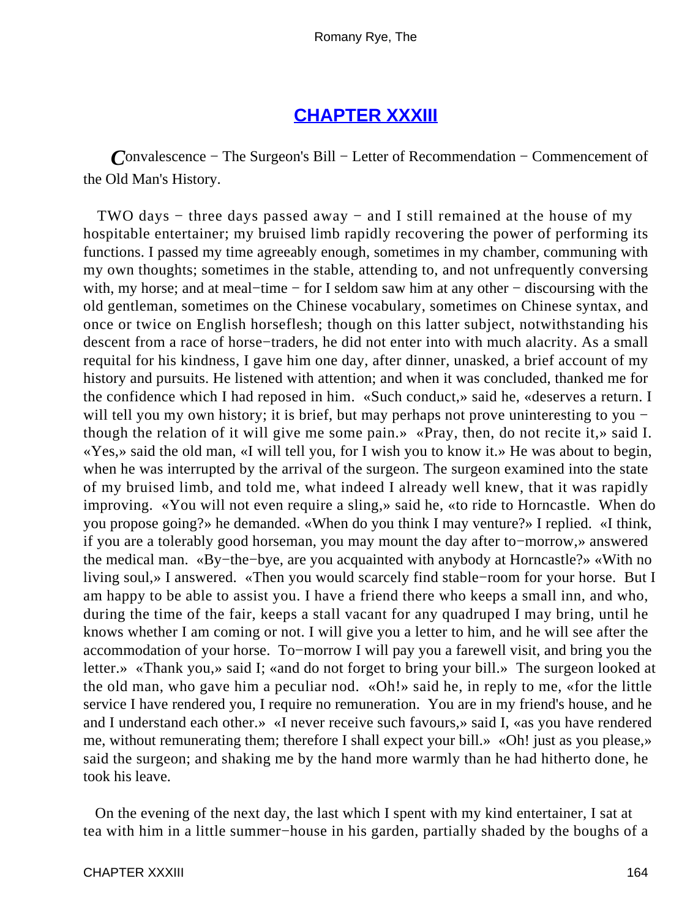## CHAPTER XXXIII

*C*onvalescence − The Surgeon's Bill − Letter of Recommendation − Commencement of the Old Man's History.

TWO days − three days passed away − and I still remained at the house of my hospitable entertainer; my bruised limb rapidly recovering the power of performing its functions. I passed my time agreeably enough, sometimes in my chamber, communing with my own thoughts; sometimes in the stable, attending to, and not unfrequently conversing with, my horse; and at meal−time − for I seldom saw him at any other − discoursing with the old gentleman, sometimes on the Chinese vocabulary, sometimes on Chinese syntax, and once or twice on English horseflesh; though on this latter subject, notwithstanding his descent from a race of horse−traders, he did not enter into with much alacrity. As a small requital for his kindness, I gave him one day, after dinner, unasked, a brief account of my history and pursuits. He listened with attention; and when it was concluded, thanked me for the confidence which I had reposed in him. «Such conduct,» said he, «deserves a return. I will tell you my own history; it is brief, but may perhaps not prove uninteresting to you − though the relation of it will give me some pain.» «Pray, then, do not recite it,» said I. «Yes,» said the old man, «I will tell you, for I wish you to know it.» He was about to begin, when he was interrupted by the arrival of the surgeon. The surgeon examined into the state of my bruised limb, and told me, what indeed I already well knew, that it was rapidly improving. «You will not even require a sling,» said he, «to ride to Horncastle. When do you propose going?» he demanded. «When do you think I may venture?» I replied. «I think, if you are a tolerably good horseman, you may mount the day after to−morrow,» answered the medical man. «By−the−bye, are you acquainted with anybody at Horncastle?» «With no living soul,» I answered. «Then you would scarcely find stable−room for your horse. But I am happy to be able to assist you. I have a friend there who keeps a small inn, and who, during the time of the fair, keeps a stall vacant for any quadruped I may bring, until he knows whether I am coming or not. I will give you a letter to him, and he will see after the accommodation of your horse. To−morrow I will pay you a farewell visit, and bring you the letter.» «Thank you,» said I; «and do not forget to bring your bill.» The surgeon looked at the old man, who gave him a peculiar nod. «Oh!» said he, in reply to me, «for the little service I have rendered you, I require no remuneration. You are in my friend's house, and he and I understand each other.» «I never receive such favours,» said I, «as you have rendered me, without remunerating them; therefore I shall expect your bill.» «Oh! just as you please,» said the surgeon; and shaking me by the hand more warmly than he had hitherto done, he took his leave.

On the evening of the next day, the last which I spent with my kind entertainer, I sat at tea with him in a little summer−house in his garden, partially shaded by the boughs of a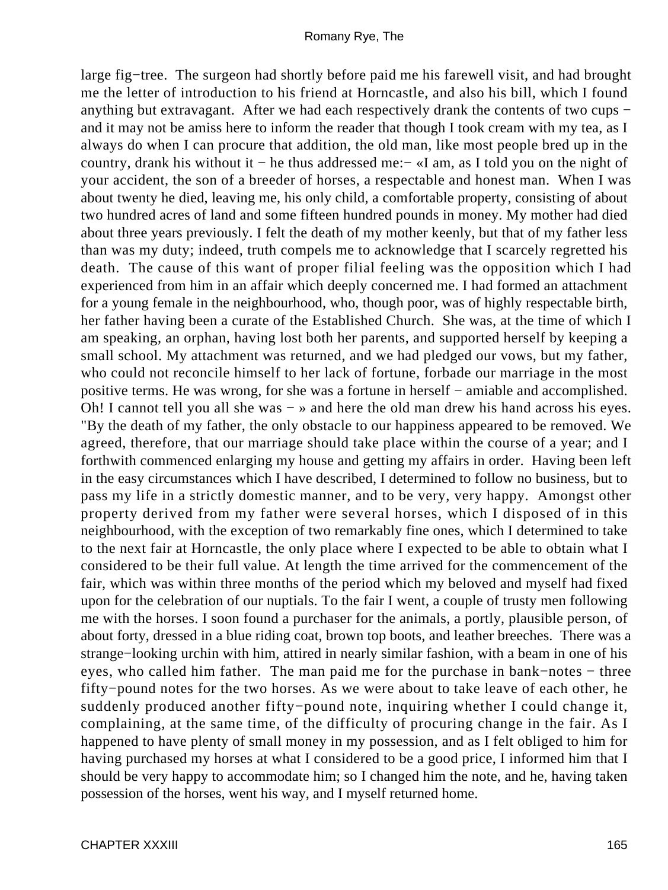large fig−tree. The surgeon had shortly before paid me his farewell visit, and had brought me the letter of introduction to his friend at Horncastle, and also his bill, which I found anything but extravagant. After we had each respectively drank the contents of two cups − and it may not be amiss here to inform the reader that though I took cream with my tea, as I always do when I can procure that addition, the old man, like most people bred up in the country, drank his without it − he thus addressed me:− «I am, as I told you on the night of your accident, the son of a breeder of horses, a respectable and honest man. When I was about twenty he died, leaving me, his only child, a comfortable property, consisting of about two hundred acres of land and some fifteen hundred pounds in money. My mother had died about three years previously. I felt the death of my mother keenly, but that of my father less than was my duty; indeed, truth compels me to acknowledge that I scarcely regretted his death. The cause of this want of proper filial feeling was the opposition which I had experienced from him in an affair which deeply concerned me. I had formed an attachment for a young female in the neighbourhood, who, though poor, was of highly respectable birth, her father having been a curate of the Established Church. She was, at the time of which I am speaking, an orphan, having lost both her parents, and supported herself by keeping a small school. My attachment was returned, and we had pledged our vows, but my father, who could not reconcile himself to her lack of fortune, forbade our marriage in the most positive terms. He was wrong, for she was a fortune in herself − amiable and accomplished. Oh! I cannot tell you all she was − » and here the old man drew his hand across his eyes. "By the death of my father, the only obstacle to our happiness appeared to be removed. We agreed, therefore, that our marriage should take place within the course of a year; and I forthwith commenced enlarging my house and getting my affairs in order. Having been left in the easy circumstances which I have described, I determined to follow no business, but to pass my life in a strictly domestic manner, and to be very, very happy. Amongst other property derived from my father were several horses, which I disposed of in this neighbourhood, with the exception of two remarkably fine ones, which I determined to take to the next fair at Horncastle, the only place where I expected to be able to obtain what I considered to be their full value. At length the time arrived for the commencement of the fair, which was within three months of the period which my beloved and myself had fixed upon for the celebration of our nuptials. To the fair I went, a couple of trusty men following me with the horses. I soon found a purchaser for the animals, a portly, plausible person, of about forty, dressed in a blue riding coat, brown top boots, and leather breeches. There was a strange−looking urchin with him, attired in nearly similar fashion, with a beam in one of his eyes, who called him father. The man paid me for the purchase in bank−notes − three fifty−pound notes for the two horses. As we were about to take leave of each other, he suddenly produced another fifty−pound note, inquiring whether I could change it, complaining, at the same time, of the difficulty of procuring change in the fair. As I happened to have plenty of small money in my possession, and as I felt obliged to him for having purchased my horses at what I considered to be a good price, I informed him that I should be very happy to accommodate him; so I changed him the note, and he, having taken possession of the horses, went his way, and I myself returned home.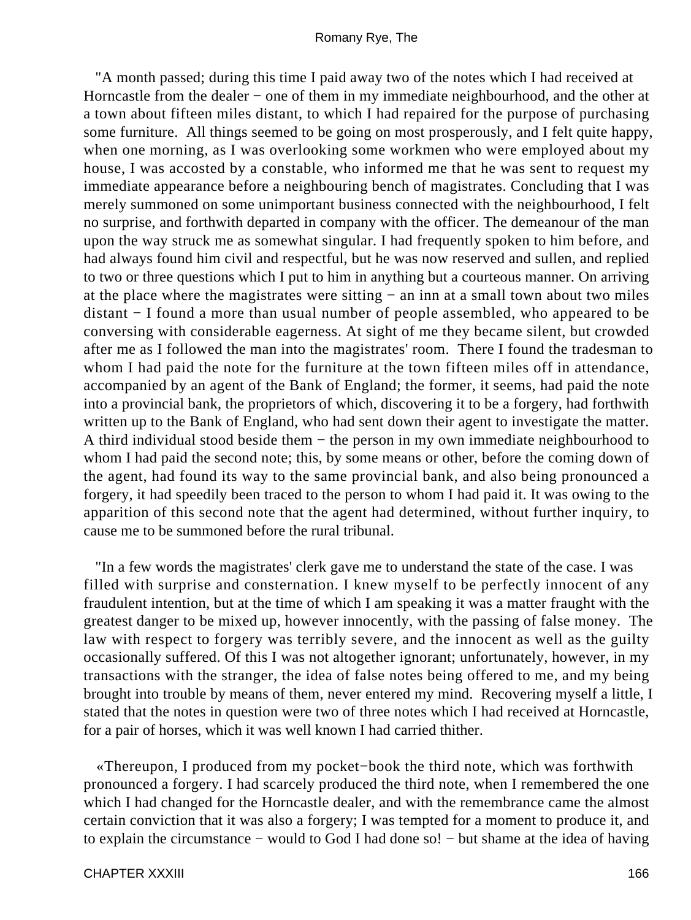"A month passed; during this time I paid away two of the notes which I had received at Horncastle from the dealer − one of them in my immediate neighbourhood, and the other at a town about fifteen miles distant, to which I had repaired for the purpose of purchasing some furniture. All things seemed to be going on most prosperously, and I felt quite happy, when one morning, as I was overlooking some workmen who were employed about my house, I was accosted by a constable, who informed me that he was sent to request my immediate appearance before a neighbouring bench of magistrates. Concluding that I was merely summoned on some unimportant business connected with the neighbourhood, I felt no surprise, and forthwith departed in company with the officer. The demeanour of the man upon the way struck me as somewhat singular. I had frequently spoken to him before, and had always found him civil and respectful, but he was now reserved and sullen, and replied to two or three questions which I put to him in anything but a courteous manner. On arriving at the place where the magistrates were sitting − an inn at a small town about two miles distant − I found a more than usual number of people assembled, who appeared to be conversing with considerable eagerness. At sight of me they became silent, but crowded after me as I followed the man into the magistrates' room. There I found the tradesman to whom I had paid the note for the furniture at the town fifteen miles off in attendance, accompanied by an agent of the Bank of England; the former, it seems, had paid the note into a provincial bank, the proprietors of which, discovering it to be a forgery, had forthwith written up to the Bank of England, who had sent down their agent to investigate the matter. A third individual stood beside them − the person in my own immediate neighbourhood to whom I had paid the second note; this, by some means or other, before the coming down of the agent, had found its way to the same provincial bank, and also being pronounced a forgery, it had speedily been traced to the person to whom I had paid it. It was owing to the apparition of this second note that the agent had determined, without further inquiry, to cause me to be summoned before the rural tribunal.

"In a few words the magistrates' clerk gave me to understand the state of the case. I was filled with surprise and consternation. I knew myself to be perfectly innocent of any fraudulent intention, but at the time of which I am speaking it was a matter fraught with the greatest danger to be mixed up, however innocently, with the passing of false money. The law with respect to forgery was terribly severe, and the innocent as well as the guilty occasionally suffered. Of this I was not altogether ignorant; unfortunately, however, in my transactions with the stranger, the idea of false notes being offered to me, and my being brought into trouble by means of them, never entered my mind. Recovering myself a little, I stated that the notes in question were two of three notes which I had received at Horncastle, for a pair of horses, which it was well known I had carried thither.

«Thereupon, I produced from my pocket−book the third note, which was forthwith pronounced a forgery. I had scarcely produced the third note, when I remembered the one which I had changed for the Horncastle dealer, and with the remembrance came the almost certain conviction that it was also a forgery; I was tempted for a moment to produce it, and to explain the circumstance − would to God I had done so! − but shame at the idea of having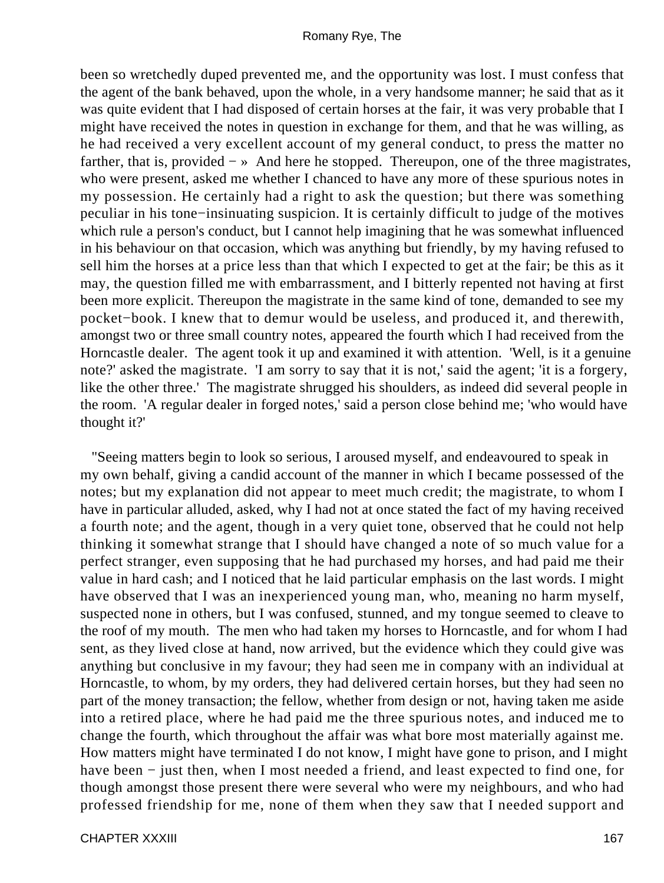been so wretchedly duped prevented me, and the opportunity was lost. I must confess that the agent of the bank behaved, upon the whole, in a very handsome manner; he said that as it was quite evident that I had disposed of certain horses at the fair, it was very probable that I might have received the notes in question in exchange for them, and that he was willing, as he had received a very excellent account of my general conduct, to press the matter no farther, that is, provided − » And here he stopped. Thereupon, one of the three magistrates, who were present, asked me whether I chanced to have any more of these spurious notes in my possession. He certainly had a right to ask the question; but there was something peculiar in his tone−insinuating suspicion. It is certainly difficult to judge of the motives which rule a person's conduct, but I cannot help imagining that he was somewhat influenced in his behaviour on that occasion, which was anything but friendly, by my having refused to sell him the horses at a price less than that which I expected to get at the fair; be this as it may, the question filled me with embarrassment, and I bitterly repented not having at first been more explicit. Thereupon the magistrate in the same kind of tone, demanded to see my pocket−book. I knew that to demur would be useless, and produced it, and therewith, amongst two or three small country notes, appeared the fourth which I had received from the Horncastle dealer. The agent took it up and examined it with attention. 'Well, is it a genuine note?' asked the magistrate. 'I am sorry to say that it is not,' said the agent; 'it is a forgery, like the other three.' The magistrate shrugged his shoulders, as indeed did several people in the room. 'A regular dealer in forged notes,' said a person close behind me; 'who would have thought it?'

"Seeing matters begin to look so serious, I aroused myself, and endeavoured to speak in my own behalf, giving a candid account of the manner in which I became possessed of the notes; but my explanation did not appear to meet much credit; the magistrate, to whom I have in particular alluded, asked, why I had not at once stated the fact of my having received a fourth note; and the agent, though in a very quiet tone, observed that he could not help thinking it somewhat strange that I should have changed a note of so much value for a perfect stranger, even supposing that he had purchased my horses, and had paid me their value in hard cash; and I noticed that he laid particular emphasis on the last words. I might have observed that I was an inexperienced young man, who, meaning no harm myself, suspected none in others, but I was confused, stunned, and my tongue seemed to cleave to the roof of my mouth. The men who had taken my horses to Horncastle, and for whom I had sent, as they lived close at hand, now arrived, but the evidence which they could give was anything but conclusive in my favour; they had seen me in company with an individual at Horncastle, to whom, by my orders, they had delivered certain horses, but they had seen no part of the money transaction; the fellow, whether from design or not, having taken me aside into a retired place, where he had paid me the three spurious notes, and induced me to change the fourth, which throughout the affair was what bore most materially against me. How matters might have terminated I do not know, I might have gone to prison, and I might have been − just then, when I most needed a friend, and least expected to find one, for though amongst those present there were several who were my neighbours, and who had professed friendship for me, none of them when they saw that I needed support and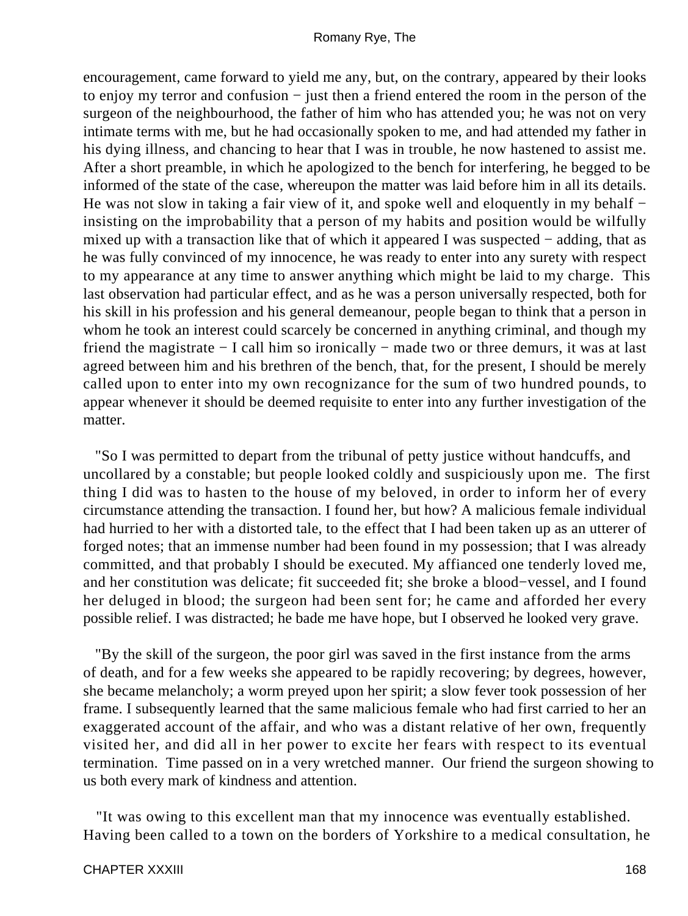encouragement, came forward to yield me any, but, on the contrary, appeared by their looks to enjoy my terror and confusion − just then a friend entered the room in the person of the surgeon of the neighbourhood, the father of him who has attended you; he was not on very intimate terms with me, but he had occasionally spoken to me, and had attended my father in his dying illness, and chancing to hear that I was in trouble, he now hastened to assist me. After a short preamble, in which he apologized to the bench for interfering, he begged to be informed of the state of the case, whereupon the matter was laid before him in all its details. He was not slow in taking a fair view of it, and spoke well and eloquently in my behalf − insisting on the improbability that a person of my habits and position would be wilfully mixed up with a transaction like that of which it appeared I was suspected − adding, that as he was fully convinced of my innocence, he was ready to enter into any surety with respect to my appearance at any time to answer anything which might be laid to my charge. This last observation had particular effect, and as he was a person universally respected, both for his skill in his profession and his general demeanour, people began to think that a person in whom he took an interest could scarcely be concerned in anything criminal, and though my friend the magistrate − I call him so ironically − made two or three demurs, it was at last agreed between him and his brethren of the bench, that, for the present, I should be merely called upon to enter into my own recognizance for the sum of two hundred pounds, to appear whenever it should be deemed requisite to enter into any further investigation of the matter.

"So I was permitted to depart from the tribunal of petty justice without handcuffs, and uncollared by a constable; but people looked coldly and suspiciously upon me. The first thing I did was to hasten to the house of my beloved, in order to inform her of every circumstance attending the transaction. I found her, but how? A malicious female individual had hurried to her with a distorted tale, to the effect that I had been taken up as an utterer of forged notes; that an immense number had been found in my possession; that I was already committed, and that probably I should be executed. My affianced one tenderly loved me, and her constitution was delicate; fit succeeded fit; she broke a blood−vessel, and I found her deluged in blood; the surgeon had been sent for; he came and afforded her every possible relief. I was distracted; he bade me have hope, but I observed he looked very grave.

"By the skill of the surgeon, the poor girl was saved in the first instance from the arms of death, and for a few weeks she appeared to be rapidly recovering; by degrees, however, she became melancholy; a worm preyed upon her spirit; a slow fever took possession of her frame. I subsequently learned that the same malicious female who had first carried to her an exaggerated account of the affair, and who was a distant relative of her own, frequently visited her, and did all in her power to excite her fears with respect to its eventual termination. Time passed on in a very wretched manner. Our friend the surgeon showing to us both every mark of kindness and attention.

"It was owing to this excellent man that my innocence was eventually established. Having been called to a town on the borders of Yorkshire to a medical consultation, he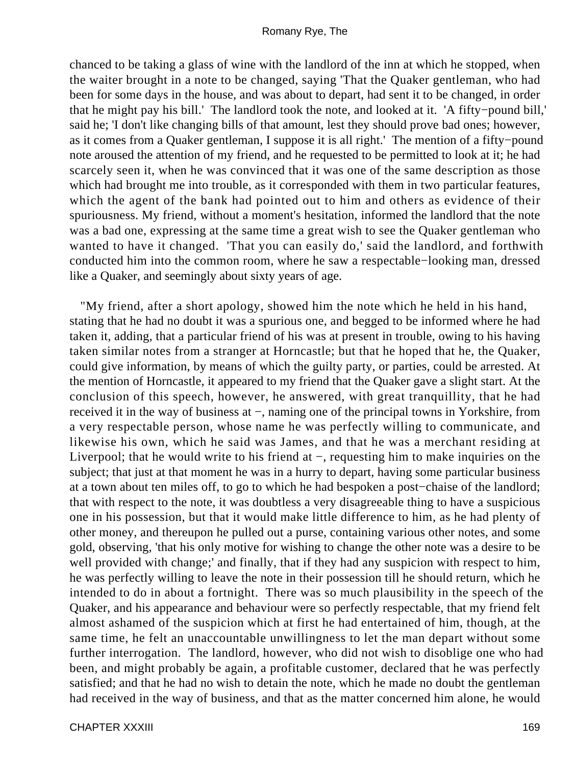chanced to be taking a glass of wine with the landlord of the inn at which he stopped, when the waiter brought in a note to be changed, saying 'That the Quaker gentleman, who had been for some days in the house, and was about to depart, had sent it to be changed, in order that he might pay his bill.' The landlord took the note, and looked at it. 'A fifty−pound bill,' said he; 'I don't like changing bills of that amount, lest they should prove bad ones; however, as it comes from a Quaker gentleman, I suppose it is all right.' The mention of a fifty−pound note aroused the attention of my friend, and he requested to be permitted to look at it; he had scarcely seen it, when he was convinced that it was one of the same description as those which had brought me into trouble, as it corresponded with them in two particular features, which the agent of the bank had pointed out to him and others as evidence of their spuriousness. My friend, without a moment's hesitation, informed the landlord that the note was a bad one, expressing at the same time a great wish to see the Quaker gentleman who wanted to have it changed. 'That you can easily do,' said the landlord, and forthwith conducted him into the common room, where he saw a respectable−looking man, dressed like a Quaker, and seemingly about sixty years of age.

"My friend, after a short apology, showed him the note which he held in his hand, stating that he had no doubt it was a spurious one, and begged to be informed where he had taken it, adding, that a particular friend of his was at present in trouble, owing to his having taken similar notes from a stranger at Horncastle; but that he hoped that he, the Quaker, could give information, by means of which the guilty party, or parties, could be arrested. At the mention of Horncastle, it appeared to my friend that the Quaker gave a slight start. At the conclusion of this speech, however, he answered, with great tranquillity, that he had received it in the way of business at −, naming one of the principal towns in Yorkshire, from a very respectable person, whose name he was perfectly willing to communicate, and likewise his own, which he said was James, and that he was a merchant residing at Liverpool; that he would write to his friend at −, requesting him to make inquiries on the subject; that just at that moment he was in a hurry to depart, having some particular business at a town about ten miles off, to go to which he had bespoken a post−chaise of the landlord; that with respect to the note, it was doubtless a very disagreeable thing to have a suspicious one in his possession, but that it would make little difference to him, as he had plenty of other money, and thereupon he pulled out a purse, containing various other notes, and some gold, observing, 'that his only motive for wishing to change the other note was a desire to be well provided with change;' and finally, that if they had any suspicion with respect to him, he was perfectly willing to leave the note in their possession till he should return, which he intended to do in about a fortnight. There was so much plausibility in the speech of the Quaker, and his appearance and behaviour were so perfectly respectable, that my friend felt almost ashamed of the suspicion which at first he had entertained of him, though, at the same time, he felt an unaccountable unwillingness to let the man depart without some further interrogation. The landlord, however, who did not wish to disoblige one who had been, and might probably be again, a profitable customer, declared that he was perfectly satisfied; and that he had no wish to detain the note, which he made no doubt the gentleman had received in the way of business, and that as the matter concerned him alone, he would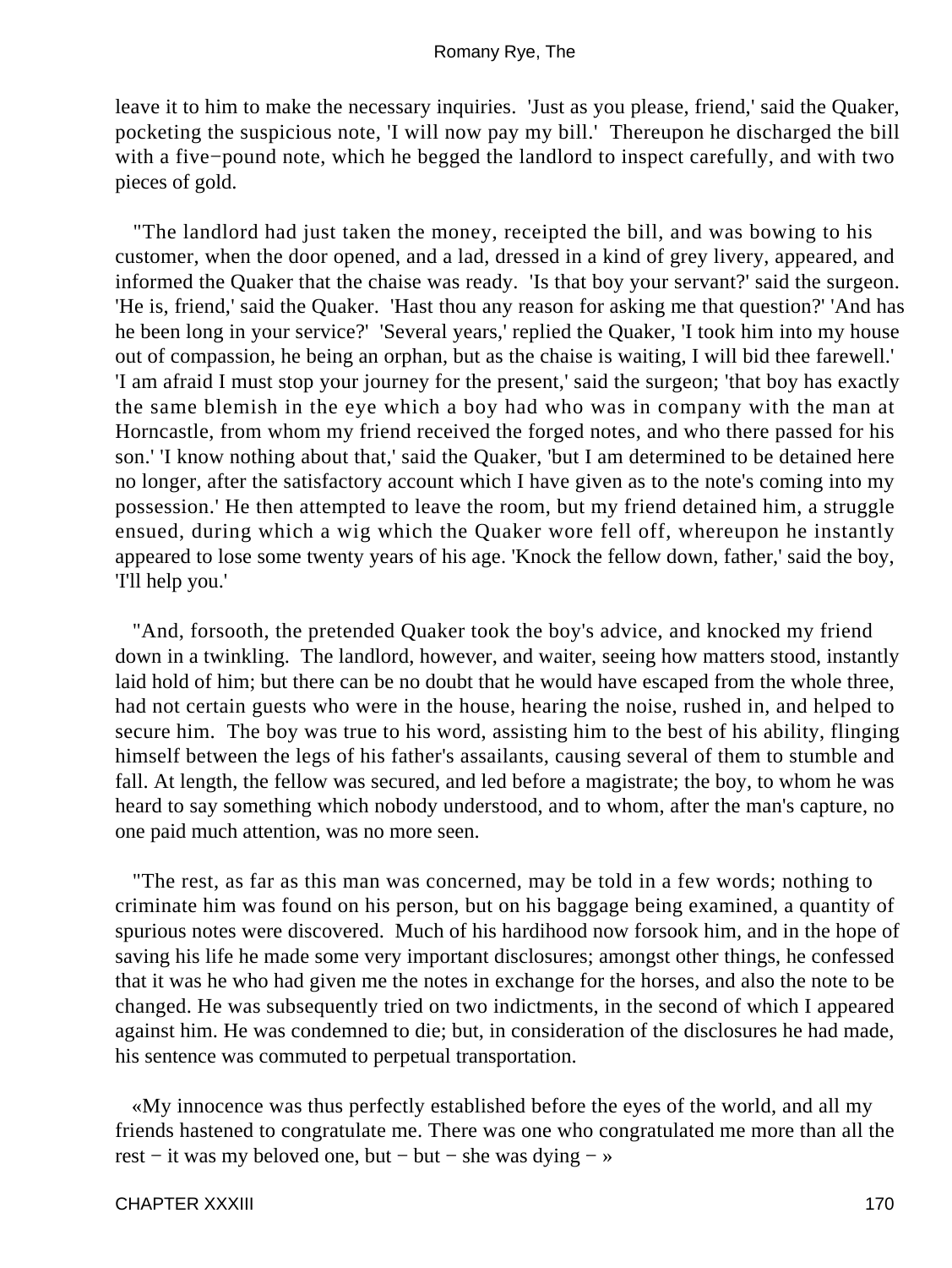leave it to him to make the necessary inquiries. 'Just as you please, friend,' said the Quaker, pocketing the suspicious note, 'I will now pay my bill.' Thereupon he discharged the bill with a five−pound note, which he begged the landlord to inspect carefully, and with two pieces of gold.

"The landlord had just taken the money, receipted the bill, and was bowing to his customer, when the door opened, and a lad, dressed in a kind of grey livery, appeared, and informed the Quaker that the chaise was ready. 'Is that boy your servant?' said the surgeon. 'He is, friend,' said the Quaker. 'Hast thou any reason for asking me that question?' 'And has he been long in your service?' 'Several years,' replied the Quaker, 'I took him into my house out of compassion, he being an orphan, but as the chaise is waiting, I will bid thee farewell.' 'I am afraid I must stop your journey for the present,' said the surgeon; 'that boy has exactly the same blemish in the eye which a boy had who was in company with the man at Horncastle, from whom my friend received the forged notes, and who there passed for his son.' 'I know nothing about that,' said the Quaker, 'but I am determined to be detained here no longer, after the satisfactory account which I have given as to the note's coming into my possession.' He then attempted to leave the room, but my friend detained him, a struggle ensued, during which a wig which the Quaker wore fell off, whereupon he instantly appeared to lose some twenty years of his age. 'Knock the fellow down, father,' said the boy, 'I'll help you.'

"And, forsooth, the pretended Quaker took the boy's advice, and knocked my friend down in a twinkling. The landlord, however, and waiter, seeing how matters stood, instantly laid hold of him; but there can be no doubt that he would have escaped from the whole three, had not certain guests who were in the house, hearing the noise, rushed in, and helped to secure him. The boy was true to his word, assisting him to the best of his ability, flinging himself between the legs of his father's assailants, causing several of them to stumble and fall. At length, the fellow was secured, and led before a magistrate; the boy, to whom he was heard to say something which nobody understood, and to whom, after the man's capture, no one paid much attention, was no more seen.

"The rest, as far as this man was concerned, may be told in a few words; nothing to criminate him was found on his person, but on his baggage being examined, a quantity of spurious notes were discovered. Much of his hardihood now forsook him, and in the hope of saving his life he made some very important disclosures; amongst other things, he confessed that it was he who had given me the notes in exchange for the horses, and also the note to be changed. He was subsequently tried on two indictments, in the second of which I appeared against him. He was condemned to die; but, in consideration of the disclosures he had made, his sentence was commuted to perpetual transportation.

«My innocence was thus perfectly established before the eyes of the world, and all my friends hastened to congratulate me. There was one who congratulated me more than all the rest − it was my beloved one, but − but − she was dying − »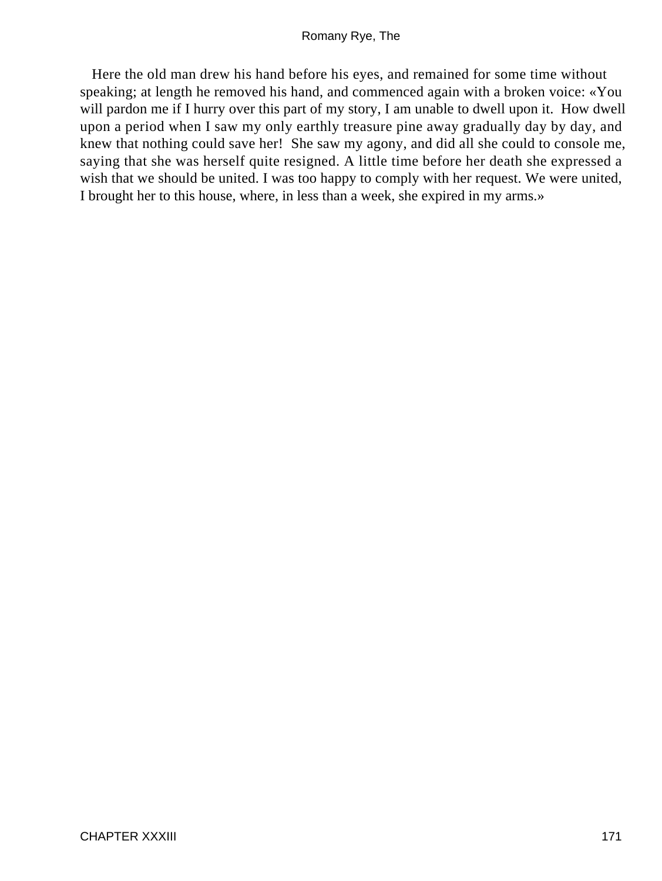Here the old man drew his hand before his eyes, and remained for some time without speaking; at length he removed his hand, and commenced again with a broken voice: «You will pardon me if I hurry over this part of my story, I am unable to dwell upon it. How dwell upon a period when I saw my only earthly treasure pine away gradually day by day, and knew that nothing could save her! She saw my agony, and did all she could to console me, saying that she was herself quite resigned. A little time before her death she expressed a wish that we should be united. I was too happy to comply with her request. We were united, I brought her to this house, where, in less than a week, she expired in my arms.»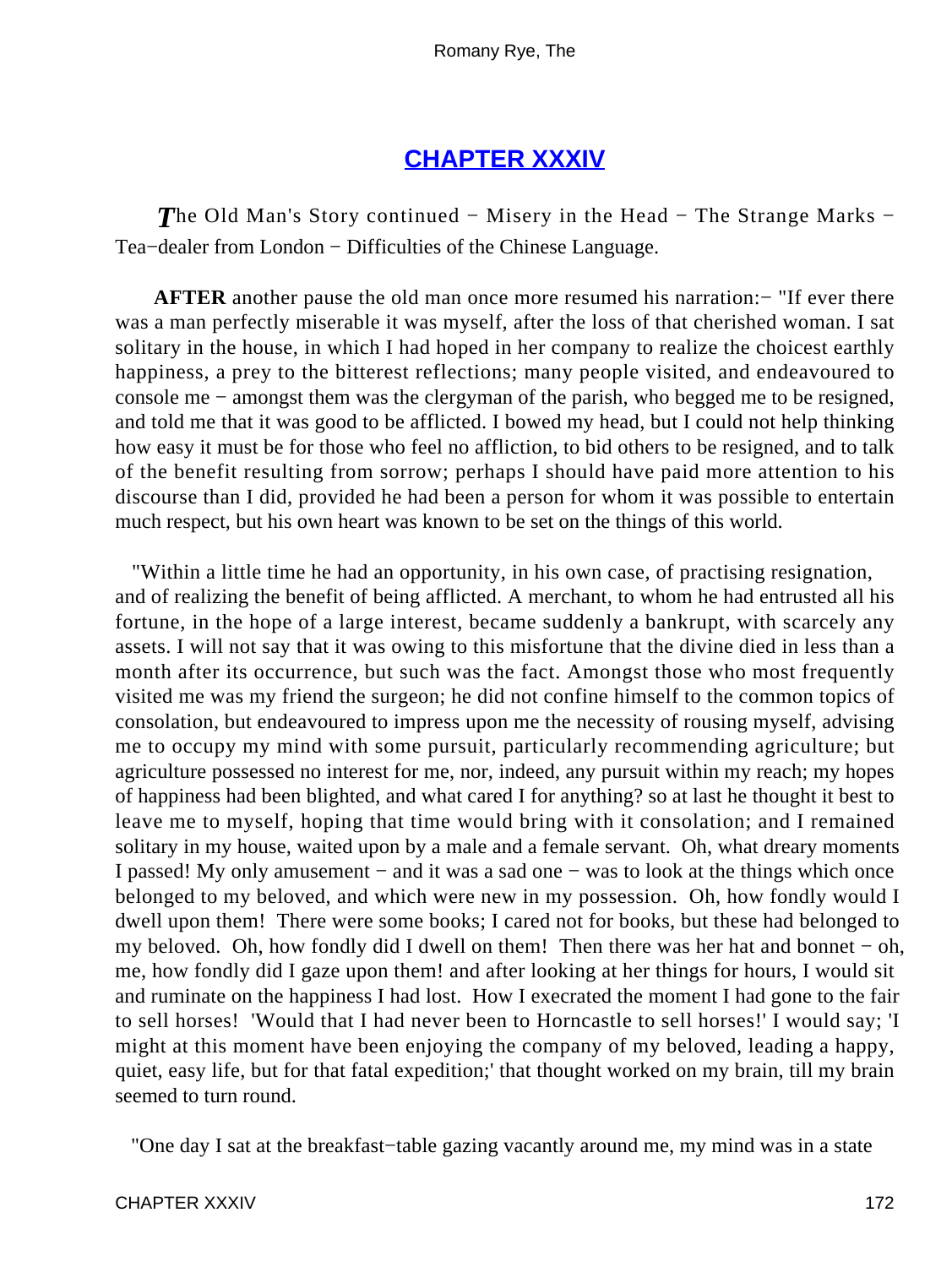## CHAPTER XXXIV

*T*he Old Man's Story continued − Misery in the Head − The Strange Marks − Tea−dealer from London − Difficulties of the Chinese Language.

**AFTER** another pause the old man once more resumed his narration:− "If ever there was a man perfectly miserable it was myself, after the loss of that cherished woman. I sat solitary in the house, in which I had hoped in her company to realize the choicest earthly happiness, a prey to the bitterest reflections; many people visited, and endeavoured to console me − amongst them was the clergyman of the parish, who begged me to be resigned, and told me that it was good to be afflicted. I bowed my head, but I could not help thinking how easy it must be for those who feel no affliction, to bid others to be resigned, and to talk of the benefit resulting from sorrow; perhaps I should have paid more attention to his discourse than I did, provided he had been a person for whom it was possible to entertain much respect, but his own heart was known to be set on the things of this world.

"Within a little time he had an opportunity, in his own case, of practising resignation, and of realizing the benefit of being afflicted. A merchant, to whom he had entrusted all his fortune, in the hope of a large interest, became suddenly a bankrupt, with scarcely any assets. I will not say that it was owing to this misfortune that the divine died in less than a month after its occurrence, but such was the fact. Amongst those who most frequently visited me was my friend the surgeon; he did not confine himself to the common topics of consolation, but endeavoured to impress upon me the necessity of rousing myself, advising me to occupy my mind with some pursuit, particularly recommending agriculture; but agriculture possessed no interest for me, nor, indeed, any pursuit within my reach; my hopes of happiness had been blighted, and what cared I for anything? so at last he thought it best to leave me to myself, hoping that time would bring with it consolation; and I remained solitary in my house, waited upon by a male and a female servant. Oh, what dreary moments I passed! My only amusement − and it was a sad one − was to look at the things which once belonged to my beloved, and which were new in my possession. Oh, how fondly would I dwell upon them! There were some books; I cared not for books, but these had belonged to my beloved. Oh, how fondly did I dwell on them! Then there was her hat and bonnet − oh, me, how fondly did I gaze upon them! and after looking at her things for hours, I would sit and ruminate on the happiness I had lost. How I execrated the moment I had gone to the fair to sell horses! 'Would that I had never been to Horncastle to sell horses!' I would say; 'I might at this moment have been enjoying the company of my beloved, leading a happy, quiet, easy life, but for that fatal expedition;' that thought worked on my brain, till my brain seemed to turn round.

"One day I sat at the breakfast−table gazing vacantly around me, my mind was in a state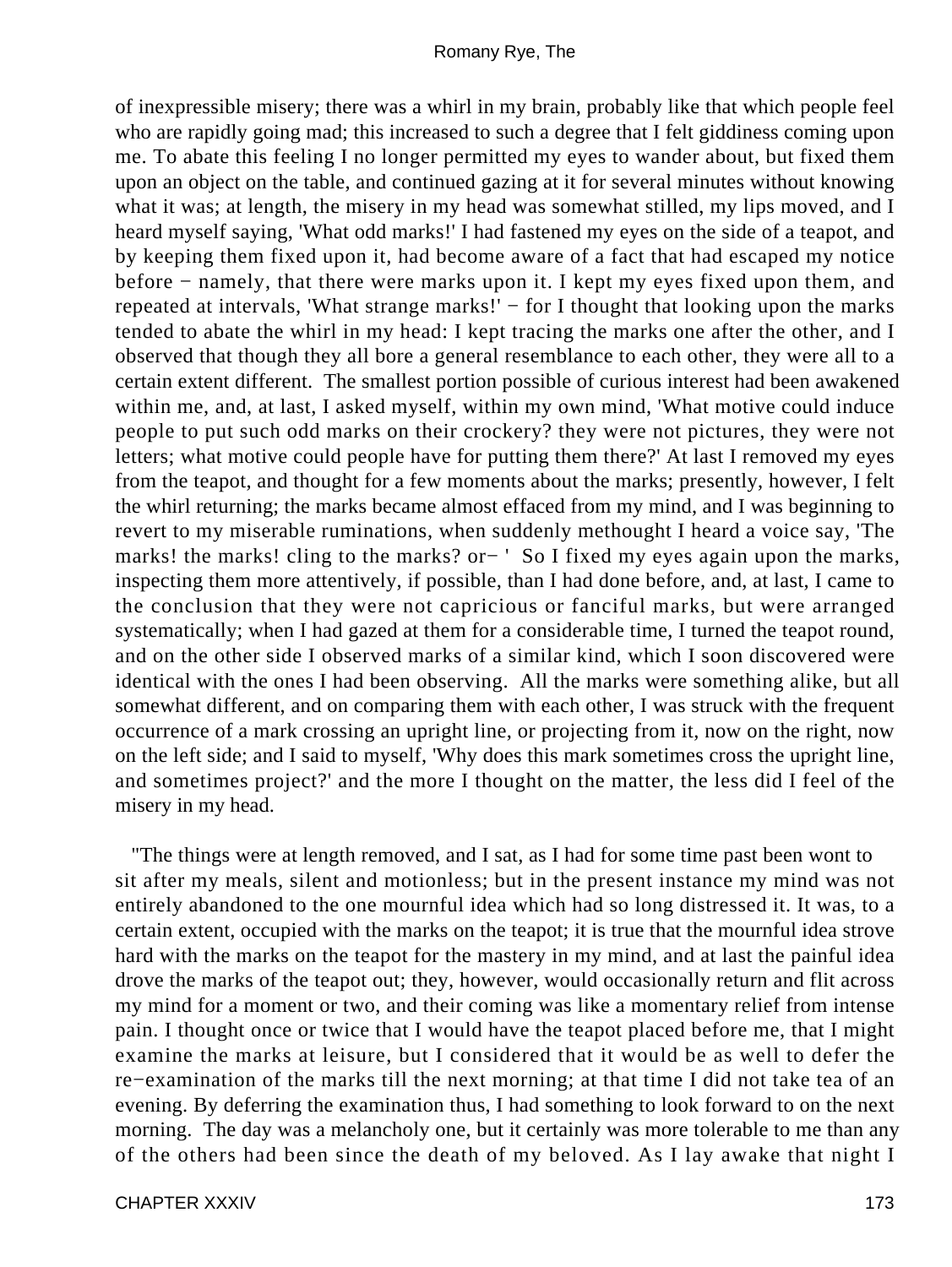of inexpressible misery; there was a whirl in my brain, probably like that which people feel who are rapidly going mad; this increased to such a degree that I felt giddiness coming upon me. To abate this feeling I no longer permitted my eyes to wander about, but fixed them upon an object on the table, and continued gazing at it for several minutes without knowing what it was; at length, the misery in my head was somewhat stilled, my lips moved, and I heard myself saying, 'What odd marks!' I had fastened my eyes on the side of a teapot, and by keeping them fixed upon it, had become aware of a fact that had escaped my notice before − namely, that there were marks upon it. I kept my eyes fixed upon them, and repeated at intervals, 'What strange marks!' − for I thought that looking upon the marks tended to abate the whirl in my head: I kept tracing the marks one after the other, and I observed that though they all bore a general resemblance to each other, they were all to a certain extent different. The smallest portion possible of curious interest had been awakened within me, and, at last, I asked myself, within my own mind, 'What motive could induce people to put such odd marks on their crockery? they were not pictures, they were not letters; what motive could people have for putting them there?' At last I removed my eyes from the teapot, and thought for a few moments about the marks; presently, however, I felt the whirl returning; the marks became almost effaced from my mind, and I was beginning to revert to my miserable ruminations, when suddenly methought I heard a voice say, 'The marks! the marks! cling to the marks? or− ' So I fixed my eyes again upon the marks, inspecting them more attentively, if possible, than I had done before, and, at last, I came to the conclusion that they were not capricious or fanciful marks, but were arranged systematically; when I had gazed at them for a considerable time, I turned the teapot round, and on the other side I observed marks of a similar kind, which I soon discovered were identical with the ones I had been observing. All the marks were something alike, but all somewhat different, and on comparing them with each other, I was struck with the frequent occurrence of a mark crossing an upright line, or projecting from it, now on the right, now on the left side; and I said to myself, 'Why does this mark sometimes cross the upright line, and sometimes project?' and the more I thought on the matter, the less did I feel of the misery in my head.

"The things were at length removed, and I sat, as I had for some time past been wont to sit after my meals, silent and motionless; but in the present instance my mind was not entirely abandoned to the one mournful idea which had so long distressed it. It was, to a certain extent, occupied with the marks on the teapot; it is true that the mournful idea strove hard with the marks on the teapot for the mastery in my mind, and at last the painful idea drove the marks of the teapot out; they, however, would occasionally return and flit across my mind for a moment or two, and their coming was like a momentary relief from intense pain. I thought once or twice that I would have the teapot placed before me, that I might examine the marks at leisure, but I considered that it would be as well to defer the re−examination of the marks till the next morning; at that time I did not take tea of an evening. By deferring the examination thus, I had something to look forward to on the next morning. The day was a melancholy one, but it certainly was more tolerable to me than any of the others had been since the death of my beloved. As I lay awake that night I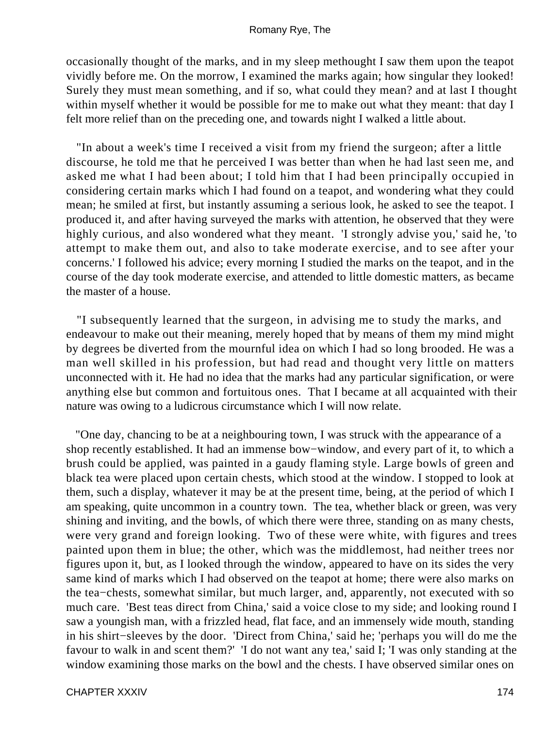occasionally thought of the marks, and in my sleep methought I saw them upon the teapot vividly before me. On the morrow, I examined the marks again; how singular they looked! Surely they must mean something, and if so, what could they mean? and at last I thought within myself whether it would be possible for me to make out what they meant: that day I felt more relief than on the preceding one, and towards night I walked a little about.

"In about a week's time I received a visit from my friend the surgeon; after a little discourse, he told me that he perceived I was better than when he had last seen me, and asked me what I had been about; I told him that I had been principally occupied in considering certain marks which I had found on a teapot, and wondering what they could mean; he smiled at first, but instantly assuming a serious look, he asked to see the teapot. I produced it, and after having surveyed the marks with attention, he observed that they were highly curious, and also wondered what they meant. 'I strongly advise you,' said he, 'to attempt to make them out, and also to take moderate exercise, and to see after your concerns.' I followed his advice; every morning I studied the marks on the teapot, and in the course of the day took moderate exercise, and attended to little domestic matters, as became the master of a house.

"I subsequently learned that the surgeon, in advising me to study the marks, and endeavour to make out their meaning, merely hoped that by means of them my mind might by degrees be diverted from the mournful idea on which I had so long brooded. He was a man well skilled in his profession, but had read and thought very little on matters unconnected with it. He had no idea that the marks had any particular signification, or were anything else but common and fortuitous ones. That I became at all acquainted with their nature was owing to a ludicrous circumstance which I will now relate.

"One day, chancing to be at a neighbouring town, I was struck with the appearance of a shop recently established. It had an immense bow−window, and every part of it, to which a brush could be applied, was painted in a gaudy flaming style. Large bowls of green and black tea were placed upon certain chests, which stood at the window. I stopped to look at them, such a display, whatever it may be at the present time, being, at the period of which I am speaking, quite uncommon in a country town. The tea, whether black or green, was very shining and inviting, and the bowls, of which there were three, standing on as many chests, were very grand and foreign looking. Two of these were white, with figures and trees painted upon them in blue; the other, which was the middlemost, had neither trees nor figures upon it, but, as I looked through the window, appeared to have on its sides the very same kind of marks which I had observed on the teapot at home; there were also marks on the tea−chests, somewhat similar, but much larger, and, apparently, not executed with so much care. 'Best teas direct from China,' said a voice close to my side; and looking round I saw a youngish man, with a frizzled head, flat face, and an immensely wide mouth, standing in his shirt−sleeves by the door. 'Direct from China,' said he; 'perhaps you will do me the favour to walk in and scent them?' 'I do not want any tea,' said I; 'I was only standing at the window examining those marks on the bowl and the chests. I have observed similar ones on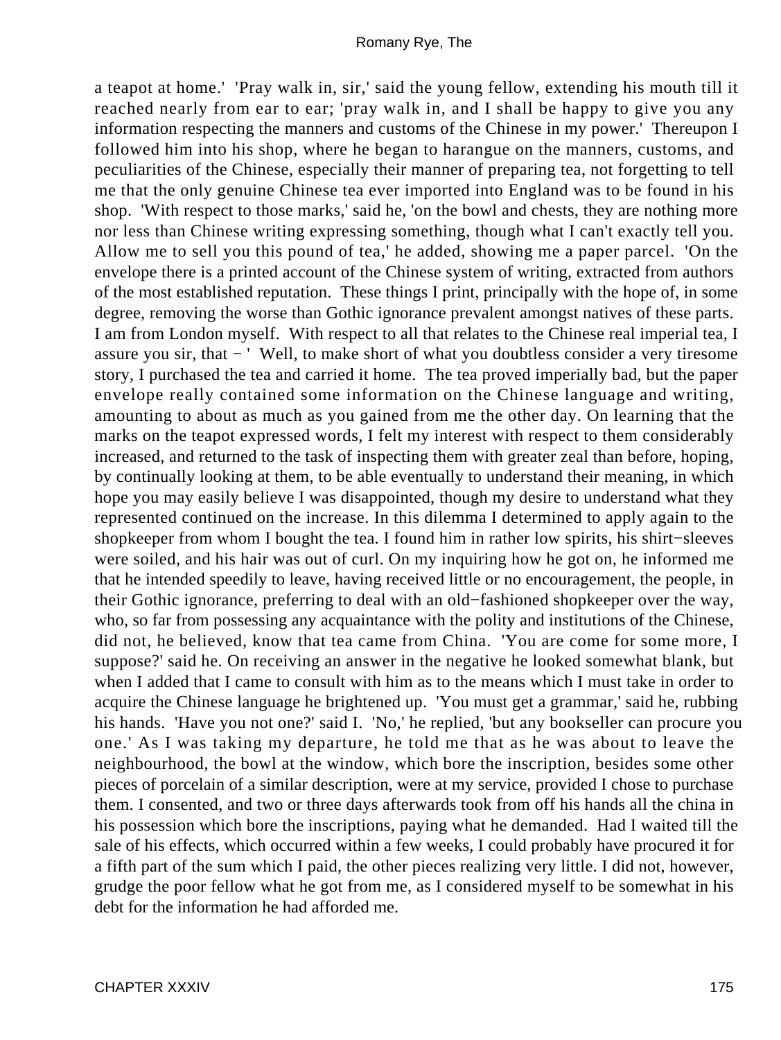a teapot at home.' 'Pray walk in, sir,' said the young fellow, extending his mouth till it reached nearly from ear to ear; 'pray walk in, and I shall be happy to give you any information respecting the manners and customs of the Chinese in my power.' Thereupon I followed him into his shop, where he began to harangue on the manners, customs, and peculiarities of the Chinese, especially their manner of preparing tea, not forgetting to tell me that the only genuine Chinese tea ever imported into England was to be found in his shop. 'With respect to those marks,' said he, 'on the bowl and chests, they are nothing more nor less than Chinese writing expressing something, though what I can't exactly tell you. Allow me to sell you this pound of tea,' he added, showing me a paper parcel. 'On the envelope there is a printed account of the Chinese system of writing, extracted from authors of the most established reputation. These things I print, principally with the hope of, in some degree, removing the worse than Gothic ignorance prevalent amongst natives of these parts. I am from London myself. With respect to all that relates to the Chinese real imperial tea, I assure you sir, that − ' Well, to make short of what you doubtless consider a very tiresome story, I purchased the tea and carried it home. The tea proved imperially bad, but the paper envelope really contained some information on the Chinese language and writing, amounting to about as much as you gained from me the other day. On learning that the marks on the teapot expressed words, I felt my interest with respect to them considerably increased, and returned to the task of inspecting them with greater zeal than before, hoping, by continually looking at them, to be able eventually to understand their meaning, in which hope you may easily believe I was disappointed, though my desire to understand what they represented continued on the increase. In this dilemma I determined to apply again to the shopkeeper from whom I bought the tea. I found him in rather low spirits, his shirt−sleeves were soiled, and his hair was out of curl. On my inquiring how he got on, he informed me that he intended speedily to leave, having received little or no encouragement, the people, in their Gothic ignorance, preferring to deal with an old−fashioned shopkeeper over the way, who, so far from possessing any acquaintance with the polity and institutions of the Chinese, did not, he believed, know that tea came from China. 'You are come for some more, I suppose?' said he. On receiving an answer in the negative he looked somewhat blank, but when I added that I came to consult with him as to the means which I must take in order to acquire the Chinese language he brightened up. 'You must get a grammar,' said he, rubbing his hands. 'Have you not one?' said I. 'No,' he replied, 'but any bookseller can procure you one.' As I was taking my departure, he told me that as he was about to leave the neighbourhood, the bowl at the window, which bore the inscription, besides some other pieces of porcelain of a similar description, were at my service, provided I chose to purchase them. I consented, and two or three days afterwards took from off his hands all the china in his possession which bore the inscriptions, paying what he demanded. Had I waited till the sale of his effects, which occurred within a few weeks, I could probably have procured it for a fifth part of the sum which I paid, the other pieces realizing very little. I did not, however, grudge the poor fellow what he got from me, as I considered myself to be somewhat in his debt for the information he had afforded me.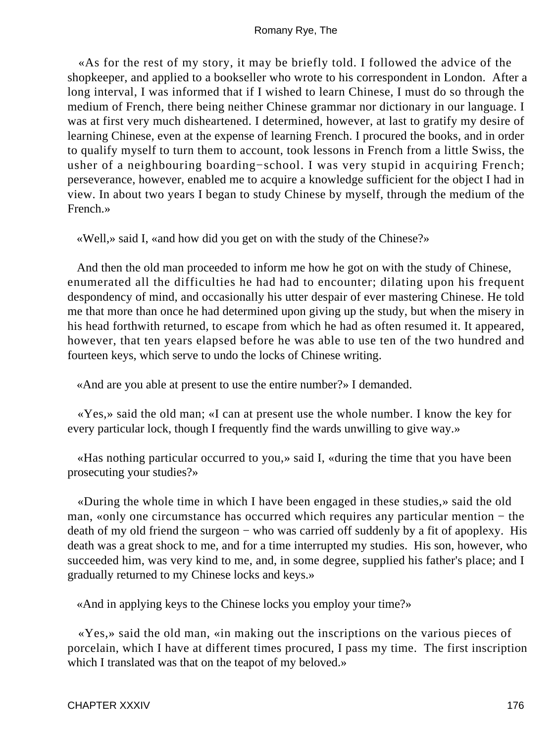«As for the rest of my story, it may be briefly told. I followed the advice of the shopkeeper, and applied to a bookseller who wrote to his correspondent in London. After a long interval, I was informed that if I wished to learn Chinese, I must do so through the medium of French, there being neither Chinese grammar nor dictionary in our language. I was at first very much disheartened. I determined, however, at last to gratify my desire of learning Chinese, even at the expense of learning French. I procured the books, and in order to qualify myself to turn them to account, took lessons in French from a little Swiss, the usher of a neighbouring boarding−school. I was very stupid in acquiring French; perseverance, however, enabled me to acquire a knowledge sufficient for the object I had in view. In about two years I began to study Chinese by myself, through the medium of the French.»

«Well,» said I, «and how did you get on with the study of the Chinese?»

And then the old man proceeded to inform me how he got on with the study of Chinese, enumerated all the difficulties he had had to encounter; dilating upon his frequent despondency of mind, and occasionally his utter despair of ever mastering Chinese. He told me that more than once he had determined upon giving up the study, but when the misery in his head forthwith returned, to escape from which he had as often resumed it. It appeared, however, that ten years elapsed before he was able to use ten of the two hundred and fourteen keys, which serve to undo the locks of Chinese writing.

«And are you able at present to use the entire number?» I demanded.

«Yes,» said the old man; «I can at present use the whole number. I know the key for every particular lock, though I frequently find the wards unwilling to give way.»

«Has nothing particular occurred to you,» said I, «during the time that you have been prosecuting your studies?»

«During the whole time in which I have been engaged in these studies,» said the old man, «only one circumstance has occurred which requires any particular mention − the death of my old friend the surgeon − who was carried off suddenly by a fit of apoplexy. His death was a great shock to me, and for a time interrupted my studies. His son, however, who succeeded him, was very kind to me, and, in some degree, supplied his father's place; and I gradually returned to my Chinese locks and keys.»

«And in applying keys to the Chinese locks you employ your time?»

«Yes,» said the old man, «in making out the inscriptions on the various pieces of porcelain, which I have at different times procured, I pass my time. The first inscription which I translated was that on the teapot of my beloved.»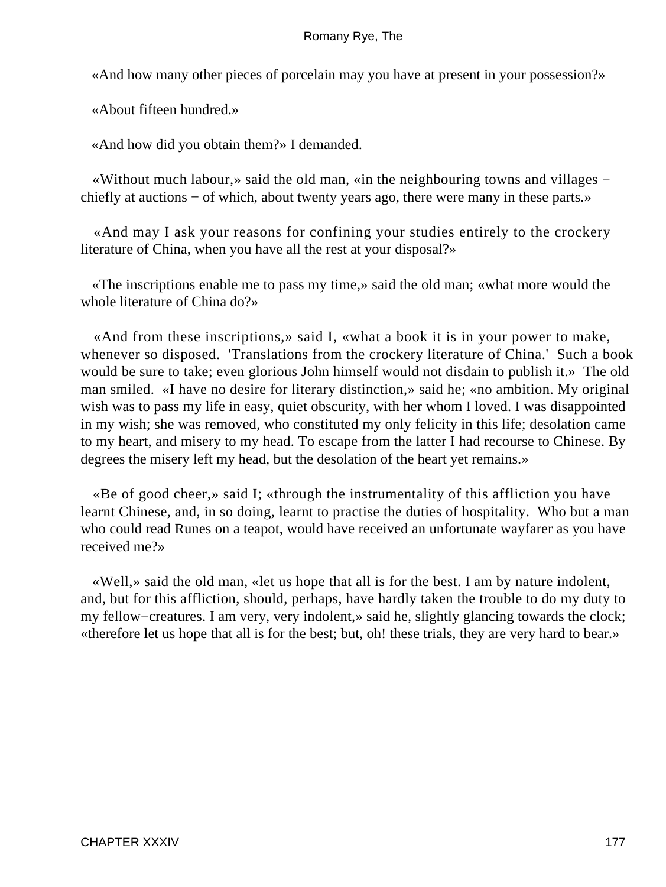«And how many other pieces of porcelain may you have at present in your possession?»

«About fifteen hundred.»

«And how did you obtain them?» I demanded.

«Without much labour,» said the old man, «in the neighbouring towns and villages − chiefly at auctions − of which, about twenty years ago, there were many in these parts.»

«And may I ask your reasons for confining your studies entirely to the crockery literature of China, when you have all the rest at your disposal?»

«The inscriptions enable me to pass my time,» said the old man; «what more would the whole literature of China do?»

«And from these inscriptions,» said I, «what a book it is in your power to make, whenever so disposed. 'Translations from the crockery literature of China.' Such a book would be sure to take; even glorious John himself would not disdain to publish it.» The old man smiled. «I have no desire for literary distinction,» said he; «no ambition. My original wish was to pass my life in easy, quiet obscurity, with her whom I loved. I was disappointed in my wish; she was removed, who constituted my only felicity in this life; desolation came to my heart, and misery to my head. To escape from the latter I had recourse to Chinese. By degrees the misery left my head, but the desolation of the heart yet remains.»

«Be of good cheer,» said I; «through the instrumentality of this affliction you have learnt Chinese, and, in so doing, learnt to practise the duties of hospitality. Who but a man who could read Runes on a teapot, would have received an unfortunate wayfarer as you have received me?»

«Well,» said the old man, «let us hope that all is for the best. I am by nature indolent, and, but for this affliction, should, perhaps, have hardly taken the trouble to do my duty to my fellow−creatures. I am very, very indolent,» said he, slightly glancing towards the clock; «therefore let us hope that all is for the best; but, oh! these trials, they are very hard to bear.»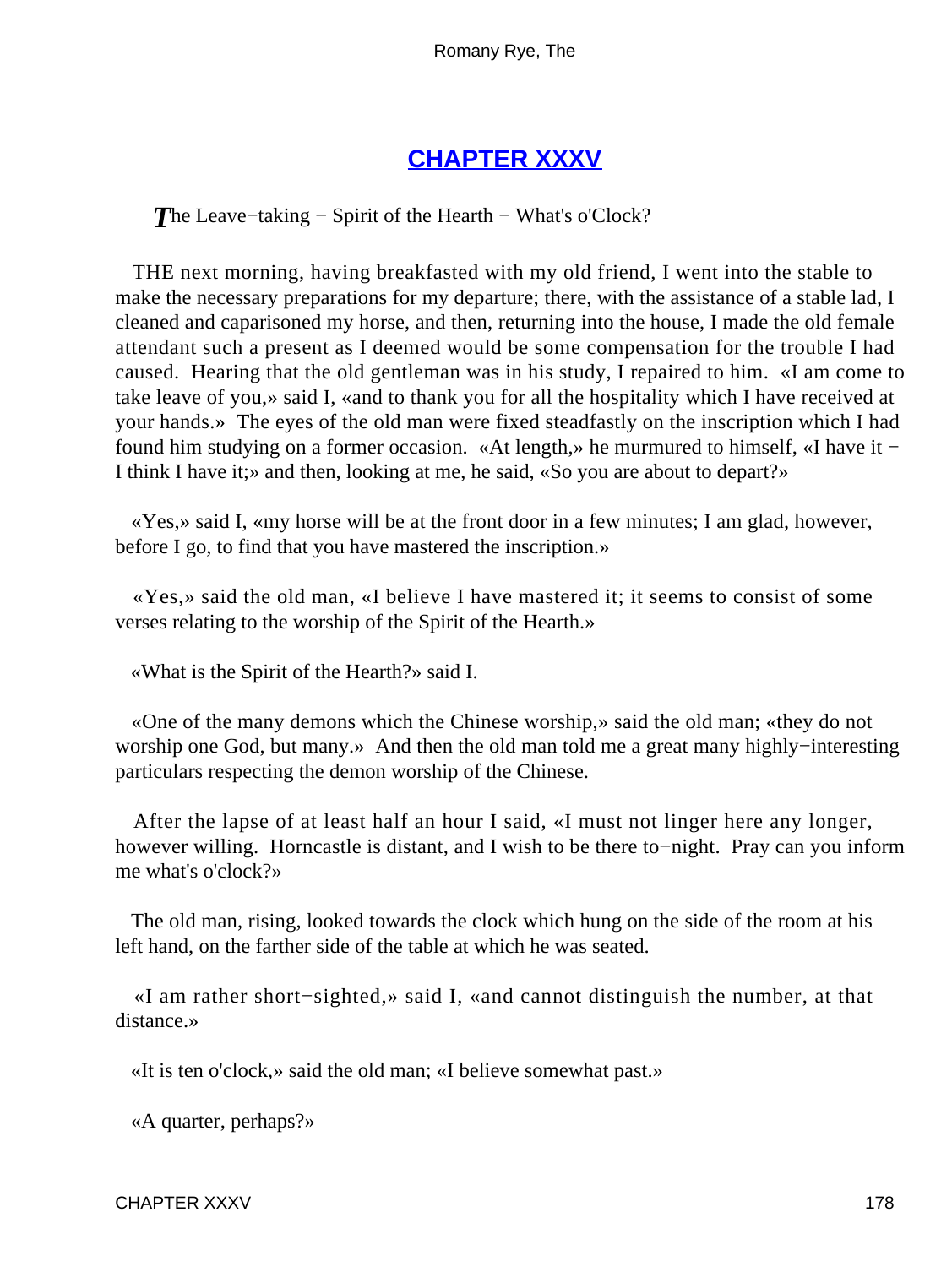# CHAPTER XXXV

*T*he Leave−taking − Spirit of the Hearth − What's o'Clock?

THE next morning, having breakfasted with my old friend, I went into the stable to make the necessary preparations for my departure; there, with the assistance of a stable lad, I cleaned and caparisoned my horse, and then, returning into the house, I made the old female attendant such a present as I deemed would be some compensation for the trouble I had caused. Hearing that the old gentleman was in his study, I repaired to him. «I am come to take leave of you,» said I, «and to thank you for all the hospitality which I have received at your hands.» The eyes of the old man were fixed steadfastly on the inscription which I had found him studying on a former occasion. «At length,» he murmured to himself, «I have it − I think I have it;» and then, looking at me, he said, «So you are about to depart?»

«Yes,» said I, «my horse will be at the front door in a few minutes; I am glad, however, before I go, to find that you have mastered the inscription.»

«Yes,» said the old man, «I believe I have mastered it; it seems to consist of some verses relating to the worship of the Spirit of the Hearth.»

«What is the Spirit of the Hearth?» said I.

«One of the many demons which the Chinese worship,» said the old man; «they do not worship one God, but many.» And then the old man told me a great many highly−interesting particulars respecting the demon worship of the Chinese.

After the lapse of at least half an hour I said, «I must not linger here any longer, however willing. Horncastle is distant, and I wish to be there to−night. Pray can you inform me what's o'clock?»

The old man, rising, looked towards the clock which hung on the side of the room at his left hand, on the farther side of the table at which he was seated.

«I am rather short−sighted,» said I, «and cannot distinguish the number, at that distance.»

«It is ten o'clock,» said the old man; «I believe somewhat past.»

«A quarter, perhaps?»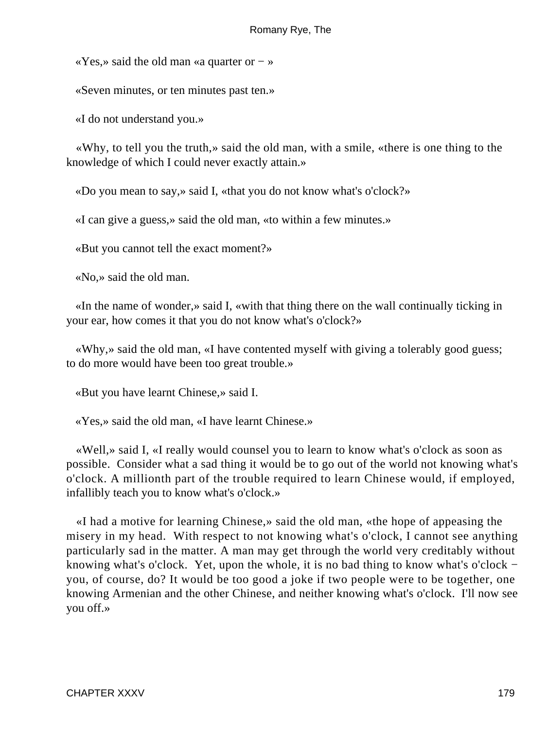«Yes,» said the old man «a quarter or − »

«Seven minutes, or ten minutes past ten.»

«I do not understand you.»

«Why, to tell you the truth,» said the old man, with a smile, «there is one thing to the knowledge of which I could never exactly attain.»

«Do you mean to say,» said I, «that you do not know what's o'clock?»

«I can give a guess,» said the old man, «to within a few minutes.»

«But you cannot tell the exact moment?»

«No,» said the old man.

«In the name of wonder,» said I, «with that thing there on the wall continually ticking in your ear, how comes it that you do not know what's o'clock?»

«Why,» said the old man, «I have contented myself with giving a tolerably good guess; to do more would have been too great trouble.»

«But you have learnt Chinese,» said I.

«Yes,» said the old man, «I have learnt Chinese.»

«Well,» said I, «I really would counsel you to learn to know what's o'clock as soon as possible. Consider what a sad thing it would be to go out of the world not knowing what's o'clock. A millionth part of the trouble required to learn Chinese would, if employed, infallibly teach you to know what's o'clock.»

«I had a motive for learning Chinese,» said the old man, «the hope of appeasing the misery in my head. With respect to not knowing what's o'clock, I cannot see anything particularly sad in the matter. A man may get through the world very creditably without knowing what's o'clock. Yet, upon the whole, it is no bad thing to know what's o'clock − you, of course, do? It would be too good a joke if two people were to be together, one knowing Armenian and the other Chinese, and neither knowing what's o'clock. I'll now see you off.»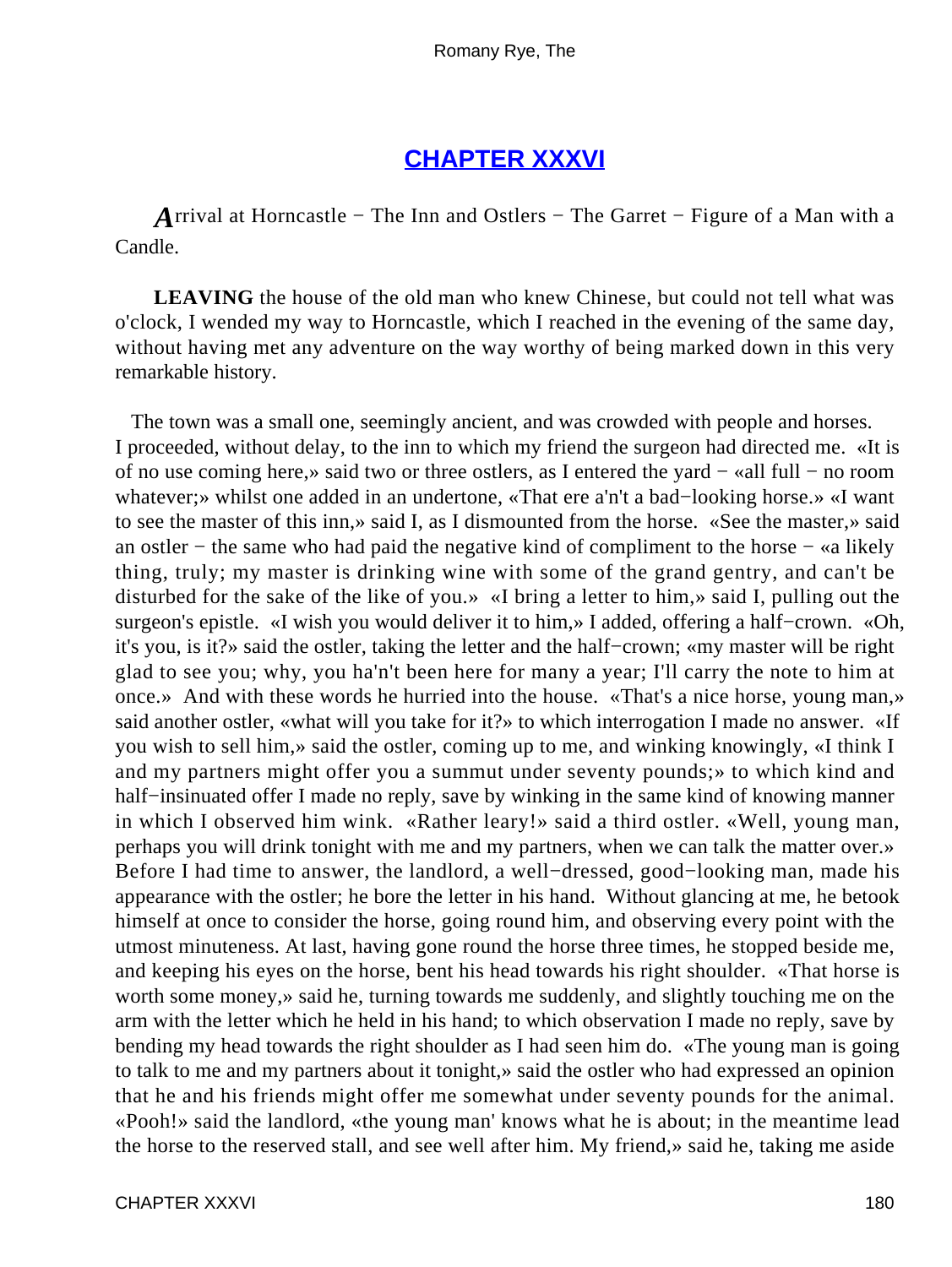## CHAPTER XXXVI

*A*rrival at Horncastle − The Inn and Ostlers − The Garret − Figure of a Man with a Candle.

**LEAVING** the house of the old man who knew Chinese, but could not tell what was o'clock, I wended my way to Horncastle, which I reached in the evening of the same day, without having met any adventure on the way worthy of being marked down in this very remarkable history.

The town was a small one, seemingly ancient, and was crowded with people and horses. I proceeded, without delay, to the inn to which my friend the surgeon had directed me. «It is of no use coming here,» said two or three ostlers, as I entered the yard − «all full − no room whatever;» whilst one added in an undertone, «That ere a'n't a bad−looking horse.» «I want to see the master of this inn,» said I, as I dismounted from the horse. «See the master,» said an ostler − the same who had paid the negative kind of compliment to the horse − «a likely thing, truly; my master is drinking wine with some of the grand gentry, and can't be disturbed for the sake of the like of you.» «I bring a letter to him,» said I, pulling out the surgeon's epistle. «I wish you would deliver it to him,» I added, offering a half−crown. «Oh, it's you, is it?» said the ostler, taking the letter and the half−crown; «my master will be right glad to see you; why, you ha'n't been here for many a year; I'll carry the note to him at once.» And with these words he hurried into the house. «That's a nice horse, young man,» said another ostler, «what will you take for it?» to which interrogation I made no answer. «If you wish to sell him,» said the ostler, coming up to me, and winking knowingly, «I think I and my partners might offer you a summut under seventy pounds;» to which kind and half−insinuated offer I made no reply, save by winking in the same kind of knowing manner in which I observed him wink. «Rather leary!» said a third ostler. «Well, young man, perhaps you will drink tonight with me and my partners, when we can talk the matter over.» Before I had time to answer, the landlord, a well−dressed, good−looking man, made his appearance with the ostler; he bore the letter in his hand. Without glancing at me, he betook himself at once to consider the horse, going round him, and observing every point with the utmost minuteness. At last, having gone round the horse three times, he stopped beside me, and keeping his eyes on the horse, bent his head towards his right shoulder. «That horse is worth some money,» said he, turning towards me suddenly, and slightly touching me on the arm with the letter which he held in his hand; to which observation I made no reply, save by bending my head towards the right shoulder as I had seen him do. «The young man is going to talk to me and my partners about it tonight,» said the ostler who had expressed an opinion that he and his friends might offer me somewhat under seventy pounds for the animal. «Pooh!» said the landlord, «the young man' knows what he is about; in the meantime lead the horse to the reserved stall, and see well after him. My friend,» said he, taking me aside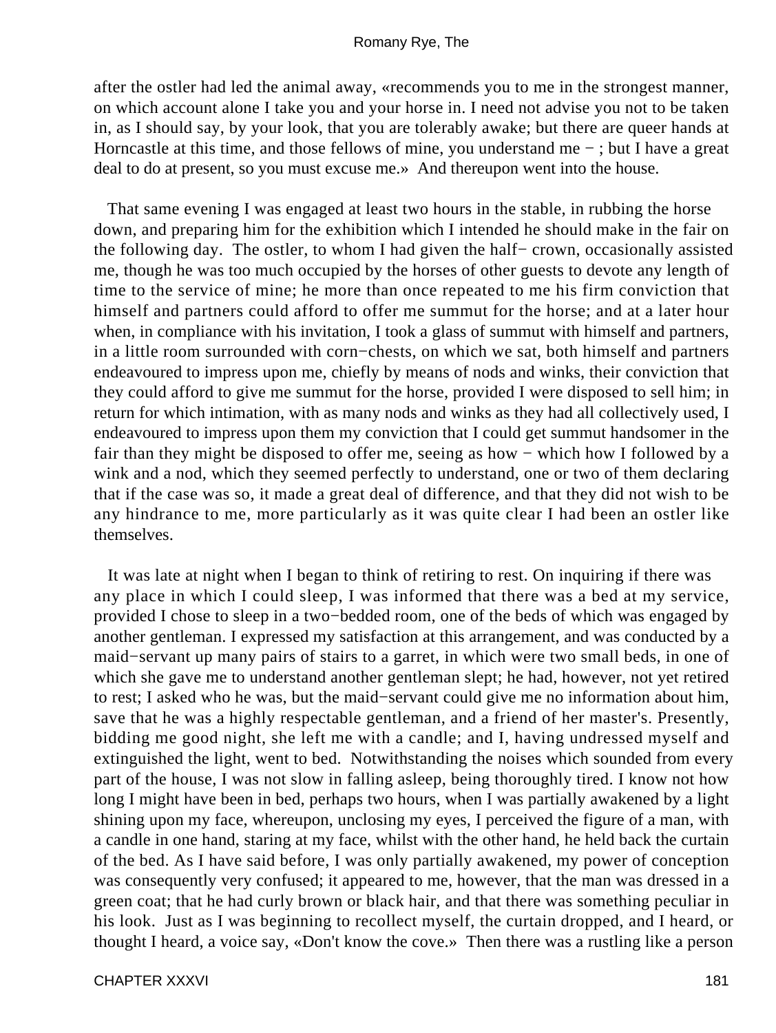after the ostler had led the animal away, «recommends you to me in the strongest manner, on which account alone I take you and your horse in. I need not advise you not to be taken in, as I should say, by your look, that you are tolerably awake; but there are queer hands at Horncastle at this time, and those fellows of mine, you understand me − ; but I have a great deal to do at present, so you must excuse me.» And thereupon went into the house.

That same evening I was engaged at least two hours in the stable, in rubbing the horse down, and preparing him for the exhibition which I intended he should make in the fair on the following day. The ostler, to whom I had given the half− crown, occasionally assisted me, though he was too much occupied by the horses of other guests to devote any length of time to the service of mine; he more than once repeated to me his firm conviction that himself and partners could afford to offer me summut for the horse; and at a later hour when, in compliance with his invitation, I took a glass of summut with himself and partners, in a little room surrounded with corn−chests, on which we sat, both himself and partners endeavoured to impress upon me, chiefly by means of nods and winks, their conviction that they could afford to give me summut for the horse, provided I were disposed to sell him; in return for which intimation, with as many nods and winks as they had all collectively used, I endeavoured to impress upon them my conviction that I could get summut handsomer in the fair than they might be disposed to offer me, seeing as how − which how I followed by a wink and a nod, which they seemed perfectly to understand, one or two of them declaring that if the case was so, it made a great deal of difference, and that they did not wish to be any hindrance to me, more particularly as it was quite clear I had been an ostler like themselves.

It was late at night when I began to think of retiring to rest. On inquiring if there was any place in which I could sleep, I was informed that there was a bed at my service, provided I chose to sleep in a two−bedded room, one of the beds of which was engaged by another gentleman. I expressed my satisfaction at this arrangement, and was conducted by a maid−servant up many pairs of stairs to a garret, in which were two small beds, in one of which she gave me to understand another gentleman slept; he had, however, not yet retired to rest; I asked who he was, but the maid−servant could give me no information about him, save that he was a highly respectable gentleman, and a friend of her master's. Presently, bidding me good night, she left me with a candle; and I, having undressed myself and extinguished the light, went to bed. Notwithstanding the noises which sounded from every part of the house, I was not slow in falling asleep, being thoroughly tired. I know not how long I might have been in bed, perhaps two hours, when I was partially awakened by a light shining upon my face, whereupon, unclosing my eyes, I perceived the figure of a man, with a candle in one hand, staring at my face, whilst with the other hand, he held back the curtain of the bed. As I have said before, I was only partially awakened, my power of conception was consequently very confused; it appeared to me, however, that the man was dressed in a green coat; that he had curly brown or black hair, and that there was something peculiar in his look. Just as I was beginning to recollect myself, the curtain dropped, and I heard, or thought I heard, a voice say, «Don't know the cove.» Then there was a rustling like a person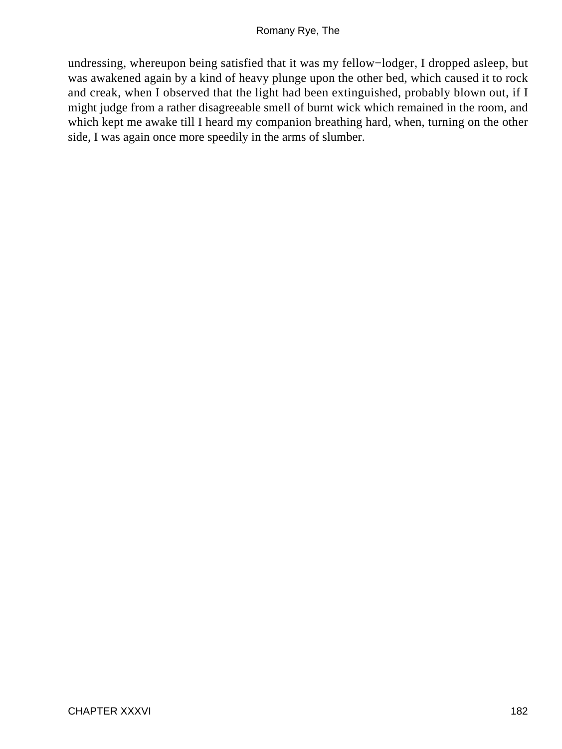undressing, whereupon being satisfied that it was my fellow−lodger, I dropped asleep, but was awakened again by a kind of heavy plunge upon the other bed, which caused it to rock and creak, when I observed that the light had been extinguished, probably blown out, if I might judge from a rather disagreeable smell of burnt wick which remained in the room, and which kept me awake till I heard my companion breathing hard, when, turning on the other side, I was again once more speedily in the arms of slumber.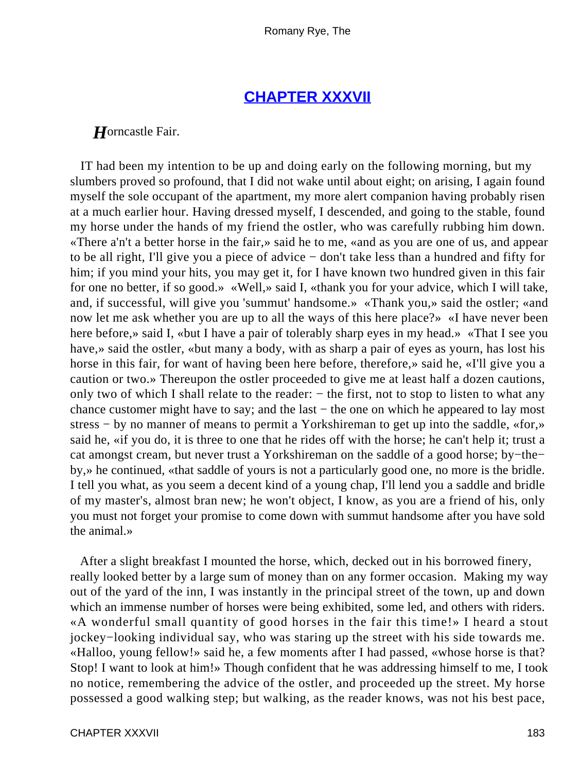## [CHAPTER XXXVII](#)

*H*orncastle Fair.

IT had been my intention to be up and doing early on the following morning, but my slumbers proved so profound, that I did not wake until about eight; on arising, I again found myself the sole occupant of the apartment, my more alert companion having probably risen at a much earlier hour. Having dressed myself, I descended, and going to the stable, found my horse under the hands of my friend the ostler, who was carefully rubbing him down. «There a'n't a better horse in the fair,» said he to me, «and as you are one of us, and appear to be all right, I'll give you a piece of advice − don't take less than a hundred and fifty for him; if you mind your hits, you may get it, for I have known two hundred given in this fair for one no better, if so good.» «Well,» said I, «thank you for your advice, which I will take, and, if successful, will give you 'summut' handsome.» «Thank you,» said the ostler; «and now let me ask whether you are up to all the ways of this here place?» «I have never been here before,» said I, «but I have a pair of tolerably sharp eyes in my head.» «That I see you have,» said the ostler, «but many a body, with as sharp a pair of eyes as yourn, has lost his horse in this fair, for want of having been here before, therefore,» said he, «I'll give you a caution or two.» Thereupon the ostler proceeded to give me at least half a dozen cautions, only two of which I shall relate to the reader: − the first, not to stop to listen to what any chance customer might have to say; and the last − the one on which he appeared to lay most stress − by no manner of means to permit a Yorkshireman to get up into the saddle, «for,» said he, «if you do, it is three to one that he rides off with the horse; he can't help it; trust a cat amongst cream, but never trust a Yorkshireman on the saddle of a good horse; by−the−by,» he continued, «that saddle of yours is not a particularly good one, no more is the bridle. I tell you what, as you seem a decent kind of a young chap, I'll lend you a saddle and bridle of my master's, almost bran new; he won't object, I know, as you are a friend of his, only you must not forget your promise to come down with summut handsome after you have sold the animal.»

After a slight breakfast I mounted the horse, which, decked out in his borrowed finery, really looked better by a large sum of money than on any former occasion. Making my way out of the yard of the inn, I was instantly in the principal street of the town, up and down which an immense number of horses were being exhibited, some led, and others with riders. «A wonderful small quantity of good horses in the fair this time!» I heard a stout jockey−looking individual say, who was staring up the street with his side towards me. «Halloo, young fellow!» said he, a few moments after I had passed, «whose horse is that? Stop! I want to look at him!» Though confident that he was addressing himself to me, I took no notice, remembering the advice of the ostler, and proceeded up the street. My horse possessed a good walking step; but walking, as the reader knows, was not his best pace,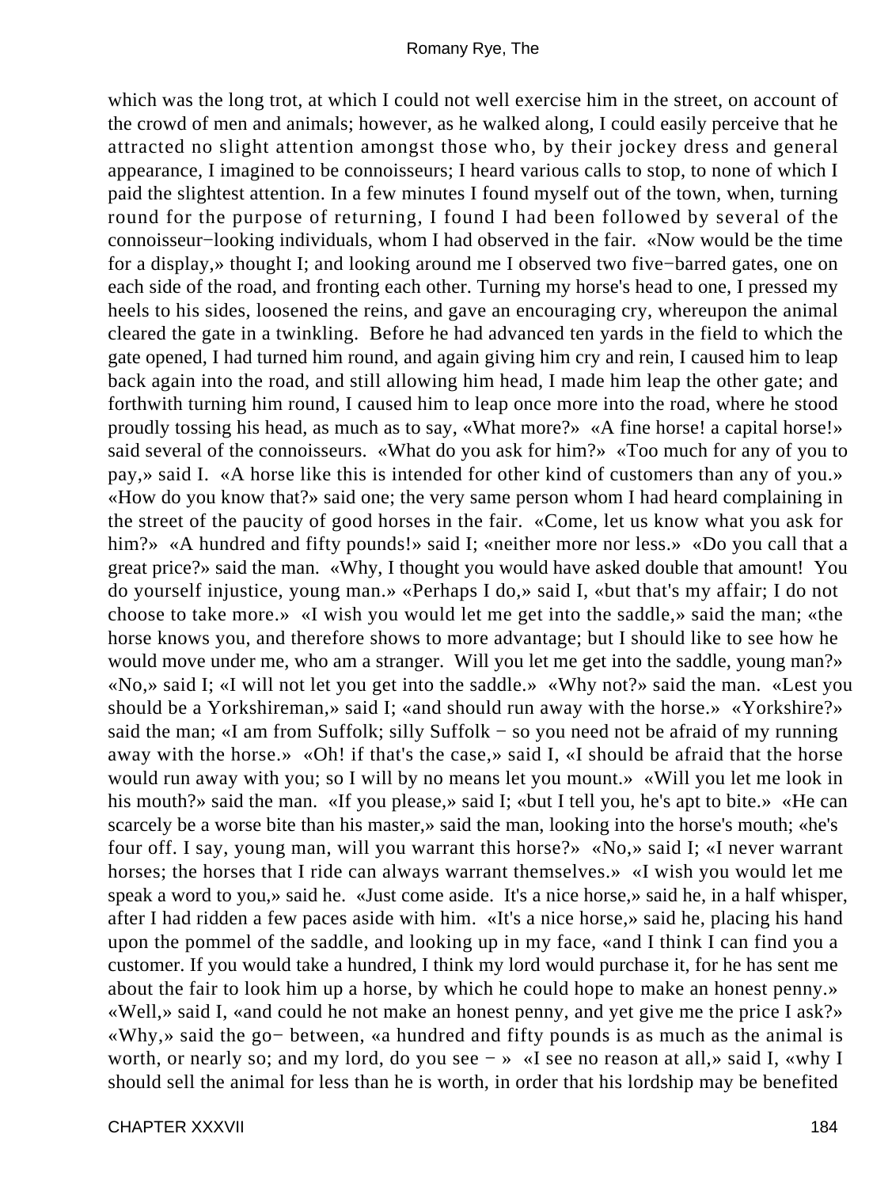which was the long trot, at which I could not well exercise him in the street, on account of the crowd of men and animals; however, as he walked along, I could easily perceive that he attracted no slight attention amongst those who, by their jockey dress and general appearance, I imagined to be connoisseurs; I heard various calls to stop, to none of which I paid the slightest attention. In a few minutes I found myself out of the town, when, turning round for the purpose of returning, I found I had been followed by several of the connoisseur−looking individuals, whom I had observed in the fair. «Now would be the time for a display,» thought I; and looking around me I observed two five−barred gates, one on each side of the road, and fronting each other. Turning my horse's head to one, I pressed my heels to his sides, loosened the reins, and gave an encouraging cry, whereupon the animal cleared the gate in a twinkling. Before he had advanced ten yards in the field to which the gate opened, I had turned him round, and again giving him cry and rein, I caused him to leap back again into the road, and still allowing him head, I made him leap the other gate; and forthwith turning him round, I caused him to leap once more into the road, where he stood proudly tossing his head, as much as to say, «What more?» «A fine horse! a capital horse!» said several of the connoisseurs. «What do you ask for him?» «Too much for any of you to pay,» said I. «A horse like this is intended for other kind of customers than any of you.» «How do you know that?» said one; the very same person whom I had heard complaining in the street of the paucity of good horses in the fair. «Come, let us know what you ask for him?» «A hundred and fifty pounds!» said I; «neither more nor less.» «Do you call that a great price?» said the man. «Why, I thought you would have asked double that amount! You do yourself injustice, young man.» «Perhaps I do,» said I, «but that's my affair; I do not choose to take more.» «I wish you would let me get into the saddle,» said the man; «the horse knows you, and therefore shows to more advantage; but I should like to see how he would move under me, who am a stranger. Will you let me get into the saddle, young man?» «No,» said I; «I will not let you get into the saddle.» «Why not?» said the man. «Lest you should be a Yorkshireman,» said I; «and should run away with the horse.» «Yorkshire?» said the man; «I am from Suffolk; silly Suffolk − so you need not be afraid of my running away with the horse.» «Oh! if that's the case,» said I, «I should be afraid that the horse would run away with you; so I will by no means let you mount.» «Will you let me look in his mouth?» said the man. «If you please,» said I; «but I tell you, he's apt to bite.» «He can scarcely be a worse bite than his master,» said the man, looking into the horse's mouth; «he's four off. I say, young man, will you warrant this horse?» «No,» said I; «I never warrant horses; the horses that I ride can always warrant themselves.» «I wish you would let me speak a word to you,» said he. «Just come aside. It's a nice horse,» said he, in a half whisper, after I had ridden a few paces aside with him. «It's a nice horse,» said he, placing his hand upon the pommel of the saddle, and looking up in my face, «and I think I can find you a customer. If you would take a hundred, I think my lord would purchase it, for he has sent me about the fair to look him up a horse, by which he could hope to make an honest penny.» «Well,» said I, «and could he not make an honest penny, and yet give me the price I ask?» «Why,» said the go− between, «a hundred and fifty pounds is as much as the animal is worth, or nearly so; and my lord, do you see − » «I see no reason at all,» said I, «why I should sell the animal for less than he is worth, in order that his lordship may be benefited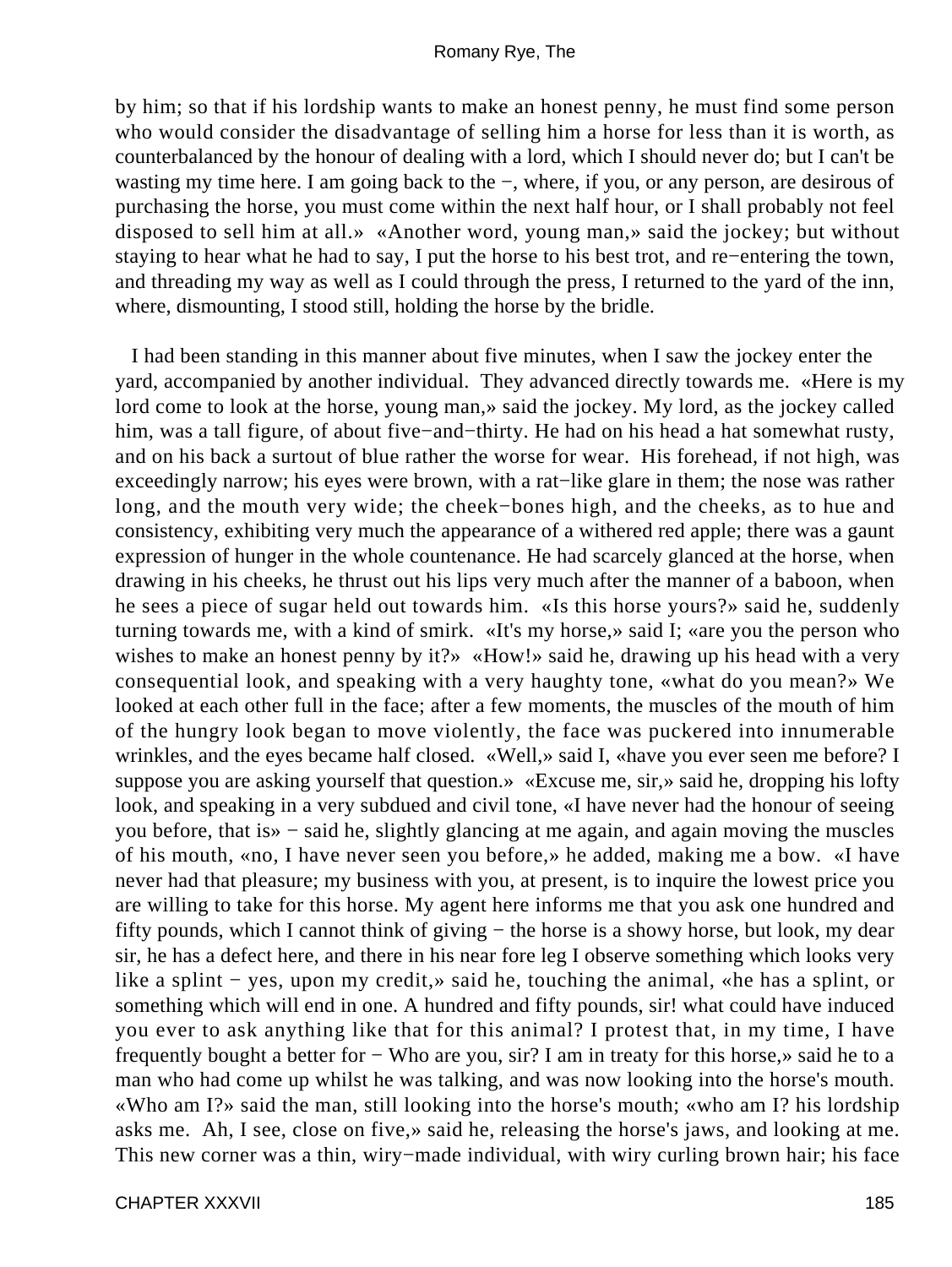by him; so that if his lordship wants to make an honest penny, he must find some person who would consider the disadvantage of selling him a horse for less than it is worth, as counterbalanced by the honour of dealing with a lord, which I should never do; but I can't be wasting my time here. I am going back to the −, where, if you, or any person, are desirous of purchasing the horse, you must come within the next half hour, or I shall probably not feel disposed to sell him at all.» «Another word, young man,» said the jockey; but without staying to hear what he had to say, I put the horse to his best trot, and re−entering the town, and threading my way as well as I could through the press, I returned to the yard of the inn, where, dismounting, I stood still, holding the horse by the bridle.

I had been standing in this manner about five minutes, when I saw the jockey enter the yard, accompanied by another individual. They advanced directly towards me. «Here is my lord come to look at the horse, young man,» said the jockey. My lord, as the jockey called him, was a tall figure, of about five−and−thirty. He had on his head a hat somewhat rusty, and on his back a surtout of blue rather the worse for wear. His forehead, if not high, was exceedingly narrow; his eyes were brown, with a rat−like glare in them; the nose was rather long, and the mouth very wide; the cheek−bones high, and the cheeks, as to hue and consistency, exhibiting very much the appearance of a withered red apple; there was a gaunt expression of hunger in the whole countenance. He had scarcely glanced at the horse, when drawing in his cheeks, he thrust out his lips very much after the manner of a baboon, when he sees a piece of sugar held out towards him. «Is this horse yours?» said he, suddenly turning towards me, with a kind of smirk. «It's my horse,» said I; «are you the person who wishes to make an honest penny by it?» «How!» said he, drawing up his head with a very consequential look, and speaking with a very haughty tone, «what do you mean?» We looked at each other full in the face; after a few moments, the muscles of the mouth of him of the hungry look began to move violently, the face was puckered into innumerable wrinkles, and the eyes became half closed. «Well,» said I, «have you ever seen me before? I suppose you are asking yourself that question.» «Excuse me, sir,» said he, dropping his lofty look, and speaking in a very subdued and civil tone, «I have never had the honour of seeing you before, that is» − said he, slightly glancing at me again, and again moving the muscles of his mouth, «no, I have never seen you before,» he added, making me a bow. «I have never had that pleasure; my business with you, at present, is to inquire the lowest price you are willing to take for this horse. My agent here informs me that you ask one hundred and fifty pounds, which I cannot think of giving − the horse is a showy horse, but look, my dear sir, he has a defect here, and there in his near fore leg I observe something which looks very like a splint − yes, upon my credit,» said he, touching the animal, «he has a splint, or something which will end in one. A hundred and fifty pounds, sir! what could have induced you ever to ask anything like that for this animal? I protest that, in my time, I have frequently bought a better for − Who are you, sir? I am in treaty for this horse,» said he to a man who had come up whilst he was talking, and was now looking into the horse's mouth. «Who am I?» said the man, still looking into the horse's mouth; «who am I? his lordship asks me. Ah, I see, close on five,» said he, releasing the horse's jaws, and looking at me. This new comer was a thin, wiry−made individual, with wiry curling brown hair; his face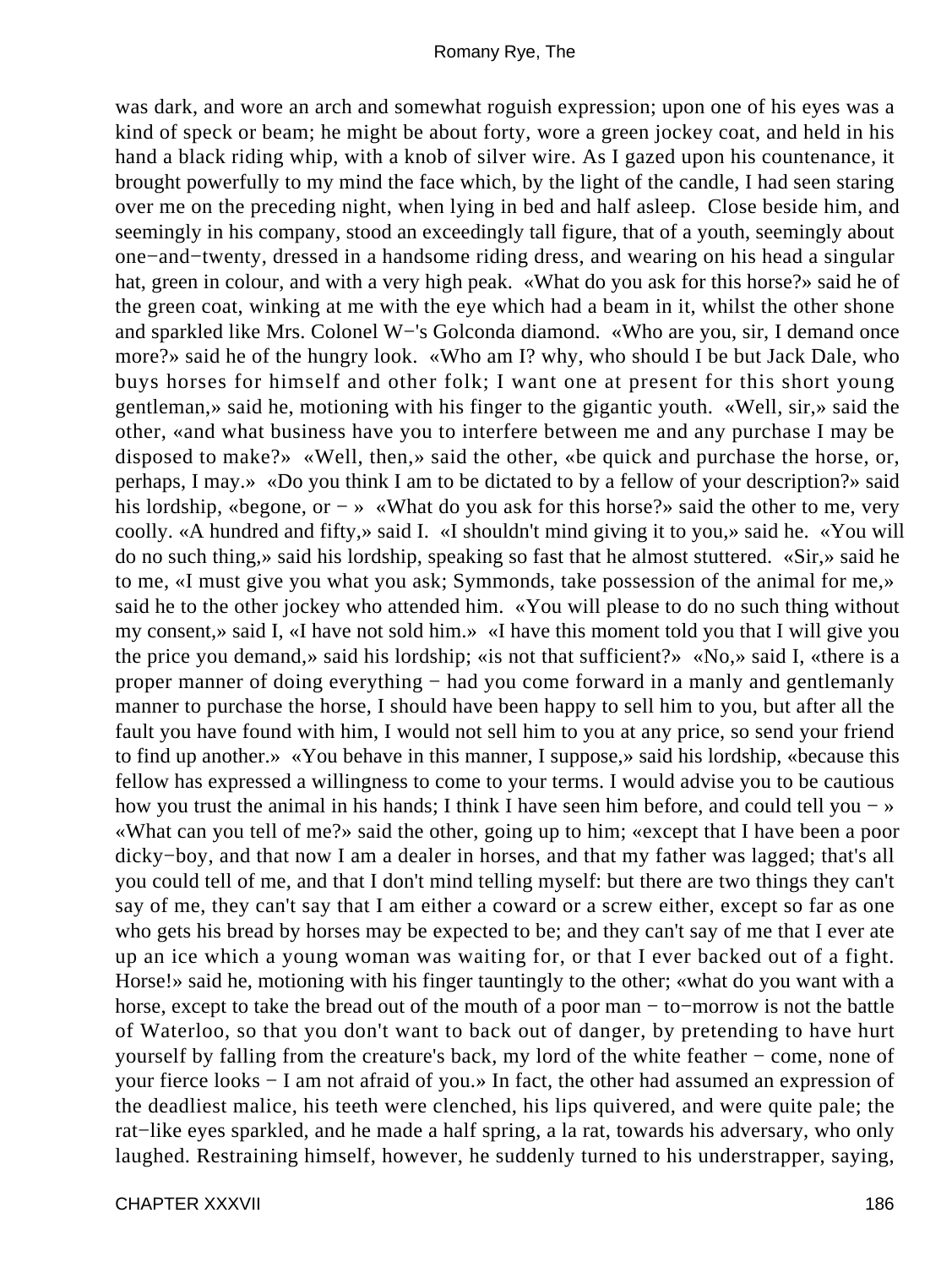was dark, and wore an arch and somewhat roguish expression; upon one of his eyes was a kind of speck or beam; he might be about forty, wore a green jockey coat, and held in his hand a black riding whip, with a knob of silver wire. As I gazed upon his countenance, it brought powerfully to my mind the face which, by the light of the candle, I had seen staring over me on the preceding night, when lying in bed and half asleep. Close beside him, and seemingly in his company, stood an exceedingly tall figure, that of a youth, seemingly about one−and−twenty, dressed in a handsome riding dress, and wearing on his head a singular hat, green in colour, and with a very high peak. «What do you ask for this horse?» said he of the green coat, winking at me with the eye which had a beam in it, whilst the other shone and sparkled like Mrs. Colonel W−'s Golconda diamond. «Who are you, sir, I demand once more?» said he of the hungry look. «Who am I? why, who should I be but Jack Dale, who buys horses for himself and other folk; I want one at present for this short young gentleman,» said he, motioning with his finger to the gigantic youth. «Well, sir,» said the other, «and what business have you to interfere between me and any purchase I may be disposed to make?» «Well, then,» said the other, «be quick and purchase the horse, or, perhaps, I may.» «Do you think I am to be dictated to by a fellow of your description?» said his lordship, «begone, or − » «What do you ask for this horse?» said the other to me, very coolly. «A hundred and fifty,» said I. «I shouldn't mind giving it to you,» said he. «You will do no such thing,» said his lordship, speaking so fast that he almost stuttered. «Sir,» said he to me, «I must give you what you ask; Symmonds, take possession of the animal for me,» said he to the other jockey who attended him. «You will please to do no such thing without my consent,» said I, «I have not sold him.» «I have this moment told you that I will give you the price you demand,» said his lordship; «is not that sufficient?» «No,» said I, «there is a proper manner of doing everything − had you come forward in a manly and gentlemanly manner to purchase the horse, I should have been happy to sell him to you, but after all the fault you have found with him, I would not sell him to you at any price, so send your friend to find up another.» «You behave in this manner, I suppose,» said his lordship, «because this fellow has expressed a willingness to come to your terms. I would advise you to be cautious how you trust the animal in his hands; I think I have seen him before, and could tell you − » «What can you tell of me?» said the other, going up to him; «except that I have been a poor dicky−boy, and that now I am a dealer in horses, and that my father was lagged; that's all you could tell of me, and that I don't mind telling myself: but there are two things they can't say of me, they can't say that I am either a coward or a screw either, except so far as one who gets his bread by horses may be expected to be; and they can't say of me that I ever ate up an ice which a young woman was waiting for, or that I ever backed out of a fight. Horse!» said he, motioning with his finger tauntingly to the other; «what do you want with a horse, except to take the bread out of the mouth of a poor man − to−morrow is not the battle of Waterloo, so that you don't want to back out of danger, by pretending to have hurt yourself by falling from the creature's back, my lord of the white feather − come, none of your fierce looks − I am not afraid of you.» In fact, the other had assumed an expression of the deadliest malice, his teeth were clenched, his lips quivered, and were quite pale; the rat−like eyes sparkled, and he made a half spring, a la rat, towards his adversary, who only laughed. Restraining himself, however, he suddenly turned to his understrapper, saying,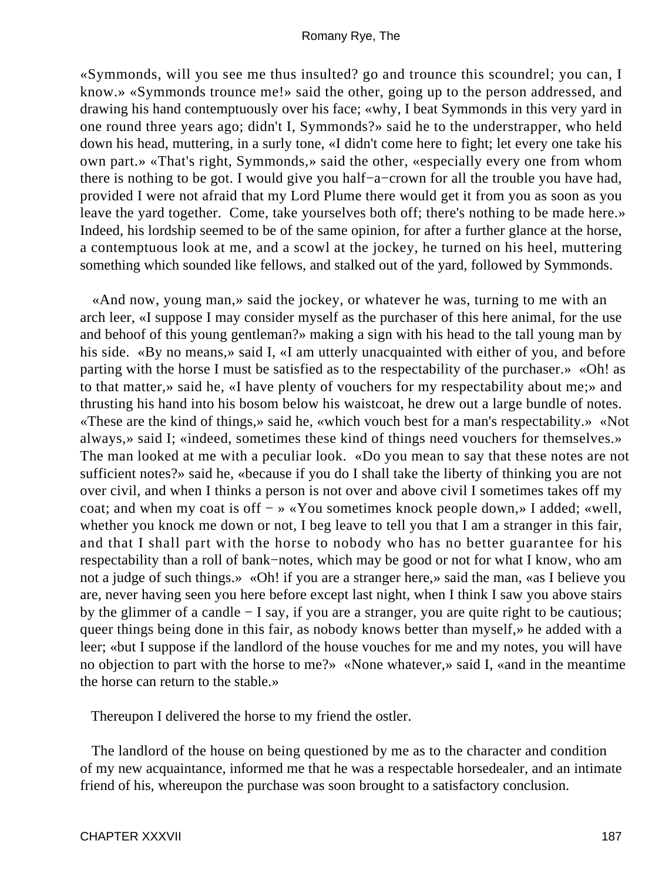«Symmonds, will you see me thus insulted? go and trounce this scoundrel; you can, I know.» «Symmonds trounce me!» said the other, going up to the person addressed, and drawing his hand contemptuously over his face; «why, I beat Symmonds in this very yard in one round three years ago; didn't I, Symmonds?» said he to the understrapper, who held down his head, muttering, in a surly tone, «I didn't come here to fight; let every one take his own part.» «That's right, Symmonds,» said the other, «especially every one from whom there is nothing to be got. I would give you half−a−crown for all the trouble you have had, provided I were not afraid that my Lord Plume there would get it from you as soon as you leave the yard together. Come, take yourselves both off; there's nothing to be made here.» Indeed, his lordship seemed to be of the same opinion, for after a further glance at the horse, a contemptuous look at me, and a scowl at the jockey, he turned on his heel, muttering something which sounded like fellows, and stalked out of the yard, followed by Symmonds.

«And now, young man,» said the jockey, or whatever he was, turning to me with an arch leer, «I suppose I may consider myself as the purchaser of this here animal, for the use and behoof of this young gentleman?» making a sign with his head to the tall young man by his side. «By no means,» said I, «I am utterly unacquainted with either of you, and before parting with the horse I must be satisfied as to the respectability of the purchaser.» «Oh! as to that matter,» said he, «I have plenty of vouchers for my respectability about me;» and thrusting his hand into his bosom below his waistcoat, he drew out a large bundle of notes. «These are the kind of things,» said he, «which vouch best for a man's respectability.» «Not always,» said I; «indeed, sometimes these kind of things need vouchers for themselves.» The man looked at me with a peculiar look. «Do you mean to say that these notes are not sufficient notes?» said he, «because if you do I shall take the liberty of thinking you are not over civil, and when I thinks a person is not over and above civil I sometimes takes off my coat; and when my coat is off − » «You sometimes knock people down,» I added; «well, whether you knock me down or not, I beg leave to tell you that I am a stranger in this fair, and that I shall part with the horse to nobody who has no better guarantee for his respectability than a roll of bank−notes, which may be good or not for what I know, who am not a judge of such things.» «Oh! if you are a stranger here,» said the man, «as I believe you are, never having seen you here before except last night, when I think I saw you above stairs by the glimmer of a candle − I say, if you are a stranger, you are quite right to be cautious; queer things being done in this fair, as nobody knows better than myself,» he added with a leer; «but I suppose if the landlord of the house vouches for me and my notes, you will have no objection to part with the horse to me?» «None whatever,» said I, «and in the meantime the horse can return to the stable.»

Thereupon I delivered the horse to my friend the ostler.

The landlord of the house on being questioned by me as to the character and condition of my new acquaintance, informed me that he was a respectable horsedealer, and an intimate friend of his, whereupon the purchase was soon brought to a satisfactory conclusion.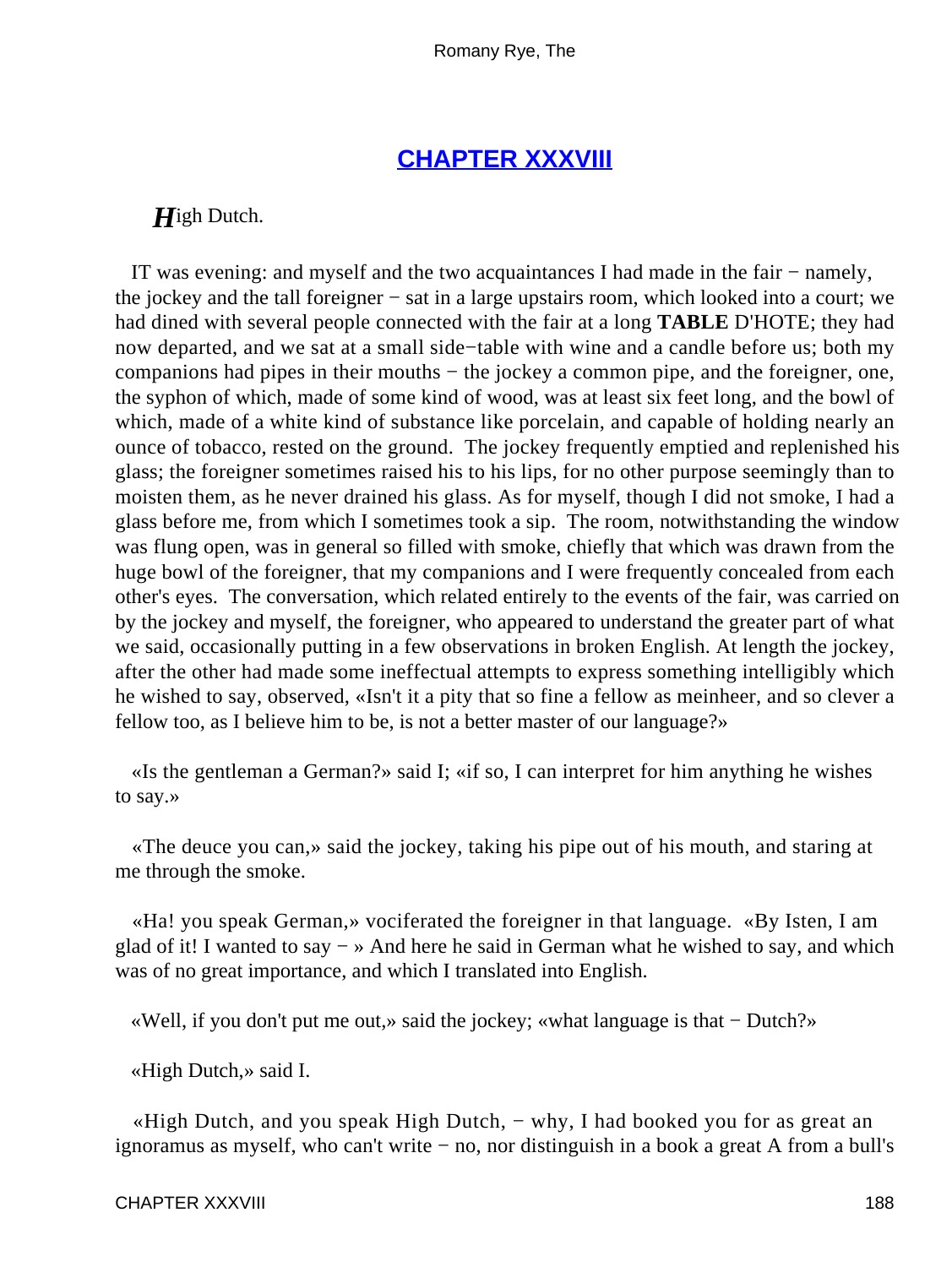## [CHAPTER XXXVIII](#)

***H***igh Dutch.

IT was evening: and myself and the two acquaintances I had made in the fair − namely, the jockey and the tall foreigner − sat in a large upstairs room, which looked into a court; we had dined with several people connected with the fair at a long **TABLE** D'HOTE; they had now departed, and we sat at a small side−table with wine and a candle before us; both my companions had pipes in their mouths − the jockey a common pipe, and the foreigner, one, the syphon of which, made of some kind of wood, was at least six feet long, and the bowl of which, made of a white kind of substance like porcelain, and capable of holding nearly an ounce of tobacco, rested on the ground. The jockey frequently emptied and replenished his glass; the foreigner sometimes raised his to his lips, for no other purpose seemingly than to moisten them, as he never drained his glass. As for myself, though I did not smoke, I had a glass before me, from which I sometimes took a sip. The room, notwithstanding the window was flung open, was in general so filled with smoke, chiefly that which was drawn from the huge bowl of the foreigner, that my companions and I were frequently concealed from each other's eyes. The conversation, which related entirely to the events of the fair, was carried on by the jockey and myself, the foreigner, who appeared to understand the greater part of what we said, occasionally putting in a few observations in broken English. At length the jockey, after the other had made some ineffectual attempts to express something intelligibly which he wished to say, observed, «Isn't it a pity that so fine a fellow as meinheer, and so clever a fellow too, as I believe him to be, is not a better master of our language?»

«Is the gentleman a German?» said I; «if so, I can interpret for him anything he wishes to say.»

«The deuce you can,» said the jockey, taking his pipe out of his mouth, and staring at me through the smoke.

«Ha! you speak German,» vociferated the foreigner in that language. «By Isten, I am glad of it! I wanted to say − » And here he said in German what he wished to say, and which was of no great importance, and which I translated into English.

«Well, if you don't put me out,» said the jockey; «what language is that − Dutch?»

«High Dutch,» said I.

«High Dutch, and you speak High Dutch, − why, I had booked you for as great an ignoramus as myself, who can't write − no, nor distinguish in a book a great A from a bull's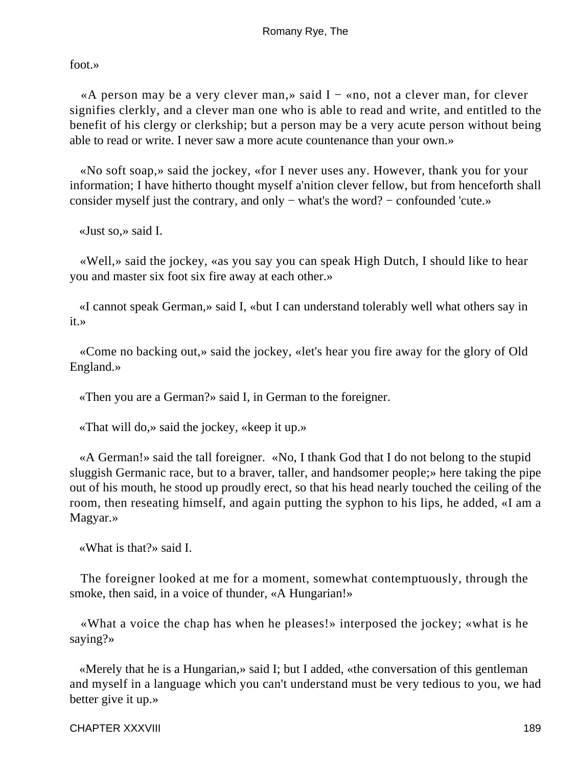foot.»

«A person may be a very clever man,» said I − «no, not a clever man, for clever signifies clerkly, and a clever man one who is able to read and write, and entitled to the benefit of his clergy or clerkship; but a person may be a very acute person without being able to read or write. I never saw a more acute countenance than your own.»

«No soft soap,» said the jockey, «for I never uses any. However, thank you for your information; I have hitherto thought myself a'nition clever fellow, but from henceforth shall consider myself just the contrary, and only − what's the word? − confounded 'cute.»

«Just so,» said I.

«Well,» said the jockey, «as you say you can speak High Dutch, I should like to hear you and master six foot six fire away at each other.»

«I cannot speak German,» said I, «but I can understand tolerably well what others say in it.»

«Come no backing out,» said the jockey, «let's hear you fire away for the glory of Old England.»

«Then you are a German?» said I, in German to the foreigner.

«That will do,» said the jockey, «keep it up.»

«A German!» said the tall foreigner. «No, I thank God that I do not belong to the stupid sluggish Germanic race, but to a braver, taller, and handsomer people;» here taking the pipe out of his mouth, he stood up proudly erect, so that his head nearly touched the ceiling of the room, then reseating himself, and again putting the syphon to his lips, he added, «I am a Magyar.»

«What is that?» said I.

The foreigner looked at me for a moment, somewhat contemptuously, through the smoke, then said, in a voice of thunder, «A Hungarian!»

«What a voice the chap has when he pleases!» interposed the jockey; «what is he saying?»

«Merely that he is a Hungarian,» said I; but I added, «the conversation of this gentleman and myself in a language which you can't understand must be very tedious to you, we had better give it up.»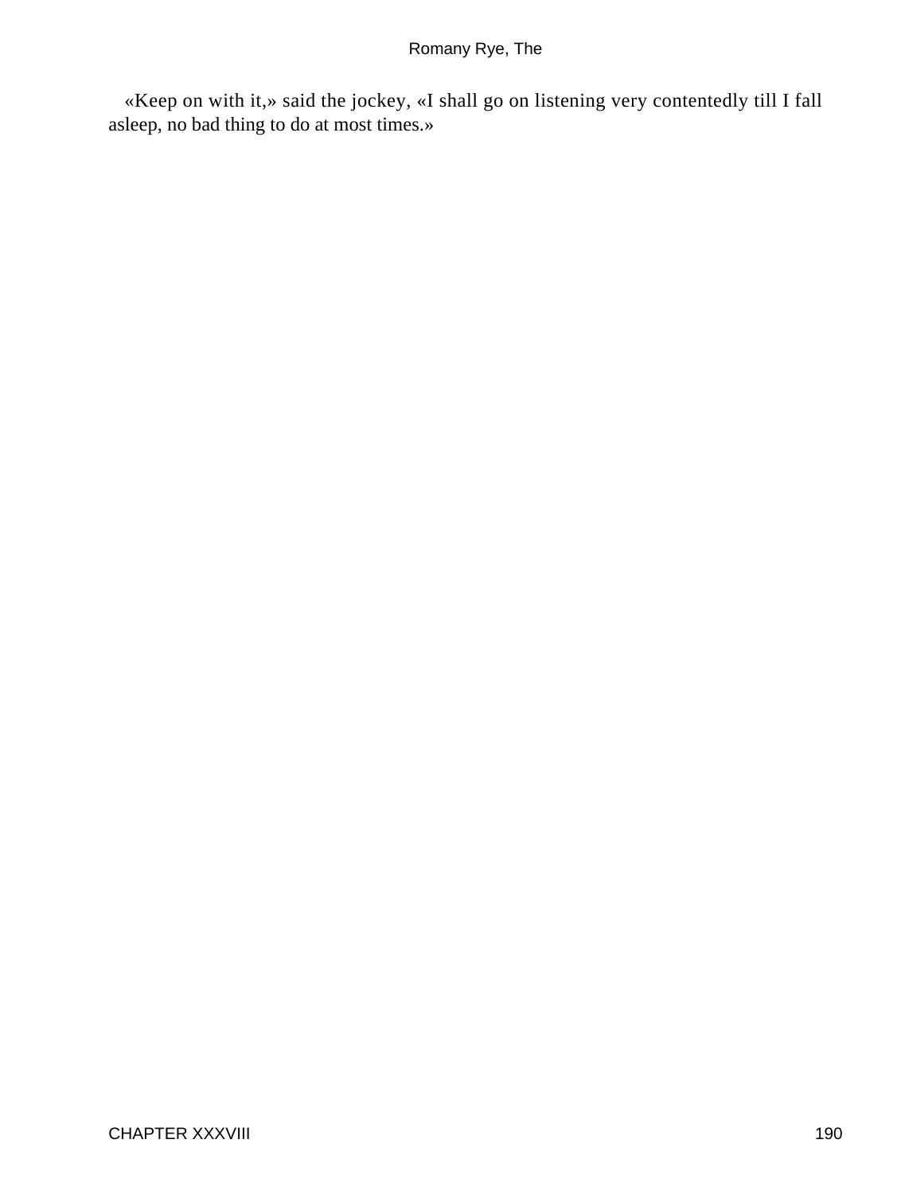«Keep on with it,» said the jockey, «I shall go on listening very contentedly till I fall asleep, no bad thing to do at most times.»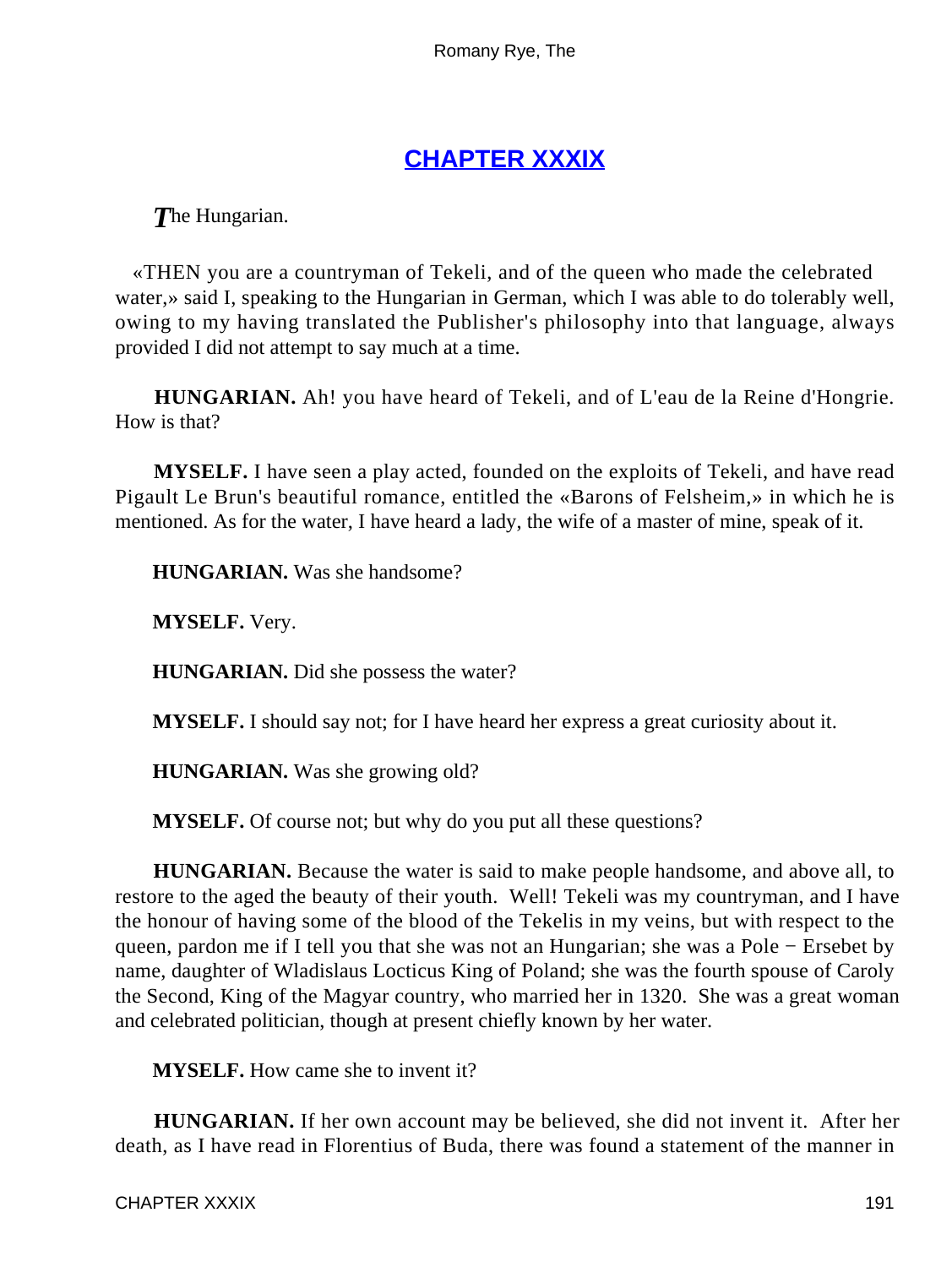## [CHAPTER XXXIX](#)

*T*he Hungarian.

«THEN you are a countryman of Tekeli, and of the queen who made the celebrated water,» said I, speaking to the Hungarian in German, which I was able to do tolerably well, owing to my having translated the Publisher's philosophy into that language, always provided I did not attempt to say much at a time.

**HUNGARIAN.** Ah! you have heard of Tekeli, and of L'eau de la Reine d'Hongrie. How is that?

**MYSELF.** I have seen a play acted, founded on the exploits of Tekeli, and have read Pigault Le Brun's beautiful romance, entitled the «Barons of Felsheim,» in which he is mentioned. As for the water, I have heard a lady, the wife of a master of mine, speak of it.

**HUNGARIAN.** Was she handsome?

**MYSELF.** Very.

**HUNGARIAN.** Did she possess the water?

**MYSELF.** I should say not; for I have heard her express a great curiosity about it.

**HUNGARIAN.** Was she growing old?

**MYSELF.** Of course not; but why do you put all these questions?

**HUNGARIAN.** Because the water is said to make people handsome, and above all, to restore to the aged the beauty of their youth. Well! Tekeli was my countryman, and I have the honour of having some of the blood of the Tekelis in my veins, but with respect to the queen, pardon me if I tell you that she was not an Hungarian; she was a Pole − Ersebet by name, daughter of Wladislaus Locticus King of Poland; she was the fourth spouse of Caroly the Second, King of the Magyar country, who married her in 1320. She was a great woman and celebrated politician, though at present chiefly known by her water.

**MYSELF.** How came she to invent it?

**HUNGARIAN.** If her own account may be believed, she did not invent it. After her death, as I have read in Florentius of Buda, there was found a statement of the manner in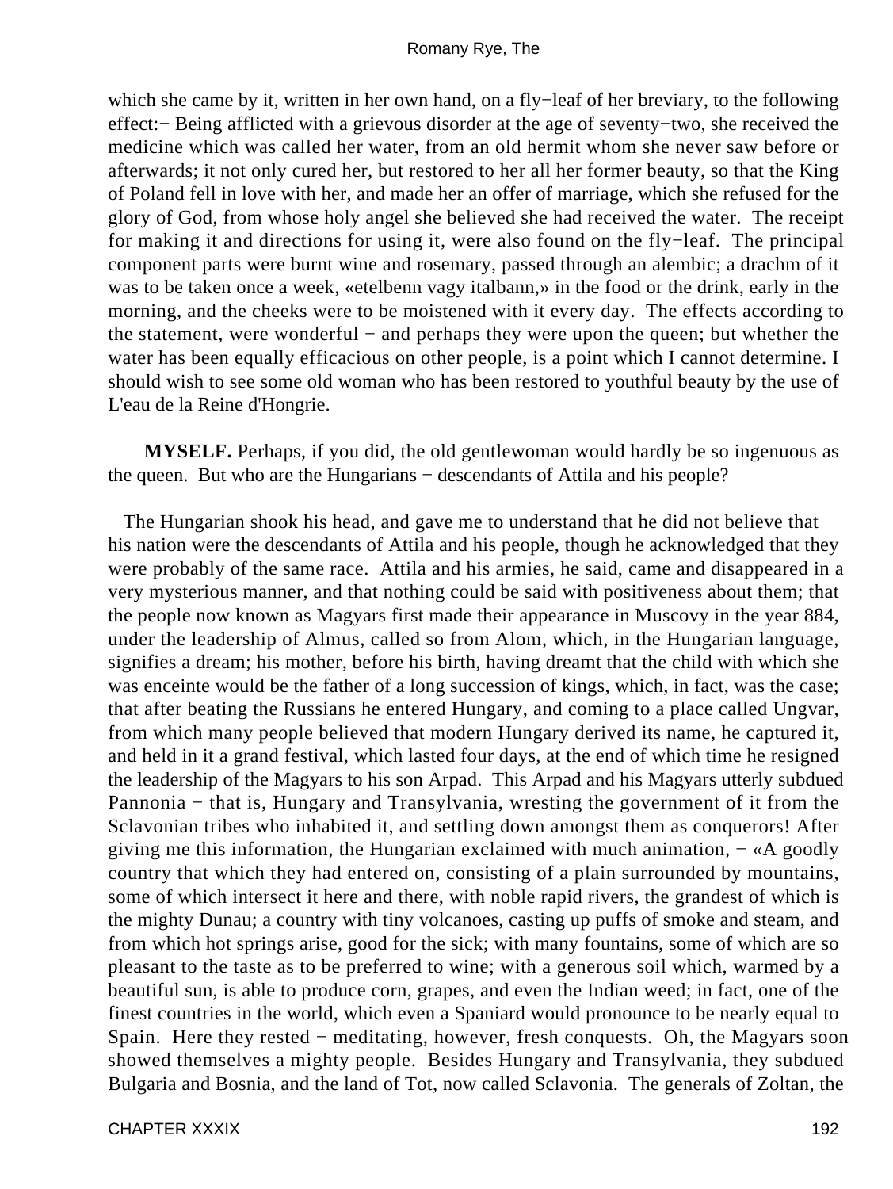which she came by it, written in her own hand, on a fly−leaf of her breviary, to the following effect:− Being afflicted with a grievous disorder at the age of seventy−two, she received the medicine which was called her water, from an old hermit whom she never saw before or afterwards; it not only cured her, but restored to her all her former beauty, so that the King of Poland fell in love with her, and made her an offer of marriage, which she refused for the glory of God, from whose holy angel she believed she had received the water. The receipt for making it and directions for using it, were also found on the fly−leaf. The principal component parts were burnt wine and rosemary, passed through an alembic; a drachm of it was to be taken once a week, «etelbenn vagy italbann,» in the food or the drink, early in the morning, and the cheeks were to be moistened with it every day. The effects according to the statement, were wonderful − and perhaps they were upon the queen; but whether the water has been equally efficacious on other people, is a point which I cannot determine. I should wish to see some old woman who has been restored to youthful beauty by the use of L'eau de la Reine d'Hongrie.

**MYSELF.** Perhaps, if you did, the old gentlewoman would hardly be so ingenuous as the queen. But who are the Hungarians − descendants of Attila and his people?

The Hungarian shook his head, and gave me to understand that he did not believe that his nation were the descendants of Attila and his people, though he acknowledged that they were probably of the same race. Attila and his armies, he said, came and disappeared in a very mysterious manner, and that nothing could be said with positiveness about them; that the people now known as Magyars first made their appearance in Muscovy in the year 884, under the leadership of Almus, called so from Alom, which, in the Hungarian language, signifies a dream; his mother, before his birth, having dreamt that the child with which she was enceinte would be the father of a long succession of kings, which, in fact, was the case; that after beating the Russians he entered Hungary, and coming to a place called Ungvar, from which many people believed that modern Hungary derived its name, he captured it, and held in it a grand festival, which lasted four days, at the end of which time he resigned the leadership of the Magyars to his son Arpad. This Arpad and his Magyars utterly subdued Pannonia − that is, Hungary and Transylvania, wresting the government of it from the Sclavonian tribes who inhabited it, and settling down amongst them as conquerors! After giving me this information, the Hungarian exclaimed with much animation, − «A goodly country that which they had entered on, consisting of a plain surrounded by mountains, some of which intersect it here and there, with noble rapid rivers, the grandest of which is the mighty Dunau; a country with tiny volcanoes, casting up puffs of smoke and steam, and from which hot springs arise, good for the sick; with many fountains, some of which are so pleasant to the taste as to be preferred to wine; with a generous soil which, warmed by a beautiful sun, is able to produce corn, grapes, and even the Indian weed; in fact, one of the finest countries in the world, which even a Spaniard would pronounce to be nearly equal to Spain. Here they rested − meditating, however, fresh conquests. Oh, the Magyars soon showed themselves a mighty people. Besides Hungary and Transylvania, they subdued Bulgaria and Bosnia, and the land of Tot, now called Sclavonia. The generals of Zoltan, the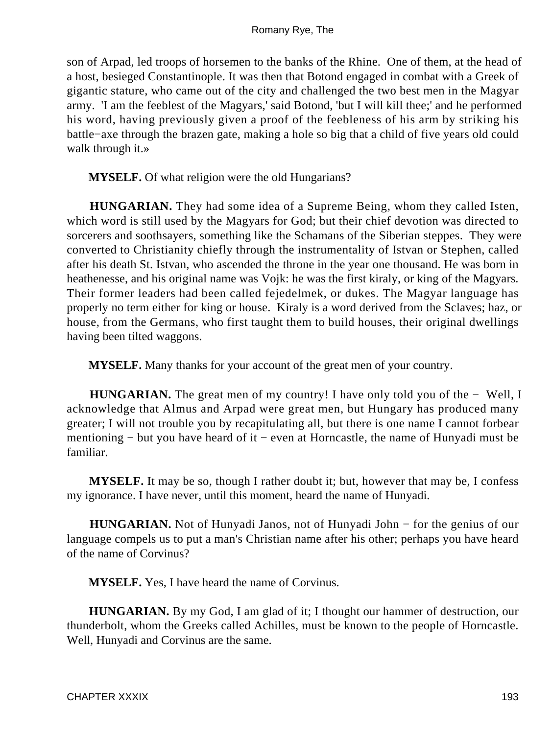son of Arpad, led troops of horsemen to the banks of the Rhine. One of them, at the head of a host, besieged Constantinople. It was then that Botond engaged in combat with a Greek of gigantic stature, who came out of the city and challenged the two best men in the Magyar army. 'I am the feeblest of the Magyars,' said Botond, 'but I will kill thee;' and he performed his word, having previously given a proof of the feebleness of his arm by striking his battle−axe through the brazen gate, making a hole so big that a child of five years old could walk through it.»

**MYSELF.** Of what religion were the old Hungarians?

**HUNGARIAN.** They had some idea of a Supreme Being, whom they called Isten, which word is still used by the Magyars for God; but their chief devotion was directed to sorcerers and soothsayers, something like the Schamans of the Siberian steppes. They were converted to Christianity chiefly through the instrumentality of Istvan or Stephen, called after his death St. Istvan, who ascended the throne in the year one thousand. He was born in heathenesse, and his original name was Vojk: he was the first kiraly, or king of the Magyars. Their former leaders had been called fejedelmek, or dukes. The Magyar language has properly no term either for king or house. Kiraly is a word derived from the Sclaves; haz, or house, from the Germans, who first taught them to build houses, their original dwellings having been tilted waggons.

**MYSELF.** Many thanks for your account of the great men of your country.

**HUNGARIAN.** The great men of my country! I have only told you of the − Well, I acknowledge that Almus and Arpad were great men, but Hungary has produced many greater; I will not trouble you by recapitulating all, but there is one name I cannot forbear mentioning − but you have heard of it − even at Horncastle, the name of Hunyadi must be familiar.

**MYSELF.** It may be so, though I rather doubt it; but, however that may be, I confess my ignorance. I have never, until this moment, heard the name of Hunyadi.

**HUNGARIAN.** Not of Hunyadi Janos, not of Hunyadi John − for the genius of our language compels us to put a man's Christian name after his other; perhaps you have heard of the name of Corvinus?

**MYSELF.** Yes, I have heard the name of Corvinus.

**HUNGARIAN.** By my God, I am glad of it; I thought our hammer of destruction, our thunderbolt, whom the Greeks called Achilles, must be known to the people of Horncastle. Well, Hunyadi and Corvinus are the same.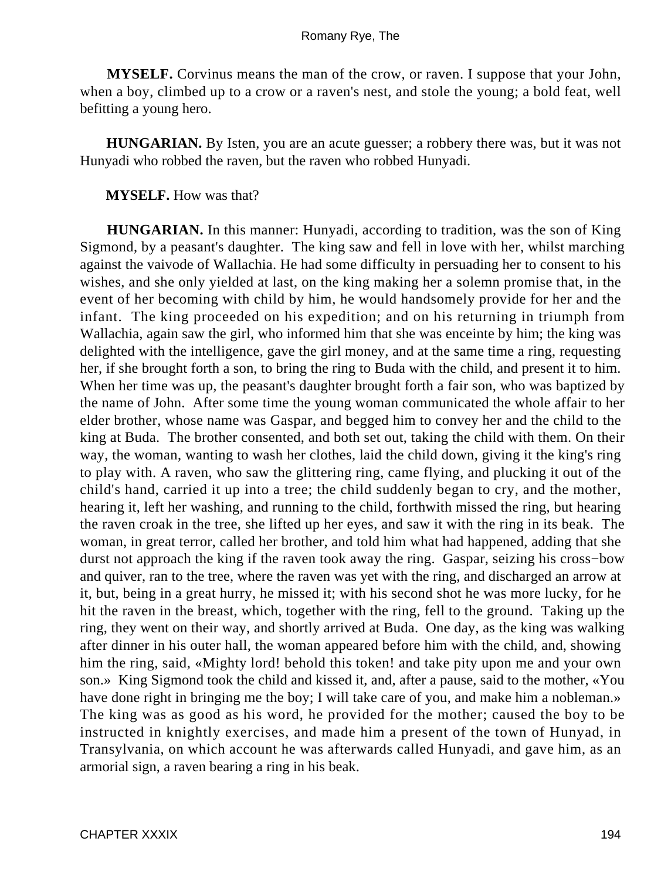**MYSELF.** Corvinus means the man of the crow, or raven. I suppose that your John, when a boy, climbed up to a crow or a raven's nest, and stole the young; a bold feat, well befitting a young hero.

**HUNGARIAN.** By Isten, you are an acute guesser; a robbery there was, but it was not Hunyadi who robbed the raven, but the raven who robbed Hunyadi.

**MYSELF.** How was that?

**HUNGARIAN.** In this manner: Hunyadi, according to tradition, was the son of King Sigmond, by a peasant's daughter. The king saw and fell in love with her, whilst marching against the vaivode of Wallachia. He had some difficulty in persuading her to consent to his wishes, and she only yielded at last, on the king making her a solemn promise that, in the event of her becoming with child by him, he would handsomely provide for her and the infant. The king proceeded on his expedition; and on his returning in triumph from Wallachia, again saw the girl, who informed him that she was enceinte by him; the king was delighted with the intelligence, gave the girl money, and at the same time a ring, requesting her, if she brought forth a son, to bring the ring to Buda with the child, and present it to him. When her time was up, the peasant's daughter brought forth a fair son, who was baptized by the name of John. After some time the young woman communicated the whole affair to her elder brother, whose name was Gaspar, and begged him to convey her and the child to the king at Buda. The brother consented, and both set out, taking the child with them. On their way, the woman, wanting to wash her clothes, laid the child down, giving it the king's ring to play with. A raven, who saw the glittering ring, came flying, and plucking it out of the child's hand, carried it up into a tree; the child suddenly began to cry, and the mother, hearing it, left her washing, and running to the child, forthwith missed the ring, but hearing the raven croak in the tree, she lifted up her eyes, and saw it with the ring in its beak. The woman, in great terror, called her brother, and told him what had happened, adding that she durst not approach the king if the raven took away the ring. Gaspar, seizing his cross−bow and quiver, ran to the tree, where the raven was yet with the ring, and discharged an arrow at it, but, being in a great hurry, he missed it; with his second shot he was more lucky, for he hit the raven in the breast, which, together with the ring, fell to the ground. Taking up the ring, they went on their way, and shortly arrived at Buda. One day, as the king was walking after dinner in his outer hall, the woman appeared before him with the child, and, showing him the ring, said, «Mighty lord! behold this token! and take pity upon me and your own son.» King Sigmond took the child and kissed it, and, after a pause, said to the mother, «You have done right in bringing me the boy; I will take care of you, and make him a nobleman.» The king was as good as his word, he provided for the mother; caused the boy to be instructed in knightly exercises, and made him a present of the town of Hunyad, in Transylvania, on which account he was afterwards called Hunyadi, and gave him, as an armorial sign, a raven bearing a ring in his beak.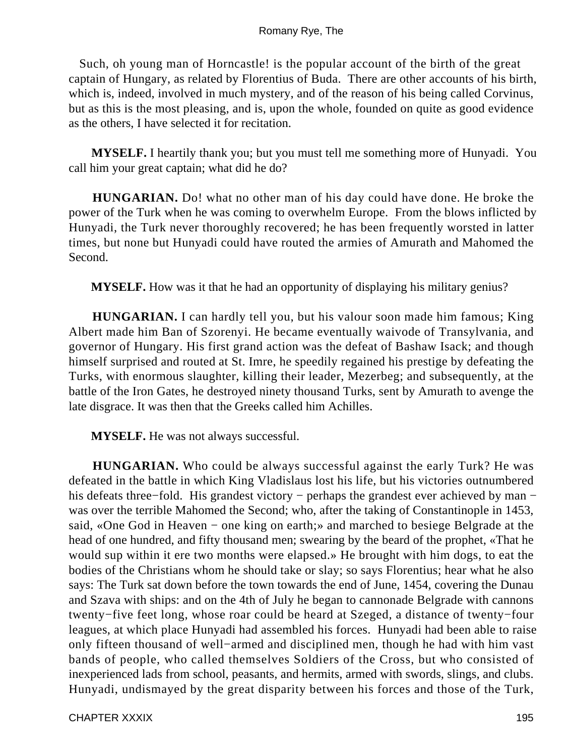Such, oh young man of Horncastle! is the popular account of the birth of the great captain of Hungary, as related by Florentius of Buda. There are other accounts of his birth, which is, indeed, involved in much mystery, and of the reason of his being called Corvinus, but as this is the most pleasing, and is, upon the whole, founded on quite as good evidence as the others, I have selected it for recitation.

**MYSELF.** I heartily thank you; but you must tell me something more of Hunyadi. You call him your great captain; what did he do?

**HUNGARIAN.** Do! what no other man of his day could have done. He broke the power of the Turk when he was coming to overwhelm Europe. From the blows inflicted by Hunyadi, the Turk never thoroughly recovered; he has been frequently worsted in latter times, but none but Hunyadi could have routed the armies of Amurath and Mahomed the Second.

**MYSELF.** How was it that he had an opportunity of displaying his military genius?

**HUNGARIAN.** I can hardly tell you, but his valour soon made him famous; King Albert made him Ban of Szorenyi. He became eventually waivode of Transylvania, and governor of Hungary. His first grand action was the defeat of Bashaw Isack; and though himself surprised and routed at St. Imre, he speedily regained his prestige by defeating the Turks, with enormous slaughter, killing their leader, Mezerbeg; and subsequently, at the battle of the Iron Gates, he destroyed ninety thousand Turks, sent by Amurath to avenge the late disgrace. It was then that the Greeks called him Achilles.

**MYSELF.** He was not always successful.

**HUNGARIAN.** Who could be always successful against the early Turk? He was defeated in the battle in which King Vladislaus lost his life, but his victories outnumbered his defeats three−fold. His grandest victory − perhaps the grandest ever achieved by man − was over the terrible Mahomed the Second; who, after the taking of Constantinople in 1453, said, «One God in Heaven − one king on earth;» and marched to besiege Belgrade at the head of one hundred, and fifty thousand men; swearing by the beard of the prophet, «That he would sup within it ere two months were elapsed.» He brought with him dogs, to eat the bodies of the Christians whom he should take or slay; so says Florentius; hear what he also says: The Turk sat down before the town towards the end of June, 1454, covering the Dunau and Szava with ships: and on the 4th of July he began to cannonade Belgrade with cannons twenty−five feet long, whose roar could be heard at Szeged, a distance of twenty−four leagues, at which place Hunyadi had assembled his forces. Hunyadi had been able to raise only fifteen thousand of well−armed and disciplined men, though he had with him vast bands of people, who called themselves Soldiers of the Cross, but who consisted of inexperienced lads from school, peasants, and hermits, armed with swords, slings, and clubs. Hunyadi, undismayed by the great disparity between his forces and those of the Turk,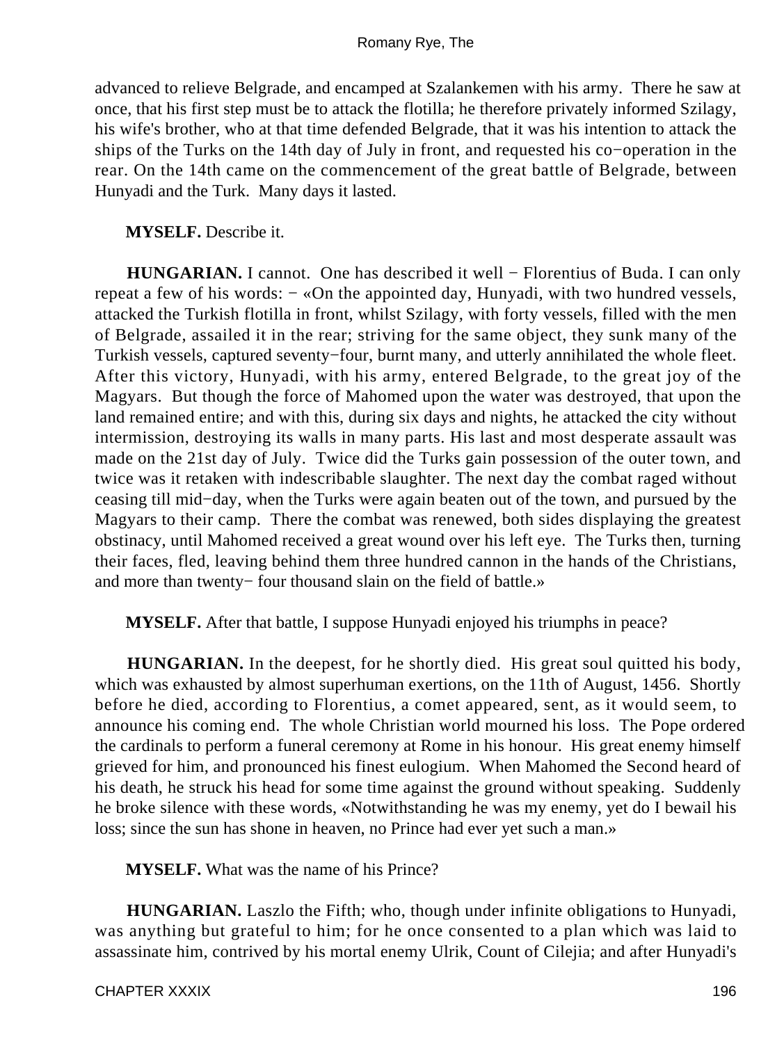advanced to relieve Belgrade, and encamped at Szalankemen with his army. There he saw at once, that his first step must be to attack the flotilla; he therefore privately informed Szilagy, his wife's brother, who at that time defended Belgrade, that it was his intention to attack the ships of the Turks on the 14th day of July in front, and requested his co−operation in the rear. On the 14th came on the commencement of the great battle of Belgrade, between Hunyadi and the Turk. Many days it lasted.

**MYSELF.** Describe it.

**HUNGARIAN.** I cannot. One has described it well − Florentius of Buda. I can only repeat a few of his words: − «On the appointed day, Hunyadi, with two hundred vessels, attacked the Turkish flotilla in front, whilst Szilagy, with forty vessels, filled with the men of Belgrade, assailed it in the rear; striving for the same object, they sunk many of the Turkish vessels, captured seventy−four, burnt many, and utterly annihilated the whole fleet. After this victory, Hunyadi, with his army, entered Belgrade, to the great joy of the Magyars. But though the force of Mahomed upon the water was destroyed, that upon the land remained entire; and with this, during six days and nights, he attacked the city without intermission, destroying its walls in many parts. His last and most desperate assault was made on the 21st day of July. Twice did the Turks gain possession of the outer town, and twice was it retaken with indescribable slaughter. The next day the combat raged without ceasing till mid−day, when the Turks were again beaten out of the town, and pursued by the Magyars to their camp. There the combat was renewed, both sides displaying the greatest obstinacy, until Mahomed received a great wound over his left eye. The Turks then, turning their faces, fled, leaving behind them three hundred cannon in the hands of the Christians, and more than twenty− four thousand slain on the field of battle.»

**MYSELF.** After that battle, I suppose Hunyadi enjoyed his triumphs in peace?

**HUNGARIAN.** In the deepest, for he shortly died. His great soul quitted his body, which was exhausted by almost superhuman exertions, on the 11th of August, 1456. Shortly before he died, according to Florentius, a comet appeared, sent, as it would seem, to announce his coming end. The whole Christian world mourned his loss. The Pope ordered the cardinals to perform a funeral ceremony at Rome in his honour. His great enemy himself grieved for him, and pronounced his finest eulogium. When Mahomed the Second heard of his death, he struck his head for some time against the ground without speaking. Suddenly he broke silence with these words, «Notwithstanding he was my enemy, yet do I bewail his loss; since the sun has shone in heaven, no Prince had ever yet such a man.»

**MYSELF.** What was the name of his Prince?

**HUNGARIAN.** Laszlo the Fifth; who, though under infinite obligations to Hunyadi, was anything but grateful to him; for he once consented to a plan which was laid to assassinate him, contrived by his mortal enemy Ulrik, Count of Cilejia; and after Hunyadi's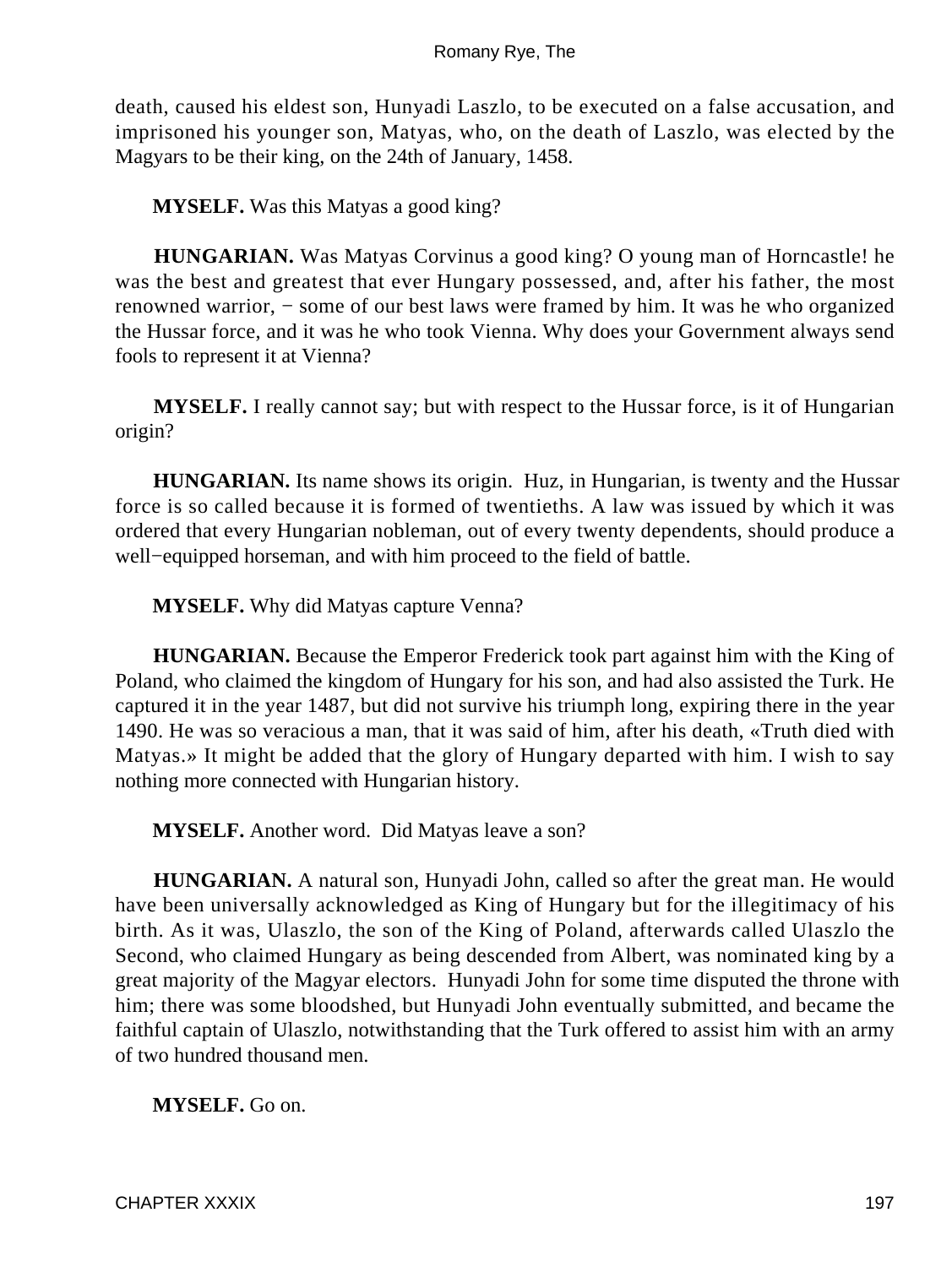death, caused his eldest son, Hunyadi Laszlo, to be executed on a false accusation, and imprisoned his younger son, Matyas, who, on the death of Laszlo, was elected by the Magyars to be their king, on the 24th of January, 1458.

**MYSELF.** Was this Matyas a good king?

**HUNGARIAN.** Was Matyas Corvinus a good king? O young man of Horncastle! he was the best and greatest that ever Hungary possessed, and, after his father, the most renowned warrior, − some of our best laws were framed by him. It was he who organized the Hussar force, and it was he who took Vienna. Why does your Government always send fools to represent it at Vienna?

**MYSELF.** I really cannot say; but with respect to the Hussar force, is it of Hungarian origin?

**HUNGARIAN.** Its name shows its origin. Huz, in Hungarian, is twenty and the Hussar force is so called because it is formed of twentieths. A law was issued by which it was ordered that every Hungarian nobleman, out of every twenty dependents, should produce a well−equipped horseman, and with him proceed to the field of battle.

**MYSELF.** Why did Matyas capture Venna?

**HUNGARIAN.** Because the Emperor Frederick took part against him with the King of Poland, who claimed the kingdom of Hungary for his son, and had also assisted the Turk. He captured it in the year 1487, but did not survive his triumph long, expiring there in the year 1490. He was so veracious a man, that it was said of him, after his death, «Truth died with Matyas.» It might be added that the glory of Hungary departed with him. I wish to say nothing more connected with Hungarian history.

**MYSELF.** Another word. Did Matyas leave a son?

**HUNGARIAN.** A natural son, Hunyadi John, called so after the great man. He would have been universally acknowledged as King of Hungary but for the illegitimacy of his birth. As it was, Ulaszlo, the son of the King of Poland, afterwards called Ulaszlo the Second, who claimed Hungary as being descended from Albert, was nominated king by a great majority of the Magyar electors. Hunyadi John for some time disputed the throne with him; there was some bloodshed, but Hunyadi John eventually submitted, and became the faithful captain of Ulaszlo, notwithstanding that the Turk offered to assist him with an army of two hundred thousand men.

**MYSELF.** Go on.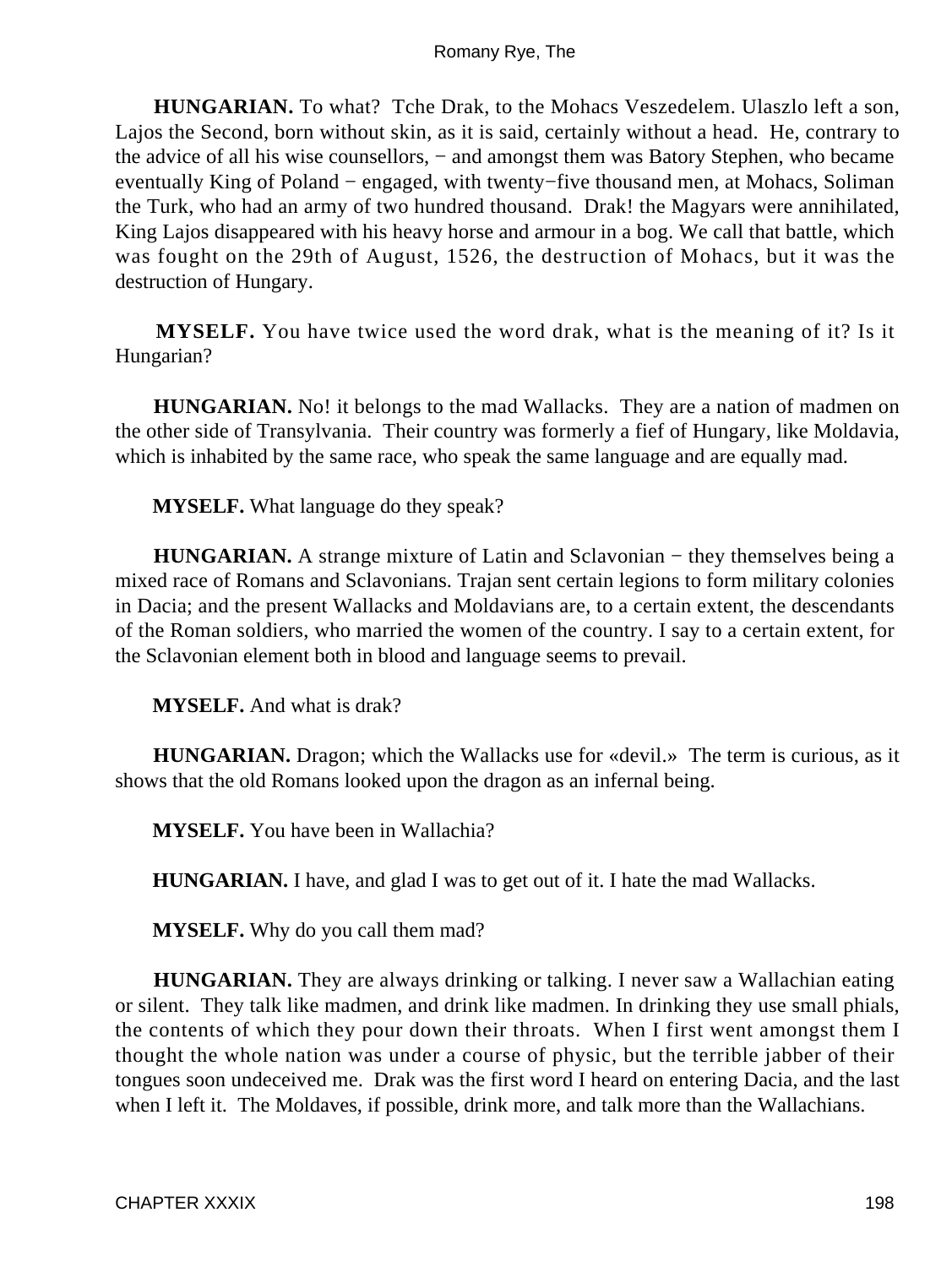**HUNGARIAN.** To what? Tche Drak, to the Mohacs Veszedelem. Ulaszlo left a son, Lajos the Second, born without skin, as it is said, certainly without a head. He, contrary to the advice of all his wise counsellors, − and amongst them was Batory Stephen, who became eventually King of Poland − engaged, with twenty−five thousand men, at Mohacs, Soliman the Turk, who had an army of two hundred thousand. Drak! the Magyars were annihilated, King Lajos disappeared with his heavy horse and armour in a bog. We call that battle, which was fought on the 29th of August, 1526, the destruction of Mohacs, but it was the destruction of Hungary.

**MYSELF.** You have twice used the word drak, what is the meaning of it? Is it Hungarian?

**HUNGARIAN.** No! it belongs to the mad Wallacks. They are a nation of madmen on the other side of Transylvania. Their country was formerly a fief of Hungary, like Moldavia, which is inhabited by the same race, who speak the same language and are equally mad.

**MYSELF.** What language do they speak?

**HUNGARIAN.** A strange mixture of Latin and Sclavonian − they themselves being a mixed race of Romans and Sclavonians. Trajan sent certain legions to form military colonies in Dacia; and the present Wallacks and Moldavians are, to a certain extent, the descendants of the Roman soldiers, who married the women of the country. I say to a certain extent, for the Sclavonian element both in blood and language seems to prevail.

**MYSELF.** And what is drak?

**HUNGARIAN.** Dragon; which the Wallacks use for «devil.» The term is curious, as it shows that the old Romans looked upon the dragon as an infernal being.

**MYSELF.** You have been in Wallachia?

**HUNGARIAN.** I have, and glad I was to get out of it. I hate the mad Wallacks.

**MYSELF.** Why do you call them mad?

**HUNGARIAN.** They are always drinking or talking. I never saw a Wallachian eating or silent. They talk like madmen, and drink like madmen. In drinking they use small phials, the contents of which they pour down their throats. When I first went amongst them I thought the whole nation was under a course of physic, but the terrible jabber of their tongues soon undeceived me. Drak was the first word I heard on entering Dacia, and the last when I left it. The Moldaves, if possible, drink more, and talk more than the Wallachians.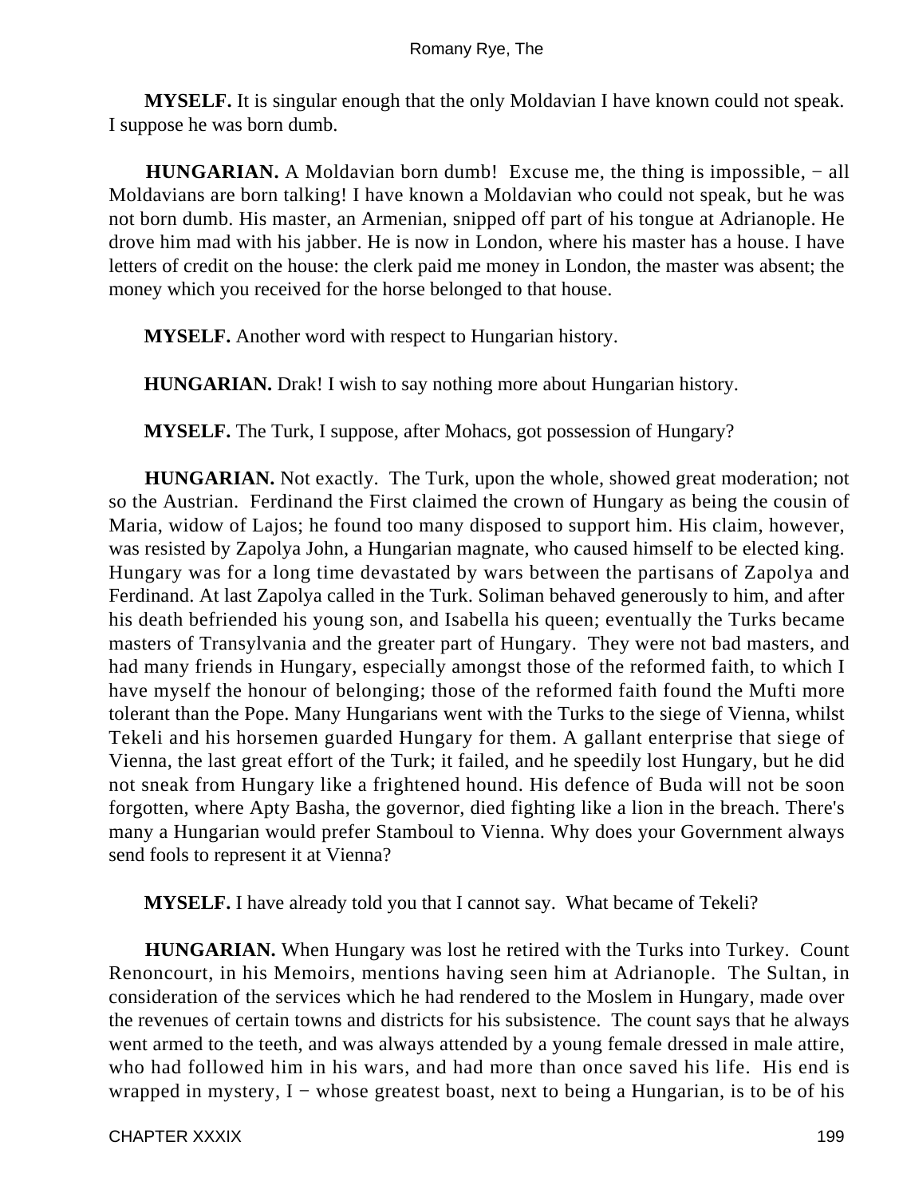**MYSELF.** It is singular enough that the only Moldavian I have known could not speak. I suppose he was born dumb.

**HUNGARIAN.** A Moldavian born dumb! Excuse me, the thing is impossible, − all Moldavians are born talking! I have known a Moldavian who could not speak, but he was not born dumb. His master, an Armenian, snipped off part of his tongue at Adrianople. He drove him mad with his jabber. He is now in London, where his master has a house. I have letters of credit on the house: the clerk paid me money in London, the master was absent; the money which you received for the horse belonged to that house.

**MYSELF.** Another word with respect to Hungarian history.

**HUNGARIAN.** Drak! I wish to say nothing more about Hungarian history.

**MYSELF.** The Turk, I suppose, after Mohacs, got possession of Hungary?

**HUNGARIAN.** Not exactly. The Turk, upon the whole, showed great moderation; not so the Austrian. Ferdinand the First claimed the crown of Hungary as being the cousin of Maria, widow of Lajos; he found too many disposed to support him. His claim, however, was resisted by Zapolya John, a Hungarian magnate, who caused himself to be elected king. Hungary was for a long time devastated by wars between the partisans of Zapolya and Ferdinand. At last Zapolya called in the Turk. Soliman behaved generously to him, and after his death befriended his young son, and Isabella his queen; eventually the Turks became masters of Transylvania and the greater part of Hungary. They were not bad masters, and had many friends in Hungary, especially amongst those of the reformed faith, to which I have myself the honour of belonging; those of the reformed faith found the Mufti more tolerant than the Pope. Many Hungarians went with the Turks to the siege of Vienna, whilst Tekeli and his horsemen guarded Hungary for them. A gallant enterprise that siege of Vienna, the last great effort of the Turk; it failed, and he speedily lost Hungary, but he did not sneak from Hungary like a frightened hound. His defence of Buda will not be soon forgotten, where Apty Basha, the governor, died fighting like a lion in the breach. There's many a Hungarian would prefer Stamboul to Vienna. Why does your Government always send fools to represent it at Vienna?

**MYSELF.** I have already told you that I cannot say. What became of Tekeli?

**HUNGARIAN.** When Hungary was lost he retired with the Turks into Turkey. Count Renoncourt, in his Memoirs, mentions having seen him at Adrianople. The Sultan, in consideration of the services which he had rendered to the Moslem in Hungary, made over the revenues of certain towns and districts for his subsistence. The count says that he always went armed to the teeth, and was always attended by a young female dressed in male attire, who had followed him in his wars, and had more than once saved his life. His end is wrapped in mystery, I − whose greatest boast, next to being a Hungarian, is to be of his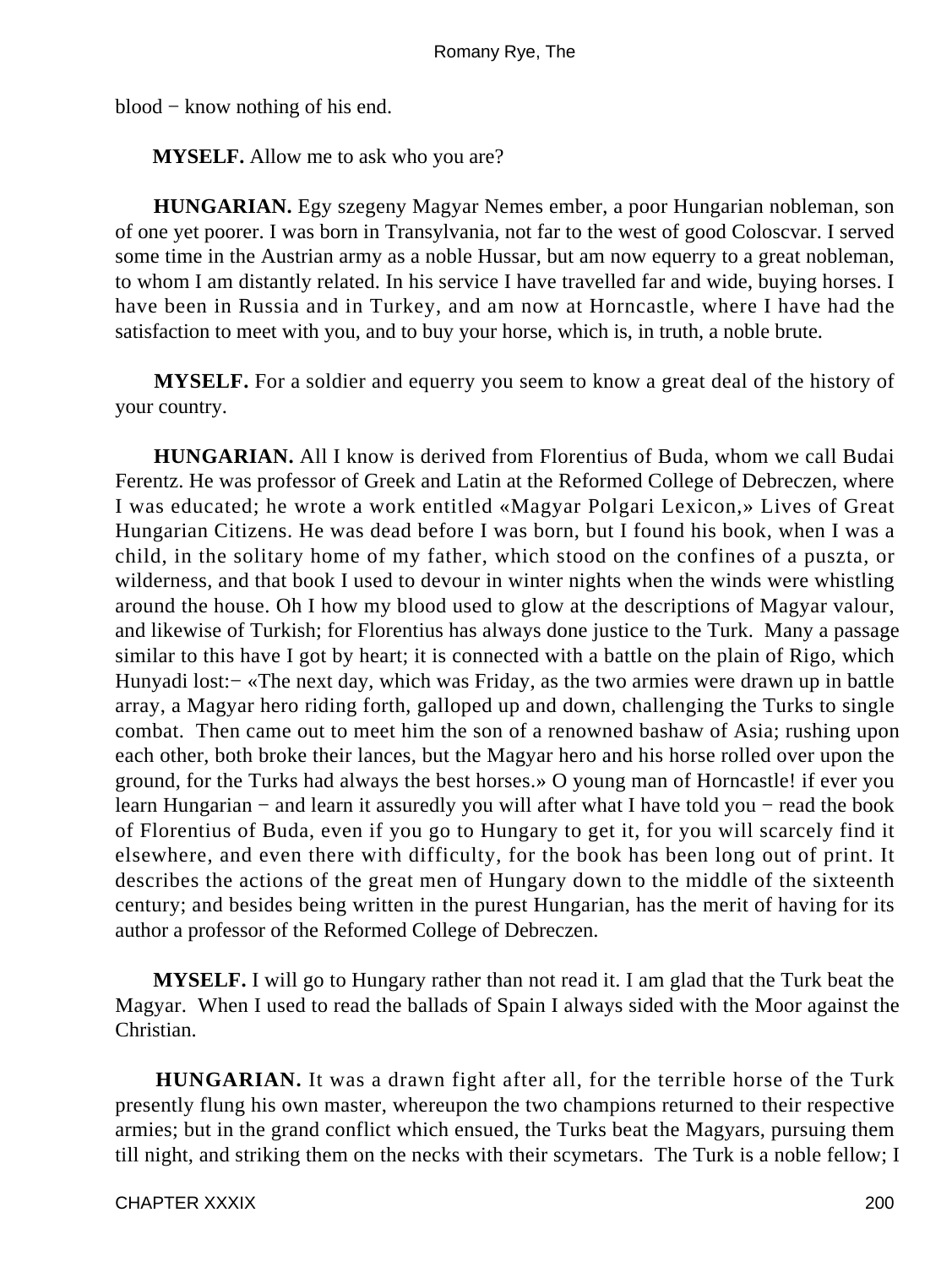blood − know nothing of his end.

**MYSELF.** Allow me to ask who you are?

**HUNGARIAN.** Egy szegeny Magyar Nemes ember, a poor Hungarian nobleman, son of one yet poorer. I was born in Transylvania, not far to the west of good Coloscvar. I served some time in the Austrian army as a noble Hussar, but am now equerry to a great nobleman, to whom I am distantly related. In his service I have travelled far and wide, buying horses. I have been in Russia and in Turkey, and am now at Horncastle, where I have had the satisfaction to meet with you, and to buy your horse, which is, in truth, a noble brute.

**MYSELF.** For a soldier and equerry you seem to know a great deal of the history of your country.

**HUNGARIAN.** All I know is derived from Florentius of Buda, whom we call Budai Ferentz. He was professor of Greek and Latin at the Reformed College of Debreczen, where I was educated; he wrote a work entitled «Magyar Polgari Lexicon,» Lives of Great Hungarian Citizens. He was dead before I was born, but I found his book, when I was a child, in the solitary home of my father, which stood on the confines of a puszta, or wilderness, and that book I used to devour in winter nights when the winds were whistling around the house. Oh I how my blood used to glow at the descriptions of Magyar valour, and likewise of Turkish; for Florentius has always done justice to the Turk. Many a passage similar to this have I got by heart; it is connected with a battle on the plain of Rigo, which Hunyadi lost:− «The next day, which was Friday, as the two armies were drawn up in battle array, a Magyar hero riding forth, galloped up and down, challenging the Turks to single combat. Then came out to meet him the son of a renowned bashaw of Asia; rushing upon each other, both broke their lances, but the Magyar hero and his horse rolled over upon the ground, for the Turks had always the best horses.» O young man of Horncastle! if ever you learn Hungarian − and learn it assuredly you will after what I have told you − read the book of Florentius of Buda, even if you go to Hungary to get it, for you will scarcely find it elsewhere, and even there with difficulty, for the book has been long out of print. It describes the actions of the great men of Hungary down to the middle of the sixteenth century; and besides being written in the purest Hungarian, has the merit of having for its author a professor of the Reformed College of Debreczen.

**MYSELF.** I will go to Hungary rather than not read it. I am glad that the Turk beat the Magyar. When I used to read the ballads of Spain I always sided with the Moor against the Christian.

**HUNGARIAN.** It was a drawn fight after all, for the terrible horse of the Turk presently flung his own master, whereupon the two champions returned to their respective armies; but in the grand conflict which ensued, the Turks beat the Magyars, pursuing them till night, and striking them on the necks with their scymetars. The Turk is a noble fellow; I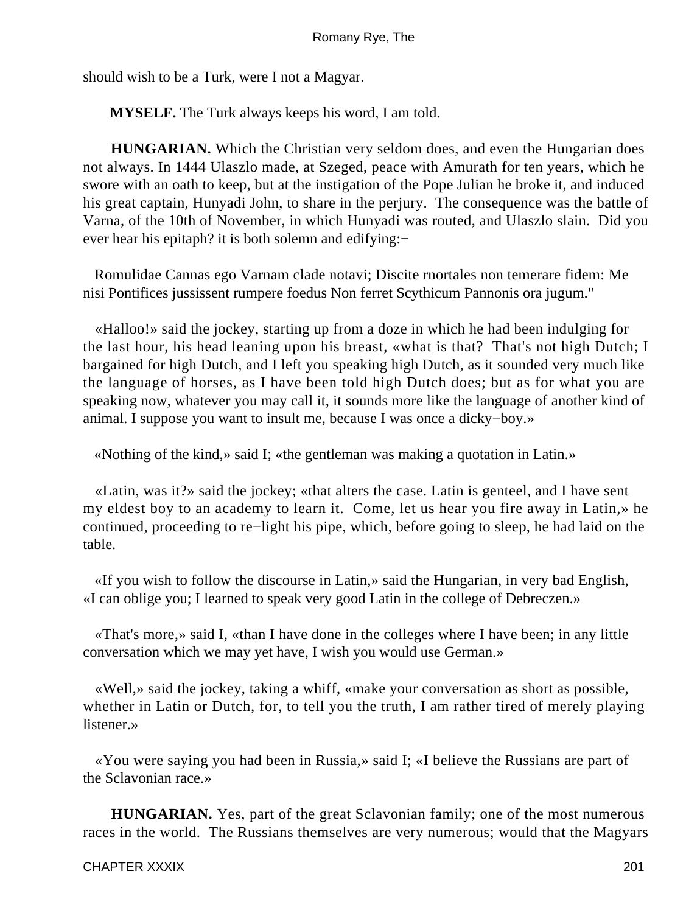should wish to be a Turk, were I not a Magyar.

**MYSELF.** The Turk always keeps his word, I am told.

**HUNGARIAN.** Which the Christian very seldom does, and even the Hungarian does not always. In 1444 Ulaszlo made, at Szeged, peace with Amurath for ten years, which he swore with an oath to keep, but at the instigation of the Pope Julian he broke it, and induced his great captain, Hunyadi John, to share in the perjury. The consequence was the battle of Varna, of the 10th of November, in which Hunyadi was routed, and Ulaszlo slain. Did you ever hear his epitaph? it is both solemn and edifying:−

Romulidae Cannas ego Varnam clade notavi; Discite rnortales non temerare fidem: Me nisi Pontifices jussissent rumpere foedus Non ferret Scythicum Pannonis ora jugum."

«Halloo!» said the jockey, starting up from a doze in which he had been indulging for the last hour, his head leaning upon his breast, «what is that? That's not high Dutch; I bargained for high Dutch, and I left you speaking high Dutch, as it sounded very much like the language of horses, as I have been told high Dutch does; but as for what you are speaking now, whatever you may call it, it sounds more like the language of another kind of animal. I suppose you want to insult me, because I was once a dicky−boy.»

«Nothing of the kind,» said I; «the gentleman was making a quotation in Latin.»

«Latin, was it?» said the jockey; «that alters the case. Latin is genteel, and I have sent my eldest boy to an academy to learn it. Come, let us hear you fire away in Latin,» he continued, proceeding to re−light his pipe, which, before going to sleep, he had laid on the table.

«If you wish to follow the discourse in Latin,» said the Hungarian, in very bad English, «I can oblige you; I learned to speak very good Latin in the college of Debreczen.»

«That's more,» said I, «than I have done in the colleges where I have been; in any little conversation which we may yet have, I wish you would use German.»

«Well,» said the jockey, taking a whiff, «make your conversation as short as possible, whether in Latin or Dutch, for, to tell you the truth, I am rather tired of merely playing listener.»

«You were saying you had been in Russia,» said I; «I believe the Russians are part of the Sclavonian race.»

**HUNGARIAN.** Yes, part of the great Sclavonian family; one of the most numerous races in the world. The Russians themselves are very numerous; would that the Magyars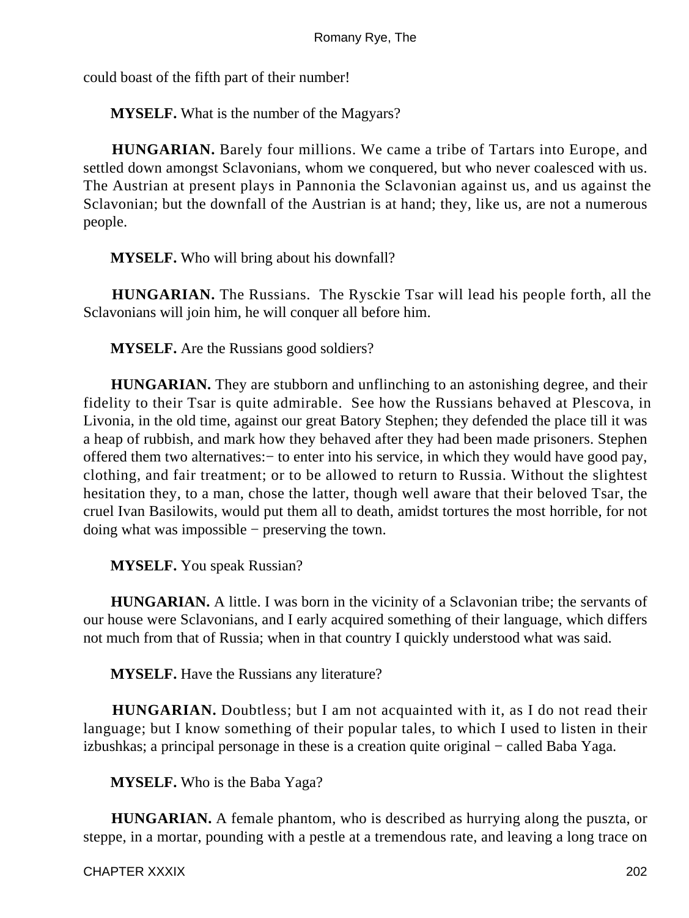could boast of the fifth part of their number!

**MYSELF.** What is the number of the Magyars?

**HUNGARIAN.** Barely four millions. We came a tribe of Tartars into Europe, and settled down amongst Sclavonians, whom we conquered, but who never coalesced with us. The Austrian at present plays in Pannonia the Sclavonian against us, and us against the Sclavonian; but the downfall of the Austrian is at hand; they, like us, are not a numerous people.

**MYSELF.** Who will bring about his downfall?

**HUNGARIAN.** The Russians. The Rysckie Tsar will lead his people forth, all the Sclavonians will join him, he will conquer all before him.

**MYSELF.** Are the Russians good soldiers?

**HUNGARIAN.** They are stubborn and unflinching to an astonishing degree, and their fidelity to their Tsar is quite admirable. See how the Russians behaved at Plescova, in Livonia, in the old time, against our great Batory Stephen; they defended the place till it was a heap of rubbish, and mark how they behaved after they had been made prisoners. Stephen offered them two alternatives:− to enter into his service, in which they would have good pay, clothing, and fair treatment; or to be allowed to return to Russia. Without the slightest hesitation they, to a man, chose the latter, though well aware that their beloved Tsar, the cruel Ivan Basilowits, would put them all to death, amidst tortures the most horrible, for not doing what was impossible − preserving the town.

**MYSELF.** You speak Russian?

**HUNGARIAN.** A little. I was born in the vicinity of a Sclavonian tribe; the servants of our house were Sclavonians, and I early acquired something of their language, which differs not much from that of Russia; when in that country I quickly understood what was said.

**MYSELF.** Have the Russians any literature?

**HUNGARIAN.** Doubtless; but I am not acquainted with it, as I do not read their language; but I know something of their popular tales, to which I used to listen in their izbushkas; a principal personage in these is a creation quite original − called Baba Yaga.

**MYSELF.** Who is the Baba Yaga?

**HUNGARIAN.** A female phantom, who is described as hurrying along the puszta, or steppe, in a mortar, pounding with a pestle at a tremendous rate, and leaving a long trace on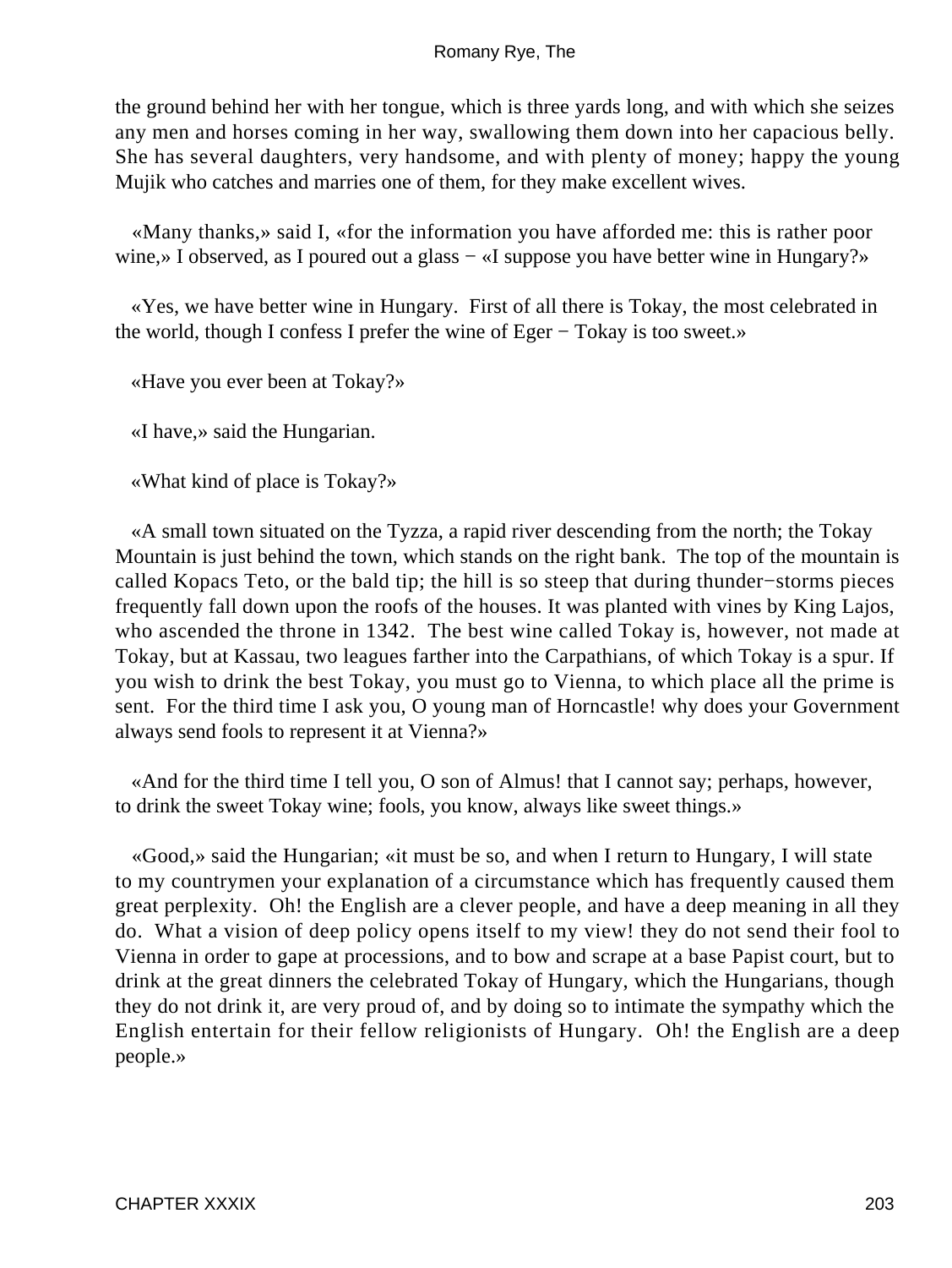the ground behind her with her tongue, which is three yards long, and with which she seizes any men and horses coming in her way, swallowing them down into her capacious belly. She has several daughters, very handsome, and with plenty of money; happy the young Mujik who catches and marries one of them, for they make excellent wives.

«Many thanks,» said I, «for the information you have afforded me: this is rather poor wine,» I observed, as I poured out a glass − «I suppose you have better wine in Hungary?»

«Yes, we have better wine in Hungary. First of all there is Tokay, the most celebrated in the world, though I confess I prefer the wine of Eger − Tokay is too sweet.»

«Have you ever been at Tokay?»

«I have,» said the Hungarian.

«What kind of place is Tokay?»

«A small town situated on the Tyzza, a rapid river descending from the north; the Tokay Mountain is just behind the town, which stands on the right bank. The top of the mountain is called Kopacs Teto, or the bald tip; the hill is so steep that during thunder−storms pieces frequently fall down upon the roofs of the houses. It was planted with vines by King Lajos, who ascended the throne in 1342. The best wine called Tokay is, however, not made at Tokay, but at Kassau, two leagues farther into the Carpathians, of which Tokay is a spur. If you wish to drink the best Tokay, you must go to Vienna, to which place all the prime is sent. For the third time I ask you, O young man of Horncastle! why does your Government always send fools to represent it at Vienna?»

«And for the third time I tell you, O son of Almus! that I cannot say; perhaps, however, to drink the sweet Tokay wine; fools, you know, always like sweet things.»

«Good,» said the Hungarian; «it must be so, and when I return to Hungary, I will state to my countrymen your explanation of a circumstance which has frequently caused them great perplexity. Oh! the English are a clever people, and have a deep meaning in all they do. What a vision of deep policy opens itself to my view! they do not send their fool to Vienna in order to gape at processions, and to bow and scrape at a base Papist court, but to drink at the great dinners the celebrated Tokay of Hungary, which the Hungarians, though they do not drink it, are very proud of, and by doing so to intimate the sympathy which the English entertain for their fellow religionists of Hungary. Oh! the English are a deep people.»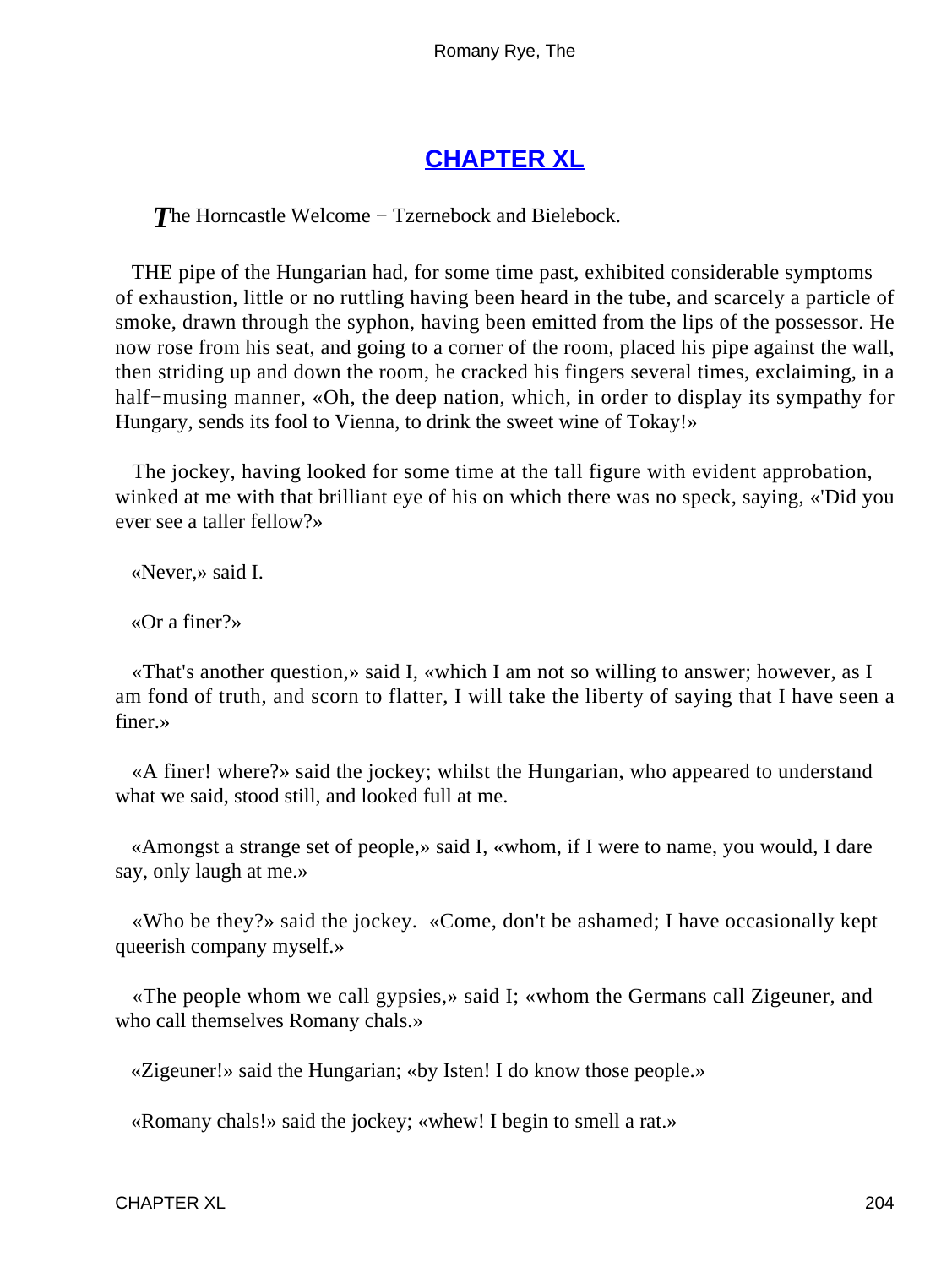## CHAPTER XL

*The* Horncastle Welcome − Tzernebock and Bielebock.

THE pipe of the Hungarian had, for some time past, exhibited considerable symptoms of exhaustion, little or no ruttling having been heard in the tube, and scarcely a particle of smoke, drawn through the syphon, having been emitted from the lips of the possessor. He now rose from his seat, and going to a corner of the room, placed his pipe against the wall, then striding up and down the room, he cracked his fingers several times, exclaiming, in a half−musing manner, «Oh, the deep nation, which, in order to display its sympathy for Hungary, sends its fool to Vienna, to drink the sweet wine of Tokay!»

The jockey, having looked for some time at the tall figure with evident approbation, winked at me with that brilliant eye of his on which there was no speck, saying, «'Did you ever see a taller fellow?»

«Never,» said I.

«Or a finer?»

«That's another question,» said I, «which I am not so willing to answer; however, as I am fond of truth, and scorn to flatter, I will take the liberty of saying that I have seen a finer.»

«A finer! where?» said the jockey; whilst the Hungarian, who appeared to understand what we said, stood still, and looked full at me.

«Amongst a strange set of people,» said I, «whom, if I were to name, you would, I dare say, only laugh at me.»

«Who be they?» said the jockey. «Come, don't be ashamed; I have occasionally kept queerish company myself.»

«The people whom we call gypsies,» said I; «whom the Germans call Zigeuner, and who call themselves Romany chals.»

«Zigeuner!» said the Hungarian; «by Isten! I do know those people.»

«Romany chals!» said the jockey; «whew! I begin to smell a rat.»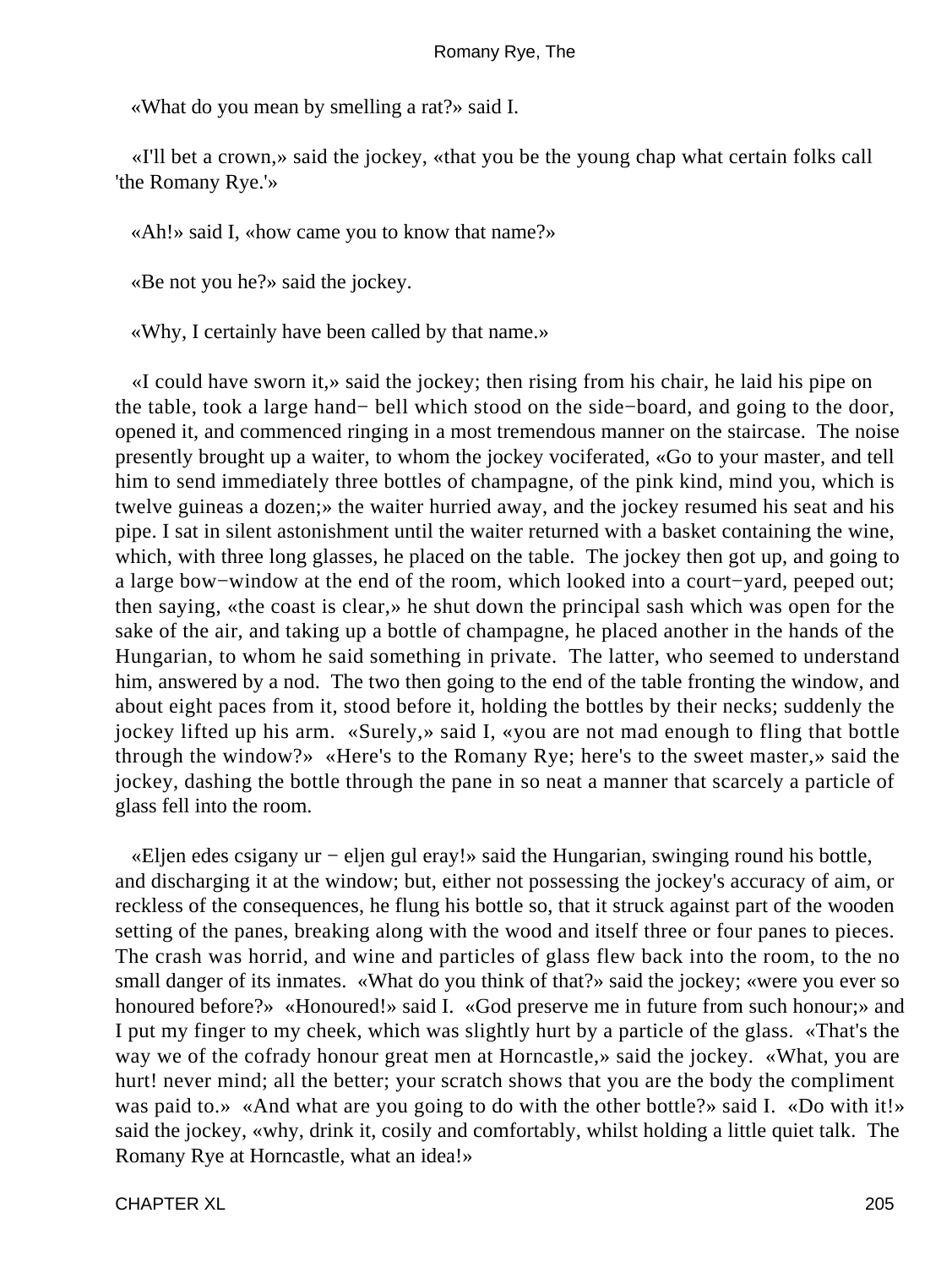«What do you mean by smelling a rat?» said I.

«I'll bet a crown,» said the jockey, «that you be the young chap what certain folks call 'the Romany Rye.'»

«Ah!» said I, «how came you to know that name?»

«Be not you he?» said the jockey.

«Why, I certainly have been called by that name.»

«I could have sworn it,» said the jockey; then rising from his chair, he laid his pipe on the table, took a large hand− bell which stood on the side−board, and going to the door, opened it, and commenced ringing in a most tremendous manner on the staircase. The noise presently brought up a waiter, to whom the jockey vociferated, «Go to your master, and tell him to send immediately three bottles of champagne, of the pink kind, mind you, which is twelve guineas a dozen;» the waiter hurried away, and the jockey resumed his seat and his pipe. I sat in silent astonishment until the waiter returned with a basket containing the wine, which, with three long glasses, he placed on the table. The jockey then got up, and going to a large bow−window at the end of the room, which looked into a court−yard, peeped out; then saying, «the coast is clear,» he shut down the principal sash which was open for the sake of the air, and taking up a bottle of champagne, he placed another in the hands of the Hungarian, to whom he said something in private. The latter, who seemed to understand him, answered by a nod. The two then going to the end of the table fronting the window, and about eight paces from it, stood before it, holding the bottles by their necks; suddenly the jockey lifted up his arm. «Surely,» said I, «you are not mad enough to fling that bottle through the window?» «Here's to the Romany Rye; here's to the sweet master,» said the jockey, dashing the bottle through the pane in so neat a manner that scarcely a particle of glass fell into the room.

«Eljen edes csigany ur − eljen gul eray!» said the Hungarian, swinging round his bottle, and discharging it at the window; but, either not possessing the jockey's accuracy of aim, or reckless of the consequences, he flung his bottle so, that it struck against part of the wooden setting of the panes, breaking along with the wood and itself three or four panes to pieces. The crash was horrid, and wine and particles of glass flew back into the room, to the no small danger of its inmates. «What do you think of that?» said the jockey; «were you ever so honoured before?» «Honoured!» said I. «God preserve me in future from such honour;» and I put my finger to my cheek, which was slightly hurt by a particle of the glass. «That's the way we of the cofrady honour great men at Horncastle,» said the jockey. «What, you are hurt! never mind; all the better; your scratch shows that you are the body the compliment was paid to.» «And what are you going to do with the other bottle?» said I. «Do with it!» said the jockey, «why, drink it, cosily and comfortably, whilst holding a little quiet talk. The Romany Rye at Horncastle, what an idea!»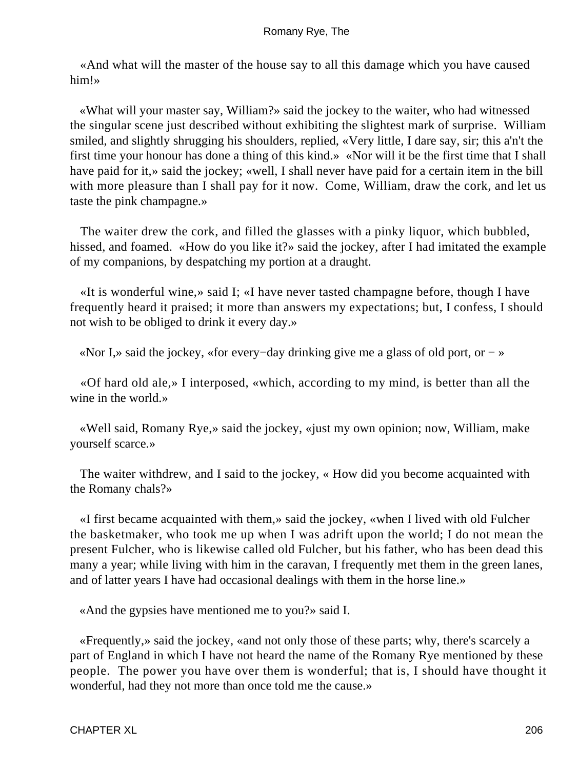«And what will the master of the house say to all this damage which you have caused him!»

«What will your master say, William?» said the jockey to the waiter, who had witnessed the singular scene just described without exhibiting the slightest mark of surprise. William smiled, and slightly shrugging his shoulders, replied, «Very little, I dare say, sir; this a'n't the first time your honour has done a thing of this kind.» «Nor will it be the first time that I shall have paid for it,» said the jockey; «well, I shall never have paid for a certain item in the bill with more pleasure than I shall pay for it now. Come, William, draw the cork, and let us taste the pink champagne.»

The waiter drew the cork, and filled the glasses with a pinky liquor, which bubbled, hissed, and foamed. «How do you like it?» said the jockey, after I had imitated the example of my companions, by despatching my portion at a draught.

«It is wonderful wine,» said I; «I have never tasted champagne before, though I have frequently heard it praised; it more than answers my expectations; but, I confess, I should not wish to be obliged to drink it every day.»

«Nor I,» said the jockey, «for every−day drinking give me a glass of old port, or − »

«Of hard old ale,» I interposed, «which, according to my mind, is better than all the wine in the world.»

«Well said, Romany Rye,» said the jockey, «just my own opinion; now, William, make yourself scarce.»

The waiter withdrew, and I said to the jockey, « How did you become acquainted with the Romany chals?»

«I first became acquainted with them,» said the jockey, «when I lived with old Fulcher the basketmaker, who took me up when I was adrift upon the world; I do not mean the present Fulcher, who is likewise called old Fulcher, but his father, who has been dead this many a year; while living with him in the caravan, I frequently met them in the green lanes, and of latter years I have had occasional dealings with them in the horse line.»

«And the gypsies have mentioned me to you?» said I.

«Frequently,» said the jockey, «and not only those of these parts; why, there's scarcely a part of England in which I have not heard the name of the Romany Rye mentioned by these people. The power you have over them is wonderful; that is, I should have thought it wonderful, had they not more than once told me the cause.»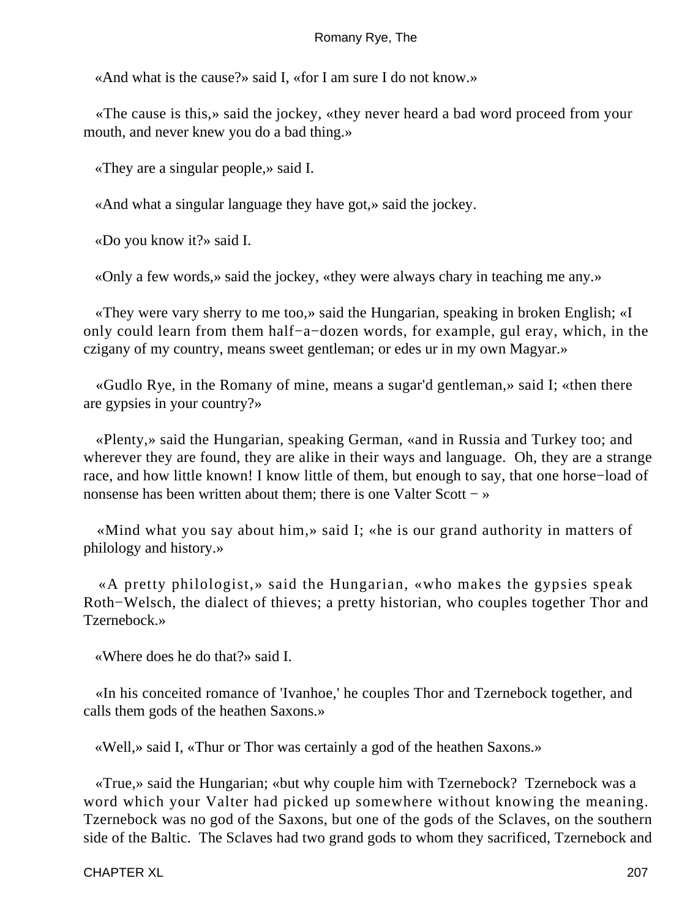«And what is the cause?» said I, «for I am sure I do not know.»

«The cause is this,» said the jockey, «they never heard a bad word proceed from your mouth, and never knew you do a bad thing.»

«They are a singular people,» said I.

«And what a singular language they have got,» said the jockey.

«Do you know it?» said I.

«Only a few words,» said the jockey, «they were always chary in teaching me any.»

«They were vary sherry to me too,» said the Hungarian, speaking in broken English; «I only could learn from them half−a−dozen words, for example, gul eray, which, in the czigany of my country, means sweet gentleman; or edes ur in my own Magyar.»

«Gudlo Rye, in the Romany of mine, means a sugar'd gentleman,» said I; «then there are gypsies in your country?»

«Plenty,» said the Hungarian, speaking German, «and in Russia and Turkey too; and wherever they are found, they are alike in their ways and language. Oh, they are a strange race, and how little known! I know little of them, but enough to say, that one horse−load of nonsense has been written about them; there is one Valter Scott − »

«Mind what you say about him,» said I; «he is our grand authority in matters of philology and history.»

«A pretty philologist,» said the Hungarian, «who makes the gypsies speak Roth−Welsch, the dialect of thieves; a pretty historian, who couples together Thor and Tzernebock.»

«Where does he do that?» said I.

«In his conceited romance of 'Ivanhoe,' he couples Thor and Tzernebock together, and calls them gods of the heathen Saxons.»

«Well,» said I, «Thur or Thor was certainly a god of the heathen Saxons.»

«True,» said the Hungarian; «but why couple him with Tzernebock? Tzernebock was a word which your Valter had picked up somewhere without knowing the meaning. Tzernebock was no god of the Saxons, but one of the gods of the Sclaves, on the southern side of the Baltic. The Sclaves had two grand gods to whom they sacrificed, Tzernebock and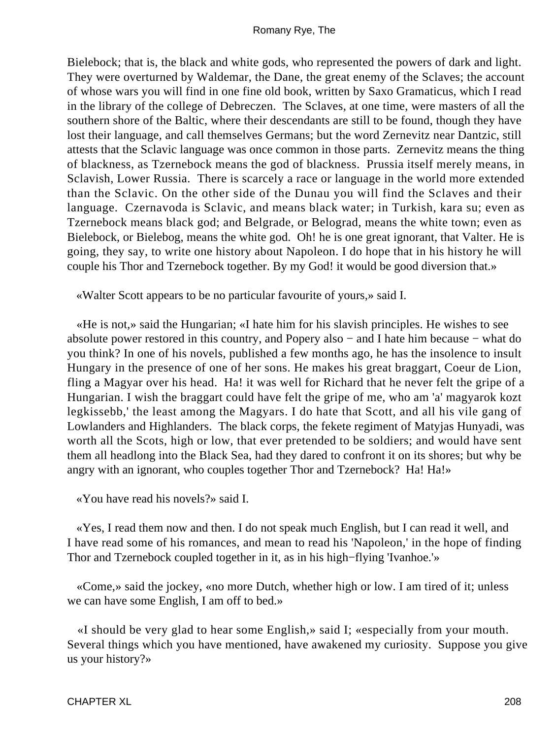Bielebock; that is, the black and white gods, who represented the powers of dark and light. They were overturned by Waldemar, the Dane, the great enemy of the Sclaves; the account of whose wars you will find in one fine old book, written by Saxo Gramaticus, which I read in the library of the college of Debreczen. The Sclaves, at one time, were masters of all the southern shore of the Baltic, where their descendants are still to be found, though they have lost their language, and call themselves Germans; but the word Zernevitz near Dantzic, still attests that the Sclavic language was once common in those parts. Zernevitz means the thing of blackness, as Tzernebock means the god of blackness. Prussia itself merely means, in Sclavish, Lower Russia. There is scarcely a race or language in the world more extended than the Sclavic. On the other side of the Dunau you will find the Sclaves and their language. Czernavoda is Sclavic, and means black water; in Turkish, kara su; even as Tzernebock means black god; and Belgrade, or Belograd, means the white town; even as Bielebock, or Bielebog, means the white god. Oh! he is one great ignorant, that Valter. He is going, they say, to write one history about Napoleon. I do hope that in his history he will couple his Thor and Tzernebock together. By my God! it would be good diversion that.»

«Walter Scott appears to be no particular favourite of yours,» said I.

«He is not,» said the Hungarian; «I hate him for his slavish principles. He wishes to see absolute power restored in this country, and Popery also − and I hate him because − what do you think? In one of his novels, published a few months ago, he has the insolence to insult Hungary in the presence of one of her sons. He makes his great braggart, Coeur de Lion, fling a Magyar over his head. Ha! it was well for Richard that he never felt the gripe of a Hungarian. I wish the braggart could have felt the gripe of me, who am 'a' magyarok kozt legkissebb,' the least among the Magyars. I do hate that Scott, and all his vile gang of Lowlanders and Highlanders. The black corps, the fekete regiment of Matyjas Hunyadi, was worth all the Scots, high or low, that ever pretended to be soldiers; and would have sent them all headlong into the Black Sea, had they dared to confront it on its shores; but why be angry with an ignorant, who couples together Thor and Tzernebock? Ha! Ha!»

«You have read his novels?» said I.

«Yes, I read them now and then. I do not speak much English, but I can read it well, and I have read some of his romances, and mean to read his 'Napoleon,' in the hope of finding Thor and Tzernebock coupled together in it, as in his high−flying 'Ivanhoe.'»

«Come,» said the jockey, «no more Dutch, whether high or low. I am tired of it; unless we can have some English, I am off to bed.»

«I should be very glad to hear some English,» said I; «especially from your mouth. Several things which you have mentioned, have awakened my curiosity. Suppose you give us your history?»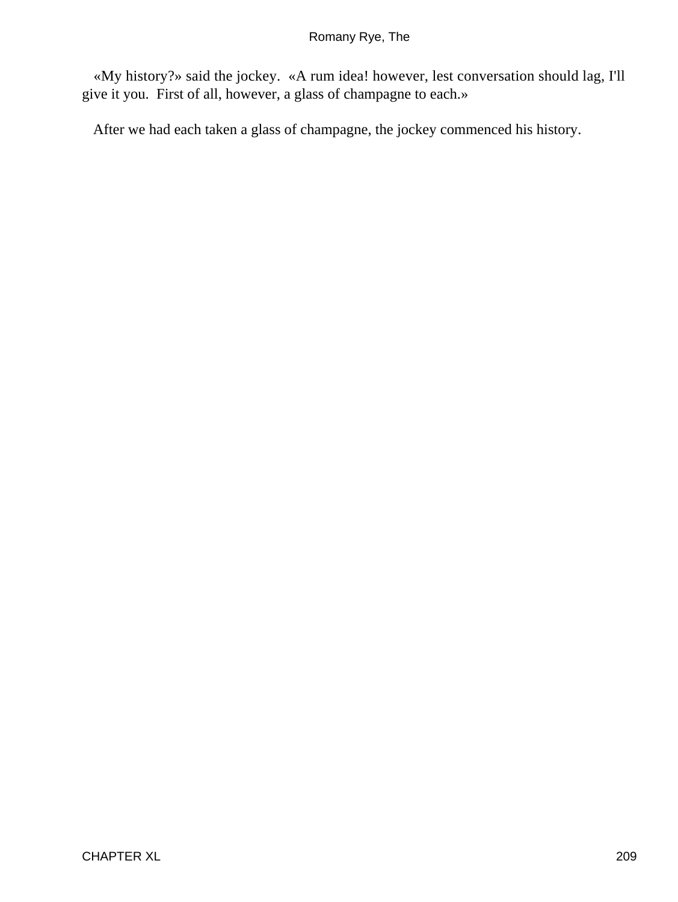«My history?» said the jockey. «A rum idea! however, lest conversation should lag, I'll give it you. First of all, however, a glass of champagne to each.»

After we had each taken a glass of champagne, the jockey commenced his history.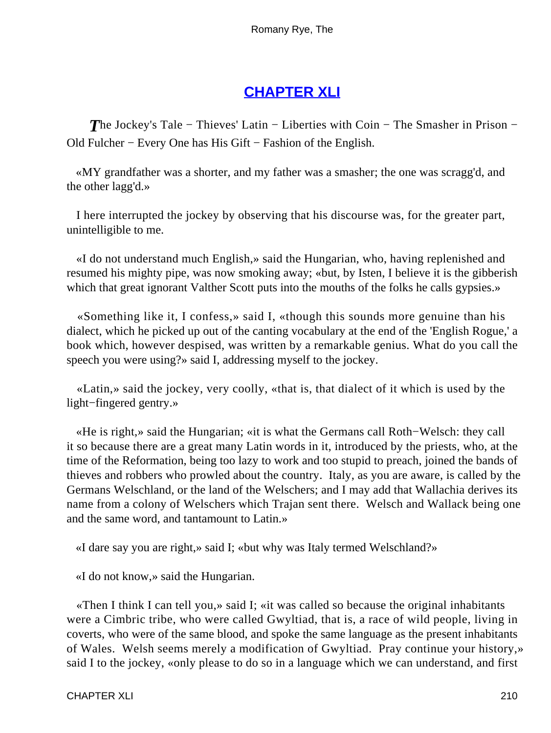## CHAPTER XLI

*The Jockey's Tale − Thieves' Latin − Liberties with Coin − The Smasher in Prison − Old Fulcher − Every One has His Gift − Fashion of the English.*

«MY grandfather was a shorter, and my father was a smasher; the one was scragg'd, and the other lagg'd.»

I here interrupted the jockey by observing that his discourse was, for the greater part, unintelligible to me.

«I do not understand much English,» said the Hungarian, who, having replenished and resumed his mighty pipe, was now smoking away; «but, by Isten, I believe it is the gibberish which that great ignorant Valther Scott puts into the mouths of the folks he calls gypsies.»

«Something like it, I confess,» said I, «though this sounds more genuine than his dialect, which he picked up out of the canting vocabulary at the end of the 'English Rogue,' a book which, however despised, was written by a remarkable genius. What do you call the speech you were using?» said I, addressing myself to the jockey.

«Latin,» said the jockey, very coolly, «that is, that dialect of it which is used by the light−fingered gentry.»

«He is right,» said the Hungarian; «it is what the Germans call Roth−Welsch: they call it so because there are a great many Latin words in it, introduced by the priests, who, at the time of the Reformation, being too lazy to work and too stupid to preach, joined the bands of thieves and robbers who prowled about the country. Italy, as you are aware, is called by the Germans Welschland, or the land of the Welschers; and I may add that Wallachia derives its name from a colony of Welschers which Trajan sent there. Welsch and Wallack being one and the same word, and tantamount to Latin.»

«I dare say you are right,» said I; «but why was Italy termed Welschland?»

«I do not know,» said the Hungarian.

«Then I think I can tell you,» said I; «it was called so because the original inhabitants were a Cimbric tribe, who were called Gwyltiad, that is, a race of wild people, living in coverts, who were of the same blood, and spoke the same language as the present inhabitants of Wales. Welsh seems merely a modification of Gwyltiad. Pray continue your history,» said I to the jockey, «only please to do so in a language which we can understand, and first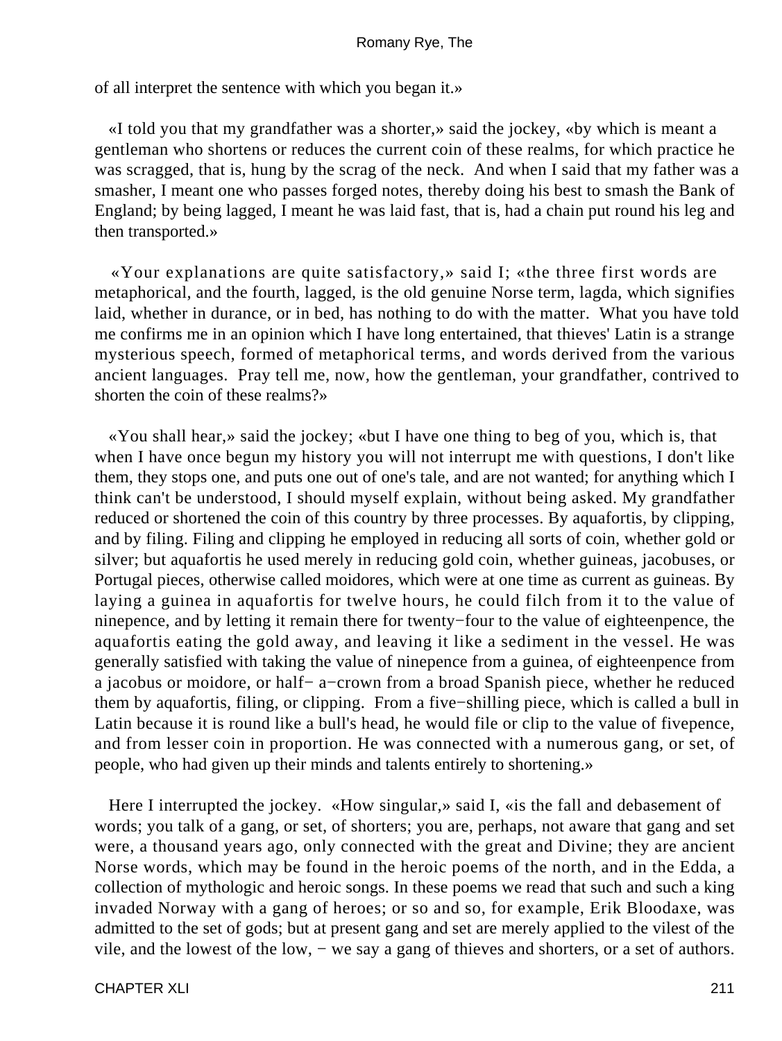of all interpret the sentence with which you began it.»

«I told you that my grandfather was a shorter,» said the jockey, «by which is meant a gentleman who shortens or reduces the current coin of these realms, for which practice he was scragged, that is, hung by the scrag of the neck. And when I said that my father was a smasher, I meant one who passes forged notes, thereby doing his best to smash the Bank of England; by being lagged, I meant he was laid fast, that is, had a chain put round his leg and then transported.»

«Your explanations are quite satisfactory,» said I; «the three first words are metaphorical, and the fourth, lagged, is the old genuine Norse term, lagda, which signifies laid, whether in durance, or in bed, has nothing to do with the matter. What you have told me confirms me in an opinion which I have long entertained, that thieves' Latin is a strange mysterious speech, formed of metaphorical terms, and words derived from the various ancient languages. Pray tell me, now, how the gentleman, your grandfather, contrived to shorten the coin of these realms?»

«You shall hear,» said the jockey; «but I have one thing to beg of you, which is, that when I have once begun my history you will not interrupt me with questions, I don't like them, they stops one, and puts one out of one's tale, and are not wanted; for anything which I think can't be understood, I should myself explain, without being asked. My grandfather reduced or shortened the coin of this country by three processes. By aquafortis, by clipping, and by filing. Filing and clipping he employed in reducing all sorts of coin, whether gold or silver; but aquafortis he used merely in reducing gold coin, whether guineas, jacobuses, or Portugal pieces, otherwise called moidores, which were at one time as current as guineas. By laying a guinea in aquafortis for twelve hours, he could filch from it to the value of ninepence, and by letting it remain there for twenty−four to the value of eighteenpence, the aquafortis eating the gold away, and leaving it like a sediment in the vessel. He was generally satisfied with taking the value of ninepence from a guinea, of eighteenpence from a jacobus or moidore, or half− a−crown from a broad Spanish piece, whether he reduced them by aquafortis, filing, or clipping. From a five−shilling piece, which is called a bull in Latin because it is round like a bull's head, he would file or clip to the value of fivepence, and from lesser coin in proportion. He was connected with a numerous gang, or set, of people, who had given up their minds and talents entirely to shortening.»

Here I interrupted the jockey. «How singular,» said I, «is the fall and debasement of words; you talk of a gang, or set, of shorters; you are, perhaps, not aware that gang and set were, a thousand years ago, only connected with the great and Divine; they are ancient Norse words, which may be found in the heroic poems of the north, and in the Edda, a collection of mythologic and heroic songs. In these poems we read that such and such a king invaded Norway with a gang of heroes; or so and so, for example, Erik Bloodaxe, was admitted to the set of gods; but at present gang and set are merely applied to the vilest of the vile, and the lowest of the low, − we say a gang of thieves and shorters, or a set of authors.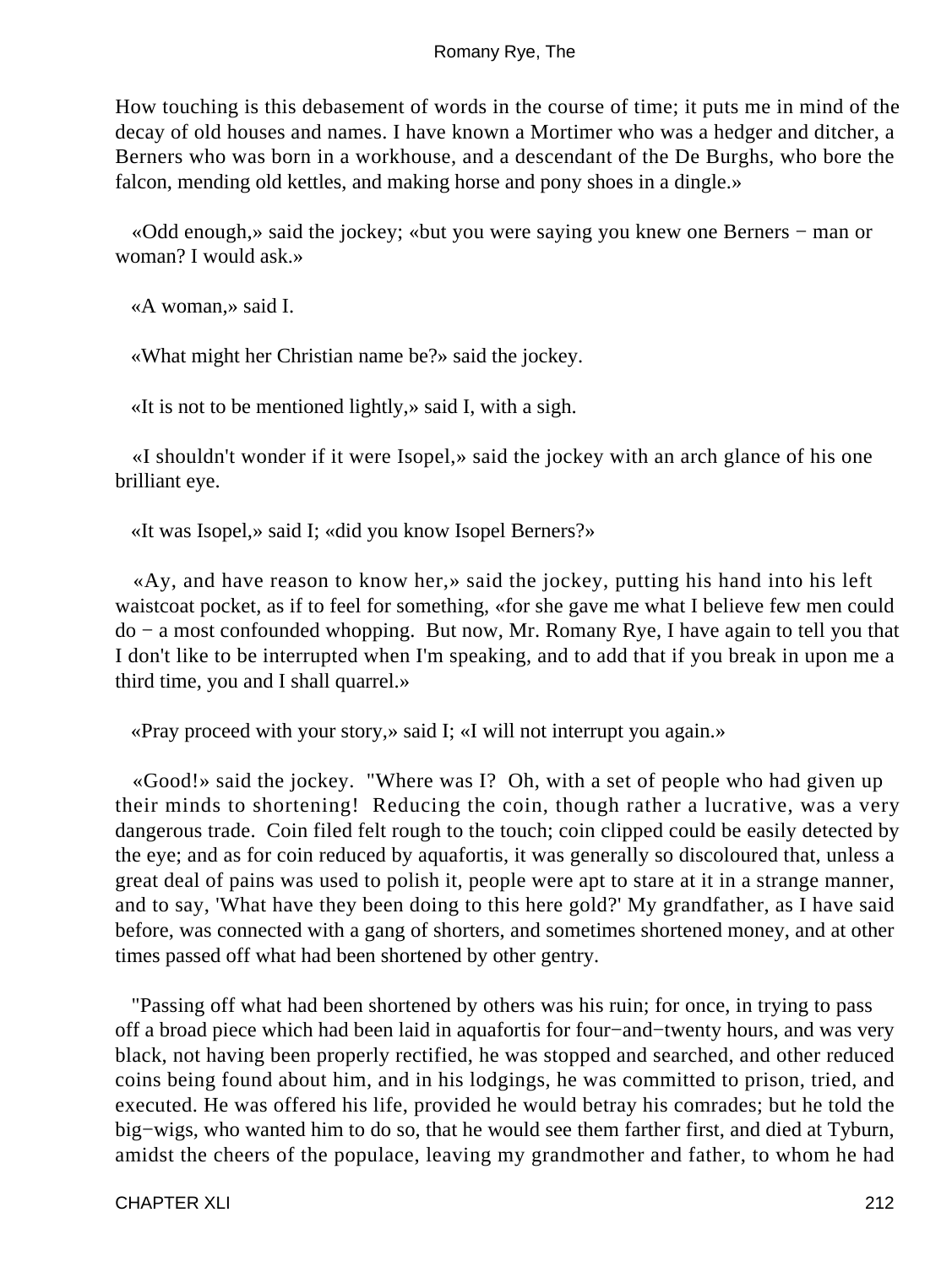How touching is this debasement of words in the course of time; it puts me in mind of the decay of old houses and names. I have known a Mortimer who was a hedger and ditcher, a Berners who was born in a workhouse, and a descendant of the De Burghs, who bore the falcon, mending old kettles, and making horse and pony shoes in a dingle.»

«Odd enough,» said the jockey; «but you were saying you knew one Berners − man or woman? I would ask.»

«A woman,» said I.

«What might her Christian name be?» said the jockey.

«It is not to be mentioned lightly,» said I, with a sigh.

«I shouldn't wonder if it were Isopel,» said the jockey with an arch glance of his one brilliant eye.

«It was Isopel,» said I; «did you know Isopel Berners?»

«Ay, and have reason to know her,» said the jockey, putting his hand into his left waistcoat pocket, as if to feel for something, «for she gave me what I believe few men could do − a most confounded whopping. But now, Mr. Romany Rye, I have again to tell you that I don't like to be interrupted when I'm speaking, and to add that if you break in upon me a third time, you and I shall quarrel.»

«Pray proceed with your story,» said I; «I will not interrupt you again.»

«Good!» said the jockey. "Where was I? Oh, with a set of people who had given up their minds to shortening! Reducing the coin, though rather a lucrative, was a very dangerous trade. Coin filed felt rough to the touch; coin clipped could be easily detected by the eye; and as for coin reduced by aquafortis, it was generally so discoloured that, unless a great deal of pains was used to polish it, people were apt to stare at it in a strange manner, and to say, 'What have they been doing to this here gold?' My grandfather, as I have said before, was connected with a gang of shorters, and sometimes shortened money, and at other times passed off what had been shortened by other gentry.

"Passing off what had been shortened by others was his ruin; for once, in trying to pass off a broad piece which had been laid in aquafortis for four−and−twenty hours, and was very black, not having been properly rectified, he was stopped and searched, and other reduced coins being found about him, and in his lodgings, he was committed to prison, tried, and executed. He was offered his life, provided he would betray his comrades; but he told the big−wigs, who wanted him to do so, that he would see them farther first, and died at Tyburn, amidst the cheers of the populace, leaving my grandmother and father, to whom he had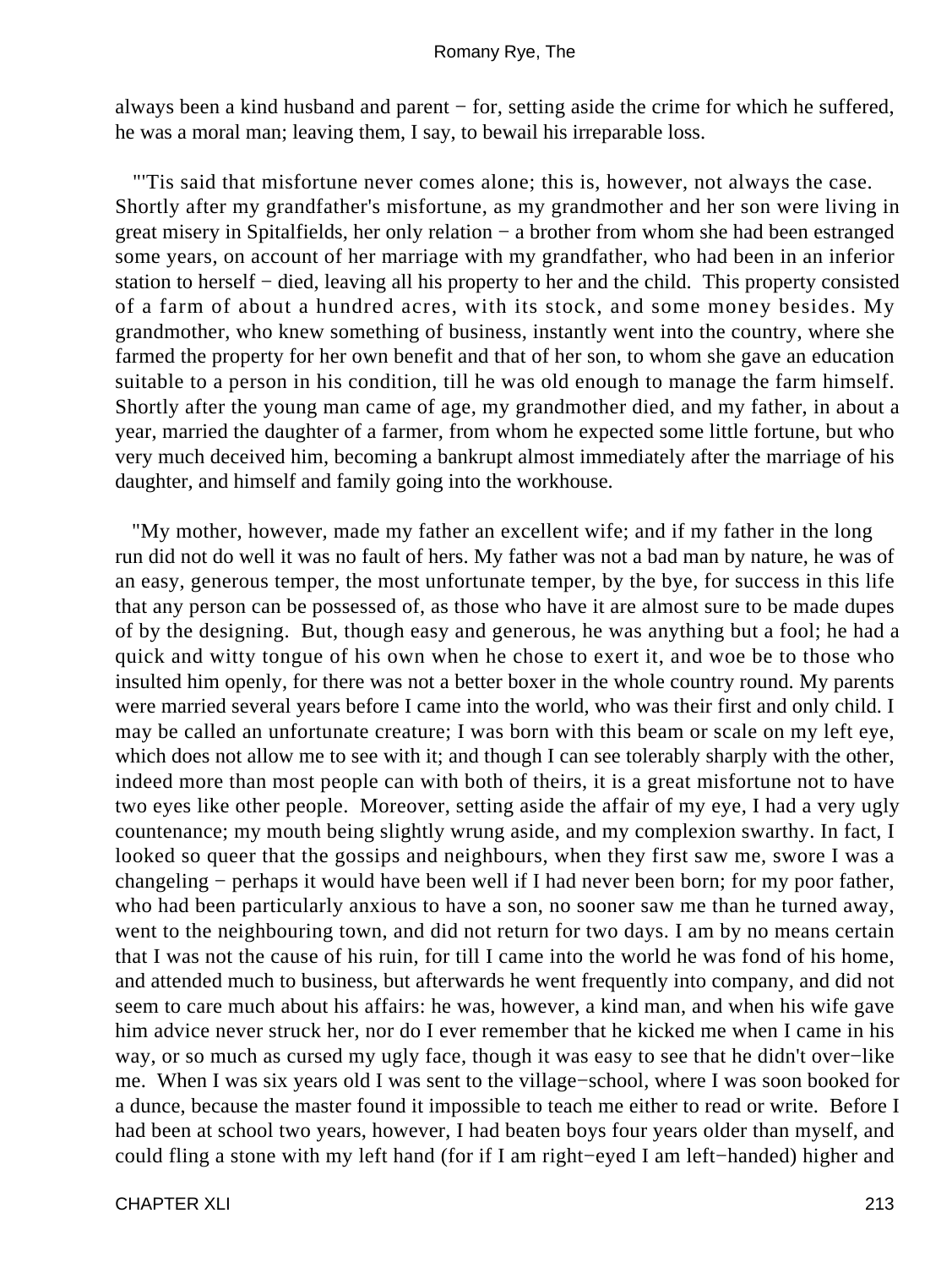always been a kind husband and parent − for, setting aside the crime for which he suffered, he was a moral man; leaving them, I say, to bewail his irreparable loss.

"'Tis said that misfortune never comes alone; this is, however, not always the case. Shortly after my grandfather's misfortune, as my grandmother and her son were living in great misery in Spitalfields, her only relation − a brother from whom she had been estranged some years, on account of her marriage with my grandfather, who had been in an inferior station to herself − died, leaving all his property to her and the child. This property consisted of a farm of about a hundred acres, with its stock, and some money besides. My grandmother, who knew something of business, instantly went into the country, where she farmed the property for her own benefit and that of her son, to whom she gave an education suitable to a person in his condition, till he was old enough to manage the farm himself. Shortly after the young man came of age, my grandmother died, and my father, in about a year, married the daughter of a farmer, from whom he expected some little fortune, but who very much deceived him, becoming a bankrupt almost immediately after the marriage of his daughter, and himself and family going into the workhouse.

"My mother, however, made my father an excellent wife; and if my father in the long run did not do well it was no fault of hers. My father was not a bad man by nature, he was of an easy, generous temper, the most unfortunate temper, by the bye, for success in this life that any person can be possessed of, as those who have it are almost sure to be made dupes of by the designing. But, though easy and generous, he was anything but a fool; he had a quick and witty tongue of his own when he chose to exert it, and woe be to those who insulted him openly, for there was not a better boxer in the whole country round. My parents were married several years before I came into the world, who was their first and only child. I may be called an unfortunate creature; I was born with this beam or scale on my left eye, which does not allow me to see with it; and though I can see tolerably sharply with the other, indeed more than most people can with both of theirs, it is a great misfortune not to have two eyes like other people. Moreover, setting aside the affair of my eye, I had a very ugly countenance; my mouth being slightly wrung aside, and my complexion swarthy. In fact, I looked so queer that the gossips and neighbours, when they first saw me, swore I was a changeling − perhaps it would have been well if I had never been born; for my poor father, who had been particularly anxious to have a son, no sooner saw me than he turned away, went to the neighbouring town, and did not return for two days. I am by no means certain that I was not the cause of his ruin, for till I came into the world he was fond of his home, and attended much to business, but afterwards he went frequently into company, and did not seem to care much about his affairs: he was, however, a kind man, and when his wife gave him advice never struck her, nor do I ever remember that he kicked me when I came in his way, or so much as cursed my ugly face, though it was easy to see that he didn't over−like me. When I was six years old I was sent to the village−school, where I was soon booked for a dunce, because the master found it impossible to teach me either to read or write. Before I had been at school two years, however, I had beaten boys four years older than myself, and could fling a stone with my left hand (for if I am right−eyed I am left−handed) higher and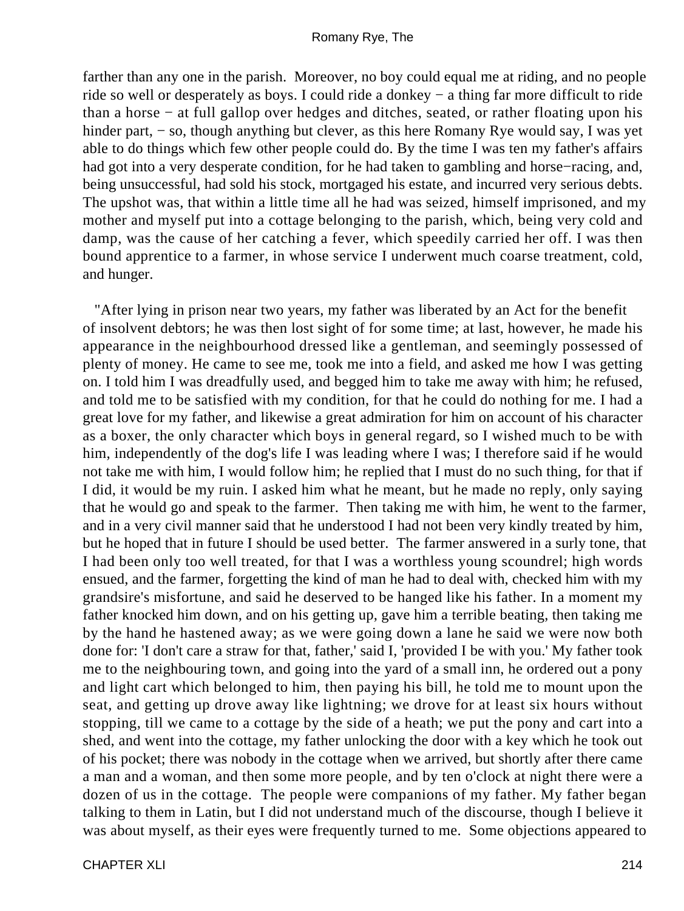farther than any one in the parish. Moreover, no boy could equal me at riding, and no people ride so well or desperately as boys. I could ride a donkey − a thing far more difficult to ride than a horse − at full gallop over hedges and ditches, seated, or rather floating upon his hinder part, − so, though anything but clever, as this here Romany Rye would say, I was yet able to do things which few other people could do. By the time I was ten my father's affairs had got into a very desperate condition, for he had taken to gambling and horse−racing, and, being unsuccessful, had sold his stock, mortgaged his estate, and incurred very serious debts. The upshot was, that within a little time all he had was seized, himself imprisoned, and my mother and myself put into a cottage belonging to the parish, which, being very cold and damp, was the cause of her catching a fever, which speedily carried her off. I was then bound apprentice to a farmer, in whose service I underwent much coarse treatment, cold, and hunger.

"After lying in prison near two years, my father was liberated by an Act for the benefit of insolvent debtors; he was then lost sight of for some time; at last, however, he made his appearance in the neighbourhood dressed like a gentleman, and seemingly possessed of plenty of money. He came to see me, took me into a field, and asked me how I was getting on. I told him I was dreadfully used, and begged him to take me away with him; he refused, and told me to be satisfied with my condition, for that he could do nothing for me. I had a great love for my father, and likewise a great admiration for him on account of his character as a boxer, the only character which boys in general regard, so I wished much to be with him, independently of the dog's life I was leading where I was; I therefore said if he would not take me with him, I would follow him; he replied that I must do no such thing, for that if I did, it would be my ruin. I asked him what he meant, but he made no reply, only saying that he would go and speak to the farmer. Then taking me with him, he went to the farmer, and in a very civil manner said that he understood I had not been very kindly treated by him, but he hoped that in future I should be used better. The farmer answered in a surly tone, that I had been only too well treated, for that I was a worthless young scoundrel; high words ensued, and the farmer, forgetting the kind of man he had to deal with, checked him with my grandsire's misfortune, and said he deserved to be hanged like his father. In a moment my father knocked him down, and on his getting up, gave him a terrible beating, then taking me by the hand he hastened away; as we were going down a lane he said we were now both done for: 'I don't care a straw for that, father,' said I, 'provided I be with you.' My father took me to the neighbouring town, and going into the yard of a small inn, he ordered out a pony and light cart which belonged to him, then paying his bill, he told me to mount upon the seat, and getting up drove away like lightning; we drove for at least six hours without stopping, till we came to a cottage by the side of a heath; we put the pony and cart into a shed, and went into the cottage, my father unlocking the door with a key which he took out of his pocket; there was nobody in the cottage when we arrived, but shortly after there came a man and a woman, and then some more people, and by ten o'clock at night there were a dozen of us in the cottage. The people were companions of my father. My father began talking to them in Latin, but I did not understand much of the discourse, though I believe it was about myself, as their eyes were frequently turned to me. Some objections appeared to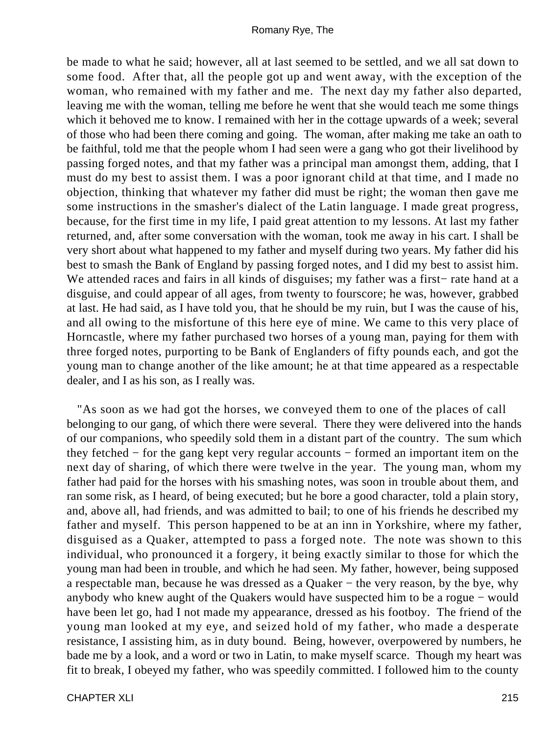be made to what he said; however, all at last seemed to be settled, and we all sat down to some food. After that, all the people got up and went away, with the exception of the woman, who remained with my father and me. The next day my father also departed, leaving me with the woman, telling me before he went that she would teach me some things which it behoved me to know. I remained with her in the cottage upwards of a week; several of those who had been there coming and going. The woman, after making me take an oath to be faithful, told me that the people whom I had seen were a gang who got their livelihood by passing forged notes, and that my father was a principal man amongst them, adding, that I must do my best to assist them. I was a poor ignorant child at that time, and I made no objection, thinking that whatever my father did must be right; the woman then gave me some instructions in the smasher's dialect of the Latin language. I made great progress, because, for the first time in my life, I paid great attention to my lessons. At last my father returned, and, after some conversation with the woman, took me away in his cart. I shall be very short about what happened to my father and myself during two years. My father did his best to smash the Bank of England by passing forged notes, and I did my best to assist him. We attended races and fairs in all kinds of disguises; my father was a first− rate hand at a disguise, and could appear of all ages, from twenty to fourscore; he was, however, grabbed at last. He had said, as I have told you, that he should be my ruin, but I was the cause of his, and all owing to the misfortune of this here eye of mine. We came to this very place of Horncastle, where my father purchased two horses of a young man, paying for them with three forged notes, purporting to be Bank of Englanders of fifty pounds each, and got the young man to change another of the like amount; he at that time appeared as a respectable dealer, and I as his son, as I really was.

"As soon as we had got the horses, we conveyed them to one of the places of call belonging to our gang, of which there were several. There they were delivered into the hands of our companions, who speedily sold them in a distant part of the country. The sum which they fetched − for the gang kept very regular accounts − formed an important item on the next day of sharing, of which there were twelve in the year. The young man, whom my father had paid for the horses with his smashing notes, was soon in trouble about them, and ran some risk, as I heard, of being executed; but he bore a good character, told a plain story, and, above all, had friends, and was admitted to bail; to one of his friends he described my father and myself. This person happened to be at an inn in Yorkshire, where my father, disguised as a Quaker, attempted to pass a forged note. The note was shown to this individual, who pronounced it a forgery, it being exactly similar to those for which the young man had been in trouble, and which he had seen. My father, however, being supposed a respectable man, because he was dressed as a Quaker − the very reason, by the bye, why anybody who knew aught of the Quakers would have suspected him to be a rogue − would have been let go, had I not made my appearance, dressed as his footboy. The friend of the young man looked at my eye, and seized hold of my father, who made a desperate resistance, I assisting him, as in duty bound. Being, however, overpowered by numbers, he bade me by a look, and a word or two in Latin, to make myself scarce. Though my heart was fit to break, I obeyed my father, who was speedily committed. I followed him to the county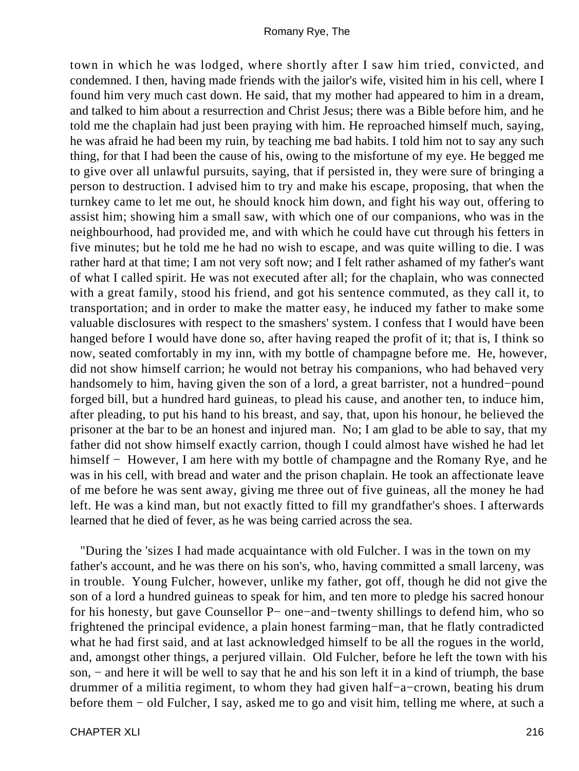town in which he was lodged, where shortly after I saw him tried, convicted, and condemned. I then, having made friends with the jailor's wife, visited him in his cell, where I found him very much cast down. He said, that my mother had appeared to him in a dream, and talked to him about a resurrection and Christ Jesus; there was a Bible before him, and he told me the chaplain had just been praying with him. He reproached himself much, saying, he was afraid he had been my ruin, by teaching me bad habits. I told him not to say any such thing, for that I had been the cause of his, owing to the misfortune of my eye. He begged me to give over all unlawful pursuits, saying, that if persisted in, they were sure of bringing a person to destruction. I advised him to try and make his escape, proposing, that when the turnkey came to let me out, he should knock him down, and fight his way out, offering to assist him; showing him a small saw, with which one of our companions, who was in the neighbourhood, had provided me, and with which he could have cut through his fetters in five minutes; but he told me he had no wish to escape, and was quite willing to die. I was rather hard at that time; I am not very soft now; and I felt rather ashamed of my father's want of what I called spirit. He was not executed after all; for the chaplain, who was connected with a great family, stood his friend, and got his sentence commuted, as they call it, to transportation; and in order to make the matter easy, he induced my father to make some valuable disclosures with respect to the smashers' system. I confess that I would have been hanged before I would have done so, after having reaped the profit of it; that is, I think so now, seated comfortably in my inn, with my bottle of champagne before me. He, however, did not show himself carrion; he would not betray his companions, who had behaved very handsomely to him, having given the son of a lord, a great barrister, not a hundred−pound forged bill, but a hundred hard guineas, to plead his cause, and another ten, to induce him, after pleading, to put his hand to his breast, and say, that, upon his honour, he believed the prisoner at the bar to be an honest and injured man. No; I am glad to be able to say, that my father did not show himself exactly carrion, though I could almost have wished he had let himself − However, I am here with my bottle of champagne and the Romany Rye, and he was in his cell, with bread and water and the prison chaplain. He took an affectionate leave of me before he was sent away, giving me three out of five guineas, all the money he had left. He was a kind man, but not exactly fitted to fill my grandfather's shoes. I afterwards learned that he died of fever, as he was being carried across the sea.

"During the 'sizes I had made acquaintance with old Fulcher. I was in the town on my father's account, and he was there on his son's, who, having committed a small larceny, was in trouble. Young Fulcher, however, unlike my father, got off, though he did not give the son of a lord a hundred guineas to speak for him, and ten more to pledge his sacred honour for his honesty, but gave Counsellor P− one−and−twenty shillings to defend him, who so frightened the principal evidence, a plain honest farming−man, that he flatly contradicted what he had first said, and at last acknowledged himself to be all the rogues in the world, and, amongst other things, a perjured villain. Old Fulcher, before he left the town with his son, − and here it will be well to say that he and his son left it in a kind of triumph, the base drummer of a militia regiment, to whom they had given half−a−crown, beating his drum before them − old Fulcher, I say, asked me to go and visit him, telling me where, at such a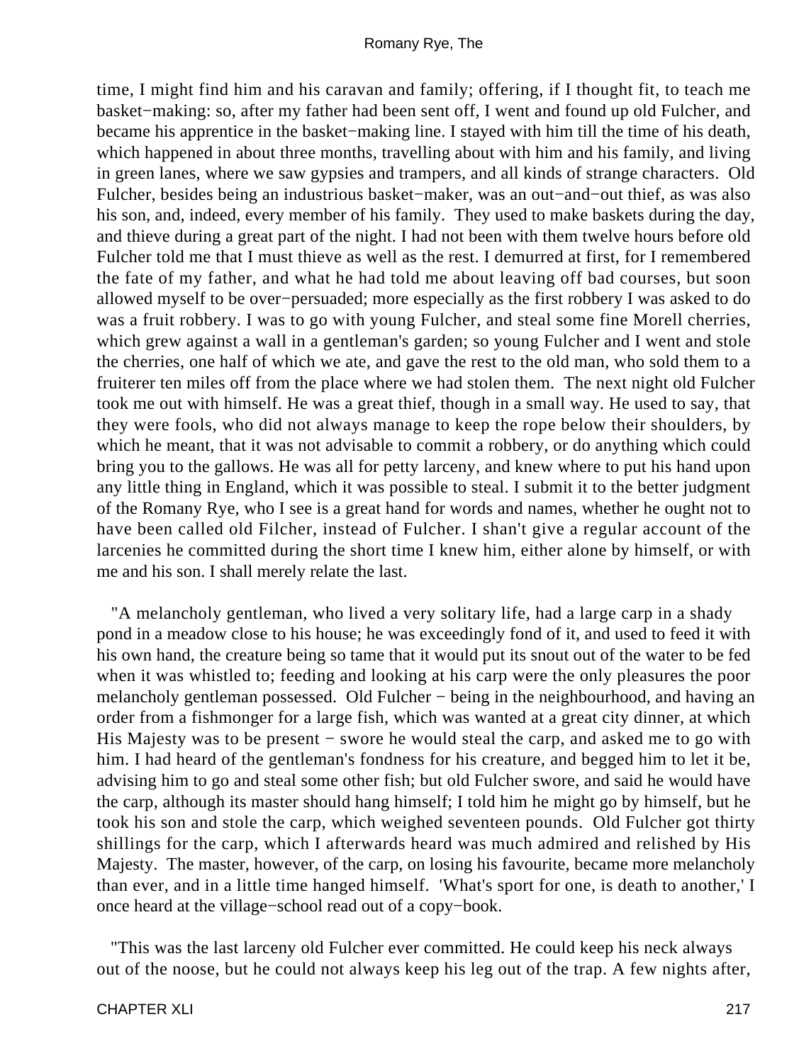time, I might find him and his caravan and family; offering, if I thought fit, to teach me basket−making: so, after my father had been sent off, I went and found up old Fulcher, and became his apprentice in the basket−making line. I stayed with him till the time of his death, which happened in about three months, travelling about with him and his family, and living in green lanes, where we saw gypsies and trampers, and all kinds of strange characters. Old Fulcher, besides being an industrious basket−maker, was an out−and−out thief, as was also his son, and, indeed, every member of his family. They used to make baskets during the day, and thieve during a great part of the night. I had not been with them twelve hours before old Fulcher told me that I must thieve as well as the rest. I demurred at first, for I remembered the fate of my father, and what he had told me about leaving off bad courses, but soon allowed myself to be over−persuaded; more especially as the first robbery I was asked to do was a fruit robbery. I was to go with young Fulcher, and steal some fine Morell cherries, which grew against a wall in a gentleman's garden; so young Fulcher and I went and stole the cherries, one half of which we ate, and gave the rest to the old man, who sold them to a fruiterer ten miles off from the place where we had stolen them. The next night old Fulcher took me out with himself. He was a great thief, though in a small way. He used to say, that they were fools, who did not always manage to keep the rope below their shoulders, by which he meant, that it was not advisable to commit a robbery, or do anything which could bring you to the gallows. He was all for petty larceny, and knew where to put his hand upon any little thing in England, which it was possible to steal. I submit it to the better judgment of the Romany Rye, who I see is a great hand for words and names, whether he ought not to have been called old Filcher, instead of Fulcher. I shan't give a regular account of the larcenies he committed during the short time I knew him, either alone by himself, or with me and his son. I shall merely relate the last.

"A melancholy gentleman, who lived a very solitary life, had a large carp in a shady pond in a meadow close to his house; he was exceedingly fond of it, and used to feed it with his own hand, the creature being so tame that it would put its snout out of the water to be fed when it was whistled to; feeding and looking at his carp were the only pleasures the poor melancholy gentleman possessed. Old Fulcher − being in the neighbourhood, and having an order from a fishmonger for a large fish, which was wanted at a great city dinner, at which His Majesty was to be present − swore he would steal the carp, and asked me to go with him. I had heard of the gentleman's fondness for his creature, and begged him to let it be, advising him to go and steal some other fish; but old Fulcher swore, and said he would have the carp, although its master should hang himself; I told him he might go by himself, but he took his son and stole the carp, which weighed seventeen pounds. Old Fulcher got thirty shillings for the carp, which I afterwards heard was much admired and relished by His Majesty. The master, however, of the carp, on losing his favourite, became more melancholy than ever, and in a little time hanged himself. 'What's sport for one, is death to another,' I once heard at the village−school read out of a copy−book.

"This was the last larceny old Fulcher ever committed. He could keep his neck always out of the noose, but he could not always keep his leg out of the trap. A few nights after,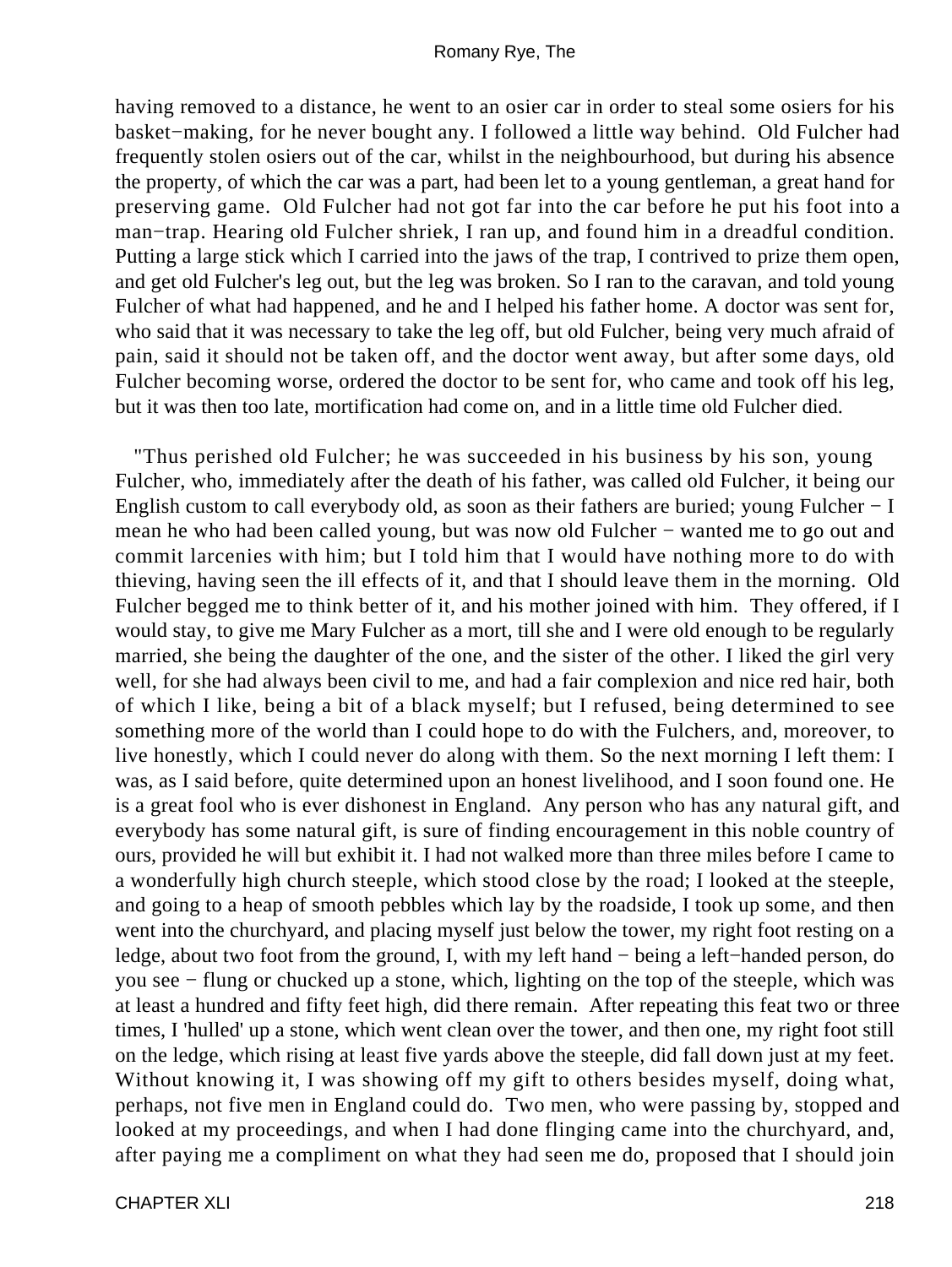having removed to a distance, he went to an osier car in order to steal some osiers for his basket−making, for he never bought any. I followed a little way behind. Old Fulcher had frequently stolen osiers out of the car, whilst in the neighbourhood, but during his absence the property, of which the car was a part, had been let to a young gentleman, a great hand for preserving game. Old Fulcher had not got far into the car before he put his foot into a man−trap. Hearing old Fulcher shriek, I ran up, and found him in a dreadful condition. Putting a large stick which I carried into the jaws of the trap, I contrived to prize them open, and get old Fulcher's leg out, but the leg was broken. So I ran to the caravan, and told young Fulcher of what had happened, and he and I helped his father home. A doctor was sent for, who said that it was necessary to take the leg off, but old Fulcher, being very much afraid of pain, said it should not be taken off, and the doctor went away, but after some days, old Fulcher becoming worse, ordered the doctor to be sent for, who came and took off his leg, but it was then too late, mortification had come on, and in a little time old Fulcher died.

"Thus perished old Fulcher; he was succeeded in his business by his son, young Fulcher, who, immediately after the death of his father, was called old Fulcher, it being our English custom to call everybody old, as soon as their fathers are buried; young Fulcher − I mean he who had been called young, but was now old Fulcher − wanted me to go out and commit larcenies with him; but I told him that I would have nothing more to do with thieving, having seen the ill effects of it, and that I should leave them in the morning. Old Fulcher begged me to think better of it, and his mother joined with him. They offered, if I would stay, to give me Mary Fulcher as a mort, till she and I were old enough to be regularly married, she being the daughter of the one, and the sister of the other. I liked the girl very well, for she had always been civil to me, and had a fair complexion and nice red hair, both of which I like, being a bit of a black myself; but I refused, being determined to see something more of the world than I could hope to do with the Fulchers, and, moreover, to live honestly, which I could never do along with them. So the next morning I left them: I was, as I said before, quite determined upon an honest livelihood, and I soon found one. He is a great fool who is ever dishonest in England. Any person who has any natural gift, and everybody has some natural gift, is sure of finding encouragement in this noble country of ours, provided he will but exhibit it. I had not walked more than three miles before I came to a wonderfully high church steeple, which stood close by the road; I looked at the steeple, and going to a heap of smooth pebbles which lay by the roadside, I took up some, and then went into the churchyard, and placing myself just below the tower, my right foot resting on a ledge, about two foot from the ground, I, with my left hand − being a left−handed person, do you see − flung or chucked up a stone, which, lighting on the top of the steeple, which was at least a hundred and fifty feet high, did there remain. After repeating this feat two or three times, I 'hulled' up a stone, which went clean over the tower, and then one, my right foot still on the ledge, which rising at least five yards above the steeple, did fall down just at my feet. Without knowing it, I was showing off my gift to others besides myself, doing what, perhaps, not five men in England could do. Two men, who were passing by, stopped and looked at my proceedings, and when I had done flinging came into the churchyard, and, after paying me a compliment on what they had seen me do, proposed that I should join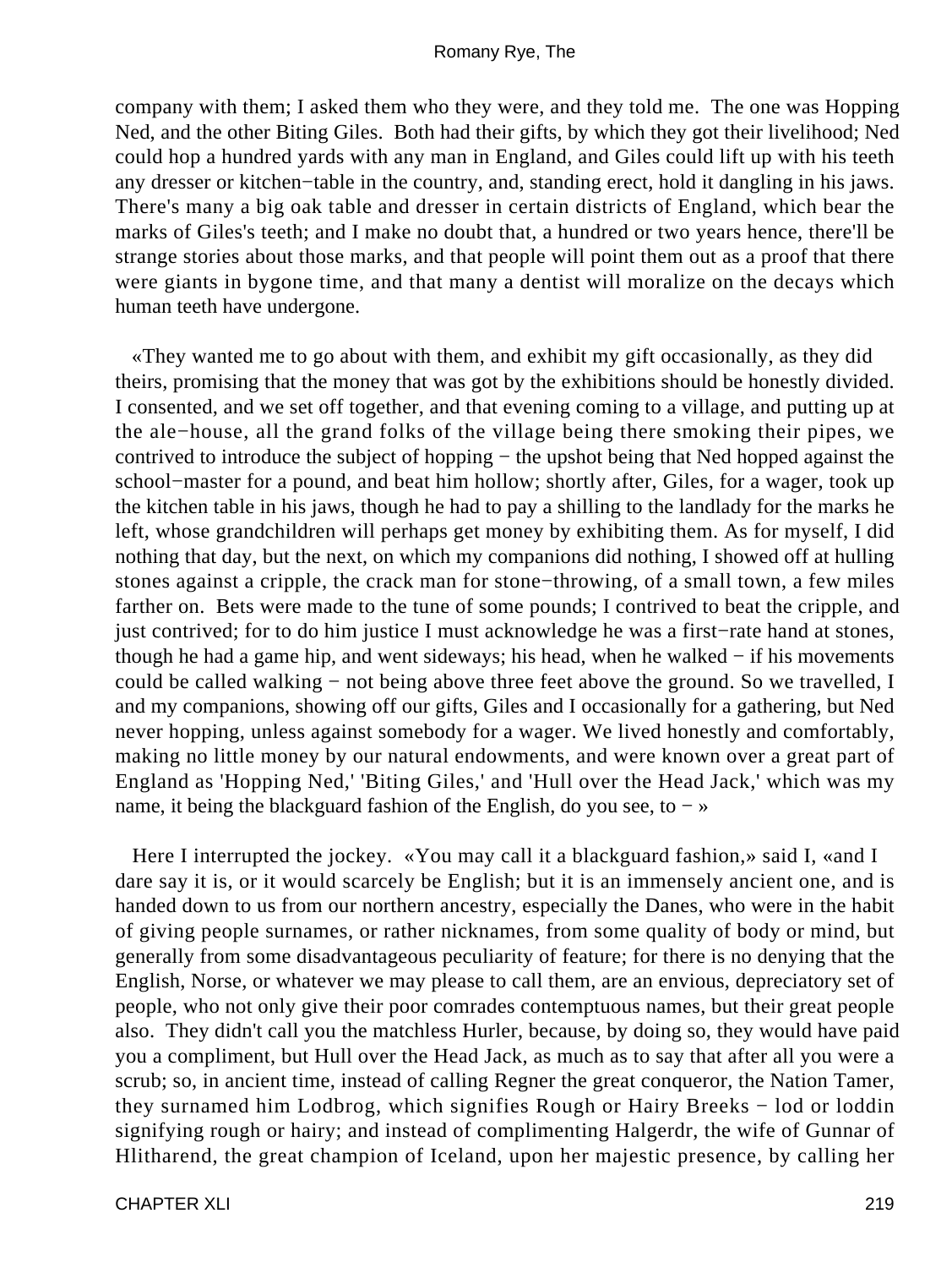company with them; I asked them who they were, and they told me. The one was Hopping Ned, and the other Biting Giles. Both had their gifts, by which they got their livelihood; Ned could hop a hundred yards with any man in England, and Giles could lift up with his teeth any dresser or kitchen−table in the country, and, standing erect, hold it dangling in his jaws. There's many a big oak table and dresser in certain districts of England, which bear the marks of Giles's teeth; and I make no doubt that, a hundred or two years hence, there'll be strange stories about those marks, and that people will point them out as a proof that there were giants in bygone time, and that many a dentist will moralize on the decays which human teeth have undergone.

«They wanted me to go about with them, and exhibit my gift occasionally, as they did theirs, promising that the money that was got by the exhibitions should be honestly divided. I consented, and we set off together, and that evening coming to a village, and putting up at the ale−house, all the grand folks of the village being there smoking their pipes, we contrived to introduce the subject of hopping − the upshot being that Ned hopped against the school−master for a pound, and beat him hollow; shortly after, Giles, for a wager, took up the kitchen table in his jaws, though he had to pay a shilling to the landlady for the marks he left, whose grandchildren will perhaps get money by exhibiting them. As for myself, I did nothing that day, but the next, on which my companions did nothing, I showed off at hulling stones against a cripple, the crack man for stone−throwing, of a small town, a few miles farther on. Bets were made to the tune of some pounds; I contrived to beat the cripple, and just contrived; for to do him justice I must acknowledge he was a first−rate hand at stones, though he had a game hip, and went sideways; his head, when he walked − if his movements could be called walking − not being above three feet above the ground. So we travelled, I and my companions, showing off our gifts, Giles and I occasionally for a gathering, but Ned never hopping, unless against somebody for a wager. We lived honestly and comfortably, making no little money by our natural endowments, and were known over a great part of England as 'Hopping Ned,' 'Biting Giles,' and 'Hull over the Head Jack,' which was my name, it being the blackguard fashion of the English, do you see, to − »

Here I interrupted the jockey. «You may call it a blackguard fashion,» said I, «and I dare say it is, or it would scarcely be English; but it is an immensely ancient one, and is handed down to us from our northern ancestry, especially the Danes, who were in the habit of giving people surnames, or rather nicknames, from some quality of body or mind, but generally from some disadvantageous peculiarity of feature; for there is no denying that the English, Norse, or whatever we may please to call them, are an envious, depreciatory set of people, who not only give their poor comrades contemptuous names, but their great people also. They didn't call you the matchless Hurler, because, by doing so, they would have paid you a compliment, but Hull over the Head Jack, as much as to say that after all you were a scrub; so, in ancient time, instead of calling Regner the great conqueror, the Nation Tamer, they surnamed him Lodbrog, which signifies Rough or Hairy Breeks − lod or loddin signifying rough or hairy; and instead of complimenting Halgerdr, the wife of Gunnar of Hlitharend, the great champion of Iceland, upon her majestic presence, by calling her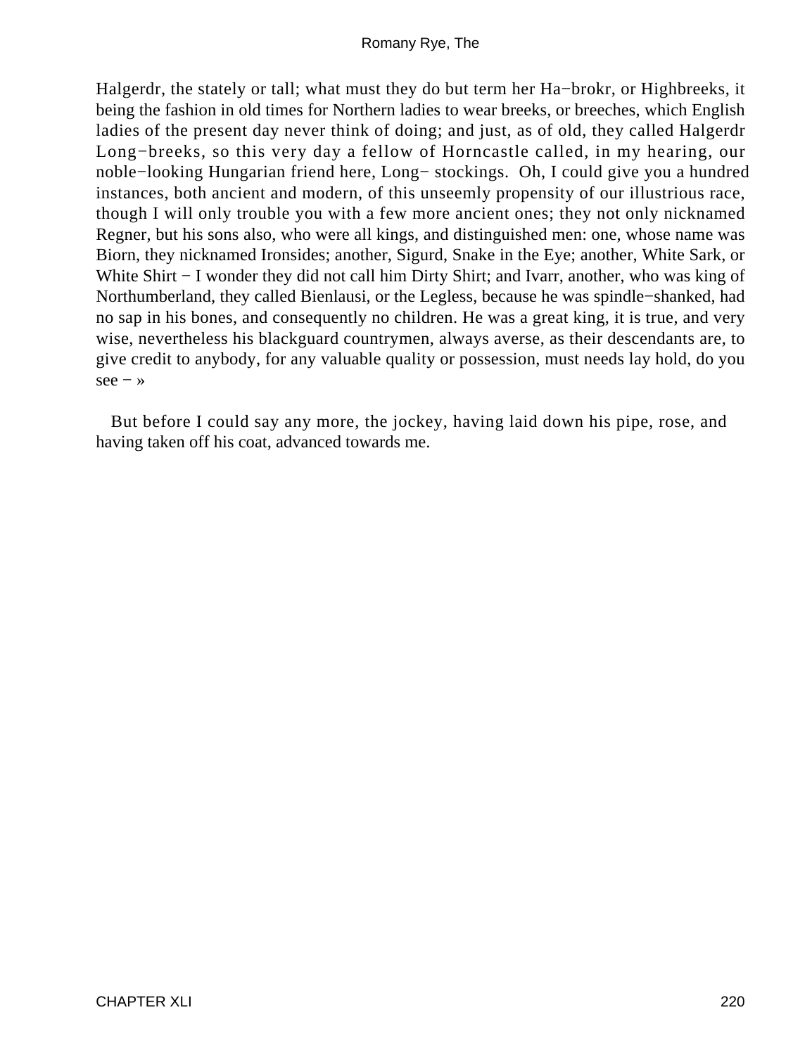Halgerdr, the stately or tall; what must they do but term her Ha−brokr, or Highbreeks, it being the fashion in old times for Northern ladies to wear breeks, or breeches, which English ladies of the present day never think of doing; and just, as of old, they called Halgerdr Long−breeks, so this very day a fellow of Horncastle called, in my hearing, our noble−looking Hungarian friend here, Long− stockings. Oh, I could give you a hundred instances, both ancient and modern, of this unseemly propensity of our illustrious race, though I will only trouble you with a few more ancient ones; they not only nicknamed Regner, but his sons also, who were all kings, and distinguished men: one, whose name was Biorn, they nicknamed Ironsides; another, Sigurd, Snake in the Eye; another, White Sark, or White Shirt − I wonder they did not call him Dirty Shirt; and Ivarr, another, who was king of Northumberland, they called Bienlausi, or the Legless, because he was spindle−shanked, had no sap in his bones, and consequently no children. He was a great king, it is true, and very wise, nevertheless his blackguard countrymen, always averse, as their descendants are, to give credit to anybody, for any valuable quality or possession, must needs lay hold, do you see − »

But before I could say any more, the jockey, having laid down his pipe, rose, and having taken off his coat, advanced towards me.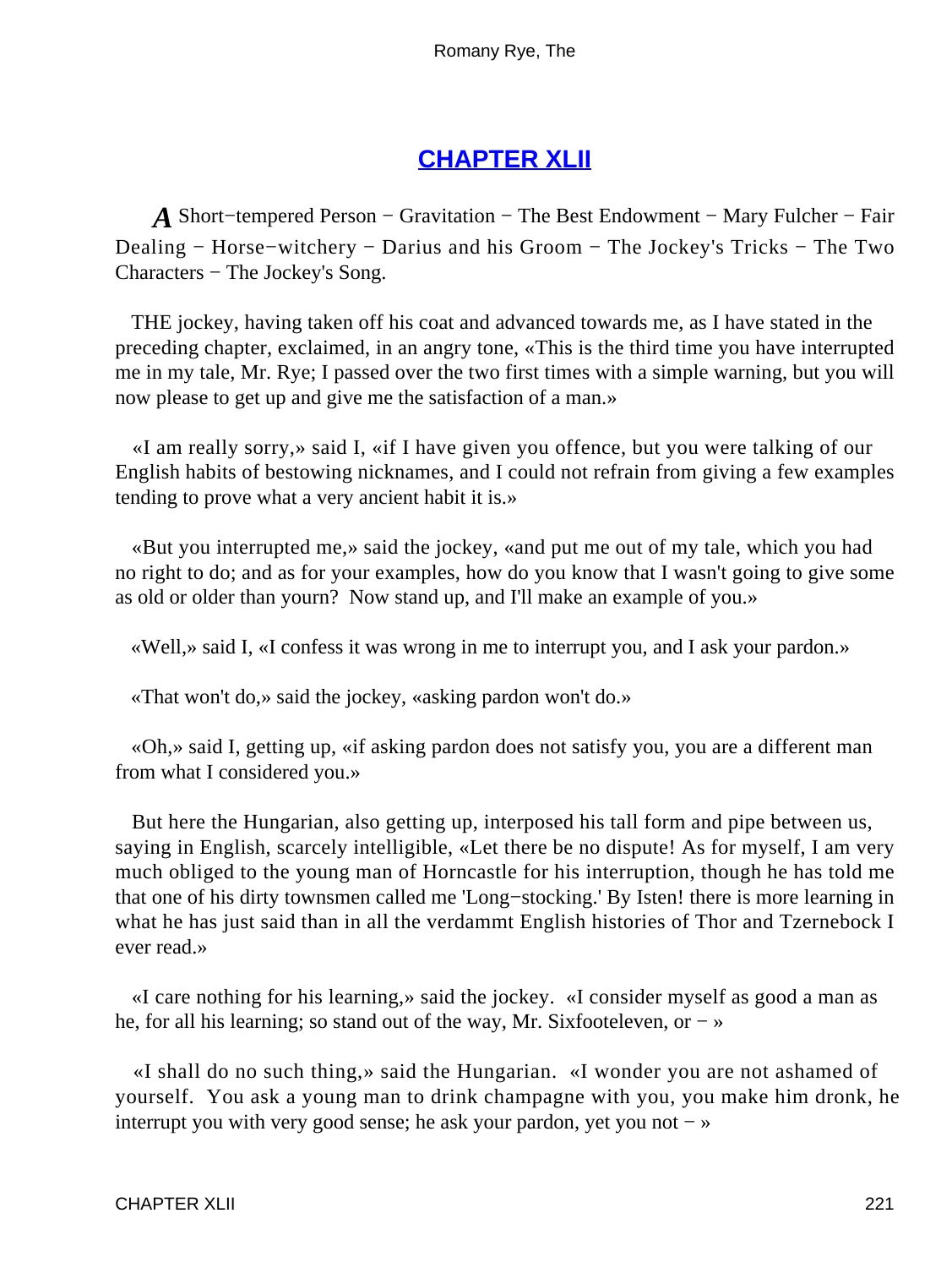## CHAPTER XLII

*A* Short−tempered Person − Gravitation − The Best Endowment − Mary Fulcher − Fair Dealing − Horse−witchery − Darius and his Groom − The Jockey's Tricks − The Two Characters − The Jockey's Song.

THE jockey, having taken off his coat and advanced towards me, as I have stated in the preceding chapter, exclaimed, in an angry tone, «This is the third time you have interrupted me in my tale, Mr. Rye; I passed over the two first times with a simple warning, but you will now please to get up and give me the satisfaction of a man.»

«I am really sorry,» said I, «if I have given you offence, but you were talking of our English habits of bestowing nicknames, and I could not refrain from giving a few examples tending to prove what a very ancient habit it is.»

«But you interrupted me,» said the jockey, «and put me out of my tale, which you had no right to do; and as for your examples, how do you know that I wasn't going to give some as old or older than yourn? Now stand up, and I'll make an example of you.»

«Well,» said I, «I confess it was wrong in me to interrupt you, and I ask your pardon.»

«That won't do,» said the jockey, «asking pardon won't do.»

«Oh,» said I, getting up, «if asking pardon does not satisfy you, you are a different man from what I considered you.»

But here the Hungarian, also getting up, interposed his tall form and pipe between us, saying in English, scarcely intelligible, «Let there be no dispute! As for myself, I am very much obliged to the young man of Horncastle for his interruption, though he has told me that one of his dirty townsmen called me 'Long−stocking.' By Isten! there is more learning in what he has just said than in all the verdammt English histories of Thor and Tzernebock I ever read.»

«I care nothing for his learning,» said the jockey. «I consider myself as good a man as he, for all his learning; so stand out of the way, Mr. Sixfooteleven, or − »

«I shall do no such thing,» said the Hungarian. «I wonder you are not ashamed of yourself. You ask a young man to drink champagne with you, you make him dronk, he interrupt you with very good sense; he ask your pardon, yet you not − »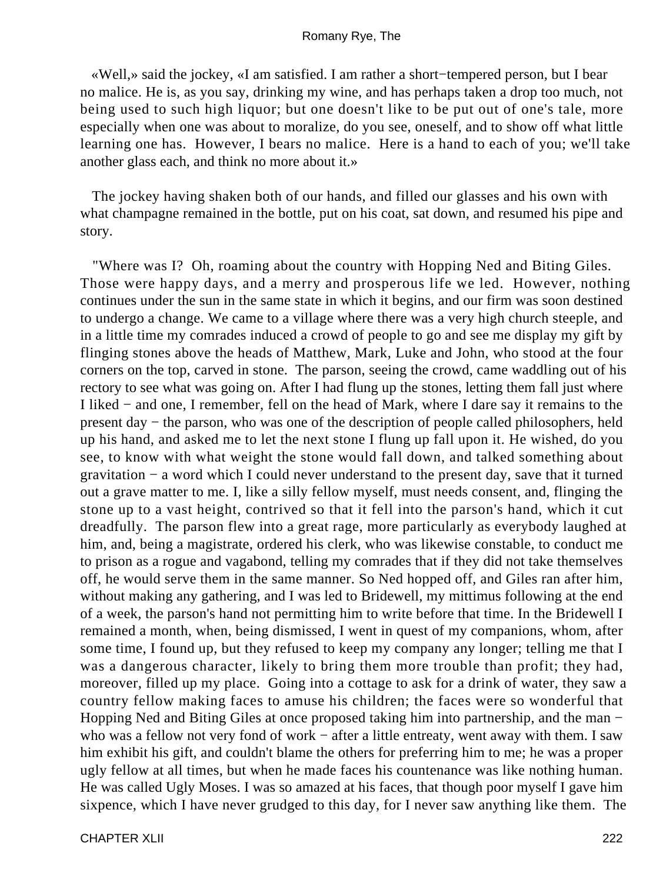«Well,» said the jockey, «I am satisfied. I am rather a short−tempered person, but I bear no malice. He is, as you say, drinking my wine, and has perhaps taken a drop too much, not being used to such high liquor; but one doesn't like to be put out of one's tale, more especially when one was about to moralize, do you see, oneself, and to show off what little learning one has. However, I bears no malice. Here is a hand to each of you; we'll take another glass each, and think no more about it.»

The jockey having shaken both of our hands, and filled our glasses and his own with what champagne remained in the bottle, put on his coat, sat down, and resumed his pipe and story.

"Where was I? Oh, roaming about the country with Hopping Ned and Biting Giles. Those were happy days, and a merry and prosperous life we led. However, nothing continues under the sun in the same state in which it begins, and our firm was soon destined to undergo a change. We came to a village where there was a very high church steeple, and in a little time my comrades induced a crowd of people to go and see me display my gift by flinging stones above the heads of Matthew, Mark, Luke and John, who stood at the four corners on the top, carved in stone. The parson, seeing the crowd, came waddling out of his rectory to see what was going on. After I had flung up the stones, letting them fall just where I liked − and one, I remember, fell on the head of Mark, where I dare say it remains to the present day − the parson, who was one of the description of people called philosophers, held up his hand, and asked me to let the next stone I flung up fall upon it. He wished, do you see, to know with what weight the stone would fall down, and talked something about gravitation − a word which I could never understand to the present day, save that it turned out a grave matter to me. I, like a silly fellow myself, must needs consent, and, flinging the stone up to a vast height, contrived so that it fell into the parson's hand, which it cut dreadfully. The parson flew into a great rage, more particularly as everybody laughed at him, and, being a magistrate, ordered his clerk, who was likewise constable, to conduct me to prison as a rogue and vagabond, telling my comrades that if they did not take themselves off, he would serve them in the same manner. So Ned hopped off, and Giles ran after him, without making any gathering, and I was led to Bridewell, my mittimus following at the end of a week, the parson's hand not permitting him to write before that time. In the Bridewell I remained a month, when, being dismissed, I went in quest of my companions, whom, after some time, I found up, but they refused to keep my company any longer; telling me that I was a dangerous character, likely to bring them more trouble than profit; they had, moreover, filled up my place. Going into a cottage to ask for a drink of water, they saw a country fellow making faces to amuse his children; the faces were so wonderful that Hopping Ned and Biting Giles at once proposed taking him into partnership, and the man − who was a fellow not very fond of work − after a little entreaty, went away with them. I saw him exhibit his gift, and couldn't blame the others for preferring him to me; he was a proper ugly fellow at all times, but when he made faces his countenance was like nothing human. He was called Ugly Moses. I was so amazed at his faces, that though poor myself I gave him sixpence, which I have never grudged to this day, for I never saw anything like them. The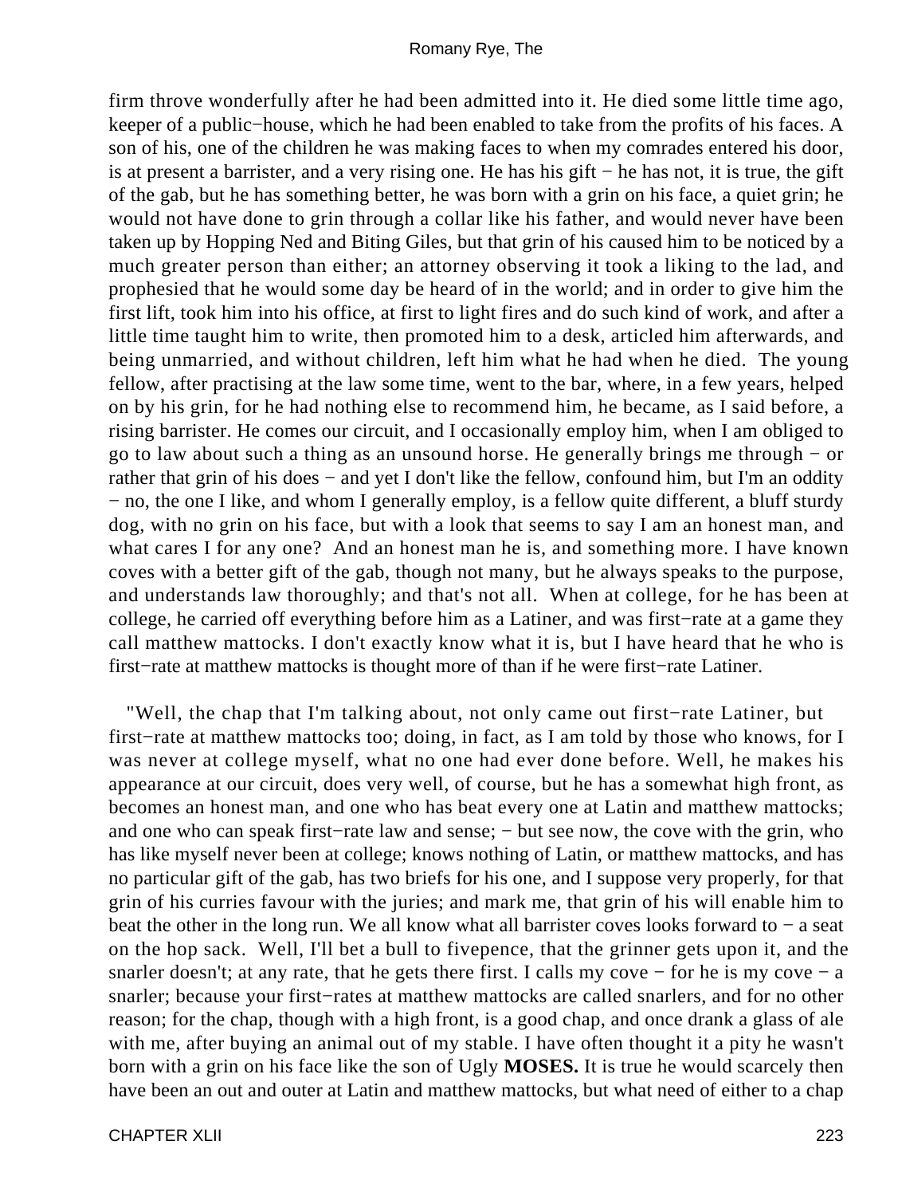firm throve wonderfully after he had been admitted into it. He died some little time ago, keeper of a public−house, which he had been enabled to take from the profits of his faces. A son of his, one of the children he was making faces to when my comrades entered his door, is at present a barrister, and a very rising one. He has his gift − he has not, it is true, the gift of the gab, but he has something better, he was born with a grin on his face, a quiet grin; he would not have done to grin through a collar like his father, and would never have been taken up by Hopping Ned and Biting Giles, but that grin of his caused him to be noticed by a much greater person than either; an attorney observing it took a liking to the lad, and prophesied that he would some day be heard of in the world; and in order to give him the first lift, took him into his office, at first to light fires and do such kind of work, and after a little time taught him to write, then promoted him to a desk, articled him afterwards, and being unmarried, and without children, left him what he had when he died. The young fellow, after practising at the law some time, went to the bar, where, in a few years, helped on by his grin, for he had nothing else to recommend him, he became, as I said before, a rising barrister. He comes our circuit, and I occasionally employ him, when I am obliged to go to law about such a thing as an unsound horse. He generally brings me through − or rather that grin of his does − and yet I don't like the fellow, confound him, but I'm an oddity − no, the one I like, and whom I generally employ, is a fellow quite different, a bluff sturdy dog, with no grin on his face, but with a look that seems to say I am an honest man, and what cares I for any one? And an honest man he is, and something more. I have known coves with a better gift of the gab, though not many, but he always speaks to the purpose, and understands law thoroughly; and that's not all. When at college, for he has been at college, he carried off everything before him as a Latiner, and was first−rate at a game they call matthew mattocks. I don't exactly know what it is, but I have heard that he who is first−rate at matthew mattocks is thought more of than if he were first−rate Latiner.

"Well, the chap that I'm talking about, not only came out first−rate Latiner, but first−rate at matthew mattocks too; doing, in fact, as I am told by those who knows, for I was never at college myself, what no one had ever done before. Well, he makes his appearance at our circuit, does very well, of course, but he has a somewhat high front, as becomes an honest man, and one who has beat every one at Latin and matthew mattocks; and one who can speak first−rate law and sense; − but see now, the cove with the grin, who has like myself never been at college; knows nothing of Latin, or matthew mattocks, and has no particular gift of the gab, has two briefs for his one, and I suppose very properly, for that grin of his curries favour with the juries; and mark me, that grin of his will enable him to beat the other in the long run. We all know what all barrister coves looks forward to − a seat on the hop sack. Well, I'll bet a bull to fivepence, that the grinner gets upon it, and the snarler doesn't; at any rate, that he gets there first. I calls my cove − for he is my cove − a snarler; because your first−rates at matthew mattocks are called snarlers, and for no other reason; for the chap, though with a high front, is a good chap, and once drank a glass of ale with me, after buying an animal out of my stable. I have often thought it a pity he wasn't born with a grin on his face like the son of Ugly **MOSES.** It is true he would scarcely then have been an out and outer at Latin and matthew mattocks, but what need of either to a chap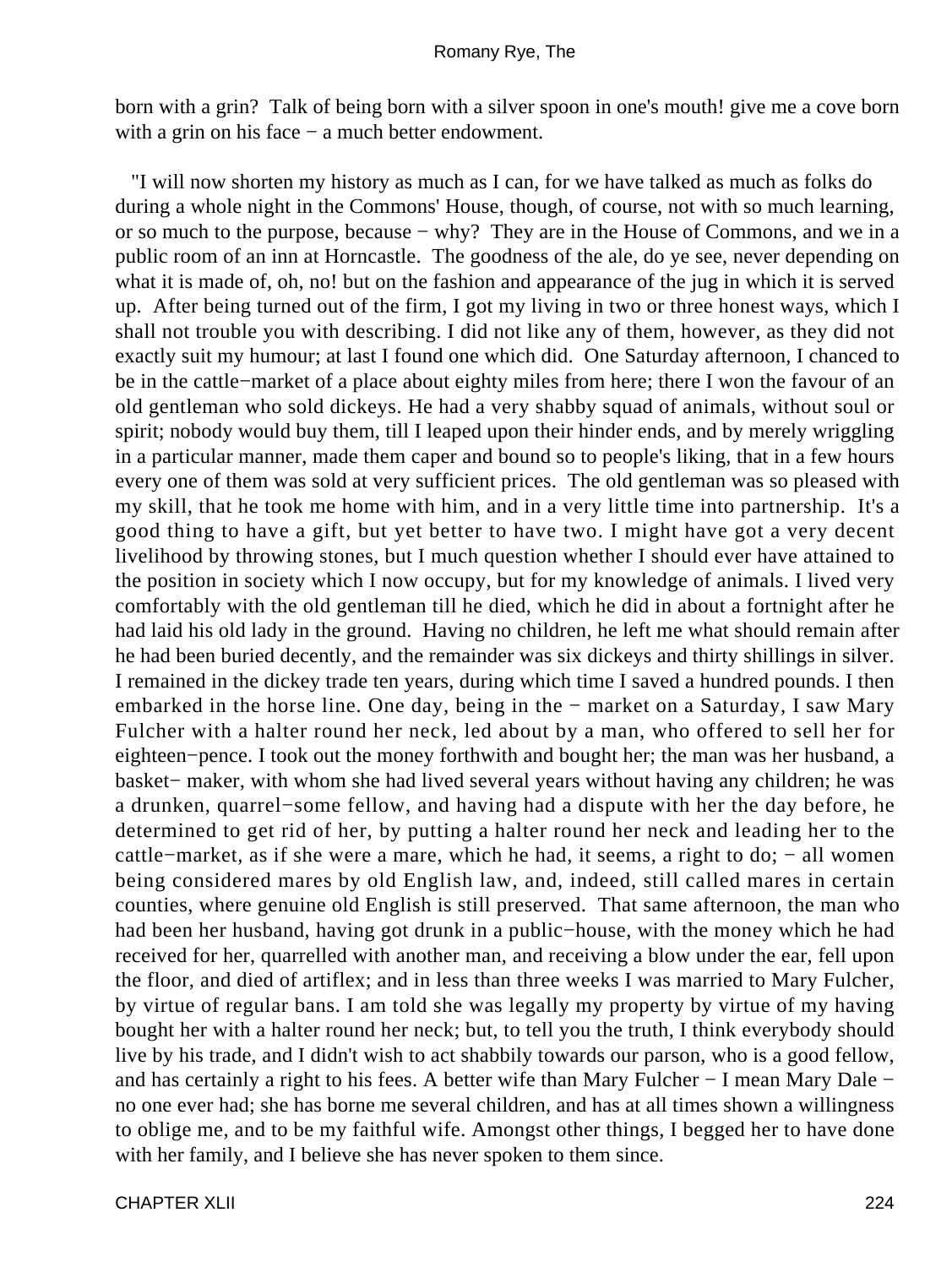born with a grin? Talk of being born with a silver spoon in one's mouth! give me a cove born with a grin on his face − a much better endowment.

"I will now shorten my history as much as I can, for we have talked as much as folks do during a whole night in the Commons' House, though, of course, not with so much learning, or so much to the purpose, because − why? They are in the House of Commons, and we in a public room of an inn at Horncastle. The goodness of the ale, do ye see, never depending on what it is made of, oh, no! but on the fashion and appearance of the jug in which it is served up. After being turned out of the firm, I got my living in two or three honest ways, which I shall not trouble you with describing. I did not like any of them, however, as they did not exactly suit my humour; at last I found one which did. One Saturday afternoon, I chanced to be in the cattle−market of a place about eighty miles from here; there I won the favour of an old gentleman who sold dickeys. He had a very shabby squad of animals, without soul or spirit; nobody would buy them, till I leaped upon their hinder ends, and by merely wriggling in a particular manner, made them caper and bound so to people's liking, that in a few hours every one of them was sold at very sufficient prices. The old gentleman was so pleased with my skill, that he took me home with him, and in a very little time into partnership. It's a good thing to have a gift, but yet better to have two. I might have got a very decent livelihood by throwing stones, but I much question whether I should ever have attained to the position in society which I now occupy, but for my knowledge of animals. I lived very comfortably with the old gentleman till he died, which he did in about a fortnight after he had laid his old lady in the ground. Having no children, he left me what should remain after he had been buried decently, and the remainder was six dickeys and thirty shillings in silver. I remained in the dickey trade ten years, during which time I saved a hundred pounds. I then embarked in the horse line. One day, being in the − market on a Saturday, I saw Mary Fulcher with a halter round her neck, led about by a man, who offered to sell her for eighteen−pence. I took out the money forthwith and bought her; the man was her husband, a basket− maker, with whom she had lived several years without having any children; he was a drunken, quarrel−some fellow, and having had a dispute with her the day before, he determined to get rid of her, by putting a halter round her neck and leading her to the cattle−market, as if she were a mare, which he had, it seems, a right to do; − all women being considered mares by old English law, and, indeed, still called mares in certain counties, where genuine old English is still preserved. That same afternoon, the man who had been her husband, having got drunk in a public−house, with the money which he had received for her, quarrelled with another man, and receiving a blow under the ear, fell upon the floor, and died of artiflex; and in less than three weeks I was married to Mary Fulcher, by virtue of regular bans. I am told she was legally my property by virtue of my having bought her with a halter round her neck; but, to tell you the truth, I think everybody should live by his trade, and I didn't wish to act shabbily towards our parson, who is a good fellow, and has certainly a right to his fees. A better wife than Mary Fulcher − I mean Mary Dale − no one ever had; she has borne me several children, and has at all times shown a willingness to oblige me, and to be my faithful wife. Amongst other things, I begged her to have done with her family, and I believe she has never spoken to them since.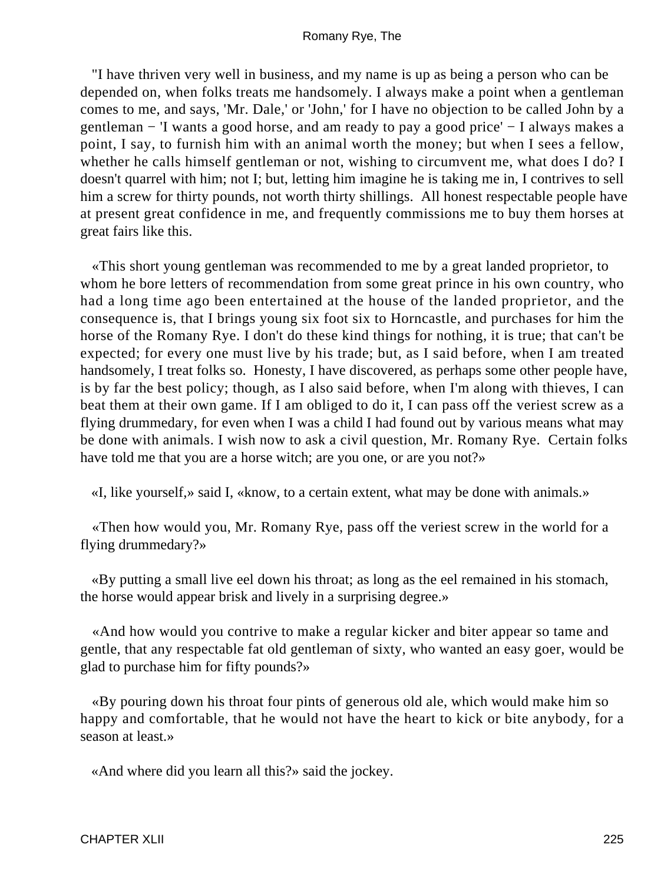"I have thriven very well in business, and my name is up as being a person who can be depended on, when folks treats me handsomely. I always make a point when a gentleman comes to me, and says, 'Mr. Dale,' or 'John,' for I have no objection to be called John by a gentleman − 'I wants a good horse, and am ready to pay a good price' − I always makes a point, I say, to furnish him with an animal worth the money; but when I sees a fellow, whether he calls himself gentleman or not, wishing to circumvent me, what does I do? I doesn't quarrel with him; not I; but, letting him imagine he is taking me in, I contrives to sell him a screw for thirty pounds, not worth thirty shillings. All honest respectable people have at present great confidence in me, and frequently commissions me to buy them horses at great fairs like this.

«This short young gentleman was recommended to me by a great landed proprietor, to whom he bore letters of recommendation from some great prince in his own country, who had a long time ago been entertained at the house of the landed proprietor, and the consequence is, that I brings young six foot six to Horncastle, and purchases for him the horse of the Romany Rye. I don't do these kind things for nothing, it is true; that can't be expected; for every one must live by his trade; but, as I said before, when I am treated handsomely, I treat folks so. Honesty, I have discovered, as perhaps some other people have, is by far the best policy; though, as I also said before, when I'm along with thieves, I can beat them at their own game. If I am obliged to do it, I can pass off the veriest screw as a flying drummedary, for even when I was a child I had found out by various means what may be done with animals. I wish now to ask a civil question, Mr. Romany Rye. Certain folks have told me that you are a horse witch; are you one, or are you not?»

«I, like yourself,» said I, «know, to a certain extent, what may be done with animals.»

«Then how would you, Mr. Romany Rye, pass off the veriest screw in the world for a flying drummedary?»

«By putting a small live eel down his throat; as long as the eel remained in his stomach, the horse would appear brisk and lively in a surprising degree.»

«And how would you contrive to make a regular kicker and biter appear so tame and gentle, that any respectable fat old gentleman of sixty, who wanted an easy goer, would be glad to purchase him for fifty pounds?»

«By pouring down his throat four pints of generous old ale, which would make him so happy and comfortable, that he would not have the heart to kick or bite anybody, for a season at least.»

«And where did you learn all this?» said the jockey.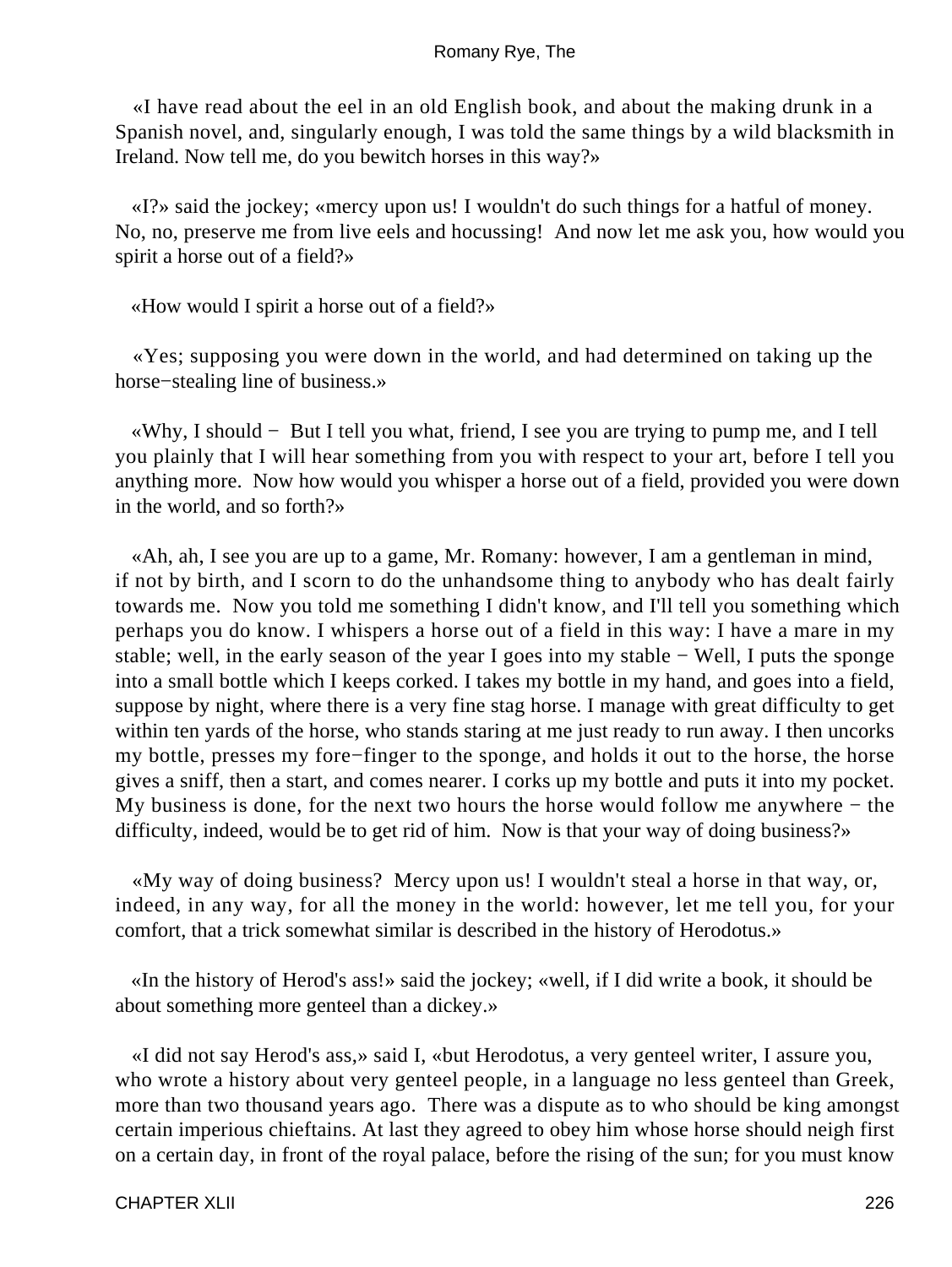«I have read about the eel in an old English book, and about the making drunk in a Spanish novel, and, singularly enough, I was told the same things by a wild blacksmith in Ireland. Now tell me, do you bewitch horses in this way?»

«I?» said the jockey; «mercy upon us! I wouldn't do such things for a hatful of money. No, no, preserve me from live eels and hocussing! And now let me ask you, how would you spirit a horse out of a field?»

«How would I spirit a horse out of a field?»

«Yes; supposing you were down in the world, and had determined on taking up the horse−stealing line of business.»

«Why, I should − But I tell you what, friend, I see you are trying to pump me, and I tell you plainly that I will hear something from you with respect to your art, before I tell you anything more. Now how would you whisper a horse out of a field, provided you were down in the world, and so forth?»

«Ah, ah, I see you are up to a game, Mr. Romany: however, I am a gentleman in mind, if not by birth, and I scorn to do the unhandsome thing to anybody who has dealt fairly towards me. Now you told me something I didn't know, and I'll tell you something which perhaps you do know. I whispers a horse out of a field in this way: I have a mare in my stable; well, in the early season of the year I goes into my stable − Well, I puts the sponge into a small bottle which I keeps corked. I takes my bottle in my hand, and goes into a field, suppose by night, where there is a very fine stag horse. I manage with great difficulty to get within ten yards of the horse, who stands staring at me just ready to run away. I then uncorks my bottle, presses my fore−finger to the sponge, and holds it out to the horse, the horse gives a sniff, then a start, and comes nearer. I corks up my bottle and puts it into my pocket. My business is done, for the next two hours the horse would follow me anywhere − the difficulty, indeed, would be to get rid of him. Now is that your way of doing business?»

«My way of doing business? Mercy upon us! I wouldn't steal a horse in that way, or, indeed, in any way, for all the money in the world: however, let me tell you, for your comfort, that a trick somewhat similar is described in the history of Herodotus.»

«In the history of Herod's ass!» said the jockey; «well, if I did write a book, it should be about something more genteel than a dickey.»

«I did not say Herod's ass,» said I, «but Herodotus, a very genteel writer, I assure you, who wrote a history about very genteel people, in a language no less genteel than Greek, more than two thousand years ago. There was a dispute as to who should be king amongst certain imperious chieftains. At last they agreed to obey him whose horse should neigh first on a certain day, in front of the royal palace, before the rising of the sun; for you must know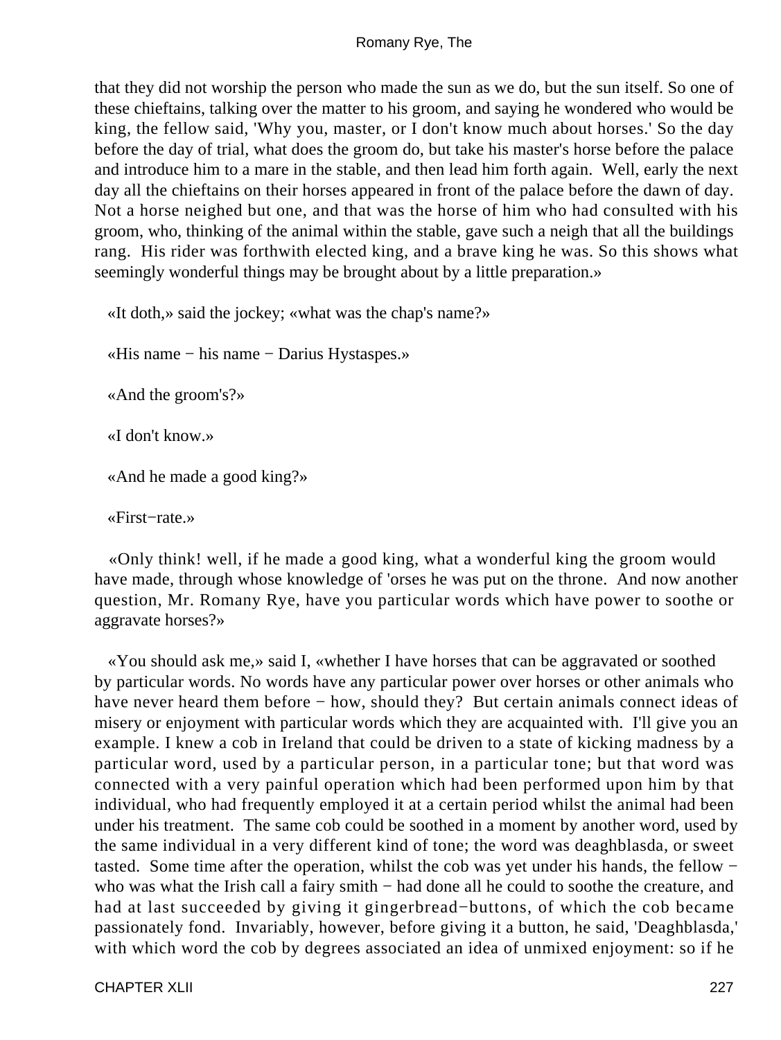that they did not worship the person who made the sun as we do, but the sun itself. So one of these chieftains, talking over the matter to his groom, and saying he wondered who would be king, the fellow said, 'Why you, master, or I don't know much about horses.' So the day before the day of trial, what does the groom do, but take his master's horse before the palace and introduce him to a mare in the stable, and then lead him forth again. Well, early the next day all the chieftains on their horses appeared in front of the palace before the dawn of day. Not a horse neighed but one, and that was the horse of him who had consulted with his groom, who, thinking of the animal within the stable, gave such a neigh that all the buildings rang. His rider was forthwith elected king, and a brave king he was. So this shows what seemingly wonderful things may be brought about by a little preparation.»

«It doth,» said the jockey; «what was the chap's name?»

«His name − his name − Darius Hystaspes.»

«And the groom's?»

«I don't know.»

«And he made a good king?»

«First−rate.»

«Only think! well, if he made a good king, what a wonderful king the groom would have made, through whose knowledge of 'orses he was put on the throne. And now another question, Mr. Romany Rye, have you particular words which have power to soothe or aggravate horses?»

«You should ask me,» said I, «whether I have horses that can be aggravated or soothed by particular words. No words have any particular power over horses or other animals who have never heard them before − how, should they? But certain animals connect ideas of misery or enjoyment with particular words which they are acquainted with. I'll give you an example. I knew a cob in Ireland that could be driven to a state of kicking madness by a particular word, used by a particular person, in a particular tone; but that word was connected with a very painful operation which had been performed upon him by that individual, who had frequently employed it at a certain period whilst the animal had been under his treatment. The same cob could be soothed in a moment by another word, used by the same individual in a very different kind of tone; the word was deaghblasda, or sweet tasted. Some time after the operation, whilst the cob was yet under his hands, the fellow − who was what the Irish call a fairy smith − had done all he could to soothe the creature, and had at last succeeded by giving it gingerbread−buttons, of which the cob became passionately fond. Invariably, however, before giving it a button, he said, 'Deaghblasda,' with which word the cob by degrees associated an idea of unmixed enjoyment: so if he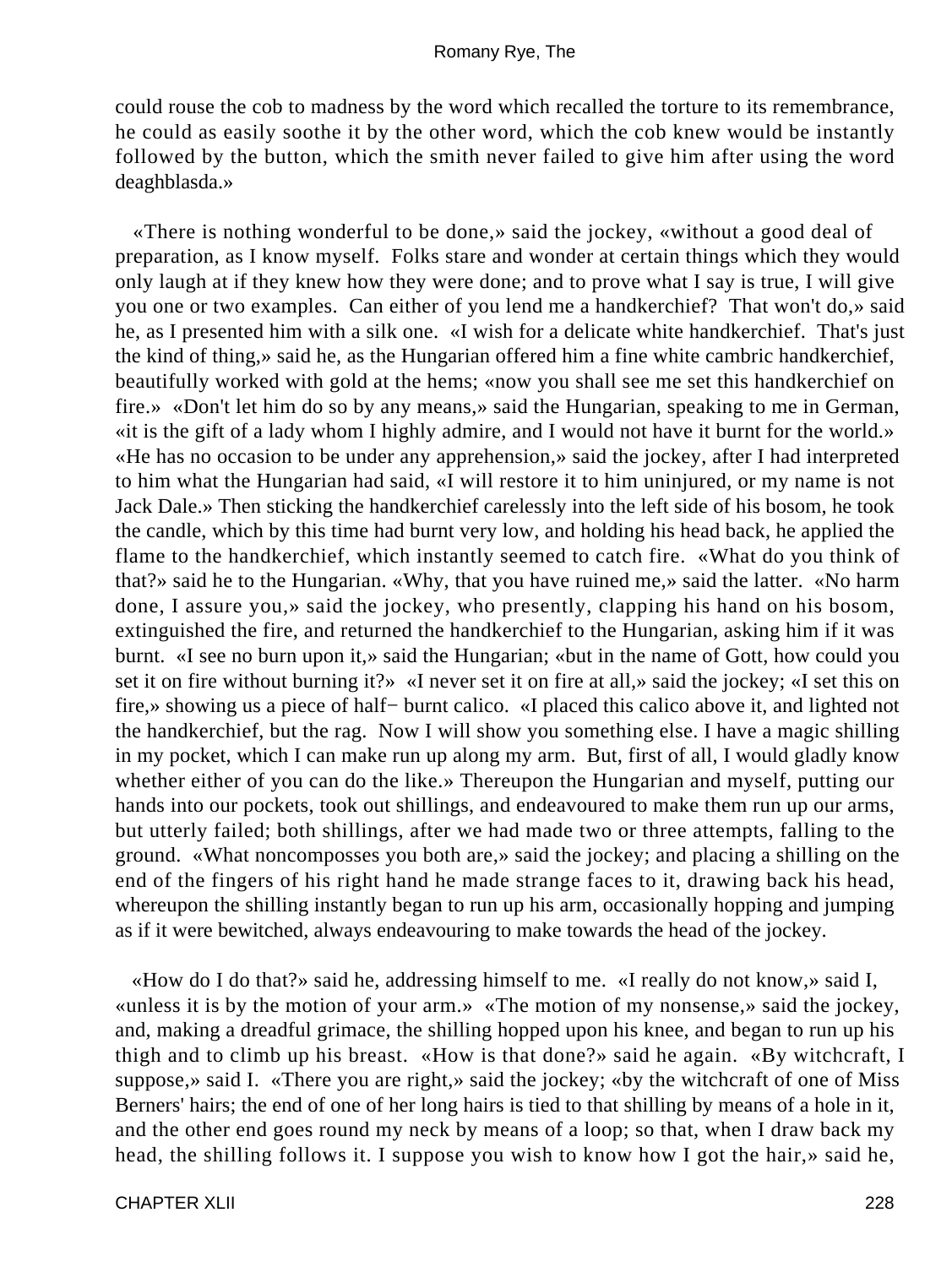could rouse the cob to madness by the word which recalled the torture to its remembrance, he could as easily soothe it by the other word, which the cob knew would be instantly followed by the button, which the smith never failed to give him after using the word deaghblasda.»

«There is nothing wonderful to be done,» said the jockey, «without a good deal of preparation, as I know myself. Folks stare and wonder at certain things which they would only laugh at if they knew how they were done; and to prove what I say is true, I will give you one or two examples. Can either of you lend me a handkerchief? That won't do,» said he, as I presented him with a silk one. «I wish for a delicate white handkerchief. That's just the kind of thing,» said he, as the Hungarian offered him a fine white cambric handkerchief, beautifully worked with gold at the hems; «now you shall see me set this handkerchief on fire.» «Don't let him do so by any means,» said the Hungarian, speaking to me in German, «it is the gift of a lady whom I highly admire, and I would not have it burnt for the world.» «He has no occasion to be under any apprehension,» said the jockey, after I had interpreted to him what the Hungarian had said, «I will restore it to him uninjured, or my name is not Jack Dale.» Then sticking the handkerchief carelessly into the left side of his bosom, he took the candle, which by this time had burnt very low, and holding his head back, he applied the flame to the handkerchief, which instantly seemed to catch fire. «What do you think of that?» said he to the Hungarian. «Why, that you have ruined me,» said the latter. «No harm done, I assure you,» said the jockey, who presently, clapping his hand on his bosom, extinguished the fire, and returned the handkerchief to the Hungarian, asking him if it was burnt. «I see no burn upon it,» said the Hungarian; «but in the name of Gott, how could you set it on fire without burning it?» «I never set it on fire at all,» said the jockey; «I set this on fire,» showing us a piece of half− burnt calico. «I placed this calico above it, and lighted not the handkerchief, but the rag. Now I will show you something else. I have a magic shilling in my pocket, which I can make run up along my arm. But, first of all, I would gladly know whether either of you can do the like.» Thereupon the Hungarian and myself, putting our hands into our pockets, took out shillings, and endeavoured to make them run up our arms, but utterly failed; both shillings, after we had made two or three attempts, falling to the ground. «What noncomposses you both are,» said the jockey; and placing a shilling on the end of the fingers of his right hand he made strange faces to it, drawing back his head, whereupon the shilling instantly began to run up his arm, occasionally hopping and jumping as if it were bewitched, always endeavouring to make towards the head of the jockey.

«How do I do that?» said he, addressing himself to me. «I really do not know,» said I, «unless it is by the motion of your arm.» «The motion of my nonsense,» said the jockey, and, making a dreadful grimace, the shilling hopped upon his knee, and began to run up his thigh and to climb up his breast. «How is that done?» said he again. «By witchcraft, I suppose,» said I. «There you are right,» said the jockey; «by the witchcraft of one of Miss Berners' hairs; the end of one of her long hairs is tied to that shilling by means of a hole in it, and the other end goes round my neck by means of a loop; so that, when I draw back my head, the shilling follows it. I suppose you wish to know how I got the hair,» said he,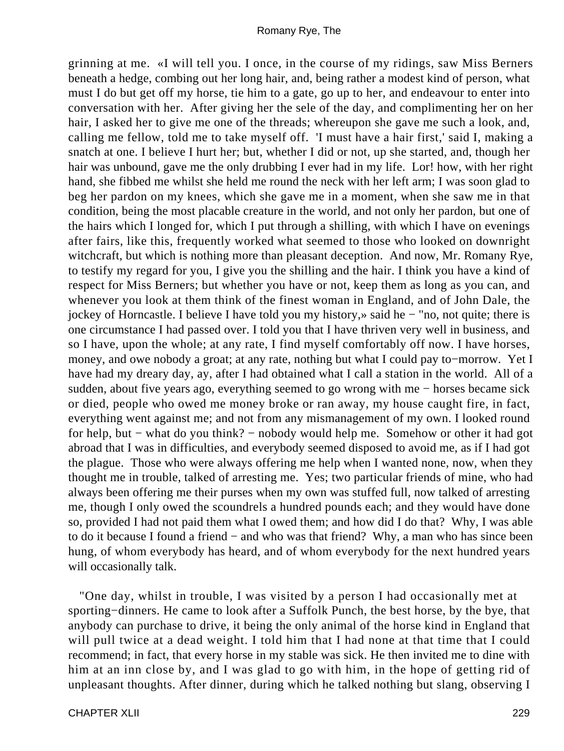grinning at me. «I will tell you. I once, in the course of my ridings, saw Miss Berners beneath a hedge, combing out her long hair, and, being rather a modest kind of person, what must I do but get off my horse, tie him to a gate, go up to her, and endeavour to enter into conversation with her. After giving her the sele of the day, and complimenting her on her hair, I asked her to give me one of the threads; whereupon she gave me such a look, and, calling me fellow, told me to take myself off. 'I must have a hair first,' said I, making a snatch at one. I believe I hurt her; but, whether I did or not, up she started, and, though her hair was unbound, gave me the only drubbing I ever had in my life. Lor! how, with her right hand, she fibbed me whilst she held me round the neck with her left arm; I was soon glad to beg her pardon on my knees, which she gave me in a moment, when she saw me in that condition, being the most placable creature in the world, and not only her pardon, but one of the hairs which I longed for, which I put through a shilling, with which I have on evenings after fairs, like this, frequently worked what seemed to those who looked on downright witchcraft, but which is nothing more than pleasant deception. And now, Mr. Romany Rye, to testify my regard for you, I give you the shilling and the hair. I think you have a kind of respect for Miss Berners; but whether you have or not, keep them as long as you can, and whenever you look at them think of the finest woman in England, and of John Dale, the jockey of Horncastle. I believe I have told you my history,» said he − "no, not quite; there is one circumstance I had passed over. I told you that I have thriven very well in business, and so I have, upon the whole; at any rate, I find myself comfortably off now. I have horses, money, and owe nobody a groat; at any rate, nothing but what I could pay to−morrow. Yet I have had my dreary day, ay, after I had obtained what I call a station in the world. All of a sudden, about five years ago, everything seemed to go wrong with me − horses became sick or died, people who owed me money broke or ran away, my house caught fire, in fact, everything went against me; and not from any mismanagement of my own. I looked round for help, but − what do you think? − nobody would help me. Somehow or other it had got abroad that I was in difficulties, and everybody seemed disposed to avoid me, as if I had got the plague. Those who were always offering me help when I wanted none, now, when they thought me in trouble, talked of arresting me. Yes; two particular friends of mine, who had always been offering me their purses when my own was stuffed full, now talked of arresting me, though I only owed the scoundrels a hundred pounds each; and they would have done so, provided I had not paid them what I owed them; and how did I do that? Why, I was able to do it because I found a friend − and who was that friend? Why, a man who has since been hung, of whom everybody has heard, and of whom everybody for the next hundred years will occasionally talk.

"One day, whilst in trouble, I was visited by a person I had occasionally met at sporting−dinners. He came to look after a Suffolk Punch, the best horse, by the bye, that anybody can purchase to drive, it being the only animal of the horse kind in England that will pull twice at a dead weight. I told him that I had none at that time that I could recommend; in fact, that every horse in my stable was sick. He then invited me to dine with him at an inn close by, and I was glad to go with him, in the hope of getting rid of unpleasant thoughts. After dinner, during which he talked nothing but slang, observing I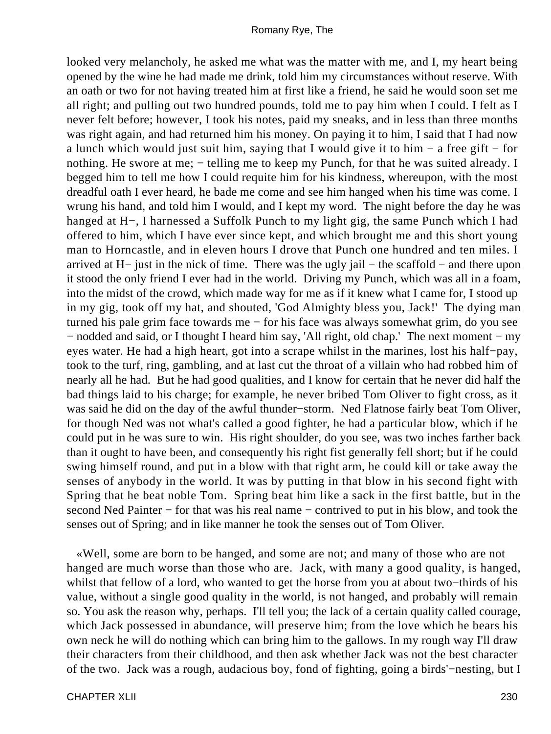looked very melancholy, he asked me what was the matter with me, and I, my heart being opened by the wine he had made me drink, told him my circumstances without reserve. With an oath or two for not having treated him at first like a friend, he said he would soon set me all right; and pulling out two hundred pounds, told me to pay him when I could. I felt as I never felt before; however, I took his notes, paid my sneaks, and in less than three months was right again, and had returned him his money. On paying it to him, I said that I had now a lunch which would just suit him, saying that I would give it to him − a free gift − for nothing. He swore at me; − telling me to keep my Punch, for that he was suited already. I begged him to tell me how I could requite him for his kindness, whereupon, with the most dreadful oath I ever heard, he bade me come and see him hanged when his time was come. I wrung his hand, and told him I would, and I kept my word. The night before the day he was hanged at H−, I harnessed a Suffolk Punch to my light gig, the same Punch which I had offered to him, which I have ever since kept, and which brought me and this short young man to Horncastle, and in eleven hours I drove that Punch one hundred and ten miles. I arrived at H− just in the nick of time. There was the ugly jail − the scaffold − and there upon it stood the only friend I ever had in the world. Driving my Punch, which was all in a foam, into the midst of the crowd, which made way for me as if it knew what I came for, I stood up in my gig, took off my hat, and shouted, 'God Almighty bless you, Jack!' The dying man turned his pale grim face towards me − for his face was always somewhat grim, do you see − nodded and said, or I thought I heard him say, 'All right, old chap.' The next moment − my eyes water. He had a high heart, got into a scrape whilst in the marines, lost his half−pay, took to the turf, ring, gambling, and at last cut the throat of a villain who had robbed him of nearly all he had. But he had good qualities, and I know for certain that he never did half the bad things laid to his charge; for example, he never bribed Tom Oliver to fight cross, as it was said he did on the day of the awful thunder−storm. Ned Flatnose fairly beat Tom Oliver, for though Ned was not what's called a good fighter, he had a particular blow, which if he could put in he was sure to win. His right shoulder, do you see, was two inches farther back than it ought to have been, and consequently his right fist generally fell short; but if he could swing himself round, and put in a blow with that right arm, he could kill or take away the senses of anybody in the world. It was by putting in that blow in his second fight with Spring that he beat noble Tom. Spring beat him like a sack in the first battle, but in the second Ned Painter − for that was his real name − contrived to put in his blow, and took the senses out of Spring; and in like manner he took the senses out of Tom Oliver.

«Well, some are born to be hanged, and some are not; and many of those who are not hanged are much worse than those who are. Jack, with many a good quality, is hanged, whilst that fellow of a lord, who wanted to get the horse from you at about two−thirds of his value, without a single good quality in the world, is not hanged, and probably will remain so. You ask the reason why, perhaps. I'll tell you; the lack of a certain quality called courage, which Jack possessed in abundance, will preserve him; from the love which he bears his own neck he will do nothing which can bring him to the gallows. In my rough way I'll draw their characters from their childhood, and then ask whether Jack was not the best character of the two. Jack was a rough, audacious boy, fond of fighting, going a birds'−nesting, but I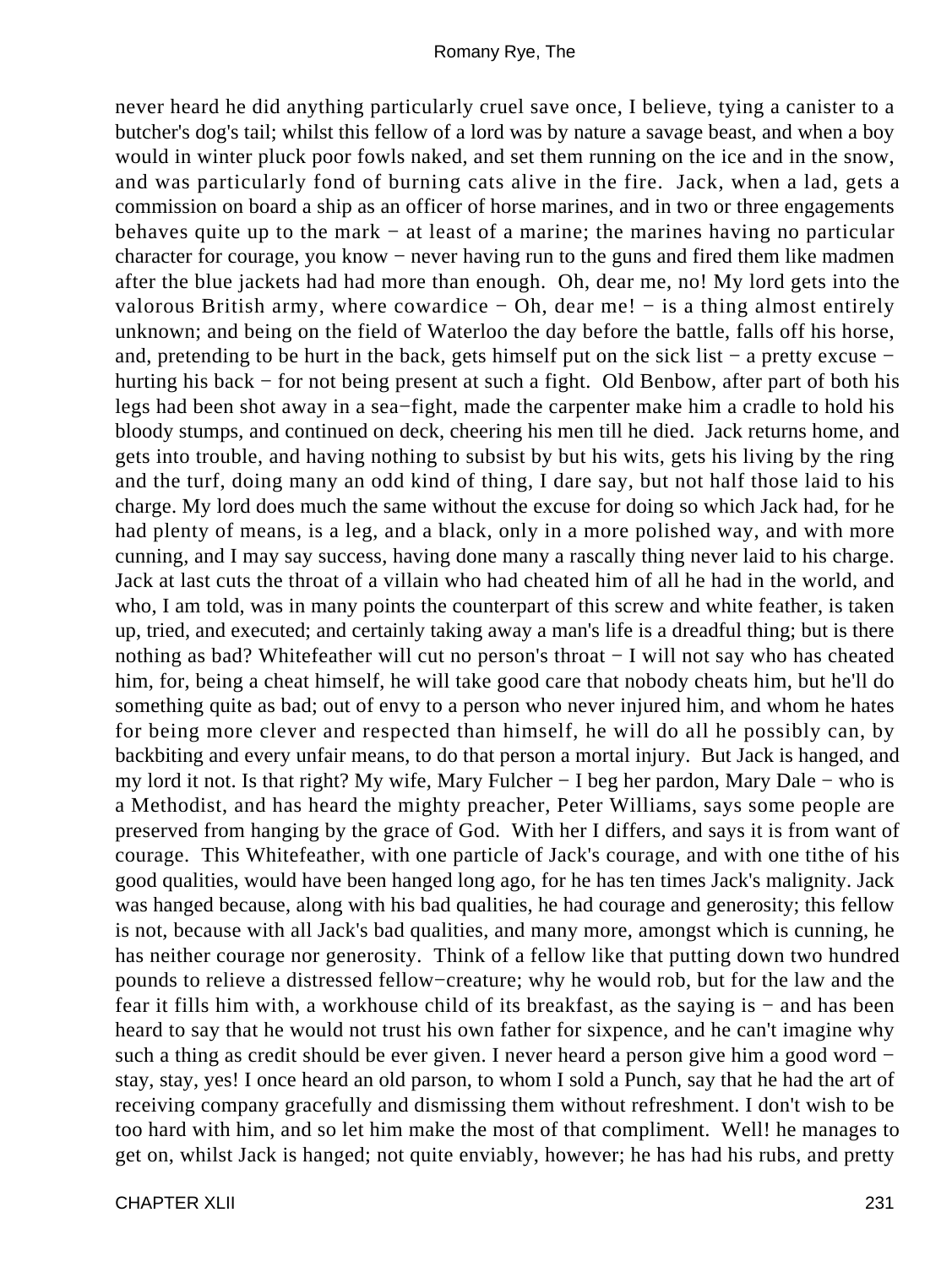never heard he did anything particularly cruel save once, I believe, tying a canister to a butcher's dog's tail; whilst this fellow of a lord was by nature a savage beast, and when a boy would in winter pluck poor fowls naked, and set them running on the ice and in the snow, and was particularly fond of burning cats alive in the fire. Jack, when a lad, gets a commission on board a ship as an officer of horse marines, and in two or three engagements behaves quite up to the mark − at least of a marine; the marines having no particular character for courage, you know − never having run to the guns and fired them like madmen after the blue jackets had had more than enough. Oh, dear me, no! My lord gets into the valorous British army, where cowardice − Oh, dear me! − is a thing almost entirely unknown; and being on the field of Waterloo the day before the battle, falls off his horse, and, pretending to be hurt in the back, gets himself put on the sick list − a pretty excuse − hurting his back − for not being present at such a fight. Old Benbow, after part of both his legs had been shot away in a sea−fight, made the carpenter make him a cradle to hold his bloody stumps, and continued on deck, cheering his men till he died. Jack returns home, and gets into trouble, and having nothing to subsist by but his wits, gets his living by the ring and the turf, doing many an odd kind of thing, I dare say, but not half those laid to his charge. My lord does much the same without the excuse for doing so which Jack had, for he had plenty of means, is a leg, and a black, only in a more polished way, and with more cunning, and I may say success, having done many a rascally thing never laid to his charge. Jack at last cuts the throat of a villain who had cheated him of all he had in the world, and who, I am told, was in many points the counterpart of this screw and white feather, is taken up, tried, and executed; and certainly taking away a man's life is a dreadful thing; but is there nothing as bad? Whitefeather will cut no person's throat − I will not say who has cheated him, for, being a cheat himself, he will take good care that nobody cheats him, but he'll do something quite as bad; out of envy to a person who never injured him, and whom he hates for being more clever and respected than himself, he will do all he possibly can, by backbiting and every unfair means, to do that person a mortal injury. But Jack is hanged, and my lord it not. Is that right? My wife, Mary Fulcher − I beg her pardon, Mary Dale − who is a Methodist, and has heard the mighty preacher, Peter Williams, says some people are preserved from hanging by the grace of God. With her I differs, and says it is from want of courage. This Whitefeather, with one particle of Jack's courage, and with one tithe of his good qualities, would have been hanged long ago, for he has ten times Jack's malignity. Jack was hanged because, along with his bad qualities, he had courage and generosity; this fellow is not, because with all Jack's bad qualities, and many more, amongst which is cunning, he has neither courage nor generosity. Think of a fellow like that putting down two hundred pounds to relieve a distressed fellow−creature; why he would rob, but for the law and the fear it fills him with, a workhouse child of its breakfast, as the saying is − and has been heard to say that he would not trust his own father for sixpence, and he can't imagine why such a thing as credit should be ever given. I never heard a person give him a good word − stay, stay, yes! I once heard an old parson, to whom I sold a Punch, say that he had the art of receiving company gracefully and dismissing them without refreshment. I don't wish to be too hard with him, and so let him make the most of that compliment. Well! he manages to get on, whilst Jack is hanged; not quite enviably, however; he has had his rubs, and pretty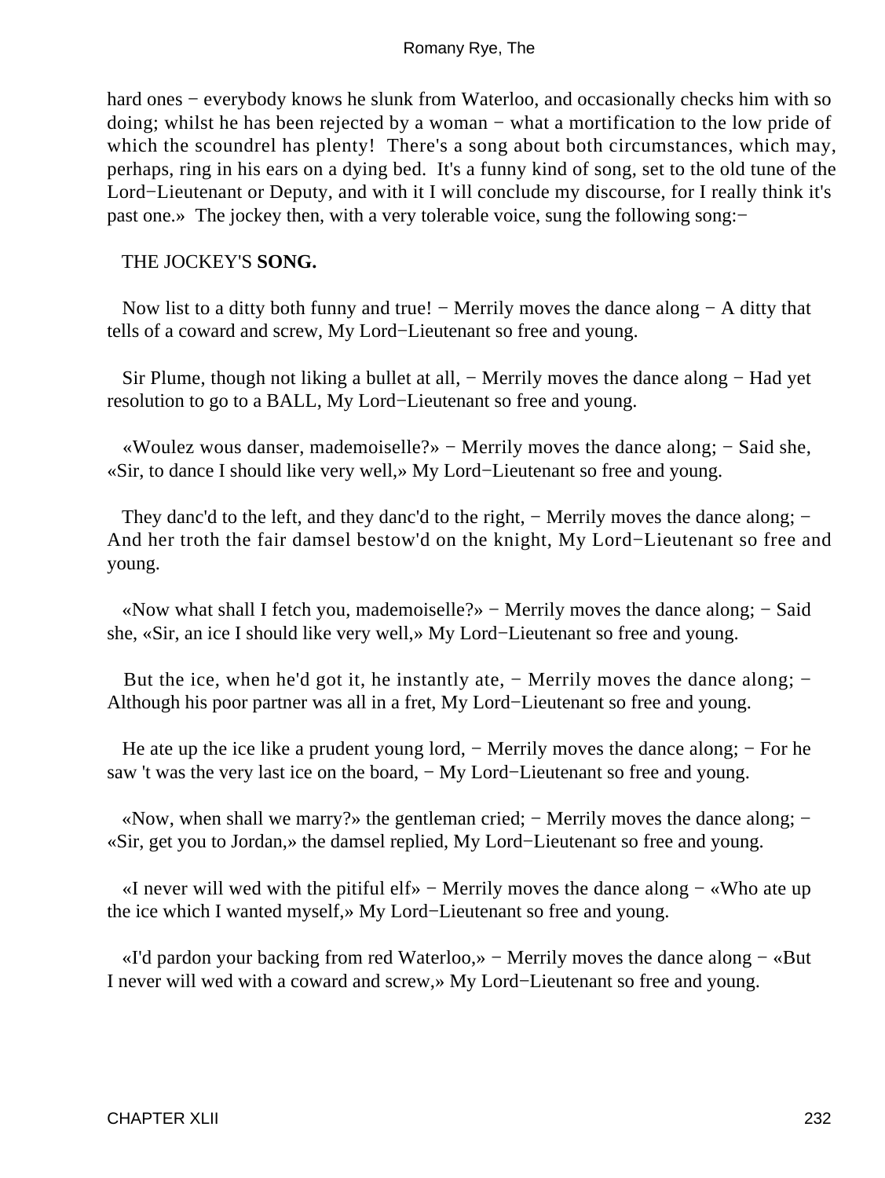hard ones − everybody knows he slunk from Waterloo, and occasionally checks him with so doing; whilst he has been rejected by a woman − what a mortification to the low pride of which the scoundrel has plenty! There's a song about both circumstances, which may, perhaps, ring in his ears on a dying bed. It's a funny kind of song, set to the old tune of the Lord−Lieutenant or Deputy, and with it I will conclude my discourse, for I really think it's past one.» The jockey then, with a very tolerable voice, sung the following song:−

THE JOCKEY'S **SONG.**

Now list to a ditty both funny and true! − Merrily moves the dance along − A ditty that tells of a coward and screw, My Lord−Lieutenant so free and young.

Sir Plume, though not liking a bullet at all, − Merrily moves the dance along − Had yet resolution to go to a BALL, My Lord−Lieutenant so free and young.

«Woulez wous danser, mademoiselle?» − Merrily moves the dance along; − Said she, «Sir, to dance I should like very well,» My Lord−Lieutenant so free and young.

They danc'd to the left, and they danc'd to the right, − Merrily moves the dance along; − And her troth the fair damsel bestow'd on the knight, My Lord−Lieutenant so free and young.

«Now what shall I fetch you, mademoiselle?» − Merrily moves the dance along; − Said she, «Sir, an ice I should like very well,» My Lord−Lieutenant so free and young.

But the ice, when he'd got it, he instantly ate, − Merrily moves the dance along; − Although his poor partner was all in a fret, My Lord−Lieutenant so free and young.

He ate up the ice like a prudent young lord, − Merrily moves the dance along; − For he saw 't was the very last ice on the board, − My Lord−Lieutenant so free and young.

«Now, when shall we marry?» the gentleman cried; − Merrily moves the dance along; − «Sir, get you to Jordan,» the damsel replied, My Lord−Lieutenant so free and young.

«I never will wed with the pitiful elf» − Merrily moves the dance along − «Who ate up the ice which I wanted myself,» My Lord−Lieutenant so free and young.

«I'd pardon your backing from red Waterloo,» − Merrily moves the dance along − «But I never will wed with a coward and screw,» My Lord−Lieutenant so free and young.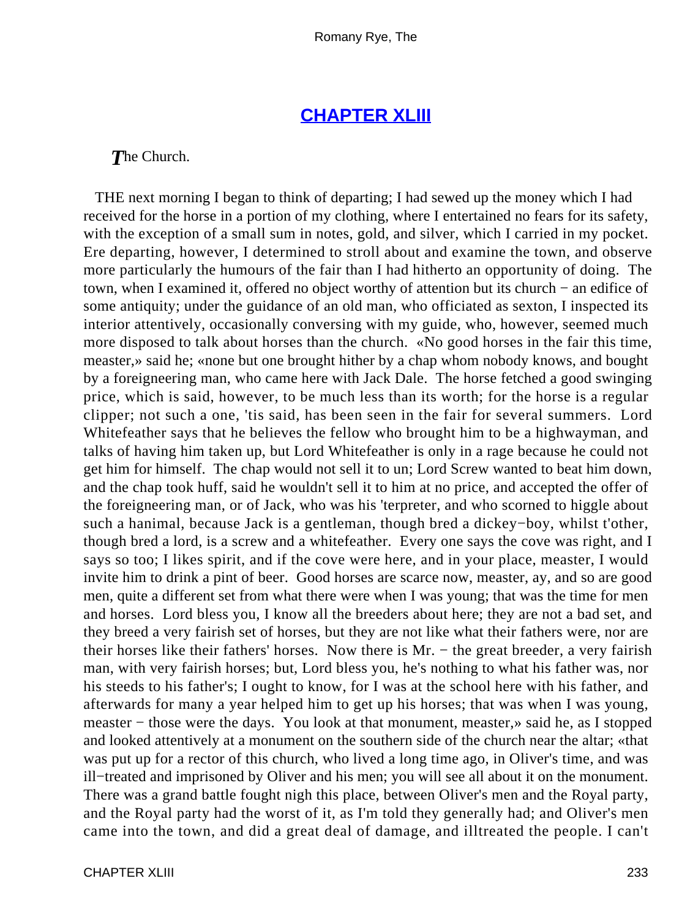## CHAPTER XLIII

*T*he Church.

THE next morning I began to think of departing; I had sewed up the money which I had received for the horse in a portion of my clothing, where I entertained no fears for its safety, with the exception of a small sum in notes, gold, and silver, which I carried in my pocket. Ere departing, however, I determined to stroll about and examine the town, and observe more particularly the humours of the fair than I had hitherto an opportunity of doing. The town, when I examined it, offered no object worthy of attention but its church − an edifice of some antiquity; under the guidance of an old man, who officiated as sexton, I inspected its interior attentively, occasionally conversing with my guide, who, however, seemed much more disposed to talk about horses than the church. «No good horses in the fair this time, measter,» said he; «none but one brought hither by a chap whom nobody knows, and bought by a foreigneering man, who came here with Jack Dale. The horse fetched a good swinging price, which is said, however, to be much less than its worth; for the horse is a regular clipper; not such a one, 'tis said, has been seen in the fair for several summers. Lord Whitefeather says that he believes the fellow who brought him to be a highwayman, and talks of having him taken up, but Lord Whitefeather is only in a rage because he could not get him for himself. The chap would not sell it to un; Lord Screw wanted to beat him down, and the chap took huff, said he wouldn't sell it to him at no price, and accepted the offer of the foreigneering man, or of Jack, who was his 'terpreter, and who scorned to higgle about such a hanimal, because Jack is a gentleman, though bred a dickey−boy, whilst t'other, though bred a lord, is a screw and a whitefeather. Every one says the cove was right, and I says so too; I likes spirit, and if the cove were here, and in your place, measter, I would invite him to drink a pint of beer. Good horses are scarce now, measter, ay, and so are good men, quite a different set from what there were when I was young; that was the time for men and horses. Lord bless you, I know all the breeders about here; they are not a bad set, and they breed a very fairish set of horses, but they are not like what their fathers were, nor are their horses like their fathers' horses. Now there is Mr. − the great breeder, a very fairish man, with very fairish horses; but, Lord bless you, he's nothing to what his father was, nor his steeds to his father's; I ought to know, for I was at the school here with his father, and afterwards for many a year helped him to get up his horses; that was when I was young, measter − those were the days. You look at that monument, measter,» said he, as I stopped and looked attentively at a monument on the southern side of the church near the altar; «that was put up for a rector of this church, who lived a long time ago, in Oliver's time, and was ill−treated and imprisoned by Oliver and his men; you will see all about it on the monument. There was a grand battle fought nigh this place, between Oliver's men and the Royal party, and the Royal party had the worst of it, as I'm told they generally had; and Oliver's men came into the town, and did a great deal of damage, and illtreated the people. I can't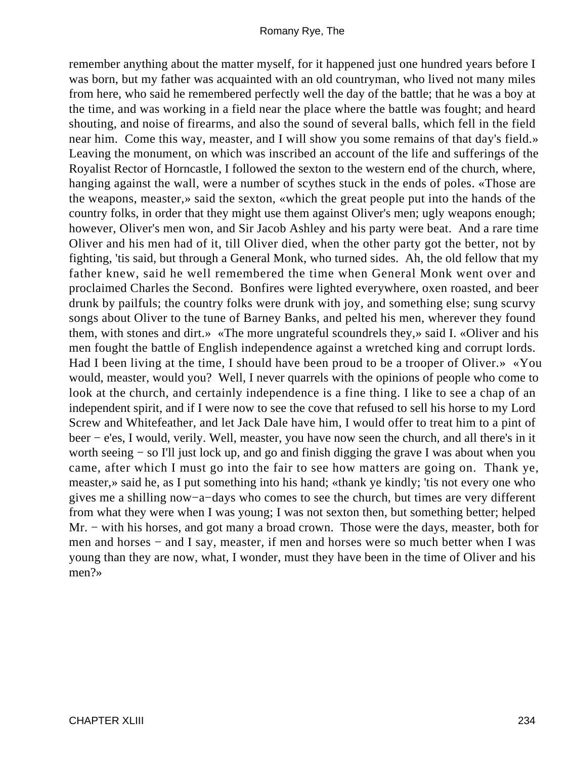remember anything about the matter myself, for it happened just one hundred years before I was born, but my father was acquainted with an old countryman, who lived not many miles from here, who said he remembered perfectly well the day of the battle; that he was a boy at the time, and was working in a field near the place where the battle was fought; and heard shouting, and noise of firearms, and also the sound of several balls, which fell in the field near him. Come this way, measter, and I will show you some remains of that day's field.» Leaving the monument, on which was inscribed an account of the life and sufferings of the Royalist Rector of Horncastle, I followed the sexton to the western end of the church, where, hanging against the wall, were a number of scythes stuck in the ends of poles. «Those are the weapons, measter,» said the sexton, «which the great people put into the hands of the country folks, in order that they might use them against Oliver's men; ugly weapons enough; however, Oliver's men won, and Sir Jacob Ashley and his party were beat. And a rare time Oliver and his men had of it, till Oliver died, when the other party got the better, not by fighting, 'tis said, but through a General Monk, who turned sides. Ah, the old fellow that my father knew, said he well remembered the time when General Monk went over and proclaimed Charles the Second. Bonfires were lighted everywhere, oxen roasted, and beer drunk by pailfuls; the country folks were drunk with joy, and something else; sung scurvy songs about Oliver to the tune of Barney Banks, and pelted his men, wherever they found them, with stones and dirt.» «The more ungrateful scoundrels they,» said I. «Oliver and his men fought the battle of English independence against a wretched king and corrupt lords. Had I been living at the time, I should have been proud to be a trooper of Oliver.» «You would, measter, would you? Well, I never quarrels with the opinions of people who come to look at the church, and certainly independence is a fine thing. I like to see a chap of an independent spirit, and if I were now to see the cove that refused to sell his horse to my Lord Screw and Whitefeather, and let Jack Dale have him, I would offer to treat him to a pint of beer − e'es, I would, verily. Well, measter, you have now seen the church, and all there's in it worth seeing − so I'll just lock up, and go and finish digging the grave I was about when you came, after which I must go into the fair to see how matters are going on. Thank ye, measter,» said he, as I put something into his hand; «thank ye kindly; 'tis not every one who gives me a shilling now−a−days who comes to see the church, but times are very different from what they were when I was young; I was not sexton then, but something better; helped Mr. − with his horses, and got many a broad crown. Those were the days, measter, both for men and horses − and I say, measter, if men and horses were so much better when I was young than they are now, what, I wonder, must they have been in the time of Oliver and his men?»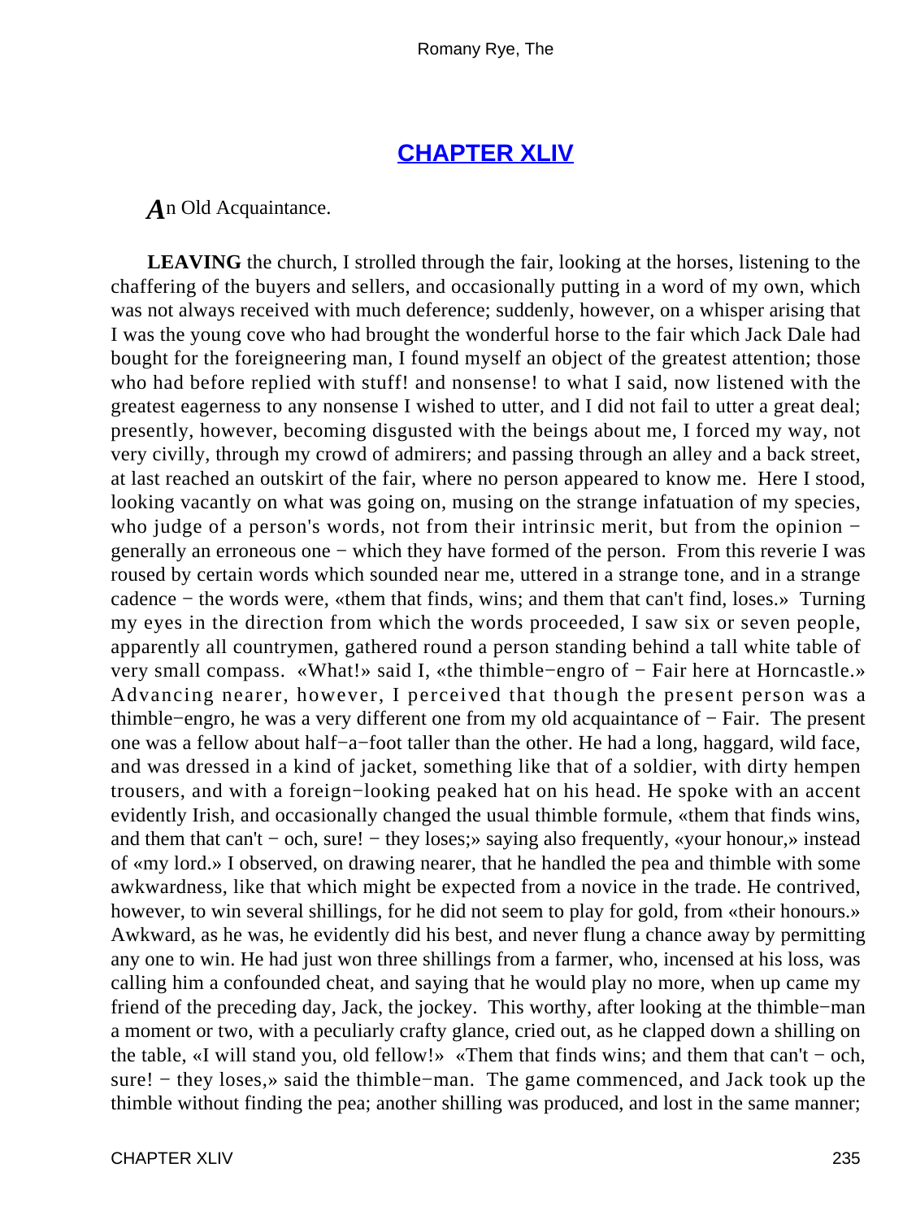## [CHAPTER XLIV](#)

*A*n Old Acquaintance.

**LEAVING** the church, I strolled through the fair, looking at the horses, listening to the chaffering of the buyers and sellers, and occasionally putting in a word of my own, which was not always received with much deference; suddenly, however, on a whisper arising that I was the young cove who had brought the wonderful horse to the fair which Jack Dale had bought for the foreigneering man, I found myself an object of the greatest attention; those who had before replied with stuff! and nonsense! to what I said, now listened with the greatest eagerness to any nonsense I wished to utter, and I did not fail to utter a great deal; presently, however, becoming disgusted with the beings about me, I forced my way, not very civilly, through my crowd of admirers; and passing through an alley and a back street, at last reached an outskirt of the fair, where no person appeared to know me. Here I stood, looking vacantly on what was going on, musing on the strange infatuation of my species, who judge of a person's words, not from their intrinsic merit, but from the opinion − generally an erroneous one − which they have formed of the person. From this reverie I was roused by certain words which sounded near me, uttered in a strange tone, and in a strange cadence − the words were, «them that finds, wins; and them that can't find, loses.» Turning my eyes in the direction from which the words proceeded, I saw six or seven people, apparently all countrymen, gathered round a person standing behind a tall white table of very small compass. «What!» said I, «the thimble−engro of − Fair here at Horncastle.» Advancing nearer, however, I perceived that though the present person was a thimble−engro, he was a very different one from my old acquaintance of − Fair. The present one was a fellow about half−a−foot taller than the other. He had a long, haggard, wild face, and was dressed in a kind of jacket, something like that of a soldier, with dirty hempen trousers, and with a foreign−looking peaked hat on his head. He spoke with an accent evidently Irish, and occasionally changed the usual thimble formule, «them that finds wins, and them that can't − och, sure! − they loses;» saying also frequently, «your honour,» instead of «my lord.» I observed, on drawing nearer, that he handled the pea and thimble with some awkwardness, like that which might be expected from a novice in the trade. He contrived, however, to win several shillings, for he did not seem to play for gold, from «their honours.» Awkward, as he was, he evidently did his best, and never flung a chance away by permitting any one to win. He had just won three shillings from a farmer, who, incensed at his loss, was calling him a confounded cheat, and saying that he would play no more, when up came my friend of the preceding day, Jack, the jockey. This worthy, after looking at the thimble−man a moment or two, with a peculiarly crafty glance, cried out, as he clapped down a shilling on the table, «I will stand you, old fellow!» «Them that finds wins; and them that can't − och, sure! − they loses,» said the thimble−man. The game commenced, and Jack took up the thimble without finding the pea; another shilling was produced, and lost in the same manner;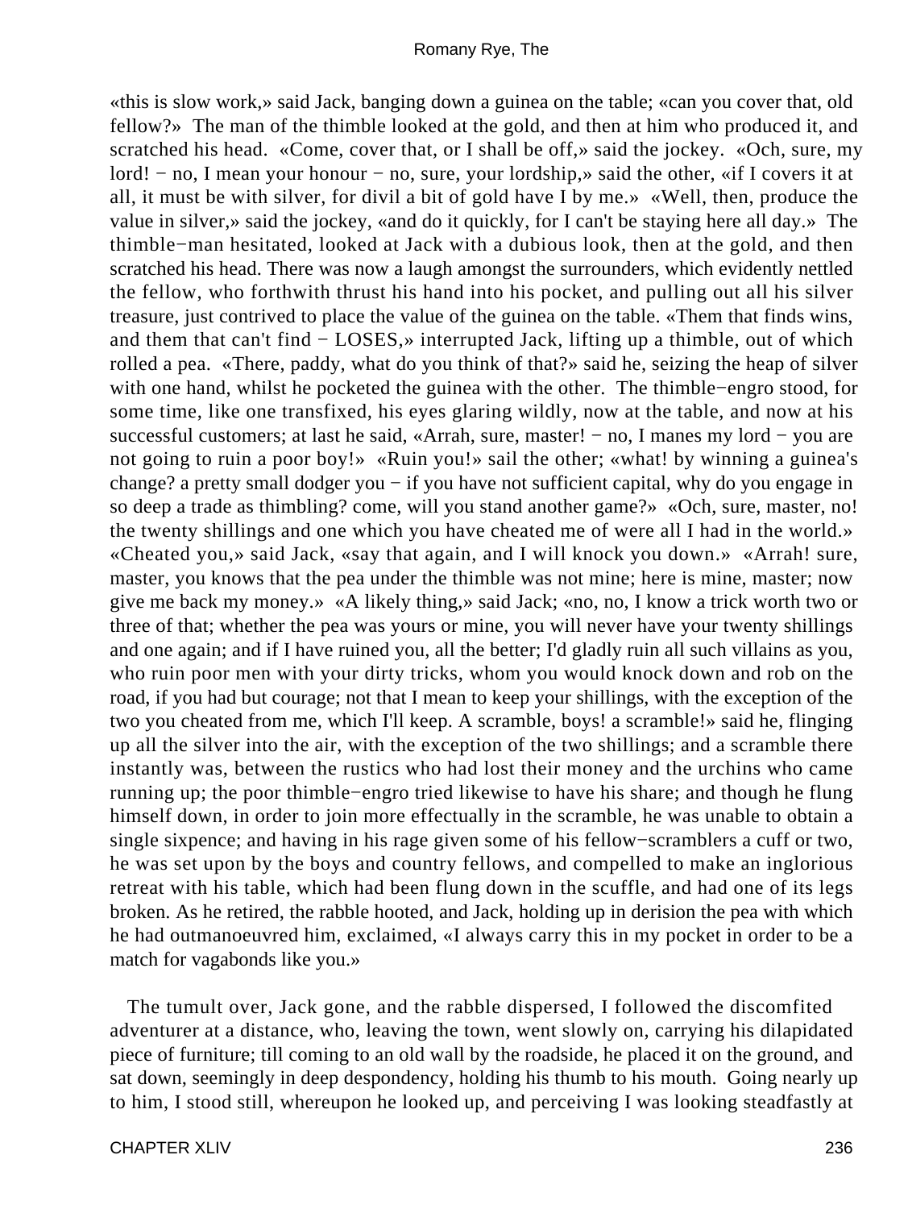«this is slow work,» said Jack, banging down a guinea on the table; «can you cover that, old fellow?» The man of the thimble looked at the gold, and then at him who produced it, and scratched his head. «Come, cover that, or I shall be off,» said the jockey. «Och, sure, my lord! − no, I mean your honour − no, sure, your lordship,» said the other, «if I covers it at all, it must be with silver, for divil a bit of gold have I by me.» «Well, then, produce the value in silver,» said the jockey, «and do it quickly, for I can't be staying here all day.» The thimble−man hesitated, looked at Jack with a dubious look, then at the gold, and then scratched his head. There was now a laugh amongst the surrounders, which evidently nettled the fellow, who forthwith thrust his hand into his pocket, and pulling out all his silver treasure, just contrived to place the value of the guinea on the table. «Them that finds wins, and them that can't find − LOSES,» interrupted Jack, lifting up a thimble, out of which rolled a pea. «There, paddy, what do you think of that?» said he, seizing the heap of silver with one hand, whilst he pocketed the guinea with the other. The thimble−engro stood, for some time, like one transfixed, his eyes glaring wildly, now at the table, and now at his successful customers; at last he said, «Arrah, sure, master! − no, I manes my lord − you are not going to ruin a poor boy!» «Ruin you!» sail the other; «what! by winning a guinea's change? a pretty small dodger you − if you have not sufficient capital, why do you engage in so deep a trade as thimbling? come, will you stand another game?» «Och, sure, master, no! the twenty shillings and one which you have cheated me of were all I had in the world.» «Cheated you,» said Jack, «say that again, and I will knock you down.» «Arrah! sure, master, you knows that the pea under the thimble was not mine; here is mine, master; now give me back my money.» «A likely thing,» said Jack; «no, no, I know a trick worth two or three of that; whether the pea was yours or mine, you will never have your twenty shillings and one again; and if I have ruined you, all the better; I'd gladly ruin all such villains as you, who ruin poor men with your dirty tricks, whom you would knock down and rob on the road, if you had but courage; not that I mean to keep your shillings, with the exception of the two you cheated from me, which I'll keep. A scramble, boys! a scramble!» said he, flinging up all the silver into the air, with the exception of the two shillings; and a scramble there instantly was, between the rustics who had lost their money and the urchins who came running up; the poor thimble−engro tried likewise to have his share; and though he flung himself down, in order to join more effectually in the scramble, he was unable to obtain a single sixpence; and having in his rage given some of his fellow−scramblers a cuff or two, he was set upon by the boys and country fellows, and compelled to make an inglorious retreat with his table, which had been flung down in the scuffle, and had one of its legs broken. As he retired, the rabble hooted, and Jack, holding up in derision the pea with which he had outmanoeuvred him, exclaimed, «I always carry this in my pocket in order to be a match for vagabonds like you.»

The tumult over, Jack gone, and the rabble dispersed, I followed the discomfited adventurer at a distance, who, leaving the town, went slowly on, carrying his dilapidated piece of furniture; till coming to an old wall by the roadside, he placed it on the ground, and sat down, seemingly in deep despondency, holding his thumb to his mouth. Going nearly up to him, I stood still, whereupon he looked up, and perceiving I was looking steadfastly at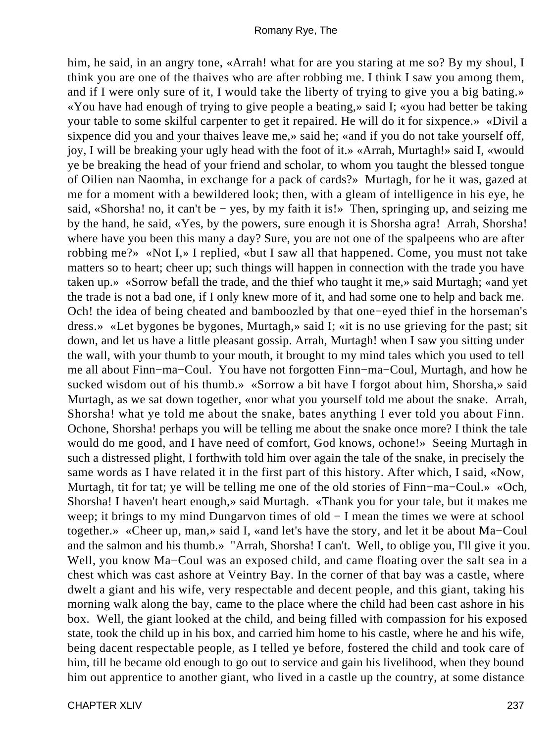him, he said, in an angry tone, «Arrah! what for are you staring at me so? By my shoul, I think you are one of the thaives who are after robbing me. I think I saw you among them, and if I were only sure of it, I would take the liberty of trying to give you a big bating.» «You have had enough of trying to give people a beating,» said I; «you had better be taking your table to some skilful carpenter to get it repaired. He will do it for sixpence.» «Divil a sixpence did you and your thaives leave me,» said he; «and if you do not take yourself off, joy, I will be breaking your ugly head with the foot of it.» «Arrah, Murtagh!» said I, «would ye be breaking the head of your friend and scholar, to whom you taught the blessed tongue of Oilien nan Naomha, in exchange for a pack of cards?» Murtagh, for he it was, gazed at me for a moment with a bewildered look; then, with a gleam of intelligence in his eye, he said, «Shorsha! no, it can't be − yes, by my faith it is!» Then, springing up, and seizing me by the hand, he said, «Yes, by the powers, sure enough it is Shorsha agra! Arrah, Shorsha! where have you been this many a day? Sure, you are not one of the spalpeens who are after robbing me?» «Not I,» I replied, «but I saw all that happened. Come, you must not take matters so to heart; cheer up; such things will happen in connection with the trade you have taken up.» «Sorrow befall the trade, and the thief who taught it me,» said Murtagh; «and yet the trade is not a bad one, if I only knew more of it, and had some one to help and back me. Och! the idea of being cheated and bamboozled by that one−eyed thief in the horseman's dress.» «Let bygones be bygones, Murtagh,» said I; «it is no use grieving for the past; sit down, and let us have a little pleasant gossip. Arrah, Murtagh! when I saw you sitting under the wall, with your thumb to your mouth, it brought to my mind tales which you used to tell me all about Finn−ma−Coul. You have not forgotten Finn−ma−Coul, Murtagh, and how he sucked wisdom out of his thumb.» «Sorrow a bit have I forgot about him, Shorsha,» said Murtagh, as we sat down together, «nor what you yourself told me about the snake. Arrah, Shorsha! what ye told me about the snake, bates anything I ever told you about Finn. Ochone, Shorsha! perhaps you will be telling me about the snake once more? I think the tale would do me good, and I have need of comfort, God knows, ochone!» Seeing Murtagh in such a distressed plight, I forthwith told him over again the tale of the snake, in precisely the same words as I have related it in the first part of this history. After which, I said, «Now, Murtagh, tit for tat; ye will be telling me one of the old stories of Finn−ma−Coul.» «Och, Shorsha! I haven't heart enough,» said Murtagh. «Thank you for your tale, but it makes me weep; it brings to my mind Dungarvon times of old − I mean the times we were at school together.» «Cheer up, man,» said I, «and let's have the story, and let it be about Ma−Coul and the salmon and his thumb.» "Arrah, Shorsha! I can't. Well, to oblige you, I'll give it you. Well, you know Ma−Coul was an exposed child, and came floating over the salt sea in a chest which was cast ashore at Veintry Bay. In the corner of that bay was a castle, where dwelt a giant and his wife, very respectable and decent people, and this giant, taking his morning walk along the bay, came to the place where the child had been cast ashore in his box. Well, the giant looked at the child, and being filled with compassion for his exposed state, took the child up in his box, and carried him home to his castle, where he and his wife, being dacent respectable people, as I telled ye before, fostered the child and took care of him, till he became old enough to go out to service and gain his livelihood, when they bound him out apprentice to another giant, who lived in a castle up the country, at some distance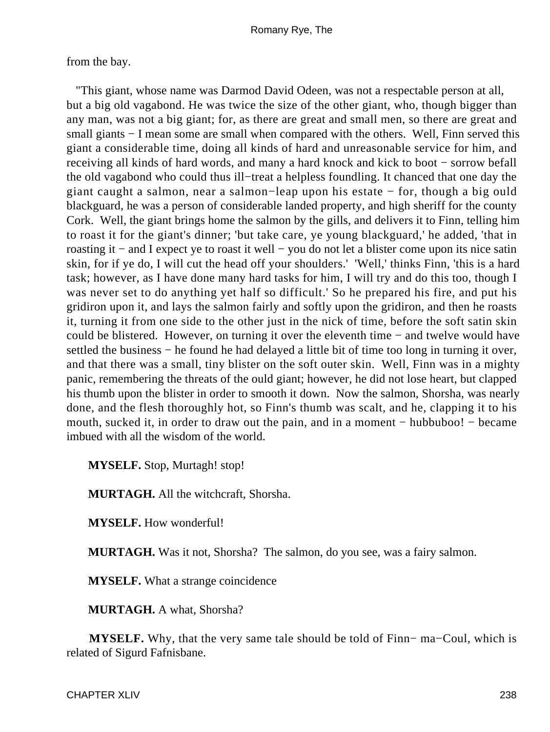from the bay.

"This giant, whose name was Darmod David Odeen, was not a respectable person at all, but a big old vagabond. He was twice the size of the other giant, who, though bigger than any man, was not a big giant; for, as there are great and small men, so there are great and small giants − I mean some are small when compared with the others. Well, Finn served this giant a considerable time, doing all kinds of hard and unreasonable service for him, and receiving all kinds of hard words, and many a hard knock and kick to boot − sorrow befall the old vagabond who could thus ill−treat a helpless foundling. It chanced that one day the giant caught a salmon, near a salmon−leap upon his estate − for, though a big ould blackguard, he was a person of considerable landed property, and high sheriff for the county Cork. Well, the giant brings home the salmon by the gills, and delivers it to Finn, telling him to roast it for the giant's dinner; 'but take care, ye young blackguard,' he added, 'that in roasting it − and I expect ye to roast it well − you do not let a blister come upon its nice satin skin, for if ye do, I will cut the head off your shoulders.' 'Well,' thinks Finn, 'this is a hard task; however, as I have done many hard tasks for him, I will try and do this too, though I was never set to do anything yet half so difficult.' So he prepared his fire, and put his gridiron upon it, and lays the salmon fairly and softly upon the gridiron, and then he roasts it, turning it from one side to the other just in the nick of time, before the soft satin skin could be blistered. However, on turning it over the eleventh time − and twelve would have settled the business − he found he had delayed a little bit of time too long in turning it over, and that there was a small, tiny blister on the soft outer skin. Well, Finn was in a mighty panic, remembering the threats of the ould giant; however, he did not lose heart, but clapped his thumb upon the blister in order to smooth it down. Now the salmon, Shorsha, was nearly done, and the flesh thoroughly hot, so Finn's thumb was scalt, and he, clapping it to his mouth, sucked it, in order to draw out the pain, and in a moment − hubbuboo! − became imbued with all the wisdom of the world.

**MYSELF.** Stop, Murtagh! stop!

**MURTAGH.** All the witchcraft, Shorsha.

**MYSELF.** How wonderful!

**MURTAGH.** Was it not, Shorsha? The salmon, do you see, was a fairy salmon.

**MYSELF.** What a strange coincidence

**MURTAGH.** A what, Shorsha?

**MYSELF.** Why, that the very same tale should be told of Finn− ma−Coul, which is related of Sigurd Fafnisbane.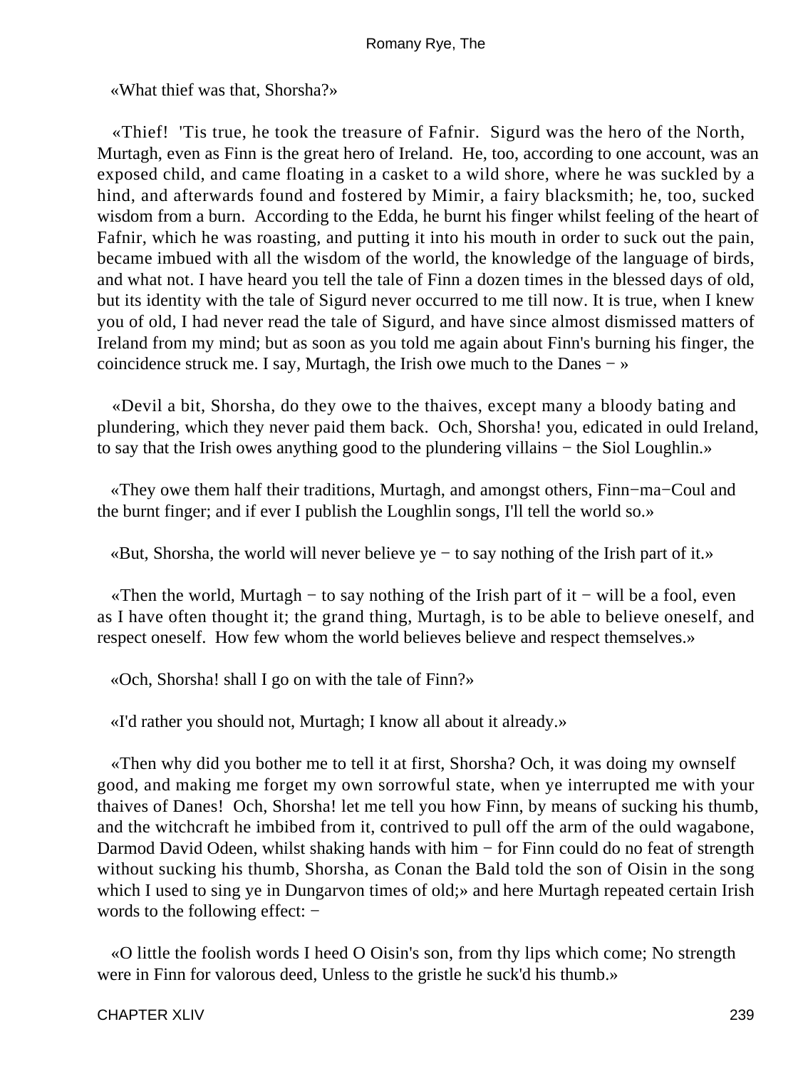«What thief was that, Shorsha?»

«Thief! 'Tis true, he took the treasure of Fafnir. Sigurd was the hero of the North, Murtagh, even as Finn is the great hero of Ireland. He, too, according to one account, was an exposed child, and came floating in a casket to a wild shore, where he was suckled by a hind, and afterwards found and fostered by Mimir, a fairy blacksmith; he, too, sucked wisdom from a burn. According to the Edda, he burnt his finger whilst feeling of the heart of Fafnir, which he was roasting, and putting it into his mouth in order to suck out the pain, became imbued with all the wisdom of the world, the knowledge of the language of birds, and what not. I have heard you tell the tale of Finn a dozen times in the blessed days of old, but its identity with the tale of Sigurd never occurred to me till now. It is true, when I knew you of old, I had never read the tale of Sigurd, and have since almost dismissed matters of Ireland from my mind; but as soon as you told me again about Finn's burning his finger, the coincidence struck me. I say, Murtagh, the Irish owe much to the Danes − »

«Devil a bit, Shorsha, do they owe to the thaives, except many a bloody bating and plundering, which they never paid them back. Och, Shorsha! you, edicated in ould Ireland, to say that the Irish owes anything good to the plundering villains − the Siol Loughlin.»

«They owe them half their traditions, Murtagh, and amongst others, Finn−ma−Coul and the burnt finger; and if ever I publish the Loughlin songs, I'll tell the world so.»

«But, Shorsha, the world will never believe ye − to say nothing of the Irish part of it.»

«Then the world, Murtagh − to say nothing of the Irish part of it − will be a fool, even as I have often thought it; the grand thing, Murtagh, is to be able to believe oneself, and respect oneself. How few whom the world believes believe and respect themselves.»

«Och, Shorsha! shall I go on with the tale of Finn?»

«I'd rather you should not, Murtagh; I know all about it already.»

«Then why did you bother me to tell it at first, Shorsha? Och, it was doing my ownself good, and making me forget my own sorrowful state, when ye interrupted me with your thaives of Danes! Och, Shorsha! let me tell you how Finn, by means of sucking his thumb, and the witchcraft he imbibed from it, contrived to pull off the arm of the ould wagabone, Darmod David Odeen, whilst shaking hands with him − for Finn could do no feat of strength without sucking his thumb, Shorsha, as Conan the Bald told the son of Oisin in the song which I used to sing ye in Dungarvon times of old;» and here Murtagh repeated certain Irish words to the following effect: −

«O little the foolish words I heed O Oisin's son, from thy lips which come; No strength were in Finn for valorous deed, Unless to the gristle he suck'd his thumb.»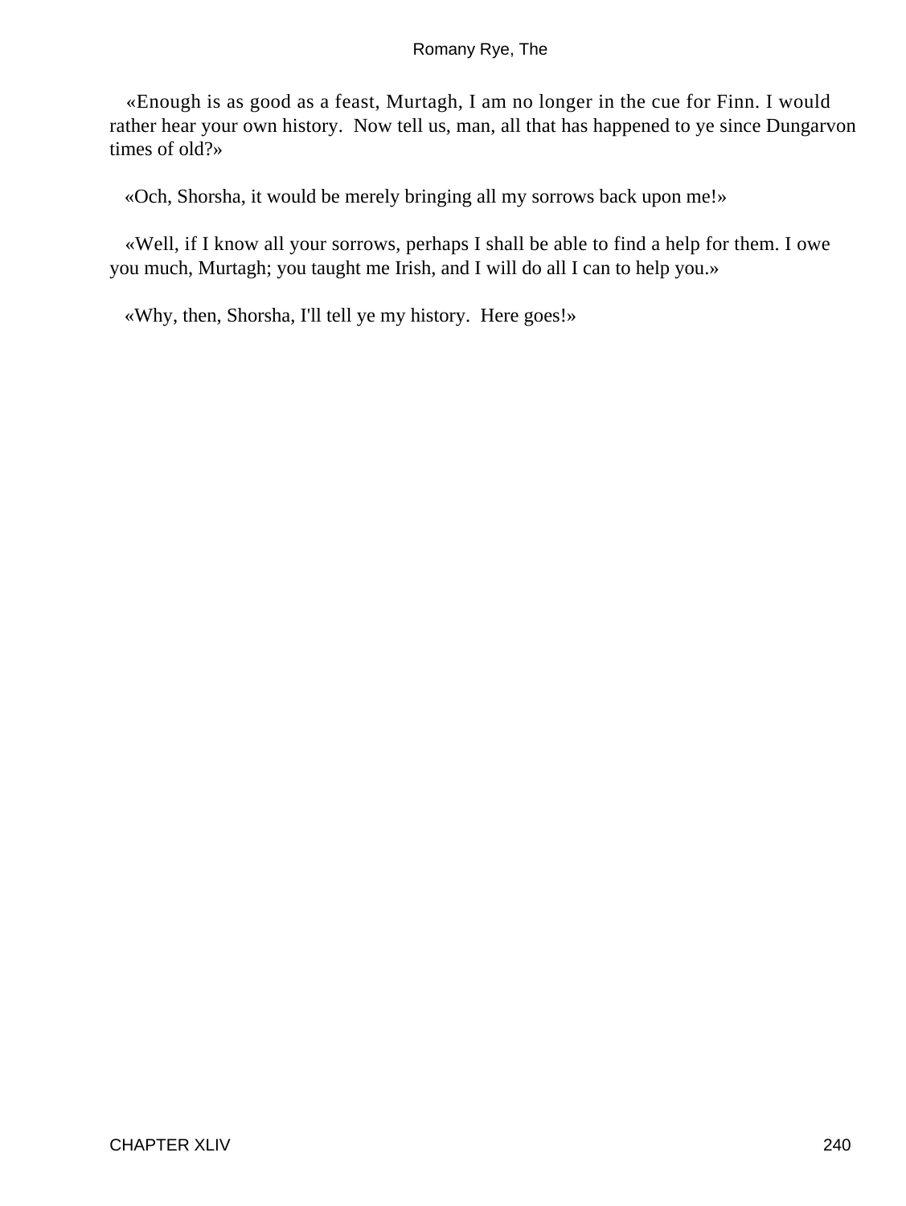«Enough is as good as a feast, Murtagh, I am no longer in the cue for Finn. I would rather hear your own history. Now tell us, man, all that has happened to ye since Dungarvon times of old?»

«Och, Shorsha, it would be merely bringing all my sorrows back upon me!»

«Well, if I know all your sorrows, perhaps I shall be able to find a help for them. I owe you much, Murtagh; you taught me Irish, and I will do all I can to help you.»

«Why, then, Shorsha, I'll tell ye my history. Here goes!»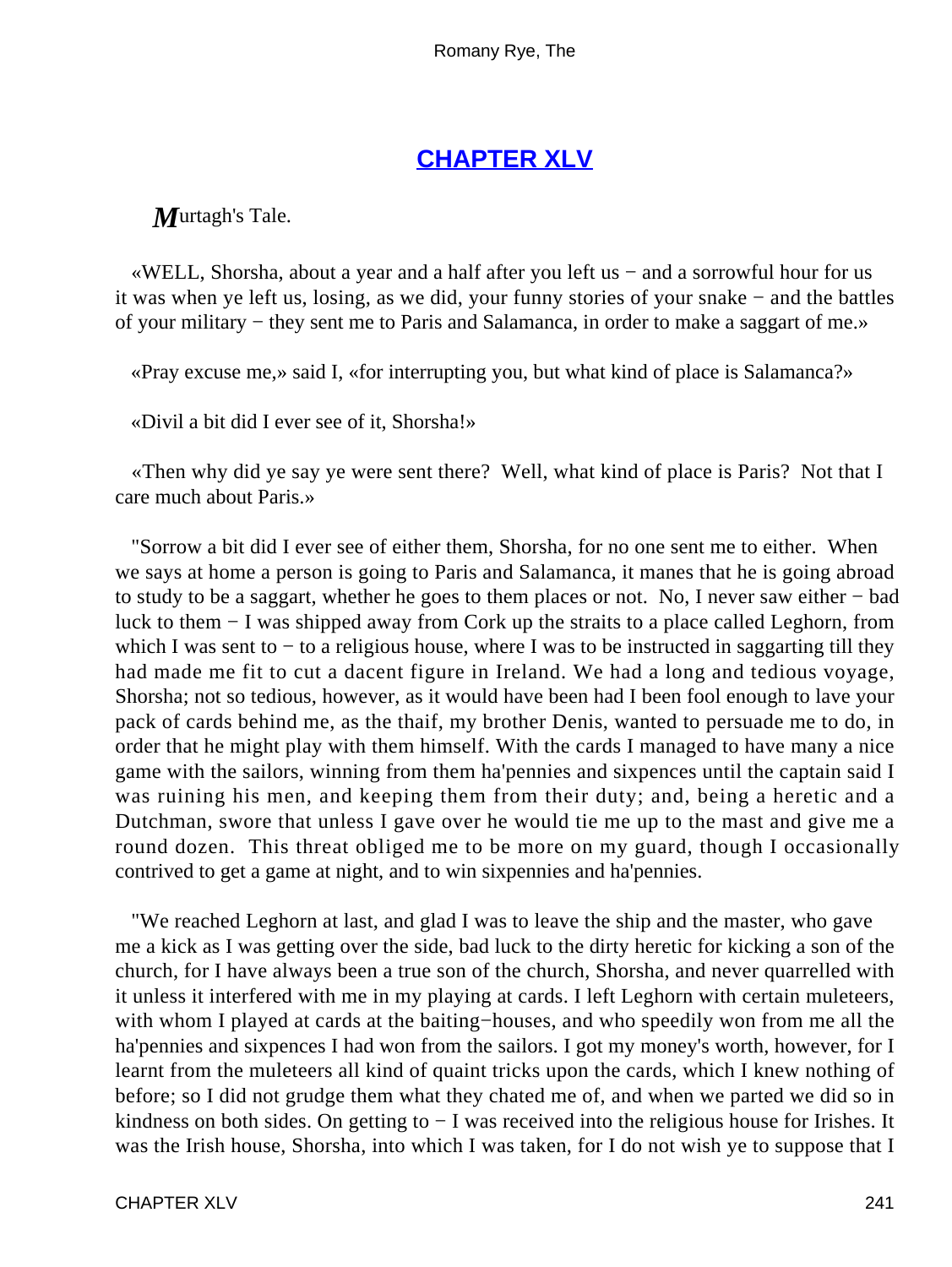## CHAPTER XLV

*M*urtagh's Tale.

«WELL, Shorsha, about a year and a half after you left us − and a sorrowful hour for us it was when ye left us, losing, as we did, your funny stories of your snake − and the battles of your military − they sent me to Paris and Salamanca, in order to make a saggart of me.»

«Pray excuse me,» said I, «for interrupting you, but what kind of place is Salamanca?»

«Divil a bit did I ever see of it, Shorsha!»

«Then why did ye say ye were sent there? Well, what kind of place is Paris? Not that I care much about Paris.»

"Sorrow a bit did I ever see of either them, Shorsha, for no one sent me to either. When we says at home a person is going to Paris and Salamanca, it manes that he is going abroad to study to be a saggart, whether he goes to them places or not. No, I never saw either − bad luck to them − I was shipped away from Cork up the straits to a place called Leghorn, from which I was sent to − to a religious house, where I was to be instructed in saggarting till they had made me fit to cut a dacent figure in Ireland. We had a long and tedious voyage, Shorsha; not so tedious, however, as it would have been had I been fool enough to lave your pack of cards behind me, as the thaif, my brother Denis, wanted to persuade me to do, in order that he might play with them himself. With the cards I managed to have many a nice game with the sailors, winning from them ha'pennies and sixpences until the captain said I was ruining his men, and keeping them from their duty; and, being a heretic and a Dutchman, swore that unless I gave over he would tie me up to the mast and give me a round dozen. This threat obliged me to be more on my guard, though I occasionally contrived to get a game at night, and to win sixpennies and ha'pennies.

"We reached Leghorn at last, and glad I was to leave the ship and the master, who gave me a kick as I was getting over the side, bad luck to the dirty heretic for kicking a son of the church, for I have always been a true son of the church, Shorsha, and never quarrelled with it unless it interfered with me in my playing at cards. I left Leghorn with certain muleteers, with whom I played at cards at the baiting−houses, and who speedily won from me all the ha'pennies and sixpences I had won from the sailors. I got my money's worth, however, for I learnt from the muleteers all kind of quaint tricks upon the cards, which I knew nothing of before; so I did not grudge them what they chated me of, and when we parted we did so in kindness on both sides. On getting to − I was received into the religious house for Irishes. It was the Irish house, Shorsha, into which I was taken, for I do not wish ye to suppose that I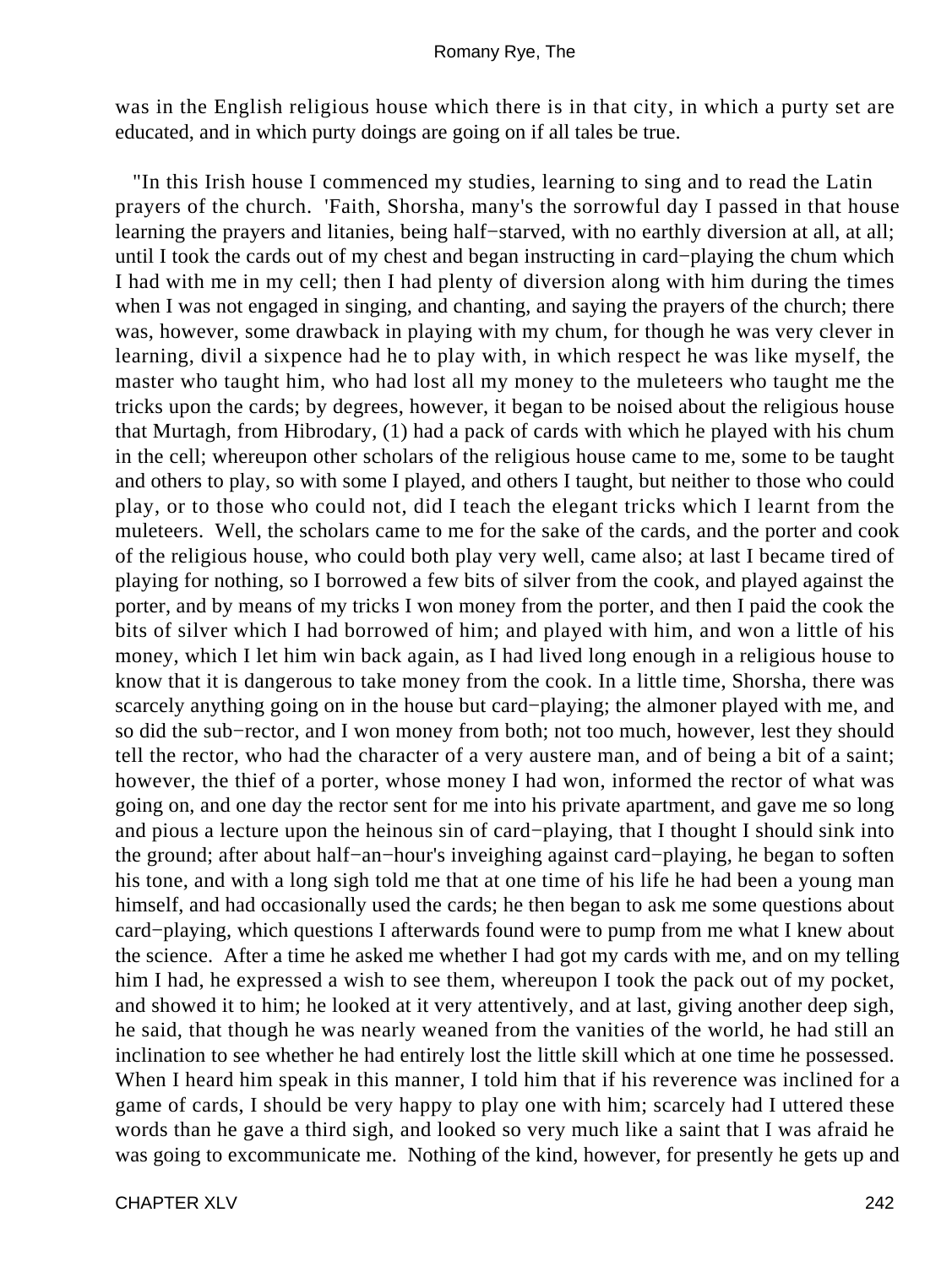was in the English religious house which there is in that city, in which a purty set are educated, and in which purty doings are going on if all tales be true.

"In this Irish house I commenced my studies, learning to sing and to read the Latin prayers of the church. 'Faith, Shorsha, many's the sorrowful day I passed in that house learning the prayers and litanies, being half−starved, with no earthly diversion at all, at all; until I took the cards out of my chest and began instructing in card−playing the chum which I had with me in my cell; then I had plenty of diversion along with him during the times when I was not engaged in singing, and chanting, and saying the prayers of the church; there was, however, some drawback in playing with my chum, for though he was very clever in learning, divil a sixpence had he to play with, in which respect he was like myself, the master who taught him, who had lost all my money to the muleteers who taught me the tricks upon the cards; by degrees, however, it began to be noised about the religious house that Murtagh, from Hibrodary, (1) had a pack of cards with which he played with his chum in the cell; whereupon other scholars of the religious house came to me, some to be taught and others to play, so with some I played, and others I taught, but neither to those who could play, or to those who could not, did I teach the elegant tricks which I learnt from the muleteers. Well, the scholars came to me for the sake of the cards, and the porter and cook of the religious house, who could both play very well, came also; at last I became tired of playing for nothing, so I borrowed a few bits of silver from the cook, and played against the porter, and by means of my tricks I won money from the porter, and then I paid the cook the bits of silver which I had borrowed of him; and played with him, and won a little of his money, which I let him win back again, as I had lived long enough in a religious house to know that it is dangerous to take money from the cook. In a little time, Shorsha, there was scarcely anything going on in the house but card−playing; the almoner played with me, and so did the sub−rector, and I won money from both; not too much, however, lest they should tell the rector, who had the character of a very austere man, and of being a bit of a saint; however, the thief of a porter, whose money I had won, informed the rector of what was going on, and one day the rector sent for me into his private apartment, and gave me so long and pious a lecture upon the heinous sin of card−playing, that I thought I should sink into the ground; after about half−an−hour's inveighing against card−playing, he began to soften his tone, and with a long sigh told me that at one time of his life he had been a young man himself, and had occasionally used the cards; he then began to ask me some questions about card−playing, which questions I afterwards found were to pump from me what I knew about the science. After a time he asked me whether I had got my cards with me, and on my telling him I had, he expressed a wish to see them, whereupon I took the pack out of my pocket, and showed it to him; he looked at it very attentively, and at last, giving another deep sigh, he said, that though he was nearly weaned from the vanities of the world, he had still an inclination to see whether he had entirely lost the little skill which at one time he possessed. When I heard him speak in this manner, I told him that if his reverence was inclined for a game of cards, I should be very happy to play one with him; scarcely had I uttered these words than he gave a third sigh, and looked so very much like a saint that I was afraid he was going to excommunicate me. Nothing of the kind, however, for presently he gets up and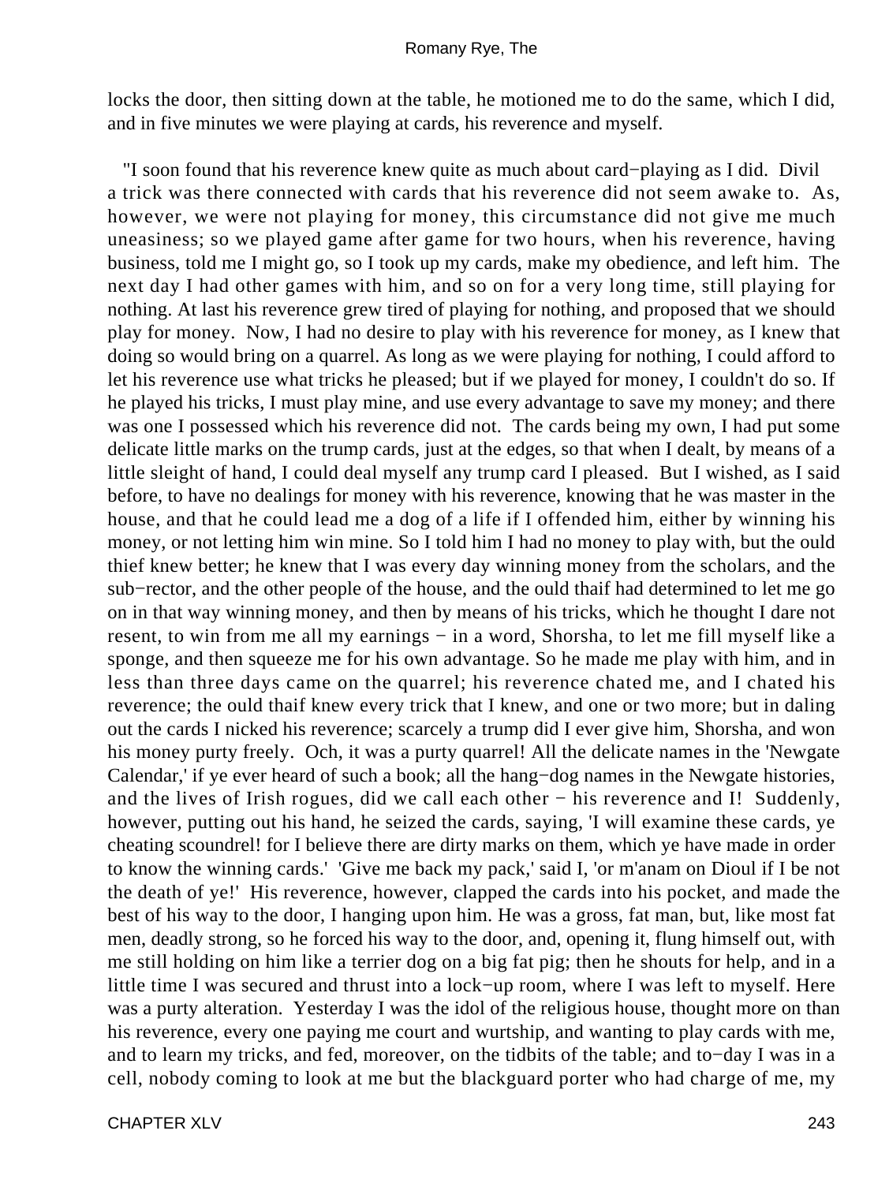locks the door, then sitting down at the table, he motioned me to do the same, which I did, and in five minutes we were playing at cards, his reverence and myself.

"I soon found that his reverence knew quite as much about card−playing as I did. Divil a trick was there connected with cards that his reverence did not seem awake to. As, however, we were not playing for money, this circumstance did not give me much uneasiness; so we played game after game for two hours, when his reverence, having business, told me I might go, so I took up my cards, make my obedience, and left him. The next day I had other games with him, and so on for a very long time, still playing for nothing. At last his reverence grew tired of playing for nothing, and proposed that we should play for money. Now, I had no desire to play with his reverence for money, as I knew that doing so would bring on a quarrel. As long as we were playing for nothing, I could afford to let his reverence use what tricks he pleased; but if we played for money, I couldn't do so. If he played his tricks, I must play mine, and use every advantage to save my money; and there was one I possessed which his reverence did not. The cards being my own, I had put some delicate little marks on the trump cards, just at the edges, so that when I dealt, by means of a little sleight of hand, I could deal myself any trump card I pleased. But I wished, as I said before, to have no dealings for money with his reverence, knowing that he was master in the house, and that he could lead me a dog of a life if I offended him, either by winning his money, or not letting him win mine. So I told him I had no money to play with, but the ould thief knew better; he knew that I was every day winning money from the scholars, and the sub−rector, and the other people of the house, and the ould thaif had determined to let me go on in that way winning money, and then by means of his tricks, which he thought I dare not resent, to win from me all my earnings − in a word, Shorsha, to let me fill myself like a sponge, and then squeeze me for his own advantage. So he made me play with him, and in less than three days came on the quarrel; his reverence chated me, and I chated his reverence; the ould thaif knew every trick that I knew, and one or two more; but in daling out the cards I nicked his reverence; scarcely a trump did I ever give him, Shorsha, and won his money purty freely. Och, it was a purty quarrel! All the delicate names in the 'Newgate Calendar,' if ye ever heard of such a book; all the hang−dog names in the Newgate histories, and the lives of Irish rogues, did we call each other − his reverence and I! Suddenly, however, putting out his hand, he seized the cards, saying, 'I will examine these cards, ye cheating scoundrel! for I believe there are dirty marks on them, which ye have made in order to know the winning cards.' 'Give me back my pack,' said I, 'or m'anam on Dioul if I be not the death of ye!' His reverence, however, clapped the cards into his pocket, and made the best of his way to the door, I hanging upon him. He was a gross, fat man, but, like most fat men, deadly strong, so he forced his way to the door, and, opening it, flung himself out, with me still holding on him like a terrier dog on a big fat pig; then he shouts for help, and in a little time I was secured and thrust into a lock−up room, where I was left to myself. Here was a purty alteration. Yesterday I was the idol of the religious house, thought more on than his reverence, every one paying me court and wurtship, and wanting to play cards with me, and to learn my tricks, and fed, moreover, on the tidbits of the table; and to−day I was in a cell, nobody coming to look at me but the blackguard porter who had charge of me, my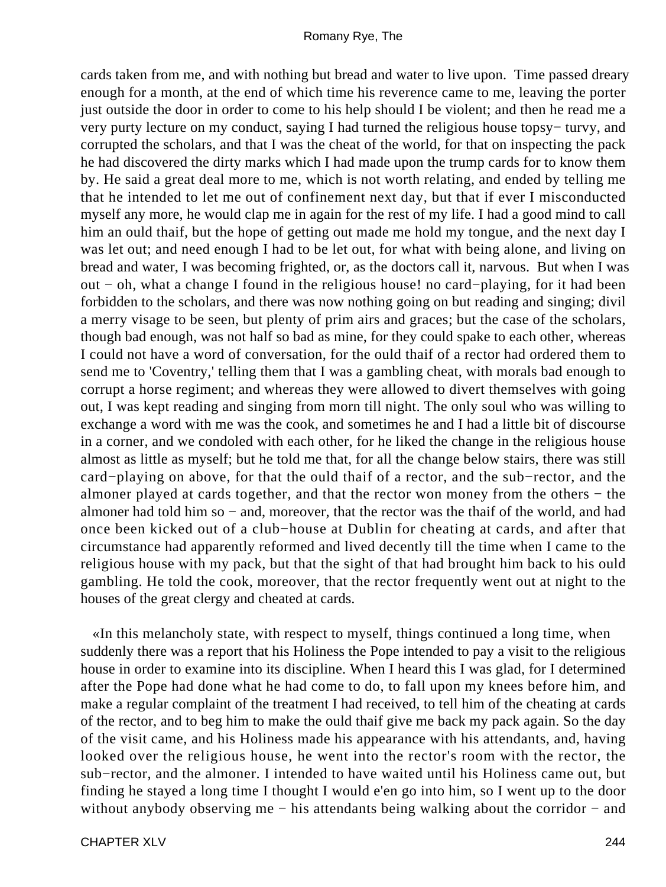cards taken from me, and with nothing but bread and water to live upon. Time passed dreary enough for a month, at the end of which time his reverence came to me, leaving the porter just outside the door in order to come to his help should I be violent; and then he read me a very purty lecture on my conduct, saying I had turned the religious house topsy−turvy, and corrupted the scholars, and that I was the cheat of the world, for that on inspecting the pack he had discovered the dirty marks which I had made upon the trump cards for to know them by. He said a great deal more to me, which is not worth relating, and ended by telling me that he intended to let me out of confinement next day, but that if ever I misconducted myself any more, he would clap me in again for the rest of my life. I had a good mind to call him an ould thaif, but the hope of getting out made me hold my tongue, and the next day I was let out; and need enough I had to be let out, for what with being alone, and living on bread and water, I was becoming frighted, or, as the doctors call it, narvous. But when I was out − oh, what a change I found in the religious house! no card−playing, for it had been forbidden to the scholars, and there was now nothing going on but reading and singing; divil a merry visage to be seen, but plenty of prim airs and graces; but the case of the scholars, though bad enough, was not half so bad as mine, for they could spake to each other, whereas I could not have a word of conversation, for the ould thaif of a rector had ordered them to send me to 'Coventry,' telling them that I was a gambling cheat, with morals bad enough to corrupt a horse regiment; and whereas they were allowed to divert themselves with going out, I was kept reading and singing from morn till night. The only soul who was willing to exchange a word with me was the cook, and sometimes he and I had a little bit of discourse in a corner, and we condoled with each other, for he liked the change in the religious house almost as little as myself; but he told me that, for all the change below stairs, there was still card−playing on above, for that the ould thaif of a rector, and the sub−rector, and the almoner played at cards together, and that the rector won money from the others − the almoner had told him so − and, moreover, that the rector was the thaif of the world, and had once been kicked out of a club−house at Dublin for cheating at cards, and after that circumstance had apparently reformed and lived decently till the time when I came to the religious house with my pack, but that the sight of that had brought him back to his ould gambling. He told the cook, moreover, that the rector frequently went out at night to the houses of the great clergy and cheated at cards.

«In this melancholy state, with respect to myself, things continued a long time, when suddenly there was a report that his Holiness the Pope intended to pay a visit to the religious house in order to examine into its discipline. When I heard this I was glad, for I determined after the Pope had done what he had come to do, to fall upon my knees before him, and make a regular complaint of the treatment I had received, to tell him of the cheating at cards of the rector, and to beg him to make the ould thaif give me back my pack again. So the day of the visit came, and his Holiness made his appearance with his attendants, and, having looked over the religious house, he went into the rector's room with the rector, the sub−rector, and the almoner. I intended to have waited until his Holiness came out, but finding he stayed a long time I thought I would e'en go into him, so I went up to the door without anybody observing me − his attendants being walking about the corridor − and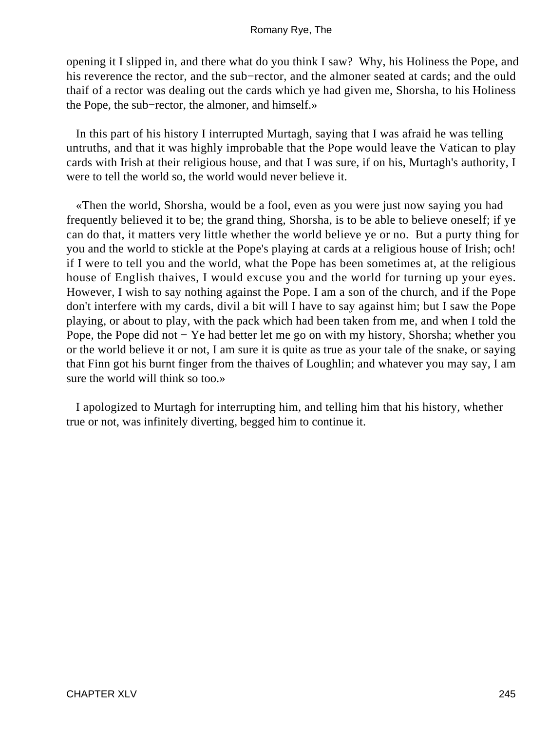opening it I slipped in, and there what do you think I saw? Why, his Holiness the Pope, and his reverence the rector, and the sub−rector, and the almoner seated at cards; and the ould thaif of a rector was dealing out the cards which ye had given me, Shorsha, to his Holiness the Pope, the sub−rector, the almoner, and himself.»

In this part of his history I interrupted Murtagh, saying that I was afraid he was telling untruths, and that it was highly improbable that the Pope would leave the Vatican to play cards with Irish at their religious house, and that I was sure, if on his, Murtagh's authority, I were to tell the world so, the world would never believe it.

«Then the world, Shorsha, would be a fool, even as you were just now saying you had frequently believed it to be; the grand thing, Shorsha, is to be able to believe oneself; if ye can do that, it matters very little whether the world believe ye or no. But a purty thing for you and the world to stickle at the Pope's playing at cards at a religious house of Irish; och! if I were to tell you and the world, what the Pope has been sometimes at, at the religious house of English thaives, I would excuse you and the world for turning up your eyes. However, I wish to say nothing against the Pope. I am a son of the church, and if the Pope don't interfere with my cards, divil a bit will I have to say against him; but I saw the Pope playing, or about to play, with the pack which had been taken from me, and when I told the Pope, the Pope did not − Ye had better let me go on with my history, Shorsha; whether you or the world believe it or not, I am sure it is quite as true as your tale of the snake, or saying that Finn got his burnt finger from the thaives of Loughlin; and whatever you may say, I am sure the world will think so too.»

I apologized to Murtagh for interrupting him, and telling him that his history, whether true or not, was infinitely diverting, begged him to continue it.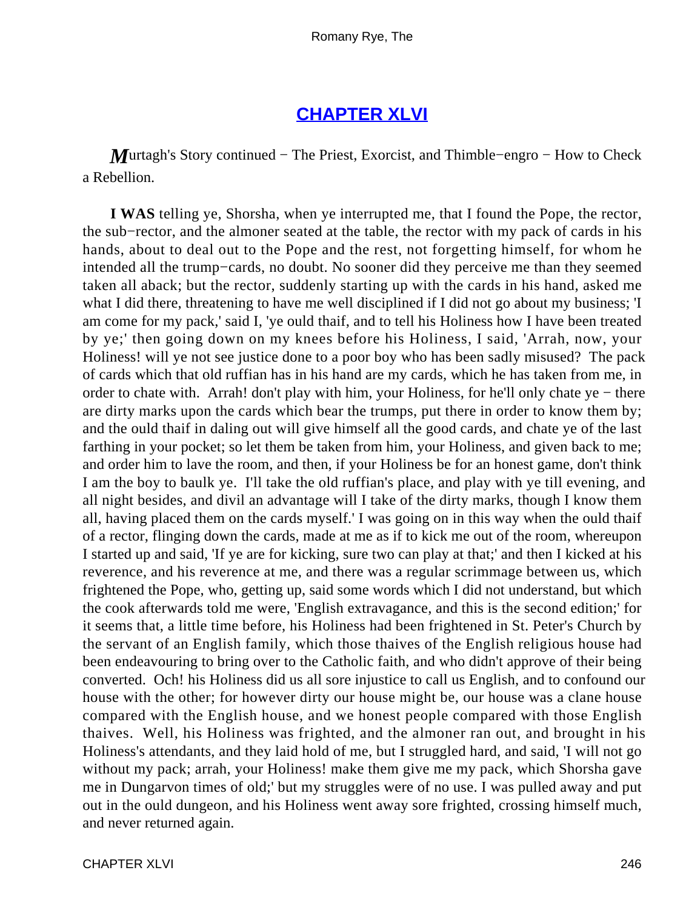## CHAPTER XLVI

*M*urtagh's Story continued − The Priest, Exorcist, and Thimble−engro − How to Check a Rebellion.

**I WAS** telling ye, Shorsha, when ye interrupted me, that I found the Pope, the rector, the sub−rector, and the almoner seated at the table, the rector with my pack of cards in his hands, about to deal out to the Pope and the rest, not forgetting himself, for whom he intended all the trump−cards, no doubt. No sooner did they perceive me than they seemed taken all aback; but the rector, suddenly starting up with the cards in his hand, asked me what I did there, threatening to have me well disciplined if I did not go about my business; 'I am come for my pack,' said I, 'ye ould thaif, and to tell his Holiness how I have been treated by ye;' then going down on my knees before his Holiness, I said, 'Arrah, now, your Holiness! will ye not see justice done to a poor boy who has been sadly misused? The pack of cards which that old ruffian has in his hand are my cards, which he has taken from me, in order to chate with. Arrah! don't play with him, your Holiness, for he'll only chate ye − there are dirty marks upon the cards which bear the trumps, put there in order to know them by; and the ould thaif in daling out will give himself all the good cards, and chate ye of the last farthing in your pocket; so let them be taken from him, your Holiness, and given back to me; and order him to lave the room, and then, if your Holiness be for an honest game, don't think I am the boy to baulk ye. I'll take the old ruffian's place, and play with ye till evening, and all night besides, and divil an advantage will I take of the dirty marks, though I know them all, having placed them on the cards myself.' I was going on in this way when the ould thaif of a rector, flinging down the cards, made at me as if to kick me out of the room, whereupon I started up and said, 'If ye are for kicking, sure two can play at that;' and then I kicked at his reverence, and his reverence at me, and there was a regular scrimmage between us, which frightened the Pope, who, getting up, said some words which I did not understand, but which the cook afterwards told me were, 'English extravagance, and this is the second edition;' for it seems that, a little time before, his Holiness had been frightened in St. Peter's Church by the servant of an English family, which those thaives of the English religious house had been endeavouring to bring over to the Catholic faith, and who didn't approve of their being converted. Och! his Holiness did us all sore injustice to call us English, and to confound our house with the other; for however dirty our house might be, our house was a clane house compared with the English house, and we honest people compared with those English thaives. Well, his Holiness was frighted, and the almoner ran out, and brought in his Holiness's attendants, and they laid hold of me, but I struggled hard, and said, 'I will not go without my pack; arrah, your Holiness! make them give me my pack, which Shorsha gave me in Dungarvon times of old;' but my struggles were of no use. I was pulled away and put out in the ould dungeon, and his Holiness went away sore frighted, crossing himself much, and never returned again.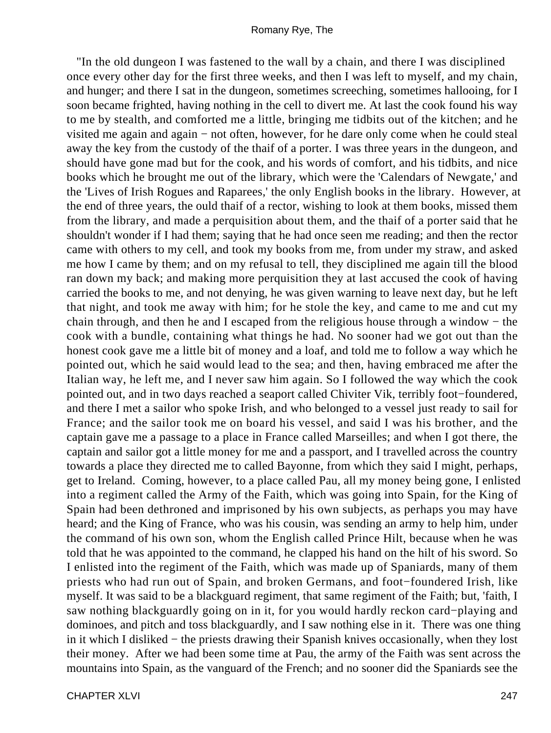"In the old dungeon I was fastened to the wall by a chain, and there I was disciplined once every other day for the first three weeks, and then I was left to myself, and my chain, and hunger; and there I sat in the dungeon, sometimes screeching, sometimes hallooing, for I soon became frighted, having nothing in the cell to divert me. At last the cook found his way to me by stealth, and comforted me a little, bringing me tidbits out of the kitchen; and he visited me again and again − not often, however, for he dare only come when he could steal away the key from the custody of the thaif of a porter. I was three years in the dungeon, and should have gone mad but for the cook, and his words of comfort, and his tidbits, and nice books which he brought me out of the library, which were the 'Calendars of Newgate,' and the 'Lives of Irish Rogues and Raparees,' the only English books in the library. However, at the end of three years, the ould thaif of a rector, wishing to look at them books, missed them from the library, and made a perquisition about them, and the thaif of a porter said that he shouldn't wonder if I had them; saying that he had once seen me reading; and then the rector came with others to my cell, and took my books from me, from under my straw, and asked me how I came by them; and on my refusal to tell, they disciplined me again till the blood ran down my back; and making more perquisition they at last accused the cook of having carried the books to me, and not denying, he was given warning to leave next day, but he left that night, and took me away with him; for he stole the key, and came to me and cut my chain through, and then he and I escaped from the religious house through a window − the cook with a bundle, containing what things he had. No sooner had we got out than the honest cook gave me a little bit of money and a loaf, and told me to follow a way which he pointed out, which he said would lead to the sea; and then, having embraced me after the Italian way, he left me, and I never saw him again. So I followed the way which the cook pointed out, and in two days reached a seaport called Chiviter Vik, terribly foot−foundered, and there I met a sailor who spoke Irish, and who belonged to a vessel just ready to sail for France; and the sailor took me on board his vessel, and said I was his brother, and the captain gave me a passage to a place in France called Marseilles; and when I got there, the captain and sailor got a little money for me and a passport, and I travelled across the country towards a place they directed me to called Bayonne, from which they said I might, perhaps, get to Ireland. Coming, however, to a place called Pau, all my money being gone, I enlisted into a regiment called the Army of the Faith, which was going into Spain, for the King of Spain had been dethroned and imprisoned by his own subjects, as perhaps you may have heard; and the King of France, who was his cousin, was sending an army to help him, under the command of his own son, whom the English called Prince Hilt, because when he was told that he was appointed to the command, he clapped his hand on the hilt of his sword. So I enlisted into the regiment of the Faith, which was made up of Spaniards, many of them priests who had run out of Spain, and broken Germans, and foot−foundered Irish, like myself. It was said to be a blackguard regiment, that same regiment of the Faith; but, 'faith, I saw nothing blackguardly going on in it, for you would hardly reckon card−playing and dominoes, and pitch and toss blackguardly, and I saw nothing else in it. There was one thing in it which I disliked − the priests drawing their Spanish knives occasionally, when they lost their money. After we had been some time at Pau, the army of the Faith was sent across the mountains into Spain, as the vanguard of the French; and no sooner did the Spaniards see the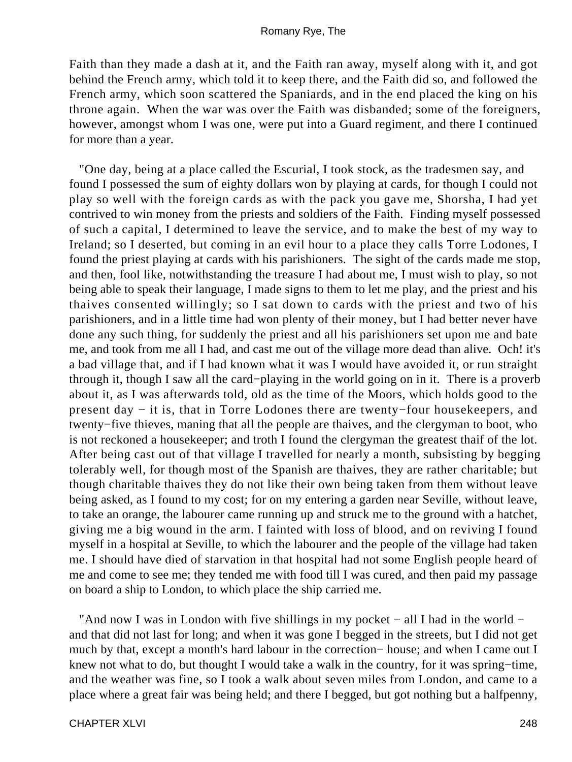Faith than they made a dash at it, and the Faith ran away, myself along with it, and got behind the French army, which told it to keep there, and the Faith did so, and followed the French army, which soon scattered the Spaniards, and in the end placed the king on his throne again. When the war was over the Faith was disbanded; some of the foreigners, however, amongst whom I was one, were put into a Guard regiment, and there I continued for more than a year.

"One day, being at a place called the Escurial, I took stock, as the tradesmen say, and found I possessed the sum of eighty dollars won by playing at cards, for though I could not play so well with the foreign cards as with the pack you gave me, Shorsha, I had yet contrived to win money from the priests and soldiers of the Faith. Finding myself possessed of such a capital, I determined to leave the service, and to make the best of my way to Ireland; so I deserted, but coming in an evil hour to a place they calls Torre Lodones, I found the priest playing at cards with his parishioners. The sight of the cards made me stop, and then, fool like, notwithstanding the treasure I had about me, I must wish to play, so not being able to speak their language, I made signs to them to let me play, and the priest and his thaives consented willingly; so I sat down to cards with the priest and two of his parishioners, and in a little time had won plenty of their money, but I had better never have done any such thing, for suddenly the priest and all his parishioners set upon me and bate me, and took from me all I had, and cast me out of the village more dead than alive. Och! it's a bad village that, and if I had known what it was I would have avoided it, or run straight through it, though I saw all the card−playing in the world going on in it. There is a proverb about it, as I was afterwards told, old as the time of the Moors, which holds good to the present day − it is, that in Torre Lodones there are twenty−four housekeepers, and twenty−five thieves, maning that all the people are thaives, and the clergyman to boot, who is not reckoned a housekeeper; and troth I found the clergyman the greatest thaif of the lot. After being cast out of that village I travelled for nearly a month, subsisting by begging tolerably well, for though most of the Spanish are thaives, they are rather charitable; but though charitable thaives they do not like their own being taken from them without leave being asked, as I found to my cost; for on my entering a garden near Seville, without leave, to take an orange, the labourer came running up and struck me to the ground with a hatchet, giving me a big wound in the arm. I fainted with loss of blood, and on reviving I found myself in a hospital at Seville, to which the labourer and the people of the village had taken me. I should have died of starvation in that hospital had not some English people heard of me and come to see me; they tended me with food till I was cured, and then paid my passage on board a ship to London, to which place the ship carried me.

"And now I was in London with five shillings in my pocket − all I had in the world − and that did not last for long; and when it was gone I begged in the streets, but I did not get much by that, except a month's hard labour in the correction− house; and when I came out I knew not what to do, but thought I would take a walk in the country, for it was spring−time, and the weather was fine, so I took a walk about seven miles from London, and came to a place where a great fair was being held; and there I begged, but got nothing but a halfpenny,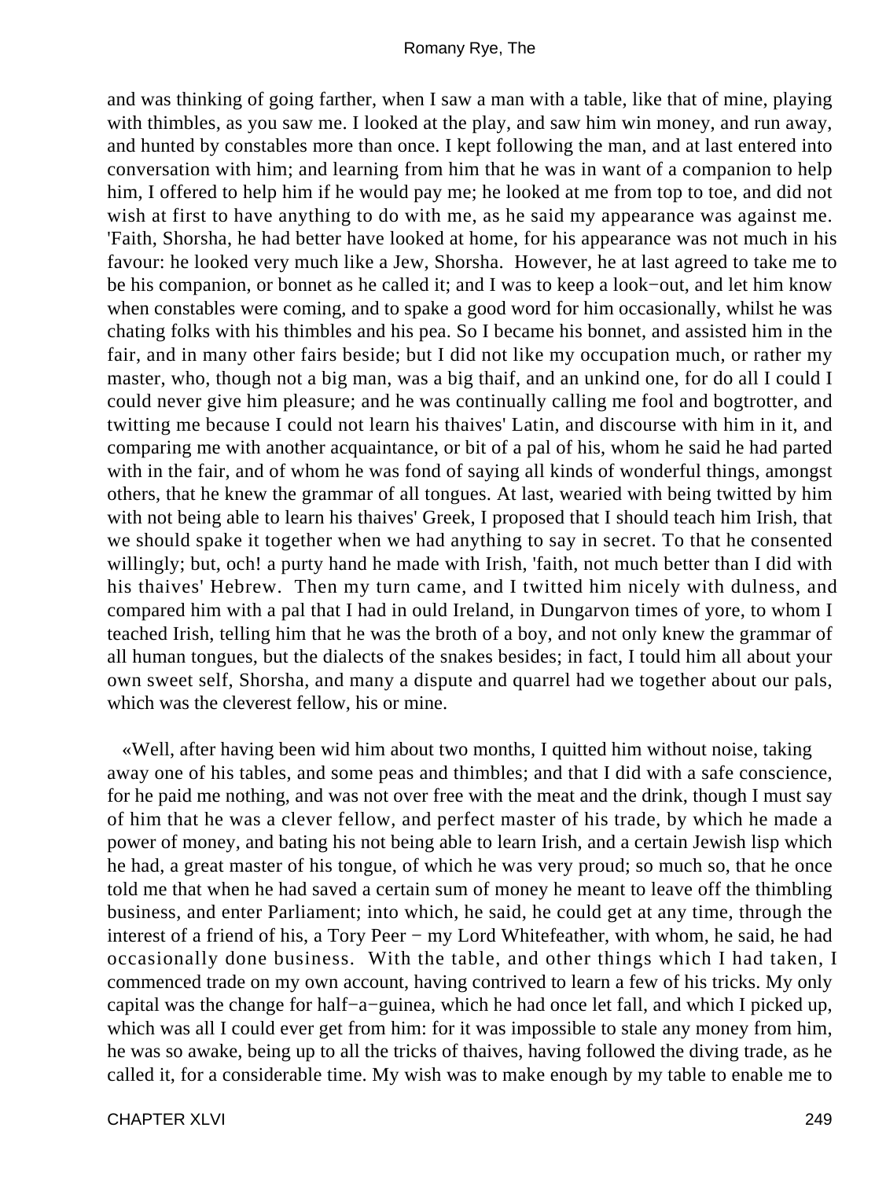and was thinking of going farther, when I saw a man with a table, like that of mine, playing with thimbles, as you saw me. I looked at the play, and saw him win money, and run away, and hunted by constables more than once. I kept following the man, and at last entered into conversation with him; and learning from him that he was in want of a companion to help him, I offered to help him if he would pay me; he looked at me from top to toe, and did not wish at first to have anything to do with me, as he said my appearance was against me. 'Faith, Shorsha, he had better have looked at home, for his appearance was not much in his favour: he looked very much like a Jew, Shorsha. However, he at last agreed to take me to be his companion, or bonnet as he called it; and I was to keep a look−out, and let him know when constables were coming, and to spake a good word for him occasionally, whilst he was chating folks with his thimbles and his pea. So I became his bonnet, and assisted him in the fair, and in many other fairs beside; but I did not like my occupation much, or rather my master, who, though not a big man, was a big thaif, and an unkind one, for do all I could I could never give him pleasure; and he was continually calling me fool and bogtrotter, and twitting me because I could not learn his thaives' Latin, and discourse with him in it, and comparing me with another acquaintance, or bit of a pal of his, whom he said he had parted with in the fair, and of whom he was fond of saying all kinds of wonderful things, amongst others, that he knew the grammar of all tongues. At last, wearied with being twitted by him with not being able to learn his thaives' Greek, I proposed that I should teach him Irish, that we should spake it together when we had anything to say in secret. To that he consented willingly; but, och! a purty hand he made with Irish, 'faith, not much better than I did with his thaives' Hebrew. Then my turn came, and I twitted him nicely with dulness, and compared him with a pal that I had in ould Ireland, in Dungarvon times of yore, to whom I teached Irish, telling him that he was the broth of a boy, and not only knew the grammar of all human tongues, but the dialects of the snakes besides; in fact, I tould him all about your own sweet self, Shorsha, and many a dispute and quarrel had we together about our pals, which was the cleverest fellow, his or mine.

«Well, after having been wid him about two months, I quitted him without noise, taking away one of his tables, and some peas and thimbles; and that I did with a safe conscience, for he paid me nothing, and was not over free with the meat and the drink, though I must say of him that he was a clever fellow, and perfect master of his trade, by which he made a power of money, and bating his not being able to learn Irish, and a certain Jewish lisp which he had, a great master of his tongue, of which he was very proud; so much so, that he once told me that when he had saved a certain sum of money he meant to leave off the thimbling business, and enter Parliament; into which, he said, he could get at any time, through the interest of a friend of his, a Tory Peer − my Lord Whitefeather, with whom, he said, he had occasionally done business. With the table, and other things which I had taken, I commenced trade on my own account, having contrived to learn a few of his tricks. My only capital was the change for half−a−guinea, which he had once let fall, and which I picked up, which was all I could ever get from him: for it was impossible to stale any money from him, he was so awake, being up to all the tricks of thaives, having followed the diving trade, as he called it, for a considerable time. My wish was to make enough by my table to enable me to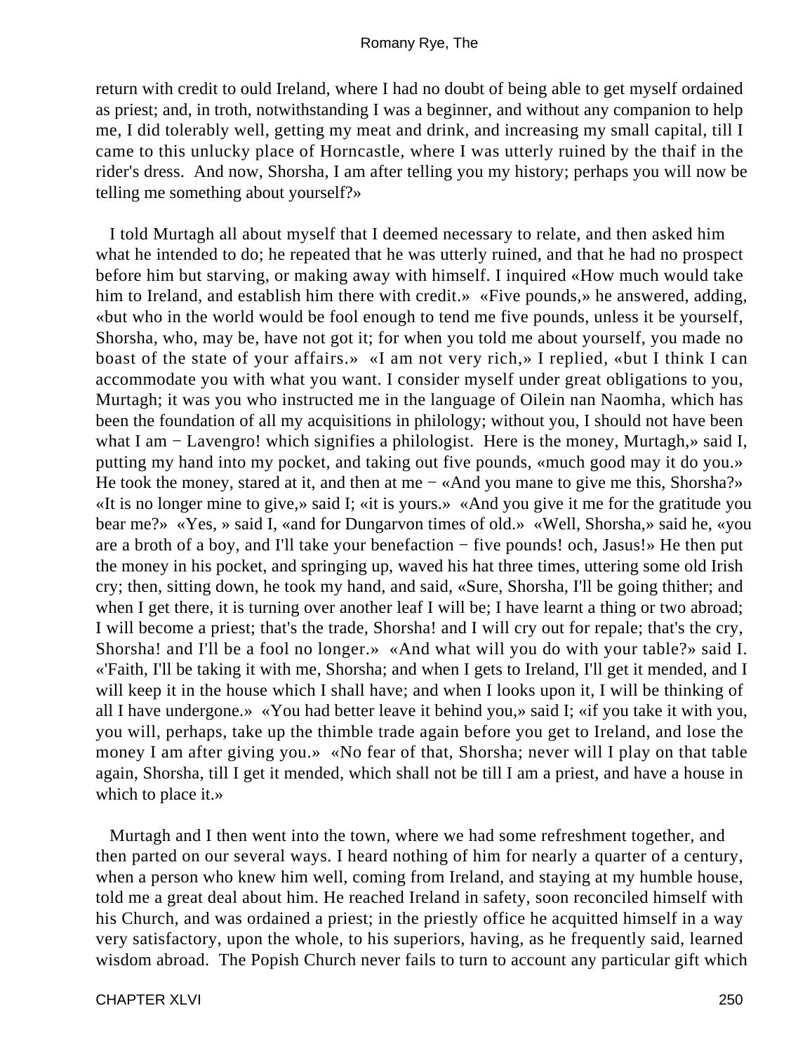return with credit to ould Ireland, where I had no doubt of being able to get myself ordained as priest; and, in troth, notwithstanding I was a beginner, and without any companion to help me, I did tolerably well, getting my meat and drink, and increasing my small capital, till I came to this unlucky place of Horncastle, where I was utterly ruined by the thaif in the rider's dress. And now, Shorsha, I am after telling you my history; perhaps you will now be telling me something about yourself?»

I told Murtagh all about myself that I deemed necessary to relate, and then asked him what he intended to do; he repeated that he was utterly ruined, and that he had no prospect before him but starving, or making away with himself. I inquired «How much would take him to Ireland, and establish him there with credit.» «Five pounds,» he answered, adding, «but who in the world would be fool enough to tend me five pounds, unless it be yourself, Shorsha, who, may be, have not got it; for when you told me about yourself, you made no boast of the state of your affairs.» «I am not very rich,» I replied, «but I think I can accommodate you with what you want. I consider myself under great obligations to you, Murtagh; it was you who instructed me in the language of Oilein nan Naomha, which has been the foundation of all my acquisitions in philology; without you, I should not have been what I am − Lavengro! which signifies a philologist. Here is the money, Murtagh,» said I, putting my hand into my pocket, and taking out five pounds, «much good may it do you.» He took the money, stared at it, and then at me − «And you mane to give me this, Shorsha?» «It is no longer mine to give,» said I; «it is yours.» «And you give it me for the gratitude you bear me?» «Yes, » said I, «and for Dungarvon times of old.» «Well, Shorsha,» said he, «you are a broth of a boy, and I'll take your benefaction − five pounds! och, Jasus!» He then put the money in his pocket, and springing up, waved his hat three times, uttering some old Irish cry; then, sitting down, he took my hand, and said, «Sure, Shorsha, I'll be going thither; and when I get there, it is turning over another leaf I will be; I have learnt a thing or two abroad; I will become a priest; that's the trade, Shorsha! and I will cry out for repale; that's the cry, Shorsha! and I'll be a fool no longer.» «And what will you do with your table?» said I. «'Faith, I'll be taking it with me, Shorsha; and when I gets to Ireland, I'll get it mended, and I will keep it in the house which I shall have; and when I looks upon it, I will be thinking of all I have undergone.» «You had better leave it behind you,» said I; «if you take it with you, you will, perhaps, take up the thimble trade again before you get to Ireland, and lose the money I am after giving you.» «No fear of that, Shorsha; never will I play on that table again, Shorsha, till I get it mended, which shall not be till I am a priest, and have a house in which to place it.»

Murtagh and I then went into the town, where we had some refreshment together, and then parted on our several ways. I heard nothing of him for nearly a quarter of a century, when a person who knew him well, coming from Ireland, and staying at my humble house, told me a great deal about him. He reached Ireland in safety, soon reconciled himself with his Church, and was ordained a priest; in the priestly office he acquitted himself in a way very satisfactory, upon the whole, to his superiors, having, as he frequently said, learned wisdom abroad. The Popish Church never fails to turn to account any particular gift which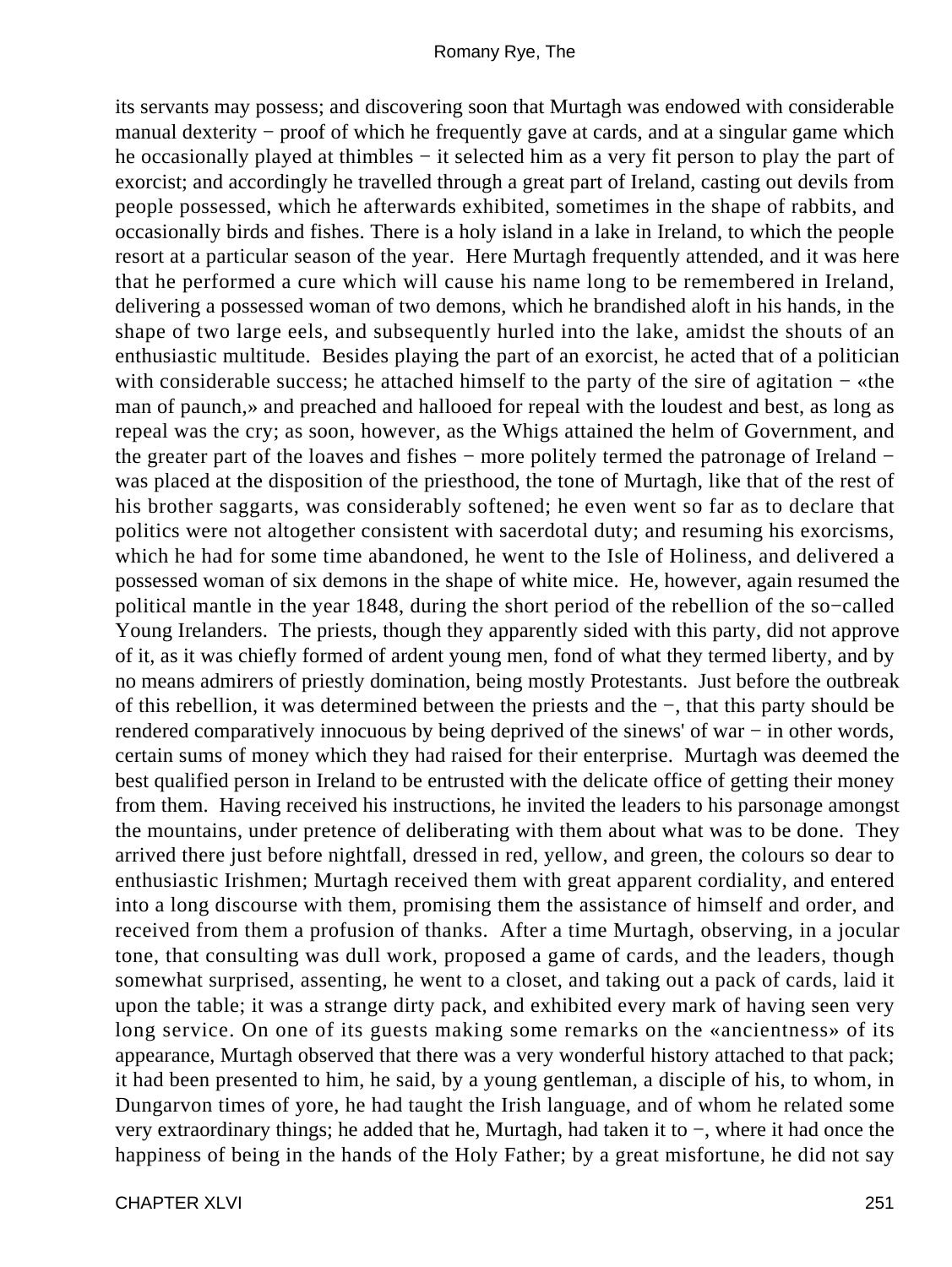its servants may possess; and discovering soon that Murtagh was endowed with considerable manual dexterity − proof of which he frequently gave at cards, and at a singular game which he occasionally played at thimbles − it selected him as a very fit person to play the part of exorcist; and accordingly he travelled through a great part of Ireland, casting out devils from people possessed, which he afterwards exhibited, sometimes in the shape of rabbits, and occasionally birds and fishes. There is a holy island in a lake in Ireland, to which the people resort at a particular season of the year. Here Murtagh frequently attended, and it was here that he performed a cure which will cause his name long to be remembered in Ireland, delivering a possessed woman of two demons, which he brandished aloft in his hands, in the shape of two large eels, and subsequently hurled into the lake, amidst the shouts of an enthusiastic multitude. Besides playing the part of an exorcist, he acted that of a politician with considerable success; he attached himself to the party of the sire of agitation − «the man of paunch,» and preached and hallooed for repeal with the loudest and best, as long as repeal was the cry; as soon, however, as the Whigs attained the helm of Government, and the greater part of the loaves and fishes − more politely termed the patronage of Ireland − was placed at the disposition of the priesthood, the tone of Murtagh, like that of the rest of his brother saggarts, was considerably softened; he even went so far as to declare that politics were not altogether consistent with sacerdotal duty; and resuming his exorcisms, which he had for some time abandoned, he went to the Isle of Holiness, and delivered a possessed woman of six demons in the shape of white mice. He, however, again resumed the political mantle in the year 1848, during the short period of the rebellion of the so−called Young Irelanders. The priests, though they apparently sided with this party, did not approve of it, as it was chiefly formed of ardent young men, fond of what they termed liberty, and by no means admirers of priestly domination, being mostly Protestants. Just before the outbreak of this rebellion, it was determined between the priests and the −, that this party should be rendered comparatively innocuous by being deprived of the sinews' of war − in other words, certain sums of money which they had raised for their enterprise. Murtagh was deemed the best qualified person in Ireland to be entrusted with the delicate office of getting their money from them. Having received his instructions, he invited the leaders to his parsonage amongst the mountains, under pretence of deliberating with them about what was to be done. They arrived there just before nightfall, dressed in red, yellow, and green, the colours so dear to enthusiastic Irishmen; Murtagh received them with great apparent cordiality, and entered into a long discourse with them, promising them the assistance of himself and order, and received from them a profusion of thanks. After a time Murtagh, observing, in a jocular tone, that consulting was dull work, proposed a game of cards, and the leaders, though somewhat surprised, assenting, he went to a closet, and taking out a pack of cards, laid it upon the table; it was a strange dirty pack, and exhibited every mark of having seen very long service. On one of its guests making some remarks on the «ancientness» of its appearance, Murtagh observed that there was a very wonderful history attached to that pack; it had been presented to him, he said, by a young gentleman, a disciple of his, to whom, in Dungarvon times of yore, he had taught the Irish language, and of whom he related some very extraordinary things; he added that he, Murtagh, had taken it to −, where it had once the happiness of being in the hands of the Holy Father; by a great misfortune, he did not say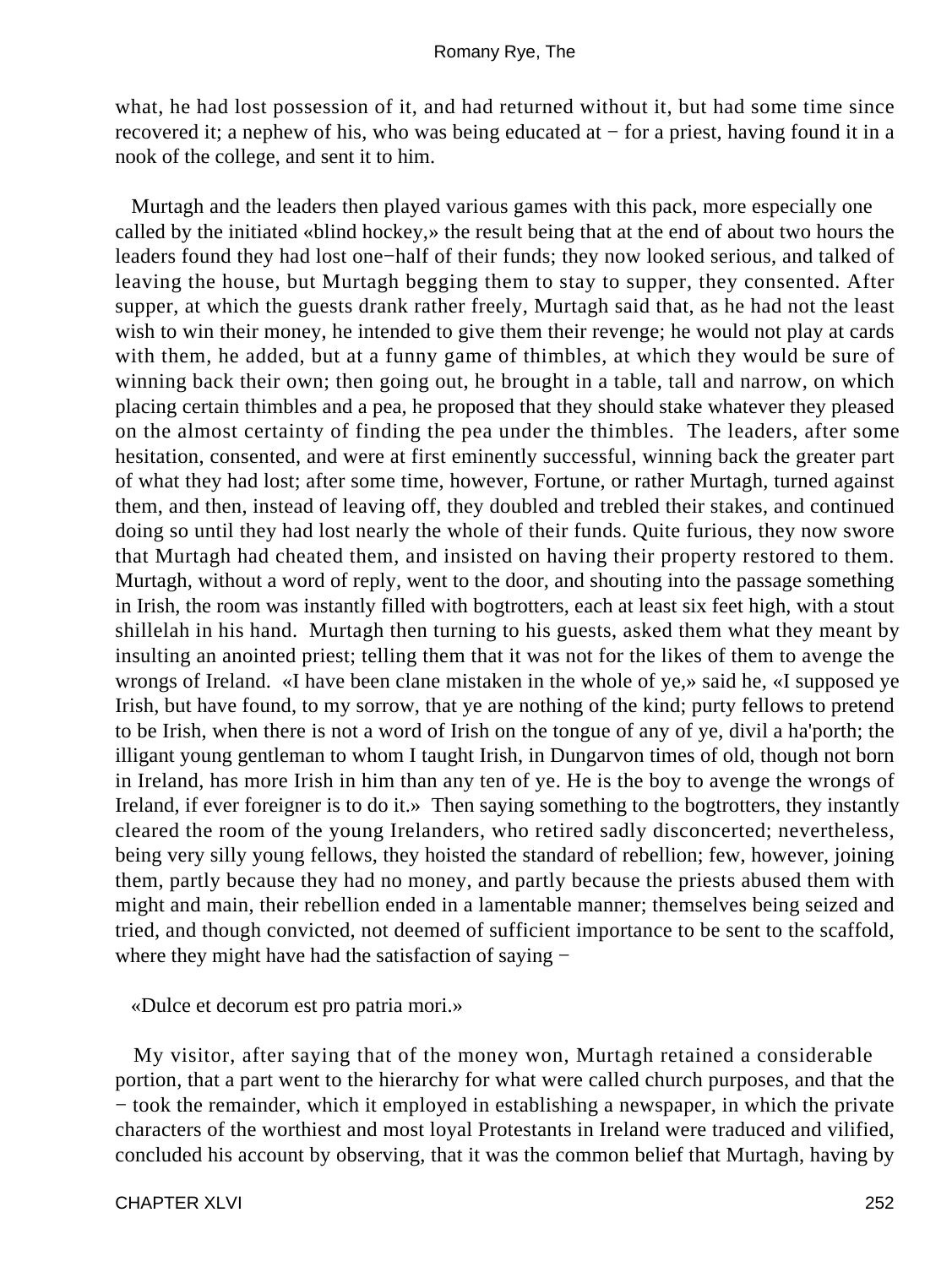what, he had lost possession of it, and had returned without it, but had some time since recovered it; a nephew of his, who was being educated at − for a priest, having found it in a nook of the college, and sent it to him.

Murtagh and the leaders then played various games with this pack, more especially one called by the initiated «blind hockey,» the result being that at the end of about two hours the leaders found they had lost one−half of their funds; they now looked serious, and talked of leaving the house, but Murtagh begging them to stay to supper, they consented. After supper, at which the guests drank rather freely, Murtagh said that, as he had not the least wish to win their money, he intended to give them their revenge; he would not play at cards with them, he added, but at a funny game of thimbles, at which they would be sure of winning back their own; then going out, he brought in a table, tall and narrow, on which placing certain thimbles and a pea, he proposed that they should stake whatever they pleased on the almost certainty of finding the pea under the thimbles. The leaders, after some hesitation, consented, and were at first eminently successful, winning back the greater part of what they had lost; after some time, however, Fortune, or rather Murtagh, turned against them, and then, instead of leaving off, they doubled and trebled their stakes, and continued doing so until they had lost nearly the whole of their funds. Quite furious, they now swore that Murtagh had cheated them, and insisted on having their property restored to them. Murtagh, without a word of reply, went to the door, and shouting into the passage something in Irish, the room was instantly filled with bogtrotters, each at least six feet high, with a stout shillelah in his hand. Murtagh then turning to his guests, asked them what they meant by insulting an anointed priest; telling them that it was not for the likes of them to avenge the wrongs of Ireland. «I have been clane mistaken in the whole of ye,» said he, «I supposed ye Irish, but have found, to my sorrow, that ye are nothing of the kind; purty fellows to pretend to be Irish, when there is not a word of Irish on the tongue of any of ye, divil a ha'porth; the illigant young gentleman to whom I taught Irish, in Dungarvon times of old, though not born in Ireland, has more Irish in him than any ten of ye. He is the boy to avenge the wrongs of Ireland, if ever foreigner is to do it.» Then saying something to the bogtrotters, they instantly cleared the room of the young Irelanders, who retired sadly disconcerted; nevertheless, being very silly young fellows, they hoisted the standard of rebellion; few, however, joining them, partly because they had no money, and partly because the priests abused them with might and main, their rebellion ended in a lamentable manner; themselves being seized and tried, and though convicted, not deemed of sufficient importance to be sent to the scaffold, where they might have had the satisfaction of saying −

«Dulce et decorum est pro patria mori.»

My visitor, after saying that of the money won, Murtagh retained a considerable portion, that a part went to the hierarchy for what were called church purposes, and that the − took the remainder, which it employed in establishing a newspaper, in which the private characters of the worthiest and most loyal Protestants in Ireland were traduced and vilified, concluded his account by observing, that it was the common belief that Murtagh, having by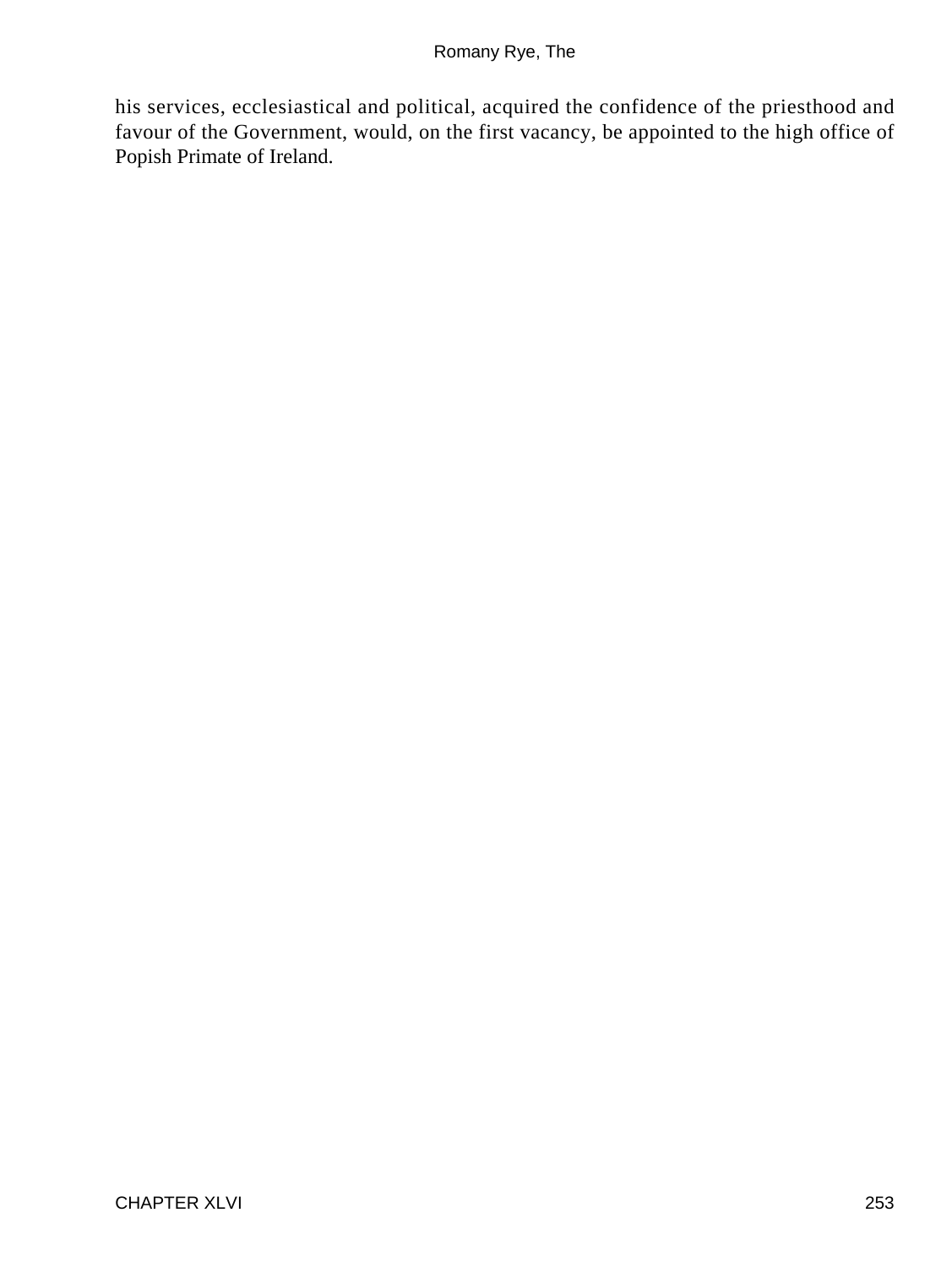his services, ecclesiastical and political, acquired the confidence of the priesthood and favour of the Government, would, on the first vacancy, be appointed to the high office of Popish Primate of Ireland.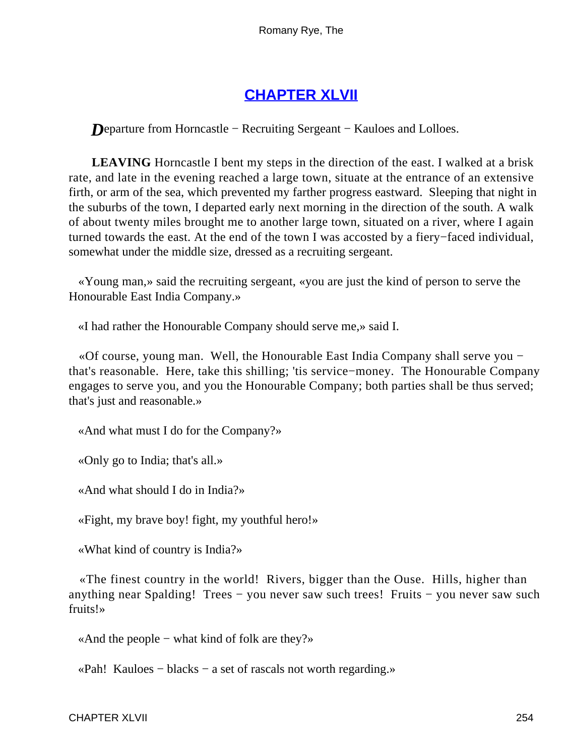## CHAPTER XLVII

*D*eparture from Horncastle − Recruiting Sergeant − Kauloes and Lolloes.

**LEAVING** Horncastle I bent my steps in the direction of the east. I walked at a brisk rate, and late in the evening reached a large town, situate at the entrance of an extensive firth, or arm of the sea, which prevented my farther progress eastward. Sleeping that night in the suburbs of the town, I departed early next morning in the direction of the south. A walk of about twenty miles brought me to another large town, situated on a river, where I again turned towards the east. At the end of the town I was accosted by a fiery−faced individual, somewhat under the middle size, dressed as a recruiting sergeant.

«Young man,» said the recruiting sergeant, «you are just the kind of person to serve the Honourable East India Company.»

«I had rather the Honourable Company should serve me,» said I.

«Of course, young man. Well, the Honourable East India Company shall serve you − that's reasonable. Here, take this shilling; 'tis service−money. The Honourable Company engages to serve you, and you the Honourable Company; both parties shall be thus served; that's just and reasonable.»

«And what must I do for the Company?»

«Only go to India; that's all.»

«And what should I do in India?»

«Fight, my brave boy! fight, my youthful hero!»

«What kind of country is India?»

«The finest country in the world! Rivers, bigger than the Ouse. Hills, higher than anything near Spalding! Trees − you never saw such trees! Fruits − you never saw such fruits!»

«And the people − what kind of folk are they?»

«Pah! Kauloes − blacks − a set of rascals not worth regarding.»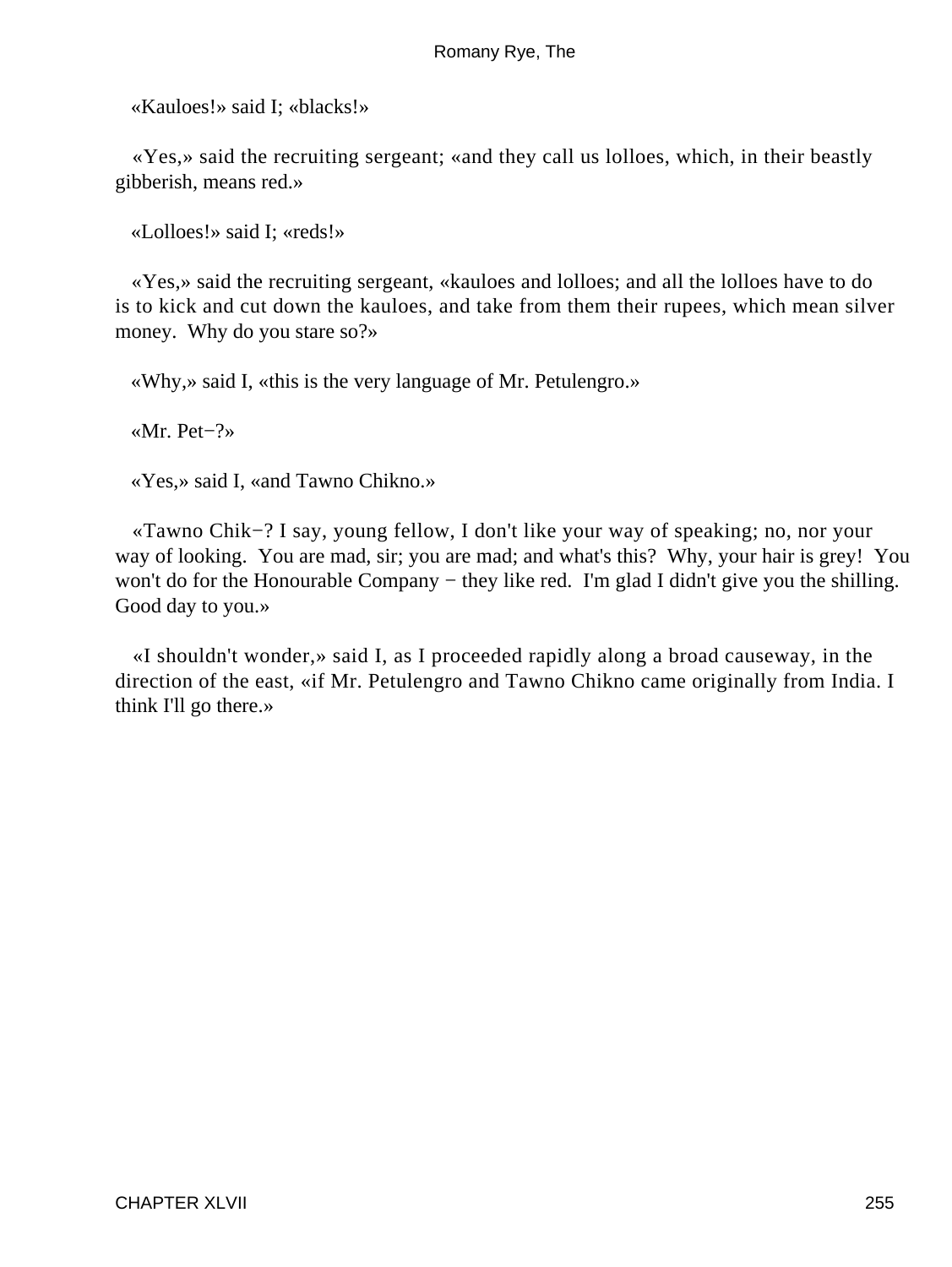«Kauloes!» said I; «blacks!»

«Yes,» said the recruiting sergeant; «and they call us lolloes, which, in their beastly gibberish, means red.»

«Lolloes!» said I; «reds!»

«Yes,» said the recruiting sergeant, «kauloes and lolloes; and all the lolloes have to do is to kick and cut down the kauloes, and take from them their rupees, which mean silver money. Why do you stare so?»

«Why,» said I, «this is the very language of Mr. Petulengro.»

«Mr. Pet−?»

«Yes,» said I, «and Tawno Chikno.»

«Tawno Chik−? I say, young fellow, I don't like your way of speaking; no, nor your way of looking. You are mad, sir; you are mad; and what's this? Why, your hair is grey! You won't do for the Honourable Company − they like red. I'm glad I didn't give you the shilling. Good day to you.»

«I shouldn't wonder,» said I, as I proceeded rapidly along a broad causeway, in the direction of the east, «if Mr. Petulengro and Tawno Chikno came originally from India. I think I'll go there.»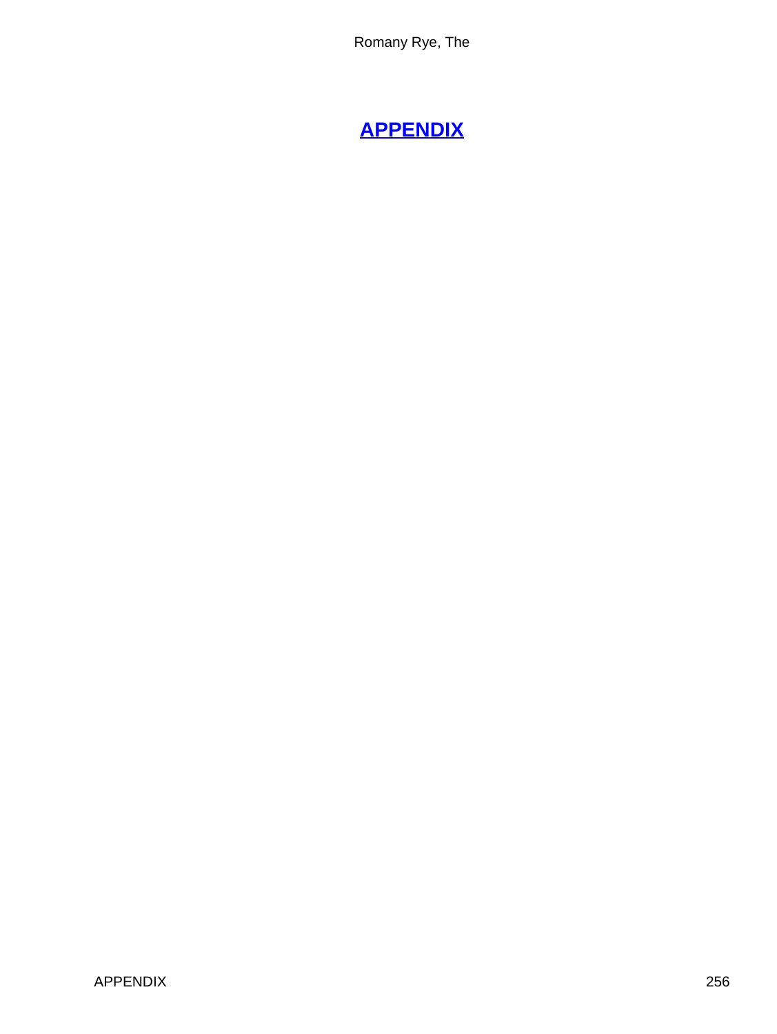# APPENDIX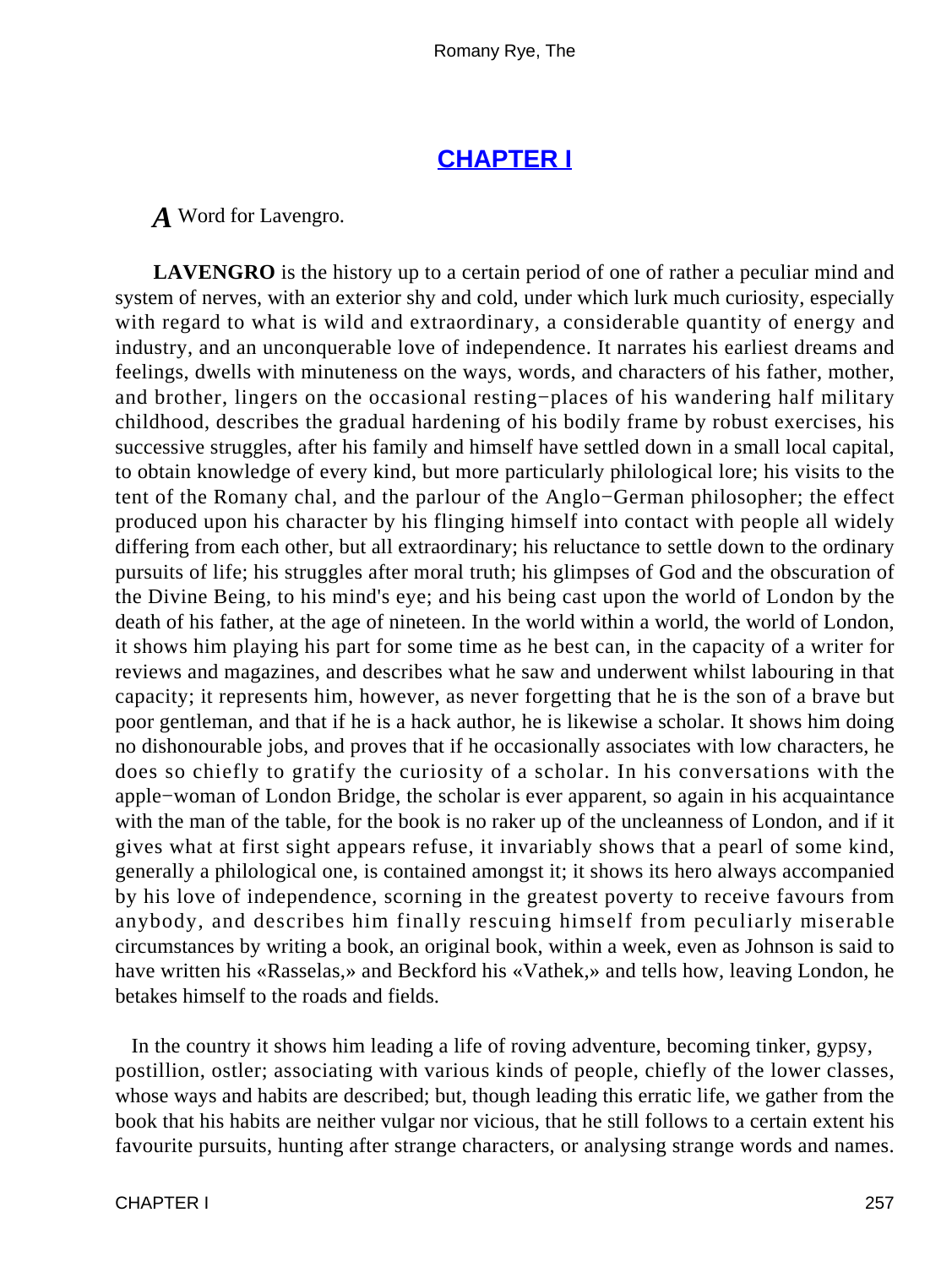## CHAPTER I

*A* Word for Lavengro.

**LAVENGRO** is the history up to a certain period of one of rather a peculiar mind and system of nerves, with an exterior shy and cold, under which lurk much curiosity, especially with regard to what is wild and extraordinary, a considerable quantity of energy and industry, and an unconquerable love of independence. It narrates his earliest dreams and feelings, dwells with minuteness on the ways, words, and characters of his father, mother, and brother, lingers on the occasional resting−places of his wandering half military childhood, describes the gradual hardening of his bodily frame by robust exercises, his successive struggles, after his family and himself have settled down in a small local capital, to obtain knowledge of every kind, but more particularly philological lore; his visits to the tent of the Romany chal, and the parlour of the Anglo−German philosopher; the effect produced upon his character by his flinging himself into contact with people all widely differing from each other, but all extraordinary; his reluctance to settle down to the ordinary pursuits of life; his struggles after moral truth; his glimpses of God and the obscuration of the Divine Being, to his mind's eye; and his being cast upon the world of London by the death of his father, at the age of nineteen. In the world within a world, the world of London, it shows him playing his part for some time as he best can, in the capacity of a writer for reviews and magazines, and describes what he saw and underwent whilst labouring in that capacity; it represents him, however, as never forgetting that he is the son of a brave but poor gentleman, and that if he is a hack author, he is likewise a scholar. It shows him doing no dishonourable jobs, and proves that if he occasionally associates with low characters, he does so chiefly to gratify the curiosity of a scholar. In his conversations with the apple−woman of London Bridge, the scholar is ever apparent, so again in his acquaintance with the man of the table, for the book is no raker up of the uncleanness of London, and if it gives what at first sight appears refuse, it invariably shows that a pearl of some kind, generally a philological one, is contained amongst it; it shows its hero always accompanied by his love of independence, scorning in the greatest poverty to receive favours from anybody, and describes him finally rescuing himself from peculiarly miserable circumstances by writing a book, an original book, within a week, even as Johnson is said to have written his «Rasselas,» and Beckford his «Vathek,» and tells how, leaving London, he betakes himself to the roads and fields.

In the country it shows him leading a life of roving adventure, becoming tinker, gypsy, postillion, ostler; associating with various kinds of people, chiefly of the lower classes, whose ways and habits are described; but, though leading this erratic life, we gather from the book that his habits are neither vulgar nor vicious, that he still follows to a certain extent his favourite pursuits, hunting after strange characters, or analysing strange words and names.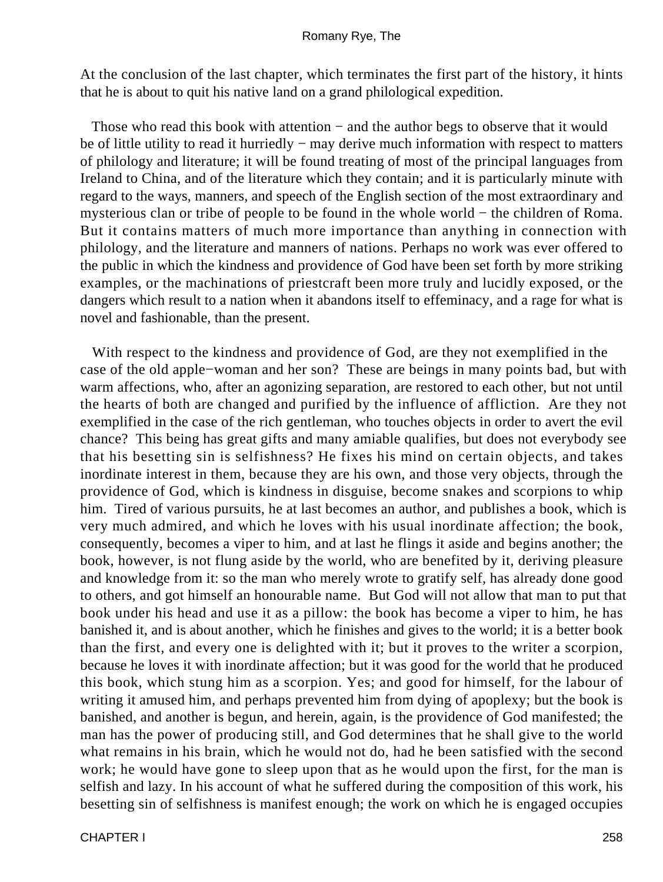At the conclusion of the last chapter, which terminates the first part of the history, it hints that he is about to quit his native land on a grand philological expedition.

Those who read this book with attention − and the author begs to observe that it would be of little utility to read it hurriedly − may derive much information with respect to matters of philology and literature; it will be found treating of most of the principal languages from Ireland to China, and of the literature which they contain; and it is particularly minute with regard to the ways, manners, and speech of the English section of the most extraordinary and mysterious clan or tribe of people to be found in the whole world − the children of Roma. But it contains matters of much more importance than anything in connection with philology, and the literature and manners of nations. Perhaps no work was ever offered to the public in which the kindness and providence of God have been set forth by more striking examples, or the machinations of priestcraft been more truly and lucidly exposed, or the dangers which result to a nation when it abandons itself to effeminacy, and a rage for what is novel and fashionable, than the present.

With respect to the kindness and providence of God, are they not exemplified in the case of the old apple−woman and her son? These are beings in many points bad, but with warm affections, who, after an agonizing separation, are restored to each other, but not until the hearts of both are changed and purified by the influence of affliction. Are they not exemplified in the case of the rich gentleman, who touches objects in order to avert the evil chance? This being has great gifts and many amiable qualifies, but does not everybody see that his besetting sin is selfishness? He fixes his mind on certain objects, and takes inordinate interest in them, because they are his own, and those very objects, through the providence of God, which is kindness in disguise, become snakes and scorpions to whip him. Tired of various pursuits, he at last becomes an author, and publishes a book, which is very much admired, and which he loves with his usual inordinate affection; the book, consequently, becomes a viper to him, and at last he flings it aside and begins another; the book, however, is not flung aside by the world, who are benefited by it, deriving pleasure and knowledge from it: so the man who merely wrote to gratify self, has already done good to others, and got himself an honourable name. But God will not allow that man to put that book under his head and use it as a pillow: the book has become a viper to him, he has banished it, and is about another, which he finishes and gives to the world; it is a better book than the first, and every one is delighted with it; but it proves to the writer a scorpion, because he loves it with inordinate affection; but it was good for the world that he produced this book, which stung him as a scorpion. Yes; and good for himself, for the labour of writing it amused him, and perhaps prevented him from dying of apoplexy; but the book is banished, and another is begun, and herein, again, is the providence of God manifested; the man has the power of producing still, and God determines that he shall give to the world what remains in his brain, which he would not do, had he been satisfied with the second work; he would have gone to sleep upon that as he would upon the first, for the man is selfish and lazy. In his account of what he suffered during the composition of this work, his besetting sin of selfishness is manifest enough; the work on which he is engaged occupies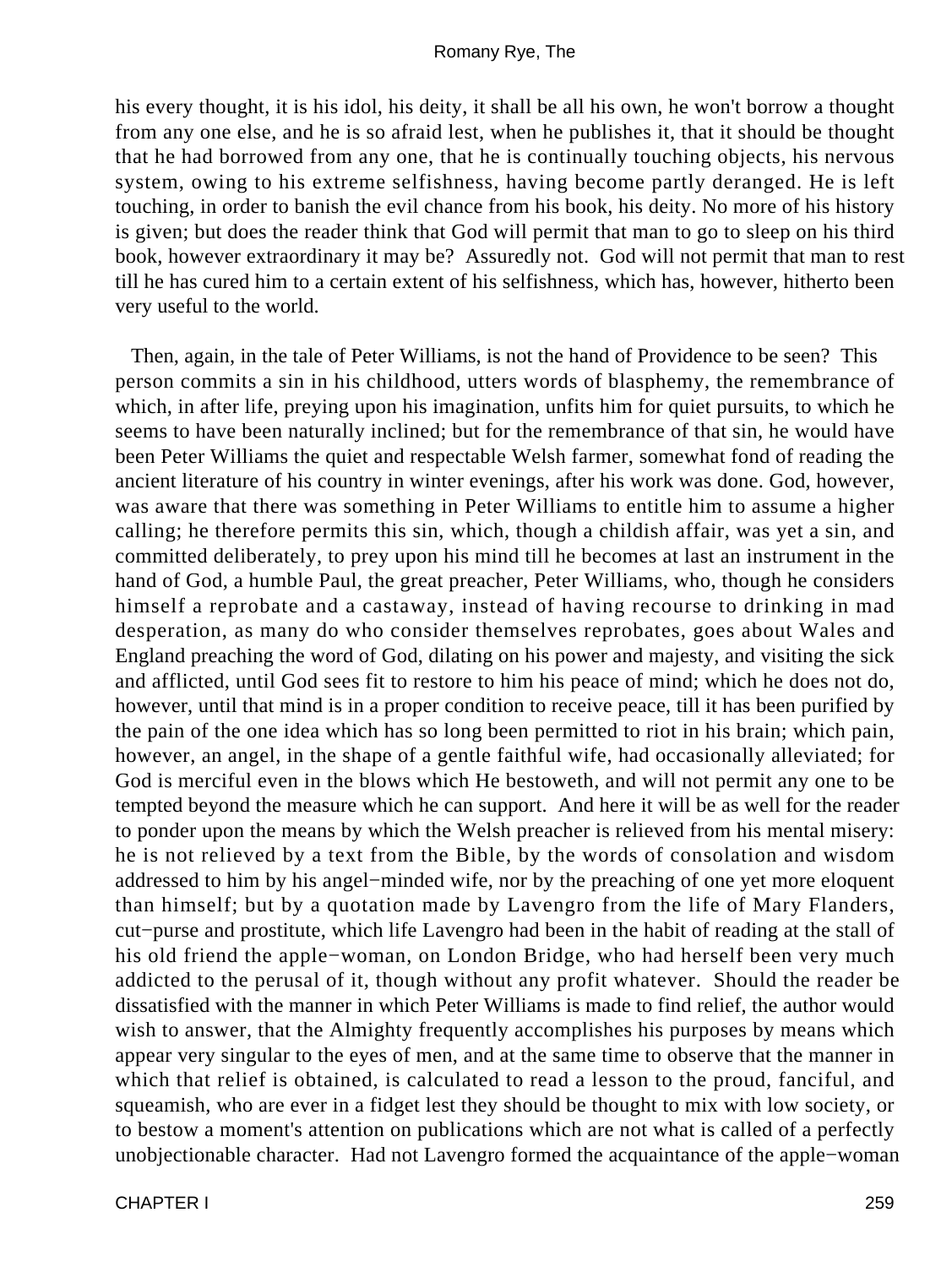his every thought, it is his idol, his deity, it shall be all his own, he won't borrow a thought from any one else, and he is so afraid lest, when he publishes it, that it should be thought that he had borrowed from any one, that he is continually touching objects, his nervous system, owing to his extreme selfishness, having become partly deranged. He is left touching, in order to banish the evil chance from his book, his deity. No more of his history is given; but does the reader think that God will permit that man to go to sleep on his third book, however extraordinary it may be? Assuredly not. God will not permit that man to rest till he has cured him to a certain extent of his selfishness, which has, however, hitherto been very useful to the world.

Then, again, in the tale of Peter Williams, is not the hand of Providence to be seen? This person commits a sin in his childhood, utters words of blasphemy, the remembrance of which, in after life, preying upon his imagination, unfits him for quiet pursuits, to which he seems to have been naturally inclined; but for the remembrance of that sin, he would have been Peter Williams the quiet and respectable Welsh farmer, somewhat fond of reading the ancient literature of his country in winter evenings, after his work was done. God, however, was aware that there was something in Peter Williams to entitle him to assume a higher calling; he therefore permits this sin, which, though a childish affair, was yet a sin, and committed deliberately, to prey upon his mind till he becomes at last an instrument in the hand of God, a humble Paul, the great preacher, Peter Williams, who, though he considers himself a reprobate and a castaway, instead of having recourse to drinking in mad desperation, as many do who consider themselves reprobates, goes about Wales and England preaching the word of God, dilating on his power and majesty, and visiting the sick and afflicted, until God sees fit to restore to him his peace of mind; which he does not do, however, until that mind is in a proper condition to receive peace, till it has been purified by the pain of the one idea which has so long been permitted to riot in his brain; which pain, however, an angel, in the shape of a gentle faithful wife, had occasionally alleviated; for God is merciful even in the blows which He bestoweth, and will not permit any one to be tempted beyond the measure which he can support. And here it will be as well for the reader to ponder upon the means by which the Welsh preacher is relieved from his mental misery: he is not relieved by a text from the Bible, by the words of consolation and wisdom addressed to him by his angel−minded wife, nor by the preaching of one yet more eloquent than himself; but by a quotation made by Lavengro from the life of Mary Flanders, cut−purse and prostitute, which life Lavengro had been in the habit of reading at the stall of his old friend the apple−woman, on London Bridge, who had herself been very much addicted to the perusal of it, though without any profit whatever. Should the reader be dissatisfied with the manner in which Peter Williams is made to find relief, the author would wish to answer, that the Almighty frequently accomplishes his purposes by means which appear very singular to the eyes of men, and at the same time to observe that the manner in which that relief is obtained, is calculated to read a lesson to the proud, fanciful, and squeamish, who are ever in a fidget lest they should be thought to mix with low society, or to bestow a moment's attention on publications which are not what is called of a perfectly unobjectionable character. Had not Lavengro formed the acquaintance of the apple−woman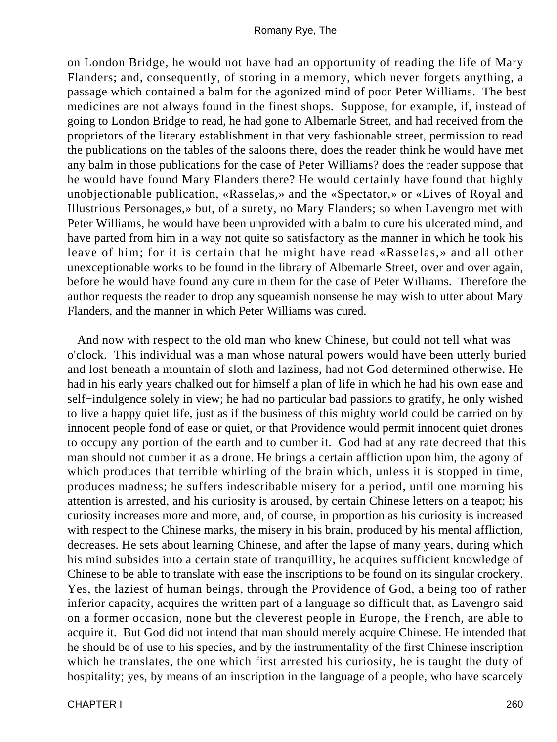on London Bridge, he would not have had an opportunity of reading the life of Mary Flanders; and, consequently, of storing in a memory, which never forgets anything, a passage which contained a balm for the agonized mind of poor Peter Williams. The best medicines are not always found in the finest shops. Suppose, for example, if, instead of going to London Bridge to read, he had gone to Albemarle Street, and had received from the proprietors of the literary establishment in that very fashionable street, permission to read the publications on the tables of the saloons there, does the reader think he would have met any balm in those publications for the case of Peter Williams? does the reader suppose that he would have found Mary Flanders there? He would certainly have found that highly unobjectionable publication, «Rasselas,» and the «Spectator,» or «Lives of Royal and Illustrious Personages,» but, of a surety, no Mary Flanders; so when Lavengro met with Peter Williams, he would have been unprovided with a balm to cure his ulcerated mind, and have parted from him in a way not quite so satisfactory as the manner in which he took his leave of him; for it is certain that he might have read «Rasselas,» and all other unexceptionable works to be found in the library of Albemarle Street, over and over again, before he would have found any cure in them for the case of Peter Williams. Therefore the author requests the reader to drop any squeamish nonsense he may wish to utter about Mary Flanders, and the manner in which Peter Williams was cured.

And now with respect to the old man who knew Chinese, but could not tell what was o'clock. This individual was a man whose natural powers would have been utterly buried and lost beneath a mountain of sloth and laziness, had not God determined otherwise. He had in his early years chalked out for himself a plan of life in which he had his own ease and self−indulgence solely in view; he had no particular bad passions to gratify, he only wished to live a happy quiet life, just as if the business of this mighty world could be carried on by innocent people fond of ease or quiet, or that Providence would permit innocent quiet drones to occupy any portion of the earth and to cumber it. God had at any rate decreed that this man should not cumber it as a drone. He brings a certain affliction upon him, the agony of which produces that terrible whirling of the brain which, unless it is stopped in time, produces madness; he suffers indescribable misery for a period, until one morning his attention is arrested, and his curiosity is aroused, by certain Chinese letters on a teapot; his curiosity increases more and more, and, of course, in proportion as his curiosity is increased with respect to the Chinese marks, the misery in his brain, produced by his mental affliction, decreases. He sets about learning Chinese, and after the lapse of many years, during which his mind subsides into a certain state of tranquillity, he acquires sufficient knowledge of Chinese to be able to translate with ease the inscriptions to be found on its singular crockery. Yes, the laziest of human beings, through the Providence of God, a being too of rather inferior capacity, acquires the written part of a language so difficult that, as Lavengro said on a former occasion, none but the cleverest people in Europe, the French, are able to acquire it. But God did not intend that man should merely acquire Chinese. He intended that he should be of use to his species, and by the instrumentality of the first Chinese inscription which he translates, the one which first arrested his curiosity, he is taught the duty of hospitality; yes, by means of an inscription in the language of a people, who have scarcely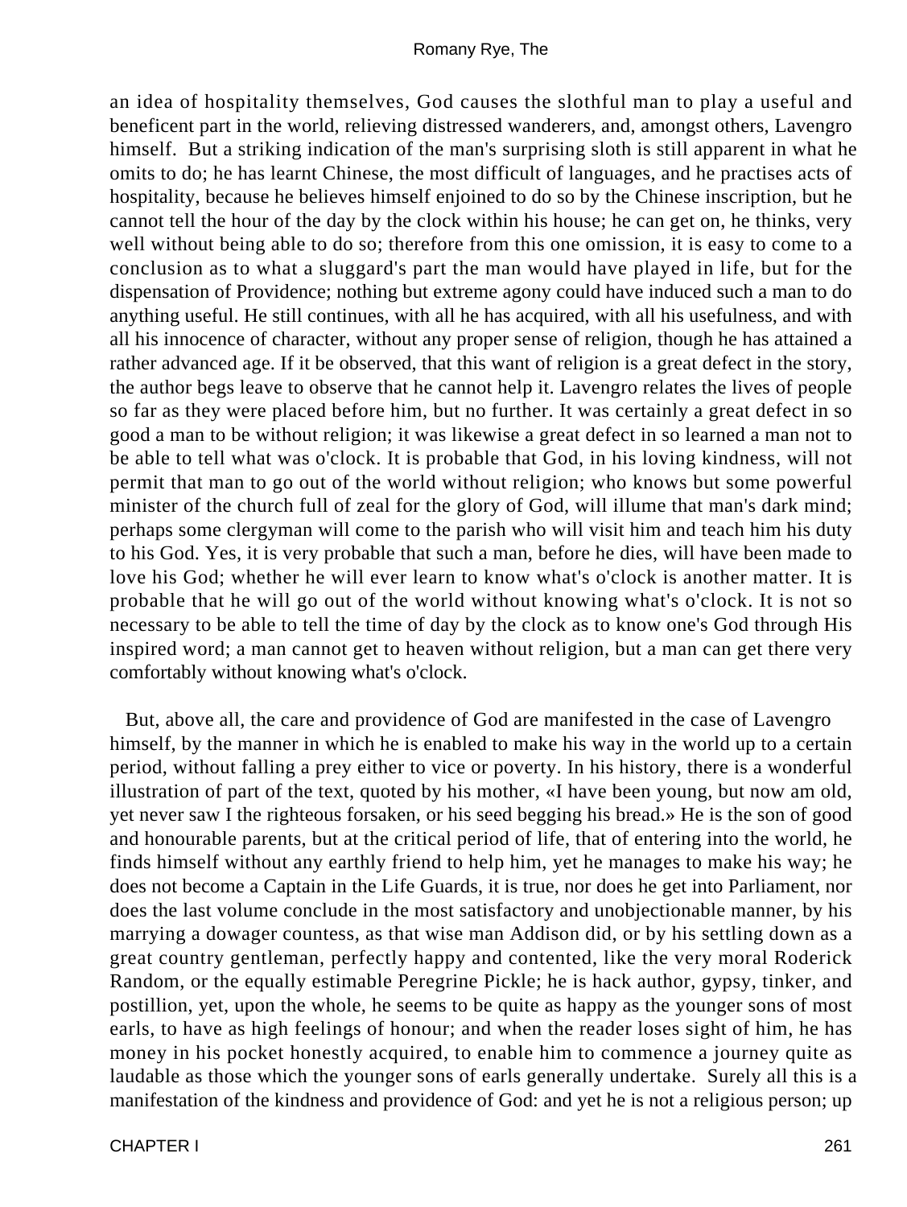an idea of hospitality themselves, God causes the slothful man to play a useful and beneficent part in the world, relieving distressed wanderers, and, amongst others, Lavengro himself. But a striking indication of the man's surprising sloth is still apparent in what he omits to do; he has learnt Chinese, the most difficult of languages, and he practises acts of hospitality, because he believes himself enjoined to do so by the Chinese inscription, but he cannot tell the hour of the day by the clock within his house; he can get on, he thinks, very well without being able to do so; therefore from this one omission, it is easy to come to a conclusion as to what a sluggard's part the man would have played in life, but for the dispensation of Providence; nothing but extreme agony could have induced such a man to do anything useful. He still continues, with all he has acquired, with all his usefulness, and with all his innocence of character, without any proper sense of religion, though he has attained a rather advanced age. If it be observed, that this want of religion is a great defect in the story, the author begs leave to observe that he cannot help it. Lavengro relates the lives of people so far as they were placed before him, but no further. It was certainly a great defect in so good a man to be without religion; it was likewise a great defect in so learned a man not to be able to tell what was o'clock. It is probable that God, in his loving kindness, will not permit that man to go out of the world without religion; who knows but some powerful minister of the church full of zeal for the glory of God, will illume that man's dark mind; perhaps some clergyman will come to the parish who will visit him and teach him his duty to his God. Yes, it is very probable that such a man, before he dies, will have been made to love his God; whether he will ever learn to know what's o'clock is another matter. It is probable that he will go out of the world without knowing what's o'clock. It is not so necessary to be able to tell the time of day by the clock as to know one's God through His inspired word; a man cannot get to heaven without religion, but a man can get there very comfortably without knowing what's o'clock.

But, above all, the care and providence of God are manifested in the case of Lavengro himself, by the manner in which he is enabled to make his way in the world up to a certain period, without falling a prey either to vice or poverty. In his history, there is a wonderful illustration of part of the text, quoted by his mother, «I have been young, but now am old, yet never saw I the righteous forsaken, or his seed begging his bread.» He is the son of good and honourable parents, but at the critical period of life, that of entering into the world, he finds himself without any earthly friend to help him, yet he manages to make his way; he does not become a Captain in the Life Guards, it is true, nor does he get into Parliament, nor does the last volume conclude in the most satisfactory and unobjectionable manner, by his marrying a dowager countess, as that wise man Addison did, or by his settling down as a great country gentleman, perfectly happy and contented, like the very moral Roderick Random, or the equally estimable Peregrine Pickle; he is hack author, gypsy, tinker, and postillion, yet, upon the whole, he seems to be quite as happy as the younger sons of most earls, to have as high feelings of honour; and when the reader loses sight of him, he has money in his pocket honestly acquired, to enable him to commence a journey quite as laudable as those which the younger sons of earls generally undertake. Surely all this is a manifestation of the kindness and providence of God: and yet he is not a religious person; up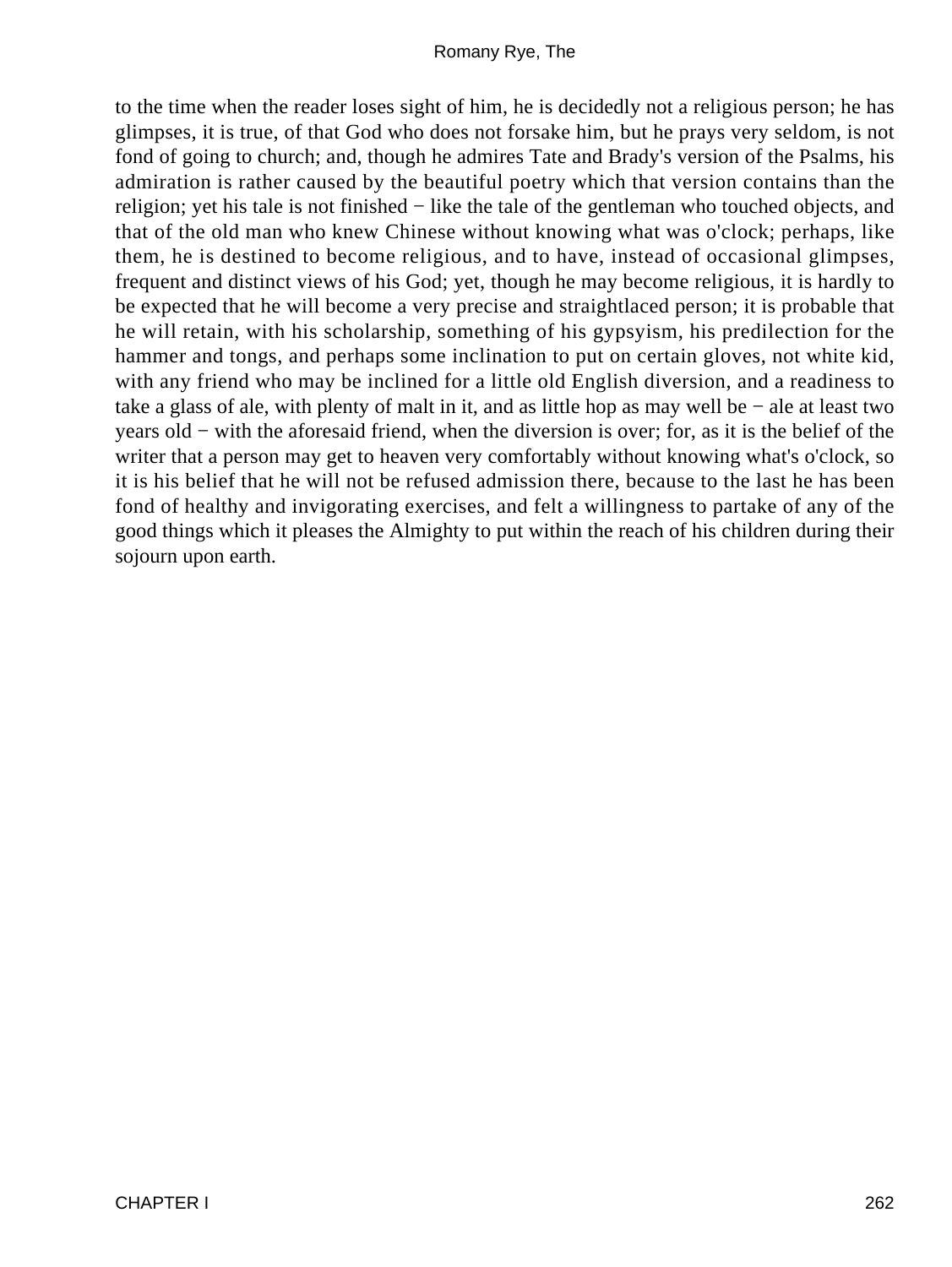to the time when the reader loses sight of him, he is decidedly not a religious person; he has glimpses, it is true, of that God who does not forsake him, but he prays very seldom, is not fond of going to church; and, though he admires Tate and Brady's version of the Psalms, his admiration is rather caused by the beautiful poetry which that version contains than the religion; yet his tale is not finished − like the tale of the gentleman who touched objects, and that of the old man who knew Chinese without knowing what was o'clock; perhaps, like them, he is destined to become religious, and to have, instead of occasional glimpses, frequent and distinct views of his God; yet, though he may become religious, it is hardly to be expected that he will become a very precise and straightlaced person; it is probable that he will retain, with his scholarship, something of his gypsyism, his predilection for the hammer and tongs, and perhaps some inclination to put on certain gloves, not white kid, with any friend who may be inclined for a little old English diversion, and a readiness to take a glass of ale, with plenty of malt in it, and as little hop as may well be − ale at least two years old − with the aforesaid friend, when the diversion is over; for, as it is the belief of the writer that a person may get to heaven very comfortably without knowing what's o'clock, so it is his belief that he will not be refused admission there, because to the last he has been fond of healthy and invigorating exercises, and felt a willingness to partake of any of the good things which it pleases the Almighty to put within the reach of his children during their sojourn upon earth.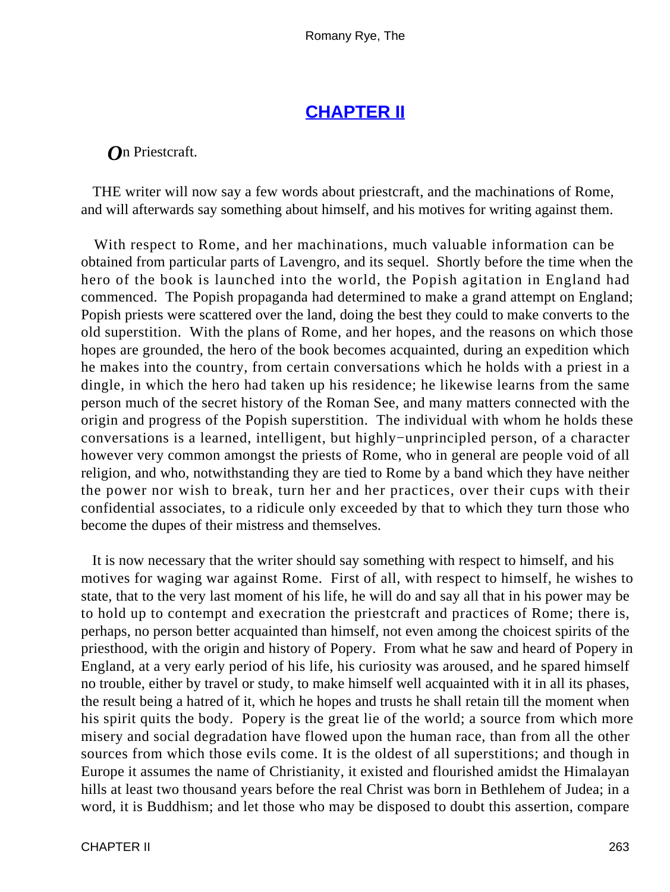## CHAPTER II

*O*n Priestcraft.

THE writer will now say a few words about priestcraft, and the machinations of Rome, and will afterwards say something about himself, and his motives for writing against them.

With respect to Rome, and her machinations, much valuable information can be obtained from particular parts of Lavengro, and its sequel. Shortly before the time when the hero of the book is launched into the world, the Popish agitation in England had commenced. The Popish propaganda had determined to make a grand attempt on England; Popish priests were scattered over the land, doing the best they could to make converts to the old superstition. With the plans of Rome, and her hopes, and the reasons on which those hopes are grounded, the hero of the book becomes acquainted, during an expedition which he makes into the country, from certain conversations which he holds with a priest in a dingle, in which the hero had taken up his residence; he likewise learns from the same person much of the secret history of the Roman See, and many matters connected with the origin and progress of the Popish superstition. The individual with whom he holds these conversations is a learned, intelligent, but highly−unprincipled person, of a character however very common amongst the priests of Rome, who in general are people void of all religion, and who, notwithstanding they are tied to Rome by a band which they have neither the power nor wish to break, turn her and her practices, over their cups with their confidential associates, to a ridicule only exceeded by that to which they turn those who become the dupes of their mistress and themselves.

It is now necessary that the writer should say something with respect to himself, and his motives for waging war against Rome. First of all, with respect to himself, he wishes to state, that to the very last moment of his life, he will do and say all that in his power may be to hold up to contempt and execration the priestcraft and practices of Rome; there is, perhaps, no person better acquainted than himself, not even among the choicest spirits of the priesthood, with the origin and history of Popery. From what he saw and heard of Popery in England, at a very early period of his life, his curiosity was aroused, and he spared himself no trouble, either by travel or study, to make himself well acquainted with it in all its phases, the result being a hatred of it, which he hopes and trusts he shall retain till the moment when his spirit quits the body. Popery is the great lie of the world; a source from which more misery and social degradation have flowed upon the human race, than from all the other sources from which those evils come. It is the oldest of all superstitions; and though in Europe it assumes the name of Christianity, it existed and flourished amidst the Himalayan hills at least two thousand years before the real Christ was born in Bethlehem of Judea; in a word, it is Buddhism; and let those who may be disposed to doubt this assertion, compare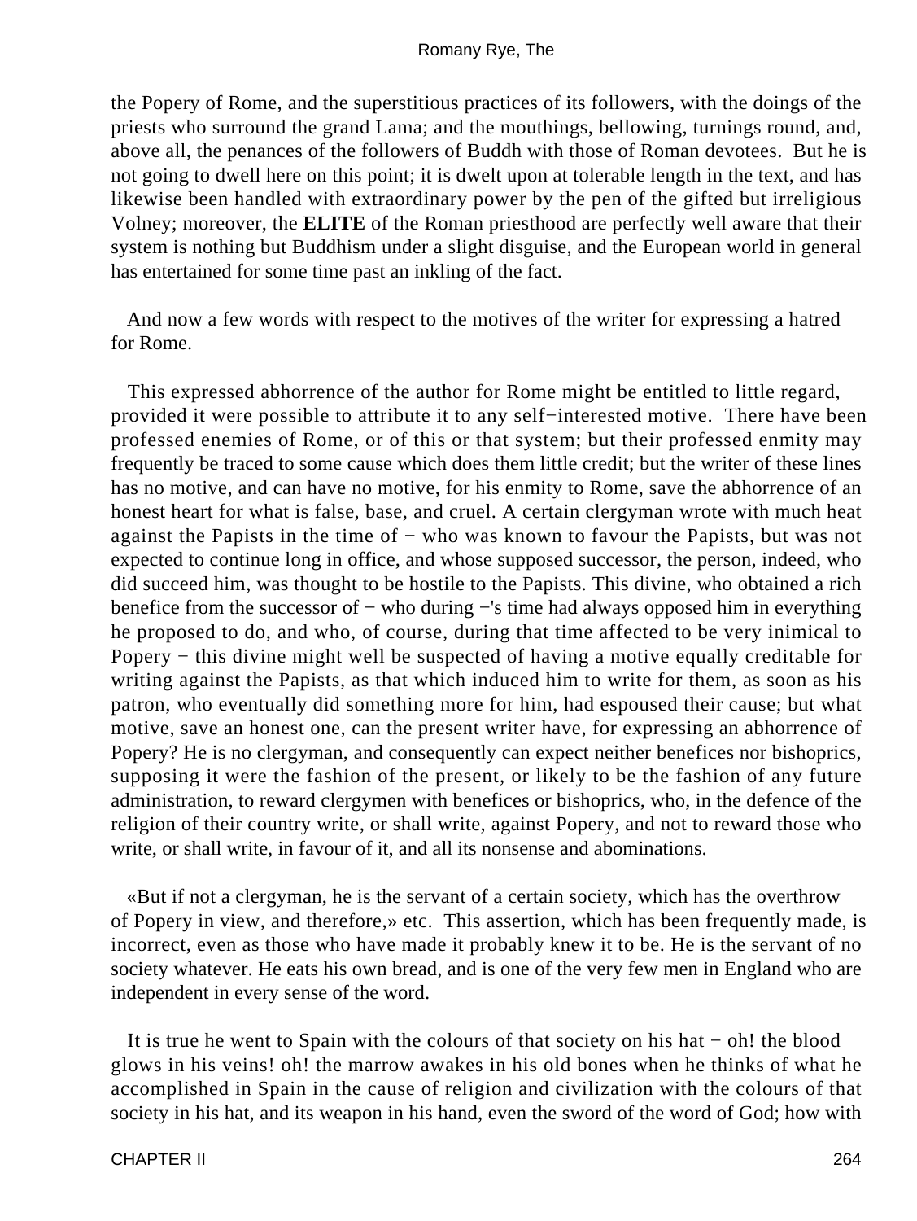the Popery of Rome, and the superstitious practices of its followers, with the doings of the priests who surround the grand Lama; and the mouthings, bellowing, turnings round, and, above all, the penances of the followers of Buddh with those of Roman devotees. But he is not going to dwell here on this point; it is dwelt upon at tolerable length in the text, and has likewise been handled with extraordinary power by the pen of the gifted but irreligious Volney; moreover, the **ELITE** of the Roman priesthood are perfectly well aware that their system is nothing but Buddhism under a slight disguise, and the European world in general has entertained for some time past an inkling of the fact.

And now a few words with respect to the motives of the writer for expressing a hatred for Rome.

This expressed abhorrence of the author for Rome might be entitled to little regard, provided it were possible to attribute it to any self−interested motive. There have been professed enemies of Rome, or of this or that system; but their professed enmity may frequently be traced to some cause which does them little credit; but the writer of these lines has no motive, and can have no motive, for his enmity to Rome, save the abhorrence of an honest heart for what is false, base, and cruel. A certain clergyman wrote with much heat against the Papists in the time of − who was known to favour the Papists, but was not expected to continue long in office, and whose supposed successor, the person, indeed, who did succeed him, was thought to be hostile to the Papists. This divine, who obtained a rich benefice from the successor of − who during −'s time had always opposed him in everything he proposed to do, and who, of course, during that time affected to be very inimical to Popery − this divine might well be suspected of having a motive equally creditable for writing against the Papists, as that which induced him to write for them, as soon as his patron, who eventually did something more for him, had espoused their cause; but what motive, save an honest one, can the present writer have, for expressing an abhorrence of Popery? He is no clergyman, and consequently can expect neither benefices nor bishoprics, supposing it were the fashion of the present, or likely to be the fashion of any future administration, to reward clergymen with benefices or bishoprics, who, in the defence of the religion of their country write, or shall write, against Popery, and not to reward those who write, or shall write, in favour of it, and all its nonsense and abominations.

«But if not a clergyman, he is the servant of a certain society, which has the overthrow of Popery in view, and therefore,» etc. This assertion, which has been frequently made, is incorrect, even as those who have made it probably knew it to be. He is the servant of no society whatever. He eats his own bread, and is one of the very few men in England who are independent in every sense of the word.

It is true he went to Spain with the colours of that society on his hat − oh! the blood glows in his veins! oh! the marrow awakes in his old bones when he thinks of what he accomplished in Spain in the cause of religion and civilization with the colours of that society in his hat, and its weapon in his hand, even the sword of the word of God; how with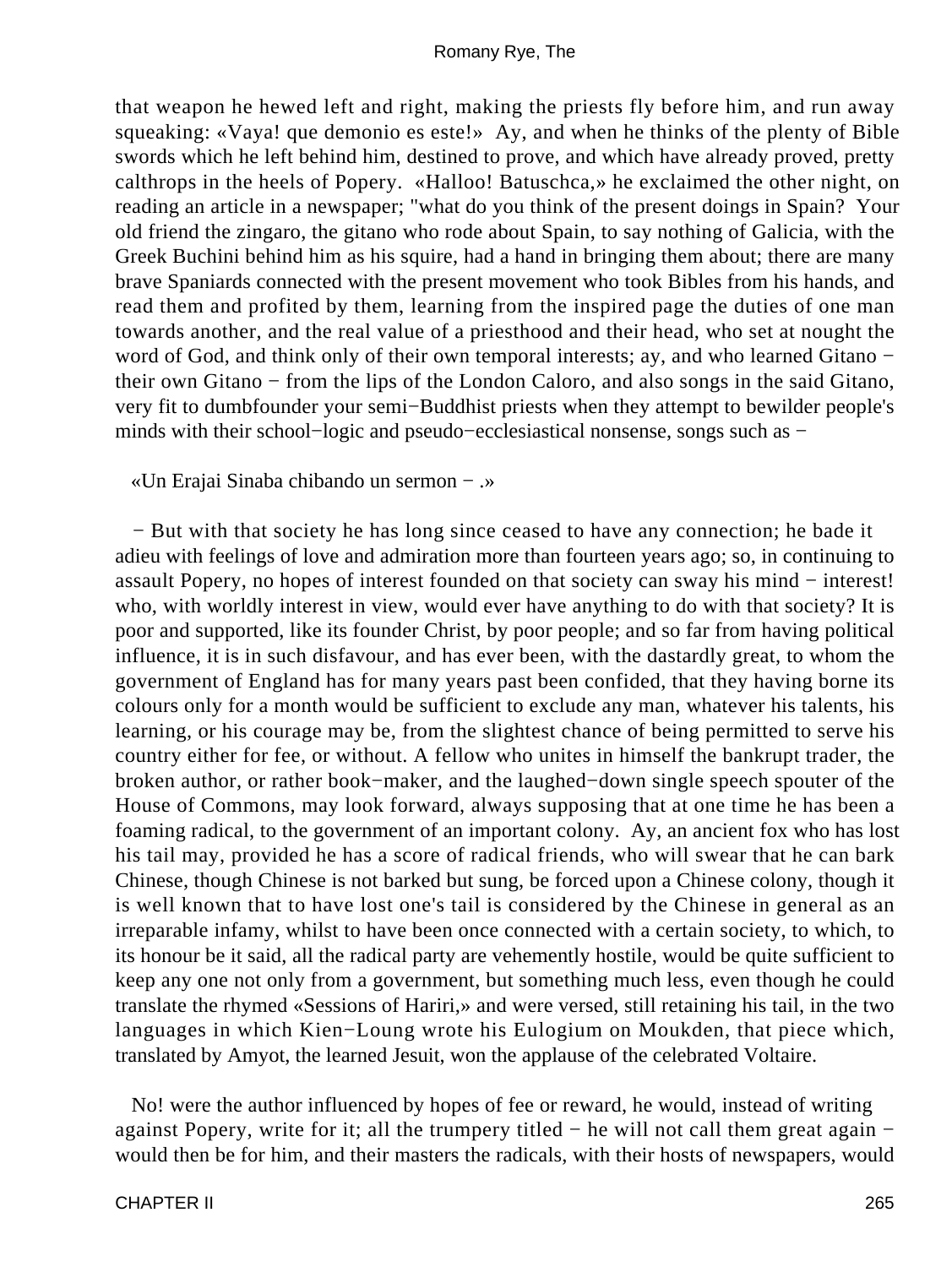that weapon he hewed left and right, making the priests fly before him, and run away squeaking: «Vaya! que demonio es este!» Ay, and when he thinks of the plenty of Bible swords which he left behind him, destined to prove, and which have already proved, pretty calthrops in the heels of Popery. «Halloo! Batuschca,» he exclaimed the other night, on reading an article in a newspaper; "what do you think of the present doings in Spain? Your old friend the zingaro, the gitano who rode about Spain, to say nothing of Galicia, with the Greek Buchini behind him as his squire, had a hand in bringing them about; there are many brave Spaniards connected with the present movement who took Bibles from his hands, and read them and profited by them, learning from the inspired page the duties of one man towards another, and the real value of a priesthood and their head, who set at nought the word of God, and think only of their own temporal interests; ay, and who learned Gitano − their own Gitano − from the lips of the London Caloro, and also songs in the said Gitano, very fit to dumbfounder your semi−Buddhist priests when they attempt to bewilder people's minds with their school−logic and pseudo−ecclesiastical nonsense, songs such as −

«Un Erajai Sinaba chibando un sermon − .»

− But with that society he has long since ceased to have any connection; he bade it adieu with feelings of love and admiration more than fourteen years ago; so, in continuing to assault Popery, no hopes of interest founded on that society can sway his mind − interest! who, with worldly interest in view, would ever have anything to do with that society? It is poor and supported, like its founder Christ, by poor people; and so far from having political influence, it is in such disfavour, and has ever been, with the dastardly great, to whom the government of England has for many years past been confided, that they having borne its colours only for a month would be sufficient to exclude any man, whatever his talents, his learning, or his courage may be, from the slightest chance of being permitted to serve his country either for fee, or without. A fellow who unites in himself the bankrupt trader, the broken author, or rather book−maker, and the laughed−down single speech spouter of the House of Commons, may look forward, always supposing that at one time he has been a foaming radical, to the government of an important colony. Ay, an ancient fox who has lost his tail may, provided he has a score of radical friends, who will swear that he can bark Chinese, though Chinese is not barked but sung, be forced upon a Chinese colony, though it is well known that to have lost one's tail is considered by the Chinese in general as an irreparable infamy, whilst to have been once connected with a certain society, to which, to its honour be it said, all the radical party are vehemently hostile, would be quite sufficient to keep any one not only from a government, but something much less, even though he could translate the rhymed «Sessions of Hariri,» and were versed, still retaining his tail, in the two languages in which Kien−Loung wrote his Eulogium on Moukden, that piece which, translated by Amyot, the learned Jesuit, won the applause of the celebrated Voltaire.

No! were the author influenced by hopes of fee or reward, he would, instead of writing against Popery, write for it; all the trumpery titled − he will not call them great again − would then be for him, and their masters the radicals, with their hosts of newspapers, would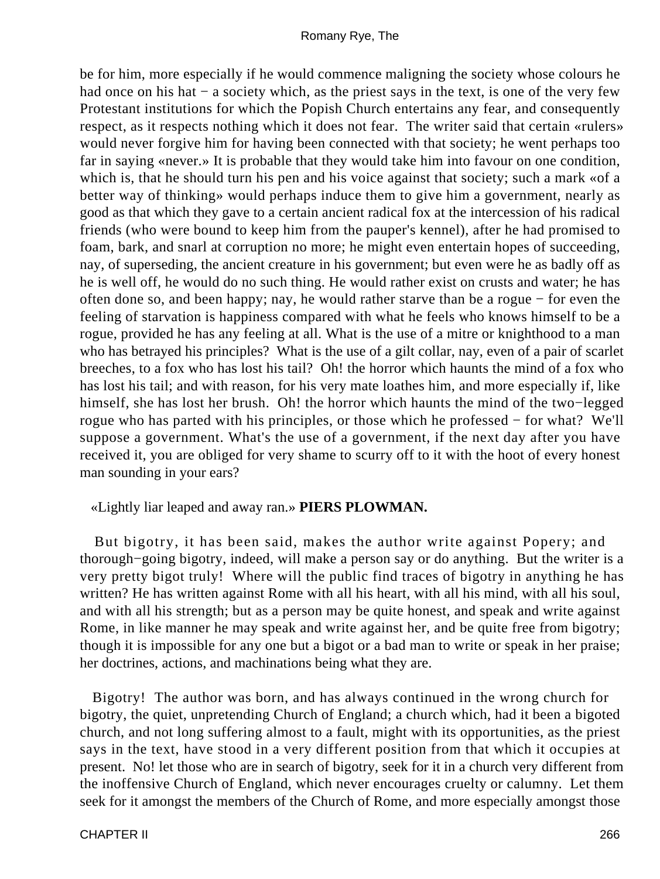be for him, more especially if he would commence maligning the society whose colours he had once on his hat − a society which, as the priest says in the text, is one of the very few Protestant institutions for which the Popish Church entertains any fear, and consequently respect, as it respects nothing which it does not fear. The writer said that certain «rulers» would never forgive him for having been connected with that society; he went perhaps too far in saying «never.» It is probable that they would take him into favour on one condition, which is, that he should turn his pen and his voice against that society; such a mark «of a better way of thinking» would perhaps induce them to give him a government, nearly as good as that which they gave to a certain ancient radical fox at the intercession of his radical friends (who were bound to keep him from the pauper's kennel), after he had promised to foam, bark, and snarl at corruption no more; he might even entertain hopes of succeeding, nay, of superseding, the ancient creature in his government; but even were he as badly off as he is well off, he would do no such thing. He would rather exist on crusts and water; he has often done so, and been happy; nay, he would rather starve than be a rogue − for even the feeling of starvation is happiness compared with what he feels who knows himself to be a rogue, provided he has any feeling at all. What is the use of a mitre or knighthood to a man who has betrayed his principles? What is the use of a gilt collar, nay, even of a pair of scarlet breeches, to a fox who has lost his tail? Oh! the horror which haunts the mind of a fox who has lost his tail; and with reason, for his very mate loathes him, and more especially if, like himself, she has lost her brush. Oh! the horror which haunts the mind of the two−legged rogue who has parted with his principles, or those which he professed − for what? We'll suppose a government. What's the use of a government, if the next day after you have received it, you are obliged for very shame to scurry off to it with the hoot of every honest man sounding in your ears?

«Lightly liar leaped and away ran.» **PIERS PLOWMAN.**

But bigotry, it has been said, makes the author write against Popery; and thorough−going bigotry, indeed, will make a person say or do anything. But the writer is a very pretty bigot truly! Where will the public find traces of bigotry in anything he has written? He has written against Rome with all his heart, with all his mind, with all his soul, and with all his strength; but as a person may be quite honest, and speak and write against Rome, in like manner he may speak and write against her, and be quite free from bigotry; though it is impossible for any one but a bigot or a bad man to write or speak in her praise; her doctrines, actions, and machinations being what they are.

Bigotry! The author was born, and has always continued in the wrong church for bigotry, the quiet, unpretending Church of England; a church which, had it been a bigoted church, and not long suffering almost to a fault, might with its opportunities, as the priest says in the text, have stood in a very different position from that which it occupies at present. No! let those who are in search of bigotry, seek for it in a church very different from the inoffensive Church of England, which never encourages cruelty or calumny. Let them seek for it amongst the members of the Church of Rome, and more especially amongst those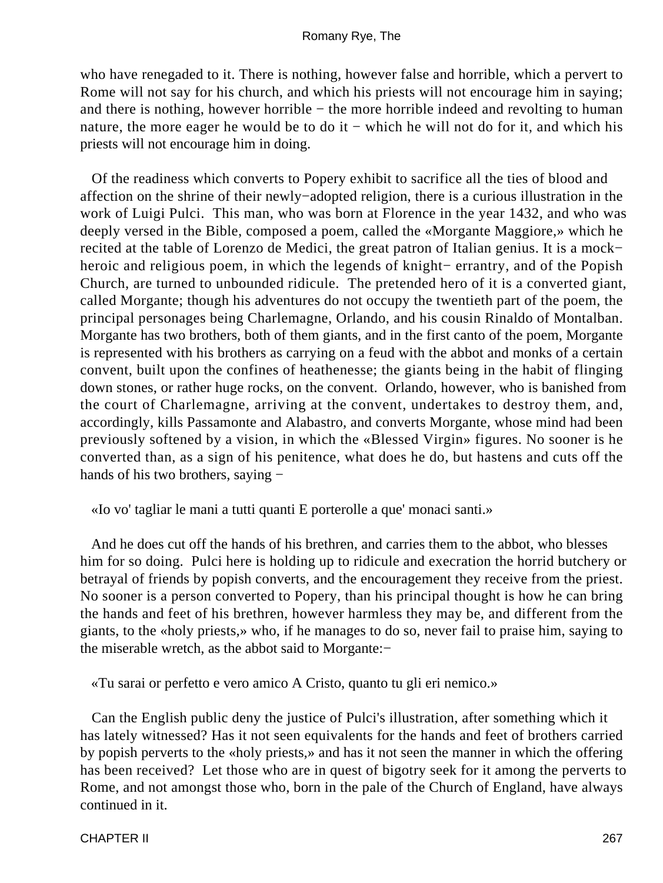who have renegaded to it. There is nothing, however false and horrible, which a pervert to Rome will not say for his church, and which his priests will not encourage him in saying; and there is nothing, however horrible − the more horrible indeed and revolting to human nature, the more eager he would be to do it − which he will not do for it, and which his priests will not encourage him in doing.

Of the readiness which converts to Popery exhibit to sacrifice all the ties of blood and affection on the shrine of their newly−adopted religion, there is a curious illustration in the work of Luigi Pulci. This man, who was born at Florence in the year 1432, and who was deeply versed in the Bible, composed a poem, called the «Morgante Maggiore,» which he recited at the table of Lorenzo de Medici, the great patron of Italian genius. It is a mock−heroic and religious poem, in which the legends of knight− errantry, and of the Popish Church, are turned to unbounded ridicule. The pretended hero of it is a converted giant, called Morgante; though his adventures do not occupy the twentieth part of the poem, the principal personages being Charlemagne, Orlando, and his cousin Rinaldo of Montalban. Morgante has two brothers, both of them giants, and in the first canto of the poem, Morgante is represented with his brothers as carrying on a feud with the abbot and monks of a certain convent, built upon the confines of heathenesse; the giants being in the habit of flinging down stones, or rather huge rocks, on the convent. Orlando, however, who is banished from the court of Charlemagne, arriving at the convent, undertakes to destroy them, and, accordingly, kills Passamonte and Alabastro, and converts Morgante, whose mind had been previously softened by a vision, in which the «Blessed Virgin» figures. No sooner is he converted than, as a sign of his penitence, what does he do, but hastens and cuts off the hands of his two brothers, saying −

«Io vo' tagliar le mani a tutti quanti E porterolle a que' monaci santi.»

And he does cut off the hands of his brethren, and carries them to the abbot, who blesses him for so doing. Pulci here is holding up to ridicule and execration the horrid butchery or betrayal of friends by popish converts, and the encouragement they receive from the priest. No sooner is a person converted to Popery, than his principal thought is how he can bring the hands and feet of his brethren, however harmless they may be, and different from the giants, to the «holy priests,» who, if he manages to do so, never fail to praise him, saying to the miserable wretch, as the abbot said to Morgante:−

«Tu sarai or perfetto e vero amico A Cristo, quanto tu gli eri nemico.»

Can the English public deny the justice of Pulci's illustration, after something which it has lately witnessed? Has it not seen equivalents for the hands and feet of brothers carried by popish perverts to the «holy priests,» and has it not seen the manner in which the offering has been received? Let those who are in quest of bigotry seek for it among the perverts to Rome, and not amongst those who, born in the pale of the Church of England, have always continued in it.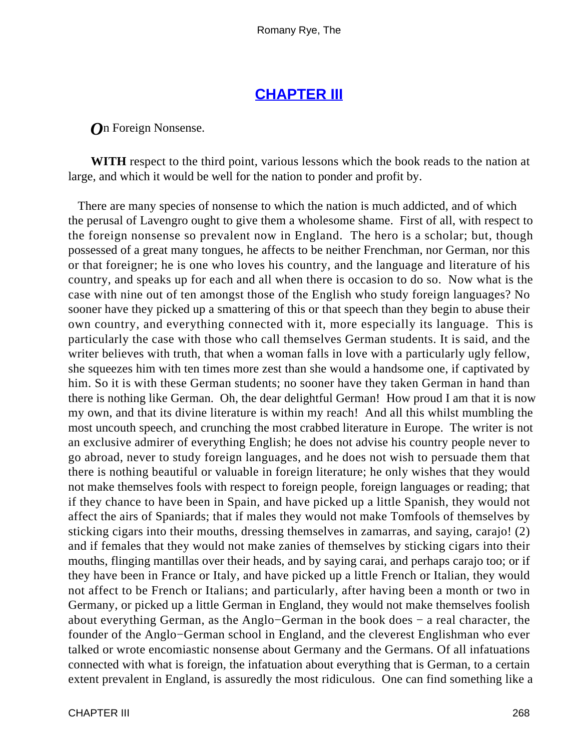## CHAPTER III

*O*n Foreign Nonsense.

**WITH** respect to the third point, various lessons which the book reads to the nation at large, and which it would be well for the nation to ponder and profit by.

There are many species of nonsense to which the nation is much addicted, and of which the perusal of Lavengro ought to give them a wholesome shame. First of all, with respect to the foreign nonsense so prevalent now in England. The hero is a scholar; but, though possessed of a great many tongues, he affects to be neither Frenchman, nor German, nor this or that foreigner; he is one who loves his country, and the language and literature of his country, and speaks up for each and all when there is occasion to do so. Now what is the case with nine out of ten amongst those of the English who study foreign languages? No sooner have they picked up a smattering of this or that speech than they begin to abuse their own country, and everything connected with it, more especially its language. This is particularly the case with those who call themselves German students. It is said, and the writer believes with truth, that when a woman falls in love with a particularly ugly fellow, she squeezes him with ten times more zest than she would a handsome one, if captivated by him. So it is with these German students; no sooner have they taken German in hand than there is nothing like German. Oh, the dear delightful German! How proud I am that it is now my own, and that its divine literature is within my reach! And all this whilst mumbling the most uncouth speech, and crunching the most crabbed literature in Europe. The writer is not an exclusive admirer of everything English; he does not advise his country people never to go abroad, never to study foreign languages, and he does not wish to persuade them that there is nothing beautiful or valuable in foreign literature; he only wishes that they would not make themselves fools with respect to foreign people, foreign languages or reading; that if they chance to have been in Spain, and have picked up a little Spanish, they would not affect the airs of Spaniards; that if males they would not make Tomfools of themselves by sticking cigars into their mouths, dressing themselves in zamarras, and saying, carajo! (2) and if females that they would not make zanies of themselves by sticking cigars into their mouths, flinging mantillas over their heads, and by saying carai, and perhaps carajo too; or if they have been in France or Italy, and have picked up a little French or Italian, they would not affect to be French or Italians; and particularly, after having been a month or two in Germany, or picked up a little German in England, they would not make themselves foolish about everything German, as the Anglo−German in the book does − a real character, the founder of the Anglo−German school in England, and the cleverest Englishman who ever talked or wrote encomiastic nonsense about Germany and the Germans. Of all infatuations connected with what is foreign, the infatuation about everything that is German, to a certain extent prevalent in England, is assuredly the most ridiculous. One can find something like a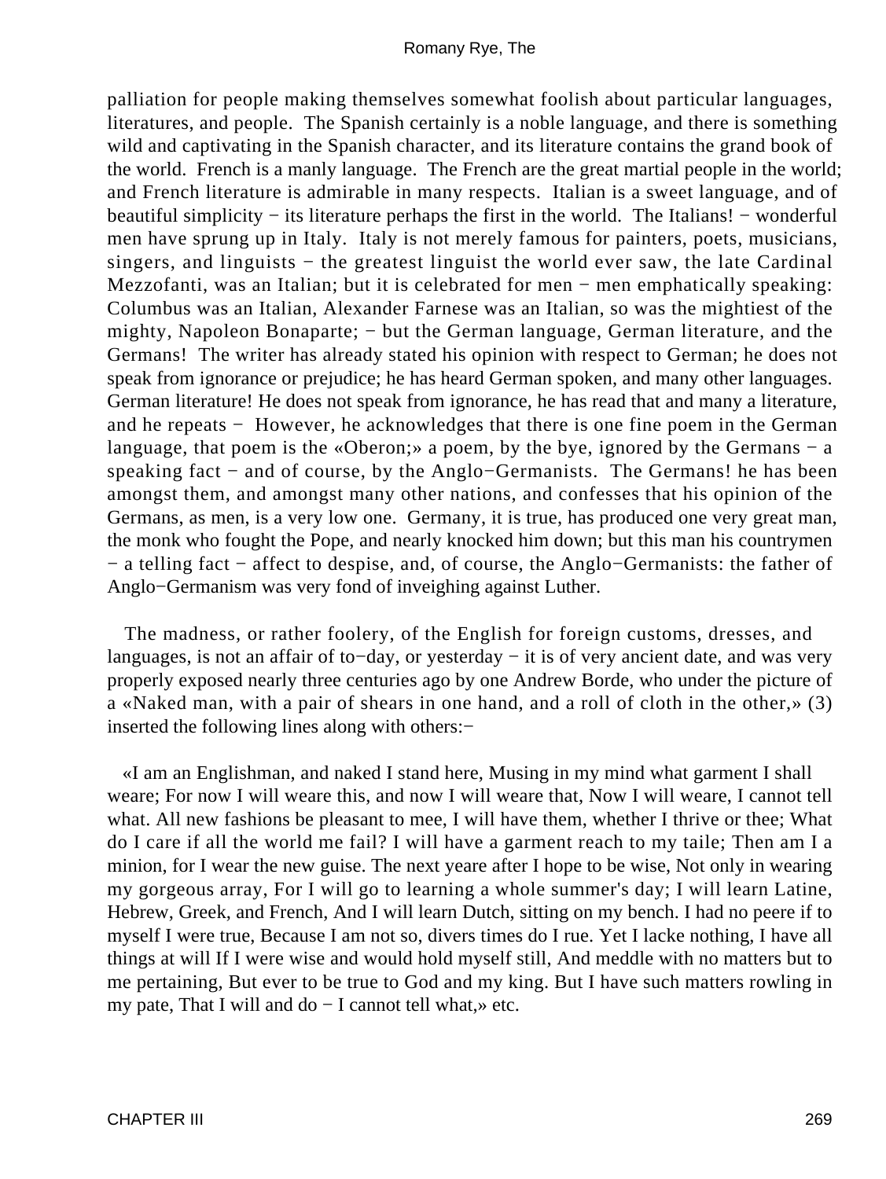palliation for people making themselves somewhat foolish about particular languages, literatures, and people. The Spanish certainly is a noble language, and there is something wild and captivating in the Spanish character, and its literature contains the grand book of the world. French is a manly language. The French are the great martial people in the world; and French literature is admirable in many respects. Italian is a sweet language, and of beautiful simplicity − its literature perhaps the first in the world. The Italians! − wonderful men have sprung up in Italy. Italy is not merely famous for painters, poets, musicians, singers, and linguists − the greatest linguist the world ever saw, the late Cardinal Mezzofanti, was an Italian; but it is celebrated for men − men emphatically speaking: Columbus was an Italian, Alexander Farnese was an Italian, so was the mightiest of the mighty, Napoleon Bonaparte; − but the German language, German literature, and the Germans! The writer has already stated his opinion with respect to German; he does not speak from ignorance or prejudice; he has heard German spoken, and many other languages. German literature! He does not speak from ignorance, he has read that and many a literature, and he repeats − However, he acknowledges that there is one fine poem in the German language, that poem is the «Oberon;» a poem, by the bye, ignored by the Germans − a speaking fact − and of course, by the Anglo−Germanists. The Germans! he has been amongst them, and amongst many other nations, and confesses that his opinion of the Germans, as men, is a very low one. Germany, it is true, has produced one very great man, the monk who fought the Pope, and nearly knocked him down; but this man his countrymen − a telling fact − affect to despise, and, of course, the Anglo−Germanists: the father of Anglo−Germanism was very fond of inveighing against Luther.

The madness, or rather foolery, of the English for foreign customs, dresses, and languages, is not an affair of to−day, or yesterday − it is of very ancient date, and was very properly exposed nearly three centuries ago by one Andrew Borde, who under the picture of a «Naked man, with a pair of shears in one hand, and a roll of cloth in the other,» (3) inserted the following lines along with others:−

«I am an Englishman, and naked I stand here, Musing in my mind what garment I shall weare; For now I will weare this, and now I will weare that, Now I will weare, I cannot tell what. All new fashions be pleasant to mee, I will have them, whether I thrive or thee; What do I care if all the world me fail? I will have a garment reach to my taile; Then am I a minion, for I wear the new guise. The next yeare after I hope to be wise, Not only in wearing my gorgeous array, For I will go to learning a whole summer's day; I will learn Latine, Hebrew, Greek, and French, And I will learn Dutch, sitting on my bench. I had no peere if to myself I were true, Because I am not so, divers times do I rue. Yet I lacke nothing, I have all things at will If I were wise and would hold myself still, And meddle with no matters but to me pertaining, But ever to be true to God and my king. But I have such matters rowling in my pate, That I will and do − I cannot tell what,» etc.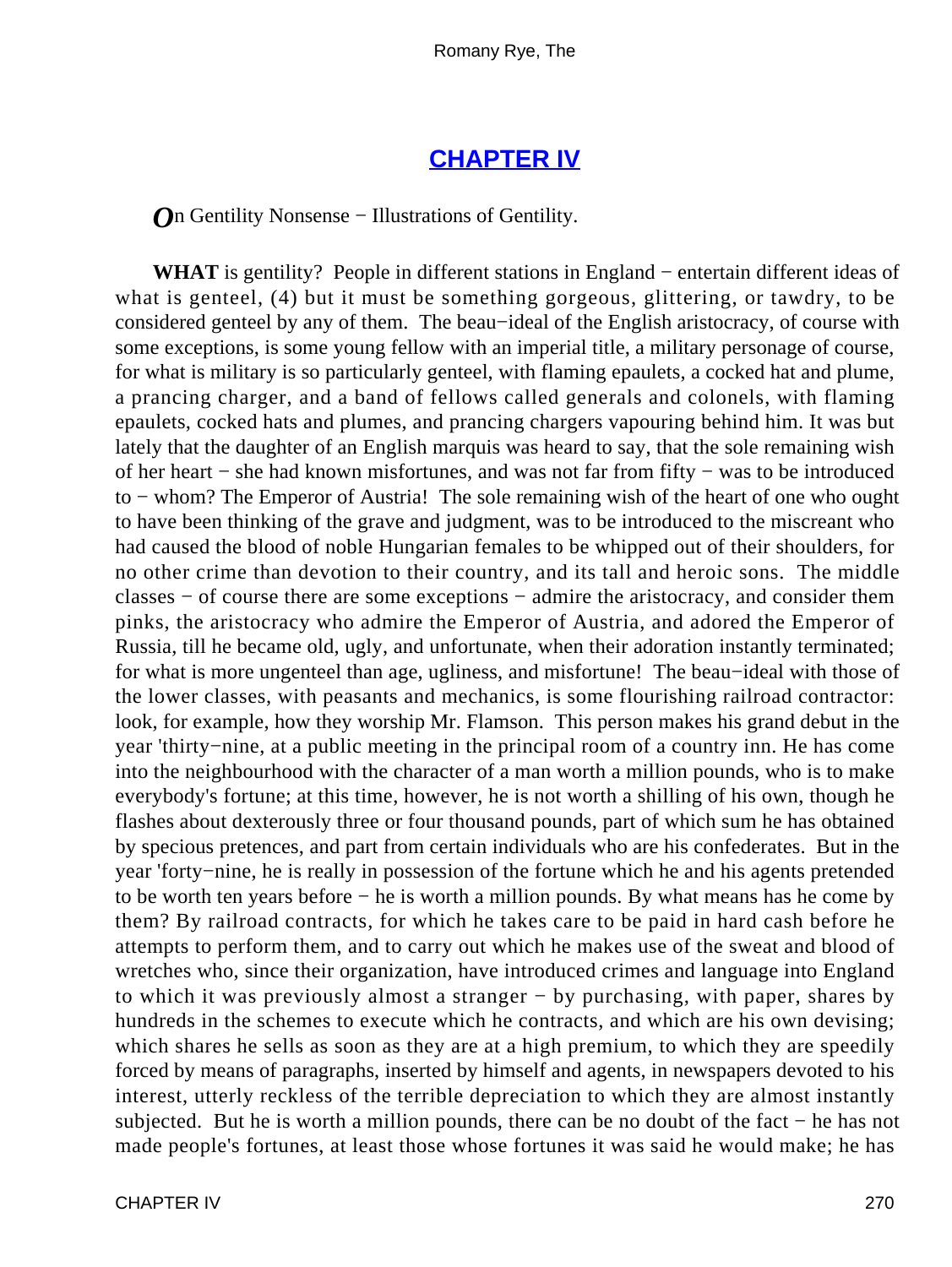## [CHAPTER IV](#)

*O*n Gentility Nonsense − Illustrations of Gentility.

**WHAT** is gentility? People in different stations in England − entertain different ideas of what is genteel, (4) but it must be something gorgeous, glittering, or tawdry, to be considered genteel by any of them. The beau−ideal of the English aristocracy, of course with some exceptions, is some young fellow with an imperial title, a military personage of course, for what is military is so particularly genteel, with flaming epaulets, a cocked hat and plume, a prancing charger, and a band of fellows called generals and colonels, with flaming epaulets, cocked hats and plumes, and prancing chargers vapouring behind him. It was but lately that the daughter of an English marquis was heard to say, that the sole remaining wish of her heart − she had known misfortunes, and was not far from fifty − was to be introduced to − whom? The Emperor of Austria! The sole remaining wish of the heart of one who ought to have been thinking of the grave and judgment, was to be introduced to the miscreant who had caused the blood of noble Hungarian females to be whipped out of their shoulders, for no other crime than devotion to their country, and its tall and heroic sons. The middle classes − of course there are some exceptions − admire the aristocracy, and consider them pinks, the aristocracy who admire the Emperor of Austria, and adored the Emperor of Russia, till he became old, ugly, and unfortunate, when their adoration instantly terminated; for what is more ungenteel than age, ugliness, and misfortune! The beau−ideal with those of the lower classes, with peasants and mechanics, is some flourishing railroad contractor: look, for example, how they worship Mr. Flamson. This person makes his grand debut in the year 'thirty−nine, at a public meeting in the principal room of a country inn. He has come into the neighbourhood with the character of a man worth a million pounds, who is to make everybody's fortune; at this time, however, he is not worth a shilling of his own, though he flashes about dexterously three or four thousand pounds, part of which sum he has obtained by specious pretences, and part from certain individuals who are his confederates. But in the year 'forty−nine, he is really in possession of the fortune which he and his agents pretended to be worth ten years before − he is worth a million pounds. By what means has he come by them? By railroad contracts, for which he takes care to be paid in hard cash before he attempts to perform them, and to carry out which he makes use of the sweat and blood of wretches who, since their organization, have introduced crimes and language into England to which it was previously almost a stranger − by purchasing, with paper, shares by hundreds in the schemes to execute which he contracts, and which are his own devising; which shares he sells as soon as they are at a high premium, to which they are speedily forced by means of paragraphs, inserted by himself and agents, in newspapers devoted to his interest, utterly reckless of the terrible depreciation to which they are almost instantly subjected. But he is worth a million pounds, there can be no doubt of the fact − he has not made people's fortunes, at least those whose fortunes it was said he would make; he has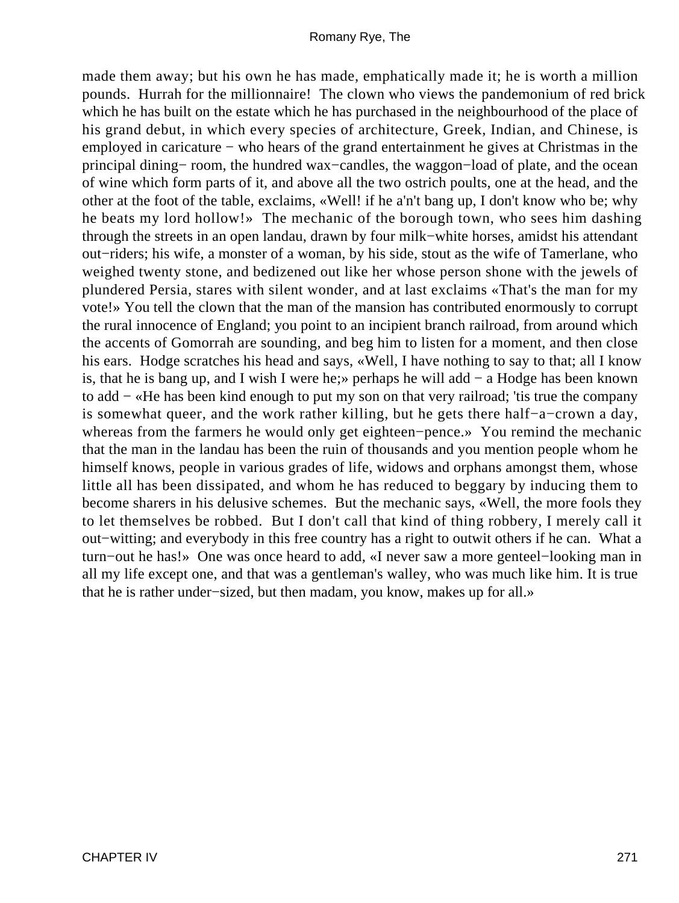made them away; but his own he has made, emphatically made it; he is worth a million pounds. Hurrah for the millionnaire! The clown who views the pandemonium of red brick which he has built on the estate which he has purchased in the neighbourhood of the place of his grand debut, in which every species of architecture, Greek, Indian, and Chinese, is employed in caricature − who hears of the grand entertainment he gives at Christmas in the principal dining− room, the hundred wax−candles, the waggon−load of plate, and the ocean of wine which form parts of it, and above all the two ostrich poults, one at the head, and the other at the foot of the table, exclaims, «Well! if he a'n't bang up, I don't know who be; why he beats my lord hollow!» The mechanic of the borough town, who sees him dashing through the streets in an open landau, drawn by four milk−white horses, amidst his attendant out−riders; his wife, a monster of a woman, by his side, stout as the wife of Tamerlane, who weighed twenty stone, and bedizened out like her whose person shone with the jewels of plundered Persia, stares with silent wonder, and at last exclaims «That's the man for my vote!» You tell the clown that the man of the mansion has contributed enormously to corrupt the rural innocence of England; you point to an incipient branch railroad, from around which the accents of Gomorrah are sounding, and beg him to listen for a moment, and then close his ears. Hodge scratches his head and says, «Well, I have nothing to say to that; all I know is, that he is bang up, and I wish I were he;» perhaps he will add − a Hodge has been known to add − «He has been kind enough to put my son on that very railroad; 'tis true the company is somewhat queer, and the work rather killing, but he gets there half−a−crown a day, whereas from the farmers he would only get eighteen−pence.» You remind the mechanic that the man in the landau has been the ruin of thousands and you mention people whom he himself knows, people in various grades of life, widows and orphans amongst them, whose little all has been dissipated, and whom he has reduced to beggary by inducing them to become sharers in his delusive schemes. But the mechanic says, «Well, the more fools they to let themselves be robbed. But I don't call that kind of thing robbery, I merely call it out−witting; and everybody in this free country has a right to outwit others if he can. What a turn−out he has!» One was once heard to add, «I never saw a more genteel−looking man in all my life except one, and that was a gentleman's walley, who was much like him. It is true that he is rather under−sized, but then madam, you know, makes up for all.»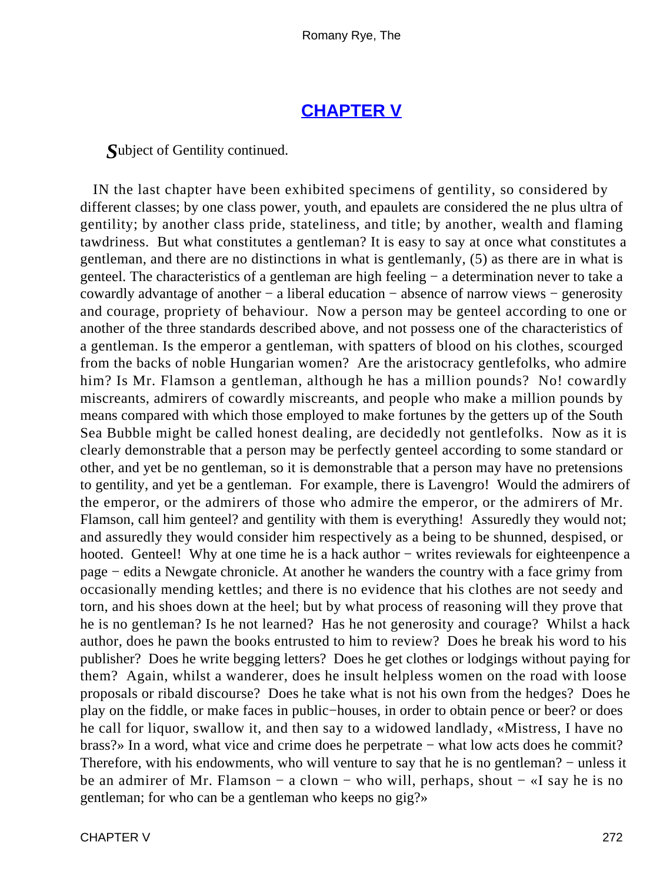## CHAPTER V

*S*ubject of Gentility continued.

IN the last chapter have been exhibited specimens of gentility, so considered by different classes; by one class power, youth, and epaulets are considered the ne plus ultra of gentility; by another class pride, stateliness, and title; by another, wealth and flaming tawdriness. But what constitutes a gentleman? It is easy to say at once what constitutes a gentleman, and there are no distinctions in what is gentlemanly, (5) as there are in what is genteel. The characteristics of a gentleman are high feeling − a determination never to take a cowardly advantage of another − a liberal education − absence of narrow views − generosity and courage, propriety of behaviour. Now a person may be genteel according to one or another of the three standards described above, and not possess one of the characteristics of a gentleman. Is the emperor a gentleman, with spatters of blood on his clothes, scourged from the backs of noble Hungarian women? Are the aristocracy gentlefolks, who admire him? Is Mr. Flamson a gentleman, although he has a million pounds? No! cowardly miscreants, admirers of cowardly miscreants, and people who make a million pounds by means compared with which those employed to make fortunes by the getters up of the South Sea Bubble might be called honest dealing, are decidedly not gentlefolks. Now as it is clearly demonstrable that a person may be perfectly genteel according to some standard or other, and yet be no gentleman, so it is demonstrable that a person may have no pretensions to gentility, and yet be a gentleman. For example, there is Lavengro! Would the admirers of the emperor, or the admirers of those who admire the emperor, or the admirers of Mr. Flamson, call him genteel? and gentility with them is everything! Assuredly they would not; and assuredly they would consider him respectively as a being to be shunned, despised, or hooted. Genteel! Why at one time he is a hack author − writes reviewals for eighteenpence a page − edits a Newgate chronicle. At another he wanders the country with a face grimy from occasionally mending kettles; and there is no evidence that his clothes are not seedy and torn, and his shoes down at the heel; but by what process of reasoning will they prove that he is no gentleman? Is he not learned? Has he not generosity and courage? Whilst a hack author, does he pawn the books entrusted to him to review? Does he break his word to his publisher? Does he write begging letters? Does he get clothes or lodgings without paying for them? Again, whilst a wanderer, does he insult helpless women on the road with loose proposals or ribald discourse? Does he take what is not his own from the hedges? Does he play on the fiddle, or make faces in public−houses, in order to obtain pence or beer? or does he call for liquor, swallow it, and then say to a widowed landlady, «Mistress, I have no brass?» In a word, what vice and crime does he perpetrate − what low acts does he commit? Therefore, with his endowments, who will venture to say that he is no gentleman? − unless it be an admirer of Mr. Flamson − a clown − who will, perhaps, shout − «I say he is no gentleman; for who can be a gentleman who keeps no gig?»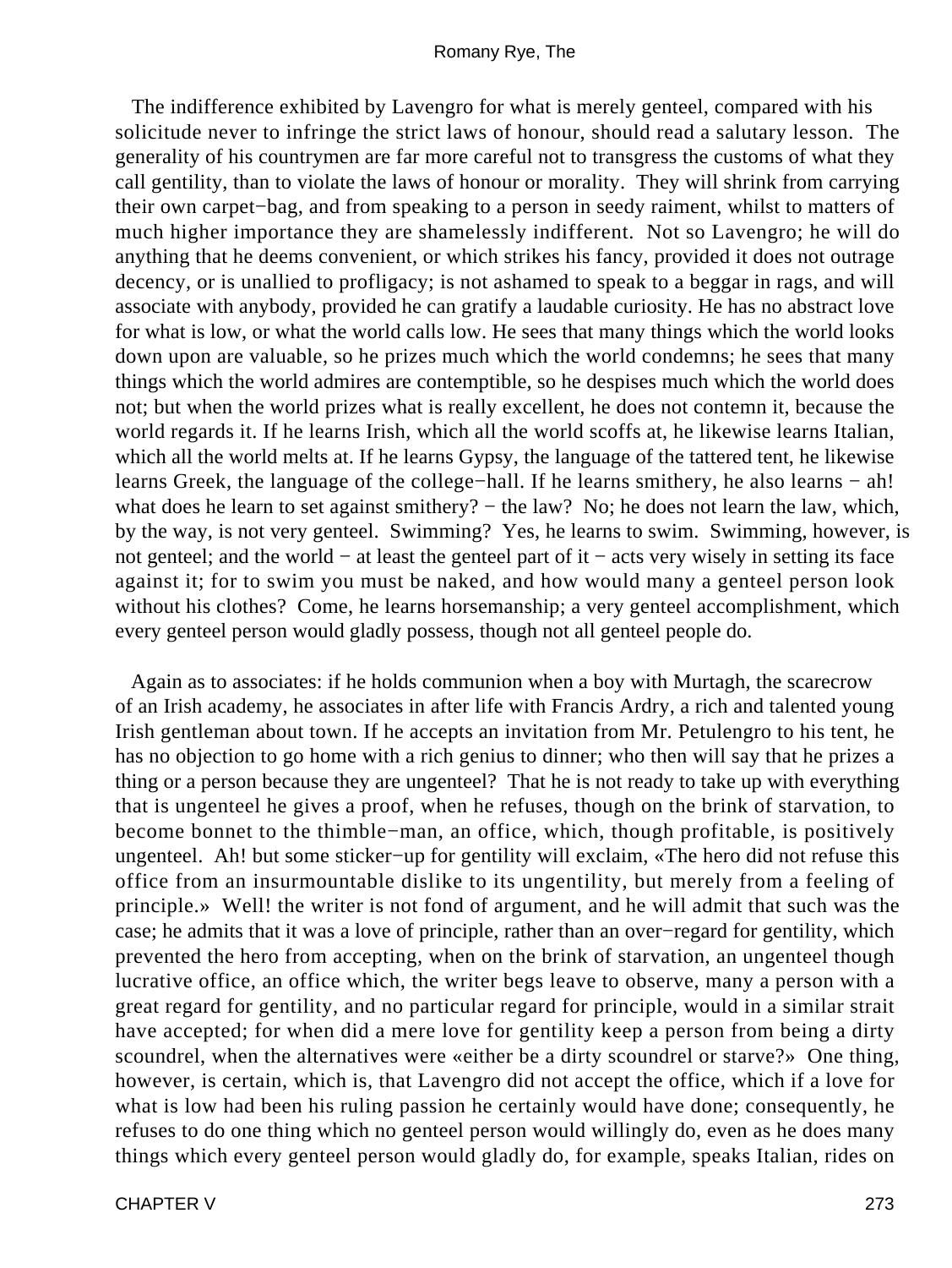The indifference exhibited by Lavengro for what is merely genteel, compared with his solicitude never to infringe the strict laws of honour, should read a salutary lesson. The generality of his countrymen are far more careful not to transgress the customs of what they call gentility, than to violate the laws of honour or morality. They will shrink from carrying their own carpet−bag, and from speaking to a person in seedy raiment, whilst to matters of much higher importance they are shamelessly indifferent. Not so Lavengro; he will do anything that he deems convenient, or which strikes his fancy, provided it does not outrage decency, or is unallied to profligacy; is not ashamed to speak to a beggar in rags, and will associate with anybody, provided he can gratify a laudable curiosity. He has no abstract love for what is low, or what the world calls low. He sees that many things which the world looks down upon are valuable, so he prizes much which the world condemns; he sees that many things which the world admires are contemptible, so he despises much which the world does not; but when the world prizes what is really excellent, he does not contemn it, because the world regards it. If he learns Irish, which all the world scoffs at, he likewise learns Italian, which all the world melts at. If he learns Gypsy, the language of the tattered tent, he likewise learns Greek, the language of the college−hall. If he learns smithery, he also learns − ah! what does he learn to set against smithery? − the law? No; he does not learn the law, which, by the way, is not very genteel. Swimming? Yes, he learns to swim. Swimming, however, is not genteel; and the world − at least the genteel part of it − acts very wisely in setting its face against it; for to swim you must be naked, and how would many a genteel person look without his clothes? Come, he learns horsemanship; a very genteel accomplishment, which every genteel person would gladly possess, though not all genteel people do.

Again as to associates: if he holds communion when a boy with Murtagh, the scarecrow of an Irish academy, he associates in after life with Francis Ardry, a rich and talented young Irish gentleman about town. If he accepts an invitation from Mr. Petulengro to his tent, he has no objection to go home with a rich genius to dinner; who then will say that he prizes a thing or a person because they are ungenteel? That he is not ready to take up with everything that is ungenteel he gives a proof, when he refuses, though on the brink of starvation, to become bonnet to the thimble−man, an office, which, though profitable, is positively ungenteel. Ah! but some sticker−up for gentility will exclaim, «The hero did not refuse this office from an insurmountable dislike to its ungentility, but merely from a feeling of principle.» Well! the writer is not fond of argument, and he will admit that such was the case; he admits that it was a love of principle, rather than an over−regard for gentility, which prevented the hero from accepting, when on the brink of starvation, an ungenteel though lucrative office, an office which, the writer begs leave to observe, many a person with a great regard for gentility, and no particular regard for principle, would in a similar strait have accepted; for when did a mere love for gentility keep a person from being a dirty scoundrel, when the alternatives were «either be a dirty scoundrel or starve?» One thing, however, is certain, which is, that Lavengro did not accept the office, which if a love for what is low had been his ruling passion he certainly would have done; consequently, he refuses to do one thing which no genteel person would willingly do, even as he does many things which every genteel person would gladly do, for example, speaks Italian, rides on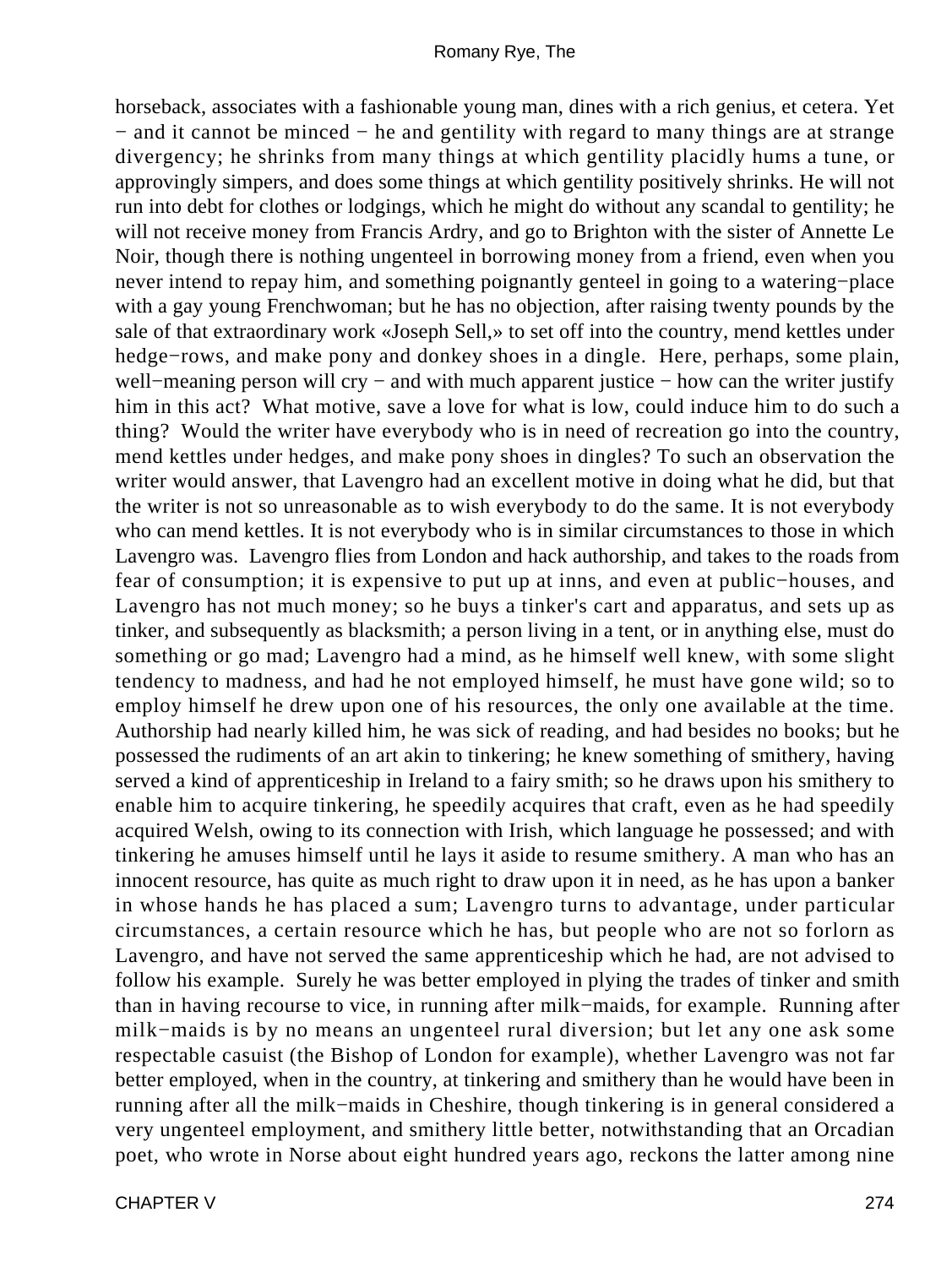horseback, associates with a fashionable young man, dines with a rich genius, et cetera. Yet − and it cannot be minced − he and gentility with regard to many things are at strange divergency; he shrinks from many things at which gentility placidly hums a tune, or approvingly simpers, and does some things at which gentility positively shrinks. He will not run into debt for clothes or lodgings, which he might do without any scandal to gentility; he will not receive money from Francis Ardry, and go to Brighton with the sister of Annette Le Noir, though there is nothing ungenteel in borrowing money from a friend, even when you never intend to repay him, and something poignantly genteel in going to a watering−place with a gay young Frenchwoman; but he has no objection, after raising twenty pounds by the sale of that extraordinary work «Joseph Sell,» to set off into the country, mend kettles under hedge−rows, and make pony and donkey shoes in a dingle. Here, perhaps, some plain, well−meaning person will cry − and with much apparent justice − how can the writer justify him in this act? What motive, save a love for what is low, could induce him to do such a thing? Would the writer have everybody who is in need of recreation go into the country, mend kettles under hedges, and make pony shoes in dingles? To such an observation the writer would answer, that Lavengro had an excellent motive in doing what he did, but that the writer is not so unreasonable as to wish everybody to do the same. It is not everybody who can mend kettles. It is not everybody who is in similar circumstances to those in which Lavengro was. Lavengro flies from London and hack authorship, and takes to the roads from fear of consumption; it is expensive to put up at inns, and even at public−houses, and Lavengro has not much money; so he buys a tinker's cart and apparatus, and sets up as tinker, and subsequently as blacksmith; a person living in a tent, or in anything else, must do something or go mad; Lavengro had a mind, as he himself well knew, with some slight tendency to madness, and had he not employed himself, he must have gone wild; so to employ himself he drew upon one of his resources, the only one available at the time. Authorship had nearly killed him, he was sick of reading, and had besides no books; but he possessed the rudiments of an art akin to tinkering; he knew something of smithery, having served a kind of apprenticeship in Ireland to a fairy smith; so he draws upon his smithery to enable him to acquire tinkering, he speedily acquires that craft, even as he had speedily acquired Welsh, owing to its connection with Irish, which language he possessed; and with tinkering he amuses himself until he lays it aside to resume smithery. A man who has an innocent resource, has quite as much right to draw upon it in need, as he has upon a banker in whose hands he has placed a sum; Lavengro turns to advantage, under particular circumstances, a certain resource which he has, but people who are not so forlorn as Lavengro, and have not served the same apprenticeship which he had, are not advised to follow his example. Surely he was better employed in plying the trades of tinker and smith than in having recourse to vice, in running after milk−maids, for example. Running after milk−maids is by no means an ungenteel rural diversion; but let any one ask some respectable casuist (the Bishop of London for example), whether Lavengro was not far better employed, when in the country, at tinkering and smithery than he would have been in running after all the milk−maids in Cheshire, though tinkering is in general considered a very ungenteel employment, and smithery little better, notwithstanding that an Orcadian poet, who wrote in Norse about eight hundred years ago, reckons the latter among nine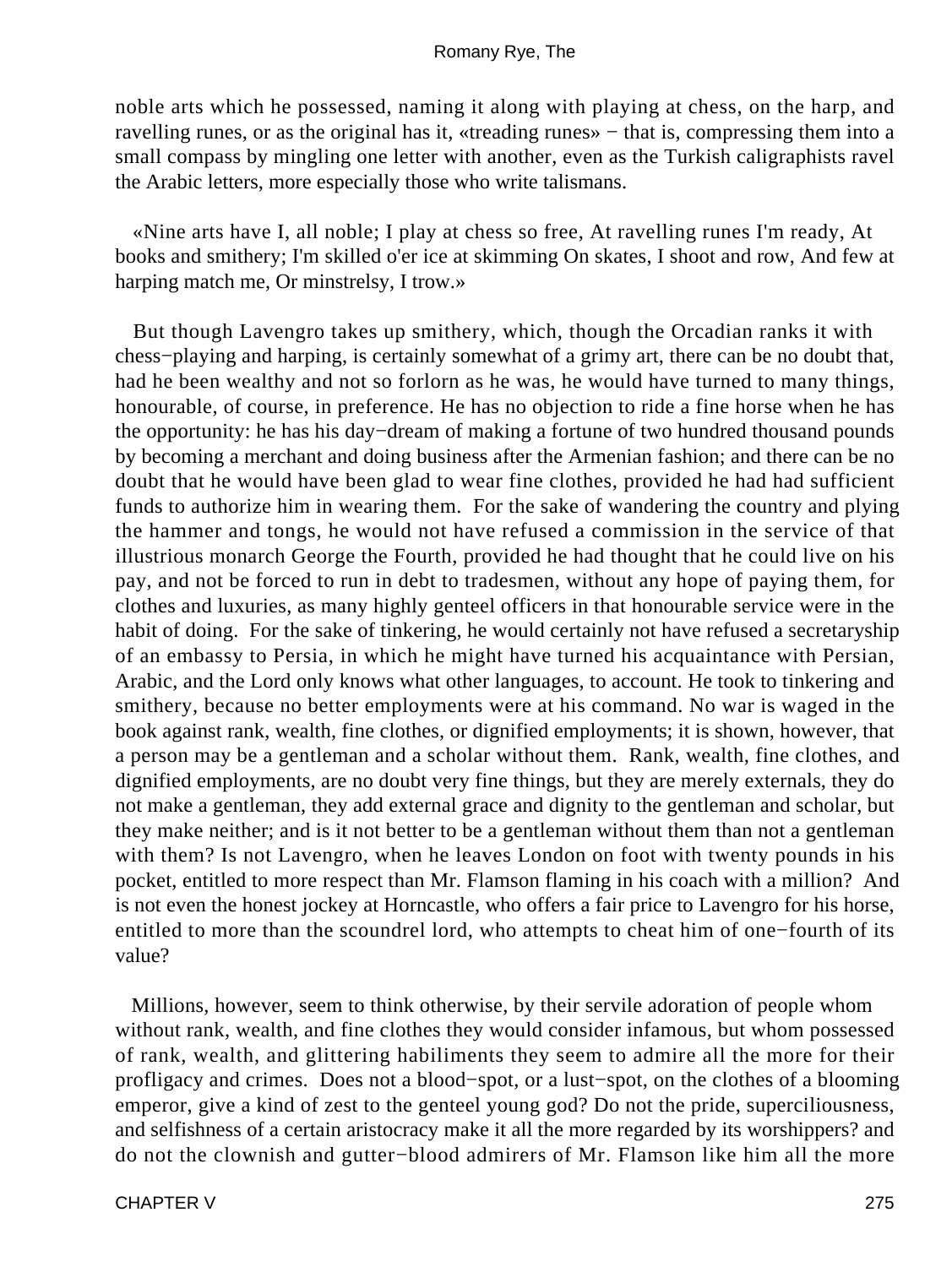noble arts which he possessed, naming it along with playing at chess, on the harp, and ravelling runes, or as the original has it, «treading runes» − that is, compressing them into a small compass by mingling one letter with another, even as the Turkish caligraphists ravel the Arabic letters, more especially those who write talismans.

«Nine arts have I, all noble; I play at chess so free, At ravelling runes I'm ready, At books and smithery; I'm skilled o'er ice at skimming On skates, I shoot and row, And few at harping match me, Or minstrelsy, I trow.»

But though Lavengro takes up smithery, which, though the Orcadian ranks it with chess−playing and harping, is certainly somewhat of a grimy art, there can be no doubt that, had he been wealthy and not so forlorn as he was, he would have turned to many things, honourable, of course, in preference. He has no objection to ride a fine horse when he has the opportunity: he has his day−dream of making a fortune of two hundred thousand pounds by becoming a merchant and doing business after the Armenian fashion; and there can be no doubt that he would have been glad to wear fine clothes, provided he had had sufficient funds to authorize him in wearing them. For the sake of wandering the country and plying the hammer and tongs, he would not have refused a commission in the service of that illustrious monarch George the Fourth, provided he had thought that he could live on his pay, and not be forced to run in debt to tradesmen, without any hope of paying them, for clothes and luxuries, as many highly genteel officers in that honourable service were in the habit of doing. For the sake of tinkering, he would certainly not have refused a secretaryship of an embassy to Persia, in which he might have turned his acquaintance with Persian, Arabic, and the Lord only knows what other languages, to account. He took to tinkering and smithery, because no better employments were at his command. No war is waged in the book against rank, wealth, fine clothes, or dignified employments; it is shown, however, that a person may be a gentleman and a scholar without them. Rank, wealth, fine clothes, and dignified employments, are no doubt very fine things, but they are merely externals, they do not make a gentleman, they add external grace and dignity to the gentleman and scholar, but they make neither; and is it not better to be a gentleman without them than not a gentleman with them? Is not Lavengro, when he leaves London on foot with twenty pounds in his pocket, entitled to more respect than Mr. Flamson flaming in his coach with a million? And is not even the honest jockey at Horncastle, who offers a fair price to Lavengro for his horse, entitled to more than the scoundrel lord, who attempts to cheat him of one−fourth of its value?

Millions, however, seem to think otherwise, by their servile adoration of people whom without rank, wealth, and fine clothes they would consider infamous, but whom possessed of rank, wealth, and glittering habiliments they seem to admire all the more for their profligacy and crimes. Does not a blood−spot, or a lust−spot, on the clothes of a blooming emperor, give a kind of zest to the genteel young god? Do not the pride, superciliousness, and selfishness of a certain aristocracy make it all the more regarded by its worshippers? and do not the clownish and gutter−blood admirers of Mr. Flamson like him all the more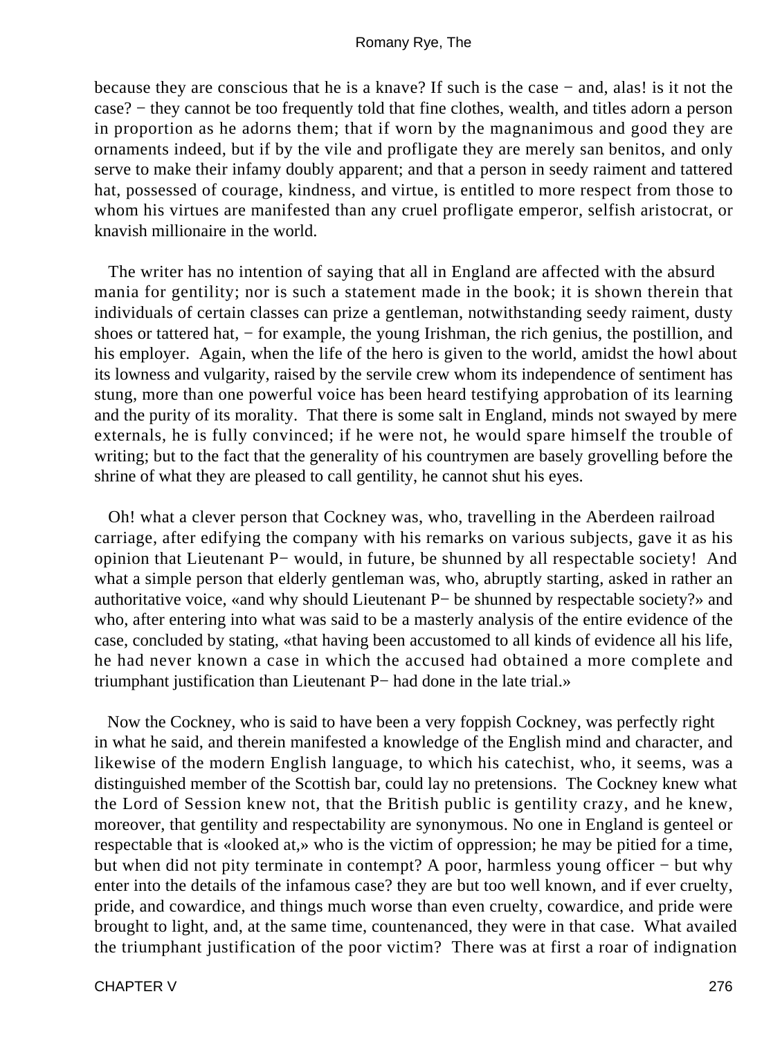because they are conscious that he is a knave? If such is the case − and, alas! is it not the case? − they cannot be too frequently told that fine clothes, wealth, and titles adorn a person in proportion as he adorns them; that if worn by the magnanimous and good they are ornaments indeed, but if by the vile and profligate they are merely san benitos, and only serve to make their infamy doubly apparent; and that a person in seedy raiment and tattered hat, possessed of courage, kindness, and virtue, is entitled to more respect from those to whom his virtues are manifested than any cruel profligate emperor, selfish aristocrat, or knavish millionaire in the world.

The writer has no intention of saying that all in England are affected with the absurd mania for gentility; nor is such a statement made in the book; it is shown therein that individuals of certain classes can prize a gentleman, notwithstanding seedy raiment, dusty shoes or tattered hat, − for example, the young Irishman, the rich genius, the postillion, and his employer. Again, when the life of the hero is given to the world, amidst the howl about its lowness and vulgarity, raised by the servile crew whom its independence of sentiment has stung, more than one powerful voice has been heard testifying approbation of its learning and the purity of its morality. That there is some salt in England, minds not swayed by mere externals, he is fully convinced; if he were not, he would spare himself the trouble of writing; but to the fact that the generality of his countrymen are basely grovelling before the shrine of what they are pleased to call gentility, he cannot shut his eyes.

Oh! what a clever person that Cockney was, who, travelling in the Aberdeen railroad carriage, after edifying the company with his remarks on various subjects, gave it as his opinion that Lieutenant P− would, in future, be shunned by all respectable society! And what a simple person that elderly gentleman was, who, abruptly starting, asked in rather an authoritative voice, «and why should Lieutenant P− be shunned by respectable society?» and who, after entering into what was said to be a masterly analysis of the entire evidence of the case, concluded by stating, «that having been accustomed to all kinds of evidence all his life, he had never known a case in which the accused had obtained a more complete and triumphant justification than Lieutenant P− had done in the late trial.»

Now the Cockney, who is said to have been a very foppish Cockney, was perfectly right in what he said, and therein manifested a knowledge of the English mind and character, and likewise of the modern English language, to which his catechist, who, it seems, was a distinguished member of the Scottish bar, could lay no pretensions. The Cockney knew what the Lord of Session knew not, that the British public is gentility crazy, and he knew, moreover, that gentility and respectability are synonymous. No one in England is genteel or respectable that is «looked at,» who is the victim of oppression; he may be pitied for a time, but when did not pity terminate in contempt? A poor, harmless young officer − but why enter into the details of the infamous case? they are but too well known, and if ever cruelty, pride, and cowardice, and things much worse than even cruelty, cowardice, and pride were brought to light, and, at the same time, countenanced, they were in that case. What availed the triumphant justification of the poor victim? There was at first a roar of indignation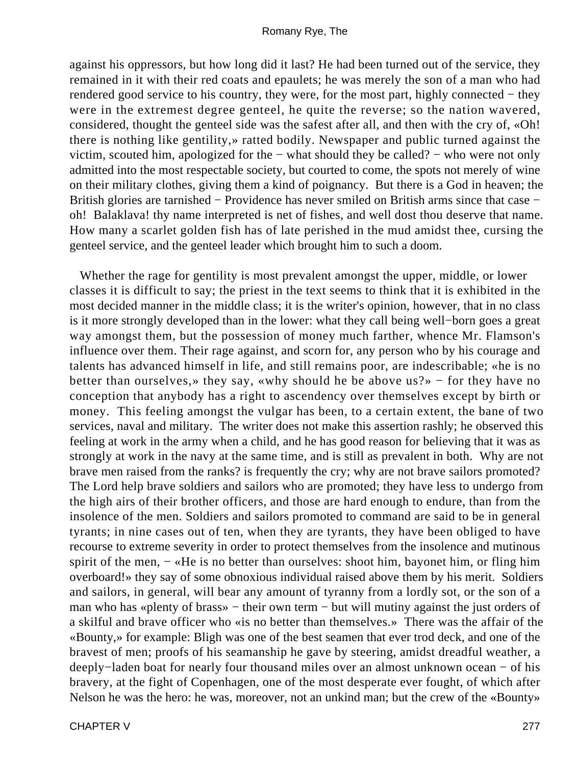against his oppressors, but how long did it last? He had been turned out of the service, they remained in it with their red coats and epaulets; he was merely the son of a man who had rendered good service to his country, they were, for the most part, highly connected − they were in the extremest degree genteel, he quite the reverse; so the nation wavered, considered, thought the genteel side was the safest after all, and then with the cry of, «Oh! there is nothing like gentility,» ratted bodily. Newspaper and public turned against the victim, scouted him, apologized for the − what should they be called? − who were not only admitted into the most respectable society, but courted to come, the spots not merely of wine on their military clothes, giving them a kind of poignancy. But there is a God in heaven; the British glories are tarnished − Providence has never smiled on British arms since that case − oh! Balaklava! thy name interpreted is net of fishes, and well dost thou deserve that name. How many a scarlet golden fish has of late perished in the mud amidst thee, cursing the genteel service, and the genteel leader which brought him to such a doom.

Whether the rage for gentility is most prevalent amongst the upper, middle, or lower classes it is difficult to say; the priest in the text seems to think that it is exhibited in the most decided manner in the middle class; it is the writer's opinion, however, that in no class is it more strongly developed than in the lower: what they call being well−born goes a great way amongst them, but the possession of money much farther, whence Mr. Flamson's influence over them. Their rage against, and scorn for, any person who by his courage and talents has advanced himself in life, and still remains poor, are indescribable; «he is no better than ourselves,» they say, «why should he be above us?» − for they have no conception that anybody has a right to ascendency over themselves except by birth or money. This feeling amongst the vulgar has been, to a certain extent, the bane of two services, naval and military. The writer does not make this assertion rashly; he observed this feeling at work in the army when a child, and he has good reason for believing that it was as strongly at work in the navy at the same time, and is still as prevalent in both. Why are not brave men raised from the ranks? is frequently the cry; why are not brave sailors promoted? The Lord help brave soldiers and sailors who are promoted; they have less to undergo from the high airs of their brother officers, and those are hard enough to endure, than from the insolence of the men. Soldiers and sailors promoted to command are said to be in general tyrants; in nine cases out of ten, when they are tyrants, they have been obliged to have recourse to extreme severity in order to protect themselves from the insolence and mutinous spirit of the men, − «He is no better than ourselves: shoot him, bayonet him, or fling him overboard!» they say of some obnoxious individual raised above them by his merit. Soldiers and sailors, in general, will bear any amount of tyranny from a lordly sot, or the son of a man who has «plenty of brass» − their own term − but will mutiny against the just orders of a skilful and brave officer who «is no better than themselves.» There was the affair of the «Bounty,» for example: Bligh was one of the best seamen that ever trod deck, and one of the bravest of men; proofs of his seamanship he gave by steering, amidst dreadful weather, a deeply−laden boat for nearly four thousand miles over an almost unknown ocean − of his bravery, at the fight of Copenhagen, one of the most desperate ever fought, of which after Nelson he was the hero: he was, moreover, not an unkind man; but the crew of the «Bounty»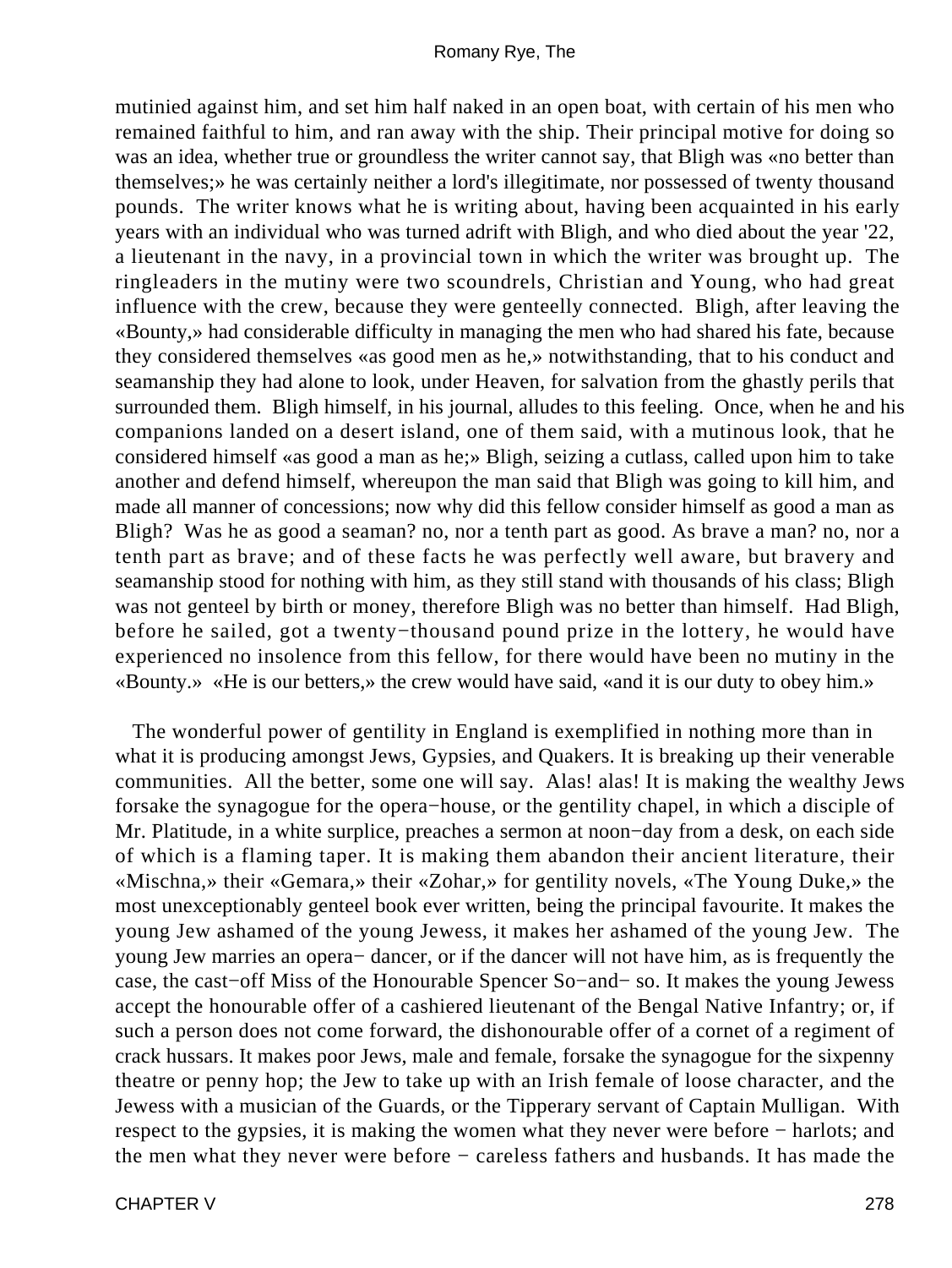mutinied against him, and set him half naked in an open boat, with certain of his men who remained faithful to him, and ran away with the ship. Their principal motive for doing so was an idea, whether true or groundless the writer cannot say, that Bligh was «no better than themselves;» he was certainly neither a lord's illegitimate, nor possessed of twenty thousand pounds. The writer knows what he is writing about, having been acquainted in his early years with an individual who was turned adrift with Bligh, and who died about the year '22, a lieutenant in the navy, in a provincial town in which the writer was brought up. The ringleaders in the mutiny were two scoundrels, Christian and Young, who had great influence with the crew, because they were genteelly connected. Bligh, after leaving the «Bounty,» had considerable difficulty in managing the men who had shared his fate, because they considered themselves «as good men as he,» notwithstanding, that to his conduct and seamanship they had alone to look, under Heaven, for salvation from the ghastly perils that surrounded them. Bligh himself, in his journal, alludes to this feeling. Once, when he and his companions landed on a desert island, one of them said, with a mutinous look, that he considered himself «as good a man as he;» Bligh, seizing a cutlass, called upon him to take another and defend himself, whereupon the man said that Bligh was going to kill him, and made all manner of concessions; now why did this fellow consider himself as good a man as Bligh? Was he as good a seaman? no, nor a tenth part as good. As brave a man? no, nor a tenth part as brave; and of these facts he was perfectly well aware, but bravery and seamanship stood for nothing with him, as they still stand with thousands of his class; Bligh was not genteel by birth or money, therefore Bligh was no better than himself. Had Bligh, before he sailed, got a twenty−thousand pound prize in the lottery, he would have experienced no insolence from this fellow, for there would have been no mutiny in the «Bounty.» «He is our betters,» the crew would have said, «and it is our duty to obey him.»

The wonderful power of gentility in England is exemplified in nothing more than in what it is producing amongst Jews, Gypsies, and Quakers. It is breaking up their venerable communities. All the better, some one will say. Alas! alas! It is making the wealthy Jews forsake the synagogue for the opera−house, or the gentility chapel, in which a disciple of Mr. Platitude, in a white surplice, preaches a sermon at noon−day from a desk, on each side of which is a flaming taper. It is making them abandon their ancient literature, their «Mischna,» their «Gemara,» their «Zohar,» for gentility novels, «The Young Duke,» the most unexceptionably genteel book ever written, being the principal favourite. It makes the young Jew ashamed of the young Jewess, it makes her ashamed of the young Jew. The young Jew marries an opera− dancer, or if the dancer will not have him, as is frequently the case, the cast−off Miss of the Honourable Spencer So−and− so. It makes the young Jewess accept the honourable offer of a cashiered lieutenant of the Bengal Native Infantry; or, if such a person does not come forward, the dishonourable offer of a cornet of a regiment of crack hussars. It makes poor Jews, male and female, forsake the synagogue for the sixpenny theatre or penny hop; the Jew to take up with an Irish female of loose character, and the Jewess with a musician of the Guards, or the Tipperary servant of Captain Mulligan. With respect to the gypsies, it is making the women what they never were before − harlots; and the men what they never were before − careless fathers and husbands. It has made the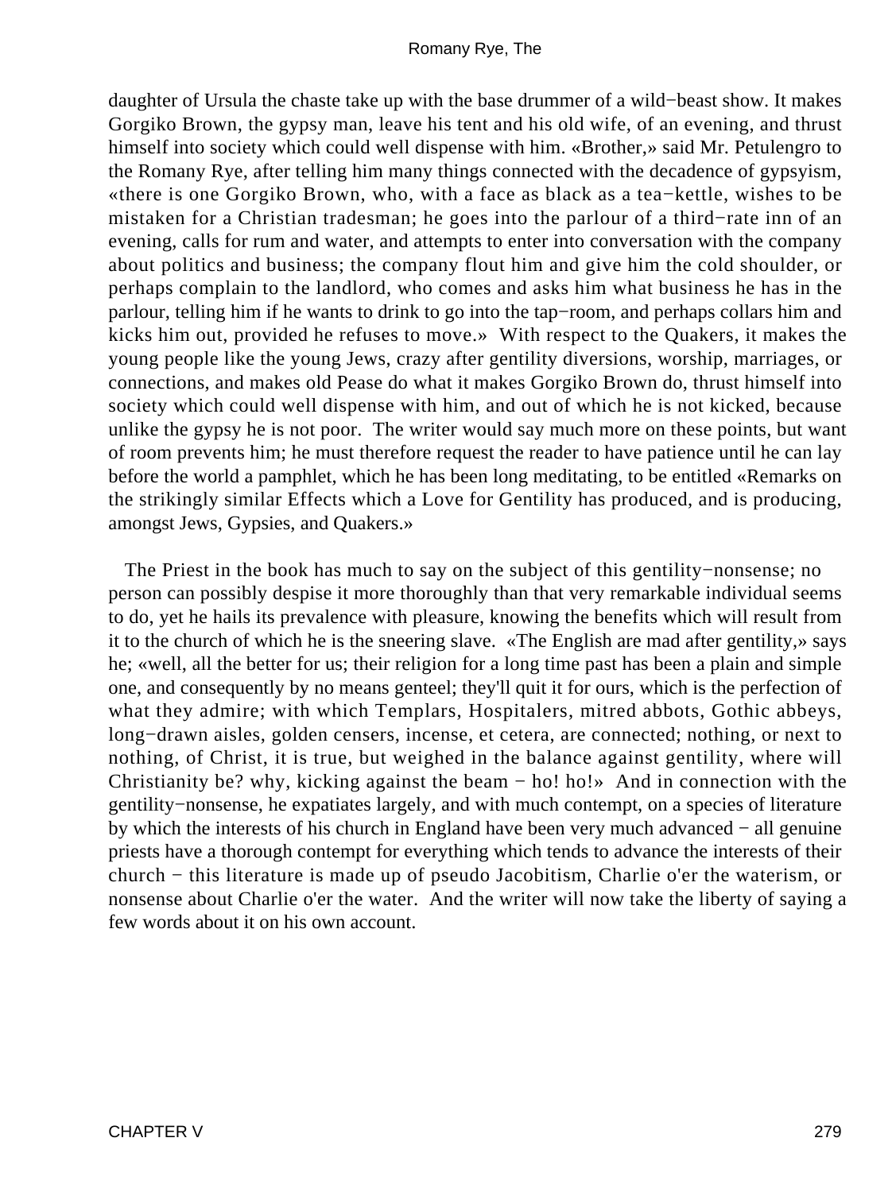daughter of Ursula the chaste take up with the base drummer of a wild−beast show. It makes Gorgiko Brown, the gypsy man, leave his tent and his old wife, of an evening, and thrust himself into society which could well dispense with him. «Brother,» said Mr. Petulengro to the Romany Rye, after telling him many things connected with the decadence of gypsyism, «there is one Gorgiko Brown, who, with a face as black as a tea−kettle, wishes to be mistaken for a Christian tradesman; he goes into the parlour of a third−rate inn of an evening, calls for rum and water, and attempts to enter into conversation with the company about politics and business; the company flout him and give him the cold shoulder, or perhaps complain to the landlord, who comes and asks him what business he has in the parlour, telling him if he wants to drink to go into the tap−room, and perhaps collars him and kicks him out, provided he refuses to move.» With respect to the Quakers, it makes the young people like the young Jews, crazy after gentility diversions, worship, marriages, or connections, and makes old Pease do what it makes Gorgiko Brown do, thrust himself into society which could well dispense with him, and out of which he is not kicked, because unlike the gypsy he is not poor. The writer would say much more on these points, but want of room prevents him; he must therefore request the reader to have patience until he can lay before the world a pamphlet, which he has been long meditating, to be entitled «Remarks on the strikingly similar Effects which a Love for Gentility has produced, and is producing, amongst Jews, Gypsies, and Quakers.»

The Priest in the book has much to say on the subject of this gentility−nonsense; no person can possibly despise it more thoroughly than that very remarkable individual seems to do, yet he hails its prevalence with pleasure, knowing the benefits which will result from it to the church of which he is the sneering slave. «The English are mad after gentility,» says he; «well, all the better for us; their religion for a long time past has been a plain and simple one, and consequently by no means genteel; they'll quit it for ours, which is the perfection of what they admire; with which Templars, Hospitalers, mitred abbots, Gothic abbeys, long−drawn aisles, golden censers, incense, et cetera, are connected; nothing, or next to nothing, of Christ, it is true, but weighed in the balance against gentility, where will Christianity be? why, kicking against the beam − ho! ho!» And in connection with the gentility−nonsense, he expatiates largely, and with much contempt, on a species of literature by which the interests of his church in England have been very much advanced − all genuine priests have a thorough contempt for everything which tends to advance the interests of their church − this literature is made up of pseudo Jacobitism, Charlie o'er the waterism, or nonsense about Charlie o'er the water. And the writer will now take the liberty of saying a few words about it on his own account.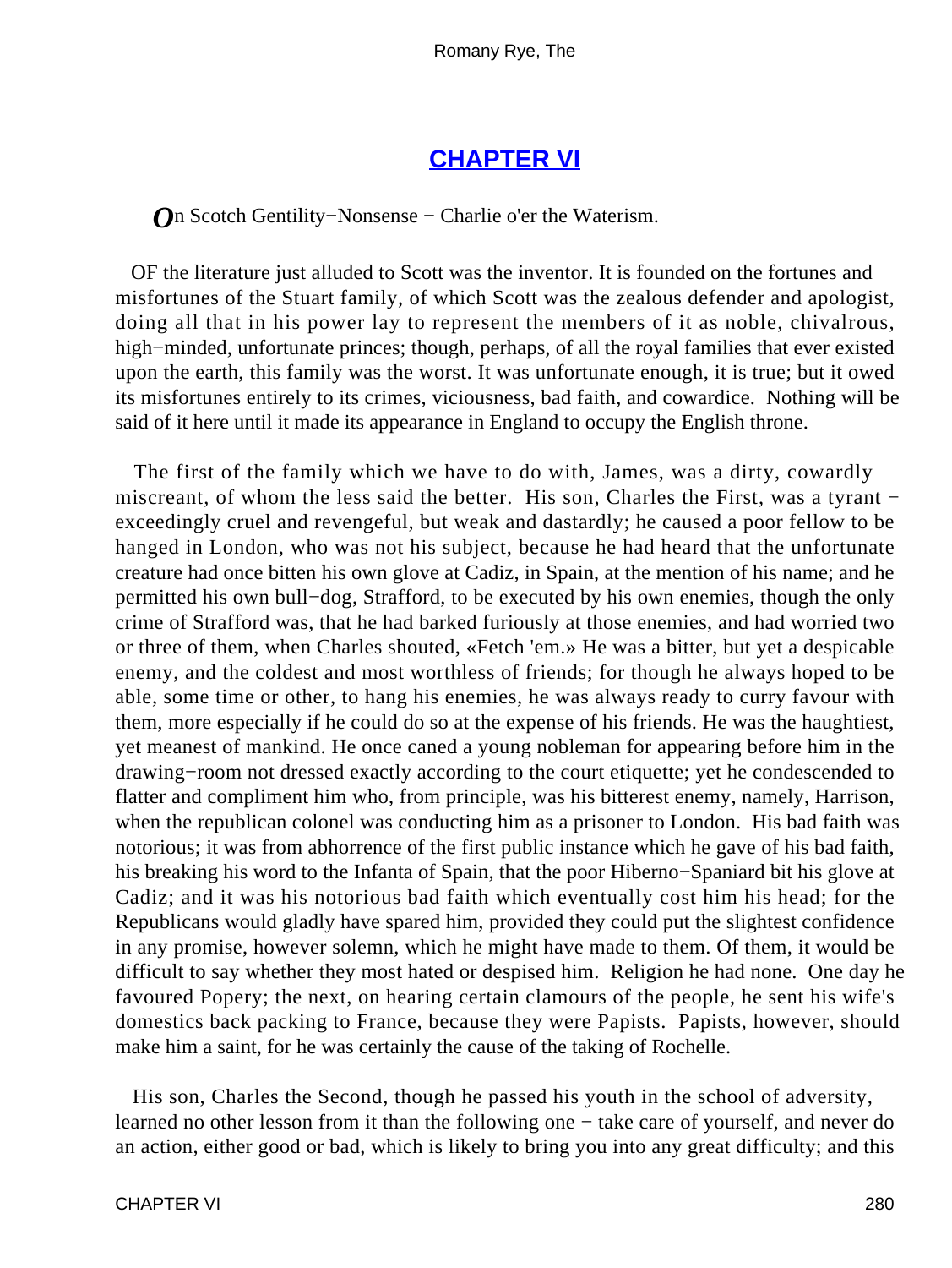## [CHAPTER VI]()

*O*n Scotch Gentility−Nonsense − Charlie o'er the Waterism.

OF the literature just alluded to Scott was the inventor. It is founded on the fortunes and misfortunes of the Stuart family, of which Scott was the zealous defender and apologist, doing all that in his power lay to represent the members of it as noble, chivalrous, high−minded, unfortunate princes; though, perhaps, of all the royal families that ever existed upon the earth, this family was the worst. It was unfortunate enough, it is true; but it owed its misfortunes entirely to its crimes, viciousness, bad faith, and cowardice. Nothing will be said of it here until it made its appearance in England to occupy the English throne.

The first of the family which we have to do with, James, was a dirty, cowardly miscreant, of whom the less said the better. His son, Charles the First, was a tyrant − exceedingly cruel and revengeful, but weak and dastardly; he caused a poor fellow to be hanged in London, who was not his subject, because he had heard that the unfortunate creature had once bitten his own glove at Cadiz, in Spain, at the mention of his name; and he permitted his own bull−dog, Strafford, to be executed by his own enemies, though the only crime of Strafford was, that he had barked furiously at those enemies, and had worried two or three of them, when Charles shouted, «Fetch 'em.» He was a bitter, but yet a despicable enemy, and the coldest and most worthless of friends; for though he always hoped to be able, some time or other, to hang his enemies, he was always ready to curry favour with them, more especially if he could do so at the expense of his friends. He was the haughtiest, yet meanest of mankind. He once caned a young nobleman for appearing before him in the drawing−room not dressed exactly according to the court etiquette; yet he condescended to flatter and compliment him who, from principle, was his bitterest enemy, namely, Harrison, when the republican colonel was conducting him as a prisoner to London. His bad faith was notorious; it was from abhorrence of the first public instance which he gave of his bad faith, his breaking his word to the Infanta of Spain, that the poor Hiberno−Spaniard bit his glove at Cadiz; and it was his notorious bad faith which eventually cost him his head; for the Republicans would gladly have spared him, provided they could put the slightest confidence in any promise, however solemn, which he might have made to them. Of them, it would be difficult to say whether they most hated or despised him. Religion he had none. One day he favoured Popery; the next, on hearing certain clamours of the people, he sent his wife's domestics back packing to France, because they were Papists. Papists, however, should make him a saint, for he was certainly the cause of the taking of Rochelle.

His son, Charles the Second, though he passed his youth in the school of adversity, learned no other lesson from it than the following one − take care of yourself, and never do an action, either good or bad, which is likely to bring you into any great difficulty; and this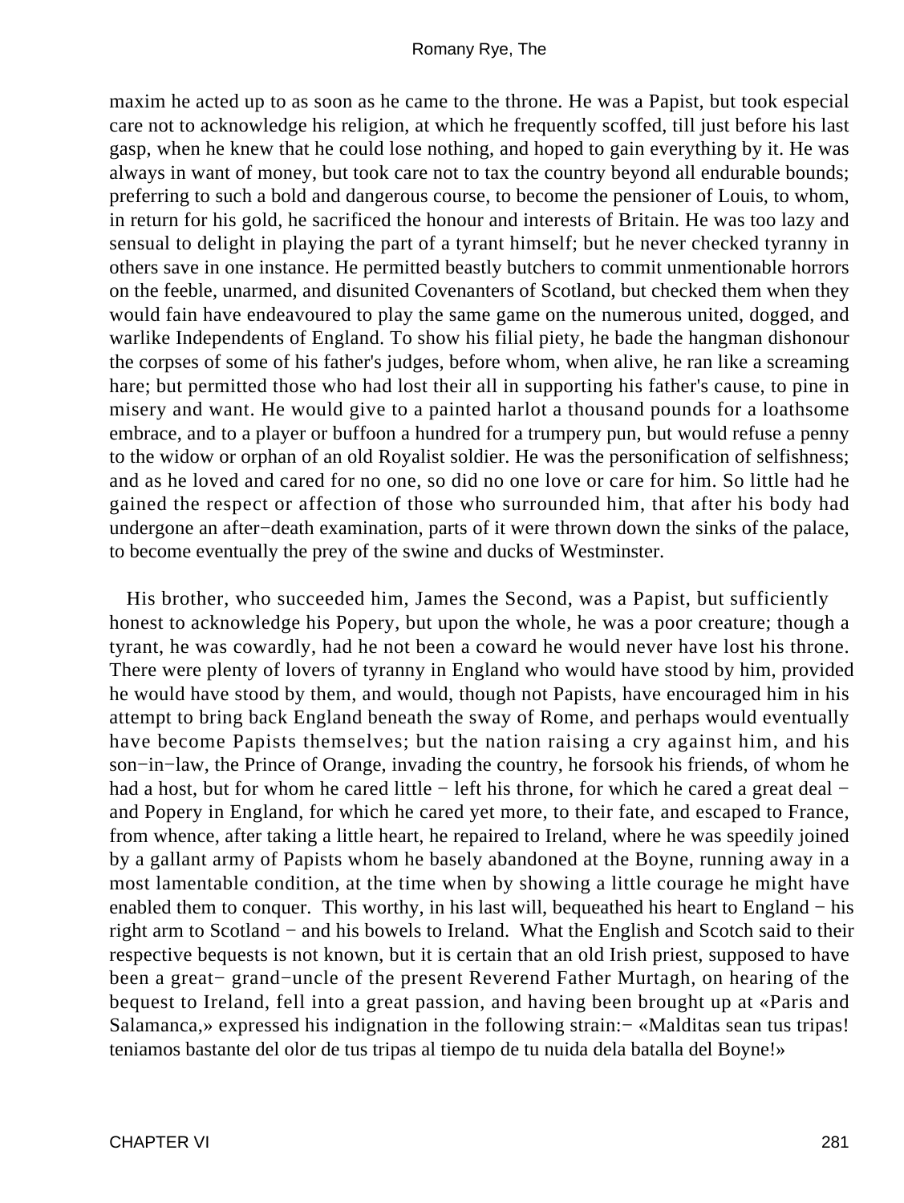maxim he acted up to as soon as he came to the throne. He was a Papist, but took especial care not to acknowledge his religion, at which he frequently scoffed, till just before his last gasp, when he knew that he could lose nothing, and hoped to gain everything by it. He was always in want of money, but took care not to tax the country beyond all endurable bounds; preferring to such a bold and dangerous course, to become the pensioner of Louis, to whom, in return for his gold, he sacrificed the honour and interests of Britain. He was too lazy and sensual to delight in playing the part of a tyrant himself; but he never checked tyranny in others save in one instance. He permitted beastly butchers to commit unmentionable horrors on the feeble, unarmed, and disunited Covenanters of Scotland, but checked them when they would fain have endeavoured to play the same game on the numerous united, dogged, and warlike Independents of England. To show his filial piety, he bade the hangman dishonour the corpses of some of his father's judges, before whom, when alive, he ran like a screaming hare; but permitted those who had lost their all in supporting his father's cause, to pine in misery and want. He would give to a painted harlot a thousand pounds for a loathsome embrace, and to a player or buffoon a hundred for a trumpery pun, but would refuse a penny to the widow or orphan of an old Royalist soldier. He was the personification of selfishness; and as he loved and cared for no one, so did no one love or care for him. So little had he gained the respect or affection of those who surrounded him, that after his body had undergone an after−death examination, parts of it were thrown down the sinks of the palace, to become eventually the prey of the swine and ducks of Westminster.

His brother, who succeeded him, James the Second, was a Papist, but sufficiently honest to acknowledge his Popery, but upon the whole, he was a poor creature; though a tyrant, he was cowardly, had he not been a coward he would never have lost his throne. There were plenty of lovers of tyranny in England who would have stood by him, provided he would have stood by them, and would, though not Papists, have encouraged him in his attempt to bring back England beneath the sway of Rome, and perhaps would eventually have become Papists themselves; but the nation raising a cry against him, and his son−in−law, the Prince of Orange, invading the country, he forsook his friends, of whom he had a host, but for whom he cared little − left his throne, for which he cared a great deal − and Popery in England, for which he cared yet more, to their fate, and escaped to France, from whence, after taking a little heart, he repaired to Ireland, where he was speedily joined by a gallant army of Papists whom he basely abandoned at the Boyne, running away in a most lamentable condition, at the time when by showing a little courage he might have enabled them to conquer. This worthy, in his last will, bequeathed his heart to England − his right arm to Scotland − and his bowels to Ireland. What the English and Scotch said to their respective bequests is not known, but it is certain that an old Irish priest, supposed to have been a great− grand−uncle of the present Reverend Father Murtagh, on hearing of the bequest to Ireland, fell into a great passion, and having been brought up at «Paris and Salamanca,» expressed his indignation in the following strain:− «Malditas sean tus tripas! teniamos bastante del olor de tus tripas al tiempo de tu nuida dela batalla del Boyne!»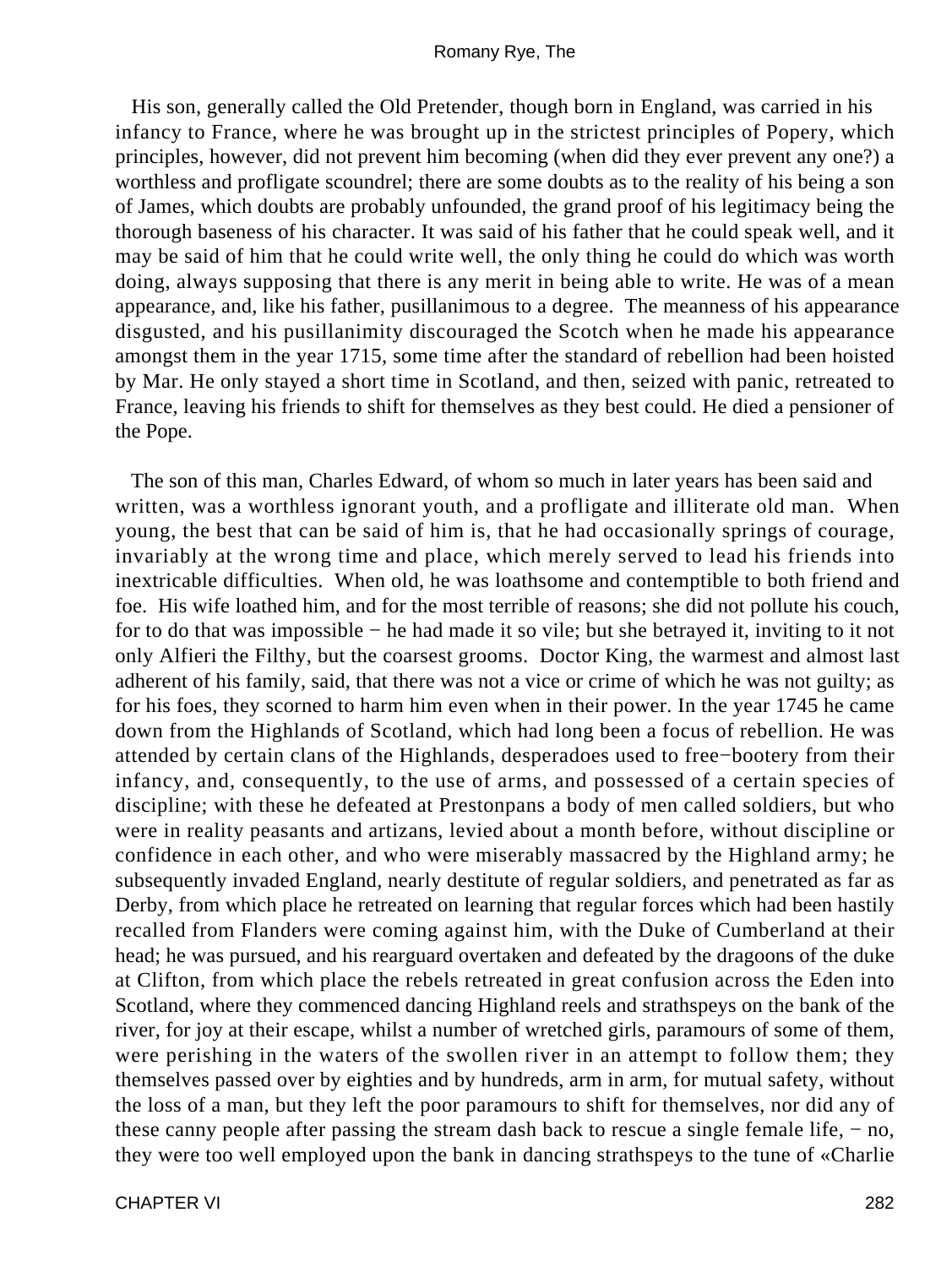His son, generally called the Old Pretender, though born in England, was carried in his infancy to France, where he was brought up in the strictest principles of Popery, which principles, however, did not prevent him becoming (when did they ever prevent any one?) a worthless and profligate scoundrel; there are some doubts as to the reality of his being a son of James, which doubts are probably unfounded, the grand proof of his legitimacy being the thorough baseness of his character. It was said of his father that he could speak well, and it may be said of him that he could write well, the only thing he could do which was worth doing, always supposing that there is any merit in being able to write. He was of a mean appearance, and, like his father, pusillanimous to a degree. The meanness of his appearance disgusted, and his pusillanimity discouraged the Scotch when he made his appearance amongst them in the year 1715, some time after the standard of rebellion had been hoisted by Mar. He only stayed a short time in Scotland, and then, seized with panic, retreated to France, leaving his friends to shift for themselves as they best could. He died a pensioner of the Pope.

The son of this man, Charles Edward, of whom so much in later years has been said and written, was a worthless ignorant youth, and a profligate and illiterate old man. When young, the best that can be said of him is, that he had occasionally springs of courage, invariably at the wrong time and place, which merely served to lead his friends into inextricable difficulties. When old, he was loathsome and contemptible to both friend and foe. His wife loathed him, and for the most terrible of reasons; she did not pollute his couch, for to do that was impossible − he had made it so vile; but she betrayed it, inviting to it not only Alfieri the Filthy, but the coarsest grooms. Doctor King, the warmest and almost last adherent of his family, said, that there was not a vice or crime of which he was not guilty; as for his foes, they scorned to harm him even when in their power. In the year 1745 he came down from the Highlands of Scotland, which had long been a focus of rebellion. He was attended by certain clans of the Highlands, desperadoes used to free−bootery from their infancy, and, consequently, to the use of arms, and possessed of a certain species of discipline; with these he defeated at Prestonpans a body of men called soldiers, but who were in reality peasants and artizans, levied about a month before, without discipline or confidence in each other, and who were miserably massacred by the Highland army; he subsequently invaded England, nearly destitute of regular soldiers, and penetrated as far as Derby, from which place he retreated on learning that regular forces which had been hastily recalled from Flanders were coming against him, with the Duke of Cumberland at their head; he was pursued, and his rearguard overtaken and defeated by the dragoons of the duke at Clifton, from which place the rebels retreated in great confusion across the Eden into Scotland, where they commenced dancing Highland reels and strathspeys on the bank of the river, for joy at their escape, whilst a number of wretched girls, paramours of some of them, were perishing in the waters of the swollen river in an attempt to follow them; they themselves passed over by eighties and by hundreds, arm in arm, for mutual safety, without the loss of a man, but they left the poor paramours to shift for themselves, nor did any of these canny people after passing the stream dash back to rescue a single female life, − no, they were too well employed upon the bank in dancing strathspeys to the tune of «Charlie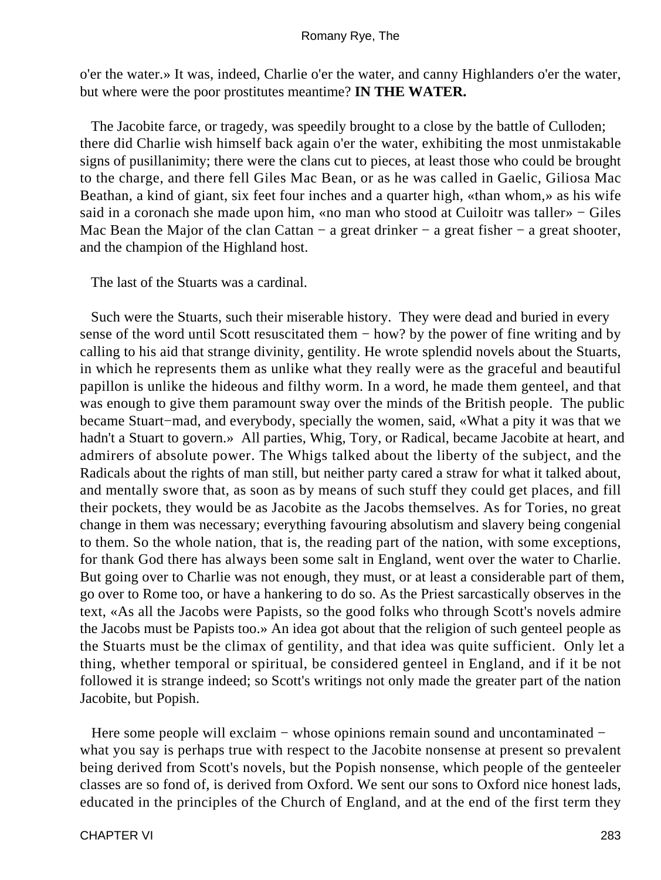o'er the water.» It was, indeed, Charlie o'er the water, and canny Highlanders o'er the water, but where were the poor prostitutes meantime? **IN THE WATER.**

The Jacobite farce, or tragedy, was speedily brought to a close by the battle of Culloden; there did Charlie wish himself back again o'er the water, exhibiting the most unmistakable signs of pusillanimity; there were the clans cut to pieces, at least those who could be brought to the charge, and there fell Giles Mac Bean, or as he was called in Gaelic, Giliosa Mac Beathan, a kind of giant, six feet four inches and a quarter high, «than whom,» as his wife said in a coronach she made upon him, «no man who stood at Cuiloitr was taller» − Giles Mac Bean the Major of the clan Cattan − a great drinker − a great fisher − a great shooter, and the champion of the Highland host.

The last of the Stuarts was a cardinal.

Such were the Stuarts, such their miserable history. They were dead and buried in every sense of the word until Scott resuscitated them − how? by the power of fine writing and by calling to his aid that strange divinity, gentility. He wrote splendid novels about the Stuarts, in which he represents them as unlike what they really were as the graceful and beautiful papillon is unlike the hideous and filthy worm. In a word, he made them genteel, and that was enough to give them paramount sway over the minds of the British people. The public became Stuart−mad, and everybody, specially the women, said, «What a pity it was that we hadn't a Stuart to govern.» All parties, Whig, Tory, or Radical, became Jacobite at heart, and admirers of absolute power. The Whigs talked about the liberty of the subject, and the Radicals about the rights of man still, but neither party cared a straw for what it talked about, and mentally swore that, as soon as by means of such stuff they could get places, and fill their pockets, they would be as Jacobite as the Jacobs themselves. As for Tories, no great change in them was necessary; everything favouring absolutism and slavery being congenial to them. So the whole nation, that is, the reading part of the nation, with some exceptions, for thank God there has always been some salt in England, went over the water to Charlie. But going over to Charlie was not enough, they must, or at least a considerable part of them, go over to Rome too, or have a hankering to do so. As the Priest sarcastically observes in the text, «As all the Jacobs were Papists, so the good folks who through Scott's novels admire the Jacobs must be Papists too.» An idea got about that the religion of such genteel people as the Stuarts must be the climax of gentility, and that idea was quite sufficient. Only let a thing, whether temporal or spiritual, be considered genteel in England, and if it be not followed it is strange indeed; so Scott's writings not only made the greater part of the nation Jacobite, but Popish.

Here some people will exclaim − whose opinions remain sound and uncontaminated − what you say is perhaps true with respect to the Jacobite nonsense at present so prevalent being derived from Scott's novels, but the Popish nonsense, which people of the genteeler classes are so fond of, is derived from Oxford. We sent our sons to Oxford nice honest lads, educated in the principles of the Church of England, and at the end of the first term they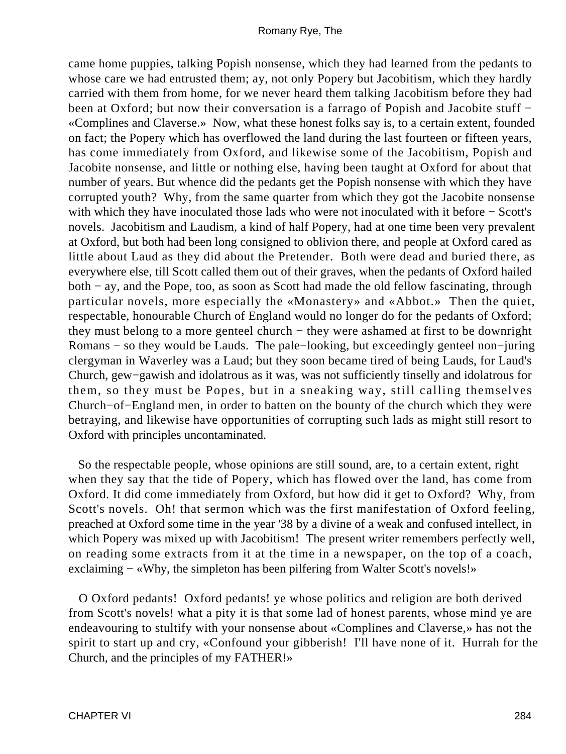came home puppies, talking Popish nonsense, which they had learned from the pedants to whose care we had entrusted them; ay, not only Popery but Jacobitism, which they hardly carried with them from home, for we never heard them talking Jacobitism before they had been at Oxford; but now their conversation is a farrago of Popish and Jacobite stuff − «Complines and Claverse.» Now, what these honest folks say is, to a certain extent, founded on fact; the Popery which has overflowed the land during the last fourteen or fifteen years, has come immediately from Oxford, and likewise some of the Jacobitism, Popish and Jacobite nonsense, and little or nothing else, having been taught at Oxford for about that number of years. But whence did the pedants get the Popish nonsense with which they have corrupted youth? Why, from the same quarter from which they got the Jacobite nonsense with which they have inoculated those lads who were not inoculated with it before − Scott's novels. Jacobitism and Laudism, a kind of half Popery, had at one time been very prevalent at Oxford, but both had been long consigned to oblivion there, and people at Oxford cared as little about Laud as they did about the Pretender. Both were dead and buried there, as everywhere else, till Scott called them out of their graves, when the pedants of Oxford hailed both − ay, and the Pope, too, as soon as Scott had made the old fellow fascinating, through particular novels, more especially the «Monastery» and «Abbot.» Then the quiet, respectable, honourable Church of England would no longer do for the pedants of Oxford; they must belong to a more genteel church − they were ashamed at first to be downright Romans − so they would be Lauds. The pale−looking, but exceedingly genteel non−juring clergyman in Waverley was a Laud; but they soon became tired of being Lauds, for Laud's Church, gew−gawish and idolatrous as it was, was not sufficiently tinselly and idolatrous for them, so they must be Popes, but in a sneaking way, still calling themselves Church−of−England men, in order to batten on the bounty of the church which they were betraying, and likewise have opportunities of corrupting such lads as might still resort to Oxford with principles uncontaminated.

So the respectable people, whose opinions are still sound, are, to a certain extent, right when they say that the tide of Popery, which has flowed over the land, has come from Oxford. It did come immediately from Oxford, but how did it get to Oxford? Why, from Scott's novels. Oh! that sermon which was the first manifestation of Oxford feeling, preached at Oxford some time in the year '38 by a divine of a weak and confused intellect, in which Popery was mixed up with Jacobitism! The present writer remembers perfectly well, on reading some extracts from it at the time in a newspaper, on the top of a coach, exclaiming − «Why, the simpleton has been pilfering from Walter Scott's novels!»

O Oxford pedants! Oxford pedants! ye whose politics and religion are both derived from Scott's novels! what a pity it is that some lad of honest parents, whose mind ye are endeavouring to stultify with your nonsense about «Complines and Claverse,» has not the spirit to start up and cry, «Confound your gibberish! I'll have none of it. Hurrah for the Church, and the principles of my FATHER!»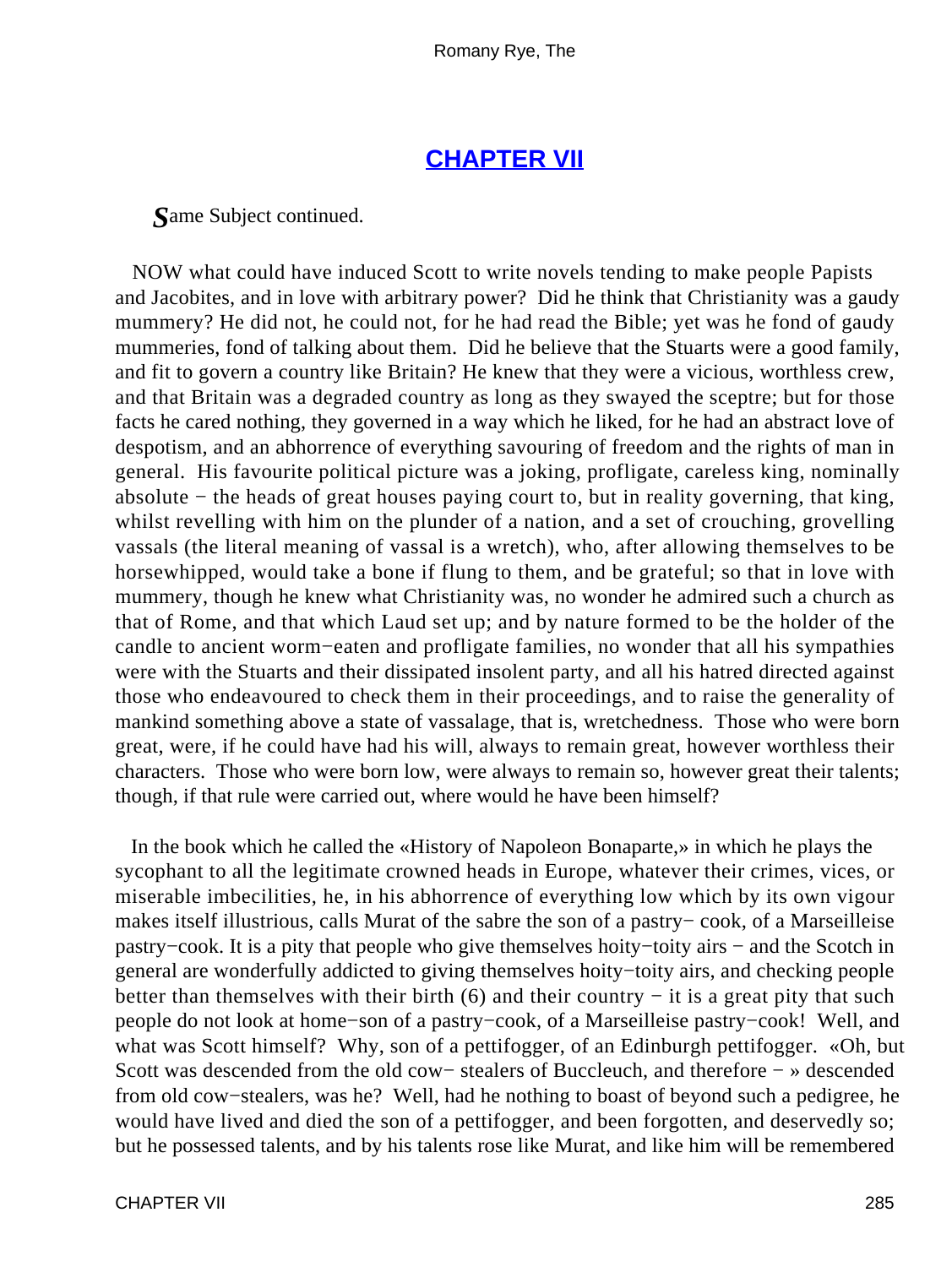## CHAPTER VII

*S*ame Subject continued.

NOW what could have induced Scott to write novels tending to make people Papists and Jacobites, and in love with arbitrary power? Did he think that Christianity was a gaudy mummery? He did not, he could not, for he had read the Bible; yet was he fond of gaudy mummeries, fond of talking about them. Did he believe that the Stuarts were a good family, and fit to govern a country like Britain? He knew that they were a vicious, worthless crew, and that Britain was a degraded country as long as they swayed the sceptre; but for those facts he cared nothing, they governed in a way which he liked, for he had an abstract love of despotism, and an abhorrence of everything savouring of freedom and the rights of man in general. His favourite political picture was a joking, profligate, careless king, nominally absolute − the heads of great houses paying court to, but in reality governing, that king, whilst revelling with him on the plunder of a nation, and a set of crouching, grovelling vassals (the literal meaning of vassal is a wretch), who, after allowing themselves to be horsewhipped, would take a bone if flung to them, and be grateful; so that in love with mummery, though he knew what Christianity was, no wonder he admired such a church as that of Rome, and that which Laud set up; and by nature formed to be the holder of the candle to ancient worm−eaten and profligate families, no wonder that all his sympathies were with the Stuarts and their dissipated insolent party, and all his hatred directed against those who endeavoured to check them in their proceedings, and to raise the generality of mankind something above a state of vassalage, that is, wretchedness. Those who were born great, were, if he could have had his will, always to remain great, however worthless their characters. Those who were born low, were always to remain so, however great their talents; though, if that rule were carried out, where would he have been himself?

In the book which he called the «History of Napoleon Bonaparte,» in which he plays the sycophant to all the legitimate crowned heads in Europe, whatever their crimes, vices, or miserable imbecilities, he, in his abhorrence of everything low which by its own vigour makes itself illustrious, calls Murat of the sabre the son of a pastry− cook, of a Marseilleise pastry−cook. It is a pity that people who give themselves hoity−toity airs − and the Scotch in general are wonderfully addicted to giving themselves hoity−toity airs, and checking people better than themselves with their birth (6) and their country − it is a great pity that such people do not look at home−son of a pastry−cook, of a Marseilleise pastry−cook! Well, and what was Scott himself? Why, son of a pettifogger, of an Edinburgh pettifogger. «Oh, but Scott was descended from the old cow− stealers of Buccleuch, and therefore − » descended from old cow−stealers, was he? Well, had he nothing to boast of beyond such a pedigree, he would have lived and died the son of a pettifogger, and been forgotten, and deservedly so; but he possessed talents, and by his talents rose like Murat, and like him will be remembered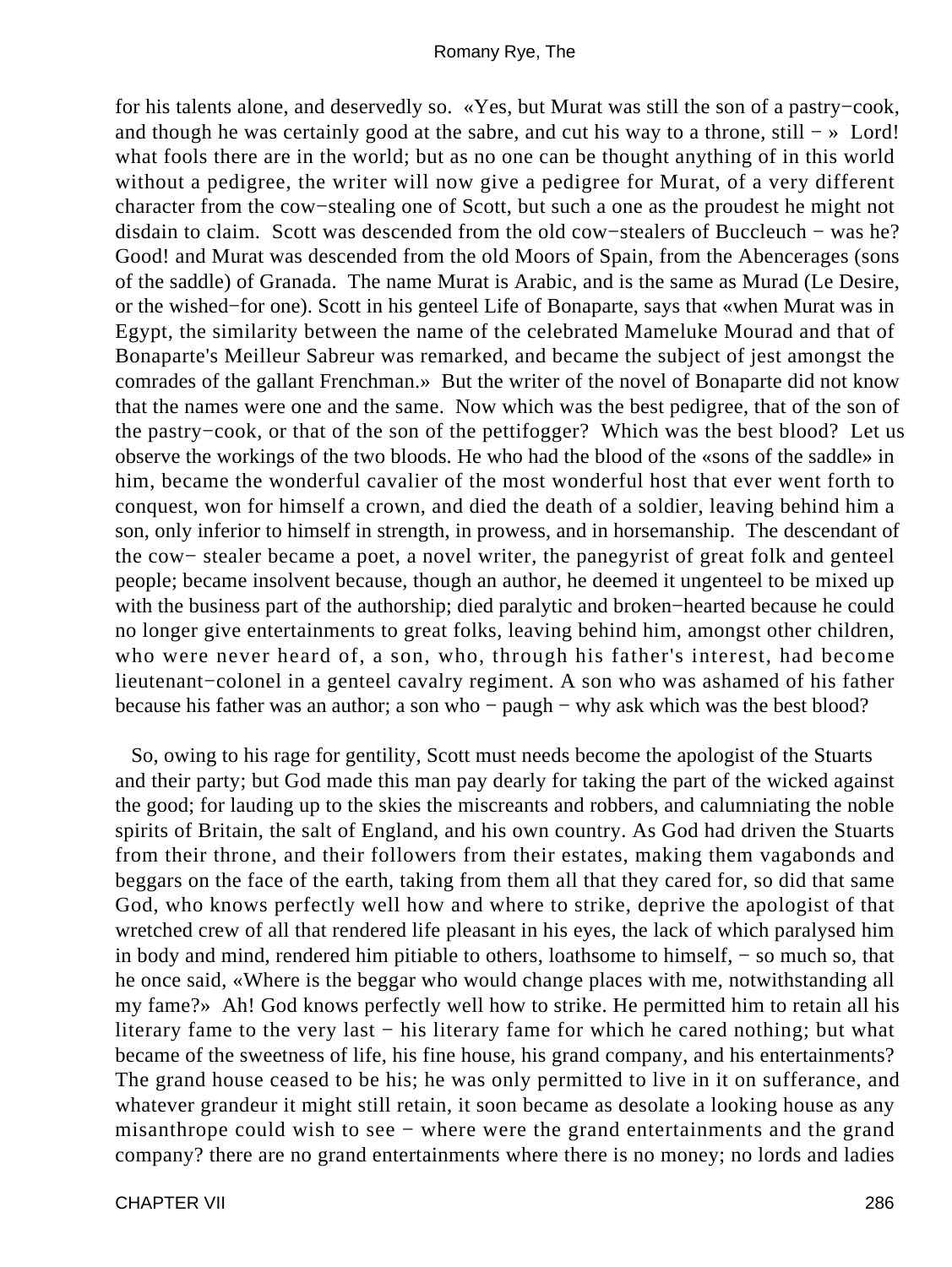for his talents alone, and deservedly so. «Yes, but Murat was still the son of a pastry−cook, and though he was certainly good at the sabre, and cut his way to a throne, still − » Lord! what fools there are in the world; but as no one can be thought anything of in this world without a pedigree, the writer will now give a pedigree for Murat, of a very different character from the cow−stealing one of Scott, but such a one as the proudest he might not disdain to claim. Scott was descended from the old cow−stealers of Buccleuch − was he? Good! and Murat was descended from the old Moors of Spain, from the Abencerages (sons of the saddle) of Granada. The name Murat is Arabic, and is the same as Murad (Le Desire, or the wished−for one). Scott in his genteel Life of Bonaparte, says that «when Murat was in Egypt, the similarity between the name of the celebrated Mameluke Mourad and that of Bonaparte's Meilleur Sabreur was remarked, and became the subject of jest amongst the comrades of the gallant Frenchman.» But the writer of the novel of Bonaparte did not know that the names were one and the same. Now which was the best pedigree, that of the son of the pastry−cook, or that of the son of the pettifogger? Which was the best blood? Let us observe the workings of the two bloods. He who had the blood of the «sons of the saddle» in him, became the wonderful cavalier of the most wonderful host that ever went forth to conquest, won for himself a crown, and died the death of a soldier, leaving behind him a son, only inferior to himself in strength, in prowess, and in horsemanship. The descendant of the cow− stealer became a poet, a novel writer, the panegyrist of great folk and genteel people; became insolvent because, though an author, he deemed it ungenteel to be mixed up with the business part of the authorship; died paralytic and broken−hearted because he could no longer give entertainments to great folks, leaving behind him, amongst other children, who were never heard of, a son, who, through his father's interest, had become lieutenant−colonel in a genteel cavalry regiment. A son who was ashamed of his father because his father was an author; a son who − paugh − why ask which was the best blood?

So, owing to his rage for gentility, Scott must needs become the apologist of the Stuarts and their party; but God made this man pay dearly for taking the part of the wicked against the good; for lauding up to the skies the miscreants and robbers, and calumniating the noble spirits of Britain, the salt of England, and his own country. As God had driven the Stuarts from their throne, and their followers from their estates, making them vagabonds and beggars on the face of the earth, taking from them all that they cared for, so did that same God, who knows perfectly well how and where to strike, deprive the apologist of that wretched crew of all that rendered life pleasant in his eyes, the lack of which paralysed him in body and mind, rendered him pitiable to others, loathsome to himself, − so much so, that he once said, «Where is the beggar who would change places with me, notwithstanding all my fame?» Ah! God knows perfectly well how to strike. He permitted him to retain all his literary fame to the very last − his literary fame for which he cared nothing; but what became of the sweetness of life, his fine house, his grand company, and his entertainments? The grand house ceased to be his; he was only permitted to live in it on sufferance, and whatever grandeur it might still retain, it soon became as desolate a looking house as any misanthrope could wish to see − where were the grand entertainments and the grand company? there are no grand entertainments where there is no money; no lords and ladies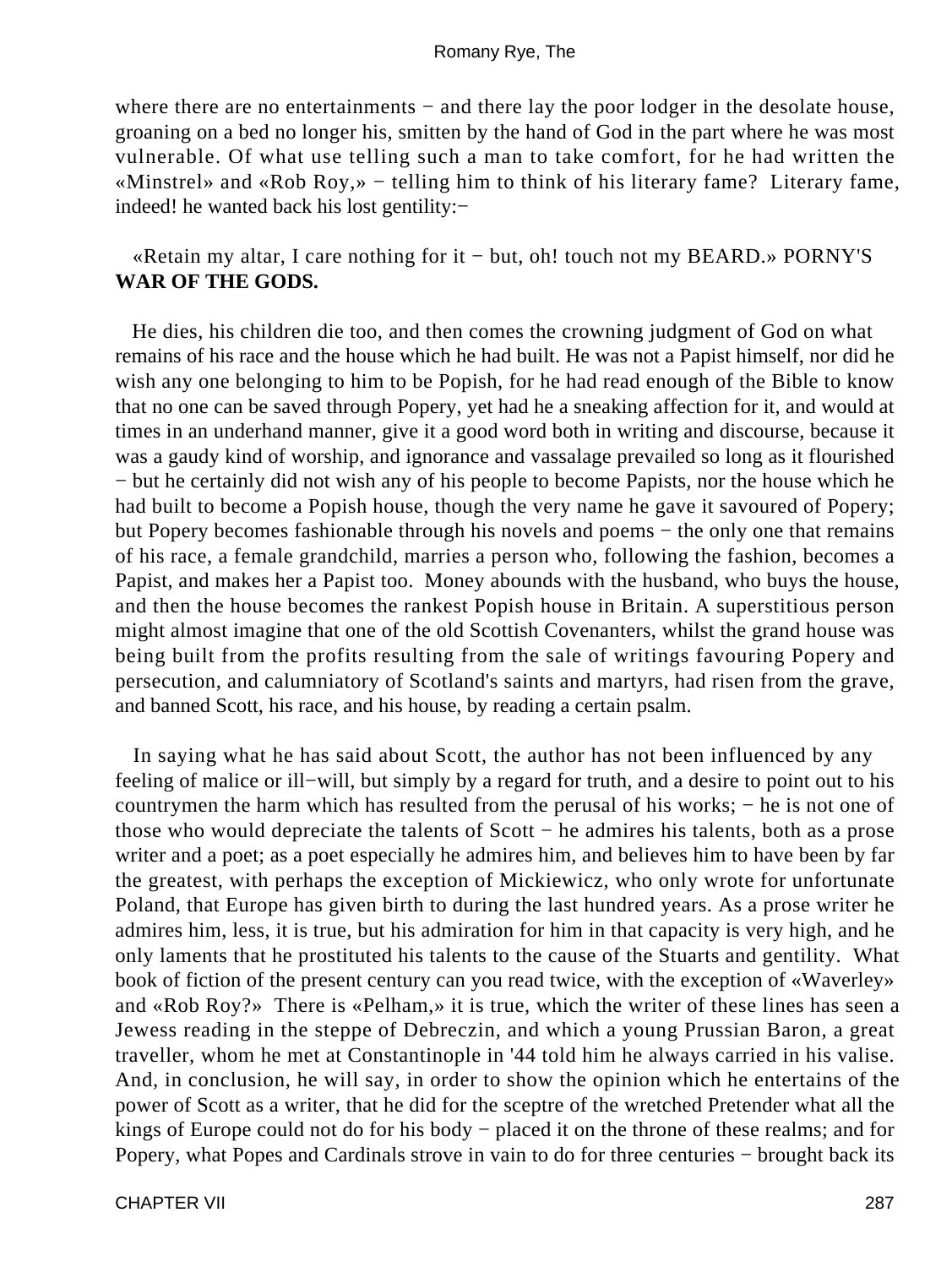where there are no entertainments − and there lay the poor lodger in the desolate house, groaning on a bed no longer his, smitten by the hand of God in the part where he was most vulnerable. Of what use telling such a man to take comfort, for he had written the «Minstrel» and «Rob Roy,» − telling him to think of his literary fame? Literary fame, indeed! he wanted back his lost gentility:−

«Retain my altar, I care nothing for it − but, oh! touch not my BEARD.» PORNY'S **WAR OF THE GODS.**

He dies, his children die too, and then comes the crowning judgment of God on what remains of his race and the house which he had built. He was not a Papist himself, nor did he wish any one belonging to him to be Popish, for he had read enough of the Bible to know that no one can be saved through Popery, yet had he a sneaking affection for it, and would at times in an underhand manner, give it a good word both in writing and discourse, because it was a gaudy kind of worship, and ignorance and vassalage prevailed so long as it flourished − but he certainly did not wish any of his people to become Papists, nor the house which he had built to become a Popish house, though the very name he gave it savoured of Popery; but Popery becomes fashionable through his novels and poems − the only one that remains of his race, a female grandchild, marries a person who, following the fashion, becomes a Papist, and makes her a Papist too. Money abounds with the husband, who buys the house, and then the house becomes the rankest Popish house in Britain. A superstitious person might almost imagine that one of the old Scottish Covenanters, whilst the grand house was being built from the profits resulting from the sale of writings favouring Popery and persecution, and calumniatory of Scotland's saints and martyrs, had risen from the grave, and banned Scott, his race, and his house, by reading a certain psalm.

In saying what he has said about Scott, the author has not been influenced by any feeling of malice or ill−will, but simply by a regard for truth, and a desire to point out to his countrymen the harm which has resulted from the perusal of his works; − he is not one of those who would depreciate the talents of Scott − he admires his talents, both as a prose writer and a poet; as a poet especially he admires him, and believes him to have been by far the greatest, with perhaps the exception of Mickiewicz, who only wrote for unfortunate Poland, that Europe has given birth to during the last hundred years. As a prose writer he admires him, less, it is true, but his admiration for him in that capacity is very high, and he only laments that he prostituted his talents to the cause of the Stuarts and gentility. What book of fiction of the present century can you read twice, with the exception of «Waverley» and «Rob Roy?» There is «Pelham,» it is true, which the writer of these lines has seen a Jewess reading in the steppe of Debreczin, and which a young Prussian Baron, a great traveller, whom he met at Constantinople in '44 told him he always carried in his valise. And, in conclusion, he will say, in order to show the opinion which he entertains of the power of Scott as a writer, that he did for the sceptre of the wretched Pretender what all the kings of Europe could not do for his body − placed it on the throne of these realms; and for Popery, what Popes and Cardinals strove in vain to do for three centuries − brought back its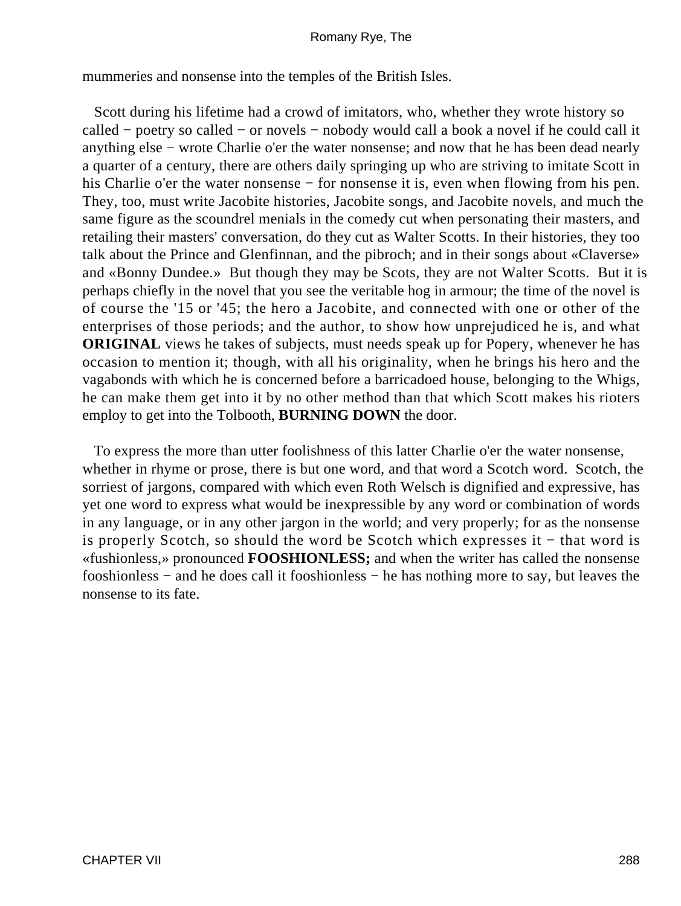mummeries and nonsense into the temples of the British Isles.

Scott during his lifetime had a crowd of imitators, who, whether they wrote history so called − poetry so called − or novels − nobody would call a book a novel if he could call it anything else − wrote Charlie o'er the water nonsense; and now that he has been dead nearly a quarter of a century, there are others daily springing up who are striving to imitate Scott in his Charlie o'er the water nonsense − for nonsense it is, even when flowing from his pen. They, too, must write Jacobite histories, Jacobite songs, and Jacobite novels, and much the same figure as the scoundrel menials in the comedy cut when personating their masters, and retailing their masters' conversation, do they cut as Walter Scotts. In their histories, they too talk about the Prince and Glenfinnan, and the pibroch; and in their songs about «Claverse» and «Bonny Dundee.» But though they may be Scots, they are not Walter Scotts. But it is perhaps chiefly in the novel that you see the veritable hog in armour; the time of the novel is of course the '15 or '45; the hero a Jacobite, and connected with one or other of the enterprises of those periods; and the author, to show how unprejudiced he is, and what **ORIGINAL** views he takes of subjects, must needs speak up for Popery, whenever he has occasion to mention it; though, with all his originality, when he brings his hero and the vagabonds with which he is concerned before a barricadoed house, belonging to the Whigs, he can make them get into it by no other method than that which Scott makes his rioters employ to get into the Tolbooth, **BURNING DOWN** the door.

To express the more than utter foolishness of this latter Charlie o'er the water nonsense, whether in rhyme or prose, there is but one word, and that word a Scotch word. Scotch, the sorriest of jargons, compared with which even Roth Welsch is dignified and expressive, has yet one word to express what would be inexpressible by any word or combination of words in any language, or in any other jargon in the world; and very properly; for as the nonsense is properly Scotch, so should the word be Scotch which expresses it − that word is «fushionless,» pronounced **FOOSHIONLESS;** and when the writer has called the nonsense fooshionless − and he does call it fooshionless − he has nothing more to say, but leaves the nonsense to its fate.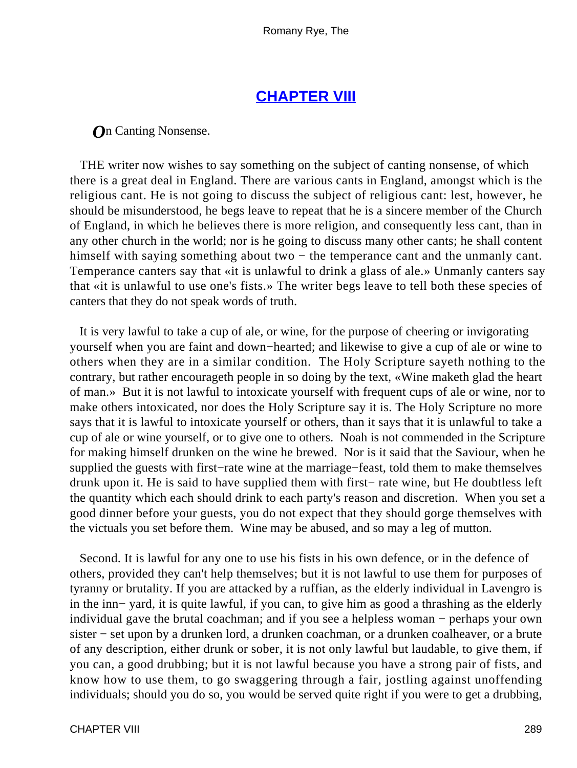## CHAPTER VIII

*O*n Canting Nonsense.

THE writer now wishes to say something on the subject of canting nonsense, of which there is a great deal in England. There are various cants in England, amongst which is the religious cant. He is not going to discuss the subject of religious cant: lest, however, he should be misunderstood, he begs leave to repeat that he is a sincere member of the Church of England, in which he believes there is more religion, and consequently less cant, than in any other church in the world; nor is he going to discuss many other cants; he shall content himself with saying something about two − the temperance cant and the unmanly cant. Temperance canters say that «it is unlawful to drink a glass of ale.» Unmanly canters say that «it is unlawful to use one's fists.» The writer begs leave to tell both these species of canters that they do not speak words of truth.

It is very lawful to take a cup of ale, or wine, for the purpose of cheering or invigorating yourself when you are faint and down−hearted; and likewise to give a cup of ale or wine to others when they are in a similar condition. The Holy Scripture sayeth nothing to the contrary, but rather encourageth people in so doing by the text, «Wine maketh glad the heart of man.» But it is not lawful to intoxicate yourself with frequent cups of ale or wine, nor to make others intoxicated, nor does the Holy Scripture say it is. The Holy Scripture no more says that it is lawful to intoxicate yourself or others, than it says that it is unlawful to take a cup of ale or wine yourself, or to give one to others. Noah is not commended in the Scripture for making himself drunken on the wine he brewed. Nor is it said that the Saviour, when he supplied the guests with first−rate wine at the marriage−feast, told them to make themselves drunk upon it. He is said to have supplied them with first− rate wine, but He doubtless left the quantity which each should drink to each party's reason and discretion. When you set a good dinner before your guests, you do not expect that they should gorge themselves with the victuals you set before them. Wine may be abused, and so may a leg of mutton.

Second. It is lawful for any one to use his fists in his own defence, or in the defence of others, provided they can't help themselves; but it is not lawful to use them for purposes of tyranny or brutality. If you are attacked by a ruffian, as the elderly individual in Lavengro is in the inn− yard, it is quite lawful, if you can, to give him as good a thrashing as the elderly individual gave the brutal coachman; and if you see a helpless woman − perhaps your own sister − set upon by a drunken lord, a drunken coachman, or a drunken coalheaver, or a brute of any description, either drunk or sober, it is not only lawful but laudable, to give them, if you can, a good drubbing; but it is not lawful because you have a strong pair of fists, and know how to use them, to go swaggering through a fair, jostling against unoffending individuals; should you do so, you would be served quite right if you were to get a drubbing,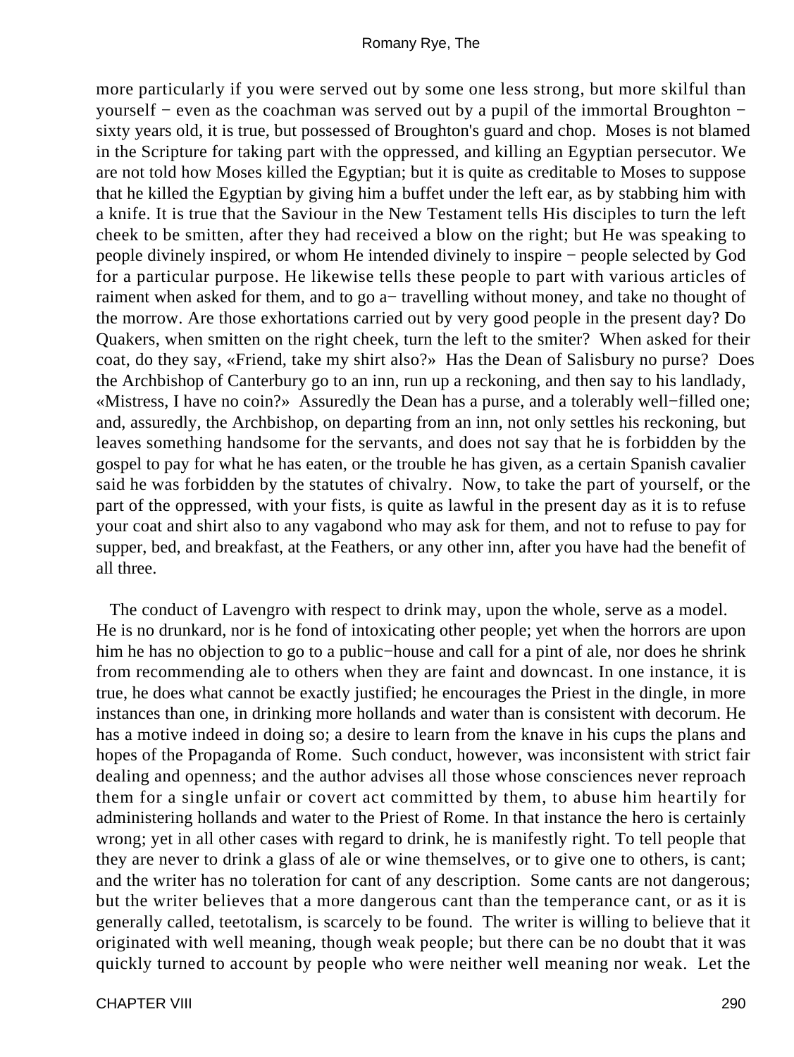more particularly if you were served out by some one less strong, but more skilful than yourself − even as the coachman was served out by a pupil of the immortal Broughton − sixty years old, it is true, but possessed of Broughton's guard and chop. Moses is not blamed in the Scripture for taking part with the oppressed, and killing an Egyptian persecutor. We are not told how Moses killed the Egyptian; but it is quite as creditable to Moses to suppose that he killed the Egyptian by giving him a buffet under the left ear, as by stabbing him with a knife. It is true that the Saviour in the New Testament tells His disciples to turn the left cheek to be smitten, after they had received a blow on the right; but He was speaking to people divinely inspired, or whom He intended divinely to inspire − people selected by God for a particular purpose. He likewise tells these people to part with various articles of raiment when asked for them, and to go a− travelling without money, and take no thought of the morrow. Are those exhortations carried out by very good people in the present day? Do Quakers, when smitten on the right cheek, turn the left to the smiter? When asked for their coat, do they say, «Friend, take my shirt also?» Has the Dean of Salisbury no purse? Does the Archbishop of Canterbury go to an inn, run up a reckoning, and then say to his landlady, «Mistress, I have no coin?» Assuredly the Dean has a purse, and a tolerably well−filled one; and, assuredly, the Archbishop, on departing from an inn, not only settles his reckoning, but leaves something handsome for the servants, and does not say that he is forbidden by the gospel to pay for what he has eaten, or the trouble he has given, as a certain Spanish cavalier said he was forbidden by the statutes of chivalry. Now, to take the part of yourself, or the part of the oppressed, with your fists, is quite as lawful in the present day as it is to refuse your coat and shirt also to any vagabond who may ask for them, and not to refuse to pay for supper, bed, and breakfast, at the Feathers, or any other inn, after you have had the benefit of all three.

The conduct of Lavengro with respect to drink may, upon the whole, serve as a model. He is no drunkard, nor is he fond of intoxicating other people; yet when the horrors are upon him he has no objection to go to a public−house and call for a pint of ale, nor does he shrink from recommending ale to others when they are faint and downcast. In one instance, it is true, he does what cannot be exactly justified; he encourages the Priest in the dingle, in more instances than one, in drinking more hollands and water than is consistent with decorum. He has a motive indeed in doing so; a desire to learn from the knave in his cups the plans and hopes of the Propaganda of Rome. Such conduct, however, was inconsistent with strict fair dealing and openness; and the author advises all those whose consciences never reproach them for a single unfair or covert act committed by them, to abuse him heartily for administering hollands and water to the Priest of Rome. In that instance the hero is certainly wrong; yet in all other cases with regard to drink, he is manifestly right. To tell people that they are never to drink a glass of ale or wine themselves, or to give one to others, is cant; and the writer has no toleration for cant of any description. Some cants are not dangerous; but the writer believes that a more dangerous cant than the temperance cant, or as it is generally called, teetotalism, is scarcely to be found. The writer is willing to believe that it originated with well meaning, though weak people; but there can be no doubt that it was quickly turned to account by people who were neither well meaning nor weak. Let the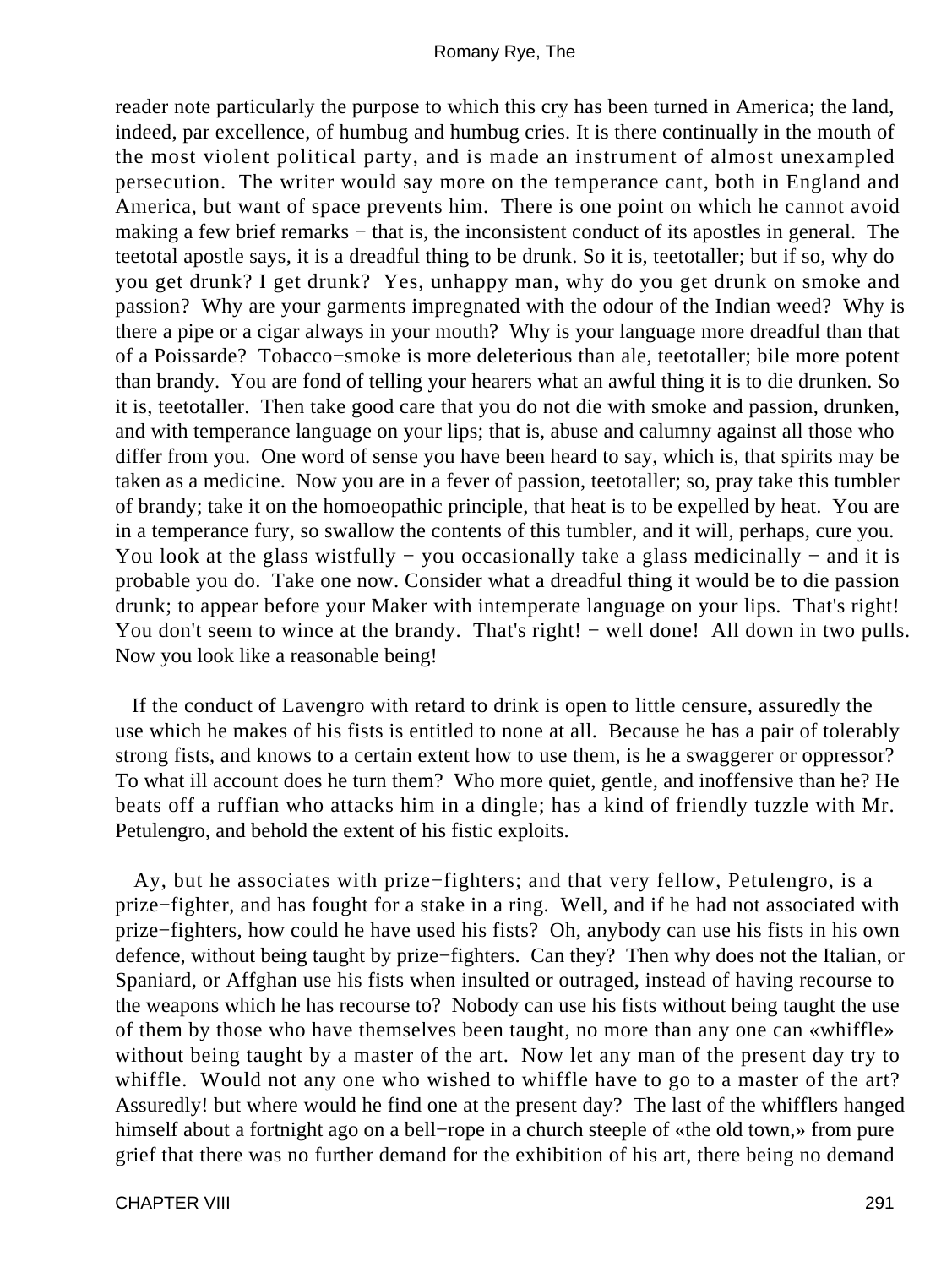reader note particularly the purpose to which this cry has been turned in America; the land, indeed, par excellence, of humbug and humbug cries. It is there continually in the mouth of the most violent political party, and is made an instrument of almost unexampled persecution. The writer would say more on the temperance cant, both in England and America, but want of space prevents him. There is one point on which he cannot avoid making a few brief remarks − that is, the inconsistent conduct of its apostles in general. The teetotal apostle says, it is a dreadful thing to be drunk. So it is, teetotaller; but if so, why do you get drunk? I get drunk? Yes, unhappy man, why do you get drunk on smoke and passion? Why are your garments impregnated with the odour of the Indian weed? Why is there a pipe or a cigar always in your mouth? Why is your language more dreadful than that of a Poissarde? Tobacco−smoke is more deleterious than ale, teetotaller; bile more potent than brandy. You are fond of telling your hearers what an awful thing it is to die drunken. So it is, teetotaller. Then take good care that you do not die with smoke and passion, drunken, and with temperance language on your lips; that is, abuse and calumny against all those who differ from you. One word of sense you have been heard to say, which is, that spirits may be taken as a medicine. Now you are in a fever of passion, teetotaller; so, pray take this tumbler of brandy; take it on the homoeopathic principle, that heat is to be expelled by heat. You are in a temperance fury, so swallow the contents of this tumbler, and it will, perhaps, cure you. You look at the glass wistfully − you occasionally take a glass medicinally − and it is probable you do. Take one now. Consider what a dreadful thing it would be to die passion drunk; to appear before your Maker with intemperate language on your lips. That's right! You don't seem to wince at the brandy. That's right! − well done! All down in two pulls. Now you look like a reasonable being!

If the conduct of Lavengro with retard to drink is open to little censure, assuredly the use which he makes of his fists is entitled to none at all. Because he has a pair of tolerably strong fists, and knows to a certain extent how to use them, is he a swaggerer or oppressor? To what ill account does he turn them? Who more quiet, gentle, and inoffensive than he? He beats off a ruffian who attacks him in a dingle; has a kind of friendly tuzzle with Mr. Petulengro, and behold the extent of his fistic exploits.

Ay, but he associates with prize−fighters; and that very fellow, Petulengro, is a prize−fighter, and has fought for a stake in a ring. Well, and if he had not associated with prize−fighters, how could he have used his fists? Oh, anybody can use his fists in his own defence, without being taught by prize−fighters. Can they? Then why does not the Italian, or Spaniard, or Affghan use his fists when insulted or outraged, instead of having recourse to the weapons which he has recourse to? Nobody can use his fists without being taught the use of them by those who have themselves been taught, no more than any one can «whiffle» without being taught by a master of the art. Now let any man of the present day try to whiffle. Would not any one who wished to whiffle have to go to a master of the art? Assuredly! but where would he find one at the present day? The last of the whifflers hanged himself about a fortnight ago on a bell−rope in a church steeple of «the old town,» from pure grief that there was no further demand for the exhibition of his art, there being no demand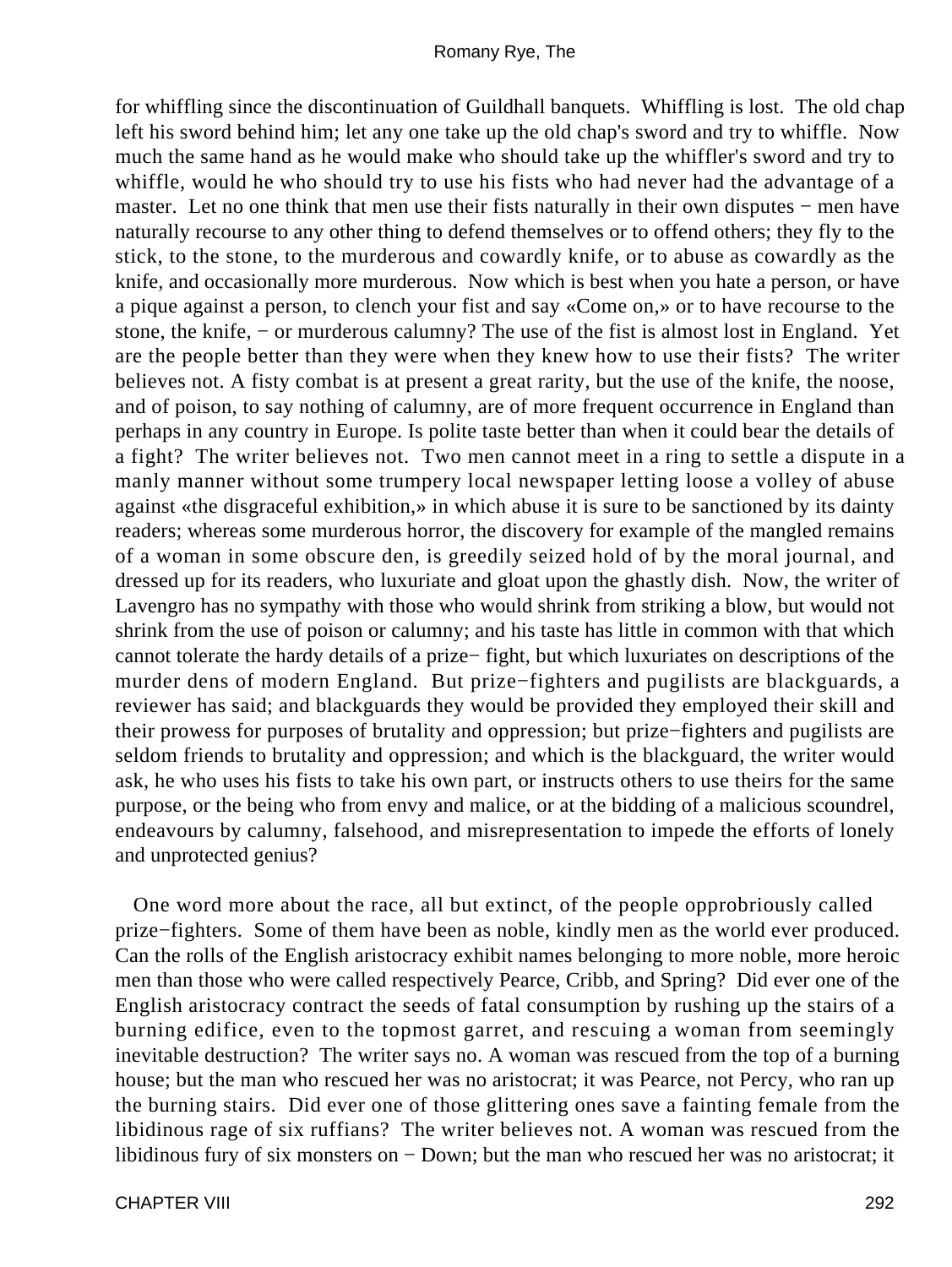for whiffling since the discontinuation of Guildhall banquets. Whiffling is lost. The old chap left his sword behind him; let any one take up the old chap's sword and try to whiffle. Now much the same hand as he would make who should take up the whiffler's sword and try to whiffle, would he who should try to use his fists who had never had the advantage of a master. Let no one think that men use their fists naturally in their own disputes − men have naturally recourse to any other thing to defend themselves or to offend others; they fly to the stick, to the stone, to the murderous and cowardly knife, or to abuse as cowardly as the knife, and occasionally more murderous. Now which is best when you hate a person, or have a pique against a person, to clench your fist and say «Come on,» or to have recourse to the stone, the knife, − or murderous calumny? The use of the fist is almost lost in England. Yet are the people better than they were when they knew how to use their fists? The writer believes not. A fisty combat is at present a great rarity, but the use of the knife, the noose, and of poison, to say nothing of calumny, are of more frequent occurrence in England than perhaps in any country in Europe. Is polite taste better than when it could bear the details of a fight? The writer believes not. Two men cannot meet in a ring to settle a dispute in a manly manner without some trumpery local newspaper letting loose a volley of abuse against «the disgraceful exhibition,» in which abuse it is sure to be sanctioned by its dainty readers; whereas some murderous horror, the discovery for example of the mangled remains of a woman in some obscure den, is greedily seized hold of by the moral journal, and dressed up for its readers, who luxuriate and gloat upon the ghastly dish. Now, the writer of Lavengro has no sympathy with those who would shrink from striking a blow, but would not shrink from the use of poison or calumny; and his taste has little in common with that which cannot tolerate the hardy details of a prize− fight, but which luxuriates on descriptions of the murder dens of modern England. But prize−fighters and pugilists are blackguards, a reviewer has said; and blackguards they would be provided they employed their skill and their prowess for purposes of brutality and oppression; but prize−fighters and pugilists are seldom friends to brutality and oppression; and which is the blackguard, the writer would ask, he who uses his fists to take his own part, or instructs others to use theirs for the same purpose, or the being who from envy and malice, or at the bidding of a malicious scoundrel, endeavours by calumny, falsehood, and misrepresentation to impede the efforts of lonely and unprotected genius?

One word more about the race, all but extinct, of the people opprobriously called prize−fighters. Some of them have been as noble, kindly men as the world ever produced. Can the rolls of the English aristocracy exhibit names belonging to more noble, more heroic men than those who were called respectively Pearce, Cribb, and Spring? Did ever one of the English aristocracy contract the seeds of fatal consumption by rushing up the stairs of a burning edifice, even to the topmost garret, and rescuing a woman from seemingly inevitable destruction? The writer says no. A woman was rescued from the top of a burning house; but the man who rescued her was no aristocrat; it was Pearce, not Percy, who ran up the burning stairs. Did ever one of those glittering ones save a fainting female from the libidinous rage of six ruffians? The writer believes not. A woman was rescued from the libidinous fury of six monsters on − Down; but the man who rescued her was no aristocrat; it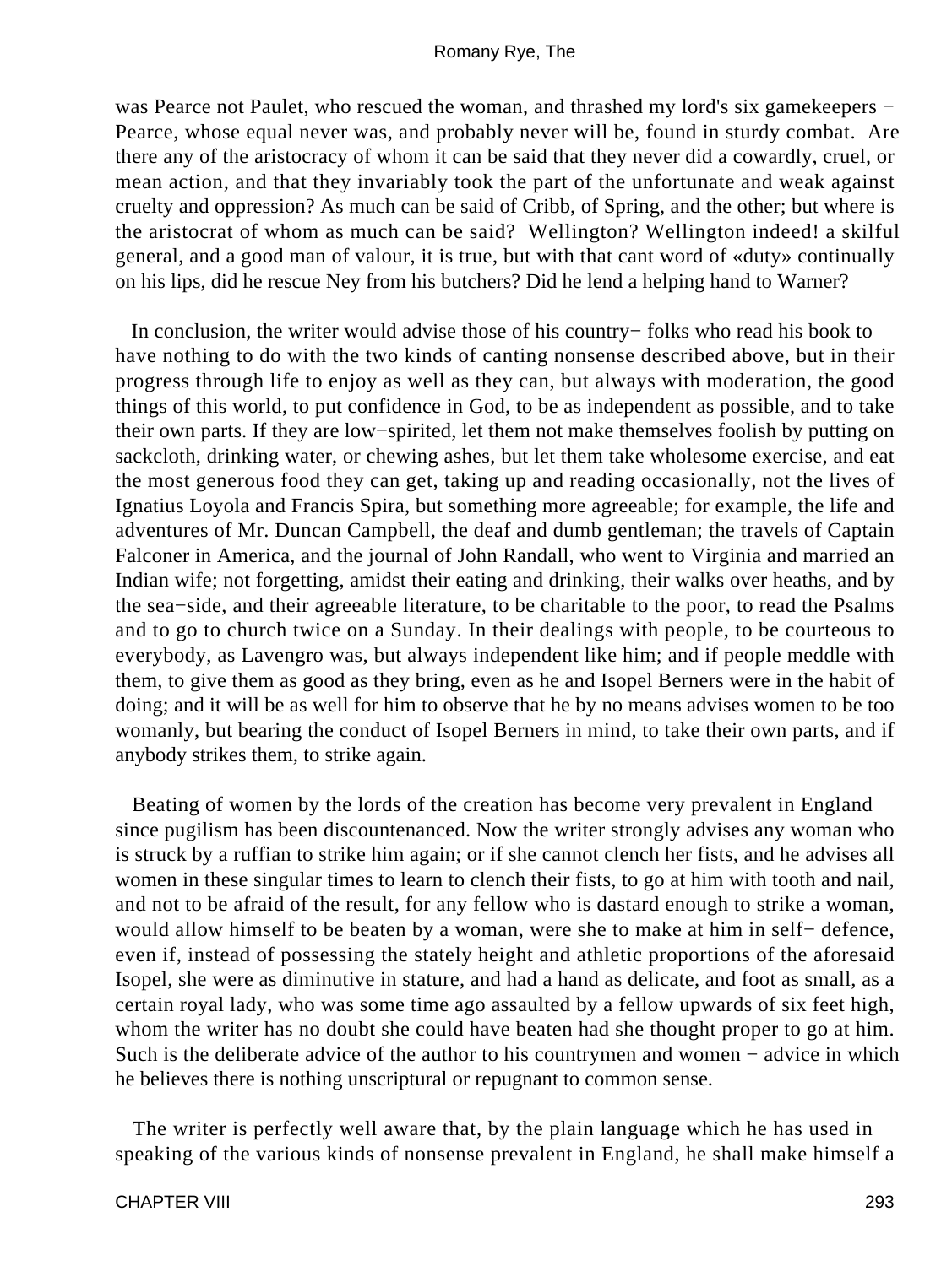was Pearce not Paulet, who rescued the woman, and thrashed my lord's six gamekeepers − Pearce, whose equal never was, and probably never will be, found in sturdy combat. Are there any of the aristocracy of whom it can be said that they never did a cowardly, cruel, or mean action, and that they invariably took the part of the unfortunate and weak against cruelty and oppression? As much can be said of Cribb, of Spring, and the other; but where is the aristocrat of whom as much can be said? Wellington? Wellington indeed! a skilful general, and a good man of valour, it is true, but with that cant word of «duty» continually on his lips, did he rescue Ney from his butchers? Did he lend a helping hand to Warner?

In conclusion, the writer would advise those of his country− folks who read his book to have nothing to do with the two kinds of canting nonsense described above, but in their progress through life to enjoy as well as they can, but always with moderation, the good things of this world, to put confidence in God, to be as independent as possible, and to take their own parts. If they are low−spirited, let them not make themselves foolish by putting on sackcloth, drinking water, or chewing ashes, but let them take wholesome exercise, and eat the most generous food they can get, taking up and reading occasionally, not the lives of Ignatius Loyola and Francis Spira, but something more agreeable; for example, the life and adventures of Mr. Duncan Campbell, the deaf and dumb gentleman; the travels of Captain Falconer in America, and the journal of John Randall, who went to Virginia and married an Indian wife; not forgetting, amidst their eating and drinking, their walks over heaths, and by the sea−side, and their agreeable literature, to be charitable to the poor, to read the Psalms and to go to church twice on a Sunday. In their dealings with people, to be courteous to everybody, as Lavengro was, but always independent like him; and if people meddle with them, to give them as good as they bring, even as he and Isopel Berners were in the habit of doing; and it will be as well for him to observe that he by no means advises women to be too womanly, but bearing the conduct of Isopel Berners in mind, to take their own parts, and if anybody strikes them, to strike again.

Beating of women by the lords of the creation has become very prevalent in England since pugilism has been discountenanced. Now the writer strongly advises any woman who is struck by a ruffian to strike him again; or if she cannot clench her fists, and he advises all women in these singular times to learn to clench their fists, to go at him with tooth and nail, and not to be afraid of the result, for any fellow who is dastard enough to strike a woman, would allow himself to be beaten by a woman, were she to make at him in self− defence, even if, instead of possessing the stately height and athletic proportions of the aforesaid Isopel, she were as diminutive in stature, and had a hand as delicate, and foot as small, as a certain royal lady, who was some time ago assaulted by a fellow upwards of six feet high, whom the writer has no doubt she could have beaten had she thought proper to go at him. Such is the deliberate advice of the author to his countrymen and women − advice in which he believes there is nothing unscriptural or repugnant to common sense.

The writer is perfectly well aware that, by the plain language which he has used in speaking of the various kinds of nonsense prevalent in England, he shall make himself a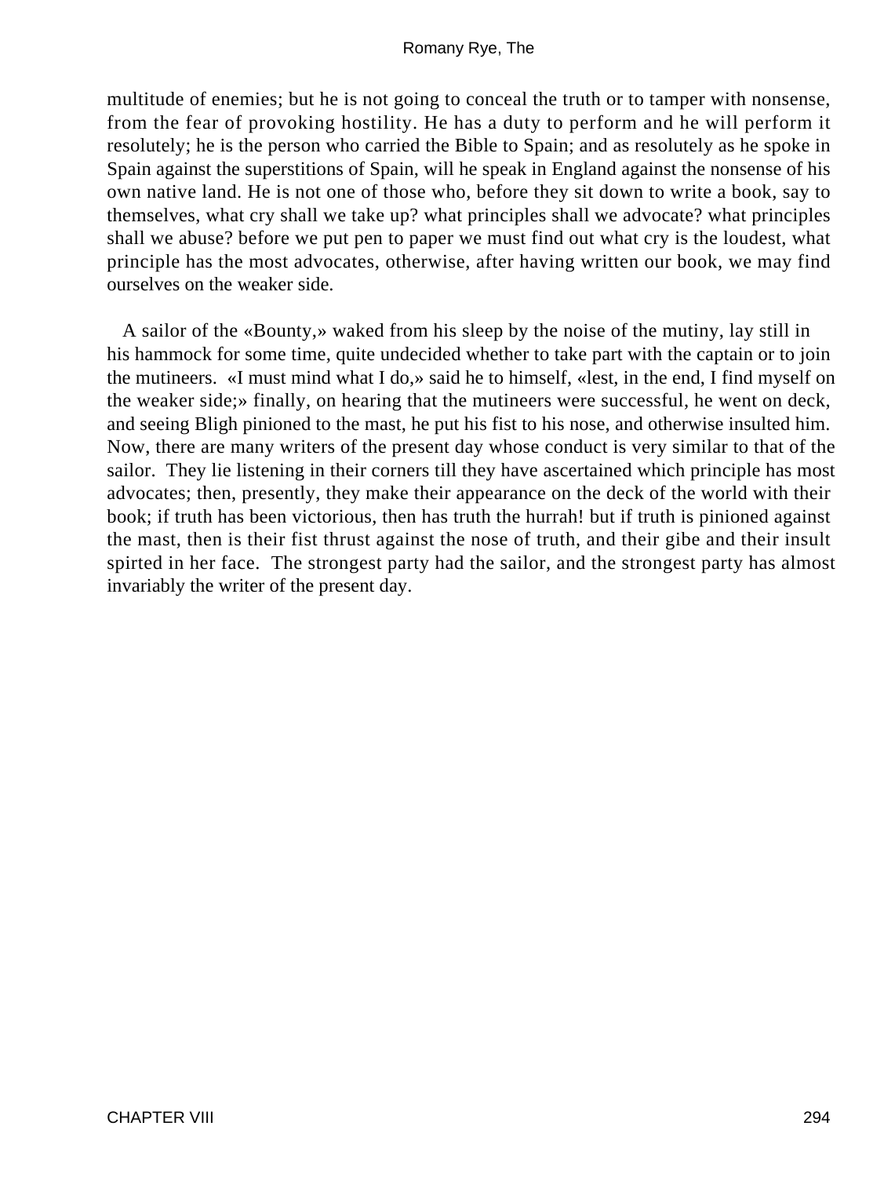multitude of enemies; but he is not going to conceal the truth or to tamper with nonsense, from the fear of provoking hostility. He has a duty to perform and he will perform it resolutely; he is the person who carried the Bible to Spain; and as resolutely as he spoke in Spain against the superstitions of Spain, will he speak in England against the nonsense of his own native land. He is not one of those who, before they sit down to write a book, say to themselves, what cry shall we take up? what principles shall we advocate? what principles shall we abuse? before we put pen to paper we must find out what cry is the loudest, what principle has the most advocates, otherwise, after having written our book, we may find ourselves on the weaker side.

A sailor of the «Bounty,» waked from his sleep by the noise of the mutiny, lay still in his hammock for some time, quite undecided whether to take part with the captain or to join the mutineers. «I must mind what I do,» said he to himself, «lest, in the end, I find myself on the weaker side;» finally, on hearing that the mutineers were successful, he went on deck, and seeing Bligh pinioned to the mast, he put his fist to his nose, and otherwise insulted him. Now, there are many writers of the present day whose conduct is very similar to that of the sailor. They lie listening in their corners till they have ascertained which principle has most advocates; then, presently, they make their appearance on the deck of the world with their book; if truth has been victorious, then has truth the hurrah! but if truth is pinioned against the mast, then is their fist thrust against the nose of truth, and their gibe and their insult spirted in her face. The strongest party had the sailor, and the strongest party has almost invariably the writer of the present day.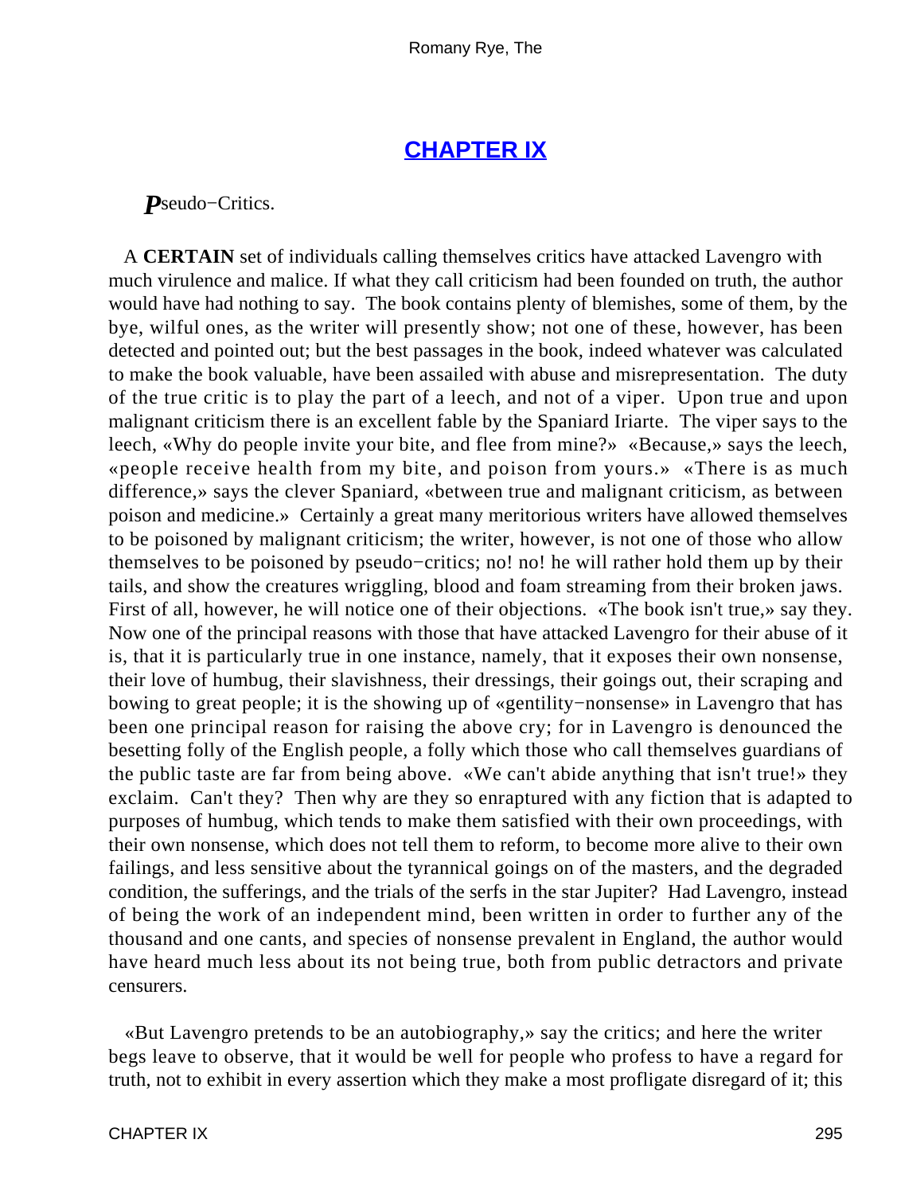## CHAPTER IX

***P***seudo−Critics.

A **CERTAIN** set of individuals calling themselves critics have attacked Lavengro with much virulence and malice. If what they call criticism had been founded on truth, the author would have had nothing to say. The book contains plenty of blemishes, some of them, by the bye, wilful ones, as the writer will presently show; not one of these, however, has been detected and pointed out; but the best passages in the book, indeed whatever was calculated to make the book valuable, have been assailed with abuse and misrepresentation. The duty of the true critic is to play the part of a leech, and not of a viper. Upon true and upon malignant criticism there is an excellent fable by the Spaniard Iriarte. The viper says to the leech, «Why do people invite your bite, and flee from mine?» «Because,» says the leech, «people receive health from my bite, and poison from yours.» «There is as much difference,» says the clever Spaniard, «between true and malignant criticism, as between poison and medicine.» Certainly a great many meritorious writers have allowed themselves to be poisoned by malignant criticism; the writer, however, is not one of those who allow themselves to be poisoned by pseudo−critics; no! no! he will rather hold them up by their tails, and show the creatures wriggling, blood and foam streaming from their broken jaws. First of all, however, he will notice one of their objections. «The book isn't true,» say they. Now one of the principal reasons with those that have attacked Lavengro for their abuse of it is, that it is particularly true in one instance, namely, that it exposes their own nonsense, their love of humbug, their slavishness, their dressings, their goings out, their scraping and bowing to great people; it is the showing up of «gentility−nonsense» in Lavengro that has been one principal reason for raising the above cry; for in Lavengro is denounced the besetting folly of the English people, a folly which those who call themselves guardians of the public taste are far from being above. «We can't abide anything that isn't true!» they exclaim. Can't they? Then why are they so enraptured with any fiction that is adapted to purposes of humbug, which tends to make them satisfied with their own proceedings, with their own nonsense, which does not tell them to reform, to become more alive to their own failings, and less sensitive about the tyrannical goings on of the masters, and the degraded condition, the sufferings, and the trials of the serfs in the star Jupiter? Had Lavengro, instead of being the work of an independent mind, been written in order to further any of the thousand and one cants, and species of nonsense prevalent in England, the author would have heard much less about its not being true, both from public detractors and private censurers.

«But Lavengro pretends to be an autobiography,» say the critics; and here the writer begs leave to observe, that it would be well for people who profess to have a regard for truth, not to exhibit in every assertion which they make a most profligate disregard of it; this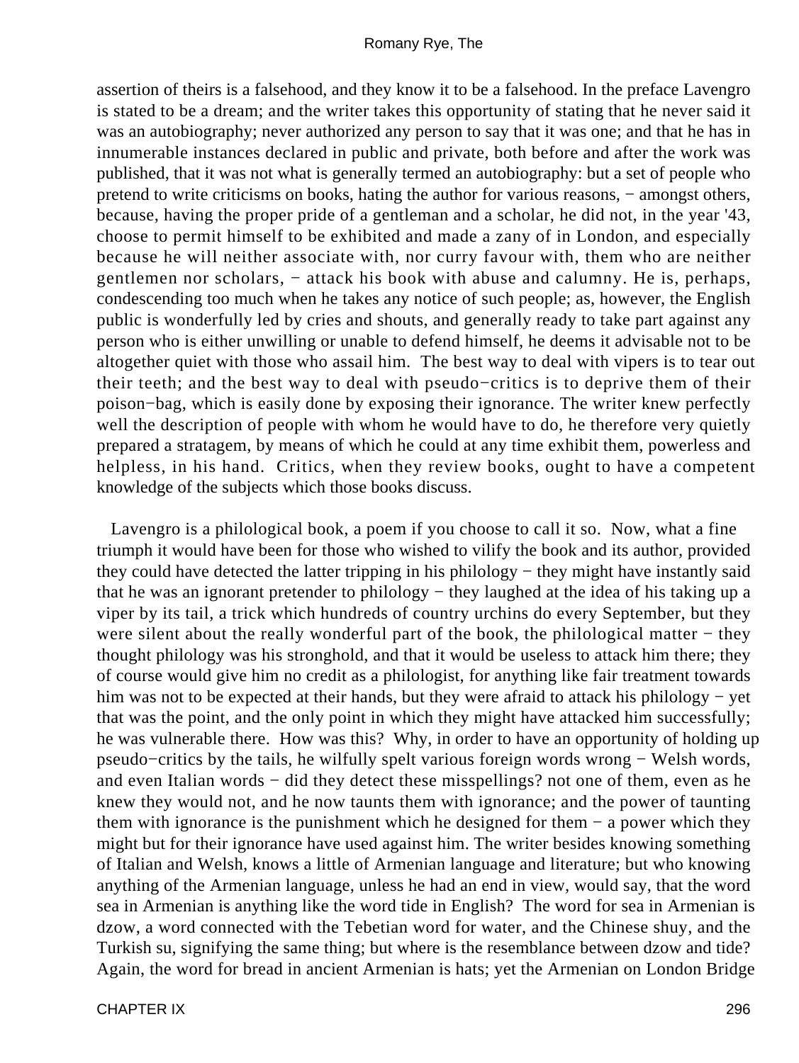assertion of theirs is a falsehood, and they know it to be a falsehood. In the preface Lavengro is stated to be a dream; and the writer takes this opportunity of stating that he never said it was an autobiography; never authorized any person to say that it was one; and that he has in innumerable instances declared in public and private, both before and after the work was published, that it was not what is generally termed an autobiography: but a set of people who pretend to write criticisms on books, hating the author for various reasons, − amongst others, because, having the proper pride of a gentleman and a scholar, he did not, in the year '43, choose to permit himself to be exhibited and made a zany of in London, and especially because he will neither associate with, nor curry favour with, them who are neither gentlemen nor scholars, − attack his book with abuse and calumny. He is, perhaps, condescending too much when he takes any notice of such people; as, however, the English public is wonderfully led by cries and shouts, and generally ready to take part against any person who is either unwilling or unable to defend himself, he deems it advisable not to be altogether quiet with those who assail him. The best way to deal with vipers is to tear out their teeth; and the best way to deal with pseudo−critics is to deprive them of their poison−bag, which is easily done by exposing their ignorance. The writer knew perfectly well the description of people with whom he would have to do, he therefore very quietly prepared a stratagem, by means of which he could at any time exhibit them, powerless and helpless, in his hand. Critics, when they review books, ought to have a competent knowledge of the subjects which those books discuss.

Lavengro is a philological book, a poem if you choose to call it so. Now, what a fine triumph it would have been for those who wished to vilify the book and its author, provided they could have detected the latter tripping in his philology − they might have instantly said that he was an ignorant pretender to philology − they laughed at the idea of his taking up a viper by its tail, a trick which hundreds of country urchins do every September, but they were silent about the really wonderful part of the book, the philological matter − they thought philology was his stronghold, and that it would be useless to attack him there; they of course would give him no credit as a philologist, for anything like fair treatment towards him was not to be expected at their hands, but they were afraid to attack his philology − yet that was the point, and the only point in which they might have attacked him successfully; he was vulnerable there. How was this? Why, in order to have an opportunity of holding up pseudo−critics by the tails, he wilfully spelt various foreign words wrong − Welsh words, and even Italian words − did they detect these misspellings? not one of them, even as he knew they would not, and he now taunts them with ignorance; and the power of taunting them with ignorance is the punishment which he designed for them − a power which they might but for their ignorance have used against him. The writer besides knowing something of Italian and Welsh, knows a little of Armenian language and literature; but who knowing anything of the Armenian language, unless he had an end in view, would say, that the word sea in Armenian is anything like the word tide in English? The word for sea in Armenian is dzow, a word connected with the Tebetian word for water, and the Chinese shuy, and the Turkish su, signifying the same thing; but where is the resemblance between dzow and tide? Again, the word for bread in ancient Armenian is hats; yet the Armenian on London Bridge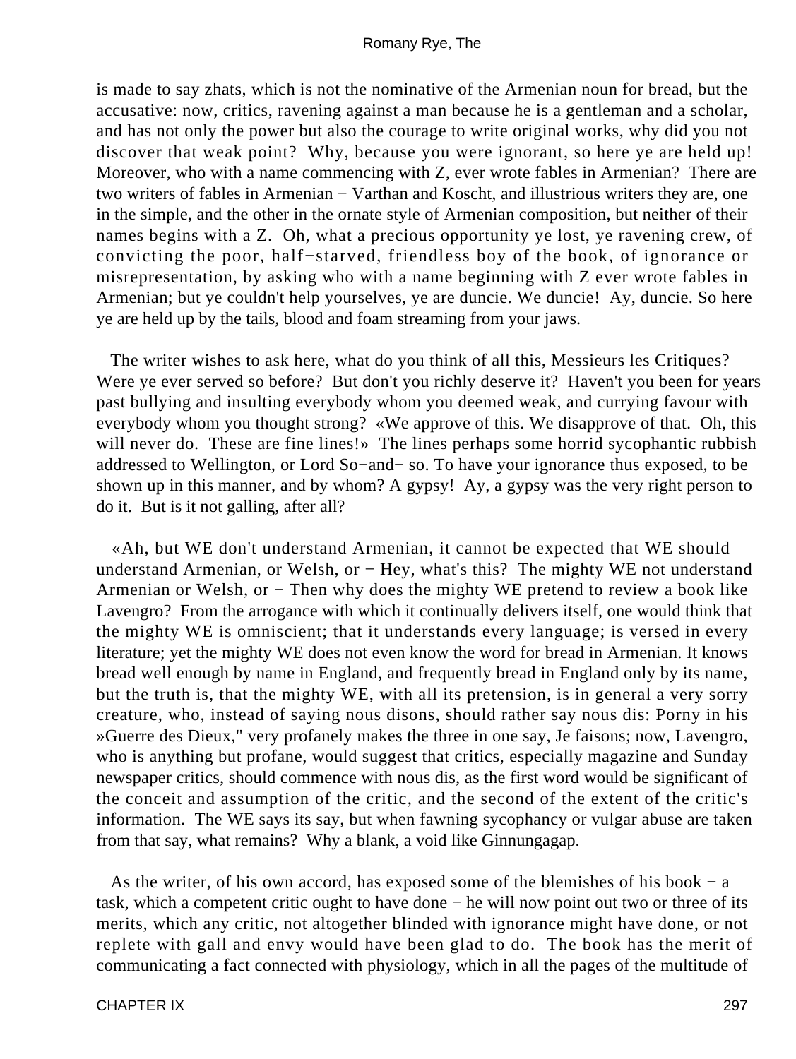is made to say zhats, which is not the nominative of the Armenian noun for bread, but the accusative: now, critics, ravening against a man because he is a gentleman and a scholar, and has not only the power but also the courage to write original works, why did you not discover that weak point? Why, because you were ignorant, so here ye are held up! Moreover, who with a name commencing with Z, ever wrote fables in Armenian? There are two writers of fables in Armenian − Varthan and Koscht, and illustrious writers they are, one in the simple, and the other in the ornate style of Armenian composition, but neither of their names begins with a Z. Oh, what a precious opportunity ye lost, ye ravening crew, of convicting the poor, half−starved, friendless boy of the book, of ignorance or misrepresentation, by asking who with a name beginning with Z ever wrote fables in Armenian; but ye couldn't help yourselves, ye are duncie. We duncie! Ay, duncie. So here ye are held up by the tails, blood and foam streaming from your jaws.

The writer wishes to ask here, what do you think of all this, Messieurs les Critiques? Were ye ever served so before? But don't you richly deserve it? Haven't you been for years past bullying and insulting everybody whom you deemed weak, and currying favour with everybody whom you thought strong? «We approve of this. We disapprove of that. Oh, this will never do. These are fine lines!» The lines perhaps some horrid sycophantic rubbish addressed to Wellington, or Lord So−and− so. To have your ignorance thus exposed, to be shown up in this manner, and by whom? A gypsy! Ay, a gypsy was the very right person to do it. But is it not galling, after all?

«Ah, but WE don't understand Armenian, it cannot be expected that WE should understand Armenian, or Welsh, or − Hey, what's this? The mighty WE not understand Armenian or Welsh, or − Then why does the mighty WE pretend to review a book like Lavengro? From the arrogance with which it continually delivers itself, one would think that the mighty WE is omniscient; that it understands every language; is versed in every literature; yet the mighty WE does not even know the word for bread in Armenian. It knows bread well enough by name in England, and frequently bread in England only by its name, but the truth is, that the mighty WE, with all its pretension, is in general a very sorry creature, who, instead of saying nous disons, should rather say nous dis: Porny in his »Guerre des Dieux," very profanely makes the three in one say, Je faisons; now, Lavengro, who is anything but profane, would suggest that critics, especially magazine and Sunday newspaper critics, should commence with nous dis, as the first word would be significant of the conceit and assumption of the critic, and the second of the extent of the critic's information. The WE says its say, but when fawning sycophancy or vulgar abuse are taken from that say, what remains? Why a blank, a void like Ginnungagap.

As the writer, of his own accord, has exposed some of the blemishes of his book − a task, which a competent critic ought to have done − he will now point out two or three of its merits, which any critic, not altogether blinded with ignorance might have done, or not replete with gall and envy would have been glad to do. The book has the merit of communicating a fact connected with physiology, which in all the pages of the multitude of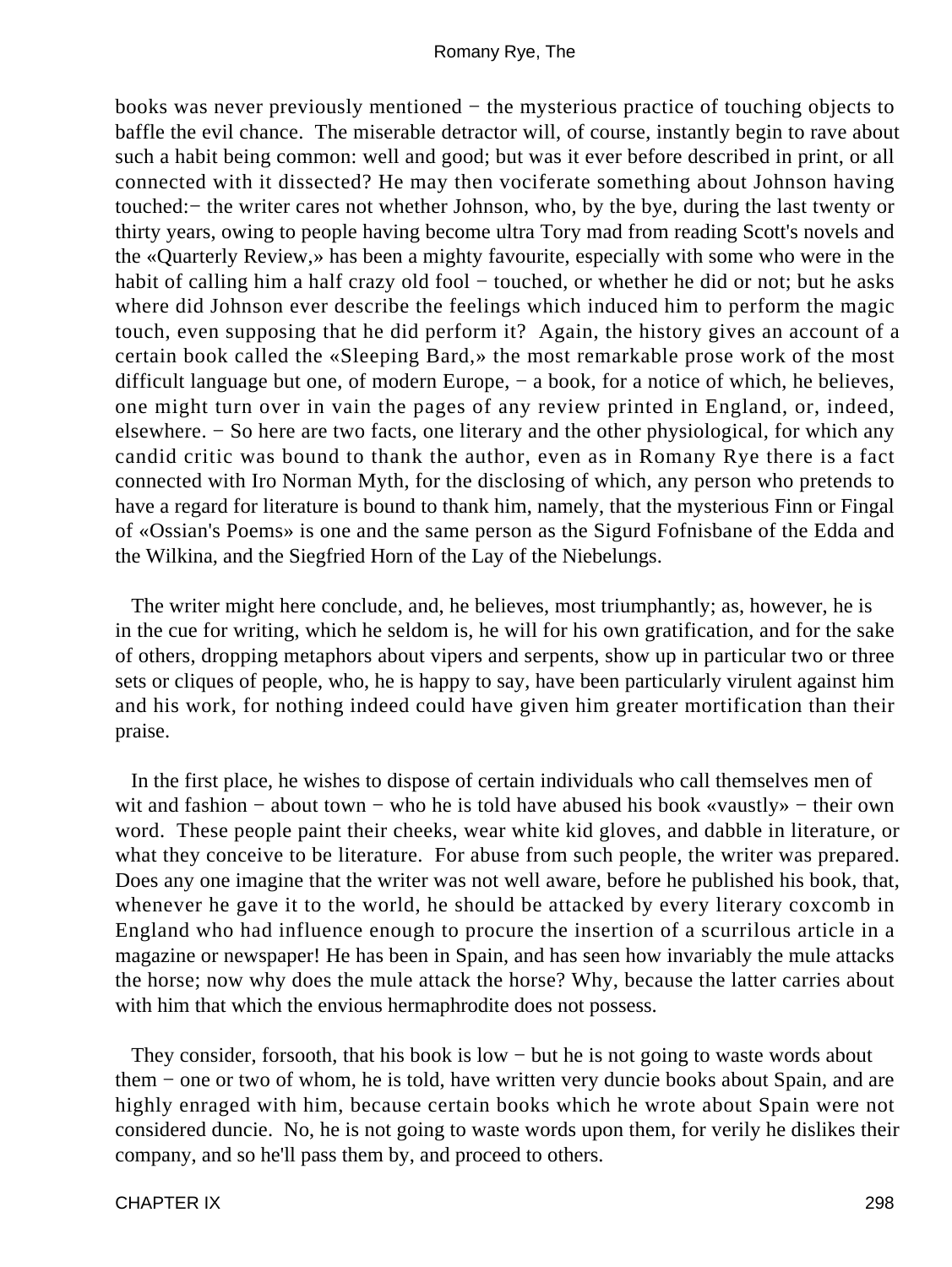books was never previously mentioned − the mysterious practice of touching objects to baffle the evil chance. The miserable detractor will, of course, instantly begin to rave about such a habit being common: well and good; but was it ever before described in print, or all connected with it dissected? He may then vociferate something about Johnson having touched:− the writer cares not whether Johnson, who, by the bye, during the last twenty or thirty years, owing to people having become ultra Tory mad from reading Scott's novels and the «Quarterly Review,» has been a mighty favourite, especially with some who were in the habit of calling him a half crazy old fool − touched, or whether he did or not; but he asks where did Johnson ever describe the feelings which induced him to perform the magic touch, even supposing that he did perform it? Again, the history gives an account of a certain book called the «Sleeping Bard,» the most remarkable prose work of the most difficult language but one, of modern Europe, − a book, for a notice of which, he believes, one might turn over in vain the pages of any review printed in England, or, indeed, elsewhere. − So here are two facts, one literary and the other physiological, for which any candid critic was bound to thank the author, even as in Romany Rye there is a fact connected with Iro Norman Myth, for the disclosing of which, any person who pretends to have a regard for literature is bound to thank him, namely, that the mysterious Finn or Fingal of «Ossian's Poems» is one and the same person as the Sigurd Fofnisbane of the Edda and the Wilkina, and the Siegfried Horn of the Lay of the Niebelungs.

The writer might here conclude, and, he believes, most triumphantly; as, however, he is in the cue for writing, which he seldom is, he will for his own gratification, and for the sake of others, dropping metaphors about vipers and serpents, show up in particular two or three sets or cliques of people, who, he is happy to say, have been particularly virulent against him and his work, for nothing indeed could have given him greater mortification than their praise.

In the first place, he wishes to dispose of certain individuals who call themselves men of wit and fashion − about town − who he is told have abused his book «vaustly» − their own word. These people paint their cheeks, wear white kid gloves, and dabble in literature, or what they conceive to be literature. For abuse from such people, the writer was prepared. Does any one imagine that the writer was not well aware, before he published his book, that, whenever he gave it to the world, he should be attacked by every literary coxcomb in England who had influence enough to procure the insertion of a scurrilous article in a magazine or newspaper! He has been in Spain, and has seen how invariably the mule attacks the horse; now why does the mule attack the horse? Why, because the latter carries about with him that which the envious hermaphrodite does not possess.

They consider, forsooth, that his book is low − but he is not going to waste words about them − one or two of whom, he is told, have written very duncie books about Spain, and are highly enraged with him, because certain books which he wrote about Spain were not considered duncie. No, he is not going to waste words upon them, for verily he dislikes their company, and so he'll pass them by, and proceed to others.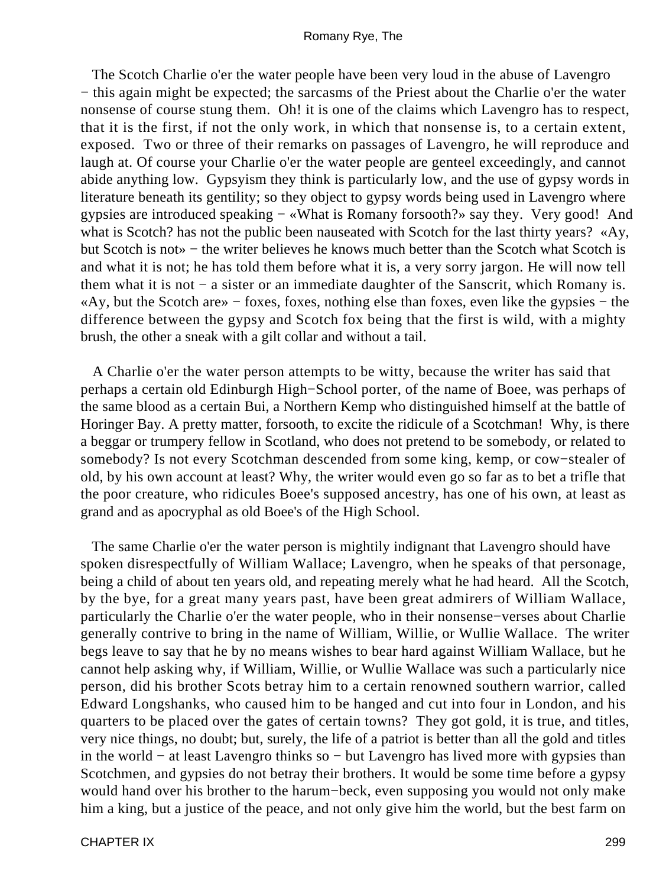The Scotch Charlie o'er the water people have been very loud in the abuse of Lavengro − this again might be expected; the sarcasms of the Priest about the Charlie o'er the water nonsense of course stung them. Oh! it is one of the claims which Lavengro has to respect, that it is the first, if not the only work, in which that nonsense is, to a certain extent, exposed. Two or three of their remarks on passages of Lavengro, he will reproduce and laugh at. Of course your Charlie o'er the water people are genteel exceedingly, and cannot abide anything low. Gypsyism they think is particularly low, and the use of gypsy words in literature beneath its gentility; so they object to gypsy words being used in Lavengro where gypsies are introduced speaking − «What is Romany forsooth?» say they. Very good! And what is Scotch? has not the public been nauseated with Scotch for the last thirty years? «Ay, but Scotch is not» − the writer believes he knows much better than the Scotch what Scotch is and what it is not; he has told them before what it is, a very sorry jargon. He will now tell them what it is not − a sister or an immediate daughter of the Sanscrit, which Romany is. «Ay, but the Scotch are» − foxes, foxes, nothing else than foxes, even like the gypsies − the difference between the gypsy and Scotch fox being that the first is wild, with a mighty brush, the other a sneak with a gilt collar and without a tail.

A Charlie o'er the water person attempts to be witty, because the writer has said that perhaps a certain old Edinburgh High−School porter, of the name of Boee, was perhaps of the same blood as a certain Bui, a Northern Kemp who distinguished himself at the battle of Horinger Bay. A pretty matter, forsooth, to excite the ridicule of a Scotchman! Why, is there a beggar or trumpery fellow in Scotland, who does not pretend to be somebody, or related to somebody? Is not every Scotchman descended from some king, kemp, or cow−stealer of old, by his own account at least? Why, the writer would even go so far as to bet a trifle that the poor creature, who ridicules Boee's supposed ancestry, has one of his own, at least as grand and as apocryphal as old Boee's of the High School.

The same Charlie o'er the water person is mightily indignant that Lavengro should have spoken disrespectfully of William Wallace; Lavengro, when he speaks of that personage, being a child of about ten years old, and repeating merely what he had heard. All the Scotch, by the bye, for a great many years past, have been great admirers of William Wallace, particularly the Charlie o'er the water people, who in their nonsense−verses about Charlie generally contrive to bring in the name of William, Willie, or Wullie Wallace. The writer begs leave to say that he by no means wishes to bear hard against William Wallace, but he cannot help asking why, if William, Willie, or Wullie Wallace was such a particularly nice person, did his brother Scots betray him to a certain renowned southern warrior, called Edward Longshanks, who caused him to be hanged and cut into four in London, and his quarters to be placed over the gates of certain towns? They got gold, it is true, and titles, very nice things, no doubt; but, surely, the life of a patriot is better than all the gold and titles in the world − at least Lavengro thinks so − but Lavengro has lived more with gypsies than Scotchmen, and gypsies do not betray their brothers. It would be some time before a gypsy would hand over his brother to the harum−beck, even supposing you would not only make him a king, but a justice of the peace, and not only give him the world, but the best farm on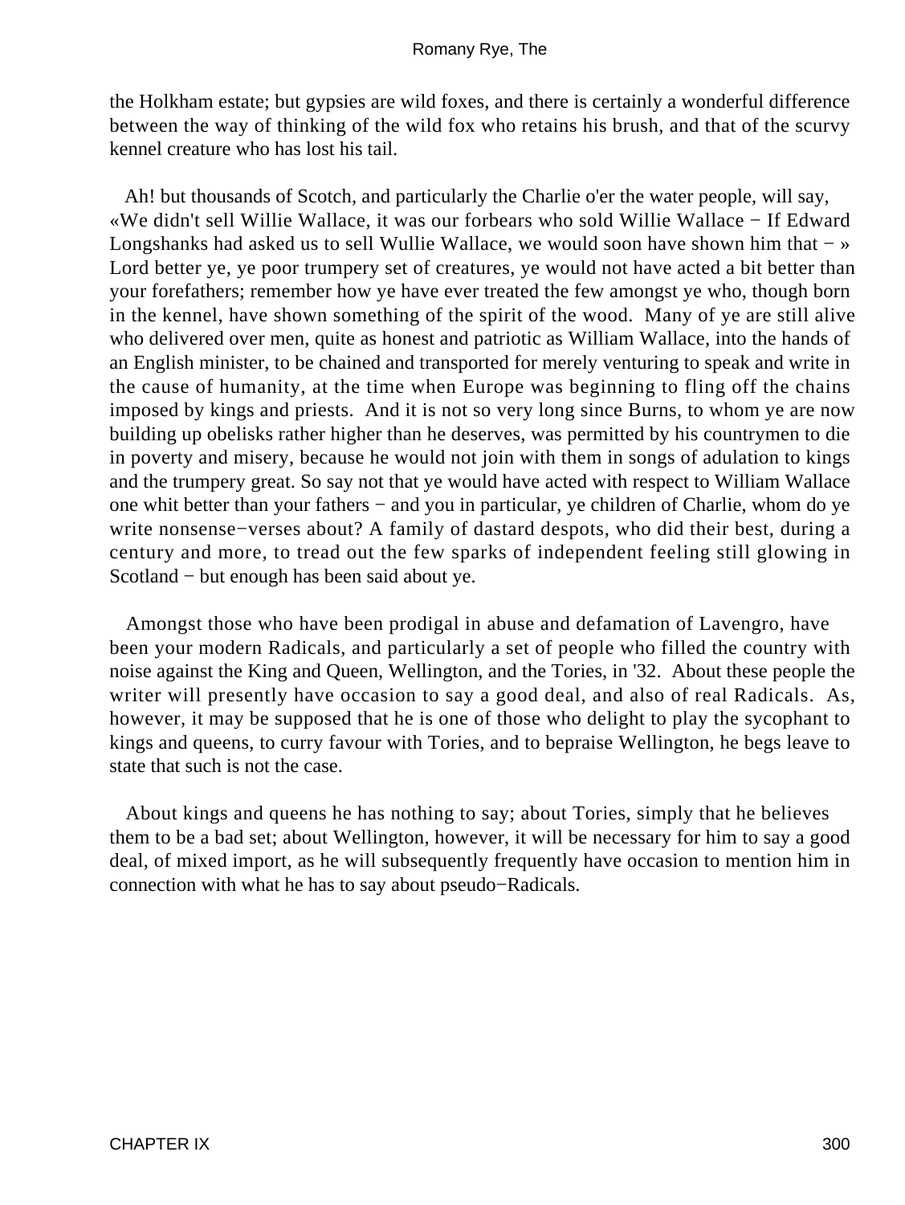the Holkham estate; but gypsies are wild foxes, and there is certainly a wonderful difference between the way of thinking of the wild fox who retains his brush, and that of the scurvy kennel creature who has lost his tail.

Ah! but thousands of Scotch, and particularly the Charlie o'er the water people, will say, «We didn't sell Willie Wallace, it was our forbears who sold Willie Wallace − If Edward Longshanks had asked us to sell Wullie Wallace, we would soon have shown him that − » Lord better ye, ye poor trumpery set of creatures, ye would not have acted a bit better than your forefathers; remember how ye have ever treated the few amongst ye who, though born in the kennel, have shown something of the spirit of the wood. Many of ye are still alive who delivered over men, quite as honest and patriotic as William Wallace, into the hands of an English minister, to be chained and transported for merely venturing to speak and write in the cause of humanity, at the time when Europe was beginning to fling off the chains imposed by kings and priests. And it is not so very long since Burns, to whom ye are now building up obelisks rather higher than he deserves, was permitted by his countrymen to die in poverty and misery, because he would not join with them in songs of adulation to kings and the trumpery great. So say not that ye would have acted with respect to William Wallace one whit better than your fathers − and you in particular, ye children of Charlie, whom do ye write nonsense−verses about? A family of dastard despots, who did their best, during a century and more, to tread out the few sparks of independent feeling still glowing in Scotland − but enough has been said about ye.

Amongst those who have been prodigal in abuse and defamation of Lavengro, have been your modern Radicals, and particularly a set of people who filled the country with noise against the King and Queen, Wellington, and the Tories, in '32. About these people the writer will presently have occasion to say a good deal, and also of real Radicals. As, however, it may be supposed that he is one of those who delight to play the sycophant to kings and queens, to curry favour with Tories, and to bepraise Wellington, he begs leave to state that such is not the case.

About kings and queens he has nothing to say; about Tories, simply that he believes them to be a bad set; about Wellington, however, it will be necessary for him to say a good deal, of mixed import, as he will subsequently frequently have occasion to mention him in connection with what he has to say about pseudo−Radicals.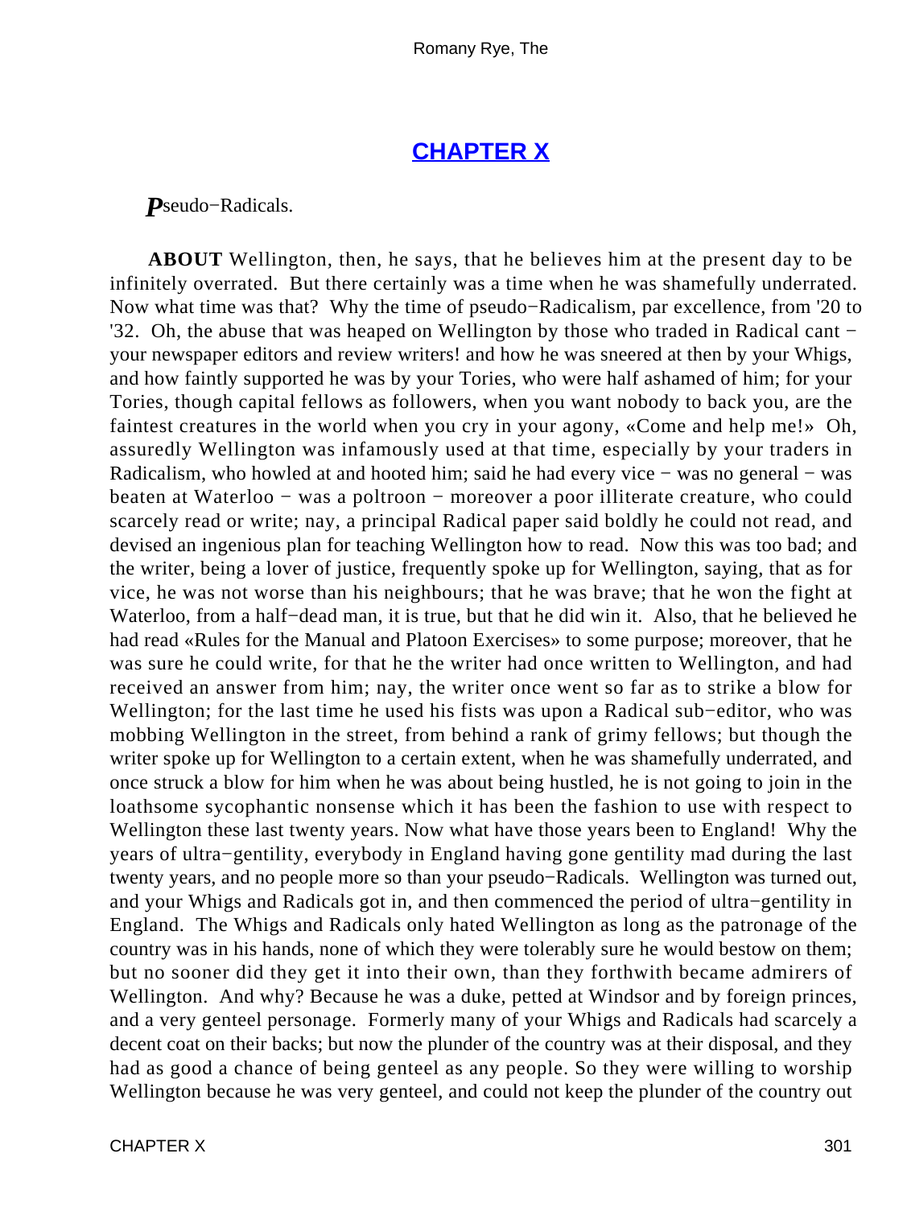## [CHAPTER X](#)

*P*seudo−Radicals.

**ABOUT** Wellington, then, he says, that he believes him at the present day to be infinitely overrated. But there certainly was a time when he was shamefully underrated. Now what time was that? Why the time of pseudo−Radicalism, par excellence, from '20 to '32. Oh, the abuse that was heaped on Wellington by those who traded in Radical cant − your newspaper editors and review writers! and how he was sneered at then by your Whigs, and how faintly supported he was by your Tories, who were half ashamed of him; for your Tories, though capital fellows as followers, when you want nobody to back you, are the faintest creatures in the world when you cry in your agony, «Come and help me!» Oh, assuredly Wellington was infamously used at that time, especially by your traders in Radicalism, who howled at and hooted him; said he had every vice − was no general − was beaten at Waterloo − was a poltroon − moreover a poor illiterate creature, who could scarcely read or write; nay, a principal Radical paper said boldly he could not read, and devised an ingenious plan for teaching Wellington how to read. Now this was too bad; and the writer, being a lover of justice, frequently spoke up for Wellington, saying, that as for vice, he was not worse than his neighbours; that he was brave; that he won the fight at Waterloo, from a half−dead man, it is true, but that he did win it. Also, that he believed he had read «Rules for the Manual and Platoon Exercises» to some purpose; moreover, that he was sure he could write, for that he the writer had once written to Wellington, and had received an answer from him; nay, the writer once went so far as to strike a blow for Wellington; for the last time he used his fists was upon a Radical sub−editor, who was mobbing Wellington in the street, from behind a rank of grimy fellows; but though the writer spoke up for Wellington to a certain extent, when he was shamefully underrated, and once struck a blow for him when he was about being hustled, he is not going to join in the loathsome sycophantic nonsense which it has been the fashion to use with respect to Wellington these last twenty years. Now what have those years been to England! Why the years of ultra−gentility, everybody in England having gone gentility mad during the last twenty years, and no people more so than your pseudo−Radicals. Wellington was turned out, and your Whigs and Radicals got in, and then commenced the period of ultra−gentility in England. The Whigs and Radicals only hated Wellington as long as the patronage of the country was in his hands, none of which they were tolerably sure he would bestow on them; but no sooner did they get it into their own, than they forthwith became admirers of Wellington. And why? Because he was a duke, petted at Windsor and by foreign princes, and a very genteel personage. Formerly many of your Whigs and Radicals had scarcely a decent coat on their backs; but now the plunder of the country was at their disposal, and they had as good a chance of being genteel as any people. So they were willing to worship Wellington because he was very genteel, and could not keep the plunder of the country out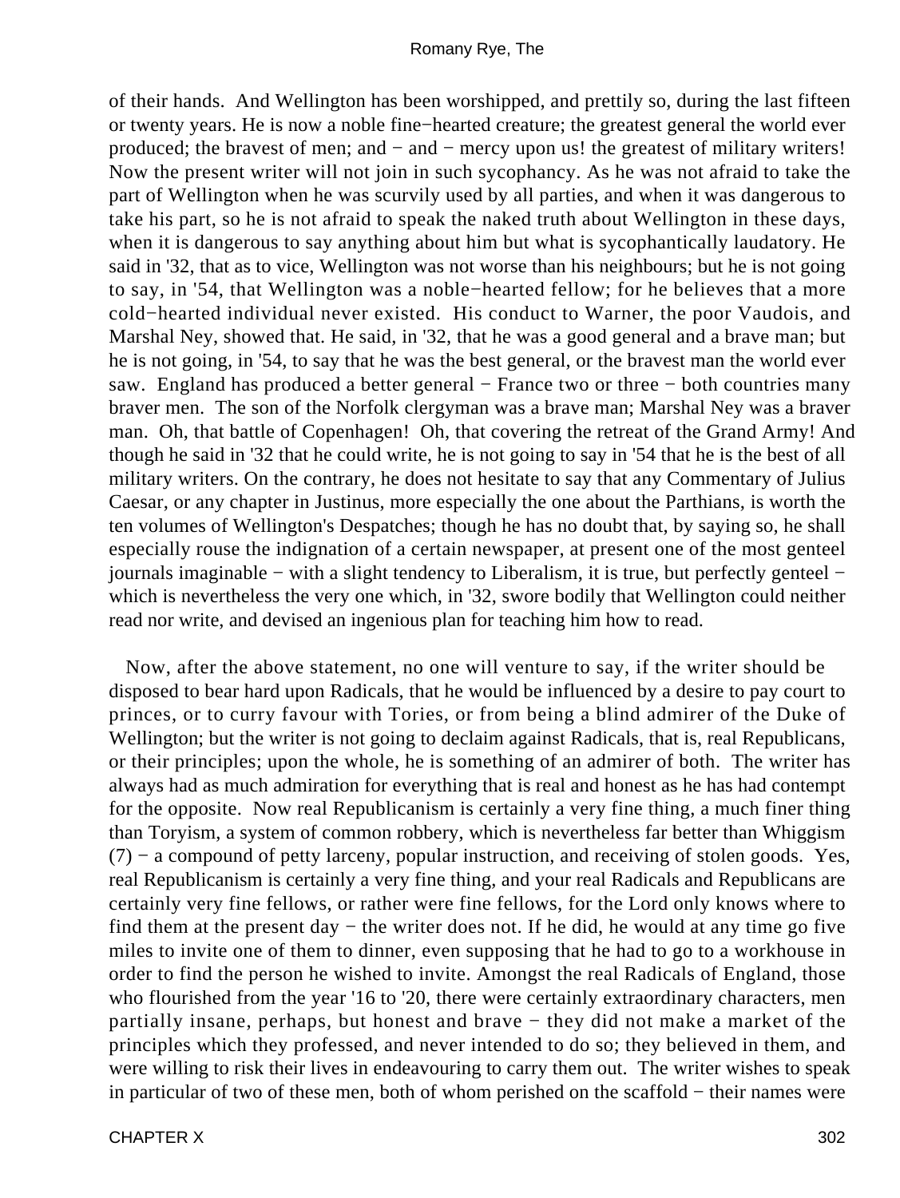of their hands. And Wellington has been worshipped, and prettily so, during the last fifteen or twenty years. He is now a noble fine−hearted creature; the greatest general the world ever produced; the bravest of men; and − and − mercy upon us! the greatest of military writers! Now the present writer will not join in such sycophancy. As he was not afraid to take the part of Wellington when he was scurvily used by all parties, and when it was dangerous to take his part, so he is not afraid to speak the naked truth about Wellington in these days, when it is dangerous to say anything about him but what is sycophantically laudatory. He said in '32, that as to vice, Wellington was not worse than his neighbours; but he is not going to say, in '54, that Wellington was a noble−hearted fellow; for he believes that a more cold−hearted individual never existed. His conduct to Warner, the poor Vaudois, and Marshal Ney, showed that. He said, in '32, that he was a good general and a brave man; but he is not going, in '54, to say that he was the best general, or the bravest man the world ever saw. England has produced a better general − France two or three − both countries many braver men. The son of the Norfolk clergyman was a brave man; Marshal Ney was a braver man. Oh, that battle of Copenhagen! Oh, that covering the retreat of the Grand Army! And though he said in '32 that he could write, he is not going to say in '54 that he is the best of all military writers. On the contrary, he does not hesitate to say that any Commentary of Julius Caesar, or any chapter in Justinus, more especially the one about the Parthians, is worth the ten volumes of Wellington's Despatches; though he has no doubt that, by saying so, he shall especially rouse the indignation of a certain newspaper, at present one of the most genteel journals imaginable − with a slight tendency to Liberalism, it is true, but perfectly genteel − which is nevertheless the very one which, in '32, swore bodily that Wellington could neither read nor write, and devised an ingenious plan for teaching him how to read.

Now, after the above statement, no one will venture to say, if the writer should be disposed to bear hard upon Radicals, that he would be influenced by a desire to pay court to princes, or to curry favour with Tories, or from being a blind admirer of the Duke of Wellington; but the writer is not going to declaim against Radicals, that is, real Republicans, or their principles; upon the whole, he is something of an admirer of both. The writer has always had as much admiration for everything that is real and honest as he has had contempt for the opposite. Now real Republicanism is certainly a very fine thing, a much finer thing than Toryism, a system of common robbery, which is nevertheless far better than Whiggism (7) − a compound of petty larceny, popular instruction, and receiving of stolen goods. Yes, real Republicanism is certainly a very fine thing, and your real Radicals and Republicans are certainly very fine fellows, or rather were fine fellows, for the Lord only knows where to find them at the present day − the writer does not. If he did, he would at any time go five miles to invite one of them to dinner, even supposing that he had to go to a workhouse in order to find the person he wished to invite. Amongst the real Radicals of England, those who flourished from the year '16 to '20, there were certainly extraordinary characters, men partially insane, perhaps, but honest and brave − they did not make a market of the principles which they professed, and never intended to do so; they believed in them, and were willing to risk their lives in endeavouring to carry them out. The writer wishes to speak in particular of two of these men, both of whom perished on the scaffold − their names were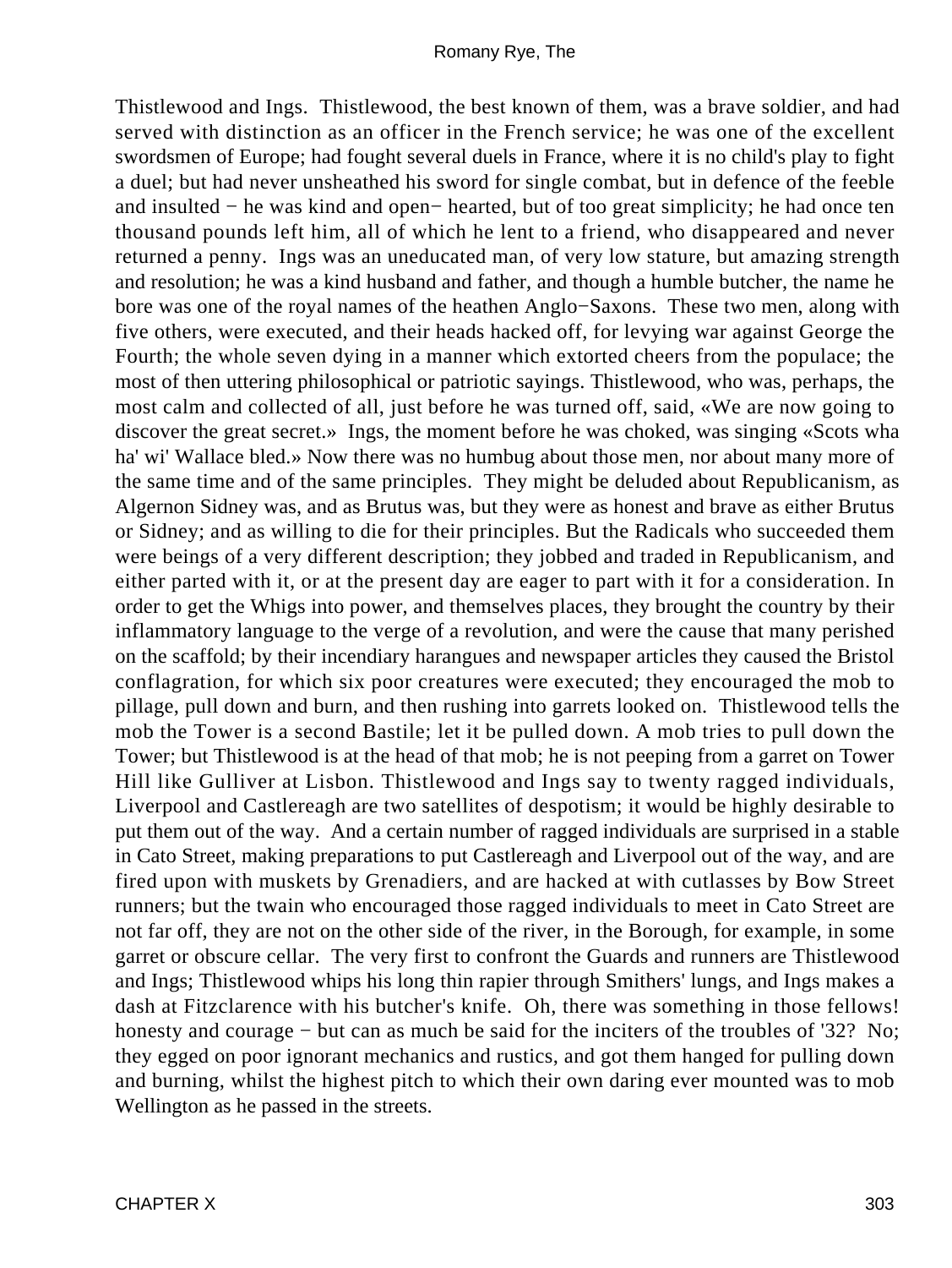Thistlewood and Ings. Thistlewood, the best known of them, was a brave soldier, and had served with distinction as an officer in the French service; he was one of the excellent swordsmen of Europe; had fought several duels in France, where it is no child's play to fight a duel; but had never unsheathed his sword for single combat, but in defence of the feeble and insulted − he was kind and open− hearted, but of too great simplicity; he had once ten thousand pounds left him, all of which he lent to a friend, who disappeared and never returned a penny. Ings was an uneducated man, of very low stature, but amazing strength and resolution; he was a kind husband and father, and though a humble butcher, the name he bore was one of the royal names of the heathen Anglo−Saxons. These two men, along with five others, were executed, and their heads hacked off, for levying war against George the Fourth; the whole seven dying in a manner which extorted cheers from the populace; the most of then uttering philosophical or patriotic sayings. Thistlewood, who was, perhaps, the most calm and collected of all, just before he was turned off, said, «We are now going to discover the great secret.» Ings, the moment before he was choked, was singing «Scots wha ha' wi' Wallace bled.» Now there was no humbug about those men, nor about many more of the same time and of the same principles. They might be deluded about Republicanism, as Algernon Sidney was, and as Brutus was, but they were as honest and brave as either Brutus or Sidney; and as willing to die for their principles. But the Radicals who succeeded them were beings of a very different description; they jobbed and traded in Republicanism, and either parted with it, or at the present day are eager to part with it for a consideration. In order to get the Whigs into power, and themselves places, they brought the country by their inflammatory language to the verge of a revolution, and were the cause that many perished on the scaffold; by their incendiary harangues and newspaper articles they caused the Bristol conflagration, for which six poor creatures were executed; they encouraged the mob to pillage, pull down and burn, and then rushing into garrets looked on. Thistlewood tells the mob the Tower is a second Bastile; let it be pulled down. A mob tries to pull down the Tower; but Thistlewood is at the head of that mob; he is not peeping from a garret on Tower Hill like Gulliver at Lisbon. Thistlewood and Ings say to twenty ragged individuals, Liverpool and Castlereagh are two satellites of despotism; it would be highly desirable to put them out of the way. And a certain number of ragged individuals are surprised in a stable in Cato Street, making preparations to put Castlereagh and Liverpool out of the way, and are fired upon with muskets by Grenadiers, and are hacked at with cutlasses by Bow Street runners; but the twain who encouraged those ragged individuals to meet in Cato Street are not far off, they are not on the other side of the river, in the Borough, for example, in some garret or obscure cellar. The very first to confront the Guards and runners are Thistlewood and Ings; Thistlewood whips his long thin rapier through Smithers' lungs, and Ings makes a dash at Fitzclarence with his butcher's knife. Oh, there was something in those fellows! honesty and courage − but can as much be said for the inciters of the troubles of '32? No; they egged on poor ignorant mechanics and rustics, and got them hanged for pulling down and burning, whilst the highest pitch to which their own daring ever mounted was to mob Wellington as he passed in the streets.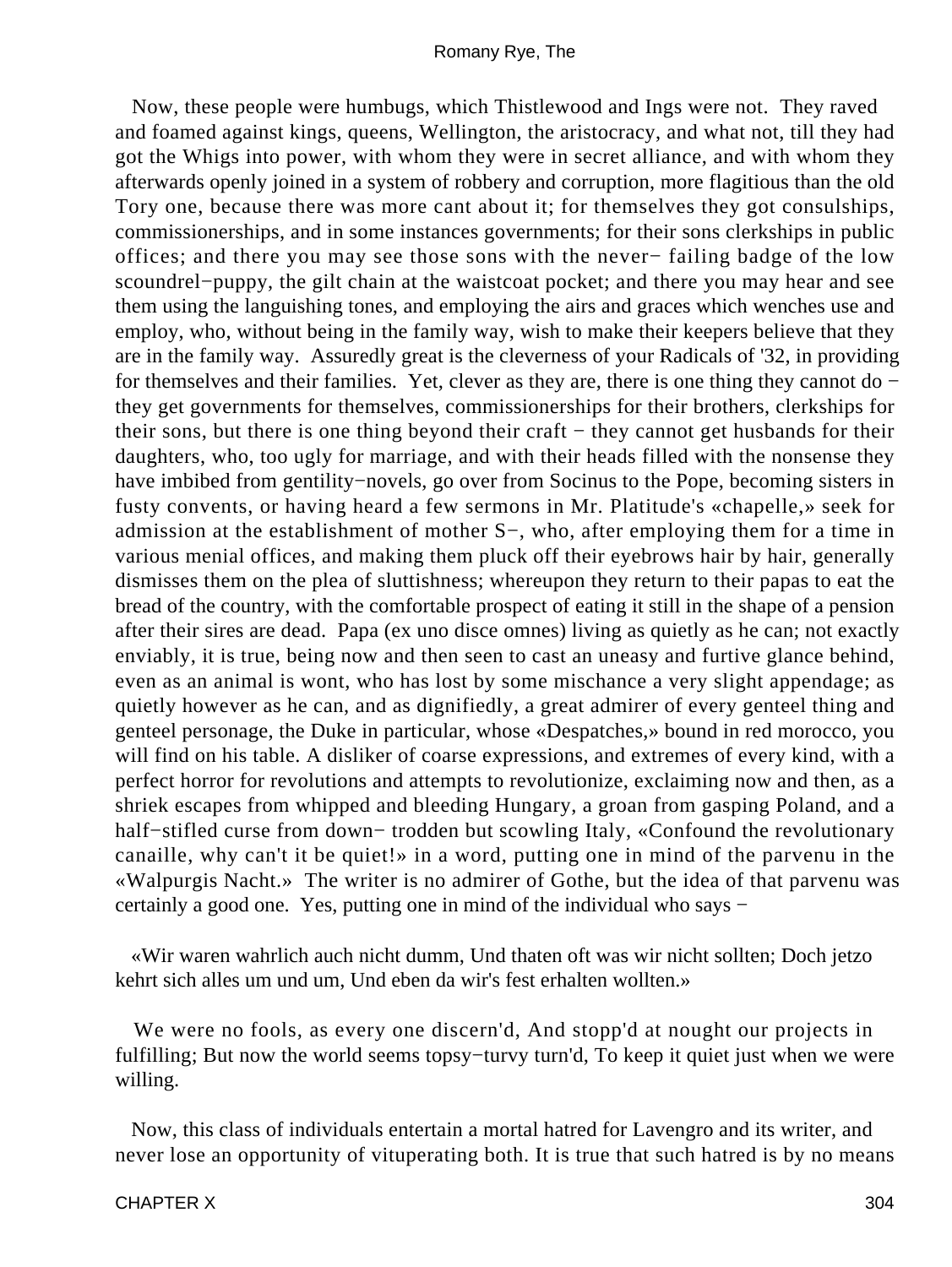Now, these people were humbugs, which Thistlewood and Ings were not. They raved and foamed against kings, queens, Wellington, the aristocracy, and what not, till they had got the Whigs into power, with whom they were in secret alliance, and with whom they afterwards openly joined in a system of robbery and corruption, more flagitious than the old Tory one, because there was more cant about it; for themselves they got consulships, commissionerships, and in some instances governments; for their sons clerkships in public offices; and there you may see those sons with the never− failing badge of the low scoundrel−puppy, the gilt chain at the waistcoat pocket; and there you may hear and see them using the languishing tones, and employing the airs and graces which wenches use and employ, who, without being in the family way, wish to make their keepers believe that they are in the family way. Assuredly great is the cleverness of your Radicals of '32, in providing for themselves and their families. Yet, clever as they are, there is one thing they cannot do − they get governments for themselves, commissionerships for their brothers, clerkships for their sons, but there is one thing beyond their craft − they cannot get husbands for their daughters, who, too ugly for marriage, and with their heads filled with the nonsense they have imbibed from gentility−novels, go over from Socinus to the Pope, becoming sisters in fusty convents, or having heard a few sermons in Mr. Platitude's «chapelle,» seek for admission at the establishment of mother S−, who, after employing them for a time in various menial offices, and making them pluck off their eyebrows hair by hair, generally dismisses them on the plea of sluttishness; whereupon they return to their papas to eat the bread of the country, with the comfortable prospect of eating it still in the shape of a pension after their sires are dead. Papa (ex uno disce omnes) living as quietly as he can; not exactly enviably, it is true, being now and then seen to cast an uneasy and furtive glance behind, even as an animal is wont, who has lost by some mischance a very slight appendage; as quietly however as he can, and as dignifiedly, a great admirer of every genteel thing and genteel personage, the Duke in particular, whose «Despatches,» bound in red morocco, you will find on his table. A disliker of coarse expressions, and extremes of every kind, with a perfect horror for revolutions and attempts to revolutionize, exclaiming now and then, as a shriek escapes from whipped and bleeding Hungary, a groan from gasping Poland, and a half−stifled curse from down− trodden but scowling Italy, «Confound the revolutionary canaille, why can't it be quiet!» in a word, putting one in mind of the parvenu in the «Walpurgis Nacht.» The writer is no admirer of Gothe, but the idea of that parvenu was certainly a good one. Yes, putting one in mind of the individual who says −

«Wir waren wahrlich auch nicht dumm, Und thaten oft was wir nicht sollten; Doch jetzo kehrt sich alles um und um, Und eben da wir's fest erhalten wollten.»

We were no fools, as every one discern'd, And stopp'd at nought our projects in fulfilling; But now the world seems topsy−turvy turn'd, To keep it quiet just when we were willing.

Now, this class of individuals entertain a mortal hatred for Lavengro and its writer, and never lose an opportunity of vituperating both. It is true that such hatred is by no means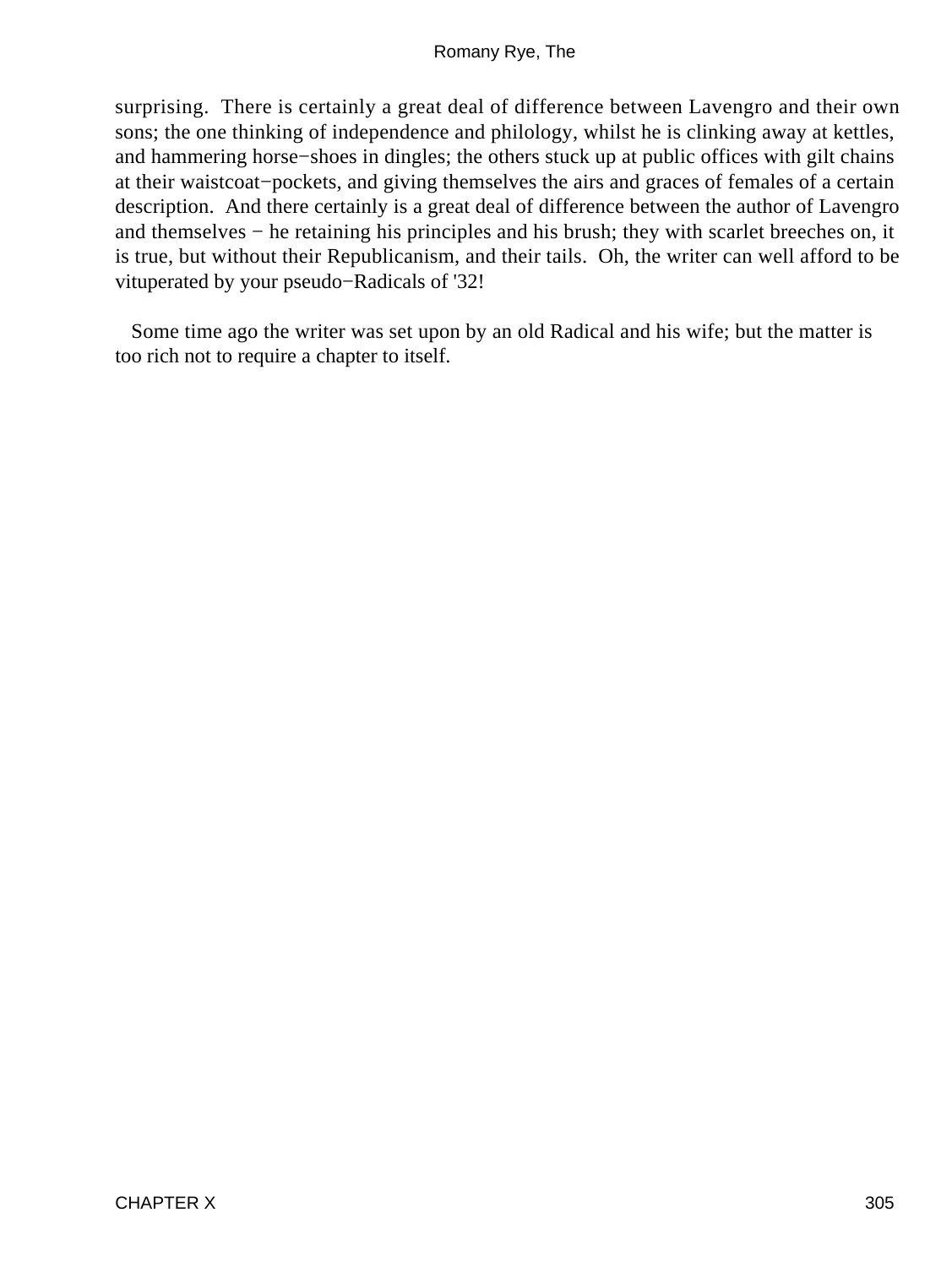surprising. There is certainly a great deal of difference between Lavengro and their own sons; the one thinking of independence and philology, whilst he is clinking away at kettles, and hammering horse−shoes in dingles; the others stuck up at public offices with gilt chains at their waistcoat−pockets, and giving themselves the airs and graces of females of a certain description. And there certainly is a great deal of difference between the author of Lavengro and themselves − he retaining his principles and his brush; they with scarlet breeches on, it is true, but without their Republicanism, and their tails. Oh, the writer can well afford to be vituperated by your pseudo−Radicals of '32!

Some time ago the writer was set upon by an old Radical and his wife; but the matter is too rich not to require a chapter to itself.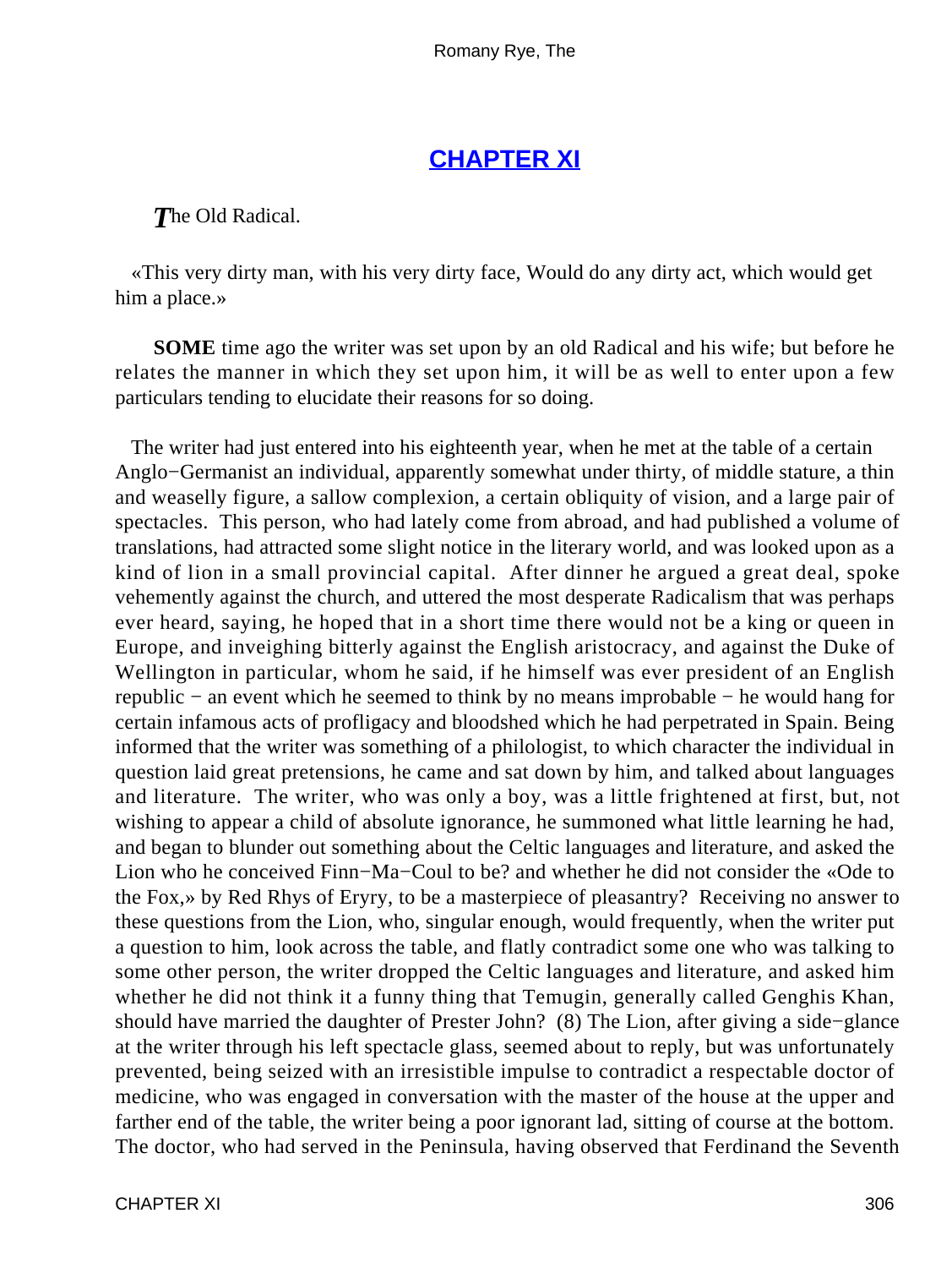# [CHAPTER XI](#)

*T*he Old Radical.

«This very dirty man, with his very dirty face, Would do any dirty act, which would get him a place.»

**SOME** time ago the writer was set upon by an old Radical and his wife; but before he relates the manner in which they set upon him, it will be as well to enter upon a few particulars tending to elucidate their reasons for so doing.

The writer had just entered into his eighteenth year, when he met at the table of a certain Anglo−Germanist an individual, apparently somewhat under thirty, of middle stature, a thin and weaselly figure, a sallow complexion, a certain obliquity of vision, and a large pair of spectacles. This person, who had lately come from abroad, and had published a volume of translations, had attracted some slight notice in the literary world, and was looked upon as a kind of lion in a small provincial capital. After dinner he argued a great deal, spoke vehemently against the church, and uttered the most desperate Radicalism that was perhaps ever heard, saying, he hoped that in a short time there would not be a king or queen in Europe, and inveighing bitterly against the English aristocracy, and against the Duke of Wellington in particular, whom he said, if he himself was ever president of an English republic − an event which he seemed to think by no means improbable − he would hang for certain infamous acts of profligacy and bloodshed which he had perpetrated in Spain. Being informed that the writer was something of a philologist, to which character the individual in question laid great pretensions, he came and sat down by him, and talked about languages and literature. The writer, who was only a boy, was a little frightened at first, but, not wishing to appear a child of absolute ignorance, he summoned what little learning he had, and began to blunder out something about the Celtic languages and literature, and asked the Lion who he conceived Finn−Ma−Coul to be? and whether he did not consider the «Ode to the Fox,» by Red Rhys of Eryry, to be a masterpiece of pleasantry? Receiving no answer to these questions from the Lion, who, singular enough, would frequently, when the writer put a question to him, look across the table, and flatly contradict some one who was talking to some other person, the writer dropped the Celtic languages and literature, and asked him whether he did not think it a funny thing that Temugin, generally called Genghis Khan, should have married the daughter of Prester John? (8) The Lion, after giving a side−glance at the writer through his left spectacle glass, seemed about to reply, but was unfortunately prevented, being seized with an irresistible impulse to contradict a respectable doctor of medicine, who was engaged in conversation with the master of the house at the upper and farther end of the table, the writer being a poor ignorant lad, sitting of course at the bottom. The doctor, who had served in the Peninsula, having observed that Ferdinand the Seventh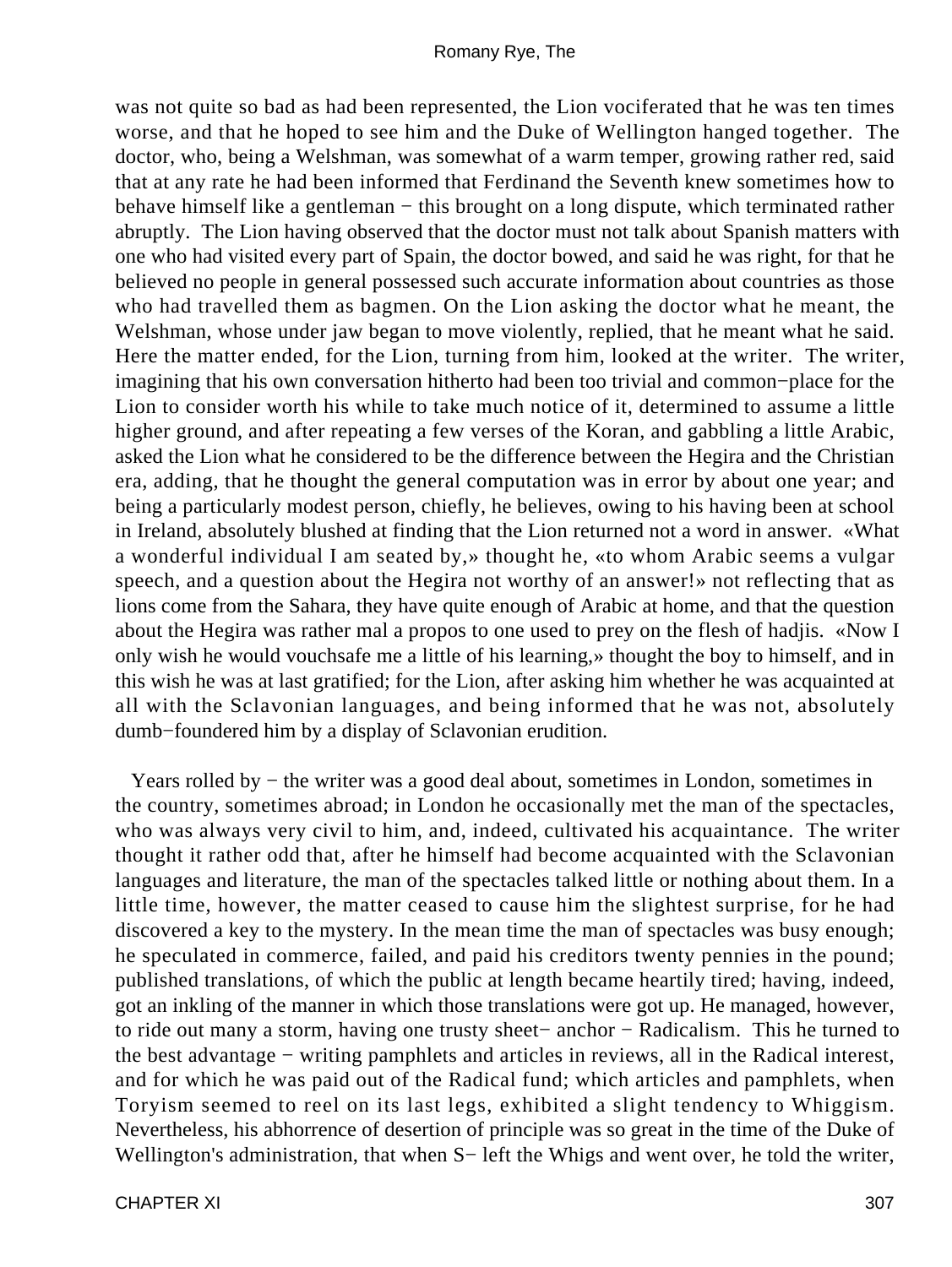was not quite so bad as had been represented, the Lion vociferated that he was ten times worse, and that he hoped to see him and the Duke of Wellington hanged together. The doctor, who, being a Welshman, was somewhat of a warm temper, growing rather red, said that at any rate he had been informed that Ferdinand the Seventh knew sometimes how to behave himself like a gentleman − this brought on a long dispute, which terminated rather abruptly. The Lion having observed that the doctor must not talk about Spanish matters with one who had visited every part of Spain, the doctor bowed, and said he was right, for that he believed no people in general possessed such accurate information about countries as those who had travelled them as bagmen. On the Lion asking the doctor what he meant, the Welshman, whose under jaw began to move violently, replied, that he meant what he said. Here the matter ended, for the Lion, turning from him, looked at the writer. The writer, imagining that his own conversation hitherto had been too trivial and common−place for the Lion to consider worth his while to take much notice of it, determined to assume a little higher ground, and after repeating a few verses of the Koran, and gabbling a little Arabic, asked the Lion what he considered to be the difference between the Hegira and the Christian era, adding, that he thought the general computation was in error by about one year; and being a particularly modest person, chiefly, he believes, owing to his having been at school in Ireland, absolutely blushed at finding that the Lion returned not a word in answer. «What a wonderful individual I am seated by,» thought he, «to whom Arabic seems a vulgar speech, and a question about the Hegira not worthy of an answer!» not reflecting that as lions come from the Sahara, they have quite enough of Arabic at home, and that the question about the Hegira was rather mal a propos to one used to prey on the flesh of hadjis. «Now I only wish he would vouchsafe me a little of his learning,» thought the boy to himself, and in this wish he was at last gratified; for the Lion, after asking him whether he was acquainted at all with the Sclavonian languages, and being informed that he was not, absolutely dumb−foundered him by a display of Sclavonian erudition.

Years rolled by − the writer was a good deal about, sometimes in London, sometimes in the country, sometimes abroad; in London he occasionally met the man of the spectacles, who was always very civil to him, and, indeed, cultivated his acquaintance. The writer thought it rather odd that, after he himself had become acquainted with the Sclavonian languages and literature, the man of the spectacles talked little or nothing about them. In a little time, however, the matter ceased to cause him the slightest surprise, for he had discovered a key to the mystery. In the mean time the man of spectacles was busy enough; he speculated in commerce, failed, and paid his creditors twenty pennies in the pound; published translations, of which the public at length became heartily tired; having, indeed, got an inkling of the manner in which those translations were got up. He managed, however, to ride out many a storm, having one trusty sheet− anchor − Radicalism. This he turned to the best advantage − writing pamphlets and articles in reviews, all in the Radical interest, and for which he was paid out of the Radical fund; which articles and pamphlets, when Toryism seemed to reel on its last legs, exhibited a slight tendency to Whiggism. Nevertheless, his abhorrence of desertion of principle was so great in the time of the Duke of Wellington's administration, that when S− left the Whigs and went over, he told the writer,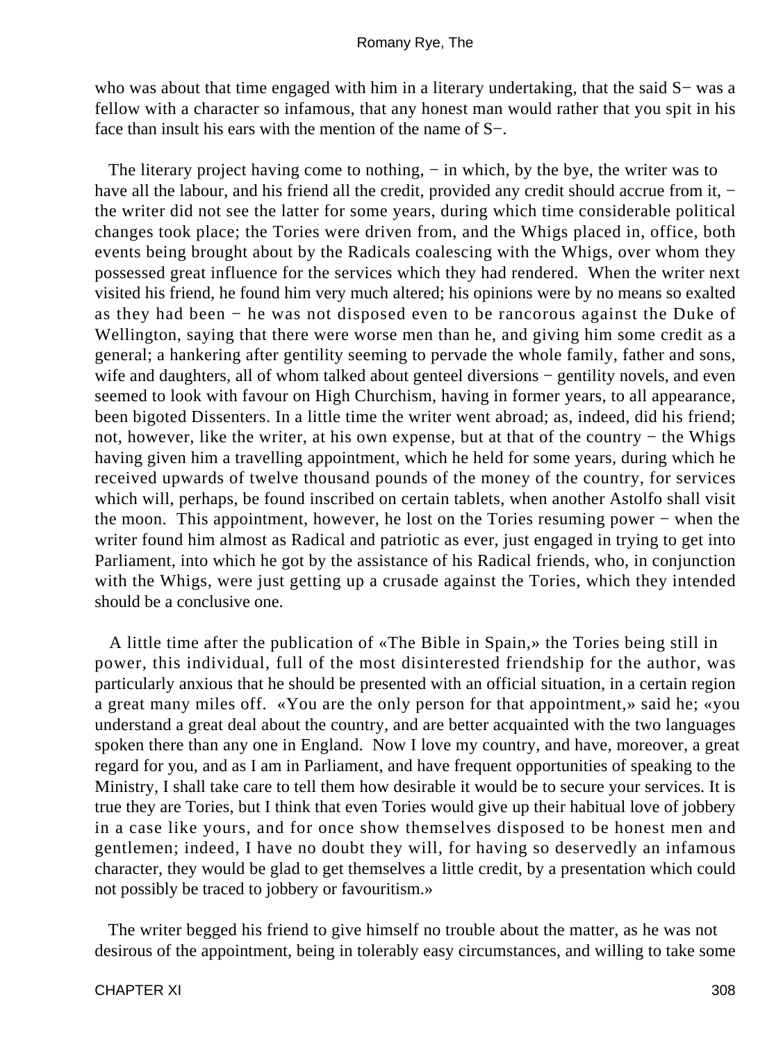who was about that time engaged with him in a literary undertaking, that the said S− was a fellow with a character so infamous, that any honest man would rather that you spit in his face than insult his ears with the mention of the name of S−.

The literary project having come to nothing, − in which, by the bye, the writer was to have all the labour, and his friend all the credit, provided any credit should accrue from it, − the writer did not see the latter for some years, during which time considerable political changes took place; the Tories were driven from, and the Whigs placed in, office, both events being brought about by the Radicals coalescing with the Whigs, over whom they possessed great influence for the services which they had rendered. When the writer next visited his friend, he found him very much altered; his opinions were by no means so exalted as they had been − he was not disposed even to be rancorous against the Duke of Wellington, saying that there were worse men than he, and giving him some credit as a general; a hankering after gentility seeming to pervade the whole family, father and sons, wife and daughters, all of whom talked about genteel diversions − gentility novels, and even seemed to look with favour on High Churchism, having in former years, to all appearance, been bigoted Dissenters. In a little time the writer went abroad; as, indeed, did his friend; not, however, like the writer, at his own expense, but at that of the country − the Whigs having given him a travelling appointment, which he held for some years, during which he received upwards of twelve thousand pounds of the money of the country, for services which will, perhaps, be found inscribed on certain tablets, when another Astolfo shall visit the moon. This appointment, however, he lost on the Tories resuming power − when the writer found him almost as Radical and patriotic as ever, just engaged in trying to get into Parliament, into which he got by the assistance of his Radical friends, who, in conjunction with the Whigs, were just getting up a crusade against the Tories, which they intended should be a conclusive one.

A little time after the publication of «The Bible in Spain,» the Tories being still in power, this individual, full of the most disinterested friendship for the author, was particularly anxious that he should be presented with an official situation, in a certain region a great many miles off. «You are the only person for that appointment,» said he; «you understand a great deal about the country, and are better acquainted with the two languages spoken there than any one in England. Now I love my country, and have, moreover, a great regard for you, and as I am in Parliament, and have frequent opportunities of speaking to the Ministry, I shall take care to tell them how desirable it would be to secure your services. It is true they are Tories, but I think that even Tories would give up their habitual love of jobbery in a case like yours, and for once show themselves disposed to be honest men and gentlemen; indeed, I have no doubt they will, for having so deservedly an infamous character, they would be glad to get themselves a little credit, by a presentation which could not possibly be traced to jobbery or favouritism.»

The writer begged his friend to give himself no trouble about the matter, as he was not desirous of the appointment, being in tolerably easy circumstances, and willing to take some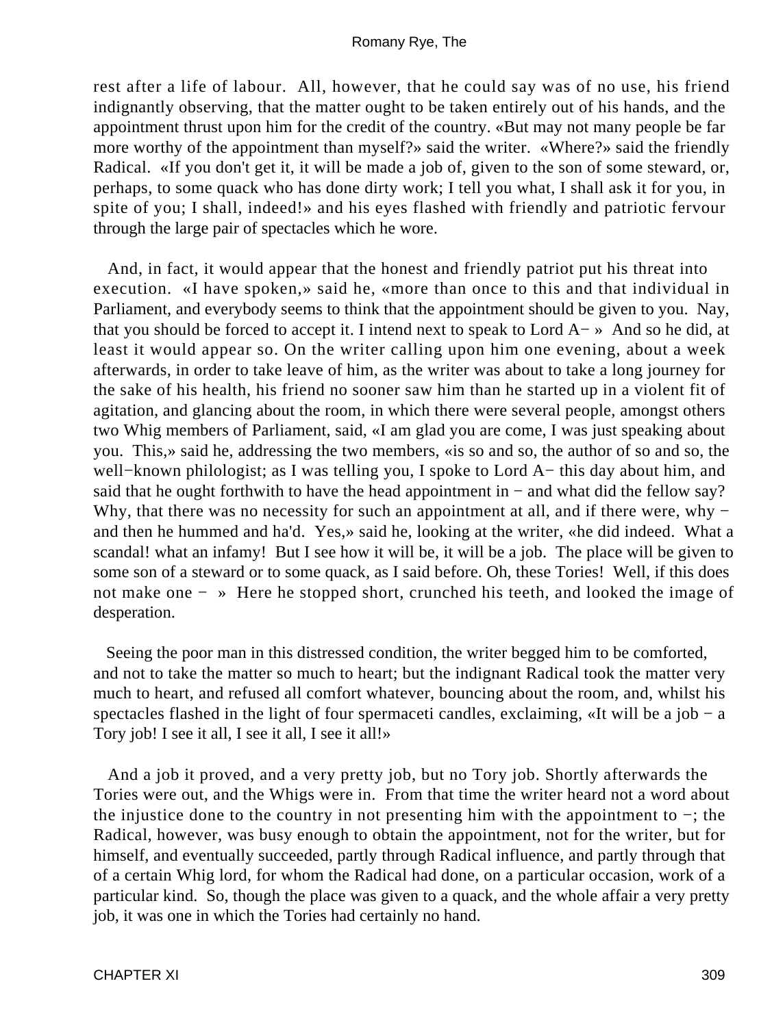rest after a life of labour. All, however, that he could say was of no use, his friend indignantly observing, that the matter ought to be taken entirely out of his hands, and the appointment thrust upon him for the credit of the country. «But may not many people be far more worthy of the appointment than myself?» said the writer. «Where?» said the friendly Radical. «If you don't get it, it will be made a job of, given to the son of some steward, or, perhaps, to some quack who has done dirty work; I tell you what, I shall ask it for you, in spite of you; I shall, indeed!» and his eyes flashed with friendly and patriotic fervour through the large pair of spectacles which he wore.

And, in fact, it would appear that the honest and friendly patriot put his threat into execution. «I have spoken,» said he, «more than once to this and that individual in Parliament, and everybody seems to think that the appointment should be given to you. Nay, that you should be forced to accept it. I intend next to speak to Lord A− » And so he did, at least it would appear so. On the writer calling upon him one evening, about a week afterwards, in order to take leave of him, as the writer was about to take a long journey for the sake of his health, his friend no sooner saw him than he started up in a violent fit of agitation, and glancing about the room, in which there were several people, amongst others two Whig members of Parliament, said, «I am glad you are come, I was just speaking about you. This,» said he, addressing the two members, «is so and so, the author of so and so, the well−known philologist; as I was telling you, I spoke to Lord A− this day about him, and said that he ought forthwith to have the head appointment in − and what did the fellow say? Why, that there was no necessity for such an appointment at all, and if there were, why − and then he hummed and ha'd. Yes,» said he, looking at the writer, «he did indeed. What a scandal! what an infamy! But I see how it will be, it will be a job. The place will be given to some son of a steward or to some quack, as I said before. Oh, these Tories! Well, if this does not make one − » Here he stopped short, crunched his teeth, and looked the image of desperation.

Seeing the poor man in this distressed condition, the writer begged him to be comforted, and not to take the matter so much to heart; but the indignant Radical took the matter very much to heart, and refused all comfort whatever, bouncing about the room, and, whilst his spectacles flashed in the light of four spermaceti candles, exclaiming, «It will be a job − a Tory job! I see it all, I see it all, I see it all!»

And a job it proved, and a very pretty job, but no Tory job. Shortly afterwards the Tories were out, and the Whigs were in. From that time the writer heard not a word about the injustice done to the country in not presenting him with the appointment to −; the Radical, however, was busy enough to obtain the appointment, not for the writer, but for himself, and eventually succeeded, partly through Radical influence, and partly through that of a certain Whig lord, for whom the Radical had done, on a particular occasion, work of a particular kind. So, though the place was given to a quack, and the whole affair a very pretty job, it was one in which the Tories had certainly no hand.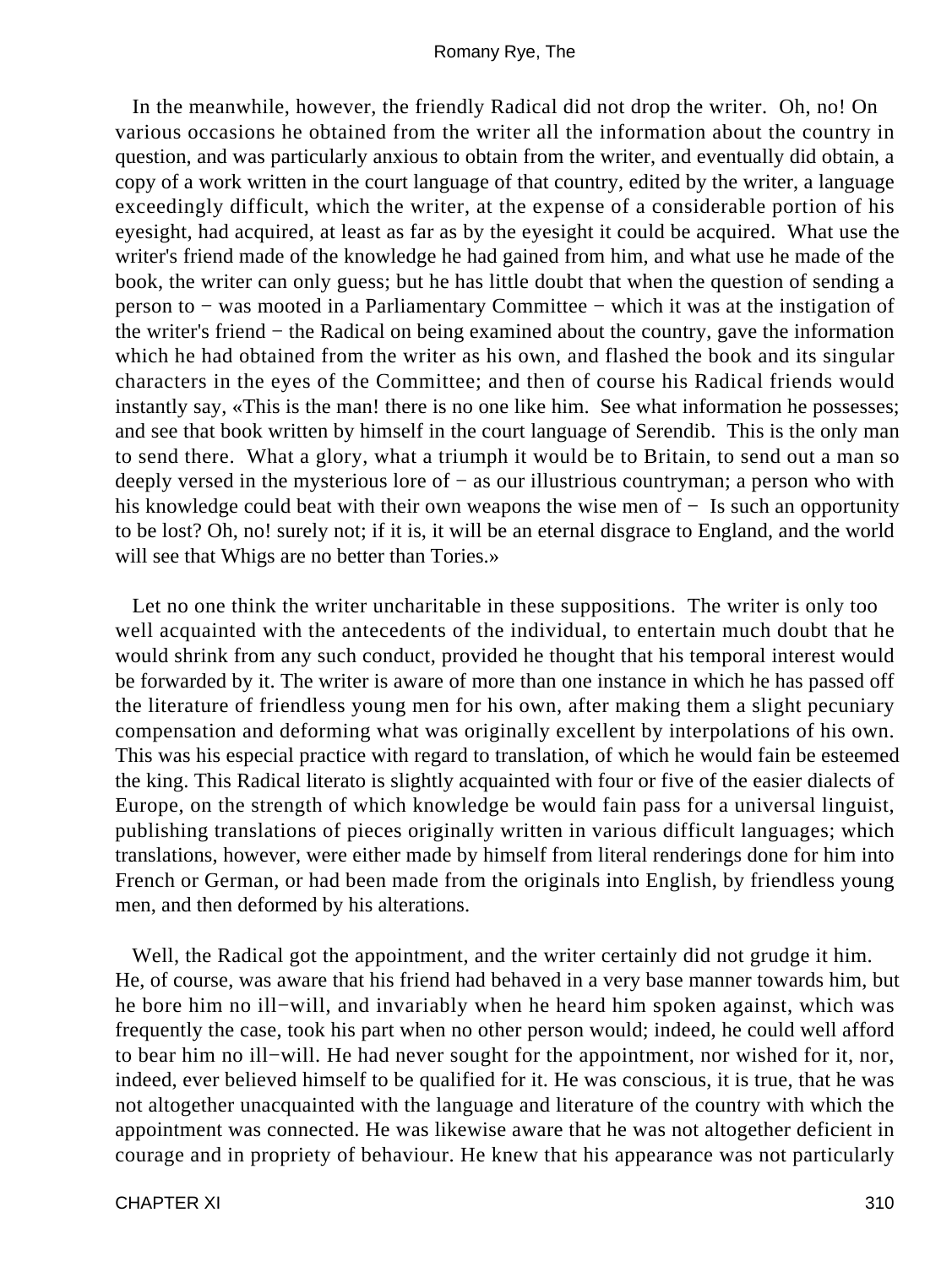In the meanwhile, however, the friendly Radical did not drop the writer. Oh, no! On various occasions he obtained from the writer all the information about the country in question, and was particularly anxious to obtain from the writer, and eventually did obtain, a copy of a work written in the court language of that country, edited by the writer, a language exceedingly difficult, which the writer, at the expense of a considerable portion of his eyesight, had acquired, at least as far as by the eyesight it could be acquired. What use the writer's friend made of the knowledge he had gained from him, and what use he made of the book, the writer can only guess; but he has little doubt that when the question of sending a person to − was mooted in a Parliamentary Committee − which it was at the instigation of the writer's friend − the Radical on being examined about the country, gave the information which he had obtained from the writer as his own, and flashed the book and its singular characters in the eyes of the Committee; and then of course his Radical friends would instantly say, «This is the man! there is no one like him. See what information he possesses; and see that book written by himself in the court language of Serendib. This is the only man to send there. What a glory, what a triumph it would be to Britain, to send out a man so deeply versed in the mysterious lore of − as our illustrious countryman; a person who with his knowledge could beat with their own weapons the wise men of − Is such an opportunity to be lost? Oh, no! surely not; if it is, it will be an eternal disgrace to England, and the world will see that Whigs are no better than Tories.»

Let no one think the writer uncharitable in these suppositions. The writer is only too well acquainted with the antecedents of the individual, to entertain much doubt that he would shrink from any such conduct, provided he thought that his temporal interest would be forwarded by it. The writer is aware of more than one instance in which he has passed off the literature of friendless young men for his own, after making them a slight pecuniary compensation and deforming what was originally excellent by interpolations of his own. This was his especial practice with regard to translation, of which he would fain be esteemed the king. This Radical literato is slightly acquainted with four or five of the easier dialects of Europe, on the strength of which knowledge be would fain pass for a universal linguist, publishing translations of pieces originally written in various difficult languages; which translations, however, were either made by himself from literal renderings done for him into French or German, or had been made from the originals into English, by friendless young men, and then deformed by his alterations.

Well, the Radical got the appointment, and the writer certainly did not grudge it him. He, of course, was aware that his friend had behaved in a very base manner towards him, but he bore him no ill−will, and invariably when he heard him spoken against, which was frequently the case, took his part when no other person would; indeed, he could well afford to bear him no ill−will. He had never sought for the appointment, nor wished for it, nor, indeed, ever believed himself to be qualified for it. He was conscious, it is true, that he was not altogether unacquainted with the language and literature of the country with which the appointment was connected. He was likewise aware that he was not altogether deficient in courage and in propriety of behaviour. He knew that his appearance was not particularly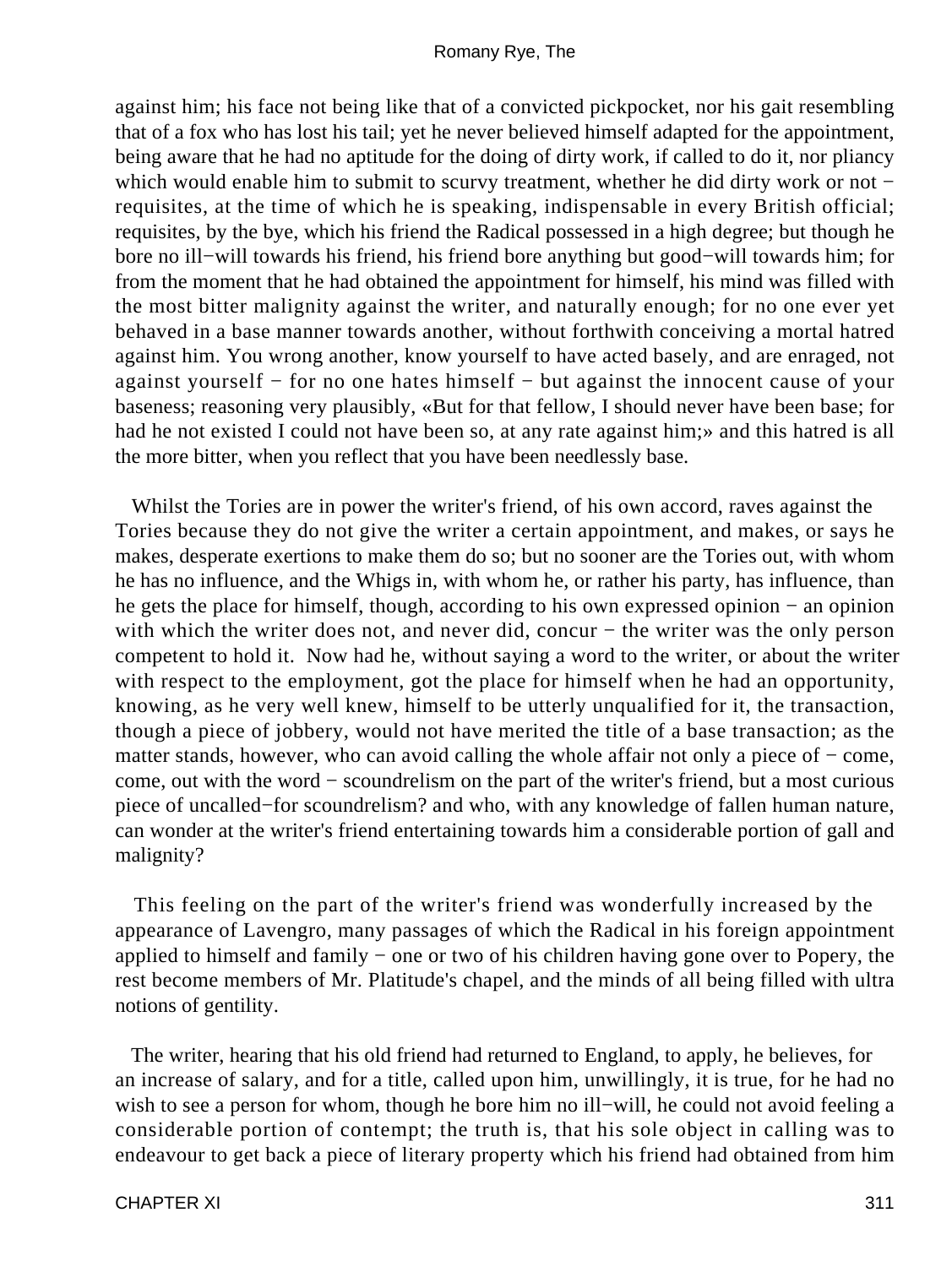against him; his face not being like that of a convicted pickpocket, nor his gait resembling that of a fox who has lost his tail; yet he never believed himself adapted for the appointment, being aware that he had no aptitude for the doing of dirty work, if called to do it, nor pliancy which would enable him to submit to scurvy treatment, whether he did dirty work or not − requisites, at the time of which he is speaking, indispensable in every British official; requisites, by the bye, which his friend the Radical possessed in a high degree; but though he bore no ill−will towards his friend, his friend bore anything but good−will towards him; for from the moment that he had obtained the appointment for himself, his mind was filled with the most bitter malignity against the writer, and naturally enough; for no one ever yet behaved in a base manner towards another, without forthwith conceiving a mortal hatred against him. You wrong another, know yourself to have acted basely, and are enraged, not against yourself − for no one hates himself − but against the innocent cause of your baseness; reasoning very plausibly, «But for that fellow, I should never have been base; for had he not existed I could not have been so, at any rate against him;» and this hatred is all the more bitter, when you reflect that you have been needlessly base.

Whilst the Tories are in power the writer's friend, of his own accord, raves against the Tories because they do not give the writer a certain appointment, and makes, or says he makes, desperate exertions to make them do so; but no sooner are the Tories out, with whom he has no influence, and the Whigs in, with whom he, or rather his party, has influence, than he gets the place for himself, though, according to his own expressed opinion − an opinion with which the writer does not, and never did, concur − the writer was the only person competent to hold it. Now had he, without saying a word to the writer, or about the writer with respect to the employment, got the place for himself when he had an opportunity, knowing, as he very well knew, himself to be utterly unqualified for it, the transaction, though a piece of jobbery, would not have merited the title of a base transaction; as the matter stands, however, who can avoid calling the whole affair not only a piece of − come, come, out with the word − scoundrelism on the part of the writer's friend, but a most curious piece of uncalled−for scoundrelism? and who, with any knowledge of fallen human nature, can wonder at the writer's friend entertaining towards him a considerable portion of gall and malignity?

This feeling on the part of the writer's friend was wonderfully increased by the appearance of Lavengro, many passages of which the Radical in his foreign appointment applied to himself and family − one or two of his children having gone over to Popery, the rest become members of Mr. Platitude's chapel, and the minds of all being filled with ultra notions of gentility.

The writer, hearing that his old friend had returned to England, to apply, he believes, for an increase of salary, and for a title, called upon him, unwillingly, it is true, for he had no wish to see a person for whom, though he bore him no ill−will, he could not avoid feeling a considerable portion of contempt; the truth is, that his sole object in calling was to endeavour to get back a piece of literary property which his friend had obtained from him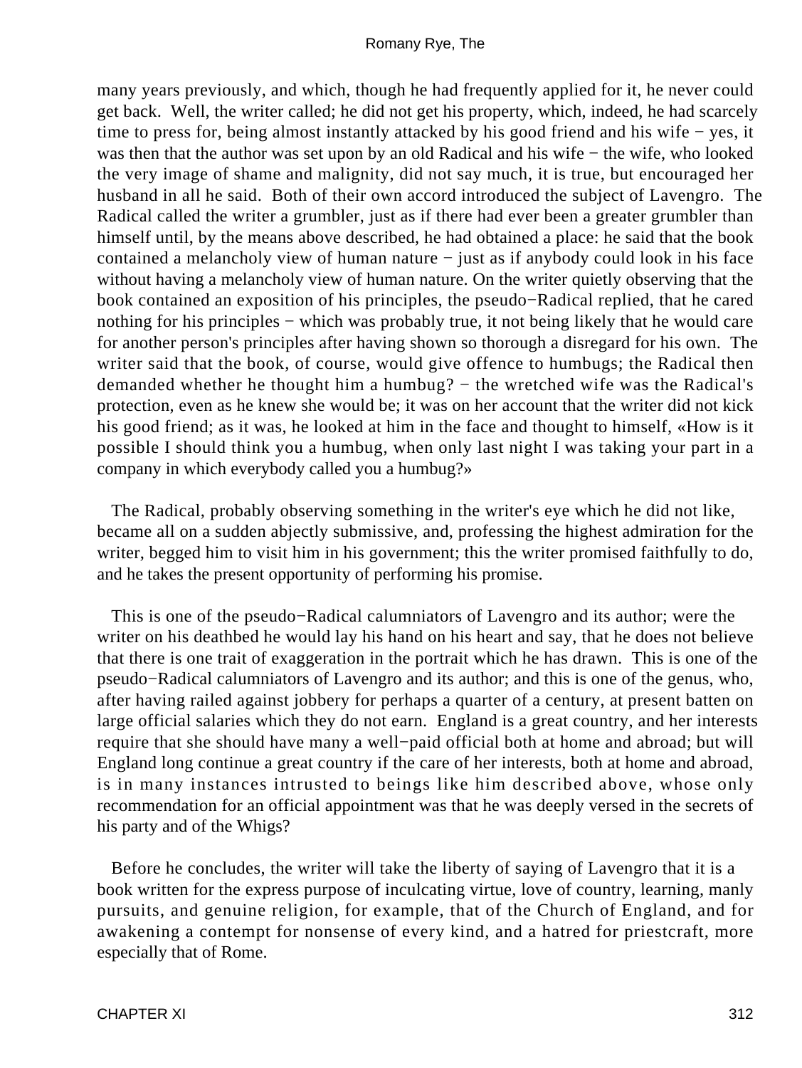many years previously, and which, though he had frequently applied for it, he never could get back. Well, the writer called; he did not get his property, which, indeed, he had scarcely time to press for, being almost instantly attacked by his good friend and his wife − yes, it was then that the author was set upon by an old Radical and his wife − the wife, who looked the very image of shame and malignity, did not say much, it is true, but encouraged her husband in all he said. Both of their own accord introduced the subject of Lavengro. The Radical called the writer a grumbler, just as if there had ever been a greater grumbler than himself until, by the means above described, he had obtained a place: he said that the book contained a melancholy view of human nature − just as if anybody could look in his face without having a melancholy view of human nature. On the writer quietly observing that the book contained an exposition of his principles, the pseudo−Radical replied, that he cared nothing for his principles − which was probably true, it not being likely that he would care for another person's principles after having shown so thorough a disregard for his own. The writer said that the book, of course, would give offence to humbugs; the Radical then demanded whether he thought him a humbug? − the wretched wife was the Radical's protection, even as he knew she would be; it was on her account that the writer did not kick his good friend; as it was, he looked at him in the face and thought to himself, «How is it possible I should think you a humbug, when only last night I was taking your part in a company in which everybody called you a humbug?»

The Radical, probably observing something in the writer's eye which he did not like, became all on a sudden abjectly submissive, and, professing the highest admiration for the writer, begged him to visit him in his government; this the writer promised faithfully to do, and he takes the present opportunity of performing his promise.

This is one of the pseudo−Radical calumniators of Lavengro and its author; were the writer on his deathbed he would lay his hand on his heart and say, that he does not believe that there is one trait of exaggeration in the portrait which he has drawn. This is one of the pseudo−Radical calumniators of Lavengro and its author; and this is one of the genus, who, after having railed against jobbery for perhaps a quarter of a century, at present batten on large official salaries which they do not earn. England is a great country, and her interests require that she should have many a well−paid official both at home and abroad; but will England long continue a great country if the care of her interests, both at home and abroad, is in many instances intrusted to beings like him described above, whose only recommendation for an official appointment was that he was deeply versed in the secrets of his party and of the Whigs?

Before he concludes, the writer will take the liberty of saying of Lavengro that it is a book written for the express purpose of inculcating virtue, love of country, learning, manly pursuits, and genuine religion, for example, that of the Church of England, and for awakening a contempt for nonsense of every kind, and a hatred for priestcraft, more especially that of Rome.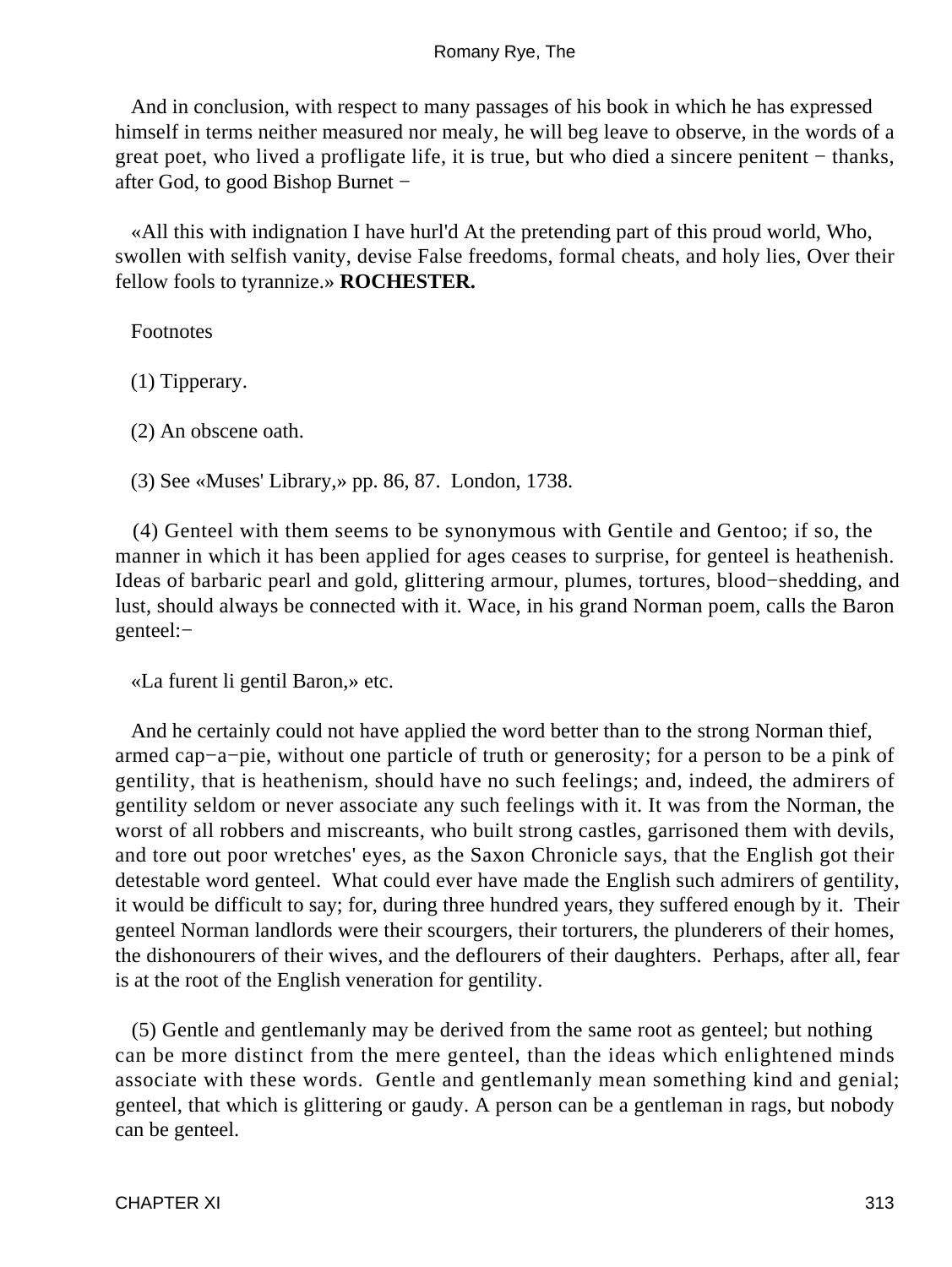And in conclusion, with respect to many passages of his book in which he has expressed himself in terms neither measured nor mealy, he will beg leave to observe, in the words of a great poet, who lived a profligate life, it is true, but who died a sincere penitent − thanks, after God, to good Bishop Burnet −

«All this with indignation I have hurl'd At the pretending part of this proud world, Who, swollen with selfish vanity, devise False freedoms, formal cheats, and holy lies, Over their fellow fools to tyrannize.» **ROCHESTER.**

Footnotes

(1) Tipperary.

(2) An obscene oath.

(3) See «Muses' Library,» pp. 86, 87. London, 1738.

(4) Genteel with them seems to be synonymous with Gentile and Gentoo; if so, the manner in which it has been applied for ages ceases to surprise, for genteel is heathenish. Ideas of barbaric pearl and gold, glittering armour, plumes, tortures, blood−shedding, and lust, should always be connected with it. Wace, in his grand Norman poem, calls the Baron genteel:−

«La furent li gentil Baron,» etc.

And he certainly could not have applied the word better than to the strong Norman thief, armed cap−a−pie, without one particle of truth or generosity; for a person to be a pink of gentility, that is heathenism, should have no such feelings; and, indeed, the admirers of gentility seldom or never associate any such feelings with it. It was from the Norman, the worst of all robbers and miscreants, who built strong castles, garrisoned them with devils, and tore out poor wretches' eyes, as the Saxon Chronicle says, that the English got their detestable word genteel. What could ever have made the English such admirers of gentility, it would be difficult to say; for, during three hundred years, they suffered enough by it. Their genteel Norman landlords were their scourgers, their torturers, the plunderers of their homes, the dishonourers of their wives, and the deflourers of their daughters. Perhaps, after all, fear is at the root of the English veneration for gentility.

(5) Gentle and gentlemanly may be derived from the same root as genteel; but nothing can be more distinct from the mere genteel, than the ideas which enlightened minds associate with these words. Gentle and gentlemanly mean something kind and genial; genteel, that which is glittering or gaudy. A person can be a gentleman in rags, but nobody can be genteel.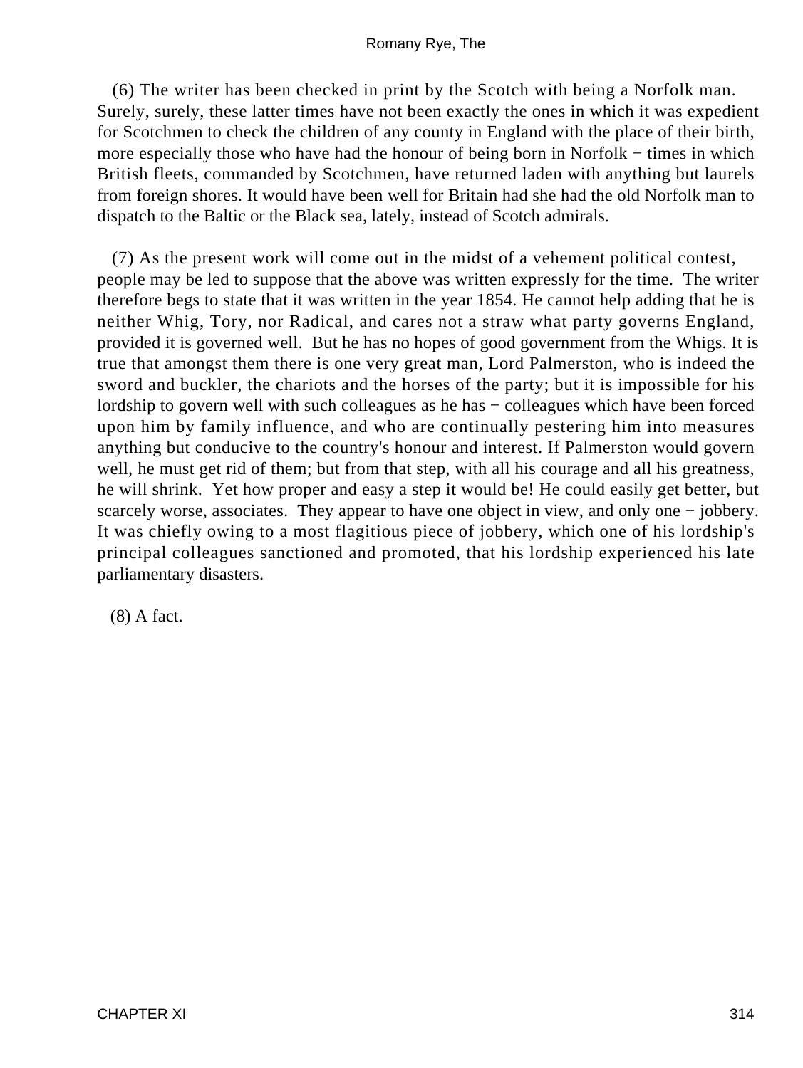(6) The writer has been checked in print by the Scotch with being a Norfolk man. Surely, surely, these latter times have not been exactly the ones in which it was expedient for Scotchmen to check the children of any county in England with the place of their birth, more especially those who have had the honour of being born in Norfolk − times in which British fleets, commanded by Scotchmen, have returned laden with anything but laurels from foreign shores. It would have been well for Britain had she had the old Norfolk man to dispatch to the Baltic or the Black sea, lately, instead of Scotch admirals.

(7) As the present work will come out in the midst of a vehement political contest, people may be led to suppose that the above was written expressly for the time. The writer therefore begs to state that it was written in the year 1854. He cannot help adding that he is neither Whig, Tory, nor Radical, and cares not a straw what party governs England, provided it is governed well. But he has no hopes of good government from the Whigs. It is true that amongst them there is one very great man, Lord Palmerston, who is indeed the sword and buckler, the chariots and the horses of the party; but it is impossible for his lordship to govern well with such colleagues as he has − colleagues which have been forced upon him by family influence, and who are continually pestering him into measures anything but conducive to the country's honour and interest. If Palmerston would govern well, he must get rid of them; but from that step, with all his courage and all his greatness, he will shrink. Yet how proper and easy a step it would be! He could easily get better, but scarcely worse, associates. They appear to have one object in view, and only one − jobbery. It was chiefly owing to a most flagitious piece of jobbery, which one of his lordship's principal colleagues sanctioned and promoted, that his lordship experienced his late parliamentary disasters.

(8) A fact.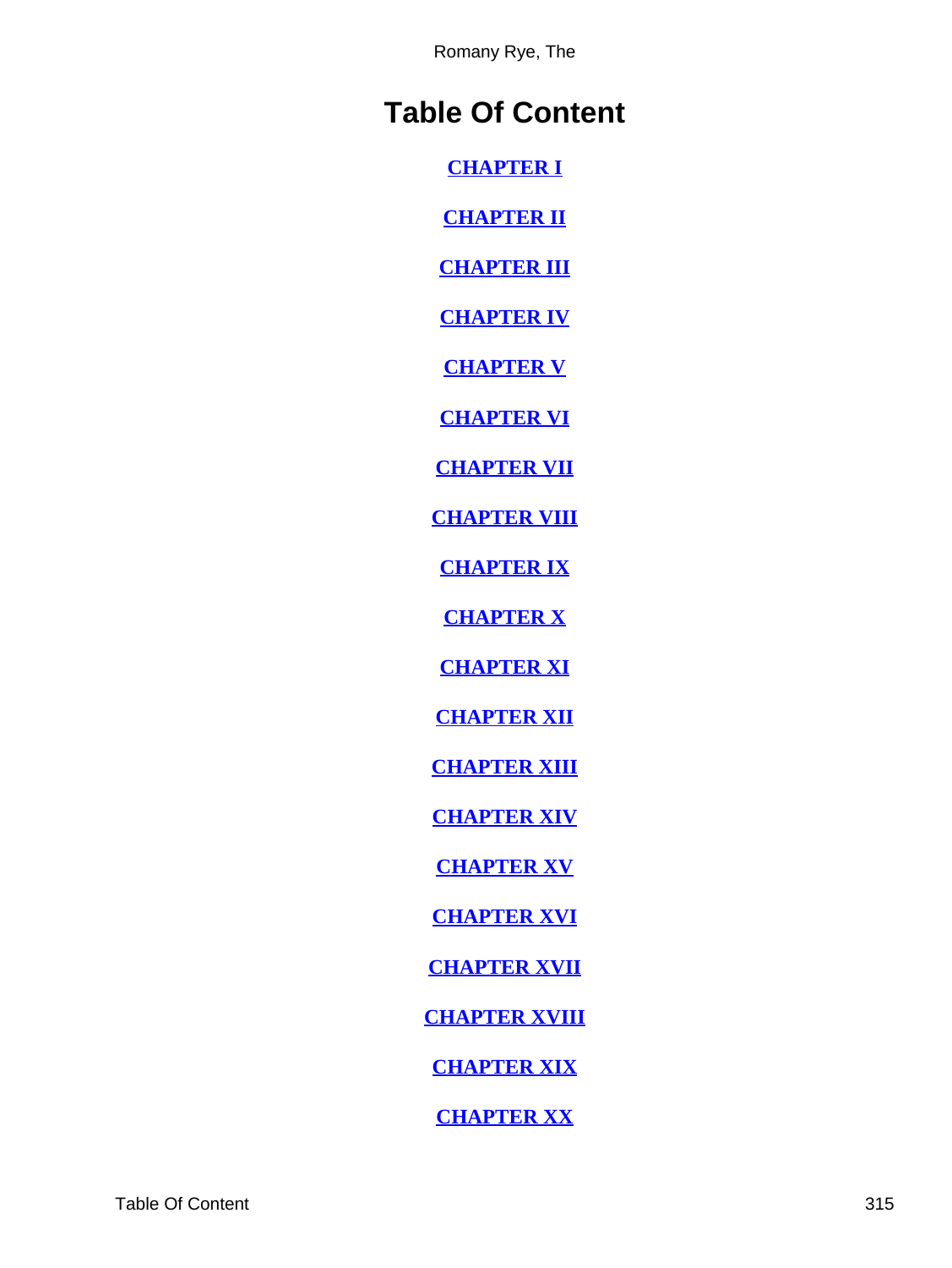# Table Of Content

**CHAPTER I**

**CHAPTER II**

**CHAPTER III**

**CHAPTER IV**

**CHAPTER V**

**CHAPTER VI**

**CHAPTER VII**

**CHAPTER VIII**

**CHAPTER IX**

**CHAPTER X**

**CHAPTER XI**

**CHAPTER XII**

**CHAPTER XIII**

**CHAPTER XIV**

**CHAPTER XV**

**CHAPTER XVI**

**CHAPTER XVII**

**CHAPTER XVIII**

**CHAPTER XIX**

**CHAPTER XX**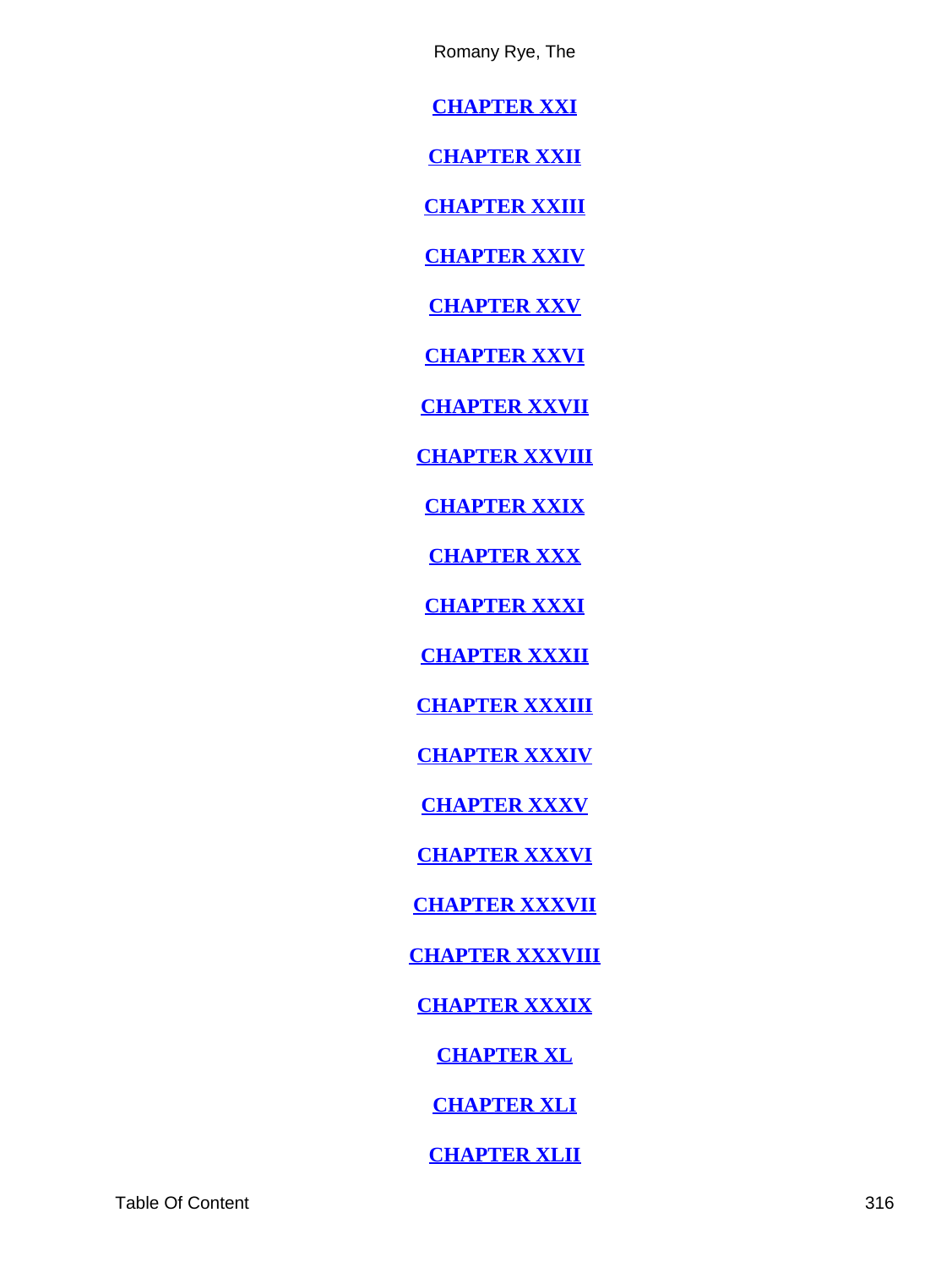**CHAPTER XXI**

**CHAPTER XXII**

**CHAPTER XXIII**

**CHAPTER XXIV**

**CHAPTER XXV**

**CHAPTER XXVI**

**CHAPTER XXVII**

**CHAPTER XXVIII**

**CHAPTER XXIX**

**CHAPTER XXX**

**CHAPTER XXXI**

**CHAPTER XXXII**

**CHAPTER XXXIII**

**CHAPTER XXXIV**

**CHAPTER XXXV**

**CHAPTER XXXVI**

**CHAPTER XXXVII**

**CHAPTER XXXVIII**

**CHAPTER XXXIX**

**CHAPTER XL**

**CHAPTER XLI**

**CHAPTER XLII**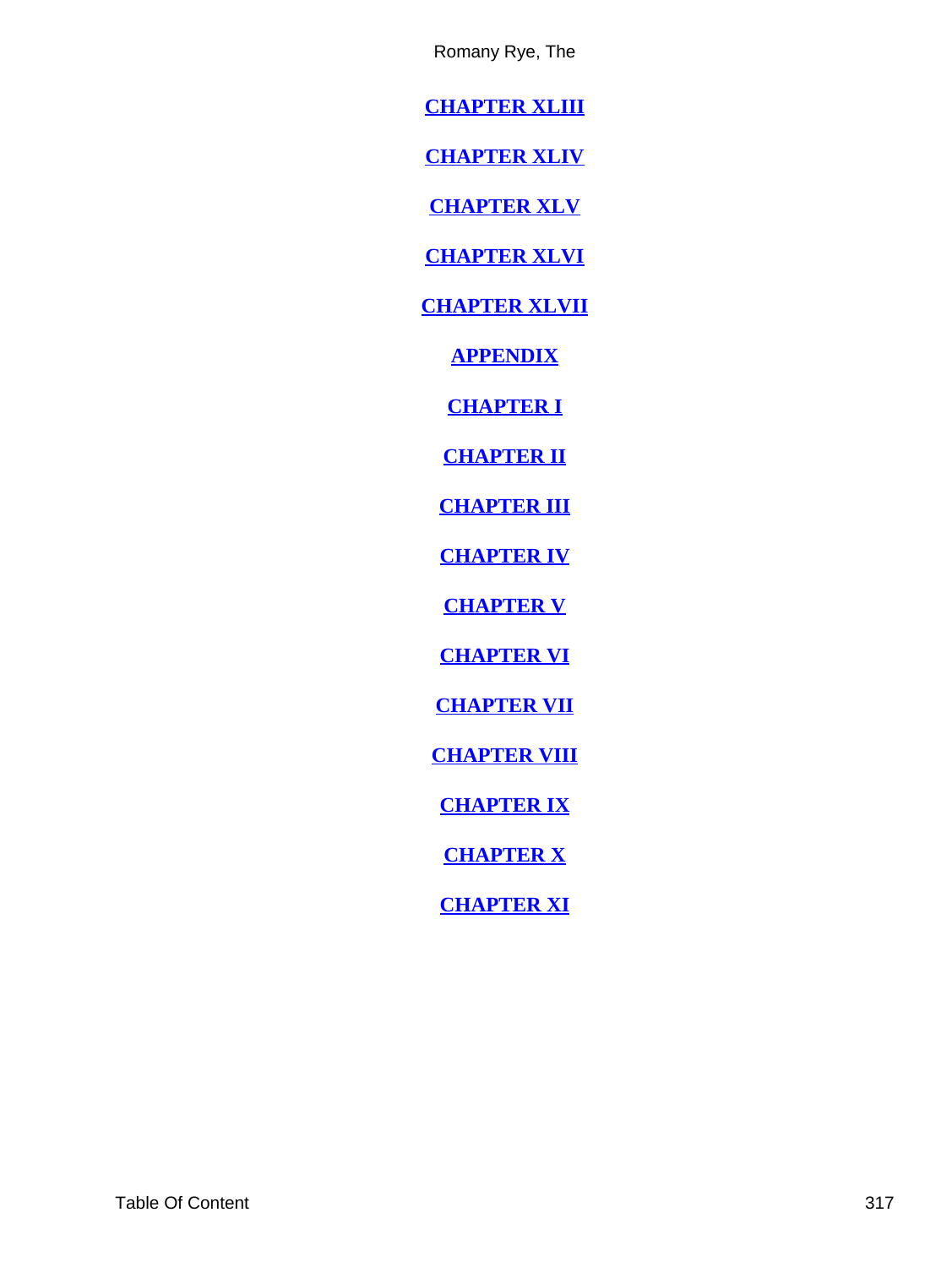**CHAPTER XLIII**

**CHAPTER XLIV**

**CHAPTER XLV**

**CHAPTER XLVI**

**CHAPTER XLVII**

**APPENDIX**

**CHAPTER I**

**CHAPTER II**

**CHAPTER III**

**CHAPTER IV**

**CHAPTER V**

**CHAPTER VI**

**CHAPTER VII**

**CHAPTER VIII**

**CHAPTER IX**

**CHAPTER X**

**CHAPTER XI**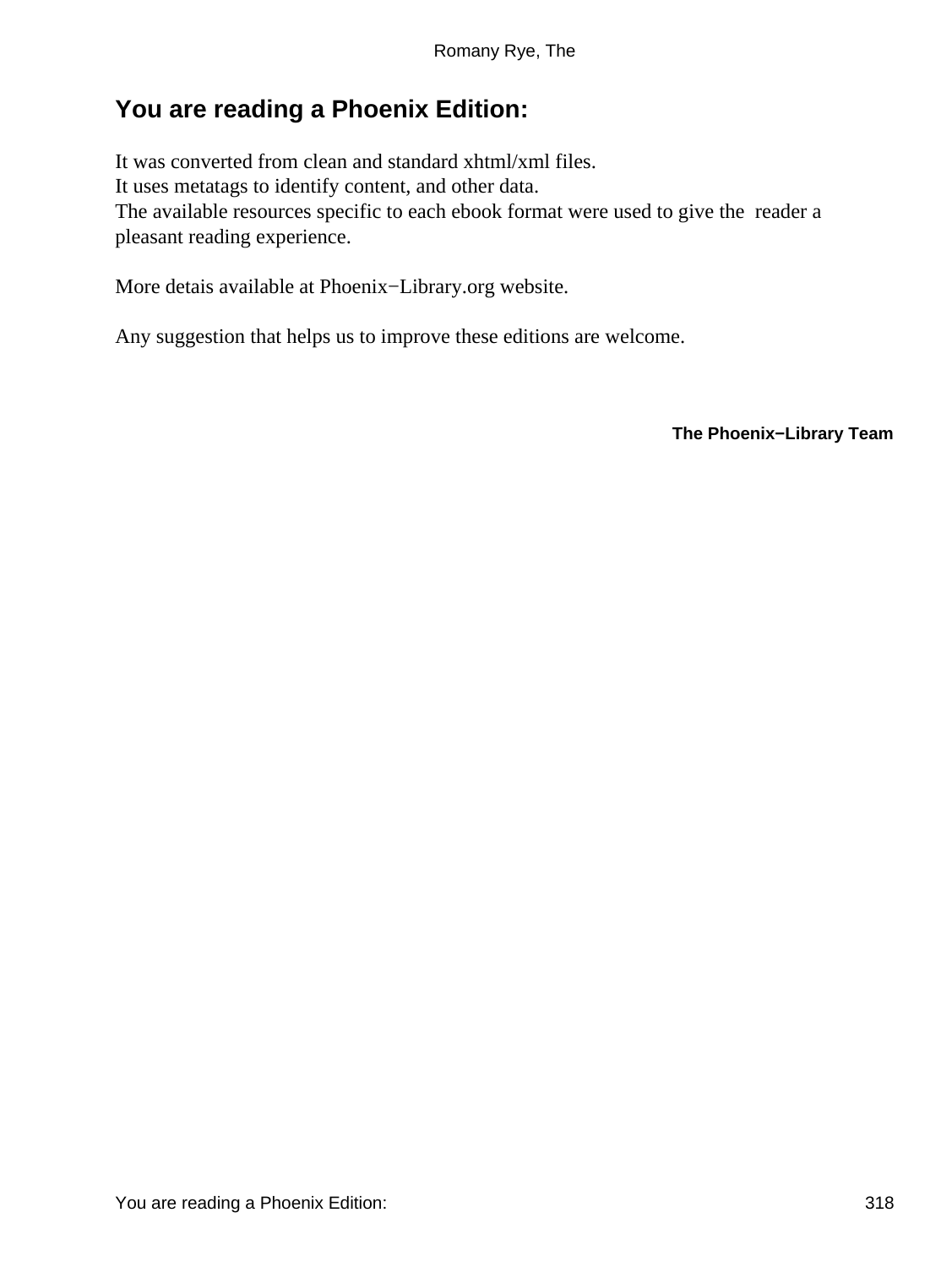# You are reading a Phoenix Edition:

It was converted from clean and standard xhtml/xml files.
It uses metatags to identify content, and other data.
The available resources specific to each ebook format were used to give the reader a pleasant reading experience.

More detais available at Phoenix−Library.org website.

Any suggestion that helps us to improve these editions are welcome.

**The Phoenix−Library Team**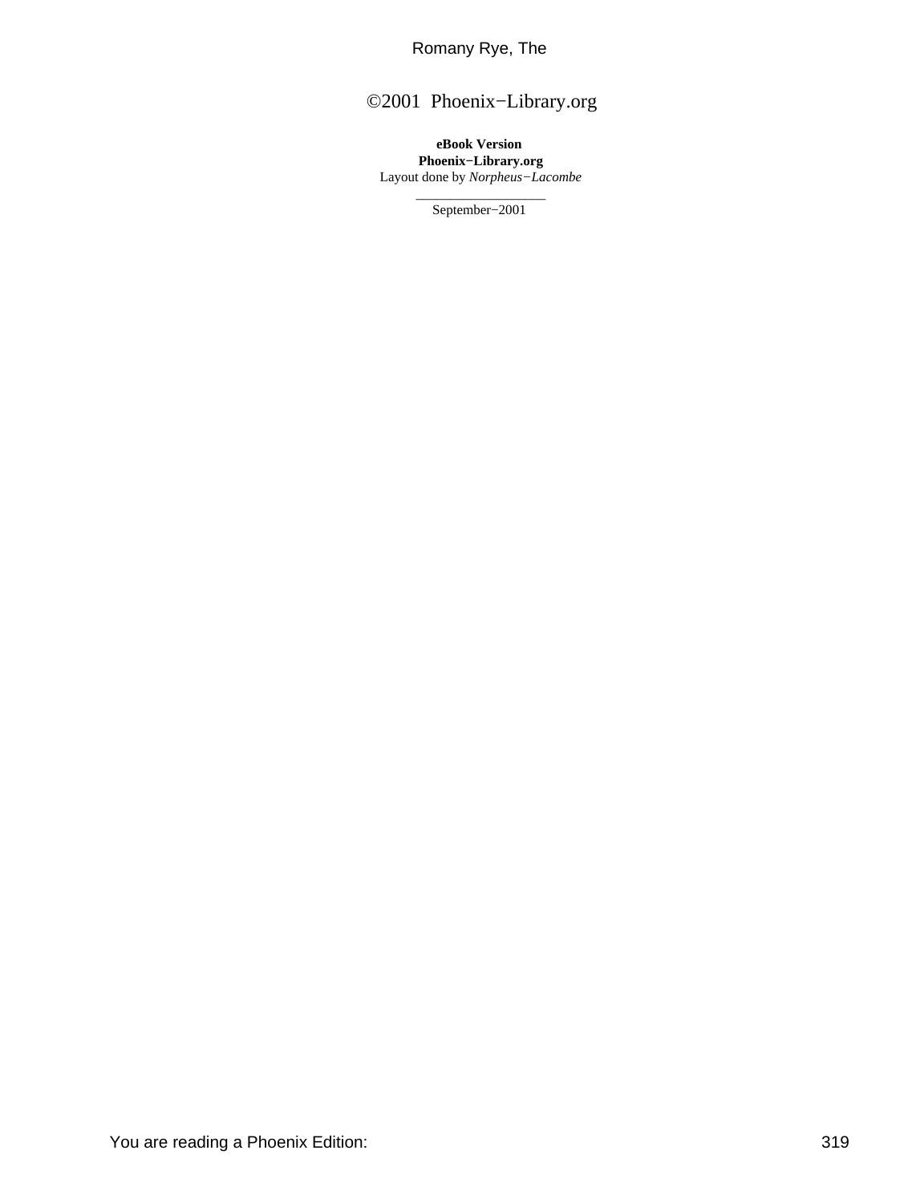©2001 Phoenix−Library.org

**eBook Version**
**Phoenix−Library.org**
Layout done by *Norpheus−Lacombe*

___________________
September−2001